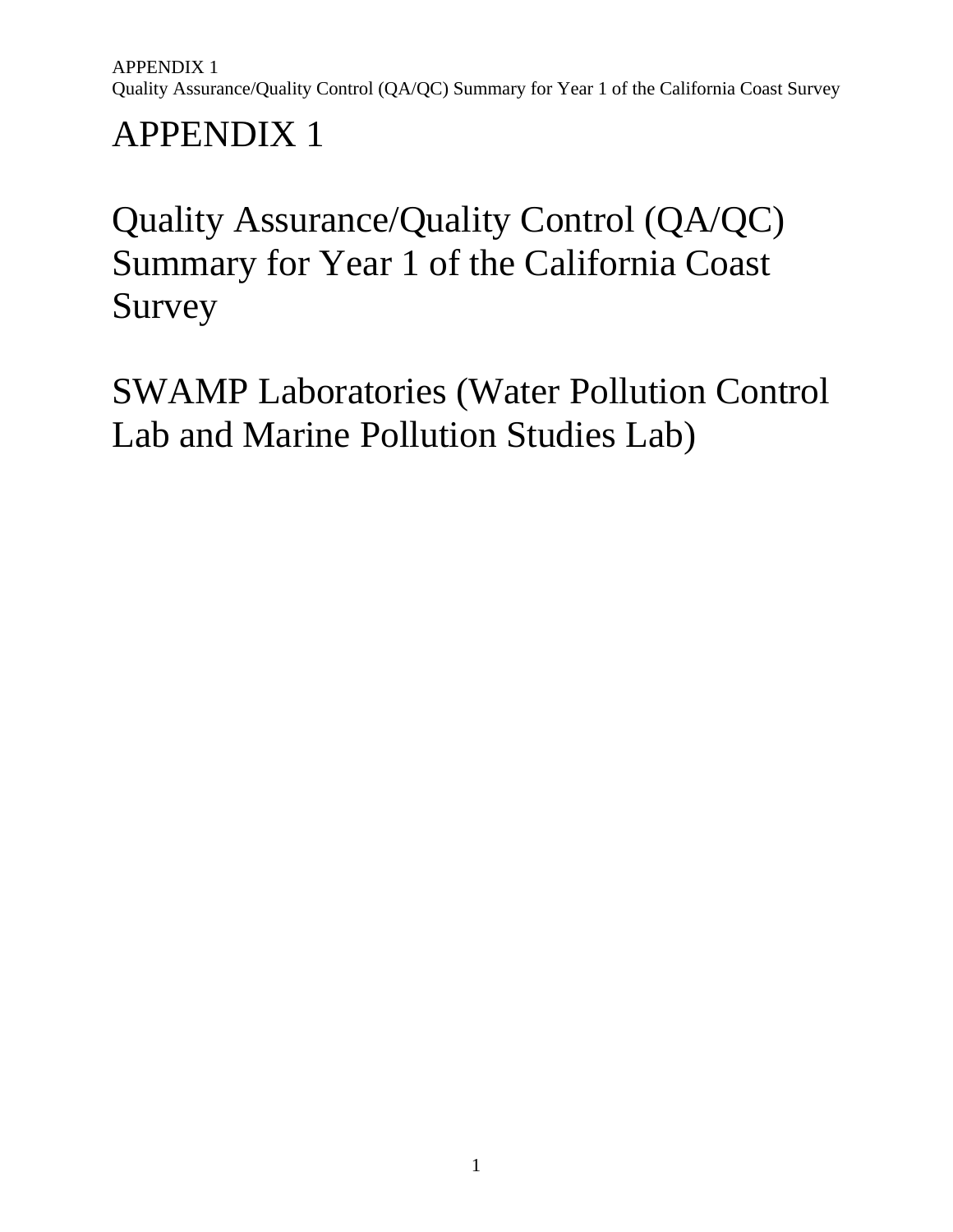# APPENDIX 1

# Quality Assurance/Quality Control (QA/QC) Summary for Year 1 of the California Coast Survey

# SWAMP Laboratories (Water Pollution Control Lab and Marine Pollution Studies Lab)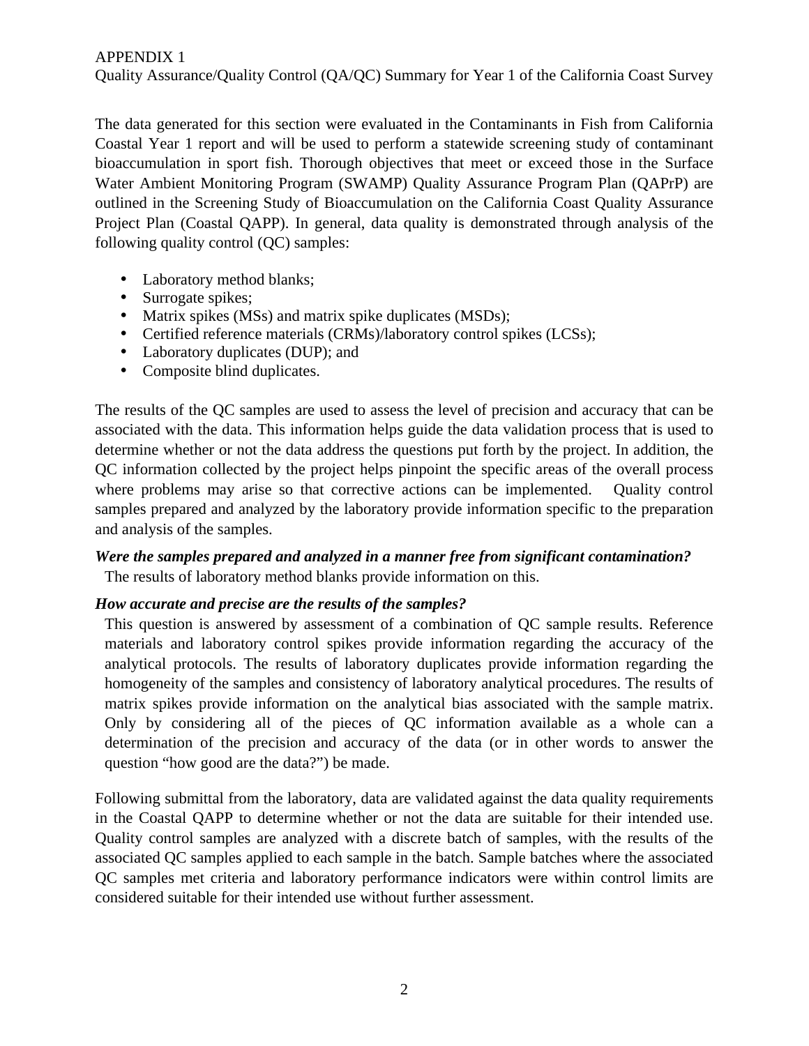APPENDIX 1

Quality Assurance/Quality Control (QA/QC) Summary for Year 1 of the California Coast Survey

The data generated for this section were evaluated in the Contaminants in Fish from California Coastal Year 1 report and will be used to perform a statewide screening study of contaminant bioaccumulation in sport fish. Thorough objectives that meet or exceed those in the Surface Water Ambient Monitoring Program (SWAMP) Quality Assurance Program Plan (QAPrP) are outlined in the Screening Study of Bioaccumulation on the California Coast Quality Assurance Project Plan (Coastal QAPP). In general, data quality is demonstrated through analysis of the following quality control (QC) samples:

- Laboratory method blanks;
- Surrogate spikes;
- Matrix spikes (MSs) and matrix spike duplicates (MSDs);
- Certified reference materials (CRMs)/laboratory control spikes (LCSs);
- Laboratory duplicates (DUP); and
- Composite blind duplicates.

The results of the QC samples are used to assess the level of precision and accuracy that can be associated with the data. This information helps guide the data validation process that is used to determine whether or not the data address the questions put forth by the project. In addition, the QC information collected by the project helps pinpoint the specific areas of the overall process where problems may arise so that corrective actions can be implemented. Quality control samples prepared and analyzed by the laboratory provide information specific to the preparation and analysis of the samples.

***Were the samples prepared and analyzed in a manner free from significant contamination?***

The results of laboratory method blanks provide information on this.

***How accurate and precise are the results of the samples?***

This question is answered by assessment of a combination of QC sample results. Reference materials and laboratory control spikes provide information regarding the accuracy of the analytical protocols. The results of laboratory duplicates provide information regarding the homogeneity of the samples and consistency of laboratory analytical procedures. The results of matrix spikes provide information on the analytical bias associated with the sample matrix. Only by considering all of the pieces of QC information available as a whole can a determination of the precision and accuracy of the data (or in other words to answer the question "how good are the data?") be made.

Following submittal from the laboratory, data are validated against the data quality requirements in the Coastal QAPP to determine whether or not the data are suitable for their intended use. Quality control samples are analyzed with a discrete batch of samples, with the results of the associated QC samples applied to each sample in the batch. Sample batches where the associated QC samples met criteria and laboratory performance indicators were within control limits are considered suitable for their intended use without further assessment.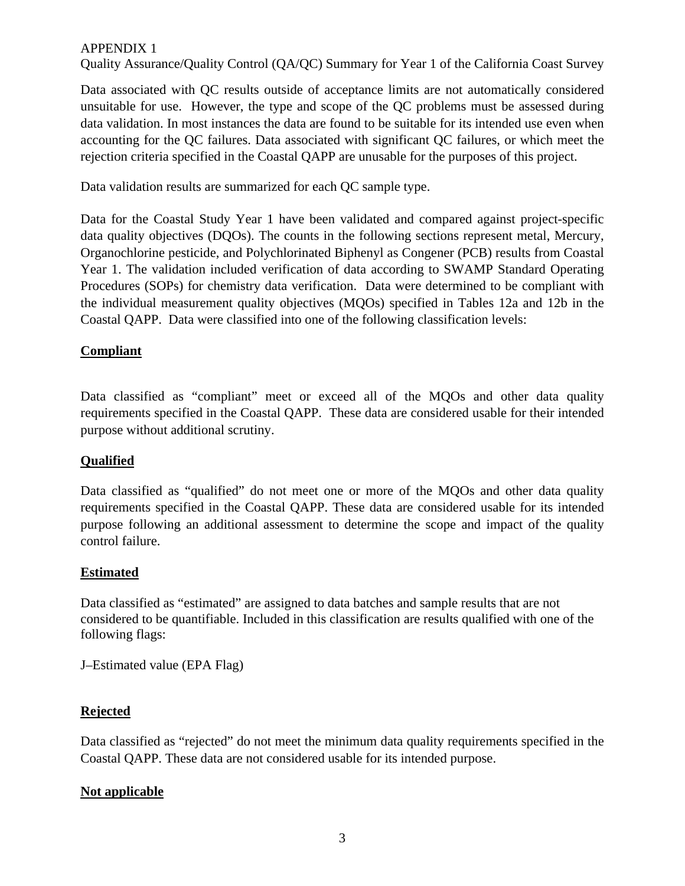APPENDIX 1

Quality Assurance/Quality Control (QA/QC) Summary for Year 1 of the California Coast Survey

Data associated with QC results outside of acceptance limits are not automatically considered unsuitable for use. However, the type and scope of the QC problems must be assessed during data validation. In most instances the data are found to be suitable for its intended use even when accounting for the QC failures. Data associated with significant QC failures, or which meet the rejection criteria specified in the Coastal QAPP are unusable for the purposes of this project.

Data validation results are summarized for each QC sample type.

Data for the Coastal Study Year 1 have been validated and compared against project-specific data quality objectives (DQOs). The counts in the following sections represent metal, Mercury, Organochlorine pesticide, and Polychlorinated Biphenyl as Congener (PCB) results from Coastal Year 1. The validation included verification of data according to SWAMP Standard Operating Procedures (SOPs) for chemistry data verification. Data were determined to be compliant with the individual measurement quality objectives (MQOs) specified in Tables 12a and 12b in the Coastal QAPP. Data were classified into one of the following classification levels:

**Compliant**

Data classified as "compliant" meet or exceed all of the MQOs and other data quality requirements specified in the Coastal QAPP. These data are considered usable for their intended purpose without additional scrutiny.

**Qualified**

Data classified as "qualified" do not meet one or more of the MQOs and other data quality requirements specified in the Coastal QAPP. These data are considered usable for its intended purpose following an additional assessment to determine the scope and impact of the quality control failure.

**Estimated**

Data classified as "estimated" are assigned to data batches and sample results that are not considered to be quantifiable. Included in this classification are results qualified with one of the following flags:

J–Estimated value (EPA Flag)

**Rejected**

Data classified as "rejected" do not meet the minimum data quality requirements specified in the Coastal QAPP. These data are not considered usable for its intended purpose.

**Not applicable**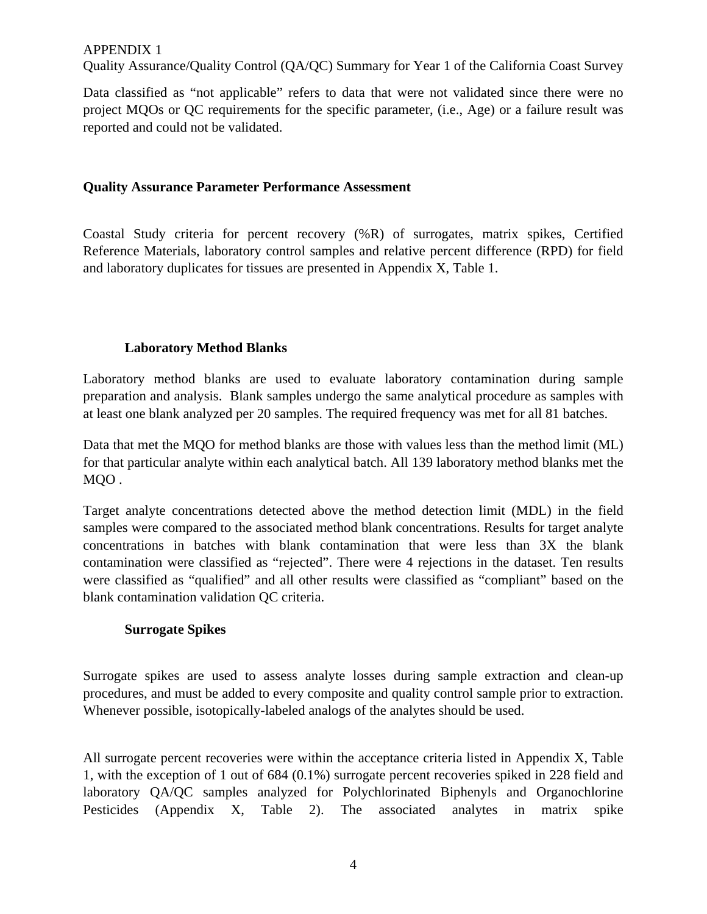APPENDIX 1

Quality Assurance/Quality Control (QA/QC) Summary for Year 1 of the California Coast Survey

Data classified as "not applicable" refers to data that were not validated since there were no project MQOs or QC requirements for the specific parameter, (i.e., Age) or a failure result was reported and could not be validated.

## Quality Assurance Parameter Performance Assessment

Coastal Study criteria for percent recovery (%R) of surrogates, matrix spikes, Certified Reference Materials, laboratory control samples and relative percent difference (RPD) for field and laboratory duplicates for tissues are presented in Appendix X, Table 1.

### Laboratory Method Blanks

Laboratory method blanks are used to evaluate laboratory contamination during sample preparation and analysis. Blank samples undergo the same analytical procedure as samples with at least one blank analyzed per 20 samples. The required frequency was met for all 81 batches.

Data that met the MQO for method blanks are those with values less than the method limit (ML) for that particular analyte within each analytical batch. All 139 laboratory method blanks met the MQO .

Target analyte concentrations detected above the method detection limit (MDL) in the field samples were compared to the associated method blank concentrations. Results for target analyte concentrations in batches with blank contamination that were less than 3X the blank contamination were classified as "rejected". There were 4 rejections in the dataset. Ten results were classified as "qualified" and all other results were classified as "compliant" based on the blank contamination validation QC criteria.

### Surrogate Spikes

Surrogate spikes are used to assess analyte losses during sample extraction and clean-up procedures, and must be added to every composite and quality control sample prior to extraction. Whenever possible, isotopically-labeled analogs of the analytes should be used.

All surrogate percent recoveries were within the acceptance criteria listed in Appendix X, Table 1, with the exception of 1 out of 684 (0.1%) surrogate percent recoveries spiked in 228 field and laboratory QA/QC samples analyzed for Polychlorinated Biphenyls and Organochlorine Pesticides (Appendix X, Table 2). The associated analytes in matrix spike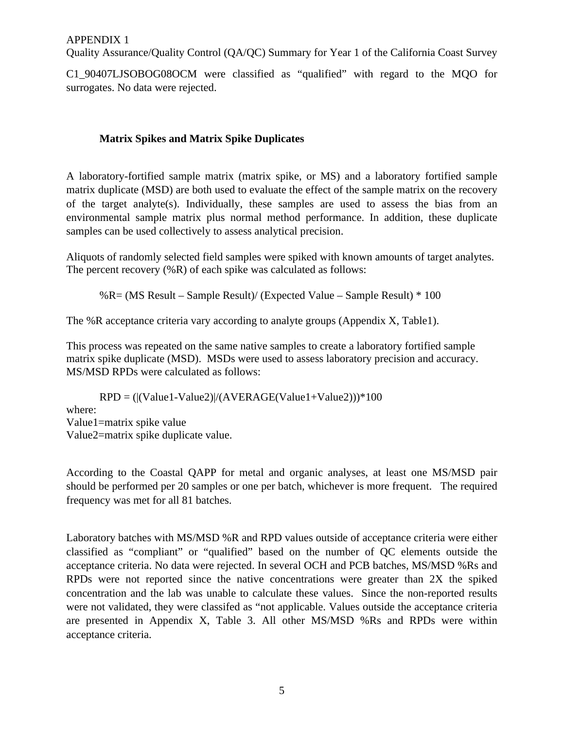C1_90407LJSOBOG08OCM were classified as "qualified" with regard to the MQO for surrogates. No data were rejected.

### Matrix Spikes and Matrix Spike Duplicates

A laboratory-fortified sample matrix (matrix spike, or MS) and a laboratory fortified sample matrix duplicate (MSD) are both used to evaluate the effect of the sample matrix on the recovery of the target analyte(s). Individually, these samples are used to assess the bias from an environmental sample matrix plus normal method performance. In addition, these duplicate samples can be used collectively to assess analytical precision.

Aliquots of randomly selected field samples were spiked with known amounts of target analytes. The percent recovery (%R) of each spike was calculated as follows:

$$\%R = (\text{MS Result} - \text{Sample Result}) / (\text{Expected Value} - \text{Sample Result}) * 100$$

The %R acceptance criteria vary according to analyte groups (Appendix X, Table1).

This process was repeated on the same native samples to create a laboratory fortified sample matrix spike duplicate (MSD). MSDs were used to assess laboratory precision and accuracy. MS/MSD RPDs were calculated as follows:

$$RPD = (|(\text{Value1}-\text{Value2})|/(\text{AVERAGE}(\text{Value1}+\text{Value2})))*100$$

where:
Value1=matrix spike value
Value2=matrix spike duplicate value.

According to the Coastal QAPP for metal and organic analyses, at least one MS/MSD pair should be performed per 20 samples or one per batch, whichever is more frequent. The required frequency was met for all 81 batches.

Laboratory batches with MS/MSD %R and RPD values outside of acceptance criteria were either classified as "compliant" or "qualified" based on the number of QC elements outside the acceptance criteria. No data were rejected. In several OCH and PCB batches, MS/MSD %Rs and RPDs were not reported since the native concentrations were greater than 2X the spiked concentration and the lab was unable to calculate these values. Since the non-reported results were not validated, they were classifed as "not applicable. Values outside the acceptance criteria are presented in Appendix X, Table 3. All other MS/MSD %Rs and RPDs were within acceptance criteria.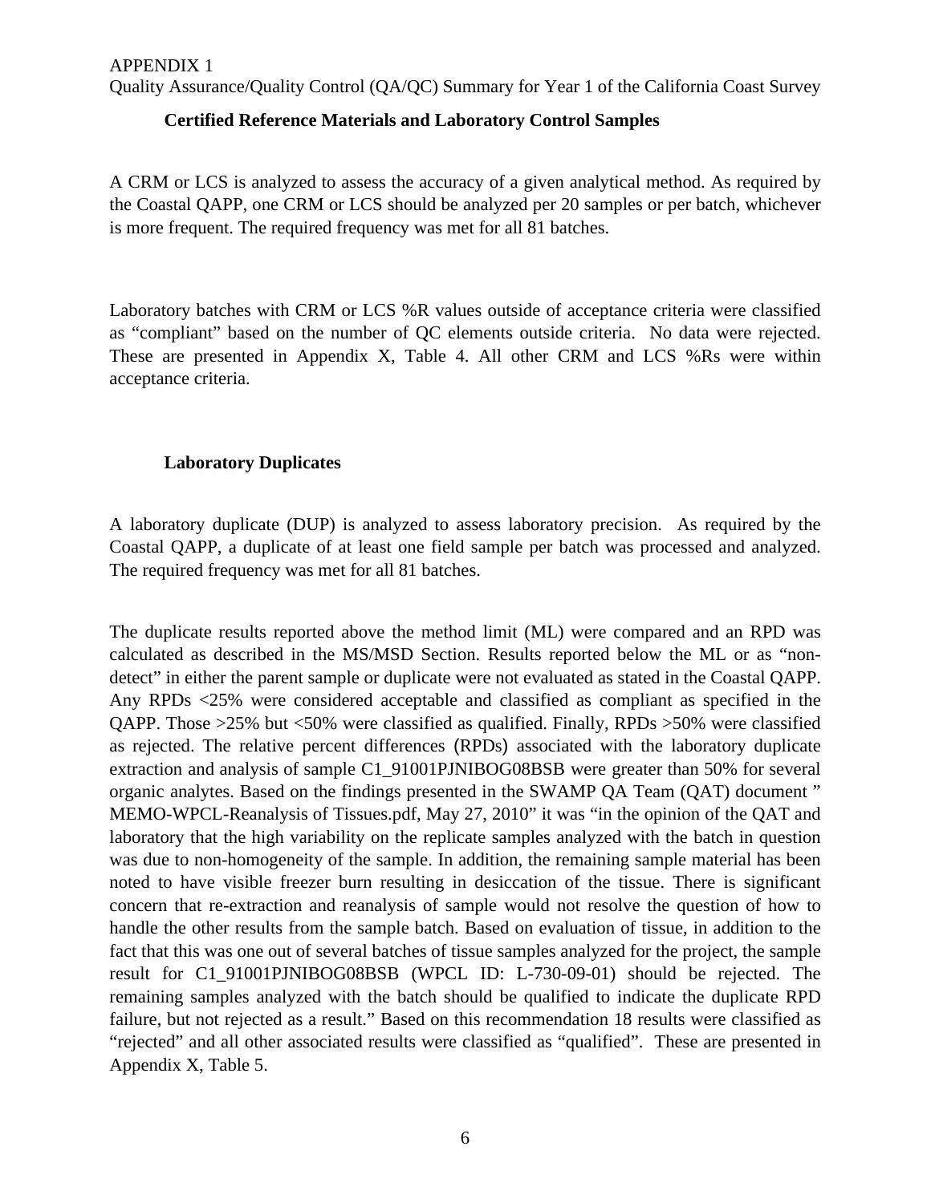### Certified Reference Materials and Laboratory Control Samples

A CRM or LCS is analyzed to assess the accuracy of a given analytical method. As required by the Coastal QAPP, one CRM or LCS should be analyzed per 20 samples or per batch, whichever is more frequent. The required frequency was met for all 81 batches.

Laboratory batches with CRM or LCS %R values outside of acceptance criteria were classified as "compliant" based on the number of QC elements outside criteria. No data were rejected. These are presented in Appendix X, Table 4. All other CRM and LCS %Rs were within acceptance criteria.

### Laboratory Duplicates

A laboratory duplicate (DUP) is analyzed to assess laboratory precision. As required by the Coastal QAPP, a duplicate of at least one field sample per batch was processed and analyzed. The required frequency was met for all 81 batches.

The duplicate results reported above the method limit (ML) were compared and an RPD was calculated as described in the MS/MSD Section. Results reported below the ML or as "non-detect" in either the parent sample or duplicate were not evaluated as stated in the Coastal QAPP. Any RPDs <25% were considered acceptable and classified as compliant as specified in the QAPP. Those >25% but <50% were classified as qualified. Finally, RPDs >50% were classified as rejected. The relative percent differences (RPDs) associated with the laboratory duplicate extraction and analysis of sample C1_91001PJNIBOG08BSB were greater than 50% for several organic analytes. Based on the findings presented in the SWAMP QA Team (QAT) document " MEMO-WPCL-Reanalysis of Tissues.pdf, May 27, 2010" it was "in the opinion of the QAT and laboratory that the high variability on the replicate samples analyzed with the batch in question was due to non-homogeneity of the sample. In addition, the remaining sample material has been noted to have visible freezer burn resulting in desiccation of the tissue. There is significant concern that re-extraction and reanalysis of sample would not resolve the question of how to handle the other results from the sample batch. Based on evaluation of tissue, in addition to the fact that this was one out of several batches of tissue samples analyzed for the project, the sample result for C1_91001PJNIBOG08BSB (WPCL ID: L-730-09-01) should be rejected. The remaining samples analyzed with the batch should be qualified to indicate the duplicate RPD failure, but not rejected as a result." Based on this recommendation 18 results were classified as "rejected" and all other associated results were classified as "qualified". These are presented in Appendix X, Table 5.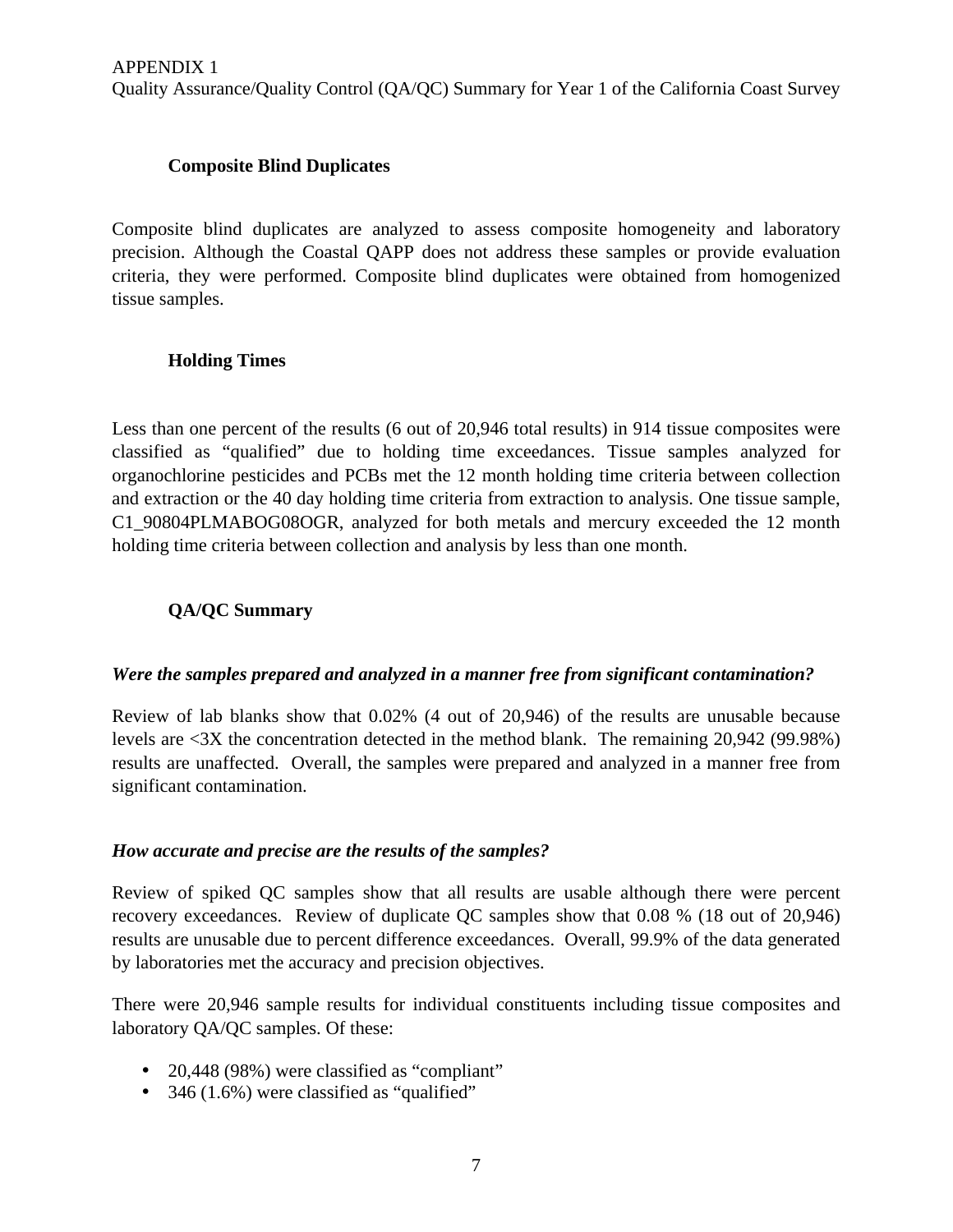### Composite Blind Duplicates

Composite blind duplicates are analyzed to assess composite homogeneity and laboratory precision. Although the Coastal QAPP does not address these samples or provide evaluation criteria, they were performed. Composite blind duplicates were obtained from homogenized tissue samples.

### Holding Times

Less than one percent of the results (6 out of 20,946 total results) in 914 tissue composites were classified as "qualified" due to holding time exceedances. Tissue samples analyzed for organochlorine pesticides and PCBs met the 12 month holding time criteria between collection and extraction or the 40 day holding time criteria from extraction to analysis. One tissue sample, C1_90804PLMABOG08OGR, analyzed for both metals and mercury exceeded the 12 month holding time criteria between collection and analysis by less than one month.

### QA/QC Summary

***Were the samples prepared and analyzed in a manner free from significant contamination?***

Review of lab blanks show that 0.02% (4 out of 20,946) of the results are unusable because levels are <3X the concentration detected in the method blank. The remaining 20,942 (99.98%) results are unaffected. Overall, the samples were prepared and analyzed in a manner free from significant contamination.

***How accurate and precise are the results of the samples?***

Review of spiked QC samples show that all results are usable although there were percent recovery exceedances. Review of duplicate QC samples show that 0.08 % (18 out of 20,946) results are unusable due to percent difference exceedances. Overall, 99.9% of the data generated by laboratories met the accuracy and precision objectives.

There were 20,946 sample results for individual constituents including tissue composites and laboratory QA/QC samples. Of these:

- 20,448 (98%) were classified as "compliant"
- 346 (1.6%) were classified as "qualified"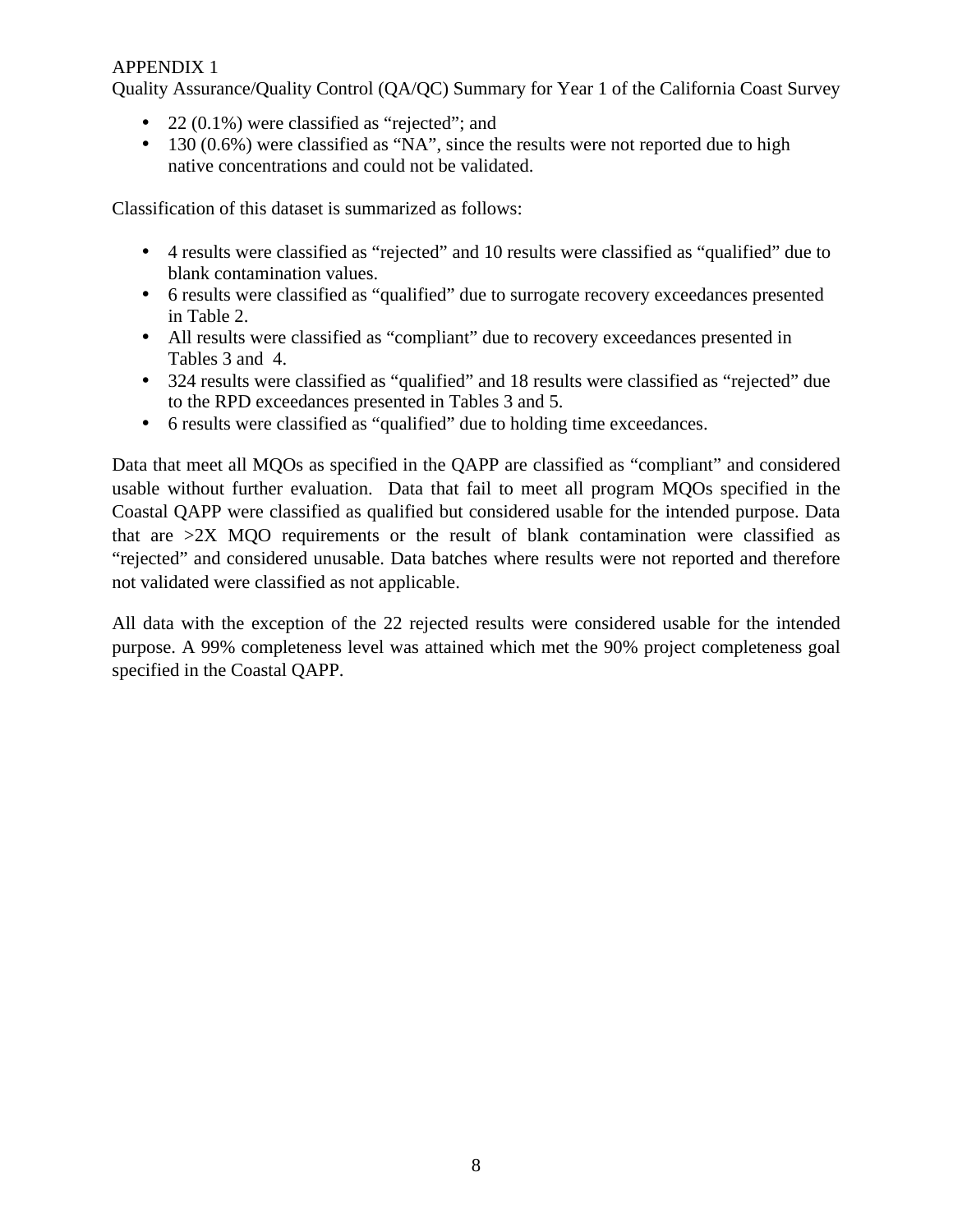- 22 (0.1%) were classified as “rejected”; and
- 130 (0.6%) were classified as “NA”, since the results were not reported due to high native concentrations and could not be validated.

Classification of this dataset is summarized as follows:

- 4 results were classified as “rejected” and 10 results were classified as “qualified” due to blank contamination values.
- 6 results were classified as “qualified” due to surrogate recovery exceedances presented in Table 2.
- All results were classified as “compliant” due to recovery exceedances presented in Tables 3 and 4.
- 324 results were classified as “qualified” and 18 results were classified as “rejected” due to the RPD exceedances presented in Tables 3 and 5.
- 6 results were classified as “qualified” due to holding time exceedances.

Data that meet all MQOs as specified in the QAPP are classified as “compliant” and considered usable without further evaluation. Data that fail to meet all program MQOs specified in the Coastal QAPP were classified as qualified but considered usable for the intended purpose. Data that are >2X MQO requirements or the result of blank contamination were classified as “rejected” and considered unusable. Data batches where results were not reported and therefore not validated were classified as not applicable.

All data with the exception of the 22 rejected results were considered usable for the intended purpose. A 99% completeness level was attained which met the 90% project completeness goal specified in the Coastal QAPP.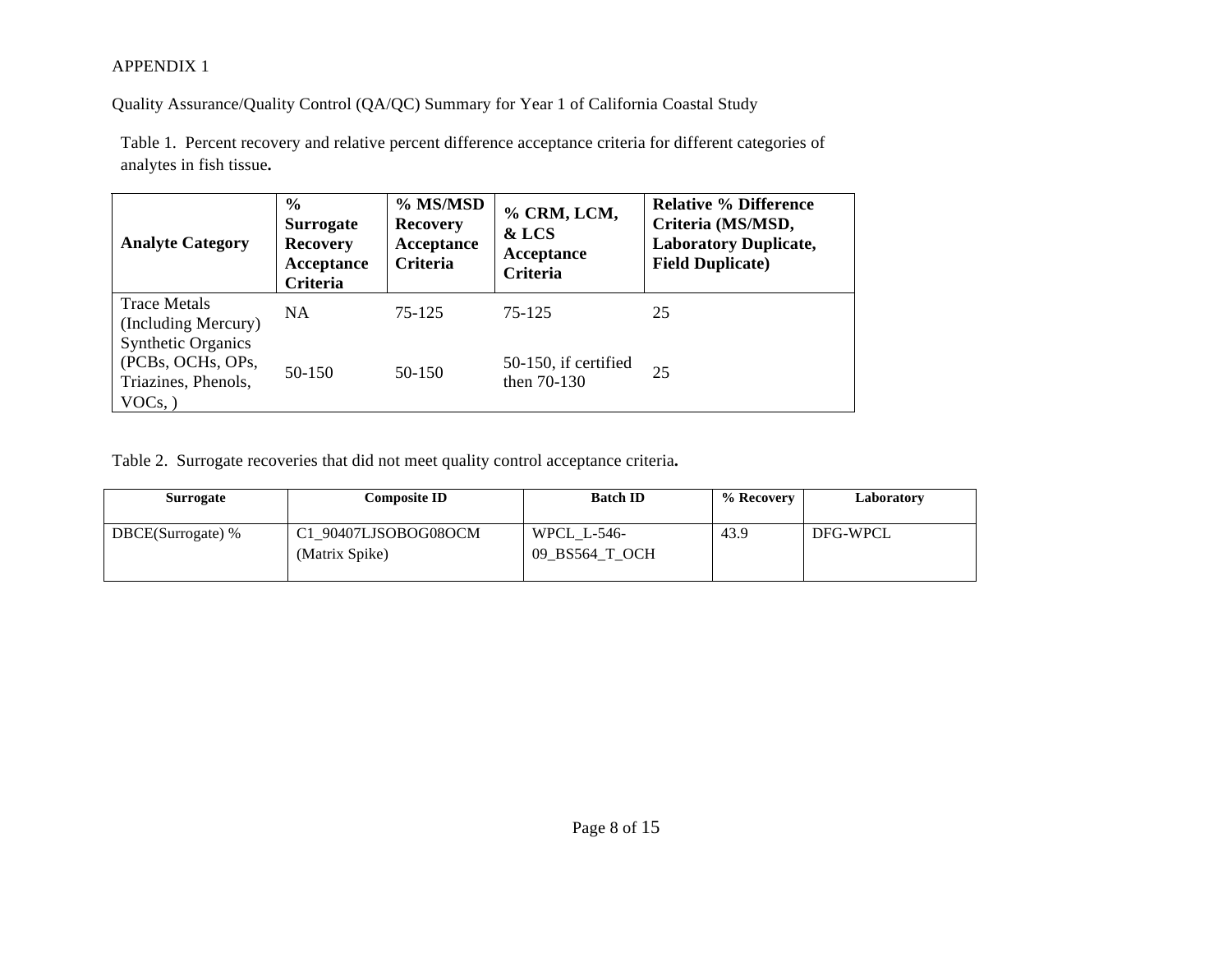APPENDIX 1

Quality Assurance/Quality Control (QA/QC) Summary for Year 1 of California Coastal Study

Table 1. Percent recovery and relative percent difference acceptance criteria for different categories of analytes in fish tissue**.**

| Analyte Category | % Surrogate Recovery Acceptance Criteria | % MS/MSD Recovery Acceptance Criteria | % CRM, LCM, & LCS Acceptance Criteria | Relative % Difference Criteria (MS/MSD, Laboratory Duplicate, Field Duplicate) |
| --- | --- | --- | --- | --- |
| Trace Metals (Including Mercury) | NA | 75-125 | 75-125 | 25 |
| Synthetic Organics (PCBs, OCHs, OPs, Triazines, Phenols, VOCs, ) | 50-150 | 50-150 | 50-150, if certified then 70-130 | 25 |

Table 2. Surrogate recoveries that did not meet quality control acceptance criteria**.**

| Surrogate | Composite ID | Batch ID | % Recovery | Laboratory |
| --- | --- | --- | --- | --- |
| DBCE(Surrogate) % | C1_90407LJSOBOG08OCM (Matrix Spike) | WPCL_L-546-09_BS564_T_OCH | 43.9 | DFG-WPCL |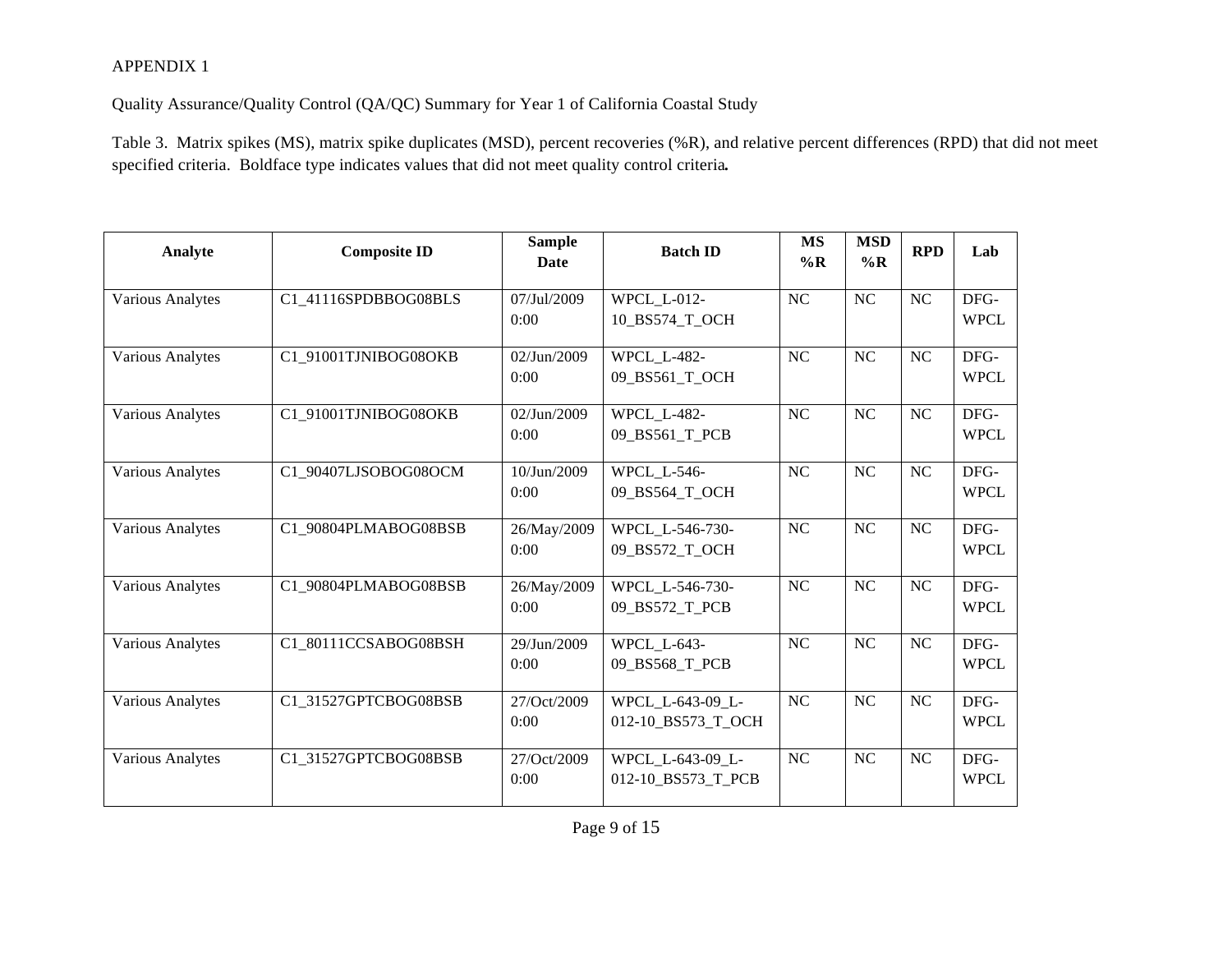APPENDIX 1

Quality Assurance/Quality Control (QA/QC) Summary for Year 1 of California Coastal Study

Table 3. Matrix spikes (MS), matrix spike duplicates (MSD), percent recoveries (%R), and relative percent differences (RPD) that did not meet specified criteria. Boldface type indicates values that did not meet quality control criteria***.***

| Analyte | Composite ID | Sample Date | Batch ID | MS %R | MSD %R | RPD | Lab |
|---|---|---|---|---|---|---|---|
| Various Analytes | C1_41116SPDBBOG08BLS | 07/Jul/2009 0:00 | WPCL_L-012-10_BS574_T_OCH | NC | NC | NC | DFG-WPCL |
| Various Analytes | C1_91001TJNIBOG08OKB | 02/Jun/2009 0:00 | WPCL_L-482-09_BS561_T_OCH | NC | NC | NC | DFG-WPCL |
| Various Analytes | C1_91001TJNIBOG08OKB | 02/Jun/2009 0:00 | WPCL_L-482-09_BS561_T_PCB | NC | NC | NC | DFG-WPCL |
| Various Analytes | C1_90407LJSOBOG08OCM | 10/Jun/2009 0:00 | WPCL_L-546-09_BS564_T_OCH | NC | NC | NC | DFG-WPCL |
| Various Analytes | C1_90804PLMABOG08BSB | 26/May/2009 0:00 | WPCL_L-546-730-09_BS572_T_OCH | NC | NC | NC | DFG-WPCL |
| Various Analytes | C1_90804PLMABOG08BSB | 26/May/2009 0:00 | WPCL_L-546-730-09_BS572_T_PCB | NC | NC | NC | DFG-WPCL |
| Various Analytes | C1_80111CCSABOG08BSH | 29/Jun/2009 0:00 | WPCL_L-643-09_BS568_T_PCB | NC | NC | NC | DFG-WPCL |
| Various Analytes | C1_31527GPTCBOG08BSB | 27/Oct/2009 0:00 | WPCL_L-643-09_L-012-10_BS573_T_OCH | NC | NC | NC | DFG-WPCL |
| Various Analytes | C1_31527GPTCBOG08BSB | 27/Oct/2009 0:00 | WPCL_L-643-09_L-012-10_BS573_T_PCB | NC | NC | NC | DFG-WPCL |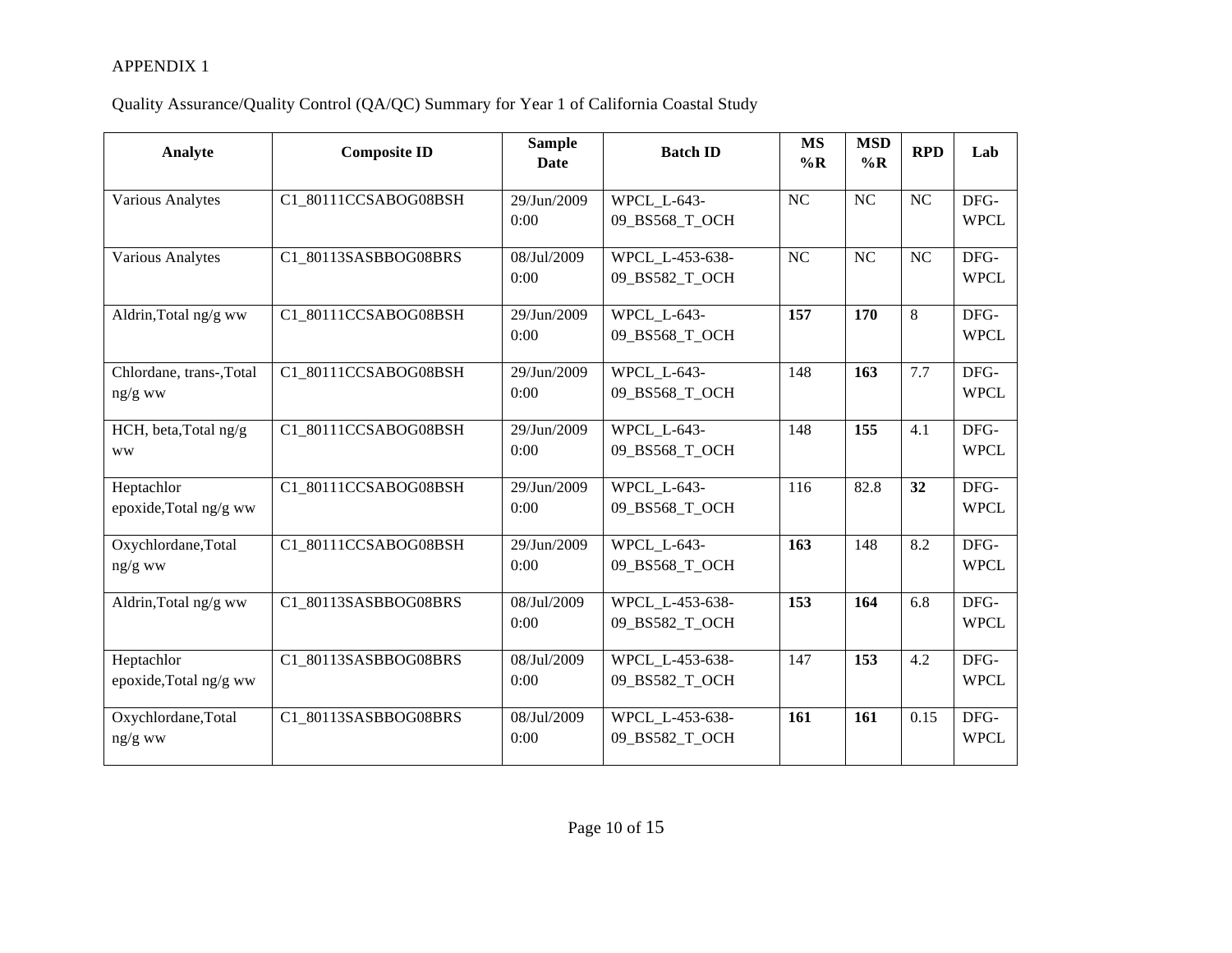APPENDIX 1

Quality Assurance/Quality Control (QA/QC) Summary for Year 1 of California Coastal Study

| Analyte | Composite ID | Sample Date | Batch ID | MS %R | MSD %R | RPD | Lab |
|---|---|---|---|---|---|---|---|
| Various Analytes | C1_80111CCSABOG08BSH | 29/Jun/2009 0:00 | WPCL_L-643-09_BS568_T_OCH | NC | NC | NC | DFG-WPCL |
| Various Analytes | C1_80113SASBBOG08BRS | 08/Jul/2009 0:00 | WPCL_L-453-638-09_BS582_T_OCH | NC | NC | NC | DFG-WPCL |
| Aldrin,Total ng/g ww | C1_80111CCSABOG08BSH | 29/Jun/2009 0:00 | WPCL_L-643-09_BS568_T_OCH | **157** | **170** | 8 | DFG-WPCL |
| Chlordane, trans-,Total ng/g ww | C1_80111CCSABOG08BSH | 29/Jun/2009 0:00 | WPCL_L-643-09_BS568_T_OCH | 148 | **163** | 7.7 | DFG-WPCL |
| HCH, beta,Total ng/g ww | C1_80111CCSABOG08BSH | 29/Jun/2009 0:00 | WPCL_L-643-09_BS568_T_OCH | 148 | **155** | 4.1 | DFG-WPCL |
| Heptachlor epoxide,Total ng/g ww | C1_80111CCSABOG08BSH | 29/Jun/2009 0:00 | WPCL_L-643-09_BS568_T_OCH | 116 | 82.8 | **32** | DFG-WPCL |
| Oxychlordane,Total ng/g ww | C1_80111CCSABOG08BSH | 29/Jun/2009 0:00 | WPCL_L-643-09_BS568_T_OCH | **163** | 148 | 8.2 | DFG-WPCL |
| Aldrin,Total ng/g ww | C1_80113SASBBOG08BRS | 08/Jul/2009 0:00 | WPCL_L-453-638-09_BS582_T_OCH | **153** | **164** | 6.8 | DFG-WPCL |
| Heptachlor epoxide,Total ng/g ww | C1_80113SASBBOG08BRS | 08/Jul/2009 0:00 | WPCL_L-453-638-09_BS582_T_OCH | 147 | **153** | 4.2 | DFG-WPCL |
| Oxychlordane,Total ng/g ww | C1_80113SASBBOG08BRS | 08/Jul/2009 0:00 | WPCL_L-453-638-09_BS582_T_OCH | **161** | **161** | 0.15 | DFG-WPCL |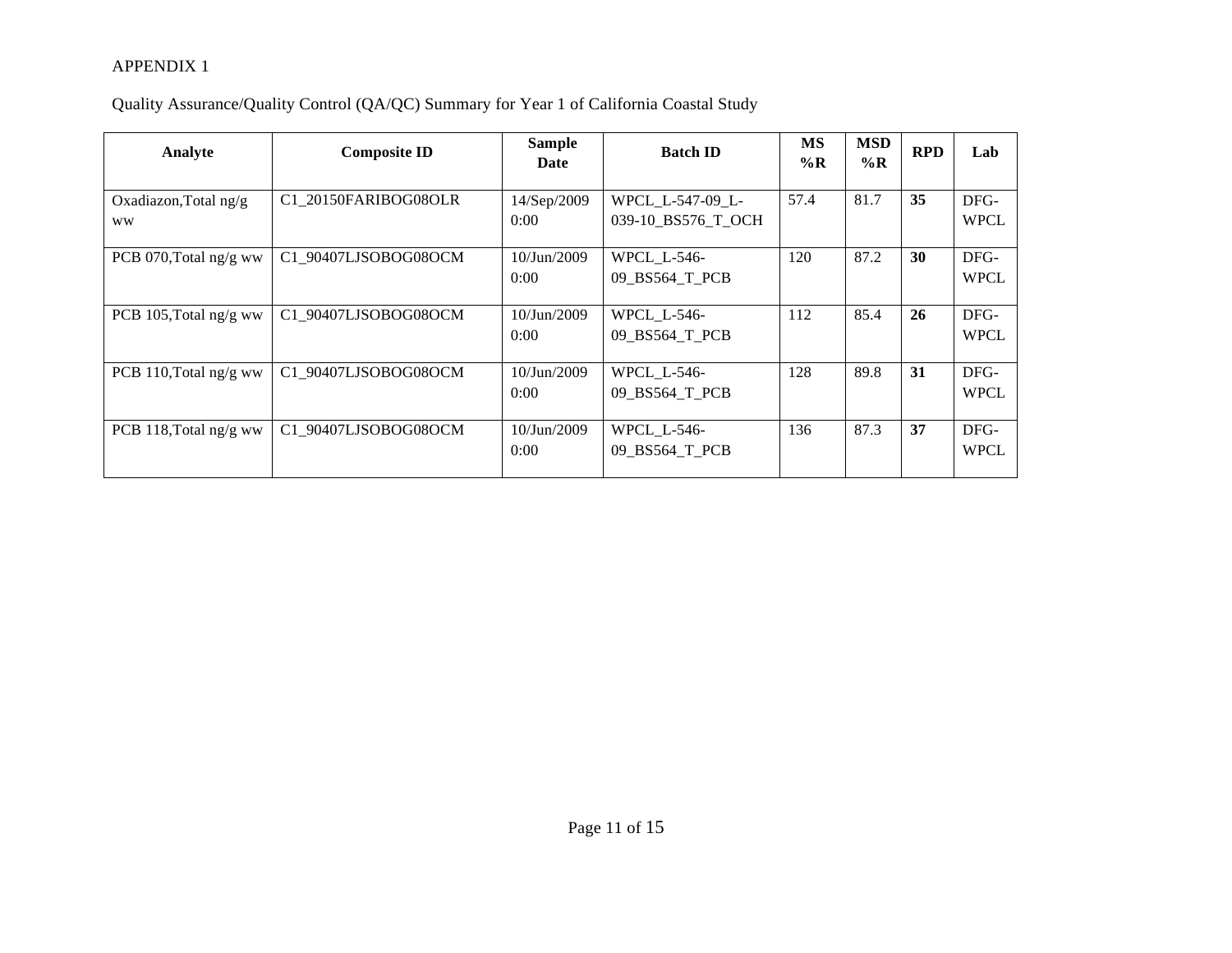APPENDIX 1

Quality Assurance/Quality Control (QA/QC) Summary for Year 1 of California Coastal Study

| Analyte | Composite ID | Sample Date | Batch ID | MS %R | MSD %R | RPD | Lab |
|---|---|---|---|---|---|---|---|
| Oxadiazon,Total ng/g ww | C1_20150FARIBOG08OLR | 14/Sep/2009 0:00 | WPCL_L-547-09_L-039-10_BS576_T_OCH | 57.4 | 81.7 | **35** | DFG-WPCL |
| PCB 070,Total ng/g ww | C1_90407LJSOBOG08OCM | 10/Jun/2009 0:00 | WPCL_L-546-09_BS564_T_PCB | 120 | 87.2 | **30** | DFG-WPCL |
| PCB 105,Total ng/g ww | C1_90407LJSOBOG08OCM | 10/Jun/2009 0:00 | WPCL_L-546-09_BS564_T_PCB | 112 | 85.4 | **26** | DFG-WPCL |
| PCB 110,Total ng/g ww | C1_90407LJSOBOG08OCM | 10/Jun/2009 0:00 | WPCL_L-546-09_BS564_T_PCB | 128 | 89.8 | **31** | DFG-WPCL |
| PCB 118,Total ng/g ww | C1_90407LJSOBOG08OCM | 10/Jun/2009 0:00 | WPCL_L-546-09_BS564_T_PCB | 136 | 87.3 | **37** | DFG-WPCL |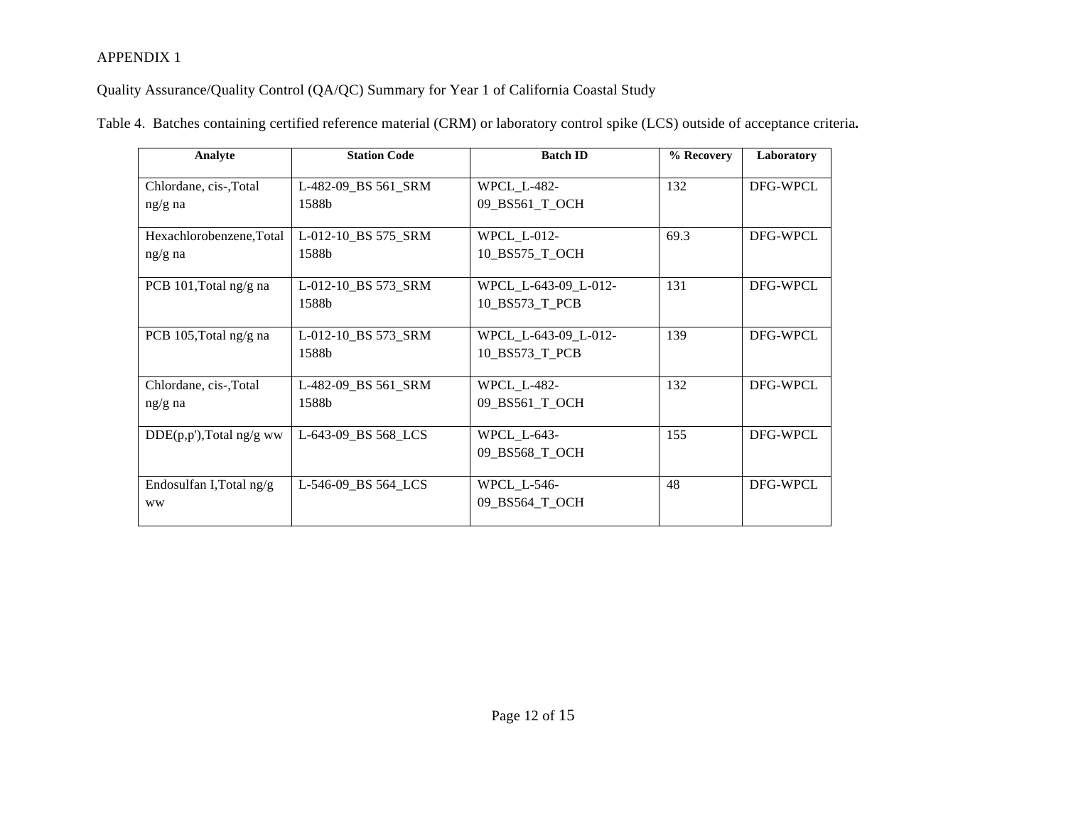APPENDIX 1

Quality Assurance/Quality Control (QA/QC) Summary for Year 1 of California Coastal Study

Table 4. Batches containing certified reference material (CRM) or laboratory control spike (LCS) outside of acceptance criteria**.**

| Analyte | Station Code | Batch ID | % Recovery | Laboratory |
|---|---|---|---|---|
| Chlordane, cis-,Total ng/g na | L-482-09_BS 561_SRM 1588b | WPCL_L-482-09_BS561_T_OCH | 132 | DFG-WPCL |
| Hexachlorobenzene,Total ng/g na | L-012-10_BS 575_SRM 1588b | WPCL_L-012-10_BS575_T_OCH | 69.3 | DFG-WPCL |
| PCB 101,Total ng/g na | L-012-10_BS 573_SRM 1588b | WPCL_L-643-09_L-012-10_BS573_T_PCB | 131 | DFG-WPCL |
| PCB 105,Total ng/g na | L-012-10_BS 573_SRM 1588b | WPCL_L-643-09_L-012-10_BS573_T_PCB | 139 | DFG-WPCL |
| Chlordane, cis-,Total ng/g na | L-482-09_BS 561_SRM 1588b | WPCL_L-482-09_BS561_T_OCH | 132 | DFG-WPCL |
| DDE(p,p'),Total ng/g ww | L-643-09_BS 568_LCS | WPCL_L-643-09_BS568_T_OCH | 155 | DFG-WPCL |
| Endosulfan I,Total ng/g ww | L-546-09_BS 564_LCS | WPCL_L-546-09_BS564_T_OCH | 48 | DFG-WPCL |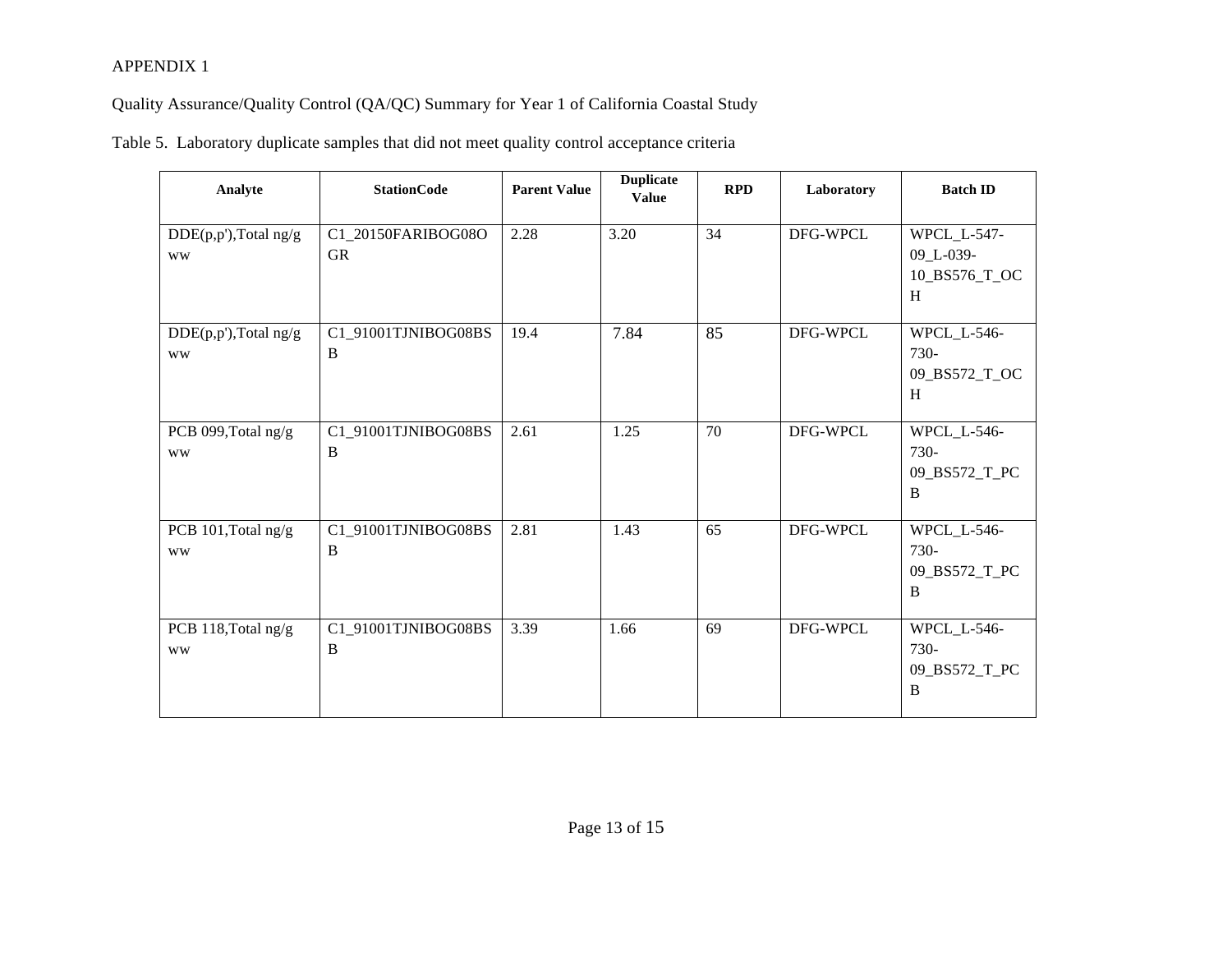APPENDIX 1

Quality Assurance/Quality Control (QA/QC) Summary for Year 1 of California Coastal Study

Table 5. Laboratory duplicate samples that did not meet quality control acceptance criteria

| Analyte | StationCode | Parent Value | Duplicate Value | RPD | Laboratory | Batch ID |
|---|---|---|---|---|---|---|
| DDE(p,p'),Total ng/g ww | C1_20150FARIBOG08OGR | 2.28 | 3.20 | 34 | DFG-WPCL | WPCL_L-547-09_L-039-10_BS576_T_OCH |
| DDE(p,p'),Total ng/g ww | C1_91001TJNIBOG08BSB | 19.4 | 7.84 | 85 | DFG-WPCL | WPCL_L-546-730-09_BS572_T_OCH |
| PCB 099,Total ng/g ww | C1_91001TJNIBOG08BSB | 2.61 | 1.25 | 70 | DFG-WPCL | WPCL_L-546-730-09_BS572_T_PCB |
| PCB 101,Total ng/g ww | C1_91001TJNIBOG08BSB | 2.81 | 1.43 | 65 | DFG-WPCL | WPCL_L-546-730-09_BS572_T_PCB |
| PCB 118,Total ng/g ww | C1_91001TJNIBOG08BSB | 3.39 | 1.66 | 69 | DFG-WPCL | WPCL_L-546-730-09_BS572_T_PCB |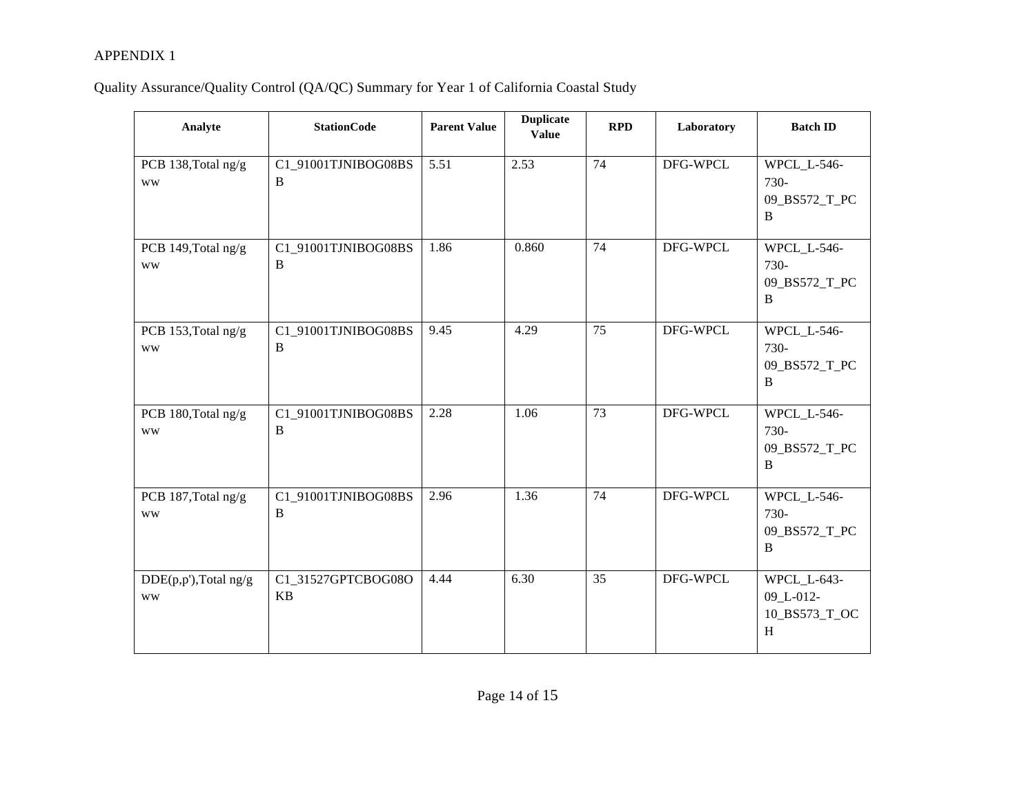APPENDIX 1

Quality Assurance/Quality Control (QA/QC) Summary for Year 1 of California Coastal Study

| Analyte | StationCode | Parent Value | Duplicate Value | RPD | Laboratory | Batch ID |
|---|---|---|---|---|---|---|
| PCB 138,Total ng/g ww | C1_91001TJNIBOG08BSB | 5.51 | 2.53 | 74 | DFG-WPCL | WPCL_L-546-730-09_BS572_T_PCB |
| PCB 149,Total ng/g ww | C1_91001TJNIBOG08BSB | 1.86 | 0.860 | 74 | DFG-WPCL | WPCL_L-546-730-09_BS572_T_PCB |
| PCB 153,Total ng/g ww | C1_91001TJNIBOG08BSB | 9.45 | 4.29 | 75 | DFG-WPCL | WPCL_L-546-730-09_BS572_T_PCB |
| PCB 180,Total ng/g ww | C1_91001TJNIBOG08BSB | 2.28 | 1.06 | 73 | DFG-WPCL | WPCL_L-546-730-09_BS572_T_PCB |
| PCB 187,Total ng/g ww | C1_91001TJNIBOG08BSB | 2.96 | 1.36 | 74 | DFG-WPCL | WPCL_L-546-730-09_BS572_T_PCB |
| DDE(p,p'),Total ng/g ww | C1_31527GPTCBOG08OKB | 4.44 | 6.30 | 35 | DFG-WPCL | WPCL_L-643-09_L-012-10_BS573_T_OCH |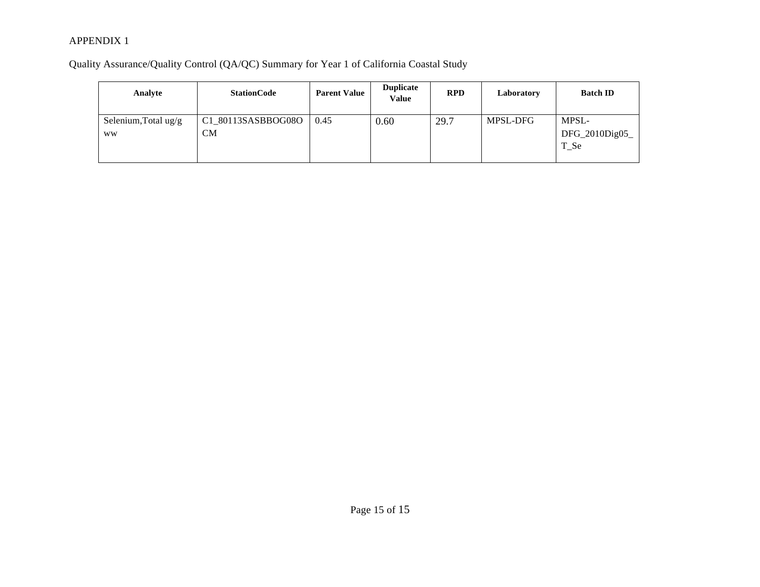APPENDIX 1

Quality Assurance/Quality Control (QA/QC) Summary for Year 1 of California Coastal Study

| Analyte | StationCode | Parent Value | Duplicate Value | RPD | Laboratory | Batch ID |
|---|---|---|---|---|---|---|
| Selenium,Total ug/g ww | C1_80113SASBBOG08OCM | 0.45 | 0.60 | 29.7 | MPSL-DFG | MPSL-DFG_2010Dig05_T_Se |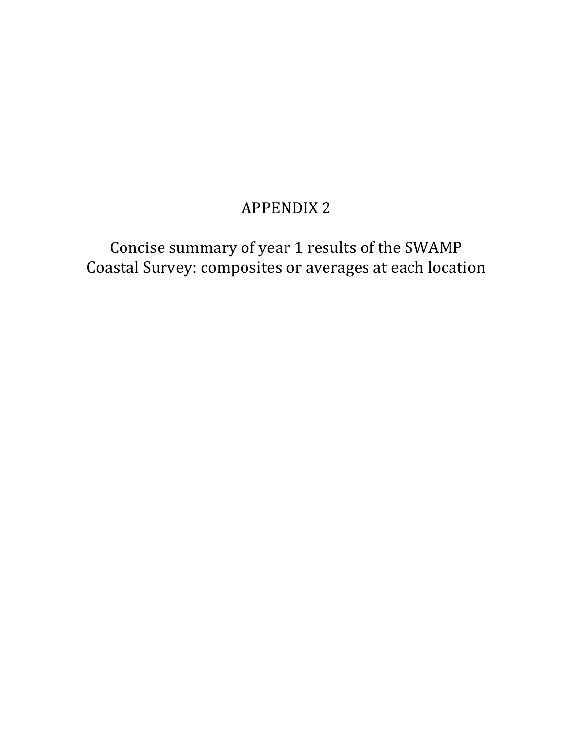# APPENDIX 2

Concise summary of year 1 results of the SWAMP Coastal Survey: composites or averages at each location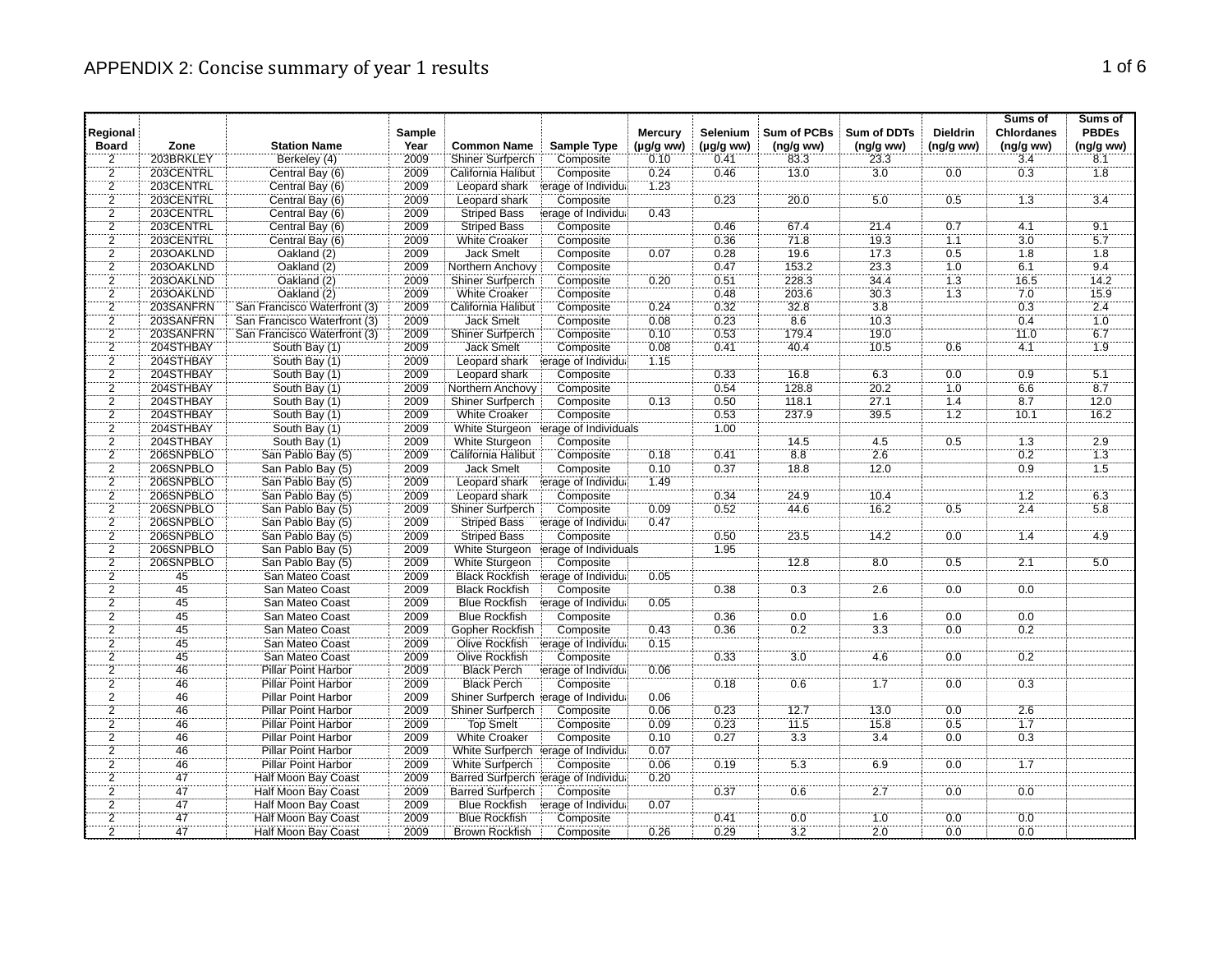# APPENDIX 2: Concise summary of year 1 results

| Regional Board | Zone | Station Name | Sample Year | Common Name | Sample Type | Mercury (µg/g ww) | Selenium (µg/g ww) | Sum of PCBs (ng/g ww) | Sum of DDTs (ng/g ww) | Dieldrin (ng/g ww) | Sums of Chlordanes (ng/g ww) | Sums of PBDEs (ng/g ww) |
|---|---|---|---|---|---|---|---|---|---|---|---|---|
| 2 | 203BRKLEY | Berkeley (4) | 2009 | Shiner Surfperch | Composite | 0.10 | 0.41 | 83.3 | 23.3 | | 3.4 | 8.1 |
| 2 | 203CENTRL | Central Bay (6) | 2009 | California Halibut | Composite | 0.24 | 0.46 | 13.0 | 3.0 | 0.0 | 0.3 | 1.8 |
| 2 | 203CENTRL | Central Bay (6) | 2009 | Leopard shark | erage of Individu | 1.23 | | | | | | |
| 2 | 203CENTRL | Central Bay (6) | 2009 | Leopard shark | Composite | | 0.23 | 20.0 | 5.0 | 0.5 | 1.3 | 3.4 |
| 2 | 203CENTRL | Central Bay (6) | 2009 | Striped Bass | erage of Individu | 0.43 | | | | | | |
| 2 | 203CENTRL | Central Bay (6) | 2009 | Striped Bass | Composite | | 0.46 | 67.4 | 21.4 | 0.7 | 4.1 | 9.1 |
| 2 | 203CENTRL | Central Bay (6) | 2009 | White Croaker | Composite | | 0.36 | 71.8 | 19.3 | 1.1 | 3.0 | 5.7 |
| 2 | 203OAKLND | Oakland (2) | 2009 | Jack Smelt | Composite | 0.07 | 0.28 | 19.6 | 17.3 | 0.5 | 1.8 | 1.8 |
| 2 | 203OAKLND | Oakland (2) | 2009 | Northern Anchovy | Composite | | 0.47 | 153.2 | 23.3 | 1.0 | 6.1 | 9.4 |
| 2 | 203OAKLND | Oakland (2) | 2009 | Shiner Surfperch | Composite | 0.20 | 0.51 | 228.3 | 34.4 | 1.3 | 16.5 | 14.2 |
| 2 | 203OAKLND | Oakland (2) | 2009 | White Croaker | Composite | | 0.48 | 203.6 | 30.3 | 1.3 | 7.0 | 15.9 |
| 2 | 203SANFRN | San Francisco Waterfront (3) | 2009 | California Halibut | Composite | 0.24 | 0.32 | 32.8 | 3.8 | | 0.3 | 2.4 |
| 2 | 203SANFRN | San Francisco Waterfront (3) | 2009 | Jack Smelt | Composite | 0.08 | 0.23 | 8.6 | 10.3 | | 0.4 | 1.0 |
| 2 | 203SANFRN | San Francisco Waterfront (3) | 2009 | Shiner Surfperch | Composite | 0.10 | 0.53 | 179.4 | 19.0 | | 11.0 | 6.7 |
| 2 | 204STHBAY | South Bay (1) | 2009 | Jack Smelt | Composite | 0.08 | 0.41 | 40.4 | 10.5 | 0.6 | 4.1 | 1.9 |
| 2 | 204STHBAY | South Bay (1) | 2009 | Leopard shark | erage of Individu | 1.15 | | | | | | |
| 2 | 204STHBAY | South Bay (1) | 2009 | Leopard shark | Composite | | 0.33 | 16.8 | 6.3 | 0.0 | 0.9 | 5.1 |
| 2 | 204STHBAY | South Bay (1) | 2009 | Northern Anchovy | Composite | | 0.54 | 128.8 | 20.2 | 1.0 | 6.6 | 8.7 |
| 2 | 204STHBAY | South Bay (1) | 2009 | Shiner Surfperch | Composite | 0.13 | 0.50 | 118.1 | 27.1 | 1.4 | 8.7 | 12.0 |
| 2 | 204STHBAY | South Bay (1) | 2009 | White Croaker | Composite | | 0.53 | 237.9 | 39.5 | 1.2 | 10.1 | 16.2 |
| 2 | 204STHBAY | South Bay (1) | 2009 | White Sturgeon | erage of Individuals | | 1.00 | | | | | |
| 2 | 204STHBAY | South Bay (1) | 2009 | White Sturgeon | Composite | | | 14.5 | 4.5 | 0.5 | 1.3 | 2.9 |
| 2 | 206SNPBLO | San Pablo Bay (5) | 2009 | California Halibut | Composite | 0.18 | 0.41 | 8.8 | 2.6 | | 0.2 | 1.3 |
| 2 | 206SNPBLO | San Pablo Bay (5) | 2009 | Jack Smelt | Composite | 0.10 | 0.37 | 18.8 | 12.0 | | 0.9 | 1.5 |
| 2 | 206SNPBLO | San Pablo Bay (5) | 2009 | Leopard shark | erage of Individu | 1.49 | | | | | | |
| 2 | 206SNPBLO | San Pablo Bay (5) | 2009 | Leopard shark | Composite | | 0.34 | 24.9 | 10.4 | | 1.2 | 6.3 |
| 2 | 206SNPBLO | San Pablo Bay (5) | 2009 | Shiner Surfperch | Composite | 0.09 | 0.52 | 44.6 | 16.2 | 0.5 | 2.4 | 5.8 |
| 2 | 206SNPBLO | San Pablo Bay (5) | 2009 | Striped Bass | erage of Individu | 0.47 | | | | | | |
| 2 | 206SNPBLO | San Pablo Bay (5) | 2009 | Striped Bass | Composite | | 0.50 | 23.5 | 14.2 | 0.0 | 1.4 | 4.9 |
| 2 | 206SNPBLO | San Pablo Bay (5) | 2009 | White Sturgeon | erage of Individuals | | 1.95 | | | | | |
| 2 | 206SNPBLO | San Pablo Bay (5) | 2009 | White Sturgeon | Composite | | | 12.8 | 8.0 | 0.5 | 2.1 | 5.0 |
| 2 | 45 | San Mateo Coast | 2009 | Black Rockfish | erage of Individu | 0.05 | | | | | | |
| 2 | 45 | San Mateo Coast | 2009 | Black Rockfish | Composite | | 0.38 | 0.3 | 2.6 | 0.0 | 0.0 | |
| 2 | 45 | San Mateo Coast | 2009 | Blue Rockfish | erage of Individu | 0.05 | | | | | | |
| 2 | 45 | San Mateo Coast | 2009 | Blue Rockfish | Composite | | 0.36 | 0.0 | 1.6 | 0.0 | 0.0 | |
| 2 | 45 | San Mateo Coast | 2009 | Gopher Rockfish | Composite | 0.43 | 0.36 | 0.2 | 3.3 | 0.0 | 0.2 | |
| 2 | 45 | San Mateo Coast | 2009 | Olive Rockfish | erage of Individu | 0.15 | | | | | | |
| 2 | 45 | San Mateo Coast | 2009 | Olive Rockfish | Composite | | 0.33 | 3.0 | 4.6 | 0.0 | 0.2 | |
| 2 | 46 | Pillar Point Harbor | 2009 | Black Perch | erage of Individu | 0.06 | | | | | | |
| 2 | 46 | Pillar Point Harbor | 2009 | Black Perch | Composite | | 0.18 | 0.6 | 1.7 | 0.0 | 0.3 | |
| 2 | 46 | Pillar Point Harbor | 2009 | Shiner Surfperch | erage of Individu | 0.06 | | | | | | |
| 2 | 46 | Pillar Point Harbor | 2009 | Shiner Surfperch | Composite | 0.06 | 0.23 | 12.7 | 13.0 | 0.0 | 2.6 | |
| 2 | 46 | Pillar Point Harbor | 2009 | Top Smelt | Composite | 0.09 | 0.23 | 11.5 | 15.8 | 0.5 | 1.7 | |
| 2 | 46 | Pillar Point Harbor | 2009 | White Croaker | Composite | 0.10 | 0.27 | 3.3 | 3.4 | 0.0 | 0.3 | |
| 2 | 46 | Pillar Point Harbor | 2009 | White Surfperch | erage of Individu | 0.07 | | | | | | |
| 2 | 46 | Pillar Point Harbor | 2009 | White Surfperch | Composite | 0.06 | 0.19 | 5.3 | 6.9 | 0.0 | 1.7 | |
| 2 | 47 | Half Moon Bay Coast | 2009 | Barred Surfperch | erage of Individu | 0.20 | | | | | | |
| 2 | 47 | Half Moon Bay Coast | 2009 | Barred Surfperch | Composite | | 0.37 | 0.6 | 2.7 | 0.0 | 0.0 | |
| 2 | 47 | Half Moon Bay Coast | 2009 | Blue Rockfish | erage of Individu | 0.07 | | | | | | |
| 2 | 47 | Half Moon Bay Coast | 2009 | Blue Rockfish | Composite | | 0.41 | 0.0 | 1.0 | 0.0 | 0.0 | |
| 2 | 47 | Half Moon Bay Coast | 2009 | Brown Rockfish | Composite | 0.26 | 0.29 | 3.2 | 2.0 | 0.0 | 0.0 | |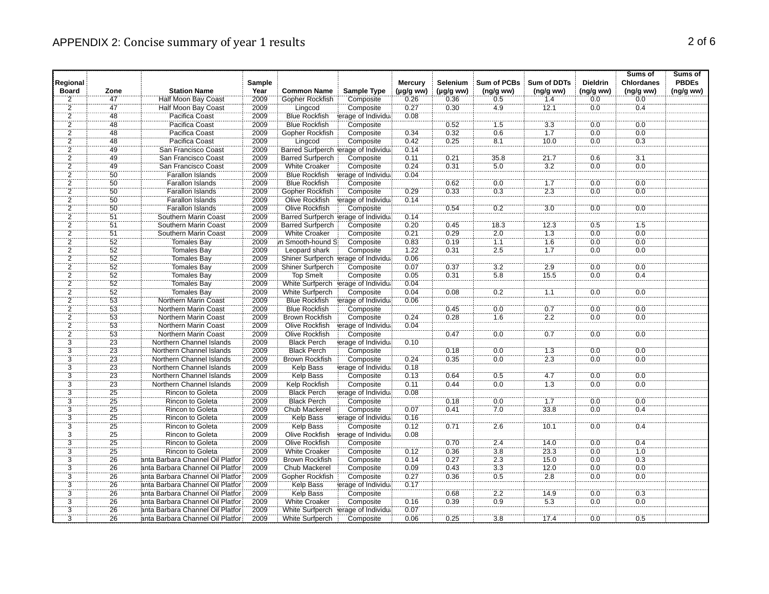# APPENDIX 2: Concise summary of year 1 results

| Regional Board | Zone | Station Name | Sample Year | Common Name | Sample Type | Mercury (µg/g ww) | Selenium (µg/g ww) | Sum of PCBs (ng/g ww) | Sum of DDTs (ng/g ww) | Dieldrin (ng/g ww) | Sums of Chlordanes (ng/g ww) | Sums of PBDEs (ng/g ww) |
|---|---|---|---|---|---|---|---|---|---|---|---|---|
| 2 | 47 | Half Moon Bay Coast | 2009 | Gopher Rockfish | Composite | 0.26 | 0.36 | 0.5 | 1.4 | 0.0 | 0.0 | |
| 2 | 47 | Half Moon Bay Coast | 2009 | Lingcod | Composite | 0.27 | 0.30 | 4.9 | 12.1 | 0.0 | 0.4 | |
| 2 | 48 | Pacifica Coast | 2009 | Blue Rockfish | erage of Individu | 0.08 | | | | | | |
| 2 | 48 | Pacifica Coast | 2009 | Blue Rockfish | Composite | | 0.52 | 1.5 | 3.3 | 0.0 | 0.0 | |
| 2 | 48 | Pacifica Coast | 2009 | Gopher Rockfish | Composite | 0.34 | 0.32 | 0.6 | 1.7 | 0.0 | 0.0 | |
| 2 | 48 | Pacifica Coast | 2009 | Lingcod | Composite | 0.42 | 0.25 | 8.1 | 10.0 | 0.0 | 0.3 | |
| 2 | 49 | San Francisco Coast | 2009 | Barred Surfperch | erage of Individu | 0.14 | | | | | | |
| 2 | 49 | San Francisco Coast | 2009 | Barred Surfperch | Composite | 0.11 | 0.21 | 35.8 | 21.7 | 0.6 | 3.1 | |
| 2 | 49 | San Francisco Coast | 2009 | White Croaker | Composite | 0.24 | 0.31 | 5.0 | 3.2 | 0.0 | 0.0 | |
| 2 | 50 | Farallon Islands | 2009 | Blue Rockfish | erage of Individu | 0.04 | | | | | | |
| 2 | 50 | Farallon Islands | 2009 | Blue Rockfish | Composite | | 0.62 | 0.0 | 1.7 | 0.0 | 0.0 | |
| 2 | 50 | Farallon Islands | 2009 | Gopher Rockfish | Composite | 0.29 | 0.33 | 0.3 | 2.3 | 0.0 | 0.0 | |
| 2 | 50 | Farallon Islands | 2009 | Olive Rockfish | erage of Individu | 0.14 | | | | | | |
| 2 | 50 | Farallon Islands | 2009 | Olive Rockfish | Composite | | 0.54 | 0.2 | 3.0 | 0.0 | 0.0 | |
| 2 | 51 | Southern Marin Coast | 2009 | Barred Surfperch | erage of Individu | 0.14 | | | | | | |
| 2 | 51 | Southern Marin Coast | 2009 | Barred Surfperch | Composite | 0.20 | 0.45 | 18.3 | 12.3 | 0.5 | 1.5 | |
| 2 | 51 | Southern Marin Coast | 2009 | White Croaker | Composite | 0.21 | 0.29 | 2.0 | 1.3 | 0.0 | 0.0 | |
| 2 | 52 | Tomales Bay | 2009 | n Smooth-hound S | Composite | 0.83 | 0.19 | 1.1 | 1.6 | 0.0 | 0.0 | |
| 2 | 52 | Tomales Bay | 2009 | Leopard shark | Composite | 1.22 | 0.31 | 2.5 | 1.7 | 0.0 | 0.0 | |
| 2 | 52 | Tomales Bay | 2009 | Shiner Surfperch | erage of Individu | 0.06 | | | | | | |
| 2 | 52 | Tomales Bay | 2009 | Shiner Surfperch | Composite | 0.07 | 0.37 | 3.2 | 2.9 | 0.0 | 0.0 | |
| 2 | 52 | Tomales Bay | 2009 | Top Smelt | Composite | 0.05 | 0.31 | 5.8 | 15.5 | 0.0 | 0.4 | |
| 2 | 52 | Tomales Bay | 2009 | White Surfperch | erage of Individu | 0.04 | | | | | | |
| 2 | 52 | Tomales Bay | 2009 | White Surfperch | Composite | 0.04 | 0.08 | 0.2 | 1.1 | 0.0 | 0.0 | |
| 2 | 53 | Northern Marin Coast | 2009 | Blue Rockfish | erage of Individu | 0.06 | | | | | | |
| 2 | 53 | Northern Marin Coast | 2009 | Blue Rockfish | Composite | | 0.45 | 0.0 | 0.7 | 0.0 | 0.0 | |
| 2 | 53 | Northern Marin Coast | 2009 | Brown Rockfish | Composite | 0.24 | 0.28 | 1.6 | 2.2 | 0.0 | 0.0 | |
| 2 | 53 | Northern Marin Coast | 2009 | Olive Rockfish | erage of Individu | 0.04 | | | | | | |
| 2 | 53 | Northern Marin Coast | 2009 | Olive Rockfish | Composite | | 0.47 | 0.0 | 0.7 | 0.0 | 0.0 | |
| 3 | 23 | Northern Channel Islands | 2009 | Black Perch | erage of Individu | 0.10 | | | | | | |
| 3 | 23 | Northern Channel Islands | 2009 | Black Perch | Composite | | 0.18 | 0.0 | 1.3 | 0.0 | 0.0 | |
| 3 | 23 | Northern Channel Islands | 2009 | Brown Rockfish | Composite | 0.24 | 0.35 | 0.0 | 2.3 | 0.0 | 0.0 | |
| 3 | 23 | Northern Channel Islands | 2009 | Kelp Bass | erage of Individu | 0.18 | | | | | | |
| 3 | 23 | Northern Channel Islands | 2009 | Kelp Bass | Composite | 0.13 | 0.64 | 0.5 | 4.7 | 0.0 | 0.0 | |
| 3 | 23 | Northern Channel Islands | 2009 | Kelp Rockfish | Composite | 0.11 | 0.44 | 0.0 | 1.3 | 0.0 | 0.0 | |
| 3 | 25 | Rincon to Goleta | 2009 | Black Perch | erage of Individu | 0.08 | | | | | | |
| 3 | 25 | Rincon to Goleta | 2009 | Black Perch | Composite | | 0.18 | 0.0 | 1.7 | 0.0 | 0.0 | |
| 3 | 25 | Rincon to Goleta | 2009 | Chub Mackerel | Composite | 0.07 | 0.41 | 7.0 | 33.8 | 0.0 | 0.4 | |
| 3 | 25 | Rincon to Goleta | 2009 | Kelp Bass | erage of Individu | 0.16 | | | | | | |
| 3 | 25 | Rincon to Goleta | 2009 | Kelp Bass | Composite | 0.12 | 0.71 | 2.6 | 10.1 | 0.0 | 0.4 | |
| 3 | 25 | Rincon to Goleta | 2009 | Olive Rockfish | erage of Individu | 0.08 | | | | | | |
| 3 | 25 | Rincon to Goleta | 2009 | Olive Rockfish | Composite | | 0.70 | 2.4 | 14.0 | 0.0 | 0.4 | |
| 3 | 25 | Rincon to Goleta | 2009 | White Croaker | Composite | 0.12 | 0.36 | 3.8 | 23.3 | 0.0 | 1.0 | |
| 3 | 26 | anta Barbara Channel Oil Platfor | 2009 | Brown Rockfish | Composite | 0.14 | 0.27 | 2.3 | 15.0 | 0.0 | 0.3 | |
| 3 | 26 | anta Barbara Channel Oil Platfor | 2009 | Chub Mackerel | Composite | 0.09 | 0.43 | 3.3 | 12.0 | 0.0 | 0.0 | |
| 3 | 26 | anta Barbara Channel Oil Platfor | 2009 | Gopher Rockfish | Composite | 0.27 | 0.36 | 0.5 | 2.8 | 0.0 | 0.0 | |
| 3 | 26 | anta Barbara Channel Oil Platfor | 2009 | Kelp Bass | erage of Individu | 0.17 | | | | | | |
| 3 | 26 | anta Barbara Channel Oil Platfor | 2009 | Kelp Bass | Composite | | 0.68 | 2.2 | 14.9 | 0.0 | 0.3 | |
| 3 | 26 | anta Barbara Channel Oil Platfor | 2009 | White Croaker | Composite | 0.16 | 0.39 | 0.9 | 5.3 | 0.0 | 0.0 | |
| 3 | 26 | anta Barbara Channel Oil Platfor | 2009 | White Surfperch | erage of Individu | 0.07 | | | | | | |
| 3 | 26 | anta Barbara Channel Oil Platfor | 2009 | White Surfperch | Composite | 0.06 | 0.25 | 3.8 | 17.4 | 0.0 | 0.5 | |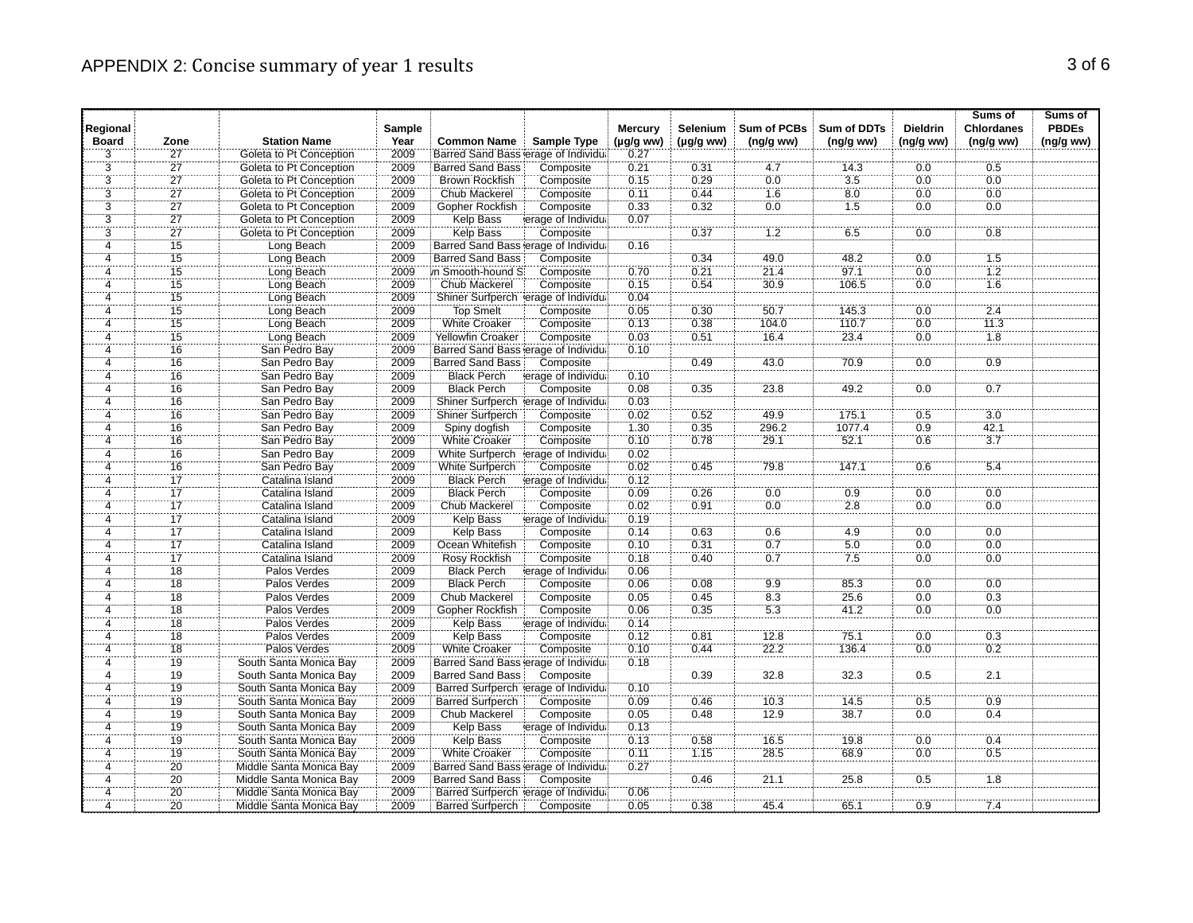## APPENDIX 2: Concise summary of year 1 results

| Regional Board | Zone | Station Name | Sample Year | Common Name | Sample Type | Mercury (µg/g ww) | Selenium (µg/g ww) | Sum of PCBs (ng/g ww) | Sum of DDTs (ng/g ww) | Dieldrin (ng/g ww) | Sums of Chlordanes (ng/g ww) | Sums of PBDEs (ng/g ww) |
|---|---|---|---|---|---|---|---|---|---|---|---|---|
| 3 | 27 | Goleta to Pt Conception | 2009 | Barred Sand Bass | erage of Individu | 0.27 | | | | | | |
| 3 | 27 | Goleta to Pt Conception | 2009 | Barred Sand Bass | Composite | 0.21 | 0.31 | 4.7 | 14.3 | 0.0 | 0.5 | |
| 3 | 27 | Goleta to Pt Conception | 2009 | Brown Rockfish | Composite | 0.15 | 0.29 | 0.0 | 3.5 | 0.0 | 0.0 | |
| 3 | 27 | Goleta to Pt Conception | 2009 | Chub Mackerel | Composite | 0.11 | 0.44 | 1.6 | 8.0 | 0.0 | 0.0 | |
| 3 | 27 | Goleta to Pt Conception | 2009 | Gopher Rockfish | Composite | 0.33 | 0.32 | 0.0 | 1.5 | 0.0 | 0.0 | |
| 3 | 27 | Goleta to Pt Conception | 2009 | Kelp Bass | erage of Individu | 0.07 | | | | | | |
| 3 | 27 | Goleta to Pt Conception | 2009 | Kelp Bass | Composite | | 0.37 | 1.2 | 6.5 | 0.0 | 0.8 | |
| 4 | 15 | Long Beach | 2009 | Barred Sand Bass | erage of Individu | 0.16 | | | | | | |
| 4 | 15 | Long Beach | 2009 | Barred Sand Bass | Composite | | 0.34 | 49.0 | 48.2 | 0.0 | 1.5 | |
| 4 | 15 | Long Beach | 2009 | n Smooth-hound S | Composite | 0.70 | 0.21 | 21.4 | 97.1 | 0.0 | 1.2 | |
| 4 | 15 | Long Beach | 2009 | Chub Mackerel | Composite | 0.15 | 0.54 | 30.9 | 106.5 | 0.0 | 1.6 | |
| 4 | 15 | Long Beach | 2009 | Shiner Surfperch | erage of Individu | 0.04 | | | | | | |
| 4 | 15 | Long Beach | 2009 | Top Smelt | Composite | 0.05 | 0.30 | 50.7 | 145.3 | 0.0 | 2.4 | |
| 4 | 15 | Long Beach | 2009 | White Croaker | Composite | 0.13 | 0.38 | 104.0 | 110.7 | 0.0 | 11.3 | |
| 4 | 15 | Long Beach | 2009 | Yellowfin Croaker | Composite | 0.03 | 0.51 | 16.4 | 23.4 | 0.0 | 1.8 | |
| 4 | 16 | San Pedro Bay | 2009 | Barred Sand Bass | erage of Individu | 0.10 | | | | | | |
| 4 | 16 | San Pedro Bay | 2009 | Barred Sand Bass | Composite | | 0.49 | 43.0 | 70.9 | 0.0 | 0.9 | |
| 4 | 16 | San Pedro Bay | 2009 | Black Perch | erage of Individu | 0.10 | | | | | | |
| 4 | 16 | San Pedro Bay | 2009 | Black Perch | Composite | 0.08 | 0.35 | 23.8 | 49.2 | 0.0 | 0.7 | |
| 4 | 16 | San Pedro Bay | 2009 | Shiner Surfperch | erage of Individu | 0.03 | | | | | | |
| 4 | 16 | San Pedro Bay | 2009 | Shiner Surfperch | Composite | 0.02 | 0.52 | 49.9 | 175.1 | 0.5 | 3.0 | |
| 4 | 16 | San Pedro Bay | 2009 | Spiny dogfish | Composite | 1.30 | 0.35 | 296.2 | 1077.4 | 0.9 | 42.1 | |
| 4 | 16 | San Pedro Bay | 2009 | White Croaker | Composite | 0.10 | 0.78 | 29.1 | 52.1 | 0.6 | 3.7 | |
| 4 | 16 | San Pedro Bay | 2009 | White Surfperch | erage of Individu | 0.02 | | | | | | |
| 4 | 16 | San Pedro Bay | 2009 | White Surfperch | Composite | 0.02 | 0.45 | 79.8 | 147.1 | 0.6 | 5.4 | |
| 4 | 17 | Catalina Island | 2009 | Black Perch | erage of Individu | 0.12 | | | | | | |
| 4 | 17 | Catalina Island | 2009 | Black Perch | Composite | 0.09 | 0.26 | 0.0 | 0.9 | 0.0 | 0.0 | |
| 4 | 17 | Catalina Island | 2009 | Chub Mackerel | Composite | 0.02 | 0.91 | 0.0 | 2.8 | 0.0 | 0.0 | |
| 4 | 17 | Catalina Island | 2009 | Kelp Bass | erage of Individu | 0.19 | | | | | | |
| 4 | 17 | Catalina Island | 2009 | Kelp Bass | Composite | 0.14 | 0.63 | 0.6 | 4.9 | 0.0 | 0.0 | |
| 4 | 17 | Catalina Island | 2009 | Ocean Whitefish | Composite | 0.10 | 0.31 | 0.7 | 5.0 | 0.0 | 0.0 | |
| 4 | 17 | Catalina Island | 2009 | Rosy Rockfish | Composite | 0.18 | 0.40 | 0.7 | 7.5 | 0.0 | 0.0 | |
| 4 | 18 | Palos Verdes | 2009 | Black Perch | erage of Individu | 0.06 | | | | | | |
| 4 | 18 | Palos Verdes | 2009 | Black Perch | Composite | 0.06 | 0.08 | 9.9 | 85.3 | 0.0 | 0.0 | |
| 4 | 18 | Palos Verdes | 2009 | Chub Mackerel | Composite | 0.05 | 0.45 | 8.3 | 25.6 | 0.0 | 0.3 | |
| 4 | 18 | Palos Verdes | 2009 | Gopher Rockfish | Composite | 0.06 | 0.35 | 5.3 | 41.2 | 0.0 | 0.0 | |
| 4 | 18 | Palos Verdes | 2009 | Kelp Bass | erage of Individu | 0.14 | | | | | | |
| 4 | 18 | Palos Verdes | 2009 | Kelp Bass | Composite | 0.12 | 0.81 | 12.8 | 75.1 | 0.0 | 0.3 | |
| 4 | 18 | Palos Verdes | 2009 | White Croaker | Composite | 0.10 | 0.44 | 22.2 | 136.4 | 0.0 | 0.2 | |
| 4 | 19 | South Santa Monica Bay | 2009 | Barred Sand Bass | erage of Individu | 0.18 | | | | | | |
| 4 | 19 | South Santa Monica Bay | 2009 | Barred Sand Bass | Composite | | 0.39 | 32.8 | 32.3 | 0.5 | 2.1 | |
| 4 | 19 | South Santa Monica Bay | 2009 | Barred Surfperch | erage of Individu | 0.10 | | | | | | |
| 4 | 19 | South Santa Monica Bay | 2009 | Barred Surfperch | Composite | 0.09 | 0.46 | 10.3 | 14.5 | 0.5 | 0.9 | |
| 4 | 19 | South Santa Monica Bay | 2009 | Chub Mackerel | Composite | 0.05 | 0.48 | 12.9 | 38.7 | 0.0 | 0.4 | |
| 4 | 19 | South Santa Monica Bay | 2009 | Kelp Bass | erage of Individu | 0.13 | | | | | | |
| 4 | 19 | South Santa Monica Bay | 2009 | Kelp Bass | Composite | 0.13 | 0.58 | 16.5 | 19.8 | 0.0 | 0.4 | |
| 4 | 19 | South Santa Monica Bay | 2009 | White Croaker | Composite | 0.11 | 1.15 | 28.5 | 68.9 | 0.0 | 0.5 | |
| 4 | 20 | Middle Santa Monica Bay | 2009 | Barred Sand Bass | erage of Individu | 0.27 | | | | | | |
| 4 | 20 | Middle Santa Monica Bay | 2009 | Barred Sand Bass | Composite | | 0.46 | 21.1 | 25.8 | 0.5 | 1.8 | |
| 4 | 20 | Middle Santa Monica Bay | 2009 | Barred Surfperch | erage of Individu | 0.06 | | | | | | |
| 4 | 20 | Middle Santa Monica Bay | 2009 | Barred Surfperch | Composite | 0.05 | 0.38 | 45.4 | 65.1 | 0.9 | 7.4 | |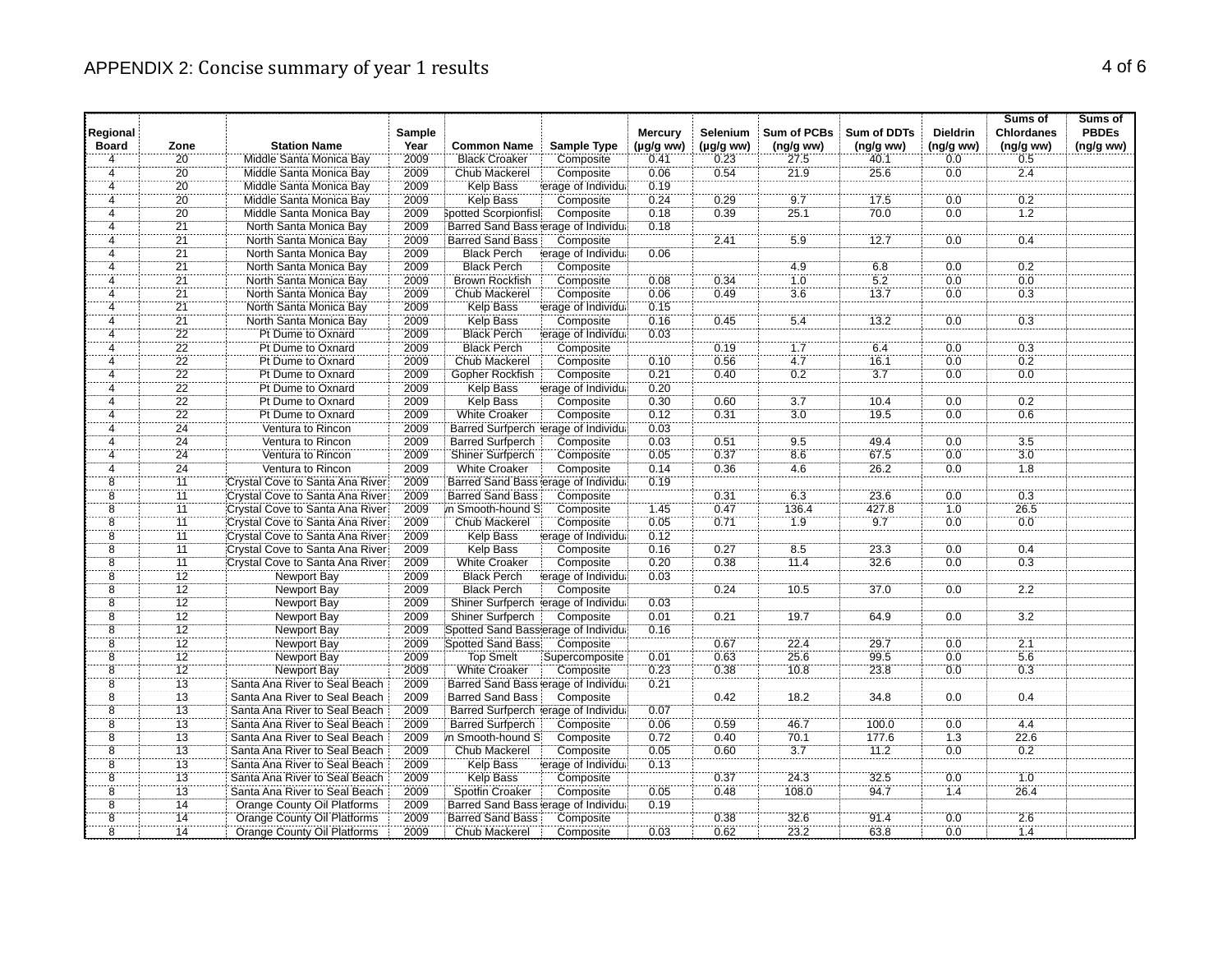# APPENDIX 2: Concise summary of year 1 results

| Regional Board | Zone | Station Name | Sample Year | Common Name | Sample Type | Mercury (µg/g ww) | Selenium (µg/g ww) | Sum of PCBs (ng/g ww) | Sum of DDTs (ng/g ww) | Dieldrin (ng/g ww) | Sums of Chlordanes (ng/g ww) | Sums of PBDEs (ng/g ww) |
|---|---|---|---|---|---|---|---|---|---|---|---|---|
| 4 | 20 | Middle Santa Monica Bay | 2009 | Black Croaker | Composite | 0.41 | 0.23 | 27.5 | 40.1 | 0.0 | 0.5 | |
| 4 | 20 | Middle Santa Monica Bay | 2009 | Chub Mackerel | Composite | 0.06 | 0.54 | 21.9 | 25.6 | 0.0 | 2.4 | |
| 4 | 20 | Middle Santa Monica Bay | 2009 | Kelp Bass | erage of Individu | 0.19 | | | | | | |
| 4 | 20 | Middle Santa Monica Bay | 2009 | Kelp Bass | Composite | 0.24 | 0.29 | 9.7 | 17.5 | 0.0 | 0.2 | |
| 4 | 20 | Middle Santa Monica Bay | 2009 | Spotted Scorpionfisl | Composite | 0.18 | 0.39 | 25.1 | 70.0 | 0.0 | 1.2 | |
| 4 | 21 | North Santa Monica Bay | 2009 | Barred Sand Bass | erage of Individu | 0.18 | | | | | | |
| 4 | 21 | North Santa Monica Bay | 2009 | Barred Sand Bass | Composite | | 2.41 | 5.9 | 12.7 | 0.0 | 0.4 | |
| 4 | 21 | North Santa Monica Bay | 2009 | Black Perch | erage of Individu | 0.06 | | | | | | |
| 4 | 21 | North Santa Monica Bay | 2009 | Black Perch | Composite | | | 4.9 | 6.8 | 0.0 | 0.2 | |
| 4 | 21 | North Santa Monica Bay | 2009 | Brown Rockfish | Composite | 0.08 | 0.34 | 1.0 | 5.2 | 0.0 | 0.0 | |
| 4 | 21 | North Santa Monica Bay | 2009 | Chub Mackerel | Composite | 0.06 | 0.49 | 3.6 | 13.7 | 0.0 | 0.3 | |
| 4 | 21 | North Santa Monica Bay | 2009 | Kelp Bass | erage of Individu | 0.15 | | | | | | |
| 4 | 21 | North Santa Monica Bay | 2009 | Kelp Bass | Composite | 0.16 | 0.45 | 5.4 | 13.2 | 0.0 | 0.3 | |
| 4 | 22 | Pt Dume to Oxnard | 2009 | Black Perch | erage of Individu | 0.03 | | | | | | |
| 4 | 22 | Pt Dume to Oxnard | 2009 | Black Perch | Composite | | 0.19 | 1.7 | 6.4 | 0.0 | 0.3 | |
| 4 | 22 | Pt Dume to Oxnard | 2009 | Chub Mackerel | Composite | 0.10 | 0.56 | 4.7 | 16.1 | 0.0 | 0.2 | |
| 4 | 22 | Pt Dume to Oxnard | 2009 | Gopher Rockfish | Composite | 0.21 | 0.40 | 0.2 | 3.7 | 0.0 | 0.0 | |
| 4 | 22 | Pt Dume to Oxnard | 2009 | Kelp Bass | erage of Individu | 0.20 | | | | | | |
| 4 | 22 | Pt Dume to Oxnard | 2009 | Kelp Bass | Composite | 0.30 | 0.60 | 3.7 | 10.4 | 0.0 | 0.2 | |
| 4 | 22 | Pt Dume to Oxnard | 2009 | White Croaker | Composite | 0.12 | 0.31 | 3.0 | 19.5 | 0.0 | 0.6 | |
| 4 | 24 | Ventura to Rincon | 2009 | Barred Surfperch | erage of Individu | 0.03 | | | | | | |
| 4 | 24 | Ventura to Rincon | 2009 | Barred Surfperch | Composite | 0.03 | 0.51 | 9.5 | 49.4 | 0.0 | 3.5 | |
| 4 | 24 | Ventura to Rincon | 2009 | Shiner Surfperch | Composite | 0.05 | 0.37 | 8.6 | 67.5 | 0.0 | 3.0 | |
| 4 | 24 | Ventura to Rincon | 2009 | White Croaker | Composite | 0.14 | 0.36 | 4.6 | 26.2 | 0.0 | 1.8 | |
| 8 | 11 | Crystal Cove to Santa Ana River | 2009 | Barred Sand Bass | erage of Individu | 0.19 | | | | | | |
| 8 | 11 | Crystal Cove to Santa Ana River | 2009 | Barred Sand Bass | Composite | | 0.31 | 6.3 | 23.6 | 0.0 | 0.3 | |
| 8 | 11 | Crystal Cove to Santa Ana River | 2009 | /n Smooth-hound S | Composite | 1.45 | 0.47 | 136.4 | 427.8 | 1.0 | 26.5 | |
| 8 | 11 | Crystal Cove to Santa Ana River | 2009 | Chub Mackerel | Composite | 0.05 | 0.71 | 1.9 | 9.7 | 0.0 | 0.0 | |
| 8 | 11 | Crystal Cove to Santa Ana River | 2009 | Kelp Bass | erage of Individu | 0.12 | | | | | | |
| 8 | 11 | Crystal Cove to Santa Ana River | 2009 | Kelp Bass | Composite | 0.16 | 0.27 | 8.5 | 23.3 | 0.0 | 0.4 | |
| 8 | 11 | Crystal Cove to Santa Ana River | 2009 | White Croaker | Composite | 0.20 | 0.38 | 11.4 | 32.6 | 0.0 | 0.3 | |
| 8 | 12 | Newport Bay | 2009 | Black Perch | erage of Individu | 0.03 | | | | | | |
| 8 | 12 | Newport Bay | 2009 | Black Perch | Composite | | 0.24 | 10.5 | 37.0 | 0.0 | 2.2 | |
| 8 | 12 | Newport Bay | 2009 | Shiner Surfperch | erage of Individu | 0.03 | | | | | | |
| 8 | 12 | Newport Bay | 2009 | Shiner Surfperch | Composite | 0.01 | 0.21 | 19.7 | 64.9 | 0.0 | 3.2 | |
| 8 | 12 | Newport Bay | 2009 | Spotted Sand Bass | erage of Individu | 0.16 | | | | | | |
| 8 | 12 | Newport Bay | 2009 | Spotted Sand Bass | Composite | | 0.67 | 22.4 | 29.7 | 0.0 | 2.1 | |
| 8 | 12 | Newport Bay | 2009 | Top Smelt | Supercomposite | 0.01 | 0.63 | 25.6 | 99.5 | 0.0 | 5.6 | |
| 8 | 12 | Newport Bay | 2009 | White Croaker | Composite | 0.23 | 0.38 | 10.8 | 23.8 | 0.0 | 0.3 | |
| 8 | 13 | Santa Ana River to Seal Beach | 2009 | Barred Sand Bass | erage of Individu | 0.21 | | | | | | |
| 8 | 13 | Santa Ana River to Seal Beach | 2009 | Barred Sand Bass | Composite | | 0.42 | 18.2 | 34.8 | 0.0 | 0.4 | |
| 8 | 13 | Santa Ana River to Seal Beach | 2009 | Barred Surfperch | erage of Individu | 0.07 | | | | | | |
| 8 | 13 | Santa Ana River to Seal Beach | 2009 | Barred Surfperch | Composite | 0.06 | 0.59 | 46.7 | 100.0 | 0.0 | 4.4 | |
| 8 | 13 | Santa Ana River to Seal Beach | 2009 | /n Smooth-hound S | Composite | 0.72 | 0.40 | 70.1 | 177.6 | 1.3 | 22.6 | |
| 8 | 13 | Santa Ana River to Seal Beach | 2009 | Chub Mackerel | Composite | 0.05 | 0.60 | 3.7 | 11.2 | 0.0 | 0.2 | |
| 8 | 13 | Santa Ana River to Seal Beach | 2009 | Kelp Bass | erage of Individu | 0.13 | | | | | | |
| 8 | 13 | Santa Ana River to Seal Beach | 2009 | Kelp Bass | Composite | | 0.37 | 24.3 | 32.5 | 0.0 | 1.0 | |
| 8 | 13 | Santa Ana River to Seal Beach | 2009 | Spotfin Croaker | Composite | 0.05 | 0.48 | 108.0 | 94.7 | 1.4 | 26.4 | |
| 8 | 14 | Orange County Oil Platforms | 2009 | Barred Sand Bass | erage of Individu | 0.19 | | | | | | |
| 8 | 14 | Orange County Oil Platforms | 2009 | Barred Sand Bass | Composite | | 0.38 | 32.6 | 91.4 | 0.0 | 2.6 | |
| 8 | 14 | Orange County Oil Platforms | 2009 | Chub Mackerel | Composite | 0.03 | 0.62 | 23.2 | 63.8 | 0.0 | 1.4 | |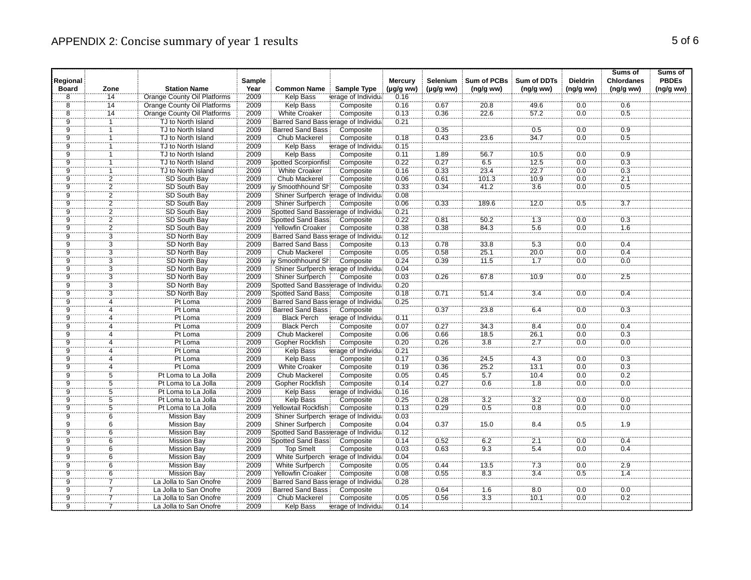# APPENDIX 2: Concise summary of year 1 results

| Regional Board | Zone | Station Name | Sample Year | Common Name | Sample Type | Mercury (µg/g ww) | Selenium (µg/g ww) | Sum of PCBs (ng/g ww) | Sum of DDTs (ng/g ww) | Dieldrin (ng/g ww) | Sums of Chlordanes (ng/g ww) | Sums of PBDEs (ng/g ww) |
|---|---|---|---|---|---|---|---|---|---|---|---|---|
| 8 | 14 | Orange County Oil Platforms | 2009 | Kelp Bass | erage of Individu | 0.16 | | | | | | |
| 8 | 14 | Orange County Oil Platforms | 2009 | Kelp Bass | Composite | 0.16 | 0.67 | 20.8 | 49.6 | 0.0 | 0.6 | |
| 8 | 14 | Orange County Oil Platforms | 2009 | White Croaker | Composite | 0.13 | 0.36 | 22.6 | 57.2 | 0.0 | 0.5 | |
| 9 | 1 | TJ to North Island | 2009 | Barred Sand Bass | erage of Individu | 0.21 | | | | | | |
| 9 | 1 | TJ to North Island | 2009 | Barred Sand Bass | Composite | | 0.35 | | 0.5 | 0.0 | 0.9 | |
| 9 | 1 | TJ to North Island | 2009 | Chub Mackerel | Composite | 0.18 | 0.43 | 23.6 | 34.7 | 0.0 | 0.5 | |
| 9 | 1 | TJ to North Island | 2009 | Kelp Bass | erage of Individu | 0.15 | | | | | | |
| 9 | 1 | TJ to North Island | 2009 | Kelp Bass | Composite | 0.11 | 1.89 | 56.7 | 10.5 | 0.0 | 0.9 | |
| 9 | 1 | TJ to North Island | 2009 | Spotted Scorpionfisl | Composite | 0.22 | 0.27 | 6.5 | 12.5 | 0.0 | 0.3 | |
| 9 | 1 | TJ to North Island | 2009 | White Croaker | Composite | 0.16 | 0.33 | 23.4 | 22.7 | 0.0 | 0.3 | |
| 9 | 2 | SD South Bay | 2009 | Chub Mackerel | Composite | 0.06 | 0.61 | 101.3 | 10.9 | 0.0 | 2.1 | |
| 9 | 2 | SD South Bay | 2009 | y Smoothhound Sh | Composite | 0.33 | 0.34 | 41.2 | 3.6 | 0.0 | 0.5 | |
| 9 | 2 | SD South Bay | 2009 | Shiner Surfperch | erage of Individu | 0.08 | | | | | | |
| 9 | 2 | SD South Bay | 2009 | Shiner Surfperch | Composite | 0.06 | 0.33 | 189.6 | 12.0 | 0.5 | 3.7 | |
| 9 | 2 | SD South Bay | 2009 | Spotted Sand Bass | erage of Individu | 0.21 | | | | | | |
| 9 | 2 | SD South Bay | 2009 | Spotted Sand Bass | Composite | 0.22 | 0.81 | 50.2 | 1.3 | 0.0 | 0.3 | |
| 9 | 2 | SD South Bay | 2009 | Yellowfin Croaker | Composite | 0.38 | 0.38 | 84.3 | 5.6 | 0.0 | 1.6 | |
| 9 | 3 | SD North Bay | 2009 | Barred Sand Bass | erage of Individu | 0.12 | | | | | | |
| 9 | 3 | SD North Bay | 2009 | Barred Sand Bass | Composite | 0.13 | 0.78 | 33.8 | 5.3 | 0.0 | 0.4 | |
| 9 | 3 | SD North Bay | 2009 | Chub Mackerel | Composite | 0.05 | 0.58 | 25.1 | 20.0 | 0.0 | 0.4 | |
| 9 | 3 | SD North Bay | 2009 | y Smoothhound Sh | Composite | 0.24 | 0.39 | 11.5 | 1.7 | 0.0 | 0.0 | |
| 9 | 3 | SD North Bay | 2009 | Shiner Surfperch | erage of Individu | 0.04 | | | | | | |
| 9 | 3 | SD North Bay | 2009 | Shiner Surfperch | Composite | 0.03 | 0.26 | 67.8 | 10.9 | 0.0 | 2.5 | |
| 9 | 3 | SD North Bay | 2009 | Spotted Sand Bass | erage of Individu | 0.20 | | | | | | |
| 9 | 3 | SD North Bay | 2009 | Spotted Sand Bass | Composite | 0.18 | 0.71 | 51.4 | 3.4 | 0.0 | 0.4 | |
| 9 | 4 | Pt Loma | 2009 | Barred Sand Bass | erage of Individu | 0.25 | | | | | | |
| 9 | 4 | Pt Loma | 2009 | Barred Sand Bass | Composite | | 0.37 | 23.8 | 6.4 | 0.0 | 0.3 | |
| 9 | 4 | Pt Loma | 2009 | Black Perch | erage of Individu | 0.11 | | | | | | |
| 9 | 4 | Pt Loma | 2009 | Black Perch | Composite | 0.07 | 0.27 | 34.3 | 8.4 | 0.0 | 0.4 | |
| 9 | 4 | Pt Loma | 2009 | Chub Mackerel | Composite | 0.06 | 0.66 | 18.5 | 26.1 | 0.0 | 0.3 | |
| 9 | 4 | Pt Loma | 2009 | Gopher Rockfish | Composite | 0.20 | 0.26 | 3.8 | 2.7 | 0.0 | 0.0 | |
| 9 | 4 | Pt Loma | 2009 | Kelp Bass | erage of Individu | 0.21 | | | | | | |
| 9 | 4 | Pt Loma | 2009 | Kelp Bass | Composite | 0.17 | 0.36 | 24.5 | 4.3 | 0.0 | 0.3 | |
| 9 | 4 | Pt Loma | 2009 | White Croaker | Composite | 0.19 | 0.36 | 25.2 | 13.1 | 0.0 | 0.3 | |
| 9 | 5 | Pt Loma to La Jolla | 2009 | Chub Mackerel | Composite | 0.05 | 0.45 | 5.7 | 10.4 | 0.0 | 0.2 | |
| 9 | 5 | Pt Loma to La Jolla | 2009 | Gopher Rockfish | Composite | 0.14 | 0.27 | 0.6 | 1.8 | 0.0 | 0.0 | |
| 9 | 5 | Pt Loma to La Jolla | 2009 | Kelp Bass | erage of Individu | 0.16 | | | | | | |
| 9 | 5 | Pt Loma to La Jolla | 2009 | Kelp Bass | Composite | 0.25 | 0.28 | 3.2 | 3.2 | 0.0 | 0.0 | |
| 9 | 5 | Pt Loma to La Jolla | 2009 | Yellowtail Rockfish | Composite | 0.13 | 0.29 | 0.5 | 0.8 | 0.0 | 0.0 | |
| 9 | 6 | Mission Bay | 2009 | Shiner Surfperch | erage of Individu | 0.03 | | | | | | |
| 9 | 6 | Mission Bay | 2009 | Shiner Surfperch | Composite | 0.04 | 0.37 | 15.0 | 8.4 | 0.5 | 1.9 | |
| 9 | 6 | Mission Bay | 2009 | Spotted Sand Bass | erage of Individu | 0.12 | | | | | | |
| 9 | 6 | Mission Bay | 2009 | Spotted Sand Bass | Composite | 0.14 | 0.52 | 6.2 | 2.1 | 0.0 | 0.4 | |
| 9 | 6 | Mission Bay | 2009 | Top Smelt | Composite | 0.03 | 0.63 | 9.3 | 5.4 | 0.0 | 0.4 | |
| 9 | 6 | Mission Bay | 2009 | White Surfperch | erage of Individu | 0.04 | | | | | | |
| 9 | 6 | Mission Bay | 2009 | White Surfperch | Composite | 0.05 | 0.44 | 13.5 | 7.3 | 0.0 | 2.9 | |
| 9 | 6 | Mission Bay | 2009 | Yellowfin Croaker | Composite | 0.08 | 0.55 | 8.3 | 3.4 | 0.5 | 1.4 | |
| 9 | 7 | La Jolla to San Onofre | 2009 | Barred Sand Bass | erage of Individu | 0.28 | | | | | | |
| 9 | 7 | La Jolla to San Onofre | 2009 | Barred Sand Bass | Composite | | 0.64 | 1.6 | 8.0 | 0.0 | 0.0 | |
| 9 | 7 | La Jolla to San Onofre | 2009 | Chub Mackerel | Composite | 0.05 | 0.56 | 3.3 | 10.1 | 0.0 | 0.2 | |
| 9 | 7 | La Jolla to San Onofre | 2009 | Kelp Bass | erage of Individu | 0.14 | | | | | | |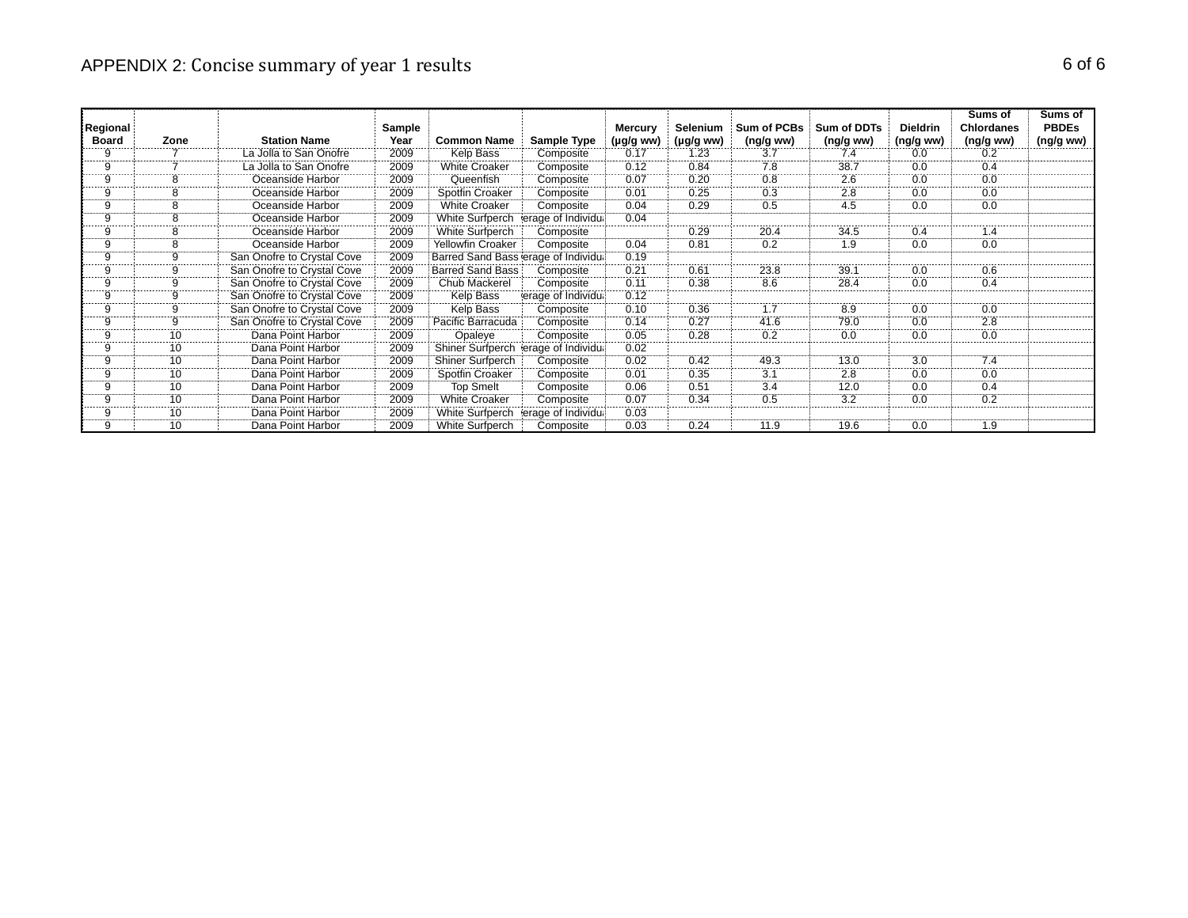## APPENDIX 2: Concise summary of year 1 results

| Regional Board | Zone | Station Name | Sample Year | Common Name | Sample Type | Mercury (µg/g ww) | Selenium (µg/g ww) | Sum of PCBs (ng/g ww) | Sum of DDTs (ng/g ww) | Dieldrin (ng/g ww) | Sums of Chlordanes (ng/g ww) | Sums of PBDEs (ng/g ww) |
|---|---|---|---|---|---|---|---|---|---|---|---|---|
| 9 | 7 | La Jolla to San Onofre | 2009 | Kelp Bass | Composite | 0.17 | 1.23 | 3.7 | 7.4 | 0.0 | 0.2 | |
| 9 | 7 | La Jolla to San Onofre | 2009 | White Croaker | Composite | 0.12 | 0.84 | 7.8 | 38.7 | 0.0 | 0.4 | |
| 9 | 8 | Oceanside Harbor | 2009 | Queenfish | Composite | 0.07 | 0.20 | 0.8 | 2.6 | 0.0 | 0.0 | |
| 9 | 8 | Oceanside Harbor | 2009 | Spotfin Croaker | Composite | 0.01 | 0.25 | 0.3 | 2.8 | 0.0 | 0.0 | |
| 9 | 8 | Oceanside Harbor | 2009 | White Croaker | Composite | 0.04 | 0.29 | 0.5 | 4.5 | 0.0 | 0.0 | |
| 9 | 8 | Oceanside Harbor | 2009 | White Surfperch | erage of Individu | 0.04 | | | | | | |
| 9 | 8 | Oceanside Harbor | 2009 | White Surfperch | Composite | | 0.29 | 20.4 | 34.5 | 0.4 | 1.4 | |
| 9 | 8 | Oceanside Harbor | 2009 | Yellowfin Croaker | Composite | 0.04 | 0.81 | 0.2 | 1.9 | 0.0 | 0.0 | |
| 9 | 9 | San Onofre to Crystal Cove | 2009 | Barred Sand Bass | erage of Individu | 0.19 | | | | | | |
| 9 | 9 | San Onofre to Crystal Cove | 2009 | Barred Sand Bass | Composite | 0.21 | 0.61 | 23.8 | 39.1 | 0.0 | 0.6 | |
| 9 | 9 | San Onofre to Crystal Cove | 2009 | Chub Mackerel | Composite | 0.11 | 0.38 | 8.6 | 28.4 | 0.0 | 0.4 | |
| 9 | 9 | San Onofre to Crystal Cove | 2009 | Kelp Bass | erage of Individu | 0.12 | | | | | | |
| 9 | 9 | San Onofre to Crystal Cove | 2009 | Kelp Bass | Composite | 0.10 | 0.36 | 1.7 | 8.9 | 0.0 | 0.0 | |
| 9 | 9 | San Onofre to Crystal Cove | 2009 | Pacific Barracuda | Composite | 0.14 | 0.27 | 41.6 | 79.0 | 0.0 | 2.8 | |
| 9 | 10 | Dana Point Harbor | 2009 | Opaleye | Composite | 0.05 | 0.28 | 0.2 | 0.0 | 0.0 | 0.0 | |
| 9 | 10 | Dana Point Harbor | 2009 | Shiner Surfperch | erage of Individu | 0.02 | | | | | | |
| 9 | 10 | Dana Point Harbor | 2009 | Shiner Surfperch | Composite | 0.02 | 0.42 | 49.3 | 13.0 | 3.0 | 7.4 | |
| 9 | 10 | Dana Point Harbor | 2009 | Spotfin Croaker | Composite | 0.01 | 0.35 | 3.1 | 2.8 | 0.0 | 0.0 | |
| 9 | 10 | Dana Point Harbor | 2009 | Top Smelt | Composite | 0.06 | 0.51 | 3.4 | 12.0 | 0.0 | 0.4 | |
| 9 | 10 | Dana Point Harbor | 2009 | White Croaker | Composite | 0.07 | 0.34 | 0.5 | 3.2 | 0.0 | 0.2 | |
| 9 | 10 | Dana Point Harbor | 2009 | White Surfperch | erage of Individu | 0.03 | | | | | | |
| 9 | 10 | Dana Point Harbor | 2009 | White Surfperch | Composite | 0.03 | 0.24 | 11.9 | 19.6 | 0.0 | 1.9 | |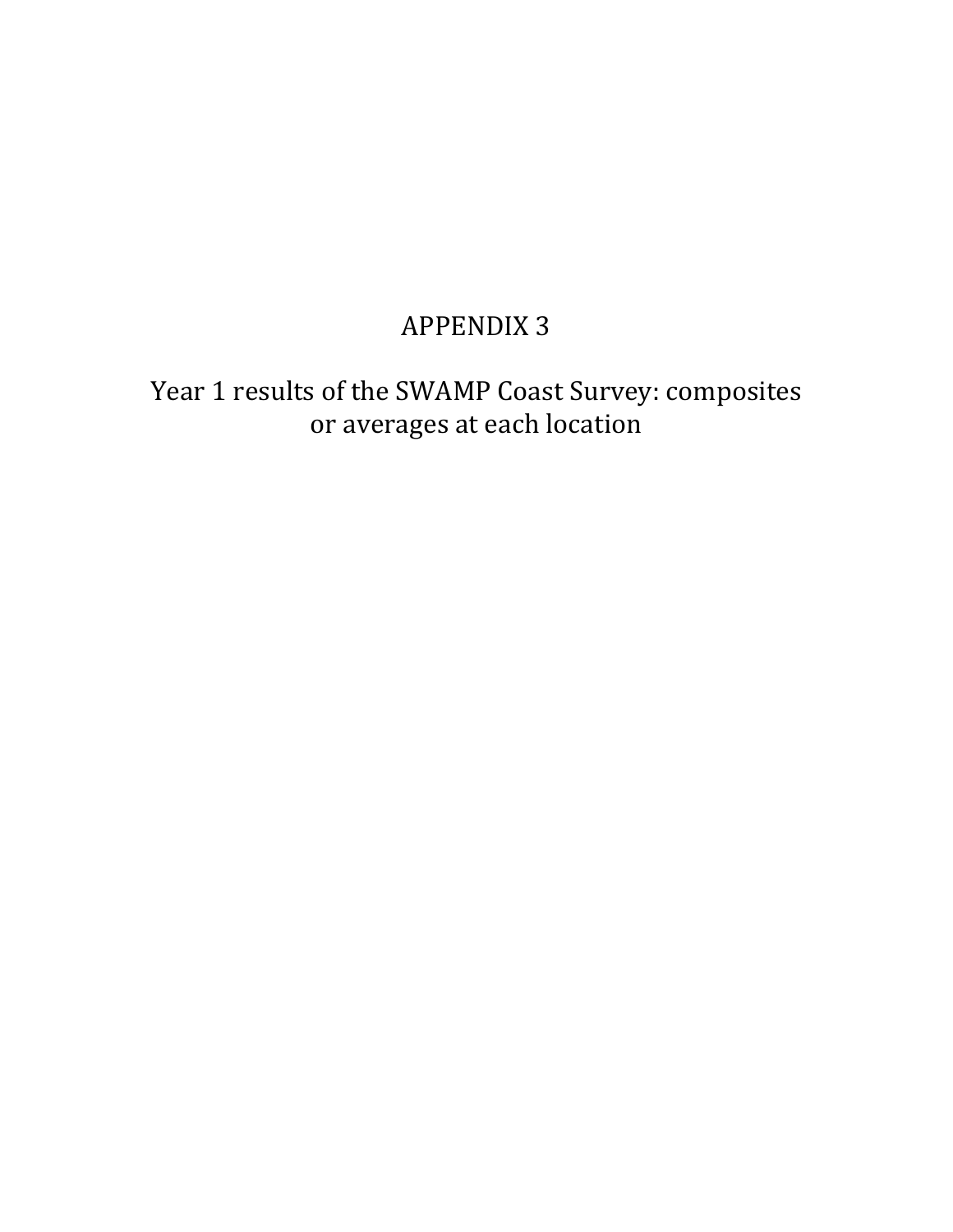# APPENDIX 3

## Year 1 results of the SWAMP Coast Survey: composites or averages at each location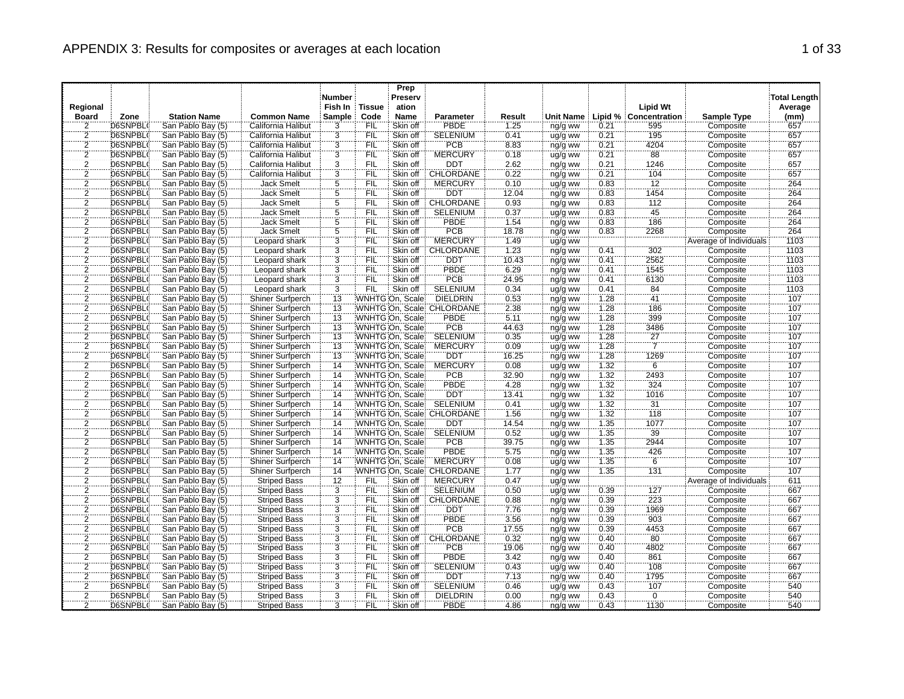# APPENDIX 3: Results for composites or averages at each location

| Regional Board | Zone | Station Name | Common Name | Number Fish In Sample | Tissue Code | Prep Preservation Name | Parameter | Result | Unit Name | Lipid % | Lipid Wt Concentration | Sample Type | Total Length Average (mm) |
|---|---|---|---|---|---|---|---|---|---|---|---|---|---|
| 2 | 06SNPBL( | San Pablo Bay (5) | California Halibut | 3 | FIL | Skin off | PBDE | 1.25 | ng/g ww | 0.21 | 595 | Composite | 657 |
| 2 | 06SNPBL( | San Pablo Bay (5) | California Halibut | 3 | FIL | Skin off | SELENIUM | 0.41 | ug/g ww | 0.21 | 195 | Composite | 657 |
| 2 | 06SNPBL( | San Pablo Bay (5) | California Halibut | 3 | FIL | Skin off | PCB | 8.83 | ng/g ww | 0.21 | 4204 | Composite | 657 |
| 2 | 06SNPBL( | San Pablo Bay (5) | California Halibut | 3 | FIL | Skin off | MERCURY | 0.18 | ug/g ww | 0.21 | 88 | Composite | 657 |
| 2 | 06SNPBL( | San Pablo Bay (5) | California Halibut | 3 | FIL | Skin off | DDT | 2.62 | ng/g ww | 0.21 | 1246 | Composite | 657 |
| 2 | 06SNPBL( | San Pablo Bay (5) | California Halibut | 3 | FIL | Skin off | CHLORDANE | 0.22 | ng/g ww | 0.21 | 104 | Composite | 657 |
| 2 | 06SNPBL( | San Pablo Bay (5) | Jack Smelt | 5 | FIL | Skin off | MERCURY | 0.10 | ug/g ww | 0.83 | 12 | Composite | 264 |
| 2 | 06SNPBL( | San Pablo Bay (5) | Jack Smelt | 5 | FIL | Skin off | DDT | 12.04 | ng/g ww | 0.83 | 1454 | Composite | 264 |
| 2 | 06SNPBL( | San Pablo Bay (5) | Jack Smelt | 5 | FIL | Skin off | CHLORDANE | 0.93 | ng/g ww | 0.83 | 112 | Composite | 264 |
| 2 | 06SNPBL( | San Pablo Bay (5) | Jack Smelt | 5 | FIL | Skin off | SELENIUM | 0.37 | ug/g ww | 0.83 | 45 | Composite | 264 |
| 2 | 06SNPBL( | San Pablo Bay (5) | Jack Smelt | 5 | FIL | Skin off | PBDE | 1.54 | ng/g ww | 0.83 | 186 | Composite | 264 |
| 2 | 06SNPBL( | San Pablo Bay (5) | Jack Smelt | 5 | FIL | Skin off | PCB | 18.78 | ng/g ww | 0.83 | 2268 | Composite | 264 |
| 2 | 06SNPBL( | San Pablo Bay (5) | Leopard shark | 3 | FIL | Skin off | MERCURY | 1.49 | ug/g ww | | | Average of Individuals | 1103 |
| 2 | 06SNPBL( | San Pablo Bay (5) | Leopard shark | 3 | FIL | Skin off | CHLORDANE | 1.23 | ng/g ww | 0.41 | 302 | Composite | 1103 |
| 2 | 06SNPBL( | San Pablo Bay (5) | Leopard shark | 3 | FIL | Skin off | DDT | 10.43 | ng/g ww | 0.41 | 2562 | Composite | 1103 |
| 2 | 06SNPBL( | San Pablo Bay (5) | Leopard shark | 3 | FIL | Skin off | PBDE | 6.29 | ng/g ww | 0.41 | 1545 | Composite | 1103 |
| 2 | 06SNPBL( | San Pablo Bay (5) | Leopard shark | 3 | FIL | Skin off | PCB | 24.95 | ng/g ww | 0.41 | 6130 | Composite | 1103 |
| 2 | 06SNPBL( | San Pablo Bay (5) | Leopard shark | 3 | FIL | Skin off | SELENIUM | 0.34 | ug/g ww | 0.41 | 84 | Composite | 1103 |
| 2 | 06SNPBL( | San Pablo Bay (5) | Shiner Surfperch | 13 | WNHTG | On, Scale | DIELDRIN | 0.53 | ng/g ww | 1.28 | 41 | Composite | 107 |
| 2 | 06SNPBL( | San Pablo Bay (5) | Shiner Surfperch | 13 | WNHTG | On, Scale | CHLORDANE | 2.38 | ng/g ww | 1.28 | 186 | Composite | 107 |
| 2 | 06SNPBL( | San Pablo Bay (5) | Shiner Surfperch | 13 | WNHTG | On, Scale | PBDE | 5.11 | ng/g ww | 1.28 | 399 | Composite | 107 |
| 2 | 06SNPBL( | San Pablo Bay (5) | Shiner Surfperch | 13 | WNHTG | On, Scale | PCB | 44.63 | ng/g ww | 1.28 | 3486 | Composite | 107 |
| 2 | 06SNPBL( | San Pablo Bay (5) | Shiner Surfperch | 13 | WNHTG | On, Scale | SELENIUM | 0.35 | ug/g ww | 1.28 | 27 | Composite | 107 |
| 2 | 06SNPBL( | San Pablo Bay (5) | Shiner Surfperch | 13 | WNHTG | On, Scale | MERCURY | 0.09 | ug/g ww | 1.28 | 7 | Composite | 107 |
| 2 | 06SNPBL( | San Pablo Bay (5) | Shiner Surfperch | 13 | WNHTG | On, Scale | DDT | 16.25 | ng/g ww | 1.28 | 1269 | Composite | 107 |
| 2 | 06SNPBL( | San Pablo Bay (5) | Shiner Surfperch | 14 | WNHTG | On, Scale | MERCURY | 0.08 | ug/g ww | 1.32 | 6 | Composite | 107 |
| 2 | 06SNPBL( | San Pablo Bay (5) | Shiner Surfperch | 14 | WNHTG | On, Scale | PCB | 32.90 | ng/g ww | 1.32 | 2493 | Composite | 107 |
| 2 | 06SNPBL( | San Pablo Bay (5) | Shiner Surfperch | 14 | WNHTG | On, Scale | PBDE | 4.28 | ng/g ww | 1.32 | 324 | Composite | 107 |
| 2 | 06SNPBL( | San Pablo Bay (5) | Shiner Surfperch | 14 | WNHTG | On, Scale | DDT | 13.41 | ng/g ww | 1.32 | 1016 | Composite | 107 |
| 2 | 06SNPBL( | San Pablo Bay (5) | Shiner Surfperch | 14 | WNHTG | On, Scale | SELENIUM | 0.41 | ug/g ww | 1.32 | 31 | Composite | 107 |
| 2 | 06SNPBL( | San Pablo Bay (5) | Shiner Surfperch | 14 | WNHTG | On, Scale | CHLORDANE | 1.56 | ng/g ww | 1.32 | 118 | Composite | 107 |
| 2 | 06SNPBL( | San Pablo Bay (5) | Shiner Surfperch | 14 | WNHTG | On, Scale | DDT | 14.54 | ng/g ww | 1.35 | 1077 | Composite | 107 |
| 2 | 06SNPBL( | San Pablo Bay (5) | Shiner Surfperch | 14 | WNHTG | On, Scale | SELENIUM | 0.52 | ug/g ww | 1.35 | 39 | Composite | 107 |
| 2 | 06SNPBL( | San Pablo Bay (5) | Shiner Surfperch | 14 | WNHTG | On, Scale | PCB | 39.75 | ng/g ww | 1.35 | 2944 | Composite | 107 |
| 2 | 06SNPBL( | San Pablo Bay (5) | Shiner Surfperch | 14 | WNHTG | On, Scale | PBDE | 5.75 | ng/g ww | 1.35 | 426 | Composite | 107 |
| 2 | 06SNPBL( | San Pablo Bay (5) | Shiner Surfperch | 14 | WNHTG | On, Scale | MERCURY | 0.08 | ug/g ww | 1.35 | 6 | Composite | 107 |
| 2 | 06SNPBL( | San Pablo Bay (5) | Shiner Surfperch | 14 | WNHTG | On, Scale | CHLORDANE | 1.77 | ng/g ww | 1.35 | 131 | Composite | 107 |
| 2 | 06SNPBL( | San Pablo Bay (5) | Striped Bass | 12 | FIL | Skin off | MERCURY | 0.47 | ug/g ww | | | Average of Individuals | 611 |
| 2 | 06SNPBL( | San Pablo Bay (5) | Striped Bass | 3 | FIL | Skin off | SELENIUM | 0.50 | ug/g ww | 0.39 | 127 | Composite | 667 |
| 2 | 06SNPBL( | San Pablo Bay (5) | Striped Bass | 3 | FIL | Skin off | CHLORDANE | 0.88 | ng/g ww | 0.39 | 223 | Composite | 667 |
| 2 | 06SNPBL( | San Pablo Bay (5) | Striped Bass | 3 | FIL | Skin off | DDT | 7.76 | ng/g ww | 0.39 | 1969 | Composite | 667 |
| 2 | 06SNPBL( | San Pablo Bay (5) | Striped Bass | 3 | FIL | Skin off | PBDE | 3.56 | ng/g ww | 0.39 | 903 | Composite | 667 |
| 2 | 06SNPBL( | San Pablo Bay (5) | Striped Bass | 3 | FIL | Skin off | PCB | 17.55 | ng/g ww | 0.39 | 4453 | Composite | 667 |
| 2 | 06SNPBL( | San Pablo Bay (5) | Striped Bass | 3 | FIL | Skin off | CHLORDANE | 0.32 | ng/g ww | 0.40 | 80 | Composite | 667 |
| 2 | 06SNPBL( | San Pablo Bay (5) | Striped Bass | 3 | FIL | Skin off | PCB | 19.06 | ng/g ww | 0.40 | 4802 | Composite | 667 |
| 2 | 06SNPBL( | San Pablo Bay (5) | Striped Bass | 3 | FIL | Skin off | PBDE | 3.42 | ng/g ww | 0.40 | 861 | Composite | 667 |
| 2 | 06SNPBL( | San Pablo Bay (5) | Striped Bass | 3 | FIL | Skin off | SELENIUM | 0.43 | ug/g ww | 0.40 | 108 | Composite | 667 |
| 2 | 06SNPBL( | San Pablo Bay (5) | Striped Bass | 3 | FIL | Skin off | DDT | 7.13 | ng/g ww | 0.40 | 1795 | Composite | 667 |
| 2 | 06SNPBL( | San Pablo Bay (5) | Striped Bass | 3 | FIL | Skin off | SELENIUM | 0.46 | ug/g ww | 0.43 | 107 | Composite | 540 |
| 2 | 06SNPBL( | San Pablo Bay (5) | Striped Bass | 3 | FIL | Skin off | DIELDRIN | 0.00 | ng/g ww | 0.43 | 0 | Composite | 540 |
| 2 | 06SNPBL( | San Pablo Bay (5) | Striped Bass | 3 | FIL | Skin off | PBDE | 4.86 | ng/g ww | 0.43 | 1130 | Composite | 540 |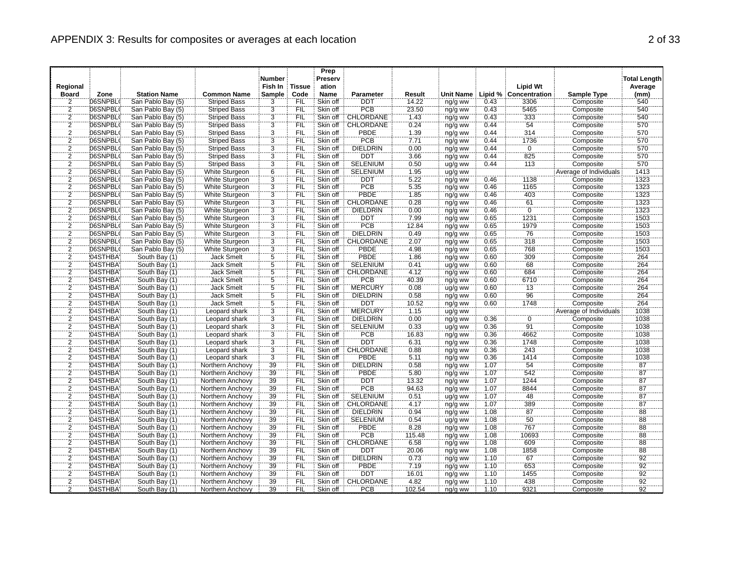# APPENDIX 3: Results for composites or averages at each location

| Regional Board | Zone | Station Name | Common Name | Number Fish In Sample | Tissue Code | Prep Preservation Name | Parameter | Result | Unit Name | Lipid % | Lipid Wt Concentration | Sample Type | Total Length Average (mm) |
|---|---|---|---|---|---|---|---|---|---|---|---|---|---|
| 2 | 06SNPBL( | San Pablo Bay (5) | Striped Bass | 3 | FIL | Skin off | DDT | 14.22 | ng/g ww | 0.43 | 3306 | Composite | 540 |
| 2 | 06SNPBL( | San Pablo Bay (5) | Striped Bass | 3 | FIL | Skin off | PCB | 23.50 | ng/g ww | 0.43 | 5465 | Composite | 540 |
| 2 | 06SNPBL( | San Pablo Bay (5) | Striped Bass | 3 | FIL | Skin off | CHLORDANE | 1.43 | ng/g ww | 0.43 | 333 | Composite | 540 |
| 2 | 06SNPBL( | San Pablo Bay (5) | Striped Bass | 3 | FIL | Skin off | CHLORDANE | 0.24 | ng/g ww | 0.44 | 54 | Composite | 570 |
| 2 | 06SNPBL( | San Pablo Bay (5) | Striped Bass | 3 | FIL | Skin off | PBDE | 1.39 | ng/g ww | 0.44 | 314 | Composite | 570 |
| 2 | 06SNPBL( | San Pablo Bay (5) | Striped Bass | 3 | FIL | Skin off | PCB | 7.71 | ng/g ww | 0.44 | 1736 | Composite | 570 |
| 2 | 06SNPBL( | San Pablo Bay (5) | Striped Bass | 3 | FIL | Skin off | DIELDRIN | 0.00 | ng/g ww | 0.44 | 0 | Composite | 570 |
| 2 | 06SNPBL( | San Pablo Bay (5) | Striped Bass | 3 | FIL | Skin off | DDT | 3.66 | ng/g ww | 0.44 | 825 | Composite | 570 |
| 2 | 06SNPBL( | San Pablo Bay (5) | Striped Bass | 3 | FIL | Skin off | SELENIUM | 0.50 | ug/g ww | 0.44 | 113 | Composite | 570 |
| 2 | 06SNPBL( | San Pablo Bay (5) | White Sturgeon | 6 | FIL | Skin off | SELENIUM | 1.95 | ug/g ww | | | Average of Individuals | 1413 |
| 2 | 06SNPBL( | San Pablo Bay (5) | White Sturgeon | 3 | FIL | Skin off | DDT | 5.22 | ng/g ww | 0.46 | 1138 | Composite | 1323 |
| 2 | 06SNPBL( | San Pablo Bay (5) | White Sturgeon | 3 | FIL | Skin off | PCB | 5.35 | ng/g ww | 0.46 | 1165 | Composite | 1323 |
| 2 | 06SNPBL( | San Pablo Bay (5) | White Sturgeon | 3 | FIL | Skin off | PBDE | 1.85 | ng/g ww | 0.46 | 403 | Composite | 1323 |
| 2 | 06SNPBL( | San Pablo Bay (5) | White Sturgeon | 3 | FIL | Skin off | CHLORDANE | 0.28 | ng/g ww | 0.46 | 61 | Composite | 1323 |
| 2 | 06SNPBL( | San Pablo Bay (5) | White Sturgeon | 3 | FIL | Skin off | DIELDRIN | 0.00 | ng/g ww | 0.46 | 0 | Composite | 1323 |
| 2 | 06SNPBL( | San Pablo Bay (5) | White Sturgeon | 3 | FIL | Skin off | DDT | 7.99 | ng/g ww | 0.65 | 1231 | Composite | 1503 |
| 2 | 06SNPBL( | San Pablo Bay (5) | White Sturgeon | 3 | FIL | Skin off | PCB | 12.84 | ng/g ww | 0.65 | 1979 | Composite | 1503 |
| 2 | 06SNPBL( | San Pablo Bay (5) | White Sturgeon | 3 | FIL | Skin off | DIELDRIN | 0.49 | ng/g ww | 0.65 | 76 | Composite | 1503 |
| 2 | 06SNPBL( | San Pablo Bay (5) | White Sturgeon | 3 | FIL | Skin off | CHLORDANE | 2.07 | ng/g ww | 0.65 | 318 | Composite | 1503 |
| 2 | 06SNPBL( | San Pablo Bay (5) | White Sturgeon | 3 | FIL | Skin off | PBDE | 4.98 | ng/g ww | 0.65 | 768 | Composite | 1503 |
| 2 | 04STHBA' | South Bay (1) | Jack Smelt | 5 | FIL | Skin off | PBDE | 1.86 | ng/g ww | 0.60 | 309 | Composite | 264 |
| 2 | 04STHBA' | South Bay (1) | Jack Smelt | 5 | FIL | Skin off | SELENIUM | 0.41 | ug/g ww | 0.60 | 68 | Composite | 264 |
| 2 | 04STHBA' | South Bay (1) | Jack Smelt | 5 | FIL | Skin off | CHLORDANE | 4.12 | ng/g ww | 0.60 | 684 | Composite | 264 |
| 2 | 04STHBA' | South Bay (1) | Jack Smelt | 5 | FIL | Skin off | PCB | 40.39 | ng/g ww | 0.60 | 6710 | Composite | 264 |
| 2 | 04STHBA' | South Bay (1) | Jack Smelt | 5 | FIL | Skin off | MERCURY | 0.08 | ug/g ww | 0.60 | 13 | Composite | 264 |
| 2 | 04STHBA' | South Bay (1) | Jack Smelt | 5 | FIL | Skin off | DIELDRIN | 0.58 | ng/g ww | 0.60 | 96 | Composite | 264 |
| 2 | 04STHBA' | South Bay (1) | Jack Smelt | 5 | FIL | Skin off | DDT | 10.52 | ng/g ww | 0.60 | 1748 | Composite | 264 |
| 2 | 04STHBA' | South Bay (1) | Leopard shark | 3 | FIL | Skin off | MERCURY | 1.15 | ug/g ww | | | Average of Individuals | 1038 |
| 2 | 04STHBA' | South Bay (1) | Leopard shark | 3 | FIL | Skin off | DIELDRIN | 0.00 | ng/g ww | 0.36 | 0 | Composite | 1038 |
| 2 | 04STHBA' | South Bay (1) | Leopard shark | 3 | FIL | Skin off | SELENIUM | 0.33 | ug/g ww | 0.36 | 91 | Composite | 1038 |
| 2 | 04STHBA' | South Bay (1) | Leopard shark | 3 | FIL | Skin off | PCB | 16.83 | ng/g ww | 0.36 | 4662 | Composite | 1038 |
| 2 | 04STHBA' | South Bay (1) | Leopard shark | 3 | FIL | Skin off | DDT | 6.31 | ng/g ww | 0.36 | 1748 | Composite | 1038 |
| 2 | 04STHBA' | South Bay (1) | Leopard shark | 3 | FIL | Skin off | CHLORDANE | 0.88 | ng/g ww | 0.36 | 243 | Composite | 1038 |
| 2 | 04STHBA' | South Bay (1) | Leopard shark | 3 | FIL | Skin off | PBDE | 5.11 | ng/g ww | 0.36 | 1414 | Composite | 1038 |
| 2 | 04STHBA' | South Bay (1) | Northern Anchovy | 39 | FIL | Skin off | DIELDRIN | 0.58 | ng/g ww | 1.07 | 54 | Composite | 87 |
| 2 | 04STHBA' | South Bay (1) | Northern Anchovy | 39 | FIL | Skin off | PBDE | 5.80 | ng/g ww | 1.07 | 542 | Composite | 87 |
| 2 | 04STHBA' | South Bay (1) | Northern Anchovy | 39 | FIL | Skin off | DDT | 13.32 | ng/g ww | 1.07 | 1244 | Composite | 87 |
| 2 | 04STHBA' | South Bay (1) | Northern Anchovy | 39 | FIL | Skin off | PCB | 94.63 | ng/g ww | 1.07 | 8844 | Composite | 87 |
| 2 | 04STHBA' | South Bay (1) | Northern Anchovy | 39 | FIL | Skin off | SELENIUM | 0.51 | ug/g ww | 1.07 | 48 | Composite | 87 |
| 2 | 04STHBA' | South Bay (1) | Northern Anchovy | 39 | FIL | Skin off | CHLORDANE | 4.17 | ng/g ww | 1.07 | 389 | Composite | 87 |
| 2 | 04STHBA' | South Bay (1) | Northern Anchovy | 39 | FIL | Skin off | DIELDRIN | 0.94 | ng/g ww | 1.08 | 87 | Composite | 88 |
| 2 | 04STHBA' | South Bay (1) | Northern Anchovy | 39 | FIL | Skin off | SELENIUM | 0.54 | ug/g ww | 1.08 | 50 | Composite | 88 |
| 2 | 04STHBA' | South Bay (1) | Northern Anchovy | 39 | FIL | Skin off | PBDE | 8.28 | ng/g ww | 1.08 | 767 | Composite | 88 |
| 2 | 04STHBA' | South Bay (1) | Northern Anchovy | 39 | FIL | Skin off | PCB | 115.48 | ng/g ww | 1.08 | 10693 | Composite | 88 |
| 2 | 04STHBA' | South Bay (1) | Northern Anchovy | 39 | FIL | Skin off | CHLORDANE | 6.58 | ng/g ww | 1.08 | 609 | Composite | 88 |
| 2 | 04STHBA' | South Bay (1) | Northern Anchovy | 39 | FIL | Skin off | DDT | 20.06 | ng/g ww | 1.08 | 1858 | Composite | 88 |
| 2 | 04STHBA' | South Bay (1) | Northern Anchovy | 39 | FIL | Skin off | DIELDRIN | 0.73 | ng/g ww | 1.10 | 67 | Composite | 92 |
| 2 | 04STHBA' | South Bay (1) | Northern Anchovy | 39 | FIL | Skin off | PBDE | 7.19 | ng/g ww | 1.10 | 653 | Composite | 92 |
| 2 | 04STHBA' | South Bay (1) | Northern Anchovy | 39 | FIL | Skin off | DDT | 16.01 | ng/g ww | 1.10 | 1455 | Composite | 92 |
| 2 | 04STHBA' | South Bay (1) | Northern Anchovy | 39 | FIL | Skin off | CHLORDANE | 4.82 | ng/g ww | 1.10 | 438 | Composite | 92 |
| 2 | 04STHBA' | South Bay (1) | Northern Anchovy | 39 | FIL | Skin off | PCB | 102.54 | ng/g ww | 1.10 | 9321 | Composite | 92 |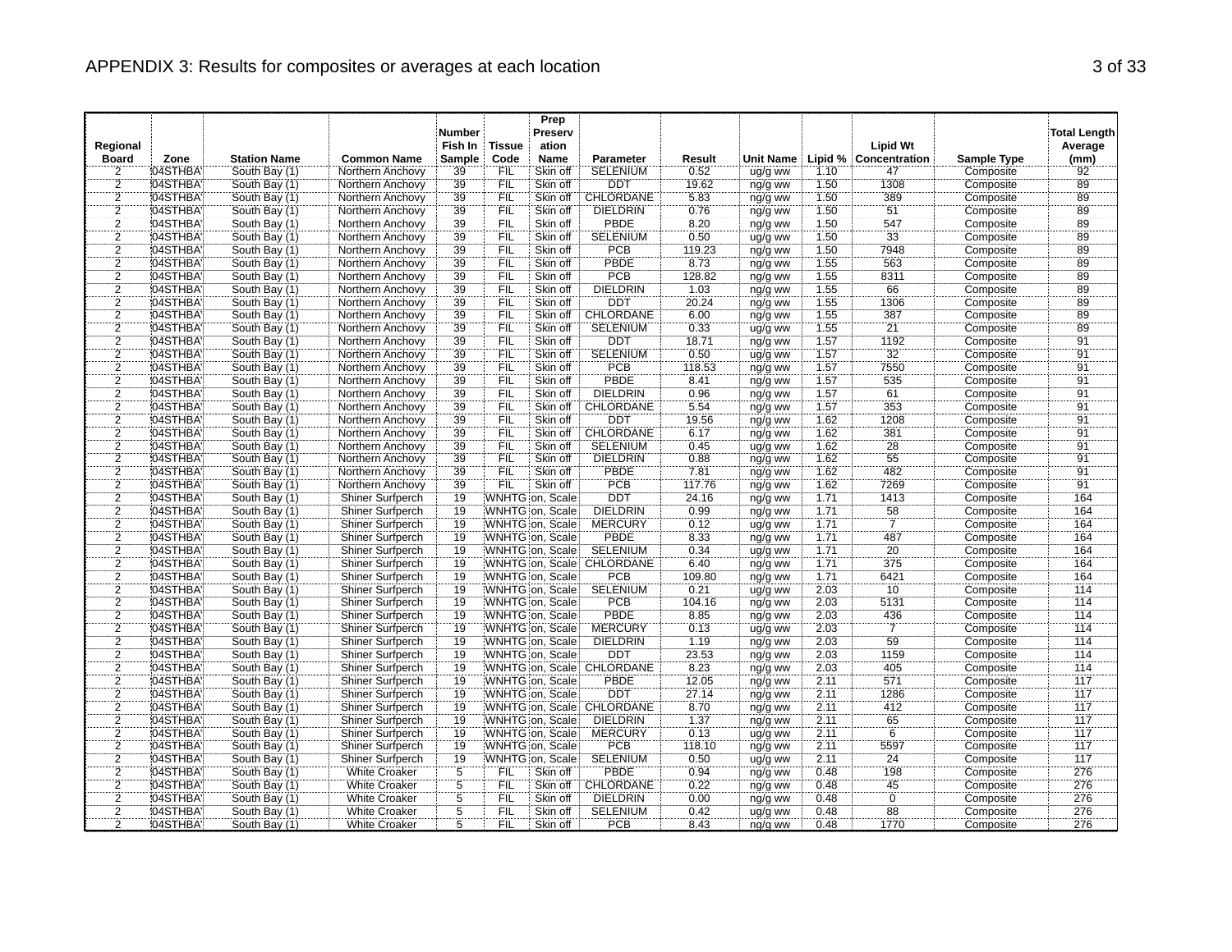# APPENDIX 3: Results for composites or averages at each location

| Regional Board | Zone | Station Name | Common Name | Number Fish In Sample | Tissue Code | Prep Preservation Name | Parameter | Result | Unit Name | Lipid % | Lipid Wt Concentration | Sample Type | Total Length Average (mm) |
|---|---|---|---|---|---|---|---|---|---|---|---|---|---|
| 2 | 04STHBA' | South Bay (1) | Northern Anchovy | 39 | FIL | Skin off | SELENIUM | 0.52 | ug/g ww | 1.10 | 47 | Composite | 92 |
| 2 | 04STHBA' | South Bay (1) | Northern Anchovy | 39 | FIL | Skin off | DDT | 19.62 | ng/g ww | 1.50 | 1308 | Composite | 89 |
| 2 | 04STHBA' | South Bay (1) | Northern Anchovy | 39 | FIL | Skin off | CHLORDANE | 5.83 | ng/g ww | 1.50 | 389 | Composite | 89 |
| 2 | 04STHBA' | South Bay (1) | Northern Anchovy | 39 | FIL | Skin off | DIELDRIN | 0.76 | ng/g ww | 1.50 | 51 | Composite | 89 |
| 2 | 04STHBA' | South Bay (1) | Northern Anchovy | 39 | FIL | Skin off | PBDE | 8.20 | ng/g ww | 1.50 | 547 | Composite | 89 |
| 2 | 04STHBA' | South Bay (1) | Northern Anchovy | 39 | FIL | Skin off | SELENIUM | 0.50 | ug/g ww | 1.50 | 33 | Composite | 89 |
| 2 | 04STHBA' | South Bay (1) | Northern Anchovy | 39 | FIL | Skin off | PCB | 119.23 | ng/g ww | 1.50 | 7948 | Composite | 89 |
| 2 | 04STHBA' | South Bay (1) | Northern Anchovy | 39 | FIL | Skin off | PBDE | 8.73 | ng/g ww | 1.55 | 563 | Composite | 89 |
| 2 | 04STHBA' | South Bay (1) | Northern Anchovy | 39 | FIL | Skin off | PCB | 128.82 | ng/g ww | 1.55 | 8311 | Composite | 89 |
| 2 | 04STHBA' | South Bay (1) | Northern Anchovy | 39 | FIL | Skin off | DIELDRIN | 1.03 | ng/g ww | 1.55 | 66 | Composite | 89 |
| 2 | 04STHBA' | South Bay (1) | Northern Anchovy | 39 | FIL | Skin off | DDT | 20.24 | ng/g ww | 1.55 | 1306 | Composite | 89 |
| 2 | 04STHBA' | South Bay (1) | Northern Anchovy | 39 | FIL | Skin off | CHLORDANE | 6.00 | ng/g ww | 1.55 | 387 | Composite | 89 |
| 2 | 04STHBA' | South Bay (1) | Northern Anchovy | 39 | FIL | Skin off | SELENIUM | 0.33 | ug/g ww | 1.55 | 21 | Composite | 89 |
| 2 | 04STHBA' | South Bay (1) | Northern Anchovy | 39 | FIL | Skin off | DDT | 18.71 | ng/g ww | 1.57 | 1192 | Composite | 91 |
| 2 | 04STHBA' | South Bay (1) | Northern Anchovy | 39 | FIL | Skin off | SELENIUM | 0.50 | ug/g ww | 1.57 | 32 | Composite | 91 |
| 2 | 04STHBA' | South Bay (1) | Northern Anchovy | 39 | FIL | Skin off | PCB | 118.53 | ng/g ww | 1.57 | 7550 | Composite | 91 |
| 2 | 04STHBA' | South Bay (1) | Northern Anchovy | 39 | FIL | Skin off | PBDE | 8.41 | ng/g ww | 1.57 | 535 | Composite | 91 |
| 2 | 04STHBA' | South Bay (1) | Northern Anchovy | 39 | FIL | Skin off | DIELDRIN | 0.96 | ng/g ww | 1.57 | 61 | Composite | 91 |
| 2 | 04STHBA' | South Bay (1) | Northern Anchovy | 39 | FIL | Skin off | CHLORDANE | 5.54 | ng/g ww | 1.57 | 353 | Composite | 91 |
| 2 | 04STHBA' | South Bay (1) | Northern Anchovy | 39 | FIL | Skin off | DDT | 19.56 | ng/g ww | 1.62 | 1208 | Composite | 91 |
| 2 | 04STHBA' | South Bay (1) | Northern Anchovy | 39 | FIL | Skin off | CHLORDANE | 6.17 | ng/g ww | 1.62 | 381 | Composite | 91 |
| 2 | 04STHBA' | South Bay (1) | Northern Anchovy | 39 | FIL | Skin off | SELENIUM | 0.45 | ug/g ww | 1.62 | 28 | Composite | 91 |
| 2 | 04STHBA' | South Bay (1) | Northern Anchovy | 39 | FIL | Skin off | DIELDRIN | 0.88 | ng/g ww | 1.62 | 55 | Composite | 91 |
| 2 | 04STHBA' | South Bay (1) | Northern Anchovy | 39 | FIL | Skin off | PBDE | 7.81 | ng/g ww | 1.62 | 482 | Composite | 91 |
| 2 | 04STHBA' | South Bay (1) | Northern Anchovy | 39 | FIL | Skin off | PCB | 117.76 | ng/g ww | 1.62 | 7269 | Composite | 91 |
| 2 | 04STHBA' | South Bay (1) | Shiner Surfperch | 19 | WNHTG | on, Scale | DDT | 24.16 | ng/g ww | 1.71 | 1413 | Composite | 164 |
| 2 | 04STHBA' | South Bay (1) | Shiner Surfperch | 19 | WNHTG | on, Scale | DIELDRIN | 0.99 | ng/g ww | 1.71 | 58 | Composite | 164 |
| 2 | 04STHBA' | South Bay (1) | Shiner Surfperch | 19 | WNHTG | on, Scale | MERCURY | 0.12 | ug/g ww | 1.71 | 7 | Composite | 164 |
| 2 | 04STHBA' | South Bay (1) | Shiner Surfperch | 19 | WNHTG | on, Scale | PBDE | 8.33 | ng/g ww | 1.71 | 487 | Composite | 164 |
| 2 | 04STHBA' | South Bay (1) | Shiner Surfperch | 19 | WNHTG | on, Scale | SELENIUM | 0.34 | ug/g ww | 1.71 | 20 | Composite | 164 |
| 2 | 04STHBA' | South Bay (1) | Shiner Surfperch | 19 | WNHTG | on, Scale | CHLORDANE | 6.40 | ng/g ww | 1.71 | 375 | Composite | 164 |
| 2 | 04STHBA' | South Bay (1) | Shiner Surfperch | 19 | WNHTG | on, Scale | PCB | 109.80 | ng/g ww | 1.71 | 6421 | Composite | 164 |
| 2 | 04STHBA' | South Bay (1) | Shiner Surfperch | 19 | WNHTG | on, Scale | SELENIUM | 0.21 | ug/g ww | 2.03 | 10 | Composite | 114 |
| 2 | 04STHBA' | South Bay (1) | Shiner Surfperch | 19 | WNHTG | on, Scale | PCB | 104.16 | ng/g ww | 2.03 | 5131 | Composite | 114 |
| 2 | 04STHBA' | South Bay (1) | Shiner Surfperch | 19 | WNHTG | on, Scale | PBDE | 8.85 | ng/g ww | 2.03 | 436 | Composite | 114 |
| 2 | 04STHBA' | South Bay (1) | Shiner Surfperch | 19 | WNHTG | on, Scale | MERCURY | 0.13 | ug/g ww | 2.03 | 7 | Composite | 114 |
| 2 | 04STHBA' | South Bay (1) | Shiner Surfperch | 19 | WNHTG | on, Scale | DIELDRIN | 1.19 | ng/g ww | 2.03 | 59 | Composite | 114 |
| 2 | 04STHBA' | South Bay (1) | Shiner Surfperch | 19 | WNHTG | on, Scale | DDT | 23.53 | ng/g ww | 2.03 | 1159 | Composite | 114 |
| 2 | 04STHBA' | South Bay (1) | Shiner Surfperch | 19 | WNHTG | on, Scale | CHLORDANE | 8.23 | ng/g ww | 2.03 | 405 | Composite | 114 |
| 2 | 04STHBA' | South Bay (1) | Shiner Surfperch | 19 | WNHTG | on, Scale | PBDE | 12.05 | ng/g ww | 2.11 | 571 | Composite | 117 |
| 2 | 04STHBA' | South Bay (1) | Shiner Surfperch | 19 | WNHTG | on, Scale | DDT | 27.14 | ng/g ww | 2.11 | 1286 | Composite | 117 |
| 2 | 04STHBA' | South Bay (1) | Shiner Surfperch | 19 | WNHTG | on, Scale | CHLORDANE | 8.70 | ng/g ww | 2.11 | 412 | Composite | 117 |
| 2 | 04STHBA' | South Bay (1) | Shiner Surfperch | 19 | WNHTG | on, Scale | DIELDRIN | 1.37 | ng/g ww | 2.11 | 65 | Composite | 117 |
| 2 | 04STHBA' | South Bay (1) | Shiner Surfperch | 19 | WNHTG | on, Scale | MERCURY | 0.13 | ug/g ww | 2.11 | 6 | Composite | 117 |
| 2 | 04STHBA' | South Bay (1) | Shiner Surfperch | 19 | WNHTG | on, Scale | PCB | 118.10 | ng/g ww | 2.11 | 5597 | Composite | 117 |
| 2 | 04STHBA' | South Bay (1) | Shiner Surfperch | 19 | WNHTG | on, Scale | SELENIUM | 0.50 | ug/g ww | 2.11 | 24 | Composite | 117 |
| 2 | 04STHBA' | South Bay (1) | White Croaker | 5 | FIL | Skin off | PBDE | 0.94 | ng/g ww | 0.48 | 198 | Composite | 276 |
| 2 | 04STHBA' | South Bay (1) | White Croaker | 5 | FIL | Skin off | CHLORDANE | 0.22 | ng/g ww | 0.48 | 45 | Composite | 276 |
| 2 | 04STHBA' | South Bay (1) | White Croaker | 5 | FIL | Skin off | DIELDRIN | 0.00 | ng/g ww | 0.48 | 0 | Composite | 276 |
| 2 | 04STHBA' | South Bay (1) | White Croaker | 5 | FIL | Skin off | SELENIUM | 0.42 | ug/g ww | 0.48 | 88 | Composite | 276 |
| 2 | 04STHBA' | South Bay (1) | White Croaker | 5 | FIL | Skin off | PCB | 8.43 | ng/g ww | 0.48 | 1770 | Composite | 276 |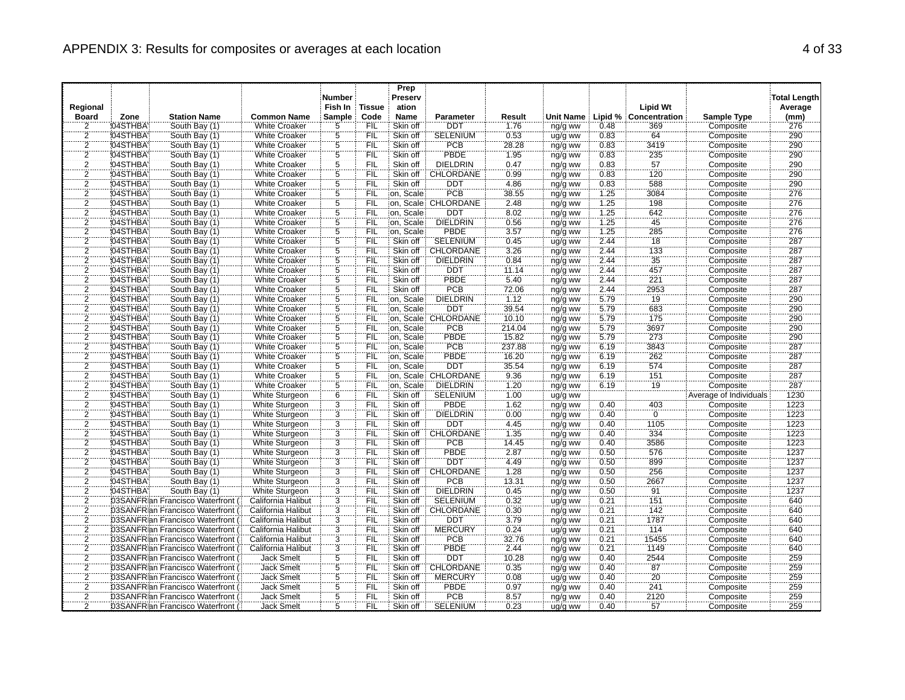# APPENDIX 3: Results for composites or averages at each location

| Regional Board | Zone | Station Name | Common Name | Number Fish In Sample | Tissue Code | Prep Preservation Name | Parameter | Result | Unit Name | Lipid % | Lipid Wt Concentration | Sample Type | Total Length Average (mm) |
|---|---|---|---|---|---|---|---|---|---|---|---|---|---|
| 2 | 04STHBAY | South Bay (1) | White Croaker | 5 | FIL | Skin off | DDT | 1.76 | ng/g ww | 0.48 | 369 | Composite | 276 |
| 2 | 04STHBAY | South Bay (1) | White Croaker | 5 | FIL | Skin off | SELENIUM | 0.53 | ug/g ww | 0.83 | 64 | Composite | 290 |
| 2 | 04STHBAY | South Bay (1) | White Croaker | 5 | FIL | Skin off | PCB | 28.28 | ng/g ww | 0.83 | 3419 | Composite | 290 |
| 2 | 04STHBAY | South Bay (1) | White Croaker | 5 | FIL | Skin off | PBDE | 1.95 | ng/g ww | 0.83 | 235 | Composite | 290 |
| 2 | 04STHBAY | South Bay (1) | White Croaker | 5 | FIL | Skin off | DIELDRIN | 0.47 | ng/g ww | 0.83 | 57 | Composite | 290 |
| 2 | 04STHBAY | South Bay (1) | White Croaker | 5 | FIL | Skin off | CHLORDANE | 0.99 | ng/g ww | 0.83 | 120 | Composite | 290 |
| 2 | 04STHBAY | South Bay (1) | White Croaker | 5 | FIL | Skin off | DDT | 4.86 | ng/g ww | 0.83 | 588 | Composite | 290 |
| 2 | 04STHBAY | South Bay (1) | White Croaker | 5 | FIL | on, Scale | PCB | 38.55 | ng/g ww | 1.25 | 3084 | Composite | 276 |
| 2 | 04STHBAY | South Bay (1) | White Croaker | 5 | FIL | on, Scale | CHLORDANE | 2.48 | ng/g ww | 1.25 | 198 | Composite | 276 |
| 2 | 04STHBAY | South Bay (1) | White Croaker | 5 | FIL | on, Scale | DDT | 8.02 | ng/g ww | 1.25 | 642 | Composite | 276 |
| 2 | 04STHBAY | South Bay (1) | White Croaker | 5 | FIL | on, Scale | DIELDRIN | 0.56 | ng/g ww | 1.25 | 45 | Composite | 276 |
| 2 | 04STHBAY | South Bay (1) | White Croaker | 5 | FIL | on, Scale | PBDE | 3.57 | ng/g ww | 1.25 | 285 | Composite | 276 |
| 2 | 04STHBAY | South Bay (1) | White Croaker | 5 | FIL | Skin off | SELENIUM | 0.45 | ug/g ww | 2.44 | 18 | Composite | 287 |
| 2 | 04STHBAY | South Bay (1) | White Croaker | 5 | FIL | Skin off | CHLORDANE | 3.26 | ng/g ww | 2.44 | 133 | Composite | 287 |
| 2 | 04STHBAY | South Bay (1) | White Croaker | 5 | FIL | Skin off | DIELDRIN | 0.84 | ng/g ww | 2.44 | 35 | Composite | 287 |
| 2 | 04STHBAY | South Bay (1) | White Croaker | 5 | FIL | Skin off | DDT | 11.14 | ng/g ww | 2.44 | 457 | Composite | 287 |
| 2 | 04STHBAY | South Bay (1) | White Croaker | 5 | FIL | Skin off | PBDE | 5.40 | ng/g ww | 2.44 | 221 | Composite | 287 |
| 2 | 04STHBAY | South Bay (1) | White Croaker | 5 | FIL | Skin off | PCB | 72.06 | ng/g ww | 2.44 | 2953 | Composite | 287 |
| 2 | 04STHBAY | South Bay (1) | White Croaker | 5 | FIL | on, Scale | DIELDRIN | 1.12 | ng/g ww | 5.79 | 19 | Composite | 290 |
| 2 | 04STHBAY | South Bay (1) | White Croaker | 5 | FIL | on, Scale | DDT | 39.54 | ng/g ww | 5.79 | 683 | Composite | 290 |
| 2 | 04STHBAY | South Bay (1) | White Croaker | 5 | FIL | on, Scale | CHLORDANE | 10.10 | ng/g ww | 5.79 | 175 | Composite | 290 |
| 2 | 04STHBAY | South Bay (1) | White Croaker | 5 | FIL | on, Scale | PCB | 214.04 | ng/g ww | 5.79 | 3697 | Composite | 290 |
| 2 | 04STHBAY | South Bay (1) | White Croaker | 5 | FIL | on, Scale | PBDE | 15.82 | ng/g ww | 5.79 | 273 | Composite | 290 |
| 2 | 04STHBAY | South Bay (1) | White Croaker | 5 | FIL | on, Scale | PCB | 237.88 | ng/g ww | 6.19 | 3843 | Composite | 287 |
| 2 | 04STHBAY | South Bay (1) | White Croaker | 5 | FIL | on, Scale | PBDE | 16.20 | ng/g ww | 6.19 | 262 | Composite | 287 |
| 2 | 04STHBAY | South Bay (1) | White Croaker | 5 | FIL | on, Scale | DDT | 35.54 | ng/g ww | 6.19 | 574 | Composite | 287 |
| 2 | 04STHBAY | South Bay (1) | White Croaker | 5 | FIL | on, Scale | CHLORDANE | 9.36 | ng/g ww | 6.19 | 151 | Composite | 287 |
| 2 | 04STHBAY | South Bay (1) | White Croaker | 5 | FIL | on, Scale | DIELDRIN | 1.20 | ng/g ww | 6.19 | 19 | Composite | 287 |
| 2 | 04STHBAY | South Bay (1) | White Sturgeon | 6 | FIL | Skin off | SELENIUM | 1.00 | ug/g ww | | | Average of Individuals | 1230 |
| 2 | 04STHBAY | South Bay (1) | White Sturgeon | 3 | FIL | Skin off | PBDE | 1.62 | ng/g ww | 0.40 | 403 | Composite | 1223 |
| 2 | 04STHBAY | South Bay (1) | White Sturgeon | 3 | FIL | Skin off | DIELDRIN | 0.00 | ng/g ww | 0.40 | 0 | Composite | 1223 |
| 2 | 04STHBAY | South Bay (1) | White Sturgeon | 3 | FIL | Skin off | DDT | 4.45 | ng/g ww | 0.40 | 1105 | Composite | 1223 |
| 2 | 04STHBAY | South Bay (1) | White Sturgeon | 3 | FIL | Skin off | CHLORDANE | 1.35 | ng/g ww | 0.40 | 334 | Composite | 1223 |
| 2 | 04STHBAY | South Bay (1) | White Sturgeon | 3 | FIL | Skin off | PCB | 14.45 | ng/g ww | 0.40 | 3586 | Composite | 1223 |
| 2 | 04STHBAY | South Bay (1) | White Sturgeon | 3 | FIL | Skin off | PBDE | 2.87 | ng/g ww | 0.50 | 576 | Composite | 1237 |
| 2 | 04STHBAY | South Bay (1) | White Sturgeon | 3 | FIL | Skin off | DDT | 4.49 | ng/g ww | 0.50 | 899 | Composite | 1237 |
| 2 | 04STHBAY | South Bay (1) | White Sturgeon | 3 | FIL | Skin off | CHLORDANE | 1.28 | ng/g ww | 0.50 | 256 | Composite | 1237 |
| 2 | 04STHBAY | South Bay (1) | White Sturgeon | 3 | FIL | Skin off | PCB | 13.31 | ng/g ww | 0.50 | 2667 | Composite | 1237 |
| 2 | 04STHBAY | South Bay (1) | White Sturgeon | 3 | FIL | Skin off | DIELDRIN | 0.45 | ng/g ww | 0.50 | 91 | Composite | 1237 |
| 2 | 03SANFRAN | San Francisco Waterfront ( | California Halibut | 3 | FIL | Skin off | SELENIUM | 0.32 | ug/g ww | 0.21 | 151 | Composite | 640 |
| 2 | 03SANFRAN | San Francisco Waterfront ( | California Halibut | 3 | FIL | Skin off | CHLORDANE | 0.30 | ng/g ww | 0.21 | 142 | Composite | 640 |
| 2 | 03SANFRAN | San Francisco Waterfront ( | California Halibut | 3 | FIL | Skin off | DDT | 3.79 | ng/g ww | 0.21 | 1787 | Composite | 640 |
| 2 | 03SANFRAN | San Francisco Waterfront ( | California Halibut | 3 | FIL | Skin off | MERCURY | 0.24 | ug/g ww | 0.21 | 114 | Composite | 640 |
| 2 | 03SANFRAN | San Francisco Waterfront ( | California Halibut | 3 | FIL | Skin off | PCB | 32.76 | ng/g ww | 0.21 | 15455 | Composite | 640 |
| 2 | 03SANFRAN | San Francisco Waterfront ( | California Halibut | 3 | FIL | Skin off | PBDE | 2.44 | ng/g ww | 0.21 | 1149 | Composite | 640 |
| 2 | 03SANFRAN | San Francisco Waterfront ( | Jack Smelt | 5 | FIL | Skin off | DDT | 10.28 | ng/g ww | 0.40 | 2544 | Composite | 259 |
| 2 | 03SANFRAN | San Francisco Waterfront ( | Jack Smelt | 5 | FIL | Skin off | CHLORDANE | 0.35 | ng/g ww | 0.40 | 87 | Composite | 259 |
| 2 | 03SANFRAN | San Francisco Waterfront ( | Jack Smelt | 5 | FIL | Skin off | MERCURY | 0.08 | ug/g ww | 0.40 | 20 | Composite | 259 |
| 2 | 03SANFRAN | San Francisco Waterfront ( | Jack Smelt | 5 | FIL | Skin off | PBDE | 0.97 | ng/g ww | 0.40 | 241 | Composite | 259 |
| 2 | 03SANFRAN | San Francisco Waterfront ( | Jack Smelt | 5 | FIL | Skin off | PCB | 8.57 | ng/g ww | 0.40 | 2120 | Composite | 259 |
| 2 | 03SANFRAN | San Francisco Waterfront ( | Jack Smelt | 5 | FIL | Skin off | SELENIUM | 0.23 | ug/g ww | 0.40 | 57 | Composite | 259 |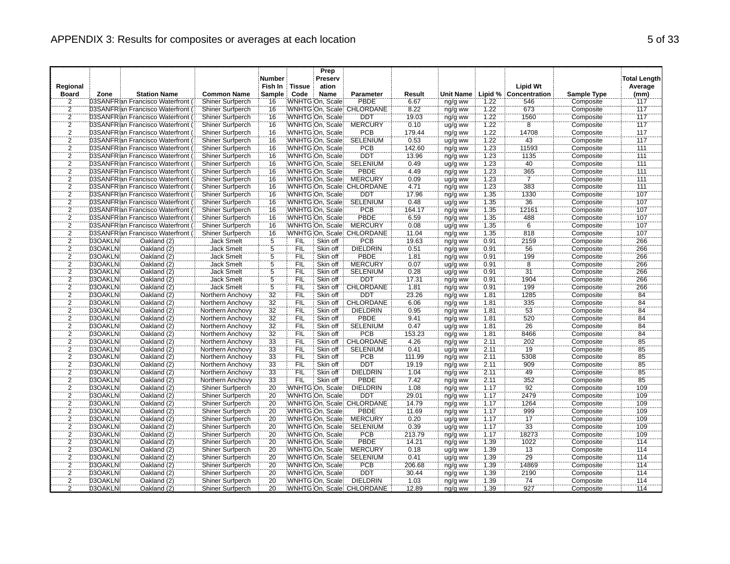# APPENDIX 3: Results for composites or averages at each location

| Regional Board | Zone | Station Name | Common Name | Number Fish In Sample | Tissue Code | Prep Preservation Name | Parameter | Result | Unit Name | Lipid % | Lipid Wt Concentration | Sample Type | Total Length Average (mm) |
|---|---|---|---|---|---|---|---|---|---|---|---|---|---|
| 2 | 03SANFR | San Francisco Waterfront ( | Shiner Surfperch | 16 | WNHTG | On, Scale | PBDE | 6.67 | ng/g ww | 1.22 | 546 | Composite | 117 |
| 2 | 03SANFR | San Francisco Waterfront ( | Shiner Surfperch | 16 | WNHTG | On, Scale | CHLORDANE | 8.22 | ng/g ww | 1.22 | 673 | Composite | 117 |
| 2 | 03SANFR | San Francisco Waterfront ( | Shiner Surfperch | 16 | WNHTG | On, Scale | DDT | 19.03 | ng/g ww | 1.22 | 1560 | Composite | 117 |
| 2 | 03SANFR | San Francisco Waterfront ( | Shiner Surfperch | 16 | WNHTG | On, Scale | MERCURY | 0.10 | ug/g ww | 1.22 | 8 | Composite | 117 |
| 2 | 03SANFR | San Francisco Waterfront ( | Shiner Surfperch | 16 | WNHTG | On, Scale | PCB | 179.44 | ng/g ww | 1.22 | 14708 | Composite | 117 |
| 2 | 03SANFR | San Francisco Waterfront ( | Shiner Surfperch | 16 | WNHTG | On, Scale | SELENIUM | 0.53 | ug/g ww | 1.22 | 43 | Composite | 117 |
| 2 | 03SANFR | San Francisco Waterfront ( | Shiner Surfperch | 16 | WNHTG | On, Scale | PCB | 142.60 | ng/g ww | 1.23 | 11593 | Composite | 111 |
| 2 | 03SANFR | San Francisco Waterfront ( | Shiner Surfperch | 16 | WNHTG | On, Scale | DDT | 13.96 | ng/g ww | 1.23 | 1135 | Composite | 111 |
| 2 | 03SANFR | San Francisco Waterfront ( | Shiner Surfperch | 16 | WNHTG | On, Scale | SELENIUM | 0.49 | ug/g ww | 1.23 | 40 | Composite | 111 |
| 2 | 03SANFR | San Francisco Waterfront ( | Shiner Surfperch | 16 | WNHTG | On, Scale | PBDE | 4.49 | ng/g ww | 1.23 | 365 | Composite | 111 |
| 2 | 03SANFR | San Francisco Waterfront ( | Shiner Surfperch | 16 | WNHTG | On, Scale | MERCURY | 0.09 | ug/g ww | 1.23 | 7 | Composite | 111 |
| 2 | 03SANFR | San Francisco Waterfront ( | Shiner Surfperch | 16 | WNHTG | On, Scale | CHLORDANE | 4.71 | ng/g ww | 1.23 | 383 | Composite | 111 |
| 2 | 03SANFR | San Francisco Waterfront ( | Shiner Surfperch | 16 | WNHTG | On, Scale | DDT | 17.96 | ng/g ww | 1.35 | 1330 | Composite | 107 |
| 2 | 03SANFR | San Francisco Waterfront ( | Shiner Surfperch | 16 | WNHTG | On, Scale | SELENIUM | 0.48 | ug/g ww | 1.35 | 36 | Composite | 107 |
| 2 | 03SANFR | San Francisco Waterfront ( | Shiner Surfperch | 16 | WNHTG | On, Scale | PCB | 164.17 | ng/g ww | 1.35 | 12161 | Composite | 107 |
| 2 | 03SANFR | San Francisco Waterfront ( | Shiner Surfperch | 16 | WNHTG | On, Scale | PBDE | 6.59 | ng/g ww | 1.35 | 488 | Composite | 107 |
| 2 | 03SANFR | San Francisco Waterfront ( | Shiner Surfperch | 16 | WNHTG | On, Scale | MERCURY | 0.08 | ug/g ww | 1.35 | 6 | Composite | 107 |
| 2 | 03SANFR | San Francisco Waterfront ( | Shiner Surfperch | 16 | WNHTG | On, Scale | CHLORDANE | 11.04 | ng/g ww | 1.35 | 818 | Composite | 107 |
| 2 | 03OAKLN | Oakland (2) | Jack Smelt | 5 | FIL | Skin off | PCB | 19.63 | ng/g ww | 0.91 | 2159 | Composite | 266 |
| 2 | 03OAKLN | Oakland (2) | Jack Smelt | 5 | FIL | Skin off | DIELDRIN | 0.51 | ng/g ww | 0.91 | 56 | Composite | 266 |
| 2 | 03OAKLN | Oakland (2) | Jack Smelt | 5 | FIL | Skin off | PBDE | 1.81 | ng/g ww | 0.91 | 199 | Composite | 266 |
| 2 | 03OAKLN | Oakland (2) | Jack Smelt | 5 | FIL | Skin off | MERCURY | 0.07 | ug/g ww | 0.91 | 8 | Composite | 266 |
| 2 | 03OAKLN | Oakland (2) | Jack Smelt | 5 | FIL | Skin off | SELENIUM | 0.28 | ug/g ww | 0.91 | 31 | Composite | 266 |
| 2 | 03OAKLN | Oakland (2) | Jack Smelt | 5 | FIL | Skin off | DDT | 17.31 | ng/g ww | 0.91 | 1904 | Composite | 266 |
| 2 | 03OAKLN | Oakland (2) | Jack Smelt | 5 | FIL | Skin off | CHLORDANE | 1.81 | ng/g ww | 0.91 | 199 | Composite | 266 |
| 2 | 03OAKLN | Oakland (2) | Northern Anchovy | 32 | FIL | Skin off | DDT | 23.26 | ng/g ww | 1.81 | 1285 | Composite | 84 |
| 2 | 03OAKLN | Oakland (2) | Northern Anchovy | 32 | FIL | Skin off | CHLORDANE | 6.06 | ng/g ww | 1.81 | 335 | Composite | 84 |
| 2 | 03OAKLN | Oakland (2) | Northern Anchovy | 32 | FIL | Skin off | DIELDRIN | 0.95 | ng/g ww | 1.81 | 53 | Composite | 84 |
| 2 | 03OAKLN | Oakland (2) | Northern Anchovy | 32 | FIL | Skin off | PBDE | 9.41 | ng/g ww | 1.81 | 520 | Composite | 84 |
| 2 | 03OAKLN | Oakland (2) | Northern Anchovy | 32 | FIL | Skin off | SELENIUM | 0.47 | ug/g ww | 1.81 | 26 | Composite | 84 |
| 2 | 03OAKLN | Oakland (2) | Northern Anchovy | 32 | FIL | Skin off | PCB | 153.23 | ng/g ww | 1.81 | 8466 | Composite | 84 |
| 2 | 03OAKLN | Oakland (2) | Northern Anchovy | 33 | FIL | Skin off | CHLORDANE | 4.26 | ng/g ww | 2.11 | 202 | Composite | 85 |
| 2 | 03OAKLN | Oakland (2) | Northern Anchovy | 33 | FIL | Skin off | SELENIUM | 0.41 | ug/g ww | 2.11 | 19 | Composite | 85 |
| 2 | 03OAKLN | Oakland (2) | Northern Anchovy | 33 | FIL | Skin off | PCB | 111.99 | ng/g ww | 2.11 | 5308 | Composite | 85 |
| 2 | 03OAKLN | Oakland (2) | Northern Anchovy | 33 | FIL | Skin off | DDT | 19.19 | ng/g ww | 2.11 | 909 | Composite | 85 |
| 2 | 03OAKLN | Oakland (2) | Northern Anchovy | 33 | FIL | Skin off | DIELDRIN | 1.04 | ng/g ww | 2.11 | 49 | Composite | 85 |
| 2 | 03OAKLN | Oakland (2) | Northern Anchovy | 33 | FIL | Skin off | PBDE | 7.42 | ng/g ww | 2.11 | 352 | Composite | 85 |
| 2 | 03OAKLN | Oakland (2) | Shiner Surfperch | 20 | WNHTG | On, Scale | DIELDRIN | 1.08 | ng/g ww | 1.17 | 92 | Composite | 109 |
| 2 | 03OAKLN | Oakland (2) | Shiner Surfperch | 20 | WNHTG | On, Scale | DDT | 29.01 | ng/g ww | 1.17 | 2479 | Composite | 109 |
| 2 | 03OAKLN | Oakland (2) | Shiner Surfperch | 20 | WNHTG | On, Scale | CHLORDANE | 14.79 | ng/g ww | 1.17 | 1264 | Composite | 109 |
| 2 | 03OAKLN | Oakland (2) | Shiner Surfperch | 20 | WNHTG | On, Scale | PBDE | 11.69 | ng/g ww | 1.17 | 999 | Composite | 109 |
| 2 | 03OAKLN | Oakland (2) | Shiner Surfperch | 20 | WNHTG | On, Scale | MERCURY | 0.20 | ug/g ww | 1.17 | 17 | Composite | 109 |
| 2 | 03OAKLN | Oakland (2) | Shiner Surfperch | 20 | WNHTG | On, Scale | SELENIUM | 0.39 | ug/g ww | 1.17 | 33 | Composite | 109 |
| 2 | 03OAKLN | Oakland (2) | Shiner Surfperch | 20 | WNHTG | On, Scale | PCB | 213.79 | ng/g ww | 1.17 | 18273 | Composite | 109 |
| 2 | 03OAKLN | Oakland (2) | Shiner Surfperch | 20 | WNHTG | On, Scale | PBDE | 14.21 | ng/g ww | 1.39 | 1022 | Composite | 114 |
| 2 | 03OAKLN | Oakland (2) | Shiner Surfperch | 20 | WNHTG | On, Scale | MERCURY | 0.18 | ug/g ww | 1.39 | 13 | Composite | 114 |
| 2 | 03OAKLN | Oakland (2) | Shiner Surfperch | 20 | WNHTG | On, Scale | SELENIUM | 0.41 | ug/g ww | 1.39 | 29 | Composite | 114 |
| 2 | 03OAKLN | Oakland (2) | Shiner Surfperch | 20 | WNHTG | On, Scale | PCB | 206.68 | ng/g ww | 1.39 | 14869 | Composite | 114 |
| 2 | 03OAKLN | Oakland (2) | Shiner Surfperch | 20 | WNHTG | On, Scale | DDT | 30.44 | ng/g ww | 1.39 | 2190 | Composite | 114 |
| 2 | 03OAKLN | Oakland (2) | Shiner Surfperch | 20 | WNHTG | On, Scale | DIELDRIN | 1.03 | ng/g ww | 1.39 | 74 | Composite | 114 |
| 2 | 03OAKLN | Oakland (2) | Shiner Surfperch | 20 | WNHTG | On, Scale | CHLORDANE | 12.89 | ng/g ww | 1.39 | 927 | Composite | 114 |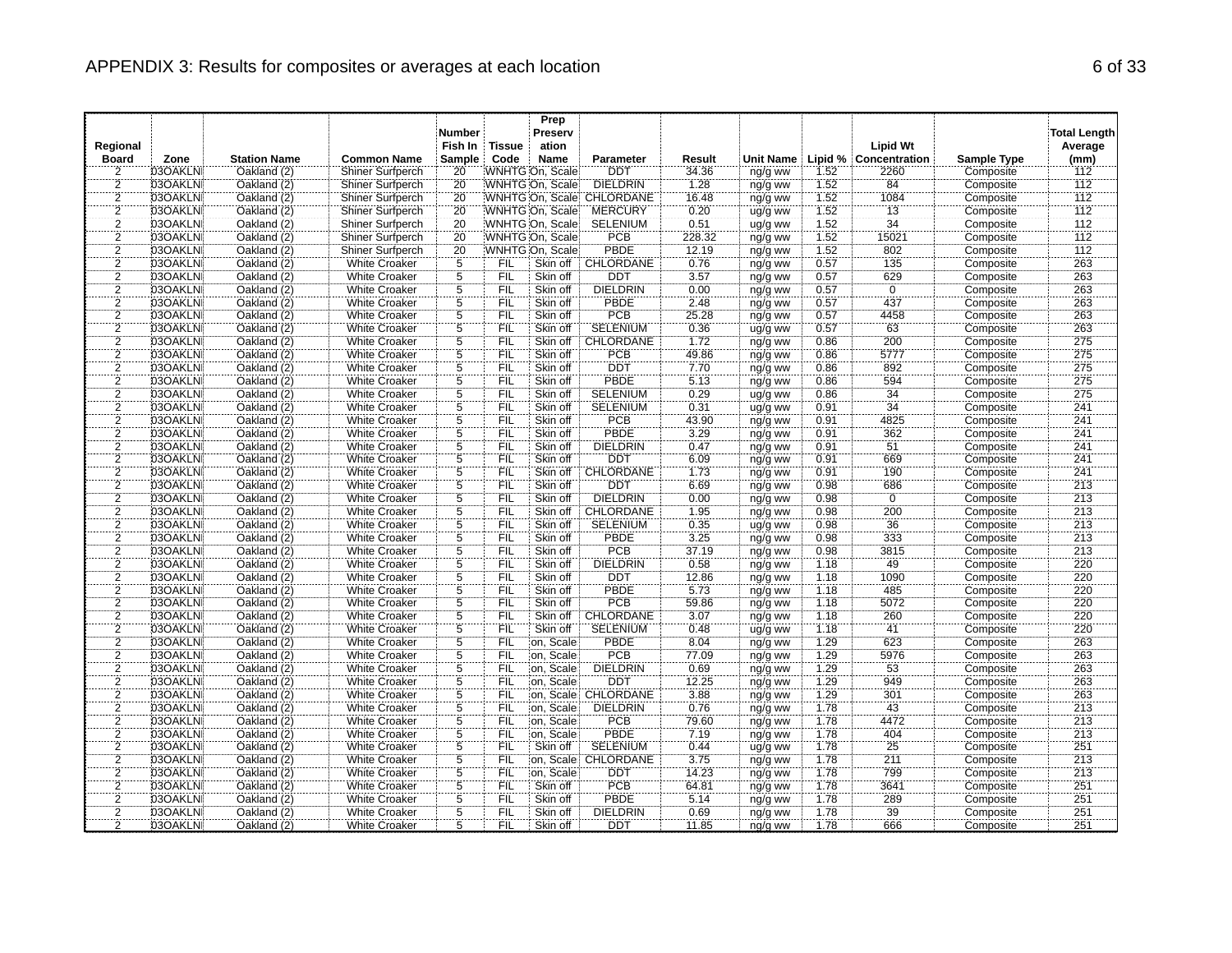APPENDIX 3: Results for composites or averages at each location

| Regional Board | Zone | Station Name | Common Name | Number Fish In Sample | Tissue Code | Prep Preservation Name | Parameter | Result | Unit Name | Lipid % | Lipid Wt Concentration | Sample Type | Total Length Average (mm) |
|---|---|---|---|---|---|---|---|---|---|---|---|---|---|
| 2 | 03OAKLNI | Oakland (2) | Shiner Surfperch | 20 | WNHTG | On, Scale | DDT | 34.36 | ng/g ww | 1.52 | 2260 | Composite | 112 |
| 2 | 03OAKLNI | Oakland (2) | Shiner Surfperch | 20 | WNHTG | On, Scale | DIELDRIN | 1.28 | ng/g ww | 1.52 | 84 | Composite | 112 |
| 2 | 03OAKLNI | Oakland (2) | Shiner Surfperch | 20 | WNHTG | On, Scale | CHLORDANE | 16.48 | ng/g ww | 1.52 | 1084 | Composite | 112 |
| 2 | 03OAKLNI | Oakland (2) | Shiner Surfperch | 20 | WNHTG | On, Scale | MERCURY | 0.20 | ug/g ww | 1.52 | 13 | Composite | 112 |
| 2 | 03OAKLNI | Oakland (2) | Shiner Surfperch | 20 | WNHTG | On, Scale | SELENIUM | 0.51 | ug/g ww | 1.52 | 34 | Composite | 112 |
| 2 | 03OAKLNI | Oakland (2) | Shiner Surfperch | 20 | WNHTG | On, Scale | PCB | 228.32 | ng/g ww | 1.52 | 15021 | Composite | 112 |
| 2 | 03OAKLNI | Oakland (2) | Shiner Surfperch | 20 | WNHTG | On, Scale | PBDE | 12.19 | ng/g ww | 1.52 | 802 | Composite | 112 |
| 2 | 03OAKLNI | Oakland (2) | White Croaker | 5 | FIL | Skin off | CHLORDANE | 0.76 | ng/g ww | 0.57 | 135 | Composite | 263 |
| 2 | 03OAKLNI | Oakland (2) | White Croaker | 5 | FIL | Skin off | DDT | 3.57 | ng/g ww | 0.57 | 629 | Composite | 263 |
| 2 | 03OAKLNI | Oakland (2) | White Croaker | 5 | FIL | Skin off | DIELDRIN | 0.00 | ng/g ww | 0.57 | 0 | Composite | 263 |
| 2 | 03OAKLNI | Oakland (2) | White Croaker | 5 | FIL | Skin off | PBDE | 2.48 | ng/g ww | 0.57 | 437 | Composite | 263 |
| 2 | 03OAKLNI | Oakland (2) | White Croaker | 5 | FIL | Skin off | PCB | 25.28 | ng/g ww | 0.57 | 4458 | Composite | 263 |
| 2 | 03OAKLNI | Oakland (2) | White Croaker | 5 | FIL | Skin off | SELENIUM | 0.36 | ug/g ww | 0.57 | 63 | Composite | 263 |
| 2 | 03OAKLNI | Oakland (2) | White Croaker | 5 | FIL | Skin off | CHLORDANE | 1.72 | ng/g ww | 0.86 | 200 | Composite | 275 |
| 2 | 03OAKLNI | Oakland (2) | White Croaker | 5 | FIL | Skin off | PCB | 49.86 | ng/g ww | 0.86 | 5777 | Composite | 275 |
| 2 | 03OAKLNI | Oakland (2) | White Croaker | 5 | FIL | Skin off | DDT | 7.70 | ng/g ww | 0.86 | 892 | Composite | 275 |
| 2 | 03OAKLNI | Oakland (2) | White Croaker | 5 | FIL | Skin off | PBDE | 5.13 | ng/g ww | 0.86 | 594 | Composite | 275 |
| 2 | 03OAKLNI | Oakland (2) | White Croaker | 5 | FIL | Skin off | SELENIUM | 0.29 | ug/g ww | 0.86 | 34 | Composite | 275 |
| 2 | 03OAKLNI | Oakland (2) | White Croaker | 5 | FIL | Skin off | SELENIUM | 0.31 | ug/g ww | 0.91 | 34 | Composite | 241 |
| 2 | 03OAKLNI | Oakland (2) | White Croaker | 5 | FIL | Skin off | PCB | 43.90 | ng/g ww | 0.91 | 4825 | Composite | 241 |
| 2 | 03OAKLNI | Oakland (2) | White Croaker | 5 | FIL | Skin off | PBDE | 3.29 | ng/g ww | 0.91 | 362 | Composite | 241 |
| 2 | 03OAKLNI | Oakland (2) | White Croaker | 5 | FIL | Skin off | DIELDRIN | 0.47 | ng/g ww | 0.91 | 51 | Composite | 241 |
| 2 | 03OAKLNI | Oakland (2) | White Croaker | 5 | FIL | Skin off | DDT | 6.09 | ng/g ww | 0.91 | 669 | Composite | 241 |
| 2 | 03OAKLNI | Oakland (2) | White Croaker | 5 | FIL | Skin off | CHLORDANE | 1.73 | ng/g ww | 0.91 | 190 | Composite | 241 |
| 2 | 03OAKLNI | Oakland (2) | White Croaker | 5 | FIL | Skin off | DDT | 6.69 | ng/g ww | 0.98 | 686 | Composite | 213 |
| 2 | 03OAKLNI | Oakland (2) | White Croaker | 5 | FIL | Skin off | DIELDRIN | 0.00 | ng/g ww | 0.98 | 0 | Composite | 213 |
| 2 | 03OAKLNI | Oakland (2) | White Croaker | 5 | FIL | Skin off | CHLORDANE | 1.95 | ng/g ww | 0.98 | 200 | Composite | 213 |
| 2 | 03OAKLNI | Oakland (2) | White Croaker | 5 | FIL | Skin off | SELENIUM | 0.35 | ug/g ww | 0.98 | 36 | Composite | 213 |
| 2 | 03OAKLNI | Oakland (2) | White Croaker | 5 | FIL | Skin off | PBDE | 3.25 | ng/g ww | 0.98 | 333 | Composite | 213 |
| 2 | 03OAKLNI | Oakland (2) | White Croaker | 5 | FIL | Skin off | PCB | 37.19 | ng/g ww | 0.98 | 3815 | Composite | 213 |
| 2 | 03OAKLNI | Oakland (2) | White Croaker | 5 | FIL | Skin off | DIELDRIN | 0.58 | ng/g ww | 1.18 | 49 | Composite | 220 |
| 2 | 03OAKLNI | Oakland (2) | White Croaker | 5 | FIL | Skin off | DDT | 12.86 | ng/g ww | 1.18 | 1090 | Composite | 220 |
| 2 | 03OAKLNI | Oakland (2) | White Croaker | 5 | FIL | Skin off | PBDE | 5.73 | ng/g ww | 1.18 | 485 | Composite | 220 |
| 2 | 03OAKLNI | Oakland (2) | White Croaker | 5 | FIL | Skin off | PCB | 59.86 | ng/g ww | 1.18 | 5072 | Composite | 220 |
| 2 | 03OAKLNI | Oakland (2) | White Croaker | 5 | FIL | Skin off | CHLORDANE | 3.07 | ng/g ww | 1.18 | 260 | Composite | 220 |
| 2 | 03OAKLNI | Oakland (2) | White Croaker | 5 | FIL | Skin off | SELENIUM | 0.48 | ug/g ww | 1.18 | 41 | Composite | 220 |
| 2 | 03OAKLNI | Oakland (2) | White Croaker | 5 | FIL | on, Scale | PBDE | 8.04 | ng/g ww | 1.29 | 623 | Composite | 263 |
| 2 | 03OAKLNI | Oakland (2) | White Croaker | 5 | FIL | on, Scale | PCB | 77.09 | ng/g ww | 1.29 | 5976 | Composite | 263 |
| 2 | 03OAKLNI | Oakland (2) | White Croaker | 5 | FIL | on, Scale | DIELDRIN | 0.69 | ng/g ww | 1.29 | 53 | Composite | 263 |
| 2 | 03OAKLNI | Oakland (2) | White Croaker | 5 | FIL | on, Scale | DDT | 12.25 | ng/g ww | 1.29 | 949 | Composite | 263 |
| 2 | 03OAKLNI | Oakland (2) | White Croaker | 5 | FIL | on, Scale | CHLORDANE | 3.88 | ng/g ww | 1.29 | 301 | Composite | 263 |
| 2 | 03OAKLNI | Oakland (2) | White Croaker | 5 | FIL | on, Scale | DIELDRIN | 0.76 | ng/g ww | 1.78 | 43 | Composite | 213 |
| 2 | 03OAKLNI | Oakland (2) | White Croaker | 5 | FIL | on, Scale | PCB | 79.60 | ng/g ww | 1.78 | 4472 | Composite | 213 |
| 2 | 03OAKLNI | Oakland (2) | White Croaker | 5 | FIL | on, Scale | PBDE | 7.19 | ng/g ww | 1.78 | 404 | Composite | 213 |
| 2 | 03OAKLNI | Oakland (2) | White Croaker | 5 | FIL | Skin off | SELENIUM | 0.44 | ug/g ww | 1.78 | 25 | Composite | 251 |
| 2 | 03OAKLNI | Oakland (2) | White Croaker | 5 | FIL | on, Scale | CHLORDANE | 3.75 | ng/g ww | 1.78 | 211 | Composite | 213 |
| 2 | 03OAKLNI | Oakland (2) | White Croaker | 5 | FIL | on, Scale | DDT | 14.23 | ng/g ww | 1.78 | 799 | Composite | 213 |
| 2 | 03OAKLNI | Oakland (2) | White Croaker | 5 | FIL | Skin off | PCB | 64.81 | ng/g ww | 1.78 | 3641 | Composite | 251 |
| 2 | 03OAKLNI | Oakland (2) | White Croaker | 5 | FIL | Skin off | PBDE | 5.14 | ng/g ww | 1.78 | 289 | Composite | 251 |
| 2 | 03OAKLNI | Oakland (2) | White Croaker | 5 | FIL | Skin off | DIELDRIN | 0.69 | ng/g ww | 1.78 | 39 | Composite | 251 |
| 2 | 03OAKLNI | Oakland (2) | White Croaker | 5 | FIL | Skin off | DDT | 11.85 | ng/g ww | 1.78 | 666 | Composite | 251 |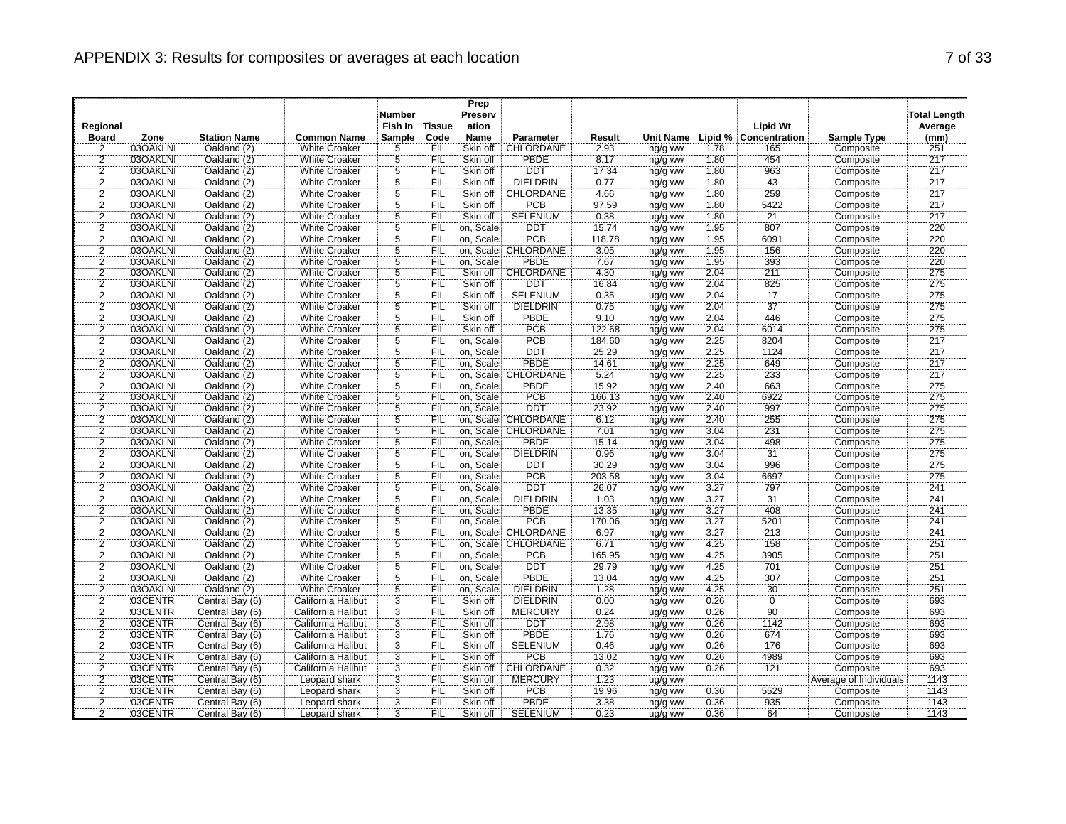# APPENDIX 3: Results for composites or averages at each location

| Regional Board | Zone | Station Name | Common Name | Number Fish In Sample | Tissue Code | Prep Preservation Name | Parameter | Result | Unit Name | Lipid % | Lipid Wt Concentration | Sample Type | Total Length Average (mm) |
|---|---|---|---|---|---|---|---|---|---|---|---|---|---|
| 2 | 03OAKLNI | Oakland (2) | White Croaker | 5 | FIL | Skin off | CHLORDANE | 2.93 | ng/g ww | 1.78 | 165 | Composite | 251 |
| 2 | 03OAKLNI | Oakland (2) | White Croaker | 5 | FIL | Skin off | PBDE | 8.17 | ng/g ww | 1.80 | 454 | Composite | 217 |
| 2 | 03OAKLNI | Oakland (2) | White Croaker | 5 | FIL | Skin off | DDT | 17.34 | ng/g ww | 1.80 | 963 | Composite | 217 |
| 2 | 03OAKLNI | Oakland (2) | White Croaker | 5 | FIL | Skin off | DIELDRIN | 0.77 | ng/g ww | 1.80 | 43 | Composite | 217 |
| 2 | 03OAKLNI | Oakland (2) | White Croaker | 5 | FIL | Skin off | CHLORDANE | 4.66 | ng/g ww | 1.80 | 259 | Composite | 217 |
| 2 | 03OAKLNI | Oakland (2) | White Croaker | 5 | FIL | Skin off | PCB | 97.59 | ng/g ww | 1.80 | 5422 | Composite | 217 |
| 2 | 03OAKLNI | Oakland (2) | White Croaker | 5 | FIL | Skin off | SELENIUM | 0.38 | ug/g ww | 1.80 | 21 | Composite | 217 |
| 2 | 03OAKLNI | Oakland (2) | White Croaker | 5 | FIL | on, Scale | DDT | 15.74 | ng/g ww | 1.95 | 807 | Composite | 220 |
| 2 | 03OAKLNI | Oakland (2) | White Croaker | 5 | FIL | on, Scale | PCB | 118.78 | ng/g ww | 1.95 | 6091 | Composite | 220 |
| 2 | 03OAKLNI | Oakland (2) | White Croaker | 5 | FIL | on, Scale | CHLORDANE | 3.05 | ng/g ww | 1.95 | 156 | Composite | 220 |
| 2 | 03OAKLNI | Oakland (2) | White Croaker | 5 | FIL | on, Scale | PBDE | 7.67 | ng/g ww | 1.95 | 393 | Composite | 220 |
| 2 | 03OAKLNI | Oakland (2) | White Croaker | 5 | FIL | Skin off | CHLORDANE | 4.30 | ng/g ww | 2.04 | 211 | Composite | 275 |
| 2 | 03OAKLNI | Oakland (2) | White Croaker | 5 | FIL | Skin off | DDT | 16.84 | ng/g ww | 2.04 | 825 | Composite | 275 |
| 2 | 03OAKLNI | Oakland (2) | White Croaker | 5 | FIL | Skin off | SELENIUM | 0.35 | ug/g ww | 2.04 | 17 | Composite | 275 |
| 2 | 03OAKLNI | Oakland (2) | White Croaker | 5 | FIL | Skin off | DIELDRIN | 0.75 | ng/g ww | 2.04 | 37 | Composite | 275 |
| 2 | 03OAKLNI | Oakland (2) | White Croaker | 5 | FIL | Skin off | PBDE | 9.10 | ng/g ww | 2.04 | 446 | Composite | 275 |
| 2 | 03OAKLNI | Oakland (2) | White Croaker | 5 | FIL | Skin off | PCB | 122.68 | ng/g ww | 2.04 | 6014 | Composite | 275 |
| 2 | 03OAKLNI | Oakland (2) | White Croaker | 5 | FIL | on, Scale | PCB | 184.60 | ng/g ww | 2.25 | 8204 | Composite | 217 |
| 2 | 03OAKLNI | Oakland (2) | White Croaker | 5 | FIL | on, Scale | DDT | 25.29 | ng/g ww | 2.25 | 1124 | Composite | 217 |
| 2 | 03OAKLNI | Oakland (2) | White Croaker | 5 | FIL | on, Scale | PBDE | 14.61 | ng/g ww | 2.25 | 649 | Composite | 217 |
| 2 | 03OAKLNI | Oakland (2) | White Croaker | 5 | FIL | on, Scale | CHLORDANE | 5.24 | ng/g ww | 2.25 | 233 | Composite | 217 |
| 2 | 03OAKLNI | Oakland (2) | White Croaker | 5 | FIL | on, Scale | PBDE | 15.92 | ng/g ww | 2.40 | 663 | Composite | 275 |
| 2 | 03OAKLNI | Oakland (2) | White Croaker | 5 | FIL | on, Scale | PCB | 166.13 | ng/g ww | 2.40 | 6922 | Composite | 275 |
| 2 | 03OAKLNI | Oakland (2) | White Croaker | 5 | FIL | on, Scale | DDT | 23.92 | ng/g ww | 2.40 | 997 | Composite | 275 |
| 2 | 03OAKLNI | Oakland (2) | White Croaker | 5 | FIL | on, Scale | CHLORDANE | 6.12 | ng/g ww | 2.40 | 255 | Composite | 275 |
| 2 | 03OAKLNI | Oakland (2) | White Croaker | 5 | FIL | on, Scale | CHLORDANE | 7.01 | ng/g ww | 3.04 | 231 | Composite | 275 |
| 2 | 03OAKLNI | Oakland (2) | White Croaker | 5 | FIL | on, Scale | PBDE | 15.14 | ng/g ww | 3.04 | 498 | Composite | 275 |
| 2 | 03OAKLNI | Oakland (2) | White Croaker | 5 | FIL | on, Scale | DIELDRIN | 0.96 | ng/g ww | 3.04 | 31 | Composite | 275 |
| 2 | 03OAKLNI | Oakland (2) | White Croaker | 5 | FIL | on, Scale | DDT | 30.29 | ng/g ww | 3.04 | 996 | Composite | 275 |
| 2 | 03OAKLNI | Oakland (2) | White Croaker | 5 | FIL | on, Scale | PCB | 203.58 | ng/g ww | 3.04 | 6697 | Composite | 275 |
| 2 | 03OAKLNI | Oakland (2) | White Croaker | 5 | FIL | on, Scale | DDT | 26.07 | ng/g ww | 3.27 | 797 | Composite | 241 |
| 2 | 03OAKLNI | Oakland (2) | White Croaker | 5 | FIL | on, Scale | DIELDRIN | 1.03 | ng/g ww | 3.27 | 31 | Composite | 241 |
| 2 | 03OAKLNI | Oakland (2) | White Croaker | 5 | FIL | on, Scale | PBDE | 13.35 | ng/g ww | 3.27 | 408 | Composite | 241 |
| 2 | 03OAKLNI | Oakland (2) | White Croaker | 5 | FIL | on, Scale | PCB | 170.06 | ng/g ww | 3.27 | 5201 | Composite | 241 |
| 2 | 03OAKLNI | Oakland (2) | White Croaker | 5 | FIL | on, Scale | CHLORDANE | 6.97 | ng/g ww | 3.27 | 213 | Composite | 241 |
| 2 | 03OAKLNI | Oakland (2) | White Croaker | 5 | FIL | on, Scale | CHLORDANE | 6.71 | ng/g ww | 4.25 | 158 | Composite | 251 |
| 2 | 03OAKLNI | Oakland (2) | White Croaker | 5 | FIL | on, Scale | PCB | 165.95 | ng/g ww | 4.25 | 3905 | Composite | 251 |
| 2 | 03OAKLNI | Oakland (2) | White Croaker | 5 | FIL | on, Scale | DDT | 29.79 | ng/g ww | 4.25 | 701 | Composite | 251 |
| 2 | 03OAKLNI | Oakland (2) | White Croaker | 5 | FIL | on, Scale | PBDE | 13.04 | ng/g ww | 4.25 | 307 | Composite | 251 |
| 2 | 03OAKLNI | Oakland (2) | White Croaker | 5 | FIL | on, Scale | DIELDRIN | 1.28 | ng/g ww | 4.25 | 30 | Composite | 251 |
| 2 | 03CENTR | Central Bay (6) | California Halibut | 3 | FIL | Skin off | DIELDRIN | 0.00 | ng/g ww | 0.26 | 0 | Composite | 693 |
| 2 | 03CENTR | Central Bay (6) | California Halibut | 3 | FIL | Skin off | MERCURY | 0.24 | ug/g ww | 0.26 | 90 | Composite | 693 |
| 2 | 03CENTR | Central Bay (6) | California Halibut | 3 | FIL | Skin off | DDT | 2.98 | ng/g ww | 0.26 | 1142 | Composite | 693 |
| 2 | 03CENTR | Central Bay (6) | California Halibut | 3 | FIL | Skin off | PBDE | 1.76 | ng/g ww | 0.26 | 674 | Composite | 693 |
| 2 | 03CENTR | Central Bay (6) | California Halibut | 3 | FIL | Skin off | SELENIUM | 0.46 | ug/g ww | 0.26 | 176 | Composite | 693 |
| 2 | 03CENTR | Central Bay (6) | California Halibut | 3 | FIL | Skin off | PCB | 13.02 | ng/g ww | 0.26 | 4989 | Composite | 693 |
| 2 | 03CENTR | Central Bay (6) | California Halibut | 3 | FIL | Skin off | CHLORDANE | 0.32 | ng/g ww | 0.26 | 121 | Composite | 693 |
| 2 | 03CENTR | Central Bay (6) | Leopard shark | 3 | FIL | Skin off | MERCURY | 1.23 | ug/g ww | | | Average of Individuals | 1143 |
| 2 | 03CENTR | Central Bay (6) | Leopard shark | 3 | FIL | Skin off | PCB | 19.96 | ng/g ww | 0.36 | 5529 | Composite | 1143 |
| 2 | 03CENTR | Central Bay (6) | Leopard shark | 3 | FIL | Skin off | PBDE | 3.38 | ng/g ww | 0.36 | 935 | Composite | 1143 |
| 2 | 03CENTR | Central Bay (6) | Leopard shark | 3 | FIL | Skin off | SELENIUM | 0.23 | ug/g ww | 0.36 | 64 | Composite | 1143 |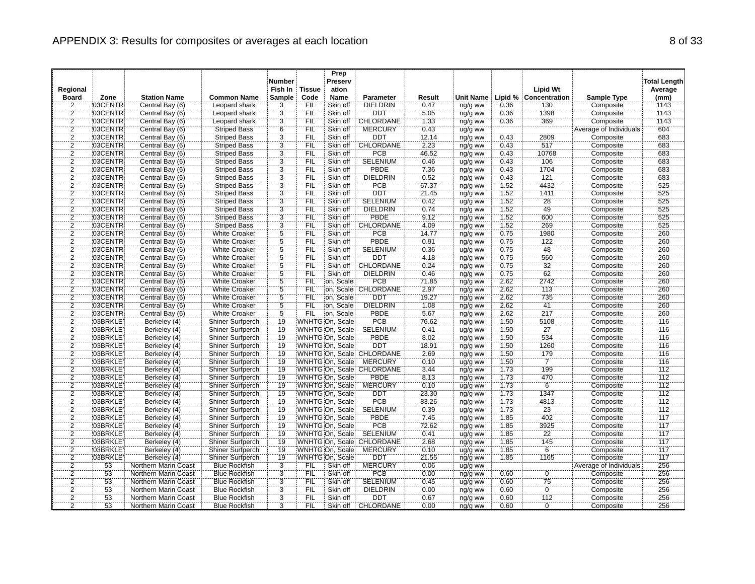# APPENDIX 3: Results for composites or averages at each location

| Regional Board | Zone | Station Name | Common Name | Number Fish In Sample | Tissue Code | Prep Preservation Name | Parameter | Result | Unit Name | Lipid % | Lipid Wt Concentration | Sample Type | Total Length Average (mm) |
|---|---|---|---|---|---|---|---|---|---|---|---|---|---|
| 2 | 03CENTR | Central Bay (6) | Leopard shark | 3 | FIL | Skin off | DIELDRIN | 0.47 | ng/g ww | 0.36 | 130 | Composite | 1143 |
| 2 | 03CENTR | Central Bay (6) | Leopard shark | 3 | FIL | Skin off | DDT | 5.05 | ng/g ww | 0.36 | 1398 | Composite | 1143 |
| 2 | 03CENTR | Central Bay (6) | Leopard shark | 3 | FIL | Skin off | CHLORDANE | 1.33 | ng/g ww | 0.36 | 369 | Composite | 1143 |
| 2 | 03CENTR | Central Bay (6) | Striped Bass | 6 | FIL | Skin off | MERCURY | 0.43 | ug/g ww | | | Average of Individuals | 604 |
| 2 | 03CENTR | Central Bay (6) | Striped Bass | 3 | FIL | Skin off | DDT | 12.14 | ng/g ww | 0.43 | 2809 | Composite | 683 |
| 2 | 03CENTR | Central Bay (6) | Striped Bass | 3 | FIL | Skin off | CHLORDANE | 2.23 | ng/g ww | 0.43 | 517 | Composite | 683 |
| 2 | 03CENTR | Central Bay (6) | Striped Bass | 3 | FIL | Skin off | PCB | 46.52 | ng/g ww | 0.43 | 10768 | Composite | 683 |
| 2 | 03CENTR | Central Bay (6) | Striped Bass | 3 | FIL | Skin off | SELENIUM | 0.46 | ug/g ww | 0.43 | 106 | Composite | 683 |
| 2 | 03CENTR | Central Bay (6) | Striped Bass | 3 | FIL | Skin off | PBDE | 7.36 | ng/g ww | 0.43 | 1704 | Composite | 683 |
| 2 | 03CENTR | Central Bay (6) | Striped Bass | 3 | FIL | Skin off | DIELDRIN | 0.52 | ng/g ww | 0.43 | 121 | Composite | 683 |
| 2 | 03CENTR | Central Bay (6) | Striped Bass | 3 | FIL | Skin off | PCB | 67.37 | ng/g ww | 1.52 | 4432 | Composite | 525 |
| 2 | 03CENTR | Central Bay (6) | Striped Bass | 3 | FIL | Skin off | DDT | 21.45 | ng/g ww | 1.52 | 1411 | Composite | 525 |
| 2 | 03CENTR | Central Bay (6) | Striped Bass | 3 | FIL | Skin off | SELENIUM | 0.42 | ug/g ww | 1.52 | 28 | Composite | 525 |
| 2 | 03CENTR | Central Bay (6) | Striped Bass | 3 | FIL | Skin off | DIELDRIN | 0.74 | ng/g ww | 1.52 | 49 | Composite | 525 |
| 2 | 03CENTR | Central Bay (6) | Striped Bass | 3 | FIL | Skin off | PBDE | 9.12 | ng/g ww | 1.52 | 600 | Composite | 525 |
| 2 | 03CENTR | Central Bay (6) | Striped Bass | 3 | FIL | Skin off | CHLORDANE | 4.09 | ng/g ww | 1.52 | 269 | Composite | 525 |
| 2 | 03CENTR | Central Bay (6) | White Croaker | 5 | FIL | Skin off | PCB | 14.77 | ng/g ww | 0.75 | 1980 | Composite | 260 |
| 2 | 03CENTR | Central Bay (6) | White Croaker | 5 | FIL | Skin off | PBDE | 0.91 | ng/g ww | 0.75 | 122 | Composite | 260 |
| 2 | 03CENTR | Central Bay (6) | White Croaker | 5 | FIL | Skin off | SELENIUM | 0.36 | ug/g ww | 0.75 | 48 | Composite | 260 |
| 2 | 03CENTR | Central Bay (6) | White Croaker | 5 | FIL | Skin off | DDT | 4.18 | ng/g ww | 0.75 | 560 | Composite | 260 |
| 2 | 03CENTR | Central Bay (6) | White Croaker | 5 | FIL | Skin off | CHLORDANE | 0.24 | ng/g ww | 0.75 | 32 | Composite | 260 |
| 2 | 03CENTR | Central Bay (6) | White Croaker | 5 | FIL | Skin off | DIELDRIN | 0.46 | ng/g ww | 0.75 | 62 | Composite | 260 |
| 2 | 03CENTR | Central Bay (6) | White Croaker | 5 | FIL | on, Scale | PCB | 71.85 | ng/g ww | 2.62 | 2742 | Composite | 260 |
| 2 | 03CENTR | Central Bay (6) | White Croaker | 5 | FIL | on, Scale | CHLORDANE | 2.97 | ng/g ww | 2.62 | 113 | Composite | 260 |
| 2 | 03CENTR | Central Bay (6) | White Croaker | 5 | FIL | on, Scale | DDT | 19.27 | ng/g ww | 2.62 | 735 | Composite | 260 |
| 2 | 03CENTR | Central Bay (6) | White Croaker | 5 | FIL | on, Scale | DIELDRIN | 1.08 | ng/g ww | 2.62 | 41 | Composite | 260 |
| 2 | 03CENTR | Central Bay (6) | White Croaker | 5 | FIL | on, Scale | PBDE | 5.67 | ng/g ww | 2.62 | 217 | Composite | 260 |
| 2 | 03BRKLE | Berkeley (4) | Shiner Surfperch | 19 | WNHTG | On, Scale | PCB | 76.62 | ng/g ww | 1.50 | 5108 | Composite | 116 |
| 2 | 03BRKLE | Berkeley (4) | Shiner Surfperch | 19 | WNHTG | On, Scale | SELENIUM | 0.41 | ug/g ww | 1.50 | 27 | Composite | 116 |
| 2 | 03BRKLE | Berkeley (4) | Shiner Surfperch | 19 | WNHTG | On, Scale | PBDE | 8.02 | ng/g ww | 1.50 | 534 | Composite | 116 |
| 2 | 03BRKLE | Berkeley (4) | Shiner Surfperch | 19 | WNHTG | On, Scale | DDT | 18.91 | ng/g ww | 1.50 | 1260 | Composite | 116 |
| 2 | 03BRKLE | Berkeley (4) | Shiner Surfperch | 19 | WNHTG | On, Scale | CHLORDANE | 2.69 | ng/g ww | 1.50 | 179 | Composite | 116 |
| 2 | 03BRKLE | Berkeley (4) | Shiner Surfperch | 19 | WNHTG | On, Scale | MERCURY | 0.10 | ug/g ww | 1.50 | 7 | Composite | 116 |
| 2 | 03BRKLE | Berkeley (4) | Shiner Surfperch | 19 | WNHTG | On, Scale | CHLORDANE | 3.44 | ng/g ww | 1.73 | 199 | Composite | 112 |
| 2 | 03BRKLE | Berkeley (4) | Shiner Surfperch | 19 | WNHTG | On, Scale | PBDE | 8.13 | ng/g ww | 1.73 | 470 | Composite | 112 |
| 2 | 03BRKLE | Berkeley (4) | Shiner Surfperch | 19 | WNHTG | On, Scale | MERCURY | 0.10 | ug/g ww | 1.73 | 6 | Composite | 112 |
| 2 | 03BRKLE | Berkeley (4) | Shiner Surfperch | 19 | WNHTG | On, Scale | DDT | 23.30 | ng/g ww | 1.73 | 1347 | Composite | 112 |
| 2 | 03BRKLE | Berkeley (4) | Shiner Surfperch | 19 | WNHTG | On, Scale | PCB | 83.26 | ng/g ww | 1.73 | 4813 | Composite | 112 |
| 2 | 03BRKLE | Berkeley (4) | Shiner Surfperch | 19 | WNHTG | On, Scale | SELENIUM | 0.39 | ug/g ww | 1.73 | 23 | Composite | 112 |
| 2 | 03BRKLE | Berkeley (4) | Shiner Surfperch | 19 | WNHTG | On, Scale | PBDE | 7.45 | ng/g ww | 1.85 | 402 | Composite | 117 |
| 2 | 03BRKLE | Berkeley (4) | Shiner Surfperch | 19 | WNHTG | On, Scale | PCB | 72.62 | ng/g ww | 1.85 | 3925 | Composite | 117 |
| 2 | 03BRKLE | Berkeley (4) | Shiner Surfperch | 19 | WNHTG | On, Scale | SELENIUM | 0.41 | ug/g ww | 1.85 | 22 | Composite | 117 |
| 2 | 03BRKLE | Berkeley (4) | Shiner Surfperch | 19 | WNHTG | On, Scale | CHLORDANE | 2.68 | ng/g ww | 1.85 | 145 | Composite | 117 |
| 2 | 03BRKLE | Berkeley (4) | Shiner Surfperch | 19 | WNHTG | On, Scale | MERCURY | 0.10 | ug/g ww | 1.85 | 6 | Composite | 117 |
| 2 | 03BRKLE | Berkeley (4) | Shiner Surfperch | 19 | WNHTG | On, Scale | DDT | 21.55 | ng/g ww | 1.85 | 1165 | Composite | 117 |
| 2 | 53 | Northern Marin Coast | Blue Rockfish | 3 | FIL | Skin off | MERCURY | 0.06 | ug/g ww | | | Average of Individuals | 256 |
| 2 | 53 | Northern Marin Coast | Blue Rockfish | 3 | FIL | Skin off | PCB | 0.00 | ng/g ww | 0.60 | 0 | Composite | 256 |
| 2 | 53 | Northern Marin Coast | Blue Rockfish | 3 | FIL | Skin off | SELENIUM | 0.45 | ug/g ww | 0.60 | 75 | Composite | 256 |
| 2 | 53 | Northern Marin Coast | Blue Rockfish | 3 | FIL | Skin off | DIELDRIN | 0.00 | ng/g ww | 0.60 | 0 | Composite | 256 |
| 2 | 53 | Northern Marin Coast | Blue Rockfish | 3 | FIL | Skin off | DDT | 0.67 | ng/g ww | 0.60 | 112 | Composite | 256 |
| 2 | 53 | Northern Marin Coast | Blue Rockfish | 3 | FIL | Skin off | CHLORDANE | 0.00 | ng/g ww | 0.60 | 0 | Composite | 256 |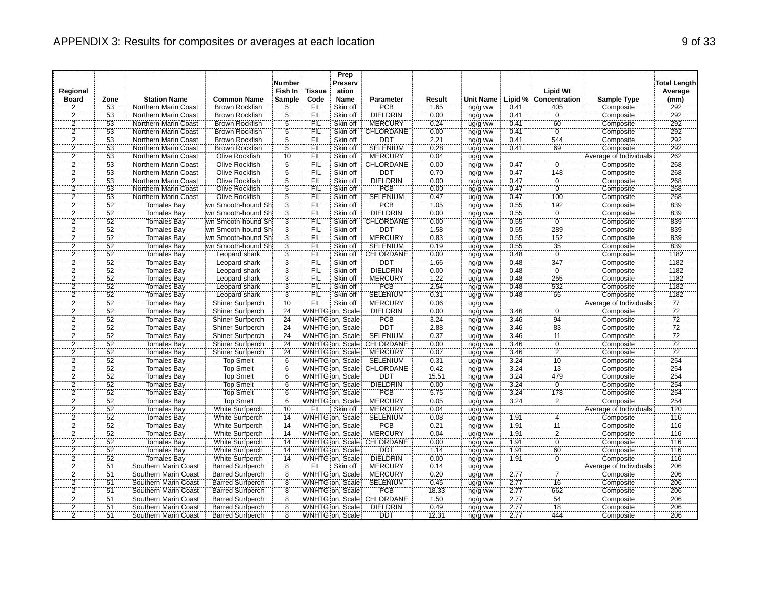# APPENDIX 3: Results for composites or averages at each location

| Regional Board | Zone | Station Name | Common Name | Number Fish In Sample | Tissue Code | Prep Preservation Name | Parameter | Result | Unit Name | Lipid % | Lipid Wt Concentration | Sample Type | Total Length Average (mm) |
|---|---|---|---|---|---|---|---|---|---|---|---|---|---|
| 2 | 53 | Northern Marin Coast | Brown Rockfish | 5 | FIL | Skin off | PCB | 1.65 | ng/g ww | 0.41 | 405 | Composite | 292 |
| 2 | 53 | Northern Marin Coast | Brown Rockfish | 5 | FIL | Skin off | DIELDRIN | 0.00 | ng/g ww | 0.41 | 0 | Composite | 292 |
| 2 | 53 | Northern Marin Coast | Brown Rockfish | 5 | FIL | Skin off | MERCURY | 0.24 | ug/g ww | 0.41 | 60 | Composite | 292 |
| 2 | 53 | Northern Marin Coast | Brown Rockfish | 5 | FIL | Skin off | CHLORDANE | 0.00 | ng/g ww | 0.41 | 0 | Composite | 292 |
| 2 | 53 | Northern Marin Coast | Brown Rockfish | 5 | FIL | Skin off | DDT | 2.21 | ng/g ww | 0.41 | 544 | Composite | 292 |
| 2 | 53 | Northern Marin Coast | Brown Rockfish | 5 | FIL | Skin off | SELENIUM | 0.28 | ug/g ww | 0.41 | 69 | Composite | 292 |
| 2 | 53 | Northern Marin Coast | Olive Rockfish | 10 | FIL | Skin off | MERCURY | 0.04 | ug/g ww | | | Average of Individuals | 262 |
| 2 | 53 | Northern Marin Coast | Olive Rockfish | 5 | FIL | Skin off | CHLORDANE | 0.00 | ng/g ww | 0.47 | 0 | Composite | 268 |
| 2 | 53 | Northern Marin Coast | Olive Rockfish | 5 | FIL | Skin off | DDT | 0.70 | ng/g ww | 0.47 | 148 | Composite | 268 |
| 2 | 53 | Northern Marin Coast | Olive Rockfish | 5 | FIL | Skin off | DIELDRIN | 0.00 | ng/g ww | 0.47 | 0 | Composite | 268 |
| 2 | 53 | Northern Marin Coast | Olive Rockfish | 5 | FIL | Skin off | PCB | 0.00 | ng/g ww | 0.47 | 0 | Composite | 268 |
| 2 | 53 | Northern Marin Coast | Olive Rockfish | 5 | FIL | Skin off | SELENIUM | 0.47 | ug/g ww | 0.47 | 100 | Composite | 268 |
| 2 | 52 | Tomales Bay | wn Smooth-hound Sh | 3 | FIL | Skin off | PCB | 1.05 | ng/g ww | 0.55 | 192 | Composite | 839 |
| 2 | 52 | Tomales Bay | wn Smooth-hound Sh | 3 | FIL | Skin off | DIELDRIN | 0.00 | ng/g ww | 0.55 | 0 | Composite | 839 |
| 2 | 52 | Tomales Bay | wn Smooth-hound Sh | 3 | FIL | Skin off | CHLORDANE | 0.00 | ng/g ww | 0.55 | 0 | Composite | 839 |
| 2 | 52 | Tomales Bay | wn Smooth-hound Sh | 3 | FIL | Skin off | DDT | 1.58 | ng/g ww | 0.55 | 289 | Composite | 839 |
| 2 | 52 | Tomales Bay | wn Smooth-hound Sh | 3 | FIL | Skin off | MERCURY | 0.83 | ug/g ww | 0.55 | 152 | Composite | 839 |
| 2 | 52 | Tomales Bay | wn Smooth-hound Sh | 3 | FIL | Skin off | SELENIUM | 0.19 | ug/g ww | 0.55 | 35 | Composite | 839 |
| 2 | 52 | Tomales Bay | Leopard shark | 3 | FIL | Skin off | CHLORDANE | 0.00 | ng/g ww | 0.48 | 0 | Composite | 1182 |
| 2 | 52 | Tomales Bay | Leopard shark | 3 | FIL | Skin off | DDT | 1.66 | ng/g ww | 0.48 | 347 | Composite | 1182 |
| 2 | 52 | Tomales Bay | Leopard shark | 3 | FIL | Skin off | DIELDRIN | 0.00 | ng/g ww | 0.48 | 0 | Composite | 1182 |
| 2 | 52 | Tomales Bay | Leopard shark | 3 | FIL | Skin off | MERCURY | 1.22 | ug/g ww | 0.48 | 255 | Composite | 1182 |
| 2 | 52 | Tomales Bay | Leopard shark | 3 | FIL | Skin off | PCB | 2.54 | ng/g ww | 0.48 | 532 | Composite | 1182 |
| 2 | 52 | Tomales Bay | Leopard shark | 3 | FIL | Skin off | SELENIUM | 0.31 | ug/g ww | 0.48 | 65 | Composite | 1182 |
| 2 | 52 | Tomales Bay | Shiner Surfperch | 10 | FIL | Skin off | MERCURY | 0.06 | ug/g ww | | | Average of Individuals | 77 |
| 2 | 52 | Tomales Bay | Shiner Surfperch | 24 | WNHTG | on, Scale | DIELDRIN | 0.00 | ng/g ww | 3.46 | 0 | Composite | 72 |
| 2 | 52 | Tomales Bay | Shiner Surfperch | 24 | WNHTG | on, Scale | PCB | 3.24 | ng/g ww | 3.46 | 94 | Composite | 72 |
| 2 | 52 | Tomales Bay | Shiner Surfperch | 24 | WNHTG | on, Scale | DDT | 2.88 | ng/g ww | 3.46 | 83 | Composite | 72 |
| 2 | 52 | Tomales Bay | Shiner Surfperch | 24 | WNHTG | on, Scale | SELENIUM | 0.37 | ug/g ww | 3.46 | 11 | Composite | 72 |
| 2 | 52 | Tomales Bay | Shiner Surfperch | 24 | WNHTG | on, Scale | CHLORDANE | 0.00 | ng/g ww | 3.46 | 0 | Composite | 72 |
| 2 | 52 | Tomales Bay | Shiner Surfperch | 24 | WNHTG | on, Scale | MERCURY | 0.07 | ug/g ww | 3.46 | 2 | Composite | 72 |
| 2 | 52 | Tomales Bay | Top Smelt | 6 | WNHTG | on, Scale | SELENIUM | 0.31 | ug/g ww | 3.24 | 10 | Composite | 254 |
| 2 | 52 | Tomales Bay | Top Smelt | 6 | WNHTG | on, Scale | CHLORDANE | 0.42 | ng/g ww | 3.24 | 13 | Composite | 254 |
| 2 | 52 | Tomales Bay | Top Smelt | 6 | WNHTG | on, Scale | DDT | 15.51 | ng/g ww | 3.24 | 479 | Composite | 254 |
| 2 | 52 | Tomales Bay | Top Smelt | 6 | WNHTG | on, Scale | DIELDRIN | 0.00 | ng/g ww | 3.24 | 0 | Composite | 254 |
| 2 | 52 | Tomales Bay | Top Smelt | 6 | WNHTG | on, Scale | PCB | 5.75 | ng/g ww | 3.24 | 178 | Composite | 254 |
| 2 | 52 | Tomales Bay | Top Smelt | 6 | WNHTG | on, Scale | MERCURY | 0.05 | ug/g ww | 3.24 | 2 | Composite | 254 |
| 2 | 52 | Tomales Bay | White Surfperch | 10 | FIL | Skin off | MERCURY | 0.04 | ug/g ww | | | Average of Individuals | 120 |
| 2 | 52 | Tomales Bay | White Surfperch | 14 | WNHTG | on, Scale | SELENIUM | 0.08 | ug/g ww | 1.91 | 4 | Composite | 116 |
| 2 | 52 | Tomales Bay | White Surfperch | 14 | WNHTG | on, Scale | PCB | 0.21 | ng/g ww | 1.91 | 11 | Composite | 116 |
| 2 | 52 | Tomales Bay | White Surfperch | 14 | WNHTG | on, Scale | MERCURY | 0.04 | ug/g ww | 1.91 | 2 | Composite | 116 |
| 2 | 52 | Tomales Bay | White Surfperch | 14 | WNHTG | on, Scale | CHLORDANE | 0.00 | ng/g ww | 1.91 | 0 | Composite | 116 |
| 2 | 52 | Tomales Bay | White Surfperch | 14 | WNHTG | on, Scale | DDT | 1.14 | ng/g ww | 1.91 | 60 | Composite | 116 |
| 2 | 52 | Tomales Bay | White Surfperch | 14 | WNHTG | on, Scale | DIELDRIN | 0.00 | ng/g ww | 1.91 | 0 | Composite | 116 |
| 2 | 51 | Southern Marin Coast | Barred Surfperch | 8 | FIL | Skin off | MERCURY | 0.14 | ug/g ww | | | Average of Individuals | 206 |
| 2 | 51 | Southern Marin Coast | Barred Surfperch | 8 | WNHTG | on, Scale | MERCURY | 0.20 | ug/g ww | 2.77 | 7 | Composite | 206 |
| 2 | 51 | Southern Marin Coast | Barred Surfperch | 8 | WNHTG | on, Scale | SELENIUM | 0.45 | ug/g ww | 2.77 | 16 | Composite | 206 |
| 2 | 51 | Southern Marin Coast | Barred Surfperch | 8 | WNHTG | on, Scale | PCB | 18.33 | ng/g ww | 2.77 | 662 | Composite | 206 |
| 2 | 51 | Southern Marin Coast | Barred Surfperch | 8 | WNHTG | on, Scale | CHLORDANE | 1.50 | ng/g ww | 2.77 | 54 | Composite | 206 |
| 2 | 51 | Southern Marin Coast | Barred Surfperch | 8 | WNHTG | on, Scale | DIELDRIN | 0.49 | ng/g ww | 2.77 | 18 | Composite | 206 |
| 2 | 51 | Southern Marin Coast | Barred Surfperch | 8 | WNHTG | on, Scale | DDT | 12.31 | ng/g ww | 2.77 | 444 | Composite | 206 |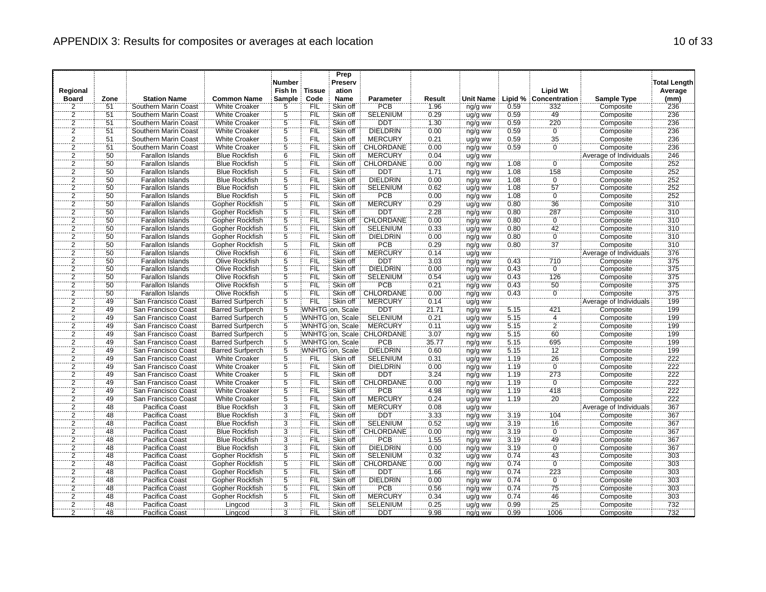## APPENDIX 3: Results for composites or averages at each location

| Regional Board | Zone | Station Name | Common Name | Number Fish In Sample | Tissue Code | Prep Preservation Name | Parameter | Result | Unit Name | Lipid % | Lipid Wt Concentration | Sample Type | Total Length Average (mm) |
|---|---|---|---|---|---|---|---|---|---|---|---|---|---|
| 2 | 51 | Southern Marin Coast | White Croaker | 5 | FIL | Skin off | PCB | 1.96 | ng/g ww | 0.59 | 332 | Composite | 236 |
| 2 | 51 | Southern Marin Coast | White Croaker | 5 | FIL | Skin off | SELENIUM | 0.29 | ug/g ww | 0.59 | 49 | Composite | 236 |
| 2 | 51 | Southern Marin Coast | White Croaker | 5 | FIL | Skin off | DDT | 1.30 | ng/g ww | 0.59 | 220 | Composite | 236 |
| 2 | 51 | Southern Marin Coast | White Croaker | 5 | FIL | Skin off | DIELDRIN | 0.00 | ng/g ww | 0.59 | 0 | Composite | 236 |
| 2 | 51 | Southern Marin Coast | White Croaker | 5 | FIL | Skin off | MERCURY | 0.21 | ug/g ww | 0.59 | 35 | Composite | 236 |
| 2 | 51 | Southern Marin Coast | White Croaker | 5 | FIL | Skin off | CHLORDANE | 0.00 | ng/g ww | 0.59 | 0 | Composite | 236 |
| 2 | 50 | Farallon Islands | Blue Rockfish | 6 | FIL | Skin off | MERCURY | 0.04 | ug/g ww | | | Average of Individuals | 246 |
| 2 | 50 | Farallon Islands | Blue Rockfish | 5 | FIL | Skin off | CHLORDANE | 0.00 | ng/g ww | 1.08 | 0 | Composite | 252 |
| 2 | 50 | Farallon Islands | Blue Rockfish | 5 | FIL | Skin off | DDT | 1.71 | ng/g ww | 1.08 | 158 | Composite | 252 |
| 2 | 50 | Farallon Islands | Blue Rockfish | 5 | FIL | Skin off | DIELDRIN | 0.00 | ng/g ww | 1.08 | 0 | Composite | 252 |
| 2 | 50 | Farallon Islands | Blue Rockfish | 5 | FIL | Skin off | SELENIUM | 0.62 | ug/g ww | 1.08 | 57 | Composite | 252 |
| 2 | 50 | Farallon Islands | Blue Rockfish | 5 | FIL | Skin off | PCB | 0.00 | ng/g ww | 1.08 | 0 | Composite | 252 |
| 2 | 50 | Farallon Islands | Gopher Rockfish | 5 | FIL | Skin off | MERCURY | 0.29 | ug/g ww | 0.80 | 36 | Composite | 310 |
| 2 | 50 | Farallon Islands | Gopher Rockfish | 5 | FIL | Skin off | DDT | 2.28 | ng/g ww | 0.80 | 287 | Composite | 310 |
| 2 | 50 | Farallon Islands | Gopher Rockfish | 5 | FIL | Skin off | CHLORDANE | 0.00 | ng/g ww | 0.80 | 0 | Composite | 310 |
| 2 | 50 | Farallon Islands | Gopher Rockfish | 5 | FIL | Skin off | SELENIUM | 0.33 | ug/g ww | 0.80 | 42 | Composite | 310 |
| 2 | 50 | Farallon Islands | Gopher Rockfish | 5 | FIL | Skin off | DIELDRIN | 0.00 | ng/g ww | 0.80 | 0 | Composite | 310 |
| 2 | 50 | Farallon Islands | Gopher Rockfish | 5 | FIL | Skin off | PCB | 0.29 | ng/g ww | 0.80 | 37 | Composite | 310 |
| 2 | 50 | Farallon Islands | Olive Rockfish | 6 | FIL | Skin off | MERCURY | 0.14 | ug/g ww | | | Average of Individuals | 376 |
| 2 | 50 | Farallon Islands | Olive Rockfish | 5 | FIL | Skin off | DDT | 3.03 | ng/g ww | 0.43 | 710 | Composite | 375 |
| 2 | 50 | Farallon Islands | Olive Rockfish | 5 | FIL | Skin off | DIELDRIN | 0.00 | ng/g ww | 0.43 | 0 | Composite | 375 |
| 2 | 50 | Farallon Islands | Olive Rockfish | 5 | FIL | Skin off | SELENIUM | 0.54 | ug/g ww | 0.43 | 126 | Composite | 375 |
| 2 | 50 | Farallon Islands | Olive Rockfish | 5 | FIL | Skin off | PCB | 0.21 | ng/g ww | 0.43 | 50 | Composite | 375 |
| 2 | 50 | Farallon Islands | Olive Rockfish | 5 | FIL | Skin off | CHLORDANE | 0.00 | ng/g ww | 0.43 | 0 | Composite | 375 |
| 2 | 49 | San Francisco Coast | Barred Surfperch | 5 | FIL | Skin off | MERCURY | 0.14 | ug/g ww | | | Average of Individuals | 199 |
| 2 | 49 | San Francisco Coast | Barred Surfperch | 5 | WNHTG | on, Scale | DDT | 21.71 | ng/g ww | 5.15 | 421 | Composite | 199 |
| 2 | 49 | San Francisco Coast | Barred Surfperch | 5 | WNHTG | on, Scale | SELENIUM | 0.21 | ug/g ww | 5.15 | 4 | Composite | 199 |
| 2 | 49 | San Francisco Coast | Barred Surfperch | 5 | WNHTG | on, Scale | MERCURY | 0.11 | ug/g ww | 5.15 | 2 | Composite | 199 |
| 2 | 49 | San Francisco Coast | Barred Surfperch | 5 | WNHTG | on, Scale | CHLORDANE | 3.07 | ng/g ww | 5.15 | 60 | Composite | 199 |
| 2 | 49 | San Francisco Coast | Barred Surfperch | 5 | WNHTG | on, Scale | PCB | 35.77 | ng/g ww | 5.15 | 695 | Composite | 199 |
| 2 | 49 | San Francisco Coast | Barred Surfperch | 5 | WNHTG | on, Scale | DIELDRIN | 0.60 | ng/g ww | 5.15 | 12 | Composite | 199 |
| 2 | 49 | San Francisco Coast | White Croaker | 5 | FIL | Skin off | SELENIUM | 0.31 | ug/g ww | 1.19 | 26 | Composite | 222 |
| 2 | 49 | San Francisco Coast | White Croaker | 5 | FIL | Skin off | DIELDRIN | 0.00 | ng/g ww | 1.19 | 0 | Composite | 222 |
| 2 | 49 | San Francisco Coast | White Croaker | 5 | FIL | Skin off | DDT | 3.24 | ng/g ww | 1.19 | 273 | Composite | 222 |
| 2 | 49 | San Francisco Coast | White Croaker | 5 | FIL | Skin off | CHLORDANE | 0.00 | ng/g ww | 1.19 | 0 | Composite | 222 |
| 2 | 49 | San Francisco Coast | White Croaker | 5 | FIL | Skin off | PCB | 4.98 | ng/g ww | 1.19 | 418 | Composite | 222 |
| 2 | 49 | San Francisco Coast | White Croaker | 5 | FIL | Skin off | MERCURY | 0.24 | ug/g ww | 1.19 | 20 | Composite | 222 |
| 2 | 48 | Pacifica Coast | Blue Rockfish | 3 | FIL | Skin off | MERCURY | 0.08 | ug/g ww | | | Average of Individuals | 367 |
| 2 | 48 | Pacifica Coast | Blue Rockfish | 3 | FIL | Skin off | DDT | 3.33 | ng/g ww | 3.19 | 104 | Composite | 367 |
| 2 | 48 | Pacifica Coast | Blue Rockfish | 3 | FIL | Skin off | SELENIUM | 0.52 | ug/g ww | 3.19 | 16 | Composite | 367 |
| 2 | 48 | Pacifica Coast | Blue Rockfish | 3 | FIL | Skin off | CHLORDANE | 0.00 | ng/g ww | 3.19 | 0 | Composite | 367 |
| 2 | 48 | Pacifica Coast | Blue Rockfish | 3 | FIL | Skin off | PCB | 1.55 | ng/g ww | 3.19 | 49 | Composite | 367 |
| 2 | 48 | Pacifica Coast | Blue Rockfish | 3 | FIL | Skin off | DIELDRIN | 0.00 | ng/g ww | 3.19 | 0 | Composite | 367 |
| 2 | 48 | Pacifica Coast | Gopher Rockfish | 5 | FIL | Skin off | SELENIUM | 0.32 | ug/g ww | 0.74 | 43 | Composite | 303 |
| 2 | 48 | Pacifica Coast | Gopher Rockfish | 5 | FIL | Skin off | CHLORDANE | 0.00 | ng/g ww | 0.74 | 0 | Composite | 303 |
| 2 | 48 | Pacifica Coast | Gopher Rockfish | 5 | FIL | Skin off | DDT | 1.66 | ng/g ww | 0.74 | 223 | Composite | 303 |
| 2 | 48 | Pacifica Coast | Gopher Rockfish | 5 | FIL | Skin off | DIELDRIN | 0.00 | ng/g ww | 0.74 | 0 | Composite | 303 |
| 2 | 48 | Pacifica Coast | Gopher Rockfish | 5 | FIL | Skin off | PCB | 0.56 | ng/g ww | 0.74 | 75 | Composite | 303 |
| 2 | 48 | Pacifica Coast | Gopher Rockfish | 5 | FIL | Skin off | MERCURY | 0.34 | ug/g ww | 0.74 | 46 | Composite | 303 |
| 2 | 48 | Pacifica Coast | Lingcod | 3 | FIL | Skin off | SELENIUM | 0.25 | ug/g ww | 0.99 | 25 | Composite | 732 |
| 2 | 48 | Pacifica Coast | Lingcod | 3 | FIL | Skin off | DDT | 9.98 | ng/g ww | 0.99 | 1006 | Composite | 732 |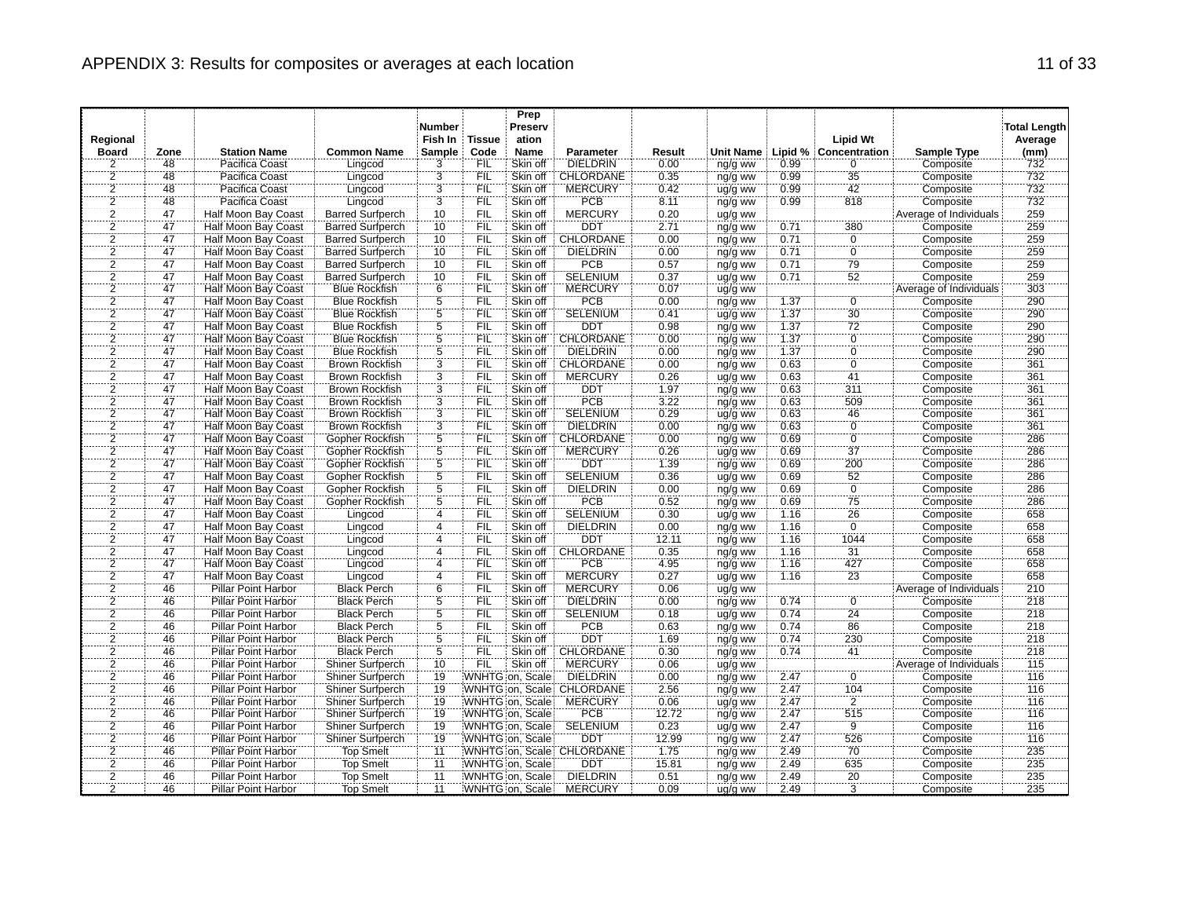# APPENDIX 3: Results for composites or averages at each location

| Regional Board | Zone | Station Name | Common Name | Number Fish In Sample | Tissue Code | Prep Preservation Name | Parameter | Result | Unit Name | Lipid % | Lipid Wt Concentration | Sample Type | Total Length Average (mm) |
|---|---|---|---|---|---|---|---|---|---|---|---|---|---|
| 2 | 48 | Pacifica Coast | Lingcod | 3 | FIL | Skin off | DIELDRIN | 0.00 | ng/g ww | 0.99 | 0 | Composite | 732 |
| 2 | 48 | Pacifica Coast | Lingcod | 3 | FIL | Skin off | CHLORDANE | 0.35 | ng/g ww | 0.99 | 35 | Composite | 732 |
| 2 | 48 | Pacifica Coast | Lingcod | 3 | FIL | Skin off | MERCURY | 0.42 | ug/g ww | 0.99 | 42 | Composite | 732 |
| 2 | 48 | Pacifica Coast | Lingcod | 3 | FIL | Skin off | PCB | 8.11 | ng/g ww | 0.99 | 818 | Composite | 732 |
| 2 | 47 | Half Moon Bay Coast | Barred Surfperch | 10 | FIL | Skin off | MERCURY | 0.20 | ug/g ww | | | Average of Individuals | 259 |
| 2 | 47 | Half Moon Bay Coast | Barred Surfperch | 10 | FIL | Skin off | DDT | 2.71 | ng/g ww | 0.71 | 380 | Composite | 259 |
| 2 | 47 | Half Moon Bay Coast | Barred Surfperch | 10 | FIL | Skin off | CHLORDANE | 0.00 | ng/g ww | 0.71 | 0 | Composite | 259 |
| 2 | 47 | Half Moon Bay Coast | Barred Surfperch | 10 | FIL | Skin off | DIELDRIN | 0.00 | ng/g ww | 0.71 | 0 | Composite | 259 |
| 2 | 47 | Half Moon Bay Coast | Barred Surfperch | 10 | FIL | Skin off | PCB | 0.57 | ng/g ww | 0.71 | 79 | Composite | 259 |
| 2 | 47 | Half Moon Bay Coast | Barred Surfperch | 10 | FIL | Skin off | SELENIUM | 0.37 | ug/g ww | 0.71 | 52 | Composite | 259 |
| 2 | 47 | Half Moon Bay Coast | Blue Rockfish | 6 | FIL | Skin off | MERCURY | 0.07 | ug/g ww | | | Average of Individuals | 303 |
| 2 | 47 | Half Moon Bay Coast | Blue Rockfish | 5 | FIL | Skin off | PCB | 0.00 | ng/g ww | 1.37 | 0 | Composite | 290 |
| 2 | 47 | Half Moon Bay Coast | Blue Rockfish | 5 | FIL | Skin off | SELENIUM | 0.41 | ug/g ww | 1.37 | 30 | Composite | 290 |
| 2 | 47 | Half Moon Bay Coast | Blue Rockfish | 5 | FIL | Skin off | DDT | 0.98 | ng/g ww | 1.37 | 72 | Composite | 290 |
| 2 | 47 | Half Moon Bay Coast | Blue Rockfish | 5 | FIL | Skin off | CHLORDANE | 0.00 | ng/g ww | 1.37 | 0 | Composite | 290 |
| 2 | 47 | Half Moon Bay Coast | Blue Rockfish | 5 | FIL | Skin off | DIELDRIN | 0.00 | ng/g ww | 1.37 | 0 | Composite | 290 |
| 2 | 47 | Half Moon Bay Coast | Brown Rockfish | 3 | FIL | Skin off | CHLORDANE | 0.00 | ng/g ww | 0.63 | 0 | Composite | 361 |
| 2 | 47 | Half Moon Bay Coast | Brown Rockfish | 3 | FIL | Skin off | MERCURY | 0.26 | ug/g ww | 0.63 | 41 | Composite | 361 |
| 2 | 47 | Half Moon Bay Coast | Brown Rockfish | 3 | FIL | Skin off | DDT | 1.97 | ng/g ww | 0.63 | 311 | Composite | 361 |
| 2 | 47 | Half Moon Bay Coast | Brown Rockfish | 3 | FIL | Skin off | PCB | 3.22 | ng/g ww | 0.63 | 509 | Composite | 361 |
| 2 | 47 | Half Moon Bay Coast | Brown Rockfish | 3 | FIL | Skin off | SELENIUM | 0.29 | ug/g ww | 0.63 | 46 | Composite | 361 |
| 2 | 47 | Half Moon Bay Coast | Brown Rockfish | 3 | FIL | Skin off | DIELDRIN | 0.00 | ng/g ww | 0.63 | 0 | Composite | 361 |
| 2 | 47 | Half Moon Bay Coast | Gopher Rockfish | 5 | FIL | Skin off | CHLORDANE | 0.00 | ng/g ww | 0.69 | 0 | Composite | 286 |
| 2 | 47 | Half Moon Bay Coast | Gopher Rockfish | 5 | FIL | Skin off | MERCURY | 0.26 | ug/g ww | 0.69 | 37 | Composite | 286 |
| 2 | 47 | Half Moon Bay Coast | Gopher Rockfish | 5 | FIL | Skin off | DDT | 1.39 | ng/g ww | 0.69 | 200 | Composite | 286 |
| 2 | 47 | Half Moon Bay Coast | Gopher Rockfish | 5 | FIL | Skin off | SELENIUM | 0.36 | ug/g ww | 0.69 | 52 | Composite | 286 |
| 2 | 47 | Half Moon Bay Coast | Gopher Rockfish | 5 | FIL | Skin off | DIELDRIN | 0.00 | ng/g ww | 0.69 | 0 | Composite | 286 |
| 2 | 47 | Half Moon Bay Coast | Gopher Rockfish | 5 | FIL | Skin off | PCB | 0.52 | ng/g ww | 0.69 | 75 | Composite | 286 |
| 2 | 47 | Half Moon Bay Coast | Lingcod | 4 | FIL | Skin off | SELENIUM | 0.30 | ug/g ww | 1.16 | 26 | Composite | 658 |
| 2 | 47 | Half Moon Bay Coast | Lingcod | 4 | FIL | Skin off | DIELDRIN | 0.00 | ng/g ww | 1.16 | 0 | Composite | 658 |
| 2 | 47 | Half Moon Bay Coast | Lingcod | 4 | FIL | Skin off | DDT | 12.11 | ng/g ww | 1.16 | 1044 | Composite | 658 |
| 2 | 47 | Half Moon Bay Coast | Lingcod | 4 | FIL | Skin off | CHLORDANE | 0.35 | ng/g ww | 1.16 | 31 | Composite | 658 |
| 2 | 47 | Half Moon Bay Coast | Lingcod | 4 | FIL | Skin off | PCB | 4.95 | ng/g ww | 1.16 | 427 | Composite | 658 |
| 2 | 47 | Half Moon Bay Coast | Lingcod | 4 | FIL | Skin off | MERCURY | 0.27 | ug/g ww | 1.16 | 23 | Composite | 658 |
| 2 | 46 | Pillar Point Harbor | Black Perch | 6 | FIL | Skin off | MERCURY | 0.06 | ug/g ww | | | Average of Individuals | 210 |
| 2 | 46 | Pillar Point Harbor | Black Perch | 5 | FIL | Skin off | DIELDRIN | 0.00 | ng/g ww | 0.74 | 0 | Composite | 218 |
| 2 | 46 | Pillar Point Harbor | Black Perch | 5 | FIL | Skin off | SELENIUM | 0.18 | ug/g ww | 0.74 | 24 | Composite | 218 |
| 2 | 46 | Pillar Point Harbor | Black Perch | 5 | FIL | Skin off | PCB | 0.63 | ng/g ww | 0.74 | 86 | Composite | 218 |
| 2 | 46 | Pillar Point Harbor | Black Perch | 5 | FIL | Skin off | DDT | 1.69 | ng/g ww | 0.74 | 230 | Composite | 218 |
| 2 | 46 | Pillar Point Harbor | Black Perch | 5 | FIL | Skin off | CHLORDANE | 0.30 | ng/g ww | 0.74 | 41 | Composite | 218 |
| 2 | 46 | Pillar Point Harbor | Shiner Surfperch | 10 | FIL | Skin off | MERCURY | 0.06 | ug/g ww | | | Average of Individuals | 115 |
| 2 | 46 | Pillar Point Harbor | Shiner Surfperch | 19 | WNHTG | on, Scale | DIELDRIN | 0.00 | ng/g ww | 2.47 | 0 | Composite | 116 |
| 2 | 46 | Pillar Point Harbor | Shiner Surfperch | 19 | WNHTG | on, Scale | CHLORDANE | 2.56 | ng/g ww | 2.47 | 104 | Composite | 116 |
| 2 | 46 | Pillar Point Harbor | Shiner Surfperch | 19 | WNHTG | on, Scale | MERCURY | 0.06 | ug/g ww | 2.47 | 2 | Composite | 116 |
| 2 | 46 | Pillar Point Harbor | Shiner Surfperch | 19 | WNHTG | on, Scale | PCB | 12.72 | ng/g ww | 2.47 | 515 | Composite | 116 |
| 2 | 46 | Pillar Point Harbor | Shiner Surfperch | 19 | WNHTG | on, Scale | SELENIUM | 0.23 | ug/g ww | 2.47 | 9 | Composite | 116 |
| 2 | 46 | Pillar Point Harbor | Shiner Surfperch | 19 | WNHTG | on, Scale | DDT | 12.99 | ng/g ww | 2.47 | 526 | Composite | 116 |
| 2 | 46 | Pillar Point Harbor | Top Smelt | 11 | WNHTG | on, Scale | CHLORDANE | 1.75 | ng/g ww | 2.49 | 70 | Composite | 235 |
| 2 | 46 | Pillar Point Harbor | Top Smelt | 11 | WNHTG | on, Scale | DDT | 15.81 | ng/g ww | 2.49 | 635 | Composite | 235 |
| 2 | 46 | Pillar Point Harbor | Top Smelt | 11 | WNHTG | on, Scale | DIELDRIN | 0.51 | ng/g ww | 2.49 | 20 | Composite | 235 |
| 2 | 46 | Pillar Point Harbor | Top Smelt | 11 | WNHTG | on, Scale | MERCURY | 0.09 | ug/g ww | 2.49 | 3 | Composite | 235 |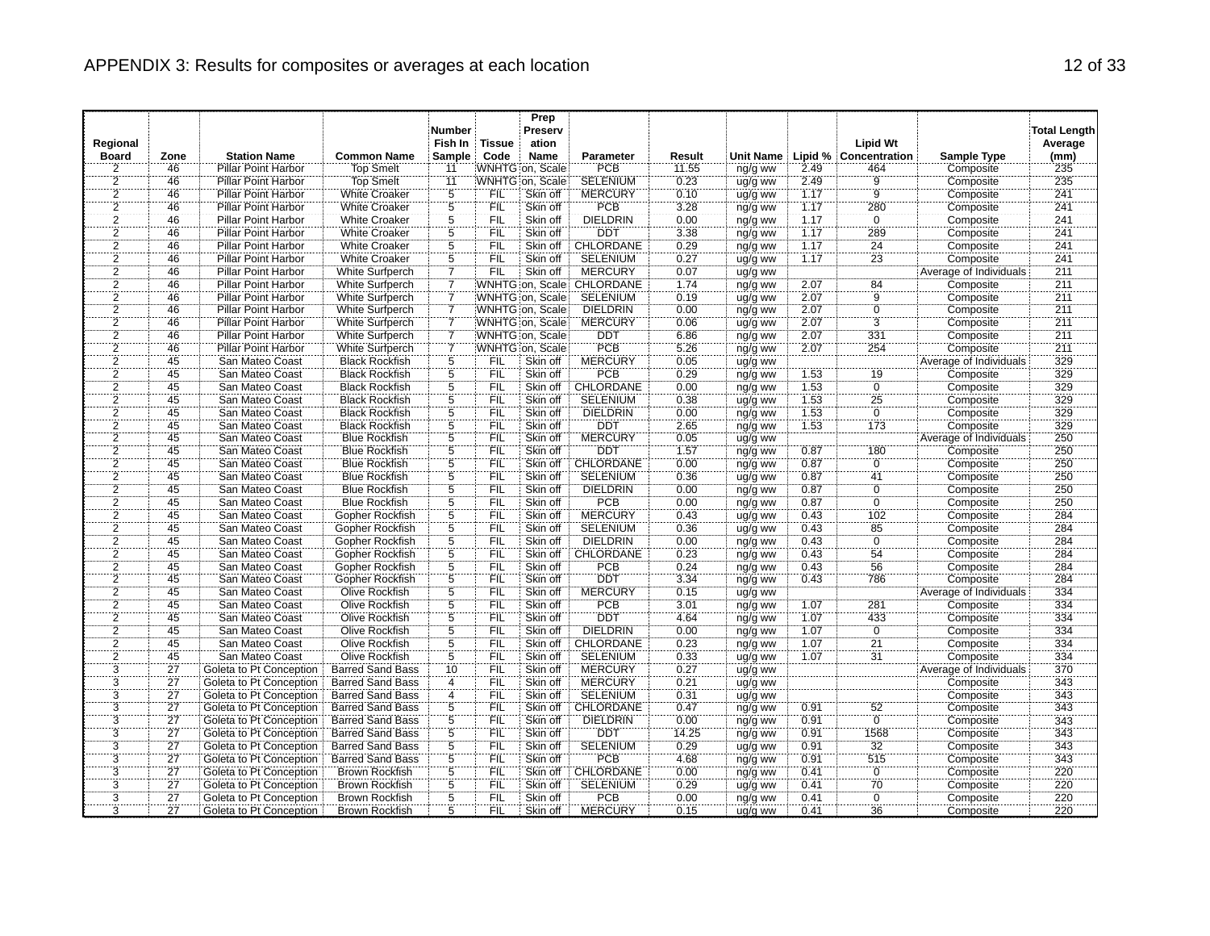# APPENDIX 3: Results for composites or averages at each location

| Regional Board | Zone | Station Name | Common Name | Number Fish In Sample | Tissue Code | Prep Preservation Name | Parameter | Result | Unit Name | Lipid % | Lipid Wt Concentration | Sample Type | Total Length Average (mm) |
|---|---|---|---|---|---|---|---|---|---|---|---|---|---|
| 2 | 46 | Pillar Point Harbor | Top Smelt | 11 | WNHTG | on, Scale | PCB | 11.55 | ng/g ww | 2.49 | 464 | Composite | 235 |
| 2 | 46 | Pillar Point Harbor | Top Smelt | 11 | WNHTG | on, Scale | SELENIUM | 0.23 | ug/g ww | 2.49 | 9 | Composite | 235 |
| 2 | 46 | Pillar Point Harbor | White Croaker | 5 | FIL | Skin off | MERCURY | 0.10 | ug/g ww | 1.17 | 9 | Composite | 241 |
| 2 | 46 | Pillar Point Harbor | White Croaker | 5 | FIL | Skin off | PCB | 3.28 | ng/g ww | 1.17 | 280 | Composite | 241 |
| 2 | 46 | Pillar Point Harbor | White Croaker | 5 | FIL | Skin off | DIELDRIN | 0.00 | ng/g ww | 1.17 | 0 | Composite | 241 |
| 2 | 46 | Pillar Point Harbor | White Croaker | 5 | FIL | Skin off | DDT | 3.38 | ng/g ww | 1.17 | 289 | Composite | 241 |
| 2 | 46 | Pillar Point Harbor | White Croaker | 5 | FIL | Skin off | CHLORDANE | 0.29 | ng/g ww | 1.17 | 24 | Composite | 241 |
| 2 | 46 | Pillar Point Harbor | White Croaker | 5 | FIL | Skin off | SELENIUM | 0.27 | ug/g ww | 1.17 | 23 | Composite | 241 |
| 2 | 46 | Pillar Point Harbor | White Surfperch | 7 | FIL | Skin off | MERCURY | 0.07 | ug/g ww | | | Average of Individuals | 211 |
| 2 | 46 | Pillar Point Harbor | White Surfperch | 7 | WNHTG | on, Scale | CHLORDANE | 1.74 | ng/g ww | 2.07 | 84 | Composite | 211 |
| 2 | 46 | Pillar Point Harbor | White Surfperch | 7 | WNHTG | on, Scale | SELENIUM | 0.19 | ug/g ww | 2.07 | 9 | Composite | 211 |
| 2 | 46 | Pillar Point Harbor | White Surfperch | 7 | WNHTG | on, Scale | DIELDRIN | 0.00 | ng/g ww | 2.07 | 0 | Composite | 211 |
| 2 | 46 | Pillar Point Harbor | White Surfperch | 7 | WNHTG | on, Scale | MERCURY | 0.06 | ug/g ww | 2.07 | 3 | Composite | 211 |
| 2 | 46 | Pillar Point Harbor | White Surfperch | 7 | WNHTG | on, Scale | DDT | 6.86 | ng/g ww | 2.07 | 331 | Composite | 211 |
| 2 | 46 | Pillar Point Harbor | White Surfperch | 7 | WNHTG | on, Scale | PCB | 5.26 | ng/g ww | 2.07 | 254 | Composite | 211 |
| 2 | 45 | San Mateo Coast | Black Rockfish | 5 | FIL | Skin off | MERCURY | 0.05 | ug/g ww | | | Average of Individuals | 329 |
| 2 | 45 | San Mateo Coast | Black Rockfish | 5 | FIL | Skin off | PCB | 0.29 | ng/g ww | 1.53 | 19 | Composite | 329 |
| 2 | 45 | San Mateo Coast | Black Rockfish | 5 | FIL | Skin off | CHLORDANE | 0.00 | ng/g ww | 1.53 | 0 | Composite | 329 |
| 2 | 45 | San Mateo Coast | Black Rockfish | 5 | FIL | Skin off | SELENIUM | 0.38 | ug/g ww | 1.53 | 25 | Composite | 329 |
| 2 | 45 | San Mateo Coast | Black Rockfish | 5 | FIL | Skin off | DIELDRIN | 0.00 | ng/g ww | 1.53 | 0 | Composite | 329 |
| 2 | 45 | San Mateo Coast | Black Rockfish | 5 | FIL | Skin off | DDT | 2.65 | ng/g ww | 1.53 | 173 | Composite | 329 |
| 2 | 45 | San Mateo Coast | Blue Rockfish | 5 | FIL | Skin off | MERCURY | 0.05 | ug/g ww | | | Average of Individuals | 250 |
| 2 | 45 | San Mateo Coast | Blue Rockfish | 5 | FIL | Skin off | DDT | 1.57 | ng/g ww | 0.87 | 180 | Composite | 250 |
| 2 | 45 | San Mateo Coast | Blue Rockfish | 5 | FIL | Skin off | CHLORDANE | 0.00 | ng/g ww | 0.87 | 0 | Composite | 250 |
| 2 | 45 | San Mateo Coast | Blue Rockfish | 5 | FIL | Skin off | SELENIUM | 0.36 | ug/g ww | 0.87 | 41 | Composite | 250 |
| 2 | 45 | San Mateo Coast | Blue Rockfish | 5 | FIL | Skin off | DIELDRIN | 0.00 | ng/g ww | 0.87 | 0 | Composite | 250 |
| 2 | 45 | San Mateo Coast | Blue Rockfish | 5 | FIL | Skin off | PCB | 0.00 | ng/g ww | 0.87 | 0 | Composite | 250 |
| 2 | 45 | San Mateo Coast | Gopher Rockfish | 5 | FIL | Skin off | MERCURY | 0.43 | ug/g ww | 0.43 | 102 | Composite | 284 |
| 2 | 45 | San Mateo Coast | Gopher Rockfish | 5 | FIL | Skin off | SELENIUM | 0.36 | ug/g ww | 0.43 | 85 | Composite | 284 |
| 2 | 45 | San Mateo Coast | Gopher Rockfish | 5 | FIL | Skin off | DIELDRIN | 0.00 | ng/g ww | 0.43 | 0 | Composite | 284 |
| 2 | 45 | San Mateo Coast | Gopher Rockfish | 5 | FIL | Skin off | CHLORDANE | 0.23 | ng/g ww | 0.43 | 54 | Composite | 284 |
| 2 | 45 | San Mateo Coast | Gopher Rockfish | 5 | FIL | Skin off | PCB | 0.24 | ng/g ww | 0.43 | 56 | Composite | 284 |
| 2 | 45 | San Mateo Coast | Gopher Rockfish | 5 | FIL | Skin off | DDT | 3.34 | ng/g ww | 0.43 | 786 | Composite | 284 |
| 2 | 45 | San Mateo Coast | Olive Rockfish | 5 | FIL | Skin off | MERCURY | 0.15 | ug/g ww | | | Average of Individuals | 334 |
| 2 | 45 | San Mateo Coast | Olive Rockfish | 5 | FIL | Skin off | PCB | 3.01 | ng/g ww | 1.07 | 281 | Composite | 334 |
| 2 | 45 | San Mateo Coast | Olive Rockfish | 5 | FIL | Skin off | DDT | 4.64 | ng/g ww | 1.07 | 433 | Composite | 334 |
| 2 | 45 | San Mateo Coast | Olive Rockfish | 5 | FIL | Skin off | DIELDRIN | 0.00 | ng/g ww | 1.07 | 0 | Composite | 334 |
| 2 | 45 | San Mateo Coast | Olive Rockfish | 5 | FIL | Skin off | CHLORDANE | 0.23 | ng/g ww | 1.07 | 21 | Composite | 334 |
| 2 | 45 | San Mateo Coast | Olive Rockfish | 5 | FIL | Skin off | SELENIUM | 0.33 | ug/g ww | 1.07 | 31 | Composite | 334 |
| 3 | 27 | Goleta to Pt Conception | Barred Sand Bass | 10 | FIL | Skin off | MERCURY | 0.27 | ug/g ww | | | Average of Individuals | 370 |
| 3 | 27 | Goleta to Pt Conception | Barred Sand Bass | 4 | FIL | Skin off | MERCURY | 0.21 | ug/g ww | | | Composite | 343 |
| 3 | 27 | Goleta to Pt Conception | Barred Sand Bass | 4 | FIL | Skin off | SELENIUM | 0.31 | ug/g ww | | | Composite | 343 |
| 3 | 27 | Goleta to Pt Conception | Barred Sand Bass | 5 | FIL | Skin off | CHLORDANE | 0.47 | ng/g ww | 0.91 | 52 | Composite | 343 |
| 3 | 27 | Goleta to Pt Conception | Barred Sand Bass | 5 | FIL | Skin off | DIELDRIN | 0.00 | ng/g ww | 0.91 | 0 | Composite | 343 |
| 3 | 27 | Goleta to Pt Conception | Barred Sand Bass | 5 | FIL | Skin off | DDT | 14.25 | ng/g ww | 0.91 | 1568 | Composite | 343 |
| 3 | 27 | Goleta to Pt Conception | Barred Sand Bass | 5 | FIL | Skin off | SELENIUM | 0.29 | ug/g ww | 0.91 | 32 | Composite | 343 |
| 3 | 27 | Goleta to Pt Conception | Barred Sand Bass | 5 | FIL | Skin off | PCB | 4.68 | ng/g ww | 0.91 | 515 | Composite | 343 |
| 3 | 27 | Goleta to Pt Conception | Brown Rockfish | 5 | FIL | Skin off | CHLORDANE | 0.00 | ng/g ww | 0.41 | 0 | Composite | 220 |
| 3 | 27 | Goleta to Pt Conception | Brown Rockfish | 5 | FIL | Skin off | SELENIUM | 0.29 | ug/g ww | 0.41 | 70 | Composite | 220 |
| 3 | 27 | Goleta to Pt Conception | Brown Rockfish | 5 | FIL | Skin off | PCB | 0.00 | ng/g ww | 0.41 | 0 | Composite | 220 |
| 3 | 27 | Goleta to Pt Conception | Brown Rockfish | 5 | FIL | Skin off | MERCURY | 0.15 | ug/g ww | 0.41 | 36 | Composite | 220 |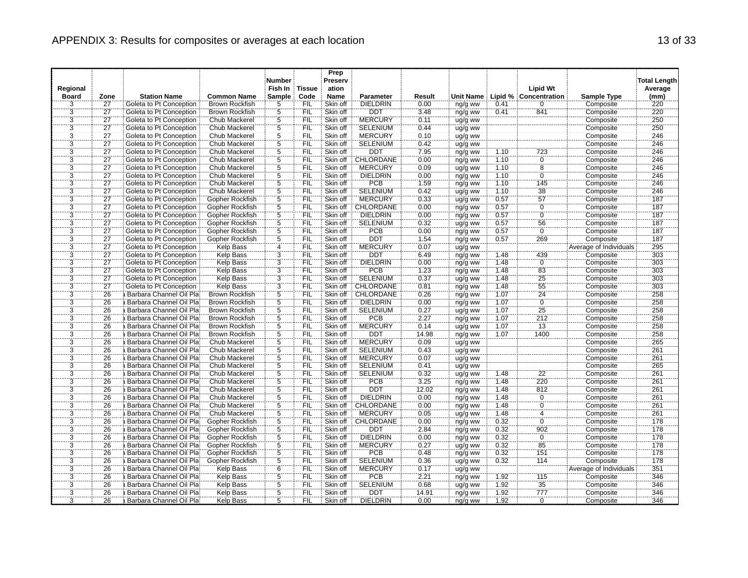# APPENDIX 3: Results for composites or averages at each location

| Regional Board | Zone | Station Name | Common Name | Number Fish In Sample | Tissue Code | Prep Preservation Name | Parameter | Result | Unit Name | Lipid % | Lipid Wt Concentration | Sample Type | Total Length Average (mm) |
|---|---|---|---|---|---|---|---|---|---|---|---|---|---|
| 3 | 27 | Goleta to Pt Conception | Brown Rockfish | 5 | FIL | Skin off | DIELDRIN | 0.00 | ng/g ww | 0.41 | 0 | Composite | 220 |
| 3 | 27 | Goleta to Pt Conception | Brown Rockfish | 5 | FIL | Skin off | DDT | 3.48 | ng/g ww | 0.41 | 841 | Composite | 220 |
| 3 | 27 | Goleta to Pt Conception | Chub Mackerel | 5 | FIL | Skin off | MERCURY | 0.11 | ug/g ww | | | Composite | 250 |
| 3 | 27 | Goleta to Pt Conception | Chub Mackerel | 5 | FIL | Skin off | SELENIUM | 0.44 | ug/g ww | | | Composite | 250 |
| 3 | 27 | Goleta to Pt Conception | Chub Mackerel | 5 | FIL | Skin off | MERCURY | 0.10 | ug/g ww | | | Composite | 246 |
| 3 | 27 | Goleta to Pt Conception | Chub Mackerel | 5 | FIL | Skin off | SELENIUM | 0.42 | ug/g ww | | | Composite | 246 |
| 3 | 27 | Goleta to Pt Conception | Chub Mackerel | 5 | FIL | Skin off | DDT | 7.95 | ng/g ww | 1.10 | 723 | Composite | 246 |
| 3 | 27 | Goleta to Pt Conception | Chub Mackerel | 5 | FIL | Skin off | CHLORDANE | 0.00 | ng/g ww | 1.10 | 0 | Composite | 246 |
| 3 | 27 | Goleta to Pt Conception | Chub Mackerel | 5 | FIL | Skin off | MERCURY | 0.09 | ug/g ww | 1.10 | 8 | Composite | 246 |
| 3 | 27 | Goleta to Pt Conception | Chub Mackerel | 5 | FIL | Skin off | DIELDRIN | 0.00 | ng/g ww | 1.10 | 0 | Composite | 246 |
| 3 | 27 | Goleta to Pt Conception | Chub Mackerel | 5 | FIL | Skin off | PCB | 1.59 | ng/g ww | 1.10 | 145 | Composite | 246 |
| 3 | 27 | Goleta to Pt Conception | Chub Mackerel | 5 | FIL | Skin off | SELENIUM | 0.42 | ug/g ww | 1.10 | 38 | Composite | 246 |
| 3 | 27 | Goleta to Pt Conception | Gopher Rockfish | 5 | FIL | Skin off | MERCURY | 0.33 | ug/g ww | 0.57 | 57 | Composite | 187 |
| 3 | 27 | Goleta to Pt Conception | Gopher Rockfish | 5 | FIL | Skin off | CHLORDANE | 0.00 | ng/g ww | 0.57 | 0 | Composite | 187 |
| 3 | 27 | Goleta to Pt Conception | Gopher Rockfish | 5 | FIL | Skin off | DIELDRIN | 0.00 | ng/g ww | 0.57 | 0 | Composite | 187 |
| 3 | 27 | Goleta to Pt Conception | Gopher Rockfish | 5 | FIL | Skin off | SELENIUM | 0.32 | ug/g ww | 0.57 | 56 | Composite | 187 |
| 3 | 27 | Goleta to Pt Conception | Gopher Rockfish | 5 | FIL | Skin off | PCB | 0.00 | ng/g ww | 0.57 | 0 | Composite | 187 |
| 3 | 27 | Goleta to Pt Conception | Gopher Rockfish | 5 | FIL | Skin off | DDT | 1.54 | ng/g ww | 0.57 | 269 | Composite | 187 |
| 3 | 27 | Goleta to Pt Conception | Kelp Bass | 4 | FIL | Skin off | MERCURY | 0.07 | ug/g ww | | | Average of Individuals | 295 |
| 3 | 27 | Goleta to Pt Conception | Kelp Bass | 3 | FIL | Skin off | DDT | 6.49 | ng/g ww | 1.48 | 439 | Composite | 303 |
| 3 | 27 | Goleta to Pt Conception | Kelp Bass | 3 | FIL | Skin off | DIELDRIN | 0.00 | ng/g ww | 1.48 | 0 | Composite | 303 |
| 3 | 27 | Goleta to Pt Conception | Kelp Bass | 3 | FIL | Skin off | PCB | 1.23 | ng/g ww | 1.48 | 83 | Composite | 303 |
| 3 | 27 | Goleta to Pt Conception | Kelp Bass | 3 | FIL | Skin off | SELENIUM | 0.37 | ug/g ww | 1.48 | 25 | Composite | 303 |
| 3 | 27 | Goleta to Pt Conception | Kelp Bass | 3 | FIL | Skin off | CHLORDANE | 0.81 | ng/g ww | 1.48 | 55 | Composite | 303 |
| 3 | 26 | a Barbara Channel Oil Pla | Brown Rockfish | 5 | FIL | Skin off | CHLORDANE | 0.26 | ng/g ww | 1.07 | 24 | Composite | 258 |
| 3 | 26 | a Barbara Channel Oil Pla | Brown Rockfish | 5 | FIL | Skin off | DIELDRIN | 0.00 | ng/g ww | 1.07 | 0 | Composite | 258 |
| 3 | 26 | a Barbara Channel Oil Pla | Brown Rockfish | 5 | FIL | Skin off | SELENIUM | 0.27 | ug/g ww | 1.07 | 25 | Composite | 258 |
| 3 | 26 | a Barbara Channel Oil Pla | Brown Rockfish | 5 | FIL | Skin off | PCB | 2.27 | ng/g ww | 1.07 | 212 | Composite | 258 |
| 3 | 26 | a Barbara Channel Oil Pla | Brown Rockfish | 5 | FIL | Skin off | MERCURY | 0.14 | ug/g ww | 1.07 | 13 | Composite | 258 |
| 3 | 26 | a Barbara Channel Oil Pla | Brown Rockfish | 5 | FIL | Skin off | DDT | 14.98 | ng/g ww | 1.07 | 1400 | Composite | 258 |
| 3 | 26 | a Barbara Channel Oil Pla | Chub Mackerel | 5 | FIL | Skin off | MERCURY | 0.09 | ug/g ww | | | Composite | 265 |
| 3 | 26 | a Barbara Channel Oil Pla | Chub Mackerel | 5 | FIL | Skin off | SELENIUM | 0.43 | ug/g ww | | | Composite | 261 |
| 3 | 26 | a Barbara Channel Oil Pla | Chub Mackerel | 5 | FIL | Skin off | MERCURY | 0.07 | ug/g ww | | | Composite | 261 |
| 3 | 26 | a Barbara Channel Oil Pla | Chub Mackerel | 5 | FIL | Skin off | SELENIUM | 0.41 | ug/g ww | | | Composite | 265 |
| 3 | 26 | a Barbara Channel Oil Pla | Chub Mackerel | 5 | FIL | Skin off | SELENIUM | 0.32 | ug/g ww | 1.48 | 22 | Composite | 261 |
| 3 | 26 | a Barbara Channel Oil Pla | Chub Mackerel | 5 | FIL | Skin off | PCB | 3.25 | ng/g ww | 1.48 | 220 | Composite | 261 |
| 3 | 26 | a Barbara Channel Oil Pla | Chub Mackerel | 5 | FIL | Skin off | DDT | 12.02 | ng/g ww | 1.48 | 812 | Composite | 261 |
| 3 | 26 | a Barbara Channel Oil Pla | Chub Mackerel | 5 | FIL | Skin off | DIELDRIN | 0.00 | ng/g ww | 1.48 | 0 | Composite | 261 |
| 3 | 26 | a Barbara Channel Oil Pla | Chub Mackerel | 5 | FIL | Skin off | CHLORDANE | 0.00 | ng/g ww | 1.48 | 0 | Composite | 261 |
| 3 | 26 | a Barbara Channel Oil Pla | Chub Mackerel | 5 | FIL | Skin off | MERCURY | 0.05 | ug/g ww | 1.48 | 4 | Composite | 261 |
| 3 | 26 | a Barbara Channel Oil Pla | Gopher Rockfish | 5 | FIL | Skin off | CHLORDANE | 0.00 | ng/g ww | 0.32 | 0 | Composite | 178 |
| 3 | 26 | a Barbara Channel Oil Pla | Gopher Rockfish | 5 | FIL | Skin off | DDT | 2.84 | ng/g ww | 0.32 | 902 | Composite | 178 |
| 3 | 26 | a Barbara Channel Oil Pla | Gopher Rockfish | 5 | FIL | Skin off | DIELDRIN | 0.00 | ng/g ww | 0.32 | 0 | Composite | 178 |
| 3 | 26 | a Barbara Channel Oil Pla | Gopher Rockfish | 5 | FIL | Skin off | MERCURY | 0.27 | ug/g ww | 0.32 | 85 | Composite | 178 |
| 3 | 26 | a Barbara Channel Oil Pla | Gopher Rockfish | 5 | FIL | Skin off | PCB | 0.48 | ng/g ww | 0.32 | 151 | Composite | 178 |
| 3 | 26 | a Barbara Channel Oil Pla | Gopher Rockfish | 5 | FIL | Skin off | SELENIUM | 0.36 | ug/g ww | 0.32 | 114 | Composite | 178 |
| 3 | 26 | a Barbara Channel Oil Pla | Kelp Bass | 6 | FIL | Skin off | MERCURY | 0.17 | ug/g ww | | | Average of Individuals | 351 |
| 3 | 26 | a Barbara Channel Oil Pla | Kelp Bass | 5 | FIL | Skin off | PCB | 2.21 | ng/g ww | 1.92 | 115 | Composite | 346 |
| 3 | 26 | a Barbara Channel Oil Pla | Kelp Bass | 5 | FIL | Skin off | SELENIUM | 0.68 | ug/g ww | 1.92 | 35 | Composite | 346 |
| 3 | 26 | a Barbara Channel Oil Pla | Kelp Bass | 5 | FIL | Skin off | DDT | 14.91 | ng/g ww | 1.92 | 777 | Composite | 346 |
| 3 | 26 | a Barbara Channel Oil Pla | Kelp Bass | 5 | FIL | Skin off | DIELDRIN | 0.00 | ng/g ww | 1.92 | 0 | Composite | 346 |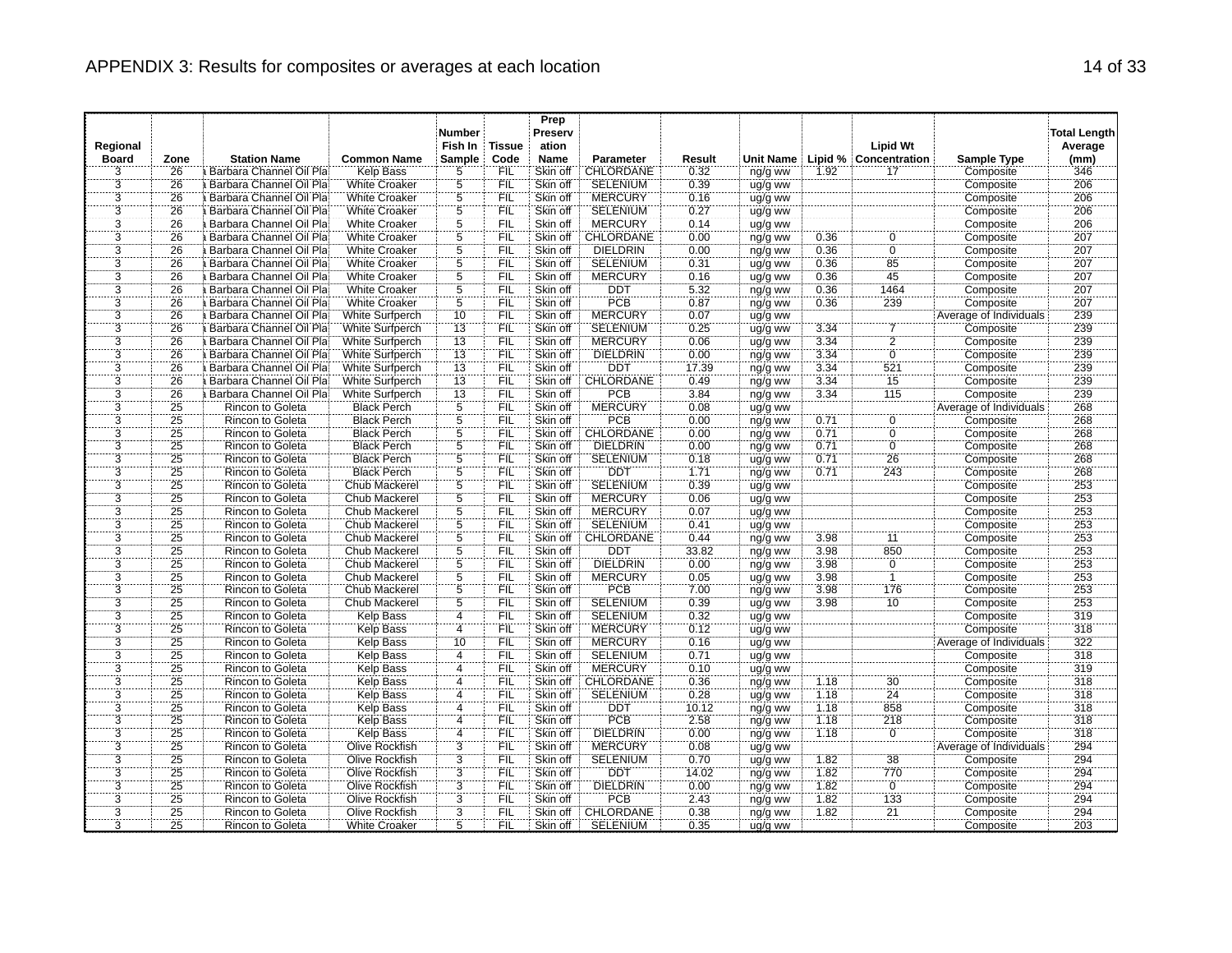# APPENDIX 3: Results for composites or averages at each location

| Regional Board | Zone | Station Name | Common Name | Number Fish In Sample | Tissue Code | Preservation Name | Parameter | Result | Unit Name | Lipid % | Lipid Wt Concentration | Sample Type | Total Length Average (mm) |
|---|---|---|---|---|---|---|---|---|---|---|---|---|---|
| 3 | 26 | a Barbara Channel Oil Pla | Kelp Bass | 5 | FIL | Skin off | CHLORDANE | 0.32 | ng/g ww | 1.92 | 17 | Composite | 346 |
| 3 | 26 | a Barbara Channel Oil Pla | White Croaker | 5 | FIL | Skin off | SELENIUM | 0.39 | ug/g ww | | | Composite | 206 |
| 3 | 26 | a Barbara Channel Oil Pla | White Croaker | 5 | FIL | Skin off | MERCURY | 0.16 | ug/g ww | | | Composite | 206 |
| 3 | 26 | a Barbara Channel Oil Pla | White Croaker | 5 | FIL | Skin off | SELENIUM | 0.27 | ug/g ww | | | Composite | 206 |
| 3 | 26 | a Barbara Channel Oil Pla | White Croaker | 5 | FIL | Skin off | MERCURY | 0.14 | ug/g ww | | | Composite | 206 |
| 3 | 26 | a Barbara Channel Oil Pla | White Croaker | 5 | FIL | Skin off | CHLORDANE | 0.00 | ng/g ww | 0.36 | 0 | Composite | 207 |
| 3 | 26 | a Barbara Channel Oil Pla | White Croaker | 5 | FIL | Skin off | DIELDRIN | 0.00 | ng/g ww | 0.36 | 0 | Composite | 207 |
| 3 | 26 | a Barbara Channel Oil Pla | White Croaker | 5 | FIL | Skin off | SELENIUM | 0.31 | ug/g ww | 0.36 | 85 | Composite | 207 |
| 3 | 26 | a Barbara Channel Oil Pla | White Croaker | 5 | FIL | Skin off | MERCURY | 0.16 | ug/g ww | 0.36 | 45 | Composite | 207 |
| 3 | 26 | a Barbara Channel Oil Pla | White Croaker | 5 | FIL | Skin off | DDT | 5.32 | ng/g ww | 0.36 | 1464 | Composite | 207 |
| 3 | 26 | a Barbara Channel Oil Pla | White Croaker | 5 | FIL | Skin off | PCB | 0.87 | ng/g ww | 0.36 | 239 | Composite | 207 |
| 3 | 26 | a Barbara Channel Oil Pla | White Surfperch | 10 | FIL | Skin off | MERCURY | 0.07 | ug/g ww | | | Average of Individuals | 239 |
| 3 | 26 | a Barbara Channel Oil Pla | White Surfperch | 13 | FIL | Skin off | SELENIUM | 0.25 | ug/g ww | 3.34 | 7 | Composite | 239 |
| 3 | 26 | a Barbara Channel Oil Pla | White Surfperch | 13 | FIL | Skin off | MERCURY | 0.06 | ug/g ww | 3.34 | 2 | Composite | 239 |
| 3 | 26 | a Barbara Channel Oil Pla | White Surfperch | 13 | FIL | Skin off | DIELDRIN | 0.00 | ng/g ww | 3.34 | 0 | Composite | 239 |
| 3 | 26 | a Barbara Channel Oil Pla | White Surfperch | 13 | FIL | Skin off | DDT | 17.39 | ng/g ww | 3.34 | 521 | Composite | 239 |
| 3 | 26 | a Barbara Channel Oil Pla | White Surfperch | 13 | FIL | Skin off | CHLORDANE | 0.49 | ng/g ww | 3.34 | 15 | Composite | 239 |
| 3 | 26 | a Barbara Channel Oil Pla | White Surfperch | 13 | FIL | Skin off | PCB | 3.84 | ng/g ww | 3.34 | 115 | Composite | 239 |
| 3 | 25 | Rincon to Goleta | Black Perch | 5 | FIL | Skin off | MERCURY | 0.08 | ug/g ww | | | Average of Individuals | 268 |
| 3 | 25 | Rincon to Goleta | Black Perch | 5 | FIL | Skin off | PCB | 0.00 | ng/g ww | 0.71 | 0 | Composite | 268 |
| 3 | 25 | Rincon to Goleta | Black Perch | 5 | FIL | Skin off | CHLORDANE | 0.00 | ng/g ww | 0.71 | 0 | Composite | 268 |
| 3 | 25 | Rincon to Goleta | Black Perch | 5 | FIL | Skin off | DIELDRIN | 0.00 | ng/g ww | 0.71 | 0 | Composite | 268 |
| 3 | 25 | Rincon to Goleta | Black Perch | 5 | FIL | Skin off | SELENIUM | 0.18 | ug/g ww | 0.71 | 26 | Composite | 268 |
| 3 | 25 | Rincon to Goleta | Black Perch | 5 | FIL | Skin off | DDT | 1.71 | ng/g ww | 0.71 | 243 | Composite | 268 |
| 3 | 25 | Rincon to Goleta | Chub Mackerel | 5 | FIL | Skin off | SELENIUM | 0.39 | ug/g ww | | | Composite | 253 |
| 3 | 25 | Rincon to Goleta | Chub Mackerel | 5 | FIL | Skin off | MERCURY | 0.06 | ug/g ww | | | Composite | 253 |
| 3 | 25 | Rincon to Goleta | Chub Mackerel | 5 | FIL | Skin off | MERCURY | 0.07 | ug/g ww | | | Composite | 253 |
| 3 | 25 | Rincon to Goleta | Chub Mackerel | 5 | FIL | Skin off | SELENIUM | 0.41 | ug/g ww | | | Composite | 253 |
| 3 | 25 | Rincon to Goleta | Chub Mackerel | 5 | FIL | Skin off | CHLORDANE | 0.44 | ng/g ww | 3.98 | 11 | Composite | 253 |
| 3 | 25 | Rincon to Goleta | Chub Mackerel | 5 | FIL | Skin off | DDT | 33.82 | ng/g ww | 3.98 | 850 | Composite | 253 |
| 3 | 25 | Rincon to Goleta | Chub Mackerel | 5 | FIL | Skin off | DIELDRIN | 0.00 | ng/g ww | 3.98 | 0 | Composite | 253 |
| 3 | 25 | Rincon to Goleta | Chub Mackerel | 5 | FIL | Skin off | MERCURY | 0.05 | ug/g ww | 3.98 | 1 | Composite | 253 |
| 3 | 25 | Rincon to Goleta | Chub Mackerel | 5 | FIL | Skin off | PCB | 7.00 | ng/g ww | 3.98 | 176 | Composite | 253 |
| 3 | 25 | Rincon to Goleta | Chub Mackerel | 5 | FIL | Skin off | SELENIUM | 0.39 | ug/g ww | 3.98 | 10 | Composite | 253 |
| 3 | 25 | Rincon to Goleta | Kelp Bass | 4 | FIL | Skin off | SELENIUM | 0.32 | ug/g ww | | | Composite | 319 |
| 3 | 25 | Rincon to Goleta | Kelp Bass | 4 | FIL | Skin off | MERCURY | 0.12 | ug/g ww | | | Composite | 318 |
| 3 | 25 | Rincon to Goleta | Kelp Bass | 10 | FIL | Skin off | MERCURY | 0.16 | ug/g ww | | | Average of Individuals | 322 |
| 3 | 25 | Rincon to Goleta | Kelp Bass | 4 | FIL | Skin off | SELENIUM | 0.71 | ug/g ww | | | Composite | 318 |
| 3 | 25 | Rincon to Goleta | Kelp Bass | 4 | FIL | Skin off | MERCURY | 0.10 | ug/g ww | | | Composite | 319 |
| 3 | 25 | Rincon to Goleta | Kelp Bass | 4 | FIL | Skin off | CHLORDANE | 0.36 | ng/g ww | 1.18 | 30 | Composite | 318 |
| 3 | 25 | Rincon to Goleta | Kelp Bass | 4 | FIL | Skin off | SELENIUM | 0.28 | ug/g ww | 1.18 | 24 | Composite | 318 |
| 3 | 25 | Rincon to Goleta | Kelp Bass | 4 | FIL | Skin off | DDT | 10.12 | ng/g ww | 1.18 | 858 | Composite | 318 |
| 3 | 25 | Rincon to Goleta | Kelp Bass | 4 | FIL | Skin off | PCB | 2.58 | ng/g ww | 1.18 | 218 | Composite | 318 |
| 3 | 25 | Rincon to Goleta | Kelp Bass | 4 | FIL | Skin off | DIELDRIN | 0.00 | ng/g ww | 1.18 | 0 | Composite | 318 |
| 3 | 25 | Rincon to Goleta | Olive Rockfish | 3 | FIL | Skin off | MERCURY | 0.08 | ug/g ww | | | Average of Individuals | 294 |
| 3 | 25 | Rincon to Goleta | Olive Rockfish | 3 | FIL | Skin off | SELENIUM | 0.70 | ug/g ww | 1.82 | 38 | Composite | 294 |
| 3 | 25 | Rincon to Goleta | Olive Rockfish | 3 | FIL | Skin off | DDT | 14.02 | ng/g ww | 1.82 | 770 | Composite | 294 |
| 3 | 25 | Rincon to Goleta | Olive Rockfish | 3 | FIL | Skin off | DIELDRIN | 0.00 | ng/g ww | 1.82 | 0 | Composite | 294 |
| 3 | 25 | Rincon to Goleta | Olive Rockfish | 3 | FIL | Skin off | PCB | 2.43 | ng/g ww | 1.82 | 133 | Composite | 294 |
| 3 | 25 | Rincon to Goleta | Olive Rockfish | 3 | FIL | Skin off | CHLORDANE | 0.38 | ng/g ww | 1.82 | 21 | Composite | 294 |
| 3 | 25 | Rincon to Goleta | White Croaker | 5 | FIL | Skin off | SELENIUM | 0.35 | ug/g ww | | | Composite | 203 |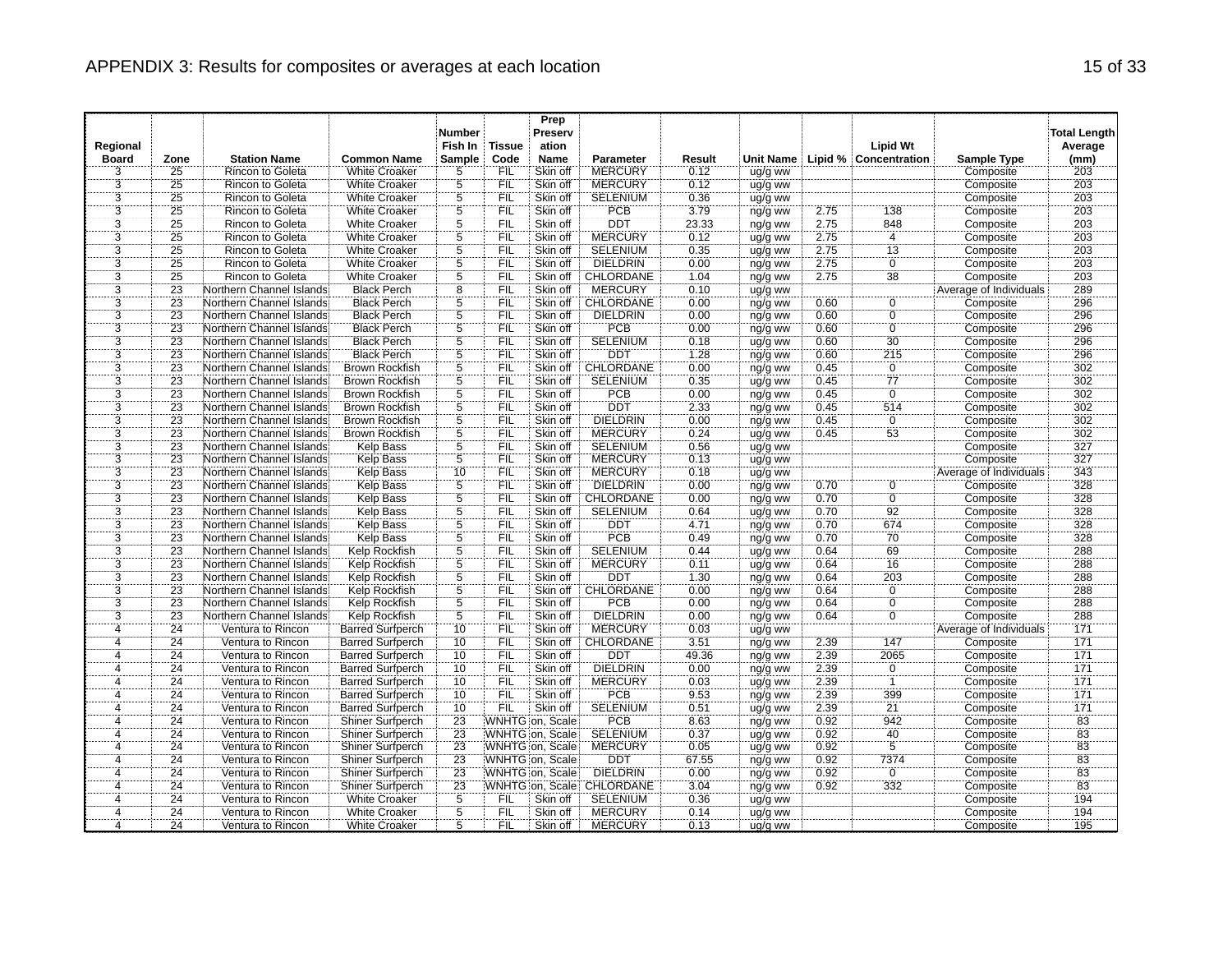# APPENDIX 3: Results for composites or averages at each location

| Regional Board | Zone | Station Name | Common Name | Number Fish In Sample | Tissue Code | Prep Preservation Name | Parameter | Result | Unit Name | Lipid % | Lipid Wt Concentration | Sample Type | Total Length Average (mm) |
|---|---|---|---|---|---|---|---|---|---|---|---|---|---|
| 3 | 25 | Rincon to Goleta | White Croaker | 5 | FIL | Skin off | MERCURY | 0.12 | ug/g ww | | | Composite | 203 |
| 3 | 25 | Rincon to Goleta | White Croaker | 5 | FIL | Skin off | MERCURY | 0.12 | ug/g ww | | | Composite | 203 |
| 3 | 25 | Rincon to Goleta | White Croaker | 5 | FIL | Skin off | SELENIUM | 0.36 | ug/g ww | | | Composite | 203 |
| 3 | 25 | Rincon to Goleta | White Croaker | 5 | FIL | Skin off | PCB | 3.79 | ng/g ww | 2.75 | 138 | Composite | 203 |
| 3 | 25 | Rincon to Goleta | White Croaker | 5 | FIL | Skin off | DDT | 23.33 | ng/g ww | 2.75 | 848 | Composite | 203 |
| 3 | 25 | Rincon to Goleta | White Croaker | 5 | FIL | Skin off | MERCURY | 0.12 | ug/g ww | 2.75 | 4 | Composite | 203 |
| 3 | 25 | Rincon to Goleta | White Croaker | 5 | FIL | Skin off | SELENIUM | 0.35 | ug/g ww | 2.75 | 13 | Composite | 203 |
| 3 | 25 | Rincon to Goleta | White Croaker | 5 | FIL | Skin off | DIELDRIN | 0.00 | ng/g ww | 2.75 | 0 | Composite | 203 |
| 3 | 25 | Rincon to Goleta | White Croaker | 5 | FIL | Skin off | CHLORDANE | 1.04 | ng/g ww | 2.75 | 38 | Composite | 203 |
| 3 | 23 | Northern Channel Islands | Black Perch | 8 | FIL | Skin off | MERCURY | 0.10 | ug/g ww | | | Average of Individuals | 289 |
| 3 | 23 | Northern Channel Islands | Black Perch | 5 | FIL | Skin off | CHLORDANE | 0.00 | ng/g ww | 0.60 | 0 | Composite | 296 |
| 3 | 23 | Northern Channel Islands | Black Perch | 5 | FIL | Skin off | DIELDRIN | 0.00 | ng/g ww | 0.60 | 0 | Composite | 296 |
| 3 | 23 | Northern Channel Islands | Black Perch | 5 | FIL | Skin off | PCB | 0.00 | ng/g ww | 0.60 | 0 | Composite | 296 |
| 3 | 23 | Northern Channel Islands | Black Perch | 5 | FIL | Skin off | SELENIUM | 0.18 | ug/g ww | 0.60 | 30 | Composite | 296 |
| 3 | 23 | Northern Channel Islands | Black Perch | 5 | FIL | Skin off | DDT | 1.28 | ng/g ww | 0.60 | 215 | Composite | 296 |
| 3 | 23 | Northern Channel Islands | Brown Rockfish | 5 | FIL | Skin off | CHLORDANE | 0.00 | ng/g ww | 0.45 | 0 | Composite | 302 |
| 3 | 23 | Northern Channel Islands | Brown Rockfish | 5 | FIL | Skin off | SELENIUM | 0.35 | ug/g ww | 0.45 | 77 | Composite | 302 |
| 3 | 23 | Northern Channel Islands | Brown Rockfish | 5 | FIL | Skin off | PCB | 0.00 | ng/g ww | 0.45 | 0 | Composite | 302 |
| 3 | 23 | Northern Channel Islands | Brown Rockfish | 5 | FIL | Skin off | DDT | 2.33 | ng/g ww | 0.45 | 514 | Composite | 302 |
| 3 | 23 | Northern Channel Islands | Brown Rockfish | 5 | FIL | Skin off | DIELDRIN | 0.00 | ng/g ww | 0.45 | 0 | Composite | 302 |
| 3 | 23 | Northern Channel Islands | Brown Rockfish | 5 | FIL | Skin off | MERCURY | 0.24 | ug/g ww | 0.45 | 53 | Composite | 302 |
| 3 | 23 | Northern Channel Islands | Kelp Bass | 5 | FIL | Skin off | SELENIUM | 0.56 | ug/g ww | | | Composite | 327 |
| 3 | 23 | Northern Channel Islands | Kelp Bass | 5 | FIL | Skin off | MERCURY | 0.13 | ug/g ww | | | Composite | 327 |
| 3 | 23 | Northern Channel Islands | Kelp Bass | 10 | FIL | Skin off | MERCURY | 0.18 | ug/g ww | | | Average of Individuals | 343 |
| 3 | 23 | Northern Channel Islands | Kelp Bass | 5 | FIL | Skin off | DIELDRIN | 0.00 | ng/g ww | 0.70 | 0 | Composite | 328 |
| 3 | 23 | Northern Channel Islands | Kelp Bass | 5 | FIL | Skin off | CHLORDANE | 0.00 | ng/g ww | 0.70 | 0 | Composite | 328 |
| 3 | 23 | Northern Channel Islands | Kelp Bass | 5 | FIL | Skin off | SELENIUM | 0.64 | ug/g ww | 0.70 | 92 | Composite | 328 |
| 3 | 23 | Northern Channel Islands | Kelp Bass | 5 | FIL | Skin off | DDT | 4.71 | ng/g ww | 0.70 | 674 | Composite | 328 |
| 3 | 23 | Northern Channel Islands | Kelp Bass | 5 | FIL | Skin off | PCB | 0.49 | ng/g ww | 0.70 | 70 | Composite | 328 |
| 3 | 23 | Northern Channel Islands | Kelp Rockfish | 5 | FIL | Skin off | SELENIUM | 0.44 | ug/g ww | 0.64 | 69 | Composite | 288 |
| 3 | 23 | Northern Channel Islands | Kelp Rockfish | 5 | FIL | Skin off | MERCURY | 0.11 | ug/g ww | 0.64 | 16 | Composite | 288 |
| 3 | 23 | Northern Channel Islands | Kelp Rockfish | 5 | FIL | Skin off | DDT | 1.30 | ng/g ww | 0.64 | 203 | Composite | 288 |
| 3 | 23 | Northern Channel Islands | Kelp Rockfish | 5 | FIL | Skin off | CHLORDANE | 0.00 | ng/g ww | 0.64 | 0 | Composite | 288 |
| 3 | 23 | Northern Channel Islands | Kelp Rockfish | 5 | FIL | Skin off | PCB | 0.00 | ng/g ww | 0.64 | 0 | Composite | 288 |
| 3 | 23 | Northern Channel Islands | Kelp Rockfish | 5 | FIL | Skin off | DIELDRIN | 0.00 | ng/g ww | 0.64 | 0 | Composite | 288 |
| 4 | 24 | Ventura to Rincon | Barred Surfperch | 10 | FIL | Skin off | MERCURY | 0.03 | ug/g ww | | | Average of Individuals | 171 |
| 4 | 24 | Ventura to Rincon | Barred Surfperch | 10 | FIL | Skin off | CHLORDANE | 3.51 | ng/g ww | 2.39 | 147 | Composite | 171 |
| 4 | 24 | Ventura to Rincon | Barred Surfperch | 10 | FIL | Skin off | DDT | 49.36 | ng/g ww | 2.39 | 2065 | Composite | 171 |
| 4 | 24 | Ventura to Rincon | Barred Surfperch | 10 | FIL | Skin off | DIELDRIN | 0.00 | ng/g ww | 2.39 | 0 | Composite | 171 |
| 4 | 24 | Ventura to Rincon | Barred Surfperch | 10 | FIL | Skin off | MERCURY | 0.03 | ug/g ww | 2.39 | 1 | Composite | 171 |
| 4 | 24 | Ventura to Rincon | Barred Surfperch | 10 | FIL | Skin off | PCB | 9.53 | ng/g ww | 2.39 | 399 | Composite | 171 |
| 4 | 24 | Ventura to Rincon | Barred Surfperch | 10 | FIL | Skin off | SELENIUM | 0.51 | ug/g ww | 2.39 | 21 | Composite | 171 |
| 4 | 24 | Ventura to Rincon | Shiner Surfperch | 23 | WNHTG | on, Scale | PCB | 8.63 | ng/g ww | 0.92 | 942 | Composite | 83 |
| 4 | 24 | Ventura to Rincon | Shiner Surfperch | 23 | WNHTG | on, Scale | SELENIUM | 0.37 | ug/g ww | 0.92 | 40 | Composite | 83 |
| 4 | 24 | Ventura to Rincon | Shiner Surfperch | 23 | WNHTG | on, Scale | MERCURY | 0.05 | ug/g ww | 0.92 | 5 | Composite | 83 |
| 4 | 24 | Ventura to Rincon | Shiner Surfperch | 23 | WNHTG | on, Scale | DDT | 67.55 | ng/g ww | 0.92 | 7374 | Composite | 83 |
| 4 | 24 | Ventura to Rincon | Shiner Surfperch | 23 | WNHTG | on, Scale | DIELDRIN | 0.00 | ng/g ww | 0.92 | 0 | Composite | 83 |
| 4 | 24 | Ventura to Rincon | Shiner Surfperch | 23 | WNHTG | on, Scale | CHLORDANE | 3.04 | ng/g ww | 0.92 | 332 | Composite | 83 |
| 4 | 24 | Ventura to Rincon | White Croaker | 5 | FIL | Skin off | SELENIUM | 0.36 | ug/g ww | | | Composite | 194 |
| 4 | 24 | Ventura to Rincon | White Croaker | 5 | FIL | Skin off | MERCURY | 0.14 | ug/g ww | | | Composite | 194 |
| 4 | 24 | Ventura to Rincon | White Croaker | 5 | FIL | Skin off | MERCURY | 0.13 | ug/g ww | | | Composite | 195 |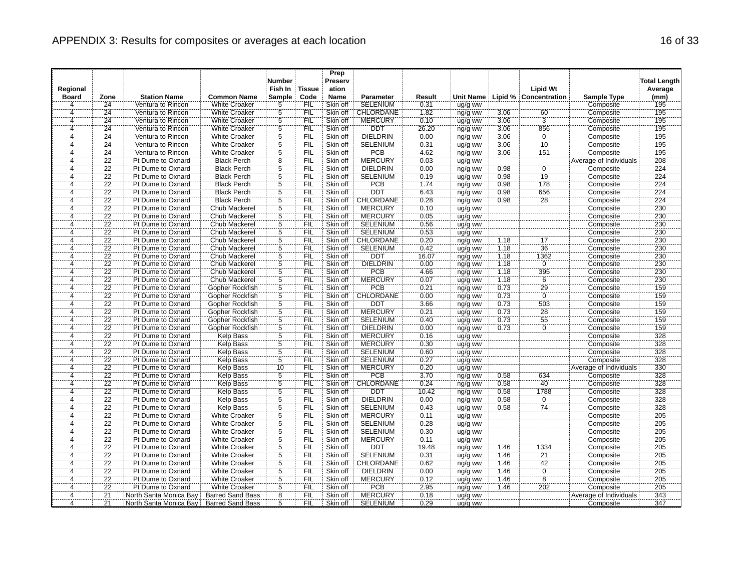# APPENDIX 3: Results for composites or averages at each location

| Regional Board | Zone | Station Name | Common Name | Number Fish In Sample | Tissue Code | Prep Preservation Name | Parameter | Result | Unit Name | Lipid % | Lipid Wt Concentration | Sample Type | Total Length Average (mm) |
|---|---|---|---|---|---|---|---|---|---|---|---|---|---|
| 4 | 24 | Ventura to Rincon | White Croaker | 5 | FIL | Skin off | SELENIUM | 0.31 | ug/g ww | | | Composite | 195 |
| 4 | 24 | Ventura to Rincon | White Croaker | 5 | FIL | Skin off | CHLORDANE | 1.82 | ng/g ww | 3.06 | 60 | Composite | 195 |
| 4 | 24 | Ventura to Rincon | White Croaker | 5 | FIL | Skin off | MERCURY | 0.10 | ug/g ww | 3.06 | 3 | Composite | 195 |
| 4 | 24 | Ventura to Rincon | White Croaker | 5 | FIL | Skin off | DDT | 26.20 | ng/g ww | 3.06 | 856 | Composite | 195 |
| 4 | 24 | Ventura to Rincon | White Croaker | 5 | FIL | Skin off | DIELDRIN | 0.00 | ng/g ww | 3.06 | 0 | Composite | 195 |
| 4 | 24 | Ventura to Rincon | White Croaker | 5 | FIL | Skin off | SELENIUM | 0.31 | ug/g ww | 3.06 | 10 | Composite | 195 |
| 4 | 24 | Ventura to Rincon | White Croaker | 5 | FIL | Skin off | PCB | 4.62 | ng/g ww | 3.06 | 151 | Composite | 195 |
| 4 | 22 | Pt Dume to Oxnard | Black Perch | 8 | FIL | Skin off | MERCURY | 0.03 | ug/g ww | | | Average of Individuals | 208 |
| 4 | 22 | Pt Dume to Oxnard | Black Perch | 5 | FIL | Skin off | DIELDRIN | 0.00 | ng/g ww | 0.98 | 0 | Composite | 224 |
| 4 | 22 | Pt Dume to Oxnard | Black Perch | 5 | FIL | Skin off | SELENIUM | 0.19 | ug/g ww | 0.98 | 19 | Composite | 224 |
| 4 | 22 | Pt Dume to Oxnard | Black Perch | 5 | FIL | Skin off | PCB | 1.74 | ng/g ww | 0.98 | 178 | Composite | 224 |
| 4 | 22 | Pt Dume to Oxnard | Black Perch | 5 | FIL | Skin off | DDT | 6.43 | ng/g ww | 0.98 | 656 | Composite | 224 |
| 4 | 22 | Pt Dume to Oxnard | Black Perch | 5 | FIL | Skin off | CHLORDANE | 0.28 | ng/g ww | 0.98 | 28 | Composite | 224 |
| 4 | 22 | Pt Dume to Oxnard | Chub Mackerel | 5 | FIL | Skin off | MERCURY | 0.10 | ug/g ww | | | Composite | 230 |
| 4 | 22 | Pt Dume to Oxnard | Chub Mackerel | 5 | FIL | Skin off | MERCURY | 0.05 | ug/g ww | | | Composite | 230 |
| 4 | 22 | Pt Dume to Oxnard | Chub Mackerel | 5 | FIL | Skin off | SELENIUM | 0.56 | ug/g ww | | | Composite | 230 |
| 4 | 22 | Pt Dume to Oxnard | Chub Mackerel | 5 | FIL | Skin off | SELENIUM | 0.53 | ug/g ww | | | Composite | 230 |
| 4 | 22 | Pt Dume to Oxnard | Chub Mackerel | 5 | FIL | Skin off | CHLORDANE | 0.20 | ng/g ww | 1.18 | 17 | Composite | 230 |
| 4 | 22 | Pt Dume to Oxnard | Chub Mackerel | 5 | FIL | Skin off | SELENIUM | 0.42 | ug/g ww | 1.18 | 36 | Composite | 230 |
| 4 | 22 | Pt Dume to Oxnard | Chub Mackerel | 5 | FIL | Skin off | DDT | 16.07 | ng/g ww | 1.18 | 1362 | Composite | 230 |
| 4 | 22 | Pt Dume to Oxnard | Chub Mackerel | 5 | FIL | Skin off | DIELDRIN | 0.00 | ng/g ww | 1.18 | 0 | Composite | 230 |
| 4 | 22 | Pt Dume to Oxnard | Chub Mackerel | 5 | FIL | Skin off | PCB | 4.66 | ng/g ww | 1.18 | 395 | Composite | 230 |
| 4 | 22 | Pt Dume to Oxnard | Chub Mackerel | 5 | FIL | Skin off | MERCURY | 0.07 | ug/g ww | 1.18 | 6 | Composite | 230 |
| 4 | 22 | Pt Dume to Oxnard | Gopher Rockfish | 5 | FIL | Skin off | PCB | 0.21 | ng/g ww | 0.73 | 29 | Composite | 159 |
| 4 | 22 | Pt Dume to Oxnard | Gopher Rockfish | 5 | FIL | Skin off | CHLORDANE | 0.00 | ng/g ww | 0.73 | 0 | Composite | 159 |
| 4 | 22 | Pt Dume to Oxnard | Gopher Rockfish | 5 | FIL | Skin off | DDT | 3.66 | ng/g ww | 0.73 | 503 | Composite | 159 |
| 4 | 22 | Pt Dume to Oxnard | Gopher Rockfish | 5 | FIL | Skin off | MERCURY | 0.21 | ug/g ww | 0.73 | 28 | Composite | 159 |
| 4 | 22 | Pt Dume to Oxnard | Gopher Rockfish | 5 | FIL | Skin off | SELENIUM | 0.40 | ug/g ww | 0.73 | 55 | Composite | 159 |
| 4 | 22 | Pt Dume to Oxnard | Gopher Rockfish | 5 | FIL | Skin off | DIELDRIN | 0.00 | ng/g ww | 0.73 | 0 | Composite | 159 |
| 4 | 22 | Pt Dume to Oxnard | Kelp Bass | 5 | FIL | Skin off | MERCURY | 0.16 | ug/g ww | | | Composite | 328 |
| 4 | 22 | Pt Dume to Oxnard | Kelp Bass | 5 | FIL | Skin off | MERCURY | 0.30 | ug/g ww | | | Composite | 328 |
| 4 | 22 | Pt Dume to Oxnard | Kelp Bass | 5 | FIL | Skin off | SELENIUM | 0.60 | ug/g ww | | | Composite | 328 |
| 4 | 22 | Pt Dume to Oxnard | Kelp Bass | 5 | FIL | Skin off | SELENIUM | 0.27 | ug/g ww | | | Composite | 328 |
| 4 | 22 | Pt Dume to Oxnard | Kelp Bass | 10 | FIL | Skin off | MERCURY | 0.20 | ug/g ww | | | Average of Individuals | 330 |
| 4 | 22 | Pt Dume to Oxnard | Kelp Bass | 5 | FIL | Skin off | PCB | 3.70 | ng/g ww | 0.58 | 634 | Composite | 328 |
| 4 | 22 | Pt Dume to Oxnard | Kelp Bass | 5 | FIL | Skin off | CHLORDANE | 0.24 | ng/g ww | 0.58 | 40 | Composite | 328 |
| 4 | 22 | Pt Dume to Oxnard | Kelp Bass | 5 | FIL | Skin off | DDT | 10.42 | ng/g ww | 0.58 | 1788 | Composite | 328 |
| 4 | 22 | Pt Dume to Oxnard | Kelp Bass | 5 | FIL | Skin off | DIELDRIN | 0.00 | ng/g ww | 0.58 | 0 | Composite | 328 |
| 4 | 22 | Pt Dume to Oxnard | Kelp Bass | 5 | FIL | Skin off | SELENIUM | 0.43 | ug/g ww | 0.58 | 74 | Composite | 328 |
| 4 | 22 | Pt Dume to Oxnard | White Croaker | 5 | FIL | Skin off | MERCURY | 0.11 | ug/g ww | | | Composite | 205 |
| 4 | 22 | Pt Dume to Oxnard | White Croaker | 5 | FIL | Skin off | SELENIUM | 0.28 | ug/g ww | | | Composite | 205 |
| 4 | 22 | Pt Dume to Oxnard | White Croaker | 5 | FIL | Skin off | SELENIUM | 0.30 | ug/g ww | | | Composite | 205 |
| 4 | 22 | Pt Dume to Oxnard | White Croaker | 5 | FIL | Skin off | MERCURY | 0.11 | ug/g ww | | | Composite | 205 |
| 4 | 22 | Pt Dume to Oxnard | White Croaker | 5 | FIL | Skin off | DDT | 19.48 | ng/g ww | 1.46 | 1334 | Composite | 205 |
| 4 | 22 | Pt Dume to Oxnard | White Croaker | 5 | FIL | Skin off | SELENIUM | 0.31 | ug/g ww | 1.46 | 21 | Composite | 205 |
| 4 | 22 | Pt Dume to Oxnard | White Croaker | 5 | FIL | Skin off | CHLORDANE | 0.62 | ng/g ww | 1.46 | 42 | Composite | 205 |
| 4 | 22 | Pt Dume to Oxnard | White Croaker | 5 | FIL | Skin off | DIELDRIN | 0.00 | ng/g ww | 1.46 | 0 | Composite | 205 |
| 4 | 22 | Pt Dume to Oxnard | White Croaker | 5 | FIL | Skin off | MERCURY | 0.12 | ug/g ww | 1.46 | 8 | Composite | 205 |
| 4 | 22 | Pt Dume to Oxnard | White Croaker | 5 | FIL | Skin off | PCB | 2.95 | ng/g ww | 1.46 | 202 | Composite | 205 |
| 4 | 21 | North Santa Monica Bay | Barred Sand Bass | 8 | FIL | Skin off | MERCURY | 0.18 | ug/g ww | | | Average of Individuals | 343 |
| 4 | 21 | North Santa Monica Bay | Barred Sand Bass | 5 | FIL | Skin off | SELENIUM | 0.29 | ug/g ww | | | Composite | 347 |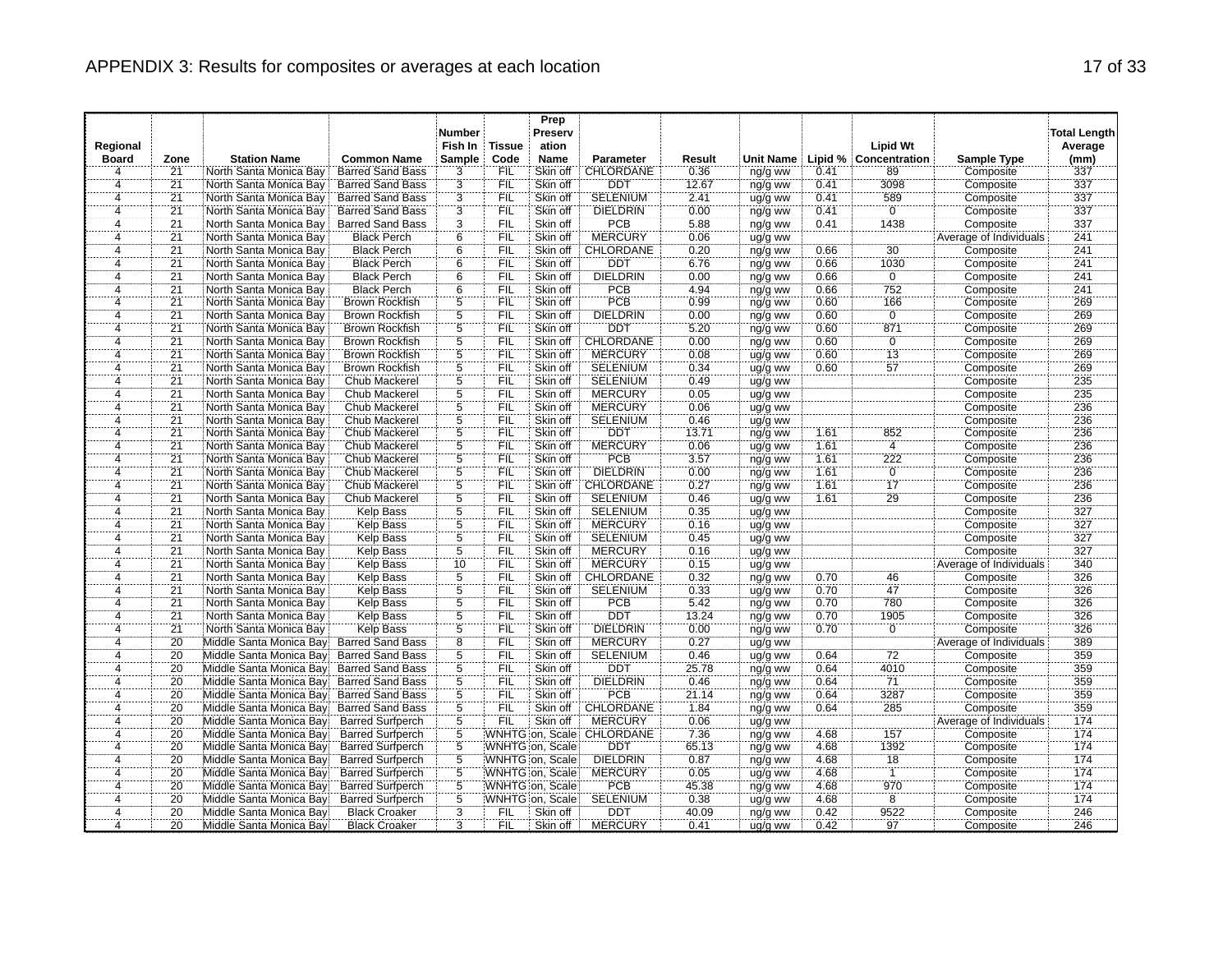# APPENDIX 3: Results for composites or averages at each location

| Regional Board | Zone | Station Name | Common Name | Number Fish In Sample | Tissue Code | Prep Preservation Name | Parameter | Result | Unit Name | Lipid % | Lipid Wt Concentration | Sample Type | Total Length Average (mm) |
|---|---|---|---|---|---|---|---|---|---|---|---|---|---|
| 4 | 21 | North Santa Monica Bay | Barred Sand Bass | 3 | FIL | Skin off | CHLORDANE | 0.36 | ng/g ww | 0.41 | 89 | Composite | 337 |
| 4 | 21 | North Santa Monica Bay | Barred Sand Bass | 3 | FIL | Skin off | DDT | 12.67 | ng/g ww | 0.41 | 3098 | Composite | 337 |
| 4 | 21 | North Santa Monica Bay | Barred Sand Bass | 3 | FIL | Skin off | SELENIUM | 2.41 | ug/g ww | 0.41 | 589 | Composite | 337 |
| 4 | 21 | North Santa Monica Bay | Barred Sand Bass | 3 | FIL | Skin off | DIELDRIN | 0.00 | ng/g ww | 0.41 | 0 | Composite | 337 |
| 4 | 21 | North Santa Monica Bay | Barred Sand Bass | 3 | FIL | Skin off | PCB | 5.88 | ng/g ww | 0.41 | 1438 | Composite | 337 |
| 4 | 21 | North Santa Monica Bay | Black Perch | 6 | FIL | Skin off | MERCURY | 0.06 | ug/g ww | | | Average of Individuals | 241 |
| 4 | 21 | North Santa Monica Bay | Black Perch | 6 | FIL | Skin off | CHLORDANE | 0.20 | ng/g ww | 0.66 | 30 | Composite | 241 |
| 4 | 21 | North Santa Monica Bay | Black Perch | 6 | FIL | Skin off | DDT | 6.76 | ng/g ww | 0.66 | 1030 | Composite | 241 |
| 4 | 21 | North Santa Monica Bay | Black Perch | 6 | FIL | Skin off | DIELDRIN | 0.00 | ng/g ww | 0.66 | 0 | Composite | 241 |
| 4 | 21 | North Santa Monica Bay | Black Perch | 6 | FIL | Skin off | PCB | 4.94 | ng/g ww | 0.66 | 752 | Composite | 241 |
| 4 | 21 | North Santa Monica Bay | Brown Rockfish | 5 | FIL | Skin off | PCB | 0.99 | ng/g ww | 0.60 | 166 | Composite | 269 |
| 4 | 21 | North Santa Monica Bay | Brown Rockfish | 5 | FIL | Skin off | DIELDRIN | 0.00 | ng/g ww | 0.60 | 0 | Composite | 269 |
| 4 | 21 | North Santa Monica Bay | Brown Rockfish | 5 | FIL | Skin off | DDT | 5.20 | ng/g ww | 0.60 | 871 | Composite | 269 |
| 4 | 21 | North Santa Monica Bay | Brown Rockfish | 5 | FIL | Skin off | CHLORDANE | 0.00 | ng/g ww | 0.60 | 0 | Composite | 269 |
| 4 | 21 | North Santa Monica Bay | Brown Rockfish | 5 | FIL | Skin off | MERCURY | 0.08 | ug/g ww | 0.60 | 13 | Composite | 269 |
| 4 | 21 | North Santa Monica Bay | Brown Rockfish | 5 | FIL | Skin off | SELENIUM | 0.34 | ug/g ww | 0.60 | 57 | Composite | 269 |
| 4 | 21 | North Santa Monica Bay | Chub Mackerel | 5 | FIL | Skin off | SELENIUM | 0.49 | ug/g ww | | | Composite | 235 |
| 4 | 21 | North Santa Monica Bay | Chub Mackerel | 5 | FIL | Skin off | MERCURY | 0.05 | ug/g ww | | | Composite | 235 |
| 4 | 21 | North Santa Monica Bay | Chub Mackerel | 5 | FIL | Skin off | MERCURY | 0.06 | ug/g ww | | | Composite | 236 |
| 4 | 21 | North Santa Monica Bay | Chub Mackerel | 5 | FIL | Skin off | SELENIUM | 0.46 | ug/g ww | | | Composite | 236 |
| 4 | 21 | North Santa Monica Bay | Chub Mackerel | 5 | FIL | Skin off | DDT | 13.71 | ng/g ww | 1.61 | 852 | Composite | 236 |
| 4 | 21 | North Santa Monica Bay | Chub Mackerel | 5 | FIL | Skin off | MERCURY | 0.06 | ug/g ww | 1.61 | 4 | Composite | 236 |
| 4 | 21 | North Santa Monica Bay | Chub Mackerel | 5 | FIL | Skin off | PCB | 3.57 | ng/g ww | 1.61 | 222 | Composite | 236 |
| 4 | 21 | North Santa Monica Bay | Chub Mackerel | 5 | FIL | Skin off | DIELDRIN | 0.00 | ng/g ww | 1.61 | 0 | Composite | 236 |
| 4 | 21 | North Santa Monica Bay | Chub Mackerel | 5 | FIL | Skin off | CHLORDANE | 0.27 | ng/g ww | 1.61 | 17 | Composite | 236 |
| 4 | 21 | North Santa Monica Bay | Chub Mackerel | 5 | FIL | Skin off | SELENIUM | 0.46 | ug/g ww | 1.61 | 29 | Composite | 236 |
| 4 | 21 | North Santa Monica Bay | Kelp Bass | 5 | FIL | Skin off | SELENIUM | 0.35 | ug/g ww | | | Composite | 327 |
| 4 | 21 | North Santa Monica Bay | Kelp Bass | 5 | FIL | Skin off | MERCURY | 0.16 | ug/g ww | | | Composite | 327 |
| 4 | 21 | North Santa Monica Bay | Kelp Bass | 5 | FIL | Skin off | SELENIUM | 0.45 | ug/g ww | | | Composite | 327 |
| 4 | 21 | North Santa Monica Bay | Kelp Bass | 5 | FIL | Skin off | MERCURY | 0.16 | ug/g ww | | | Composite | 327 |
| 4 | 21 | North Santa Monica Bay | Kelp Bass | 10 | FIL | Skin off | MERCURY | 0.15 | ug/g ww | | | Average of Individuals | 340 |
| 4 | 21 | North Santa Monica Bay | Kelp Bass | 5 | FIL | Skin off | CHLORDANE | 0.32 | ng/g ww | 0.70 | 46 | Composite | 326 |
| 4 | 21 | North Santa Monica Bay | Kelp Bass | 5 | FIL | Skin off | SELENIUM | 0.33 | ug/g ww | 0.70 | 47 | Composite | 326 |
| 4 | 21 | North Santa Monica Bay | Kelp Bass | 5 | FIL | Skin off | PCB | 5.42 | ng/g ww | 0.70 | 780 | Composite | 326 |
| 4 | 21 | North Santa Monica Bay | Kelp Bass | 5 | FIL | Skin off | DDT | 13.24 | ng/g ww | 0.70 | 1905 | Composite | 326 |
| 4 | 21 | North Santa Monica Bay | Kelp Bass | 5 | FIL | Skin off | DIELDRIN | 0.00 | ng/g ww | 0.70 | 0 | Composite | 326 |
| 4 | 20 | Middle Santa Monica Bay | Barred Sand Bass | 8 | FIL | Skin off | MERCURY | 0.27 | ug/g ww | | | Average of Individuals | 389 |
| 4 | 20 | Middle Santa Monica Bay | Barred Sand Bass | 5 | FIL | Skin off | SELENIUM | 0.46 | ug/g ww | 0.64 | 72 | Composite | 359 |
| 4 | 20 | Middle Santa Monica Bay | Barred Sand Bass | 5 | FIL | Skin off | DDT | 25.78 | ng/g ww | 0.64 | 4010 | Composite | 359 |
| 4 | 20 | Middle Santa Monica Bay | Barred Sand Bass | 5 | FIL | Skin off | DIELDRIN | 0.46 | ng/g ww | 0.64 | 71 | Composite | 359 |
| 4 | 20 | Middle Santa Monica Bay | Barred Sand Bass | 5 | FIL | Skin off | PCB | 21.14 | ng/g ww | 0.64 | 3287 | Composite | 359 |
| 4 | 20 | Middle Santa Monica Bay | Barred Sand Bass | 5 | FIL | Skin off | CHLORDANE | 1.84 | ng/g ww | 0.64 | 285 | Composite | 359 |
| 4 | 20 | Middle Santa Monica Bay | Barred Surfperch | 5 | FIL | Skin off | MERCURY | 0.06 | ug/g ww | | | Average of Individuals | 174 |
| 4 | 20 | Middle Santa Monica Bay | Barred Surfperch | 5 | WNHTG | on, Scale | CHLORDANE | 7.36 | ng/g ww | 4.68 | 157 | Composite | 174 |
| 4 | 20 | Middle Santa Monica Bay | Barred Surfperch | 5 | WNHTG | on, Scale | DDT | 65.13 | ng/g ww | 4.68 | 1392 | Composite | 174 |
| 4 | 20 | Middle Santa Monica Bay | Barred Surfperch | 5 | WNHTG | on, Scale | DIELDRIN | 0.87 | ng/g ww | 4.68 | 18 | Composite | 174 |
| 4 | 20 | Middle Santa Monica Bay | Barred Surfperch | 5 | WNHTG | on, Scale | MERCURY | 0.05 | ug/g ww | 4.68 | 1 | Composite | 174 |
| 4 | 20 | Middle Santa Monica Bay | Barred Surfperch | 5 | WNHTG | on, Scale | PCB | 45.38 | ng/g ww | 4.68 | 970 | Composite | 174 |
| 4 | 20 | Middle Santa Monica Bay | Barred Surfperch | 5 | WNHTG | on, Scale | SELENIUM | 0.38 | ug/g ww | 4.68 | 8 | Composite | 174 |
| 4 | 20 | Middle Santa Monica Bay | Black Croaker | 3 | FIL | Skin off | DDT | 40.09 | ng/g ww | 0.42 | 9522 | Composite | 246 |
| 4 | 20 | Middle Santa Monica Bay | Black Croaker | 3 | FIL | Skin off | MERCURY | 0.41 | ug/g ww | 0.42 | 97 | Composite | 246 |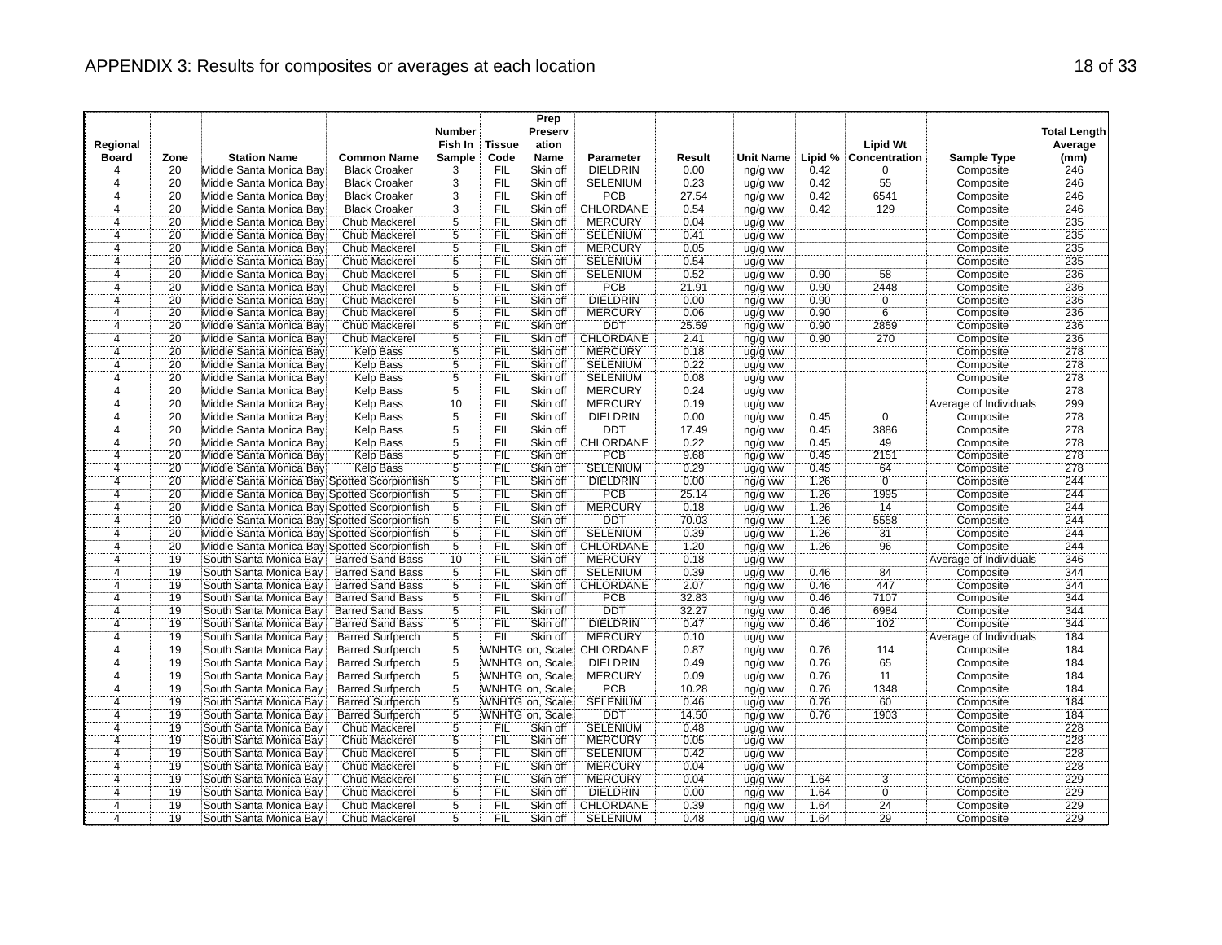# APPENDIX 3: Results for composites or averages at each location

| Regional Board | Zone | Station Name | Common Name | Number Fish In Sample | Tissue Code | Prep Preservation Name | Parameter | Result | Unit Name | Lipid % | Lipid Wt Concentration | Sample Type | Total Length Average (mm) |
|---|---|---|---|---|---|---|---|---|---|---|---|---|---|
| 4 | 20 | Middle Santa Monica Bay | Black Croaker | 3 | FIL | Skin off | DIELDRIN | 0.00 | ng/g ww | 0.42 | 0 | Composite | 246 |
| 4 | 20 | Middle Santa Monica Bay | Black Croaker | 3 | FIL | Skin off | SELENIUM | 0.23 | ug/g ww | 0.42 | 55 | Composite | 246 |
| 4 | 20 | Middle Santa Monica Bay | Black Croaker | 3 | FIL | Skin off | PCB | 27.54 | ng/g ww | 0.42 | 6541 | Composite | 246 |
| 4 | 20 | Middle Santa Monica Bay | Black Croaker | 3 | FIL | Skin off | CHLORDANE | 0.54 | ng/g ww | 0.42 | 129 | Composite | 246 |
| 4 | 20 | Middle Santa Monica Bay | Chub Mackerel | 5 | FIL | Skin off | MERCURY | 0.04 | ug/g ww | | | Composite | 235 |
| 4 | 20 | Middle Santa Monica Bay | Chub Mackerel | 5 | FIL | Skin off | SELENIUM | 0.41 | ug/g ww | | | Composite | 235 |
| 4 | 20 | Middle Santa Monica Bay | Chub Mackerel | 5 | FIL | Skin off | MERCURY | 0.05 | ug/g ww | | | Composite | 235 |
| 4 | 20 | Middle Santa Monica Bay | Chub Mackerel | 5 | FIL | Skin off | SELENIUM | 0.54 | ug/g ww | | | Composite | 235 |
| 4 | 20 | Middle Santa Monica Bay | Chub Mackerel | 5 | FIL | Skin off | SELENIUM | 0.52 | ug/g ww | 0.90 | 58 | Composite | 236 |
| 4 | 20 | Middle Santa Monica Bay | Chub Mackerel | 5 | FIL | Skin off | PCB | 21.91 | ng/g ww | 0.90 | 2448 | Composite | 236 |
| 4 | 20 | Middle Santa Monica Bay | Chub Mackerel | 5 | FIL | Skin off | DIELDRIN | 0.00 | ng/g ww | 0.90 | 0 | Composite | 236 |
| 4 | 20 | Middle Santa Monica Bay | Chub Mackerel | 5 | FIL | Skin off | MERCURY | 0.06 | ug/g ww | 0.90 | 6 | Composite | 236 |
| 4 | 20 | Middle Santa Monica Bay | Chub Mackerel | 5 | FIL | Skin off | DDT | 25.59 | ng/g ww | 0.90 | 2859 | Composite | 236 |
| 4 | 20 | Middle Santa Monica Bay | Chub Mackerel | 5 | FIL | Skin off | CHLORDANE | 2.41 | ng/g ww | 0.90 | 270 | Composite | 236 |
| 4 | 20 | Middle Santa Monica Bay | Kelp Bass | 5 | FIL | Skin off | MERCURY | 0.18 | ug/g ww | | | Composite | 278 |
| 4 | 20 | Middle Santa Monica Bay | Kelp Bass | 5 | FIL | Skin off | SELENIUM | 0.22 | ug/g ww | | | Composite | 278 |
| 4 | 20 | Middle Santa Monica Bay | Kelp Bass | 5 | FIL | Skin off | SELENIUM | 0.08 | ug/g ww | | | Composite | 278 |
| 4 | 20 | Middle Santa Monica Bay | Kelp Bass | 5 | FIL | Skin off | MERCURY | 0.24 | ug/g ww | | | Composite | 278 |
| 4 | 20 | Middle Santa Monica Bay | Kelp Bass | 10 | FIL | Skin off | MERCURY | 0.19 | ug/g ww | | | Average of Individuals | 299 |
| 4 | 20 | Middle Santa Monica Bay | Kelp Bass | 5 | FIL | Skin off | DIELDRIN | 0.00 | ng/g ww | 0.45 | 0 | Composite | 278 |
| 4 | 20 | Middle Santa Monica Bay | Kelp Bass | 5 | FIL | Skin off | DDT | 17.49 | ng/g ww | 0.45 | 3886 | Composite | 278 |
| 4 | 20 | Middle Santa Monica Bay | Kelp Bass | 5 | FIL | Skin off | CHLORDANE | 0.22 | ng/g ww | 0.45 | 49 | Composite | 278 |
| 4 | 20 | Middle Santa Monica Bay | Kelp Bass | 5 | FIL | Skin off | PCB | 9.68 | ng/g ww | 0.45 | 2151 | Composite | 278 |
| 4 | 20 | Middle Santa Monica Bay | Kelp Bass | 5 | FIL | Skin off | SELENIUM | 0.29 | ug/g ww | 0.45 | 64 | Composite | 278 |
| 4 | 20 | Middle Santa Monica Bay | Spotted Scorpionfish | 5 | FIL | Skin off | DIELDRIN | 0.00 | ng/g ww | 1.26 | 0 | Composite | 244 |
| 4 | 20 | Middle Santa Monica Bay | Spotted Scorpionfish | 5 | FIL | Skin off | PCB | 25.14 | ng/g ww | 1.26 | 1995 | Composite | 244 |
| 4 | 20 | Middle Santa Monica Bay | Spotted Scorpionfish | 5 | FIL | Skin off | MERCURY | 0.18 | ug/g ww | 1.26 | 14 | Composite | 244 |
| 4 | 20 | Middle Santa Monica Bay | Spotted Scorpionfish | 5 | FIL | Skin off | DDT | 70.03 | ng/g ww | 1.26 | 5558 | Composite | 244 |
| 4 | 20 | Middle Santa Monica Bay | Spotted Scorpionfish | 5 | FIL | Skin off | SELENIUM | 0.39 | ug/g ww | 1.26 | 31 | Composite | 244 |
| 4 | 20 | Middle Santa Monica Bay | Spotted Scorpionfish | 5 | FIL | Skin off | CHLORDANE | 1.20 | ng/g ww | 1.26 | 96 | Composite | 244 |
| 4 | 19 | South Santa Monica Bay | Barred Sand Bass | 10 | FIL | Skin off | MERCURY | 0.18 | ug/g ww | | | Average of Individuals | 346 |
| 4 | 19 | South Santa Monica Bay | Barred Sand Bass | 5 | FIL | Skin off | SELENIUM | 0.39 | ug/g ww | 0.46 | 84 | Composite | 344 |
| 4 | 19 | South Santa Monica Bay | Barred Sand Bass | 5 | FIL | Skin off | CHLORDANE | 2.07 | ng/g ww | 0.46 | 447 | Composite | 344 |
| 4 | 19 | South Santa Monica Bay | Barred Sand Bass | 5 | FIL | Skin off | PCB | 32.83 | ng/g ww | 0.46 | 7107 | Composite | 344 |
| 4 | 19 | South Santa Monica Bay | Barred Sand Bass | 5 | FIL | Skin off | DDT | 32.27 | ng/g ww | 0.46 | 6984 | Composite | 344 |
| 4 | 19 | South Santa Monica Bay | Barred Sand Bass | 5 | FIL | Skin off | DIELDRIN | 0.47 | ng/g ww | 0.46 | 102 | Composite | 344 |
| 4 | 19 | South Santa Monica Bay | Barred Surfperch | 5 | FIL | Skin off | MERCURY | 0.10 | ug/g ww | | | Average of Individuals | 184 |
| 4 | 19 | South Santa Monica Bay | Barred Surfperch | 5 | WNHTG | on, Scale | CHLORDANE | 0.87 | ng/g ww | 0.76 | 114 | Composite | 184 |
| 4 | 19 | South Santa Monica Bay | Barred Surfperch | 5 | WNHTG | on, Scale | DIELDRIN | 0.49 | ng/g ww | 0.76 | 65 | Composite | 184 |
| 4 | 19 | South Santa Monica Bay | Barred Surfperch | 5 | WNHTG | on, Scale | MERCURY | 0.09 | ug/g ww | 0.76 | 11 | Composite | 184 |
| 4 | 19 | South Santa Monica Bay | Barred Surfperch | 5 | WNHTG | on, Scale | PCB | 10.28 | ng/g ww | 0.76 | 1348 | Composite | 184 |
| 4 | 19 | South Santa Monica Bay | Barred Surfperch | 5 | WNHTG | on, Scale | SELENIUM | 0.46 | ug/g ww | 0.76 | 60 | Composite | 184 |
| 4 | 19 | South Santa Monica Bay | Barred Surfperch | 5 | WNHTG | on, Scale | DDT | 14.50 | ng/g ww | 0.76 | 1903 | Composite | 184 |
| 4 | 19 | South Santa Monica Bay | Chub Mackerel | 5 | FIL | Skin off | SELENIUM | 0.48 | ug/g ww | | | Composite | 228 |
| 4 | 19 | South Santa Monica Bay | Chub Mackerel | 5 | FIL | Skin off | MERCURY | 0.05 | ug/g ww | | | Composite | 228 |
| 4 | 19 | South Santa Monica Bay | Chub Mackerel | 5 | FIL | Skin off | SELENIUM | 0.42 | ug/g ww | | | Composite | 228 |
| 4 | 19 | South Santa Monica Bay | Chub Mackerel | 5 | FIL | Skin off | MERCURY | 0.04 | ug/g ww | | | Composite | 228 |
| 4 | 19 | South Santa Monica Bay | Chub Mackerel | 5 | FIL | Skin off | MERCURY | 0.04 | ug/g ww | 1.64 | 3 | Composite | 229 |
| 4 | 19 | South Santa Monica Bay | Chub Mackerel | 5 | FIL | Skin off | DIELDRIN | 0.00 | ng/g ww | 1.64 | 0 | Composite | 229 |
| 4 | 19 | South Santa Monica Bay | Chub Mackerel | 5 | FIL | Skin off | CHLORDANE | 0.39 | ng/g ww | 1.64 | 24 | Composite | 229 |
| 4 | 19 | South Santa Monica Bay | Chub Mackerel | 5 | FIL | Skin off | SELENIUM | 0.48 | ug/g ww | 1.64 | 29 | Composite | 229 |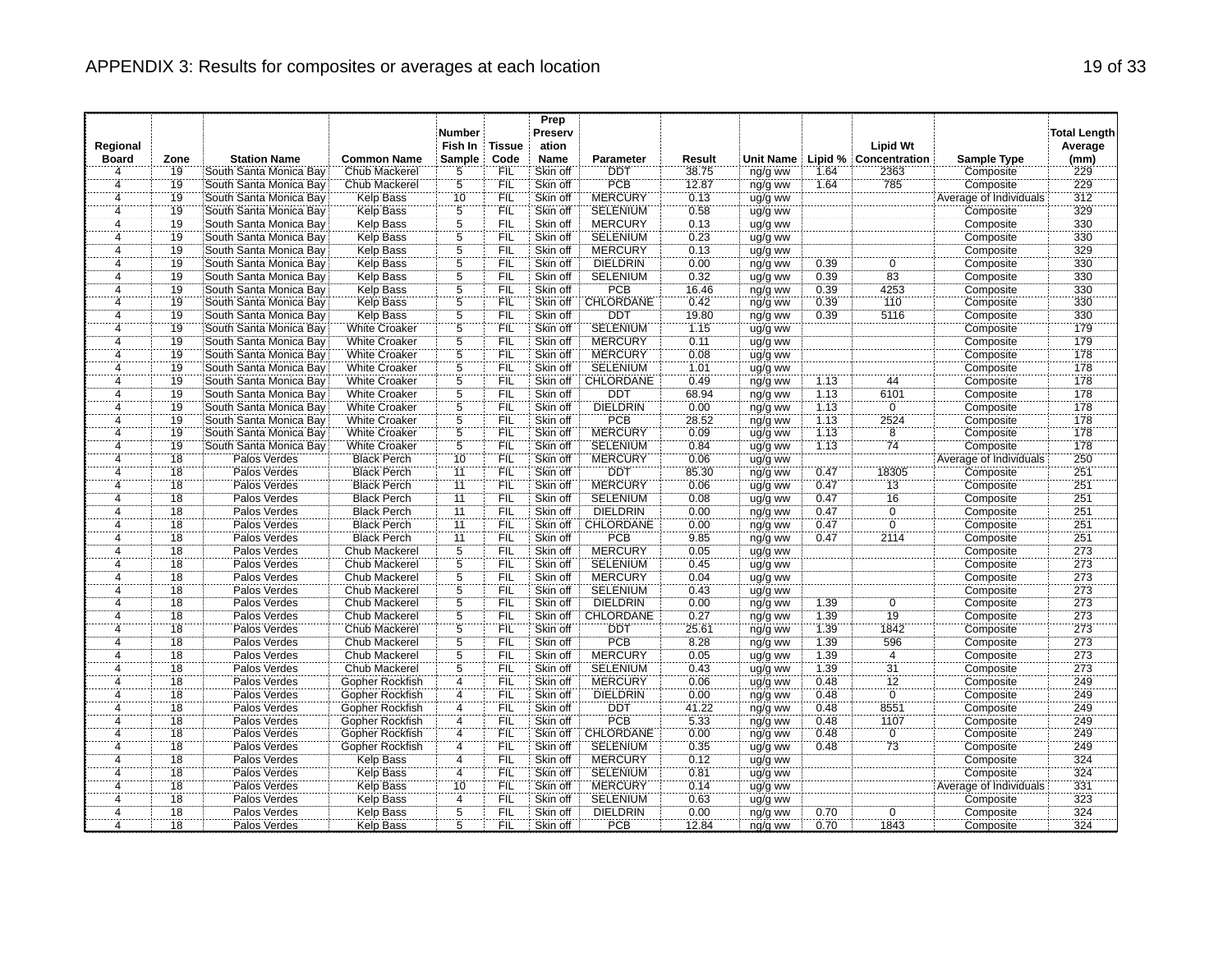# APPENDIX 3: Results for composites or averages at each location

| Regional Board | Zone | Station Name | Common Name | Number Fish In Sample | Tissue Code | Prep Preservation Name | Parameter | Result | Unit Name | Lipid % | Lipid Wt Concentration | Sample Type | Total Length Average (mm) |
|---|---|---|---|---|---|---|---|---|---|---|---|---|---|
| 4 | 19 | South Santa Monica Bay | Chub Mackerel | 5 | FIL | Skin off | DDT | 38.75 | ng/g ww | 1.64 | 2363 | Composite | 229 |
| 4 | 19 | South Santa Monica Bay | Chub Mackerel | 5 | FIL | Skin off | PCB | 12.87 | ng/g ww | 1.64 | 785 | Composite | 229 |
| 4 | 19 | South Santa Monica Bay | Kelp Bass | 10 | FIL | Skin off | MERCURY | 0.13 | ug/g ww | | | Average of Individuals | 312 |
| 4 | 19 | South Santa Monica Bay | Kelp Bass | 5 | FIL | Skin off | SELENIUM | 0.58 | ug/g ww | | | Composite | 329 |
| 4 | 19 | South Santa Monica Bay | Kelp Bass | 5 | FIL | Skin off | MERCURY | 0.13 | ug/g ww | | | Composite | 330 |
| 4 | 19 | South Santa Monica Bay | Kelp Bass | 5 | FIL | Skin off | SELENIUM | 0.23 | ug/g ww | | | Composite | 330 |
| 4 | 19 | South Santa Monica Bay | Kelp Bass | 5 | FIL | Skin off | MERCURY | 0.13 | ug/g ww | | | Composite | 329 |
| 4 | 19 | South Santa Monica Bay | Kelp Bass | 5 | FIL | Skin off | DIELDRIN | 0.00 | ng/g ww | 0.39 | 0 | Composite | 330 |
| 4 | 19 | South Santa Monica Bay | Kelp Bass | 5 | FIL | Skin off | SELENIUM | 0.32 | ug/g ww | 0.39 | 83 | Composite | 330 |
| 4 | 19 | South Santa Monica Bay | Kelp Bass | 5 | FIL | Skin off | PCB | 16.46 | ng/g ww | 0.39 | 4253 | Composite | 330 |
| 4 | 19 | South Santa Monica Bay | Kelp Bass | 5 | FIL | Skin off | CHLORDANE | 0.42 | ng/g ww | 0.39 | 110 | Composite | 330 |
| 4 | 19 | South Santa Monica Bay | Kelp Bass | 5 | FIL | Skin off | DDT | 19.80 | ng/g ww | 0.39 | 5116 | Composite | 330 |
| 4 | 19 | South Santa Monica Bay | White Croaker | 5 | FIL | Skin off | SELENIUM | 1.15 | ug/g ww | | | Composite | 179 |
| 4 | 19 | South Santa Monica Bay | White Croaker | 5 | FIL | Skin off | MERCURY | 0.11 | ug/g ww | | | Composite | 179 |
| 4 | 19 | South Santa Monica Bay | White Croaker | 5 | FIL | Skin off | MERCURY | 0.08 | ug/g ww | | | Composite | 178 |
| 4 | 19 | South Santa Monica Bay | White Croaker | 5 | FIL | Skin off | SELENIUM | 1.01 | ug/g ww | | | Composite | 178 |
| 4 | 19 | South Santa Monica Bay | White Croaker | 5 | FIL | Skin off | CHLORDANE | 0.49 | ng/g ww | 1.13 | 44 | Composite | 178 |
| 4 | 19 | South Santa Monica Bay | White Croaker | 5 | FIL | Skin off | DDT | 68.94 | ng/g ww | 1.13 | 6101 | Composite | 178 |
| 4 | 19 | South Santa Monica Bay | White Croaker | 5 | FIL | Skin off | DIELDRIN | 0.00 | ng/g ww | 1.13 | 0 | Composite | 178 |
| 4 | 19 | South Santa Monica Bay | White Croaker | 5 | FIL | Skin off | PCB | 28.52 | ng/g ww | 1.13 | 2524 | Composite | 178 |
| 4 | 19 | South Santa Monica Bay | White Croaker | 5 | FIL | Skin off | MERCURY | 0.09 | ug/g ww | 1.13 | 8 | Composite | 178 |
| 4 | 19 | South Santa Monica Bay | White Croaker | 5 | FIL | Skin off | SELENIUM | 0.84 | ug/g ww | 1.13 | 74 | Composite | 178 |
| 4 | 18 | Palos Verdes | Black Perch | 10 | FIL | Skin off | MERCURY | 0.06 | ug/g ww | | | Average of Individuals | 250 |
| 4 | 18 | Palos Verdes | Black Perch | 11 | FIL | Skin off | DDT | 85.30 | ng/g ww | 0.47 | 18305 | Composite | 251 |
| 4 | 18 | Palos Verdes | Black Perch | 11 | FIL | Skin off | MERCURY | 0.06 | ug/g ww | 0.47 | 13 | Composite | 251 |
| 4 | 18 | Palos Verdes | Black Perch | 11 | FIL | Skin off | SELENIUM | 0.08 | ug/g ww | 0.47 | 16 | Composite | 251 |
| 4 | 18 | Palos Verdes | Black Perch | 11 | FIL | Skin off | DIELDRIN | 0.00 | ng/g ww | 0.47 | 0 | Composite | 251 |
| 4 | 18 | Palos Verdes | Black Perch | 11 | FIL | Skin off | CHLORDANE | 0.00 | ng/g ww | 0.47 | 0 | Composite | 251 |
| 4 | 18 | Palos Verdes | Black Perch | 11 | FIL | Skin off | PCB | 9.85 | ng/g ww | 0.47 | 2114 | Composite | 251 |
| 4 | 18 | Palos Verdes | Chub Mackerel | 5 | FIL | Skin off | MERCURY | 0.05 | ug/g ww | | | Composite | 273 |
| 4 | 18 | Palos Verdes | Chub Mackerel | 5 | FIL | Skin off | SELENIUM | 0.45 | ug/g ww | | | Composite | 273 |
| 4 | 18 | Palos Verdes | Chub Mackerel | 5 | FIL | Skin off | MERCURY | 0.04 | ug/g ww | | | Composite | 273 |
| 4 | 18 | Palos Verdes | Chub Mackerel | 5 | FIL | Skin off | SELENIUM | 0.43 | ug/g ww | | | Composite | 273 |
| 4 | 18 | Palos Verdes | Chub Mackerel | 5 | FIL | Skin off | DIELDRIN | 0.00 | ng/g ww | 1.39 | 0 | Composite | 273 |
| 4 | 18 | Palos Verdes | Chub Mackerel | 5 | FIL | Skin off | CHLORDANE | 0.27 | ng/g ww | 1.39 | 19 | Composite | 273 |
| 4 | 18 | Palos Verdes | Chub Mackerel | 5 | FIL | Skin off | DDT | 25.61 | ng/g ww | 1.39 | 1842 | Composite | 273 |
| 4 | 18 | Palos Verdes | Chub Mackerel | 5 | FIL | Skin off | PCB | 8.28 | ng/g ww | 1.39 | 596 | Composite | 273 |
| 4 | 18 | Palos Verdes | Chub Mackerel | 5 | FIL | Skin off | MERCURY | 0.05 | ug/g ww | 1.39 | 4 | Composite | 273 |
| 4 | 18 | Palos Verdes | Chub Mackerel | 5 | FIL | Skin off | SELENIUM | 0.43 | ug/g ww | 1.39 | 31 | Composite | 273 |
| 4 | 18 | Palos Verdes | Gopher Rockfish | 4 | FIL | Skin off | MERCURY | 0.06 | ug/g ww | 0.48 | 12 | Composite | 249 |
| 4 | 18 | Palos Verdes | Gopher Rockfish | 4 | FIL | Skin off | DIELDRIN | 0.00 | ng/g ww | 0.48 | 0 | Composite | 249 |
| 4 | 18 | Palos Verdes | Gopher Rockfish | 4 | FIL | Skin off | DDT | 41.22 | ng/g ww | 0.48 | 8551 | Composite | 249 |
| 4 | 18 | Palos Verdes | Gopher Rockfish | 4 | FIL | Skin off | PCB | 5.33 | ng/g ww | 0.48 | 1107 | Composite | 249 |
| 4 | 18 | Palos Verdes | Gopher Rockfish | 4 | FIL | Skin off | CHLORDANE | 0.00 | ng/g ww | 0.48 | 0 | Composite | 249 |
| 4 | 18 | Palos Verdes | Gopher Rockfish | 4 | FIL | Skin off | SELENIUM | 0.35 | ug/g ww | 0.48 | 73 | Composite | 249 |
| 4 | 18 | Palos Verdes | Kelp Bass | 4 | FIL | Skin off | MERCURY | 0.12 | ug/g ww | | | Composite | 324 |
| 4 | 18 | Palos Verdes | Kelp Bass | 4 | FIL | Skin off | SELENIUM | 0.81 | ug/g ww | | | Composite | 324 |
| 4 | 18 | Palos Verdes | Kelp Bass | 10 | FIL | Skin off | MERCURY | 0.14 | ug/g ww | | | Average of Individuals | 331 |
| 4 | 18 | Palos Verdes | Kelp Bass | 4 | FIL | Skin off | SELENIUM | 0.63 | ug/g ww | | | Composite | 323 |
| 4 | 18 | Palos Verdes | Kelp Bass | 5 | FIL | Skin off | DIELDRIN | 0.00 | ng/g ww | 0.70 | 0 | Composite | 324 |
| 4 | 18 | Palos Verdes | Kelp Bass | 5 | FIL | Skin off | PCB | 12.84 | ng/g ww | 0.70 | 1843 | Composite | 324 |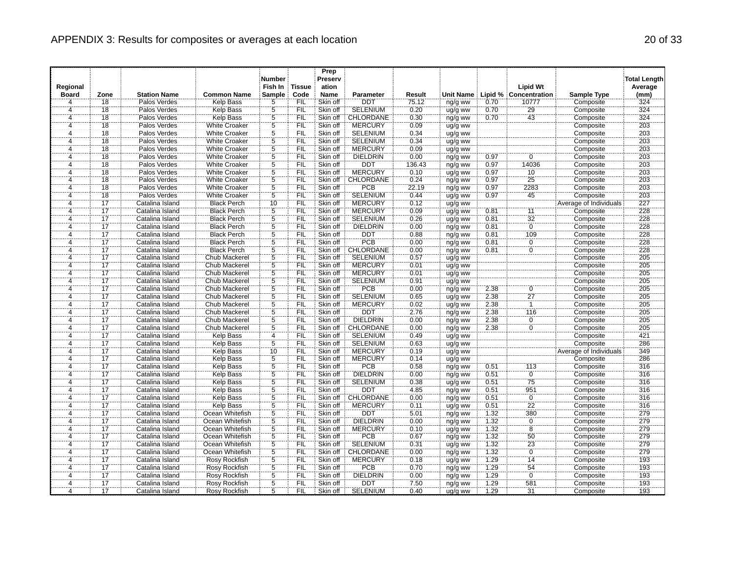# APPENDIX 3: Results for composites or averages at each location

| Regional Board | Zone | Station Name | Common Name | Number Fish In Sample | Tissue Code | Prep Preservation Name | Parameter | Result | Unit Name | Lipid % | Lipid Wt Concentration | Sample Type | Total Length Average (mm) |
|---|---|---|---|---|---|---|---|---|---|---|---|---|---|
| 4 | 18 | Palos Verdes | Kelp Bass | 5 | FIL | Skin off | DDT | 75.12 | ng/g ww | 0.70 | 10777 | Composite | 324 |
| 4 | 18 | Palos Verdes | Kelp Bass | 5 | FIL | Skin off | SELENIUM | 0.20 | ug/g ww | 0.70 | 29 | Composite | 324 |
| 4 | 18 | Palos Verdes | Kelp Bass | 5 | FIL | Skin off | CHLORDANE | 0.30 | ng/g ww | 0.70 | 43 | Composite | 324 |
| 4 | 18 | Palos Verdes | White Croaker | 5 | FIL | Skin off | MERCURY | 0.09 | ug/g ww | | | Composite | 203 |
| 4 | 18 | Palos Verdes | White Croaker | 5 | FIL | Skin off | SELENIUM | 0.34 | ug/g ww | | | Composite | 203 |
| 4 | 18 | Palos Verdes | White Croaker | 5 | FIL | Skin off | SELENIUM | 0.34 | ug/g ww | | | Composite | 203 |
| 4 | 18 | Palos Verdes | White Croaker | 5 | FIL | Skin off | MERCURY | 0.09 | ug/g ww | | | Composite | 203 |
| 4 | 18 | Palos Verdes | White Croaker | 5 | FIL | Skin off | DIELDRIN | 0.00 | ng/g ww | 0.97 | 0 | Composite | 203 |
| 4 | 18 | Palos Verdes | White Croaker | 5 | FIL | Skin off | DDT | 136.43 | ng/g ww | 0.97 | 14036 | Composite | 203 |
| 4 | 18 | Palos Verdes | White Croaker | 5 | FIL | Skin off | MERCURY | 0.10 | ug/g ww | 0.97 | 10 | Composite | 203 |
| 4 | 18 | Palos Verdes | White Croaker | 5 | FIL | Skin off | CHLORDANE | 0.24 | ng/g ww | 0.97 | 25 | Composite | 203 |
| 4 | 18 | Palos Verdes | White Croaker | 5 | FIL | Skin off | PCB | 22.19 | ng/g ww | 0.97 | 2283 | Composite | 203 |
| 4 | 18 | Palos Verdes | White Croaker | 5 | FIL | Skin off | SELENIUM | 0.44 | ug/g ww | 0.97 | 45 | Composite | 203 |
| 4 | 17 | Catalina Island | Black Perch | 10 | FIL | Skin off | MERCURY | 0.12 | ug/g ww | | | Average of Individuals | 227 |
| 4 | 17 | Catalina Island | Black Perch | 5 | FIL | Skin off | MERCURY | 0.09 | ug/g ww | 0.81 | 11 | Composite | 228 |
| 4 | 17 | Catalina Island | Black Perch | 5 | FIL | Skin off | SELENIUM | 0.26 | ug/g ww | 0.81 | 32 | Composite | 228 |
| 4 | 17 | Catalina Island | Black Perch | 5 | FIL | Skin off | DIELDRIN | 0.00 | ng/g ww | 0.81 | 0 | Composite | 228 |
| 4 | 17 | Catalina Island | Black Perch | 5 | FIL | Skin off | DDT | 0.88 | ng/g ww | 0.81 | 109 | Composite | 228 |
| 4 | 17 | Catalina Island | Black Perch | 5 | FIL | Skin off | PCB | 0.00 | ng/g ww | 0.81 | 0 | Composite | 228 |
| 4 | 17 | Catalina Island | Black Perch | 5 | FIL | Skin off | CHLORDANE | 0.00 | ng/g ww | 0.81 | 0 | Composite | 228 |
| 4 | 17 | Catalina Island | Chub Mackerel | 5 | FIL | Skin off | SELENIUM | 0.57 | ug/g ww | | | Composite | 205 |
| 4 | 17 | Catalina Island | Chub Mackerel | 5 | FIL | Skin off | MERCURY | 0.01 | ug/g ww | | | Composite | 205 |
| 4 | 17 | Catalina Island | Chub Mackerel | 5 | FIL | Skin off | MERCURY | 0.01 | ug/g ww | | | Composite | 205 |
| 4 | 17 | Catalina Island | Chub Mackerel | 5 | FIL | Skin off | SELENIUM | 0.91 | ug/g ww | | | Composite | 205 |
| 4 | 17 | Catalina Island | Chub Mackerel | 5 | FIL | Skin off | PCB | 0.00 | ng/g ww | 2.38 | 0 | Composite | 205 |
| 4 | 17 | Catalina Island | Chub Mackerel | 5 | FIL | Skin off | SELENIUM | 0.65 | ug/g ww | 2.38 | 27 | Composite | 205 |
| 4 | 17 | Catalina Island | Chub Mackerel | 5 | FIL | Skin off | MERCURY | 0.02 | ug/g ww | 2.38 | 1 | Composite | 205 |
| 4 | 17 | Catalina Island | Chub Mackerel | 5 | FIL | Skin off | DDT | 2.76 | ng/g ww | 2.38 | 116 | Composite | 205 |
| 4 | 17 | Catalina Island | Chub Mackerel | 5 | FIL | Skin off | DIELDRIN | 0.00 | ng/g ww | 2.38 | 0 | Composite | 205 |
| 4 | 17 | Catalina Island | Chub Mackerel | 5 | FIL | Skin off | CHLORDANE | 0.00 | ng/g ww | 2.38 | 0 | Composite | 205 |
| 4 | 17 | Catalina Island | Kelp Bass | 4 | FIL | Skin off | SELENIUM | 0.49 | ug/g ww | | | Composite | 421 |
| 4 | 17 | Catalina Island | Kelp Bass | 5 | FIL | Skin off | SELENIUM | 0.63 | ug/g ww | | | Composite | 286 |
| 4 | 17 | Catalina Island | Kelp Bass | 10 | FIL | Skin off | MERCURY | 0.19 | ug/g ww | | | Average of Individuals | 349 |
| 4 | 17 | Catalina Island | Kelp Bass | 5 | FIL | Skin off | MERCURY | 0.14 | ug/g ww | | | Composite | 286 |
| 4 | 17 | Catalina Island | Kelp Bass | 5 | FIL | Skin off | PCB | 0.58 | ng/g ww | 0.51 | 113 | Composite | 316 |
| 4 | 17 | Catalina Island | Kelp Bass | 5 | FIL | Skin off | DIELDRIN | 0.00 | ng/g ww | 0.51 | 0 | Composite | 316 |
| 4 | 17 | Catalina Island | Kelp Bass | 5 | FIL | Skin off | SELENIUM | 0.38 | ug/g ww | 0.51 | 75 | Composite | 316 |
| 4 | 17 | Catalina Island | Kelp Bass | 5 | FIL | Skin off | DDT | 4.85 | ng/g ww | 0.51 | 951 | Composite | 316 |
| 4 | 17 | Catalina Island | Kelp Bass | 5 | FIL | Skin off | CHLORDANE | 0.00 | ng/g ww | 0.51 | 0 | Composite | 316 |
| 4 | 17 | Catalina Island | Kelp Bass | 5 | FIL | Skin off | MERCURY | 0.11 | ug/g ww | 0.51 | 22 | Composite | 316 |
| 4 | 17 | Catalina Island | Ocean Whitefish | 5 | FIL | Skin off | DDT | 5.01 | ng/g ww | 1.32 | 380 | Composite | 279 |
| 4 | 17 | Catalina Island | Ocean Whitefish | 5 | FIL | Skin off | DIELDRIN | 0.00 | ng/g ww | 1.32 | 0 | Composite | 279 |
| 4 | 17 | Catalina Island | Ocean Whitefish | 5 | FIL | Skin off | MERCURY | 0.10 | ug/g ww | 1.32 | 8 | Composite | 279 |
| 4 | 17 | Catalina Island | Ocean Whitefish | 5 | FIL | Skin off | PCB | 0.67 | ng/g ww | 1.32 | 50 | Composite | 279 |
| 4 | 17 | Catalina Island | Ocean Whitefish | 5 | FIL | Skin off | SELENIUM | 0.31 | ug/g ww | 1.32 | 23 | Composite | 279 |
| 4 | 17 | Catalina Island | Ocean Whitefish | 5 | FIL | Skin off | CHLORDANE | 0.00 | ng/g ww | 1.32 | 0 | Composite | 279 |
| 4 | 17 | Catalina Island | Rosy Rockfish | 5 | FIL | Skin off | MERCURY | 0.18 | ug/g ww | 1.29 | 14 | Composite | 193 |
| 4 | 17 | Catalina Island | Rosy Rockfish | 5 | FIL | Skin off | PCB | 0.70 | ng/g ww | 1.29 | 54 | Composite | 193 |
| 4 | 17 | Catalina Island | Rosy Rockfish | 5 | FIL | Skin off | DIELDRIN | 0.00 | ng/g ww | 1.29 | 0 | Composite | 193 |
| 4 | 17 | Catalina Island | Rosy Rockfish | 5 | FIL | Skin off | DDT | 7.50 | ng/g ww | 1.29 | 581 | Composite | 193 |
| 4 | 17 | Catalina Island | Rosy Rockfish | 5 | FIL | Skin off | SELENIUM | 0.40 | ug/g ww | 1.29 | 31 | Composite | 193 |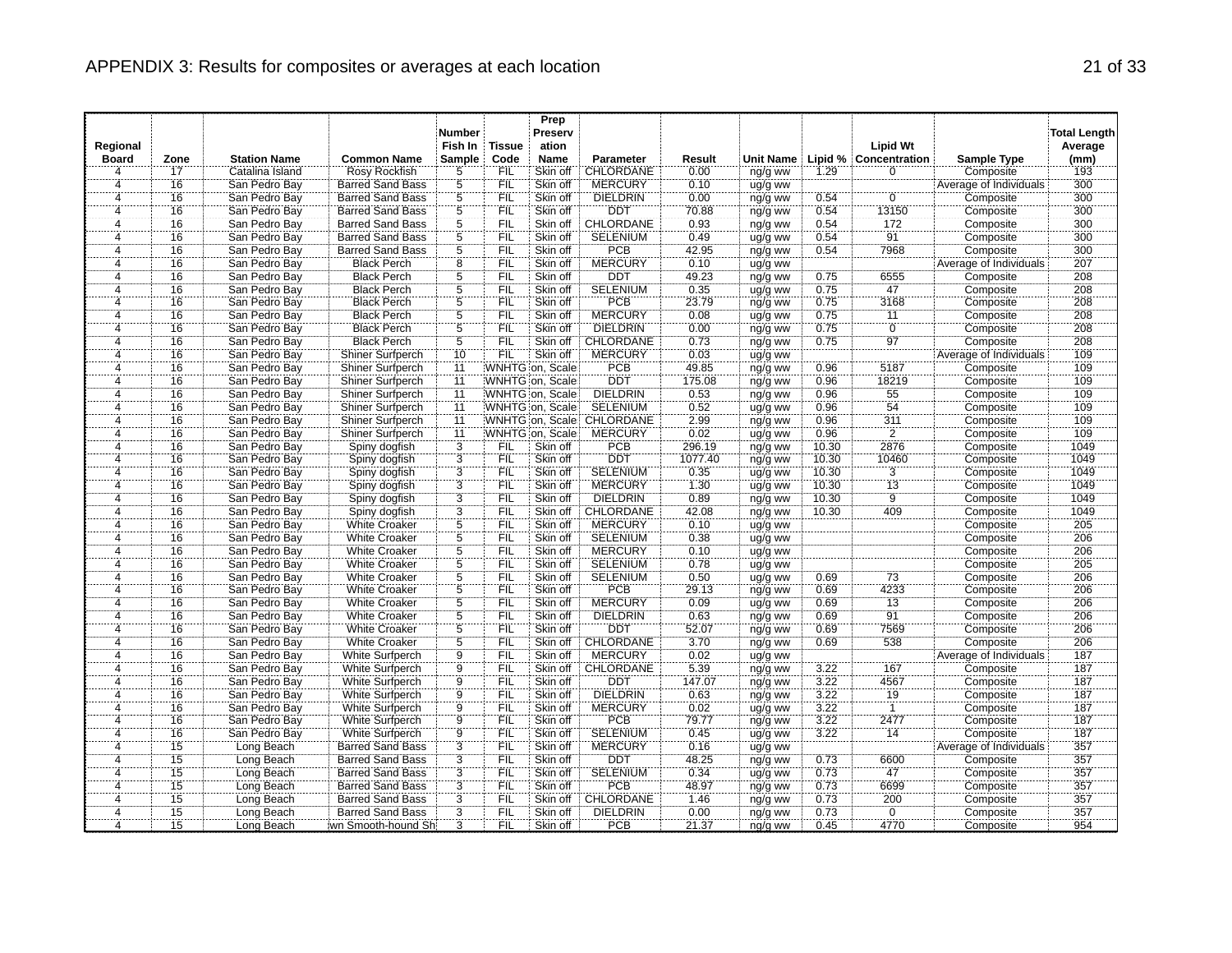APPENDIX 3: Results for composites or averages at each location

| Regional Board | Zone | Station Name | Common Name | Number Fish In Sample | Tissue Code | Prep Preservation Name | Parameter | Result | Unit Name | Lipid % | Lipid Wt Concentration | Sample Type | Total Length Average (mm) |
|---|---|---|---|---|---|---|---|---|---|---|---|---|---|
| 4 | 17 | Catalina Island | Rosy Rockfish | 5 | FIL | Skin off | CHLORDANE | 0.00 | ng/g ww | 1.29 | 0 | Composite | 193 |
| 4 | 16 | San Pedro Bay | Barred Sand Bass | 5 | FIL | Skin off | MERCURY | 0.10 | ug/g ww | | | Average of Individuals | 300 |
| 4 | 16 | San Pedro Bay | Barred Sand Bass | 5 | FIL | Skin off | DIELDRIN | 0.00 | ng/g ww | 0.54 | 0 | Composite | 300 |
| 4 | 16 | San Pedro Bay | Barred Sand Bass | 5 | FIL | Skin off | DDT | 70.88 | ng/g ww | 0.54 | 13150 | Composite | 300 |
| 4 | 16 | San Pedro Bay | Barred Sand Bass | 5 | FIL | Skin off | CHLORDANE | 0.93 | ng/g ww | 0.54 | 172 | Composite | 300 |
| 4 | 16 | San Pedro Bay | Barred Sand Bass | 5 | FIL | Skin off | SELENIUM | 0.49 | ug/g ww | 0.54 | 91 | Composite | 300 |
| 4 | 16 | San Pedro Bay | Barred Sand Bass | 5 | FIL | Skin off | PCB | 42.95 | ng/g ww | 0.54 | 7968 | Composite | 300 |
| 4 | 16 | San Pedro Bay | Black Perch | 8 | FIL | Skin off | MERCURY | 0.10 | ug/g ww | | | Average of Individuals | 207 |
| 4 | 16 | San Pedro Bay | Black Perch | 5 | FIL | Skin off | DDT | 49.23 | ng/g ww | 0.75 | 6555 | Composite | 208 |
| 4 | 16 | San Pedro Bay | Black Perch | 5 | FIL | Skin off | SELENIUM | 0.35 | ug/g ww | 0.75 | 47 | Composite | 208 |
| 4 | 16 | San Pedro Bay | Black Perch | 5 | FIL | Skin off | PCB | 23.79 | ng/g ww | 0.75 | 3168 | Composite | 208 |
| 4 | 16 | San Pedro Bay | Black Perch | 5 | FIL | Skin off | MERCURY | 0.08 | ug/g ww | 0.75 | 11 | Composite | 208 |
| 4 | 16 | San Pedro Bay | Black Perch | 5 | FIL | Skin off | DIELDRIN | 0.00 | ng/g ww | 0.75 | 0 | Composite | 208 |
| 4 | 16 | San Pedro Bay | Black Perch | 5 | FIL | Skin off | CHLORDANE | 0.73 | ng/g ww | 0.75 | 97 | Composite | 208 |
| 4 | 16 | San Pedro Bay | Shiner Surfperch | 10 | FIL | Skin off | MERCURY | 0.03 | ug/g ww | | | Average of Individuals | 109 |
| 4 | 16 | San Pedro Bay | Shiner Surfperch | 11 | WNHTG | on, Scale | PCB | 49.85 | ng/g ww | 0.96 | 5187 | Composite | 109 |
| 4 | 16 | San Pedro Bay | Shiner Surfperch | 11 | WNHTG | on, Scale | DDT | 175.08 | ng/g ww | 0.96 | 18219 | Composite | 109 |
| 4 | 16 | San Pedro Bay | Shiner Surfperch | 11 | WNHTG | on, Scale | DIELDRIN | 0.53 | ng/g ww | 0.96 | 55 | Composite | 109 |
| 4 | 16 | San Pedro Bay | Shiner Surfperch | 11 | WNHTG | on, Scale | SELENIUM | 0.52 | ug/g ww | 0.96 | 54 | Composite | 109 |
| 4 | 16 | San Pedro Bay | Shiner Surfperch | 11 | WNHTG | on, Scale | CHLORDANE | 2.99 | ng/g ww | 0.96 | 311 | Composite | 109 |
| 4 | 16 | San Pedro Bay | Shiner Surfperch | 11 | WNHTG | on, Scale | MERCURY | 0.02 | ug/g ww | 0.96 | 2 | Composite | 109 |
| 4 | 16 | San Pedro Bay | Spiny dogfish | 3 | FIL | Skin off | PCB | 296.19 | ng/g ww | 10.30 | 2876 | Composite | 1049 |
| 4 | 16 | San Pedro Bay | Spiny dogfish | 3 | FIL | Skin off | DDT | 1077.40 | ng/g ww | 10.30 | 10460 | Composite | 1049 |
| 4 | 16 | San Pedro Bay | Spiny dogfish | 3 | FIL | Skin off | SELENIUM | 0.35 | ug/g ww | 10.30 | 3 | Composite | 1049 |
| 4 | 16 | San Pedro Bay | Spiny dogfish | 3 | FIL | Skin off | MERCURY | 1.30 | ug/g ww | 10.30 | 13 | Composite | 1049 |
| 4 | 16 | San Pedro Bay | Spiny dogfish | 3 | FIL | Skin off | DIELDRIN | 0.89 | ng/g ww | 10.30 | 9 | Composite | 1049 |
| 4 | 16 | San Pedro Bay | Spiny dogfish | 3 | FIL | Skin off | CHLORDANE | 42.08 | ng/g ww | 10.30 | 409 | Composite | 1049 |
| 4 | 16 | San Pedro Bay | White Croaker | 5 | FIL | Skin off | MERCURY | 0.10 | ug/g ww | | | Composite | 205 |
| 4 | 16 | San Pedro Bay | White Croaker | 5 | FIL | Skin off | SELENIUM | 0.38 | ug/g ww | | | Composite | 206 |
| 4 | 16 | San Pedro Bay | White Croaker | 5 | FIL | Skin off | MERCURY | 0.10 | ug/g ww | | | Composite | 206 |
| 4 | 16 | San Pedro Bay | White Croaker | 5 | FIL | Skin off | SELENIUM | 0.78 | ug/g ww | | | Composite | 205 |
| 4 | 16 | San Pedro Bay | White Croaker | 5 | FIL | Skin off | SELENIUM | 0.50 | ug/g ww | 0.69 | 73 | Composite | 206 |
| 4 | 16 | San Pedro Bay | White Croaker | 5 | FIL | Skin off | PCB | 29.13 | ng/g ww | 0.69 | 4233 | Composite | 206 |
| 4 | 16 | San Pedro Bay | White Croaker | 5 | FIL | Skin off | MERCURY | 0.09 | ug/g ww | 0.69 | 13 | Composite | 206 |
| 4 | 16 | San Pedro Bay | White Croaker | 5 | FIL | Skin off | DIELDRIN | 0.63 | ng/g ww | 0.69 | 91 | Composite | 206 |
| 4 | 16 | San Pedro Bay | White Croaker | 5 | FIL | Skin off | DDT | 52.07 | ng/g ww | 0.69 | 7569 | Composite | 206 |
| 4 | 16 | San Pedro Bay | White Croaker | 5 | FIL | Skin off | CHLORDANE | 3.70 | ng/g ww | 0.69 | 538 | Composite | 206 |
| 4 | 16 | San Pedro Bay | White Surfperch | 9 | FIL | Skin off | MERCURY | 0.02 | ug/g ww | | | Average of Individuals | 187 |
| 4 | 16 | San Pedro Bay | White Surfperch | 9 | FIL | Skin off | CHLORDANE | 5.39 | ng/g ww | 3.22 | 167 | Composite | 187 |
| 4 | 16 | San Pedro Bay | White Surfperch | 9 | FIL | Skin off | DDT | 147.07 | ng/g ww | 3.22 | 4567 | Composite | 187 |
| 4 | 16 | San Pedro Bay | White Surfperch | 9 | FIL | Skin off | DIELDRIN | 0.63 | ng/g ww | 3.22 | 19 | Composite | 187 |
| 4 | 16 | San Pedro Bay | White Surfperch | 9 | FIL | Skin off | MERCURY | 0.02 | ug/g ww | 3.22 | 1 | Composite | 187 |
| 4 | 16 | San Pedro Bay | White Surfperch | 9 | FIL | Skin off | PCB | 79.77 | ng/g ww | 3.22 | 2477 | Composite | 187 |
| 4 | 16 | San Pedro Bay | White Surfperch | 9 | FIL | Skin off | SELENIUM | 0.45 | ug/g ww | 3.22 | 14 | Composite | 187 |
| 4 | 15 | Long Beach | Barred Sand Bass | 3 | FIL | Skin off | MERCURY | 0.16 | ug/g ww | | | Average of Individuals | 357 |
| 4 | 15 | Long Beach | Barred Sand Bass | 3 | FIL | Skin off | DDT | 48.25 | ng/g ww | 0.73 | 6600 | Composite | 357 |
| 4 | 15 | Long Beach | Barred Sand Bass | 3 | FIL | Skin off | SELENIUM | 0.34 | ug/g ww | 0.73 | 47 | Composite | 357 |
| 4 | 15 | Long Beach | Barred Sand Bass | 3 | FIL | Skin off | PCB | 48.97 | ng/g ww | 0.73 | 6699 | Composite | 357 |
| 4 | 15 | Long Beach | Barred Sand Bass | 3 | FIL | Skin off | CHLORDANE | 1.46 | ng/g ww | 0.73 | 200 | Composite | 357 |
| 4 | 15 | Long Beach | Barred Sand Bass | 3 | FIL | Skin off | DIELDRIN | 0.00 | ng/g ww | 0.73 | 0 | Composite | 357 |
| 4 | 15 | Long Beach | wn Smooth-hound Sh | 3 | FIL | Skin off | PCB | 21.37 | ng/g ww | 0.45 | 4770 | Composite | 954 |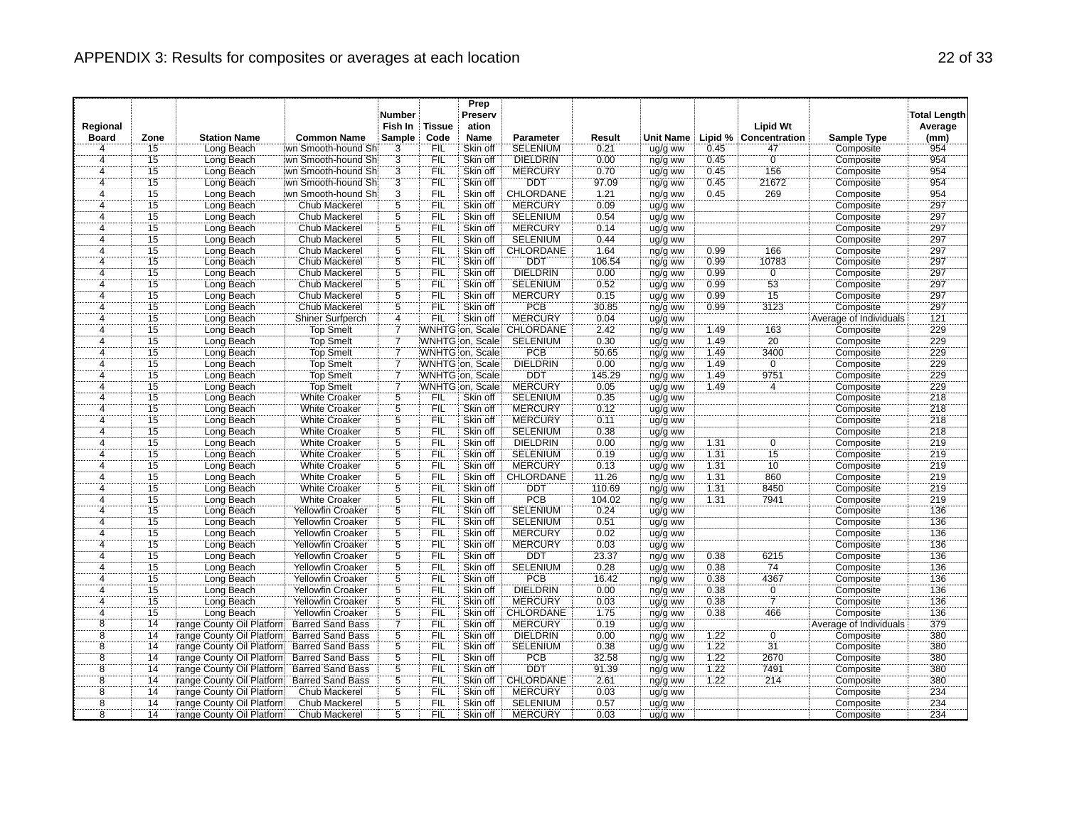# APPENDIX 3: Results for composites or averages at each location

| Regional Board | Zone | Station Name | Common Name | Number Fish In Sample | Tissue Code | Prep Preservation Name | Parameter | Result | Unit Name | Lipid % | Lipid Wt Concentration | Sample Type | Total Length Average (mm) |
|---|---|---|---|---|---|---|---|---|---|---|---|---|---|
| 4 | 15 | Long Beach | wn Smooth-hound Sh | 3 | FIL | Skin off | SELENIUM | 0.21 | ug/g ww | 0.45 | 47 | Composite | 954 |
| 4 | 15 | Long Beach | wn Smooth-hound Sh | 3 | FIL | Skin off | DIELDRIN | 0.00 | ng/g ww | 0.45 | 0 | Composite | 954 |
| 4 | 15 | Long Beach | wn Smooth-hound Sh | 3 | FIL | Skin off | MERCURY | 0.70 | ug/g ww | 0.45 | 156 | Composite | 954 |
| 4 | 15 | Long Beach | wn Smooth-hound Sh | 3 | FIL | Skin off | DDT | 97.09 | ng/g ww | 0.45 | 21672 | Composite | 954 |
| 4 | 15 | Long Beach | wn Smooth-hound Sh | 3 | FIL | Skin off | CHLORDANE | 1.21 | ng/g ww | 0.45 | 269 | Composite | 954 |
| 4 | 15 | Long Beach | Chub Mackerel | 5 | FIL | Skin off | MERCURY | 0.09 | ug/g ww | | | Composite | 297 |
| 4 | 15 | Long Beach | Chub Mackerel | 5 | FIL | Skin off | SELENIUM | 0.54 | ug/g ww | | | Composite | 297 |
| 4 | 15 | Long Beach | Chub Mackerel | 5 | FIL | Skin off | MERCURY | 0.14 | ug/g ww | | | Composite | 297 |
| 4 | 15 | Long Beach | Chub Mackerel | 5 | FIL | Skin off | SELENIUM | 0.44 | ug/g ww | | | Composite | 297 |
| 4 | 15 | Long Beach | Chub Mackerel | 5 | FIL | Skin off | CHLORDANE | 1.64 | ng/g ww | 0.99 | 166 | Composite | 297 |
| 4 | 15 | Long Beach | Chub Mackerel | 5 | FIL | Skin off | DDT | 106.54 | ng/g ww | 0.99 | 10783 | Composite | 297 |
| 4 | 15 | Long Beach | Chub Mackerel | 5 | FIL | Skin off | DIELDRIN | 0.00 | ng/g ww | 0.99 | 0 | Composite | 297 |
| 4 | 15 | Long Beach | Chub Mackerel | 5 | FIL | Skin off | SELENIUM | 0.52 | ug/g ww | 0.99 | 53 | Composite | 297 |
| 4 | 15 | Long Beach | Chub Mackerel | 5 | FIL | Skin off | MERCURY | 0.15 | ug/g ww | 0.99 | 15 | Composite | 297 |
| 4 | 15 | Long Beach | Chub Mackerel | 5 | FIL | Skin off | PCB | 30.85 | ng/g ww | 0.99 | 3123 | Composite | 297 |
| 4 | 15 | Long Beach | Shiner Surfperch | 4 | FIL | Skin off | MERCURY | 0.04 | ug/g ww | | | Average of Individuals | 121 |
| 4 | 15 | Long Beach | Top Smelt | 7 | WNHTG | on, Scale | CHLORDANE | 2.42 | ng/g ww | 1.49 | 163 | Composite | 229 |
| 4 | 15 | Long Beach | Top Smelt | 7 | WNHTG | on, Scale | SELENIUM | 0.30 | ug/g ww | 1.49 | 20 | Composite | 229 |
| 4 | 15 | Long Beach | Top Smelt | 7 | WNHTG | on, Scale | PCB | 50.65 | ng/g ww | 1.49 | 3400 | Composite | 229 |
| 4 | 15 | Long Beach | Top Smelt | 7 | WNHTG | on, Scale | DIELDRIN | 0.00 | ng/g ww | 1.49 | 0 | Composite | 229 |
| 4 | 15 | Long Beach | Top Smelt | 7 | WNHTG | on, Scale | DDT | 145.29 | ng/g ww | 1.49 | 9751 | Composite | 229 |
| 4 | 15 | Long Beach | Top Smelt | 7 | WNHTG | on, Scale | MERCURY | 0.05 | ug/g ww | 1.49 | 4 | Composite | 229 |
| 4 | 15 | Long Beach | White Croaker | 5 | FIL | Skin off | SELENIUM | 0.35 | ug/g ww | | | Composite | 218 |
| 4 | 15 | Long Beach | White Croaker | 5 | FIL | Skin off | MERCURY | 0.12 | ug/g ww | | | Composite | 218 |
| 4 | 15 | Long Beach | White Croaker | 5 | FIL | Skin off | MERCURY | 0.11 | ug/g ww | | | Composite | 218 |
| 4 | 15 | Long Beach | White Croaker | 5 | FIL | Skin off | SELENIUM | 0.38 | ug/g ww | | | Composite | 218 |
| 4 | 15 | Long Beach | White Croaker | 5 | FIL | Skin off | DIELDRIN | 0.00 | ng/g ww | 1.31 | 0 | Composite | 219 |
| 4 | 15 | Long Beach | White Croaker | 5 | FIL | Skin off | SELENIUM | 0.19 | ug/g ww | 1.31 | 15 | Composite | 219 |
| 4 | 15 | Long Beach | White Croaker | 5 | FIL | Skin off | MERCURY | 0.13 | ug/g ww | 1.31 | 10 | Composite | 219 |
| 4 | 15 | Long Beach | White Croaker | 5 | FIL | Skin off | CHLORDANE | 11.26 | ng/g ww | 1.31 | 860 | Composite | 219 |
| 4 | 15 | Long Beach | White Croaker | 5 | FIL | Skin off | DDT | 110.69 | ng/g ww | 1.31 | 8450 | Composite | 219 |
| 4 | 15 | Long Beach | White Croaker | 5 | FIL | Skin off | PCB | 104.02 | ng/g ww | 1.31 | 7941 | Composite | 219 |
| 4 | 15 | Long Beach | Yellowfin Croaker | 5 | FIL | Skin off | SELENIUM | 0.24 | ug/g ww | | | Composite | 136 |
| 4 | 15 | Long Beach | Yellowfin Croaker | 5 | FIL | Skin off | SELENIUM | 0.51 | ug/g ww | | | Composite | 136 |
| 4 | 15 | Long Beach | Yellowfin Croaker | 5 | FIL | Skin off | MERCURY | 0.02 | ug/g ww | | | Composite | 136 |
| 4 | 15 | Long Beach | Yellowfin Croaker | 5 | FIL | Skin off | MERCURY | 0.03 | ug/g ww | | | Composite | 136 |
| 4 | 15 | Long Beach | Yellowfin Croaker | 5 | FIL | Skin off | DDT | 23.37 | ng/g ww | 0.38 | 6215 | Composite | 136 |
| 4 | 15 | Long Beach | Yellowfin Croaker | 5 | FIL | Skin off | SELENIUM | 0.28 | ug/g ww | 0.38 | 74 | Composite | 136 |
| 4 | 15 | Long Beach | Yellowfin Croaker | 5 | FIL | Skin off | PCB | 16.42 | ng/g ww | 0.38 | 4367 | Composite | 136 |
| 4 | 15 | Long Beach | Yellowfin Croaker | 5 | FIL | Skin off | DIELDRIN | 0.00 | ng/g ww | 0.38 | 0 | Composite | 136 |
| 4 | 15 | Long Beach | Yellowfin Croaker | 5 | FIL | Skin off | MERCURY | 0.03 | ug/g ww | 0.38 | 7 | Composite | 136 |
| 4 | 15 | Long Beach | Yellowfin Croaker | 5 | FIL | Skin off | CHLORDANE | 1.75 | ng/g ww | 0.38 | 466 | Composite | 136 |
| 8 | 14 | range County Oil Platform | Barred Sand Bass | 7 | FIL | Skin off | MERCURY | 0.19 | ug/g ww | | | Average of Individuals | 379 |
| 8 | 14 | range County Oil Platform | Barred Sand Bass | 5 | FIL | Skin off | DIELDRIN | 0.00 | ng/g ww | 1.22 | 0 | Composite | 380 |
| 8 | 14 | range County Oil Platform | Barred Sand Bass | 5 | FIL | Skin off | SELENIUM | 0.38 | ug/g ww | 1.22 | 31 | Composite | 380 |
| 8 | 14 | range County Oil Platform | Barred Sand Bass | 5 | FIL | Skin off | PCB | 32.58 | ng/g ww | 1.22 | 2670 | Composite | 380 |
| 8 | 14 | range County Oil Platform | Barred Sand Bass | 5 | FIL | Skin off | DDT | 91.39 | ng/g ww | 1.22 | 7491 | Composite | 380 |
| 8 | 14 | range County Oil Platform | Barred Sand Bass | 5 | FIL | Skin off | CHLORDANE | 2.61 | ng/g ww | 1.22 | 214 | Composite | 380 |
| 8 | 14 | range County Oil Platform | Chub Mackerel | 5 | FIL | Skin off | MERCURY | 0.03 | ug/g ww | | | Composite | 234 |
| 8 | 14 | range County Oil Platform | Chub Mackerel | 5 | FIL | Skin off | SELENIUM | 0.57 | ug/g ww | | | Composite | 234 |
| 8 | 14 | range County Oil Platform | Chub Mackerel | 5 | FIL | Skin off | MERCURY | 0.03 | ug/g ww | | | Composite | 234 |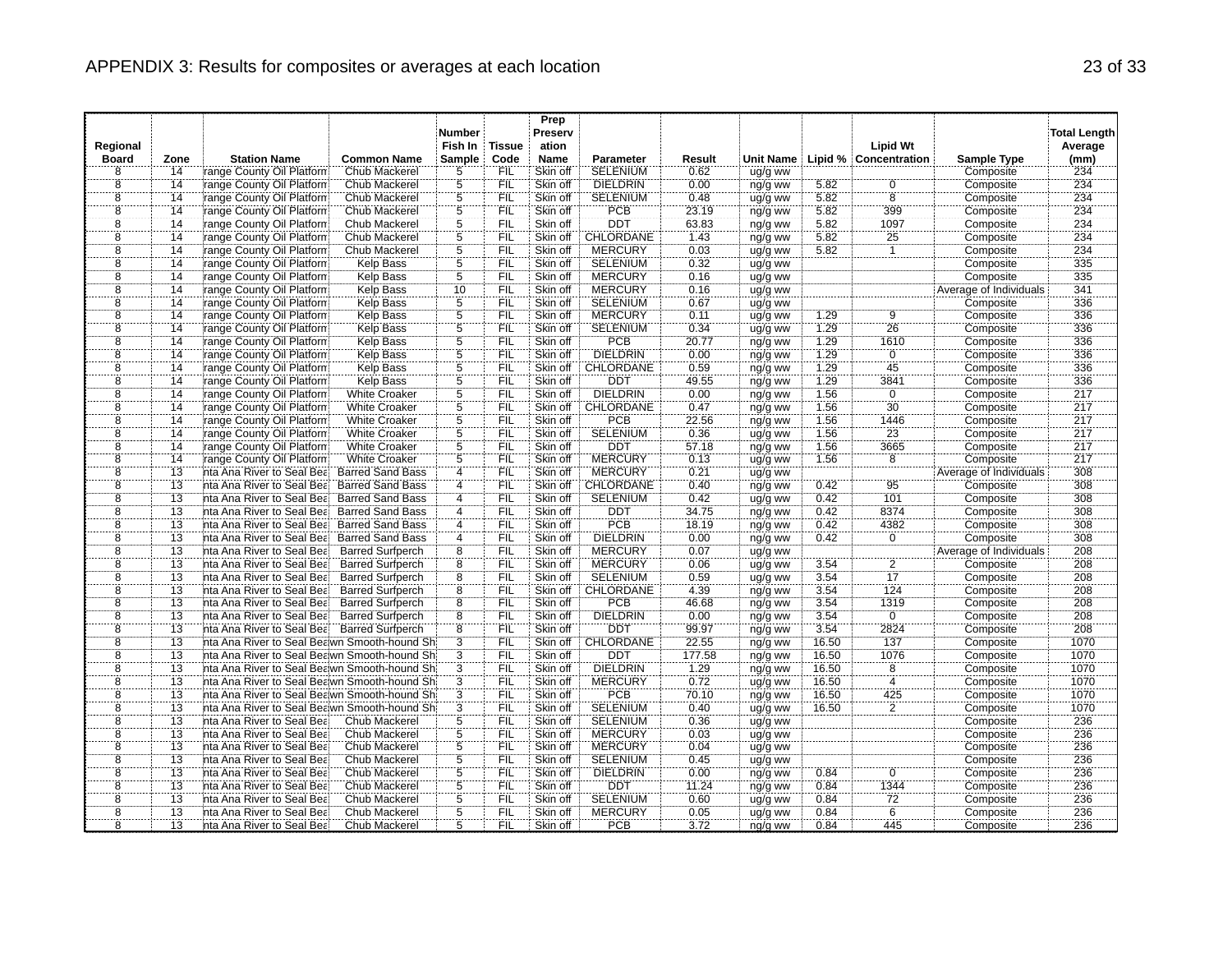# APPENDIX 3: Results for composites or averages at each location

| Regional Board | Zone | Station Name | Common Name | Number Fish In Sample | Tissue Code | Prep Preservation Name | Parameter | Result | Unit Name | Lipid % | Lipid Wt Concentration | Sample Type | Total Length Average (mm) |
|---|---|---|---|---|---|---|---|---|---|---|---|---|---|
| 8 | 14 | range County Oil Platform | Chub Mackerel | 5 | FIL | Skin off | SELENIUM | 0.62 | ug/g ww | | | Composite | 234 |
| 8 | 14 | range County Oil Platform | Chub Mackerel | 5 | FIL | Skin off | DIELDRIN | 0.00 | ng/g ww | 5.82 | 0 | Composite | 234 |
| 8 | 14 | range County Oil Platform | Chub Mackerel | 5 | FIL | Skin off | SELENIUM | 0.48 | ug/g ww | 5.82 | 8 | Composite | 234 |
| 8 | 14 | range County Oil Platform | Chub Mackerel | 5 | FIL | Skin off | PCB | 23.19 | ng/g ww | 5.82 | 399 | Composite | 234 |
| 8 | 14 | range County Oil Platform | Chub Mackerel | 5 | FIL | Skin off | DDT | 63.83 | ng/g ww | 5.82 | 1097 | Composite | 234 |
| 8 | 14 | range County Oil Platform | Chub Mackerel | 5 | FIL | Skin off | CHLORDANE | 1.43 | ng/g ww | 5.82 | 25 | Composite | 234 |
| 8 | 14 | range County Oil Platform | Chub Mackerel | 5 | FIL | Skin off | MERCURY | 0.03 | ug/g ww | 5.82 | 1 | Composite | 234 |
| 8 | 14 | range County Oil Platform | Kelp Bass | 5 | FIL | Skin off | SELENIUM | 0.32 | ug/g ww | | | Composite | 335 |
| 8 | 14 | range County Oil Platform | Kelp Bass | 5 | FIL | Skin off | MERCURY | 0.16 | ug/g ww | | | Composite | 335 |
| 8 | 14 | range County Oil Platform | Kelp Bass | 10 | FIL | Skin off | MERCURY | 0.16 | ug/g ww | | | Average of Individuals | 341 |
| 8 | 14 | range County Oil Platform | Kelp Bass | 5 | FIL | Skin off | SELENIUM | 0.67 | ug/g ww | | | Composite | 336 |
| 8 | 14 | range County Oil Platform | Kelp Bass | 5 | FIL | Skin off | MERCURY | 0.11 | ug/g ww | 1.29 | 9 | Composite | 336 |
| 8 | 14 | range County Oil Platform | Kelp Bass | 5 | FIL | Skin off | SELENIUM | 0.34 | ug/g ww | 1.29 | 26 | Composite | 336 |
| 8 | 14 | range County Oil Platform | Kelp Bass | 5 | FIL | Skin off | PCB | 20.77 | ng/g ww | 1.29 | 1610 | Composite | 336 |
| 8 | 14 | range County Oil Platform | Kelp Bass | 5 | FIL | Skin off | DIELDRIN | 0.00 | ng/g ww | 1.29 | 0 | Composite | 336 |
| 8 | 14 | range County Oil Platform | Kelp Bass | 5 | FIL | Skin off | CHLORDANE | 0.59 | ng/g ww | 1.29 | 45 | Composite | 336 |
| 8 | 14 | range County Oil Platform | Kelp Bass | 5 | FIL | Skin off | DDT | 49.55 | ng/g ww | 1.29 | 3841 | Composite | 336 |
| 8 | 14 | range County Oil Platform | White Croaker | 5 | FIL | Skin off | DIELDRIN | 0.00 | ng/g ww | 1.56 | 0 | Composite | 217 |
| 8 | 14 | range County Oil Platform | White Croaker | 5 | FIL | Skin off | CHLORDANE | 0.47 | ng/g ww | 1.56 | 30 | Composite | 217 |
| 8 | 14 | range County Oil Platform | White Croaker | 5 | FIL | Skin off | PCB | 22.56 | ng/g ww | 1.56 | 1446 | Composite | 217 |
| 8 | 14 | range County Oil Platform | White Croaker | 5 | FIL | Skin off | SELENIUM | 0.36 | ug/g ww | 1.56 | 23 | Composite | 217 |
| 8 | 14 | range County Oil Platform | White Croaker | 5 | FIL | Skin off | DDT | 57.18 | ng/g ww | 1.56 | 3665 | Composite | 217 |
| 8 | 14 | range County Oil Platform | White Croaker | 5 | FIL | Skin off | MERCURY | 0.13 | ug/g ww | 1.56 | 8 | Composite | 217 |
| 8 | 13 | nta Ana River to Seal Bea | Barred Sand Bass | 4 | FIL | Skin off | MERCURY | 0.21 | ug/g ww | | | Average of Individuals | 308 |
| 8 | 13 | nta Ana River to Seal Bea | Barred Sand Bass | 4 | FIL | Skin off | CHLORDANE | 0.40 | ng/g ww | 0.42 | 95 | Composite | 308 |
| 8 | 13 | nta Ana River to Seal Bea | Barred Sand Bass | 4 | FIL | Skin off | SELENIUM | 0.42 | ug/g ww | 0.42 | 101 | Composite | 308 |
| 8 | 13 | nta Ana River to Seal Bea | Barred Sand Bass | 4 | FIL | Skin off | DDT | 34.75 | ng/g ww | 0.42 | 8374 | Composite | 308 |
| 8 | 13 | nta Ana River to Seal Bea | Barred Sand Bass | 4 | FIL | Skin off | PCB | 18.19 | ng/g ww | 0.42 | 4382 | Composite | 308 |
| 8 | 13 | nta Ana River to Seal Bea | Barred Sand Bass | 4 | FIL | Skin off | DIELDRIN | 0.00 | ng/g ww | 0.42 | 0 | Composite | 308 |
| 8 | 13 | nta Ana River to Seal Bea | Barred Surfperch | 8 | FIL | Skin off | MERCURY | 0.07 | ug/g ww | | | Average of Individuals | 208 |
| 8 | 13 | nta Ana River to Seal Bea | Barred Surfperch | 8 | FIL | Skin off | MERCURY | 0.06 | ug/g ww | 3.54 | 2 | Composite | 208 |
| 8 | 13 | nta Ana River to Seal Bea | Barred Surfperch | 8 | FIL | Skin off | SELENIUM | 0.59 | ug/g ww | 3.54 | 17 | Composite | 208 |
| 8 | 13 | nta Ana River to Seal Bea | Barred Surfperch | 8 | FIL | Skin off | CHLORDANE | 4.39 | ng/g ww | 3.54 | 124 | Composite | 208 |
| 8 | 13 | nta Ana River to Seal Bea | Barred Surfperch | 8 | FIL | Skin off | PCB | 46.68 | ng/g ww | 3.54 | 1319 | Composite | 208 |
| 8 | 13 | nta Ana River to Seal Bea | Barred Surfperch | 8 | FIL | Skin off | DIELDRIN | 0.00 | ng/g ww | 3.54 | 0 | Composite | 208 |
| 8 | 13 | nta Ana River to Seal Bea | Barred Surfperch | 8 | FIL | Skin off | DDT | 99.97 | ng/g ww | 3.54 | 2824 | Composite | 208 |
| 8 | 13 | nta Ana River to Seal Bea | wn Smooth-hound Sh | 3 | FIL | Skin off | CHLORDANE | 22.55 | ng/g ww | 16.50 | 137 | Composite | 1070 |
| 8 | 13 | nta Ana River to Seal Bea | wn Smooth-hound Sh | 3 | FIL | Skin off | DDT | 177.58 | ng/g ww | 16.50 | 1076 | Composite | 1070 |
| 8 | 13 | nta Ana River to Seal Bea | wn Smooth-hound Sh | 3 | FIL | Skin off | DIELDRIN | 1.29 | ng/g ww | 16.50 | 8 | Composite | 1070 |
| 8 | 13 | nta Ana River to Seal Bea | wn Smooth-hound Sh | 3 | FIL | Skin off | MERCURY | 0.72 | ug/g ww | 16.50 | 4 | Composite | 1070 |
| 8 | 13 | nta Ana River to Seal Bea | wn Smooth-hound Sh | 3 | FIL | Skin off | PCB | 70.10 | ng/g ww | 16.50 | 425 | Composite | 1070 |
| 8 | 13 | nta Ana River to Seal Bea | wn Smooth-hound Sh | 3 | FIL | Skin off | SELENIUM | 0.40 | ug/g ww | 16.50 | 2 | Composite | 1070 |
| 8 | 13 | nta Ana River to Seal Bea | Chub Mackerel | 5 | FIL | Skin off | SELENIUM | 0.36 | ug/g ww | | | Composite | 236 |
| 8 | 13 | nta Ana River to Seal Bea | Chub Mackerel | 5 | FIL | Skin off | MERCURY | 0.03 | ug/g ww | | | Composite | 236 |
| 8 | 13 | nta Ana River to Seal Bea | Chub Mackerel | 5 | FIL | Skin off | MERCURY | 0.04 | ug/g ww | | | Composite | 236 |
| 8 | 13 | nta Ana River to Seal Bea | Chub Mackerel | 5 | FIL | Skin off | SELENIUM | 0.45 | ug/g ww | | | Composite | 236 |
| 8 | 13 | nta Ana River to Seal Bea | Chub Mackerel | 5 | FIL | Skin off | DIELDRIN | 0.00 | ng/g ww | 0.84 | 0 | Composite | 236 |
| 8 | 13 | nta Ana River to Seal Bea | Chub Mackerel | 5 | FIL | Skin off | DDT | 11.24 | ng/g ww | 0.84 | 1344 | Composite | 236 |
| 8 | 13 | nta Ana River to Seal Bea | Chub Mackerel | 5 | FIL | Skin off | SELENIUM | 0.60 | ug/g ww | 0.84 | 72 | Composite | 236 |
| 8 | 13 | nta Ana River to Seal Bea | Chub Mackerel | 5 | FIL | Skin off | MERCURY | 0.05 | ug/g ww | 0.84 | 6 | Composite | 236 |
| 8 | 13 | nta Ana River to Seal Bea | Chub Mackerel | 5 | FIL | Skin off | PCB | 3.72 | ng/g ww | 0.84 | 445 | Composite | 236 |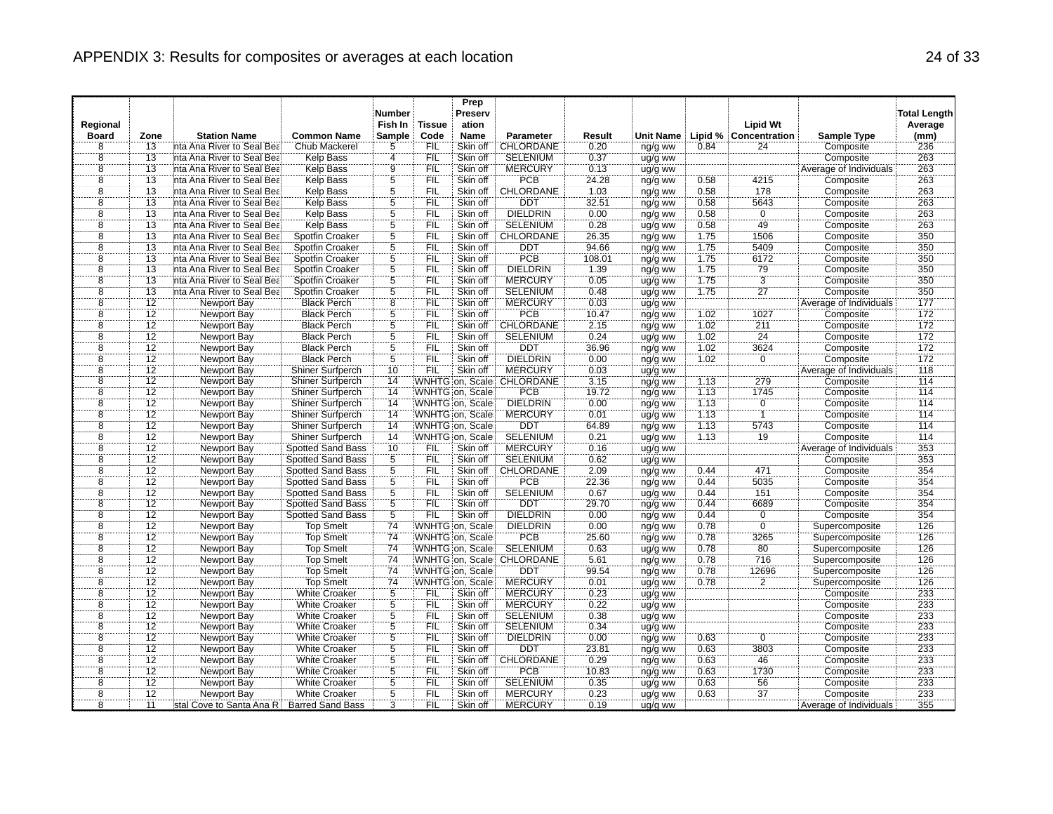# APPENDIX 3: Results for composites or averages at each location

| Regional Board | Zone | Station Name | Common Name | Number Fish In Sample | Tissue Code | Prep Preservation Name | Parameter | Result | Unit Name | Lipid % | Lipid Wt Concentration | Sample Type | Total Length Average (mm) |
|---|---|---|---|---|---|---|---|---|---|---|---|---|---|
| 8 | 13 | nta Ana River to Seal Bea | Chub Mackerel | 5 | FIL | Skin off | CHLORDANE | 0.20 | ng/g ww | 0.84 | 24 | Composite | 236 |
| 8 | 13 | nta Ana River to Seal Bea | Kelp Bass | 4 | FIL | Skin off | SELENIUM | 0.37 | ug/g ww | | | Composite | 263 |
| 8 | 13 | nta Ana River to Seal Bea | Kelp Bass | 9 | FIL | Skin off | MERCURY | 0.13 | ug/g ww | | | Average of Individuals | 263 |
| 8 | 13 | nta Ana River to Seal Bea | Kelp Bass | 5 | FIL | Skin off | PCB | 24.28 | ng/g ww | 0.58 | 4215 | Composite | 263 |
| 8 | 13 | nta Ana River to Seal Bea | Kelp Bass | 5 | FIL | Skin off | CHLORDANE | 1.03 | ng/g ww | 0.58 | 178 | Composite | 263 |
| 8 | 13 | nta Ana River to Seal Bea | Kelp Bass | 5 | FIL | Skin off | DDT | 32.51 | ng/g ww | 0.58 | 5643 | Composite | 263 |
| 8 | 13 | nta Ana River to Seal Bea | Kelp Bass | 5 | FIL | Skin off | DIELDRIN | 0.00 | ng/g ww | 0.58 | 0 | Composite | 263 |
| 8 | 13 | nta Ana River to Seal Bea | Kelp Bass | 5 | FIL | Skin off | SELENIUM | 0.28 | ug/g ww | 0.58 | 49 | Composite | 263 |
| 8 | 13 | nta Ana River to Seal Bea | Spotfin Croaker | 5 | FIL | Skin off | CHLORDANE | 26.35 | ng/g ww | 1.75 | 1506 | Composite | 350 |
| 8 | 13 | nta Ana River to Seal Bea | Spotfin Croaker | 5 | FIL | Skin off | DDT | 94.66 | ng/g ww | 1.75 | 5409 | Composite | 350 |
| 8 | 13 | nta Ana River to Seal Bea | Spotfin Croaker | 5 | FIL | Skin off | PCB | 108.01 | ng/g ww | 1.75 | 6172 | Composite | 350 |
| 8 | 13 | nta Ana River to Seal Bea | Spotfin Croaker | 5 | FIL | Skin off | DIELDRIN | 1.39 | ng/g ww | 1.75 | 79 | Composite | 350 |
| 8 | 13 | nta Ana River to Seal Bea | Spotfin Croaker | 5 | FIL | Skin off | MERCURY | 0.05 | ug/g ww | 1.75 | 3 | Composite | 350 |
| 8 | 13 | nta Ana River to Seal Bea | Spotfin Croaker | 5 | FIL | Skin off | SELENIUM | 0.48 | ug/g ww | 1.75 | 27 | Composite | 350 |
| 8 | 12 | Newport Bay | Black Perch | 8 | FIL | Skin off | MERCURY | 0.03 | ug/g ww | | | Average of Individuals | 177 |
| 8 | 12 | Newport Bay | Black Perch | 5 | FIL | Skin off | PCB | 10.47 | ng/g ww | 1.02 | 1027 | Composite | 172 |
| 8 | 12 | Newport Bay | Black Perch | 5 | FIL | Skin off | CHLORDANE | 2.15 | ng/g ww | 1.02 | 211 | Composite | 172 |
| 8 | 12 | Newport Bay | Black Perch | 5 | FIL | Skin off | SELENIUM | 0.24 | ug/g ww | 1.02 | 24 | Composite | 172 |
| 8 | 12 | Newport Bay | Black Perch | 5 | FIL | Skin off | DDT | 36.96 | ng/g ww | 1.02 | 3624 | Composite | 172 |
| 8 | 12 | Newport Bay | Black Perch | 5 | FIL | Skin off | DIELDRIN | 0.00 | ng/g ww | 1.02 | 0 | Composite | 172 |
| 8 | 12 | Newport Bay | Shiner Surfperch | 10 | FIL | Skin off | MERCURY | 0.03 | ug/g ww | | | Average of Individuals | 118 |
| 8 | 12 | Newport Bay | Shiner Surfperch | 14 | WNHTG | on, Scale | CHLORDANE | 3.15 | ng/g ww | 1.13 | 279 | Composite | 114 |
| 8 | 12 | Newport Bay | Shiner Surfperch | 14 | WNHTG | on, Scale | PCB | 19.72 | ng/g ww | 1.13 | 1745 | Composite | 114 |
| 8 | 12 | Newport Bay | Shiner Surfperch | 14 | WNHTG | on, Scale | DIELDRIN | 0.00 | ng/g ww | 1.13 | 0 | Composite | 114 |
| 8 | 12 | Newport Bay | Shiner Surfperch | 14 | WNHTG | on, Scale | MERCURY | 0.01 | ug/g ww | 1.13 | 1 | Composite | 114 |
| 8 | 12 | Newport Bay | Shiner Surfperch | 14 | WNHTG | on, Scale | DDT | 64.89 | ng/g ww | 1.13 | 5743 | Composite | 114 |
| 8 | 12 | Newport Bay | Shiner Surfperch | 14 | WNHTG | on, Scale | SELENIUM | 0.21 | ug/g ww | 1.13 | 19 | Composite | 114 |
| 8 | 12 | Newport Bay | Spotted Sand Bass | 10 | FIL | Skin off | MERCURY | 0.16 | ug/g ww | | | Average of Individuals | 353 |
| 8 | 12 | Newport Bay | Spotted Sand Bass | 5 | FIL | Skin off | SELENIUM | 0.62 | ug/g ww | | | Composite | 353 |
| 8 | 12 | Newport Bay | Spotted Sand Bass | 5 | FIL | Skin off | CHLORDANE | 2.09 | ng/g ww | 0.44 | 471 | Composite | 354 |
| 8 | 12 | Newport Bay | Spotted Sand Bass | 5 | FIL | Skin off | PCB | 22.36 | ng/g ww | 0.44 | 5035 | Composite | 354 |
| 8 | 12 | Newport Bay | Spotted Sand Bass | 5 | FIL | Skin off | SELENIUM | 0.67 | ug/g ww | 0.44 | 151 | Composite | 354 |
| 8 | 12 | Newport Bay | Spotted Sand Bass | 5 | FIL | Skin off | DDT | 29.70 | ng/g ww | 0.44 | 6689 | Composite | 354 |
| 8 | 12 | Newport Bay | Spotted Sand Bass | 5 | FIL | Skin off | DIELDRIN | 0.00 | ng/g ww | 0.44 | 0 | Composite | 354 |
| 8 | 12 | Newport Bay | Top Smelt | 74 | WNHTG | on, Scale | DIELDRIN | 0.00 | ng/g ww | 0.78 | 0 | Supercomposite | 126 |
| 8 | 12 | Newport Bay | Top Smelt | 74 | WNHTG | on, Scale | PCB | 25.60 | ng/g ww | 0.78 | 3265 | Supercomposite | 126 |
| 8 | 12 | Newport Bay | Top Smelt | 74 | WNHTG | on, Scale | SELENIUM | 0.63 | ug/g ww | 0.78 | 80 | Supercomposite | 126 |
| 8 | 12 | Newport Bay | Top Smelt | 74 | WNHTG | on, Scale | CHLORDANE | 5.61 | ng/g ww | 0.78 | 716 | Supercomposite | 126 |
| 8 | 12 | Newport Bay | Top Smelt | 74 | WNHTG | on, Scale | DDT | 99.54 | ng/g ww | 0.78 | 12696 | Supercomposite | 126 |
| 8 | 12 | Newport Bay | Top Smelt | 74 | WNHTG | on, Scale | MERCURY | 0.01 | ug/g ww | 0.78 | 2 | Supercomposite | 126 |
| 8 | 12 | Newport Bay | White Croaker | 5 | FIL | Skin off | MERCURY | 0.23 | ug/g ww | | | Composite | 233 |
| 8 | 12 | Newport Bay | White Croaker | 5 | FIL | Skin off | MERCURY | 0.22 | ug/g ww | | | Composite | 233 |
| 8 | 12 | Newport Bay | White Croaker | 5 | FIL | Skin off | SELENIUM | 0.38 | ug/g ww | | | Composite | 233 |
| 8 | 12 | Newport Bay | White Croaker | 5 | FIL | Skin off | SELENIUM | 0.34 | ug/g ww | | | Composite | 233 |
| 8 | 12 | Newport Bay | White Croaker | 5 | FIL | Skin off | DIELDRIN | 0.00 | ng/g ww | 0.63 | 0 | Composite | 233 |
| 8 | 12 | Newport Bay | White Croaker | 5 | FIL | Skin off | DDT | 23.81 | ng/g ww | 0.63 | 3803 | Composite | 233 |
| 8 | 12 | Newport Bay | White Croaker | 5 | FIL | Skin off | CHLORDANE | 0.29 | ng/g ww | 0.63 | 46 | Composite | 233 |
| 8 | 12 | Newport Bay | White Croaker | 5 | FIL | Skin off | PCB | 10.83 | ng/g ww | 0.63 | 1730 | Composite | 233 |
| 8 | 12 | Newport Bay | White Croaker | 5 | FIL | Skin off | SELENIUM | 0.35 | ug/g ww | 0.63 | 56 | Composite | 233 |
| 8 | 12 | Newport Bay | White Croaker | 5 | FIL | Skin off | MERCURY | 0.23 | ug/g ww | 0.63 | 37 | Composite | 233 |
| 8 | 11 | stal Cove to Santa Ana R | Barred Sand Bass | 3 | FIL | Skin off | MERCURY | 0.19 | ug/g ww | | | Average of Individuals | 355 |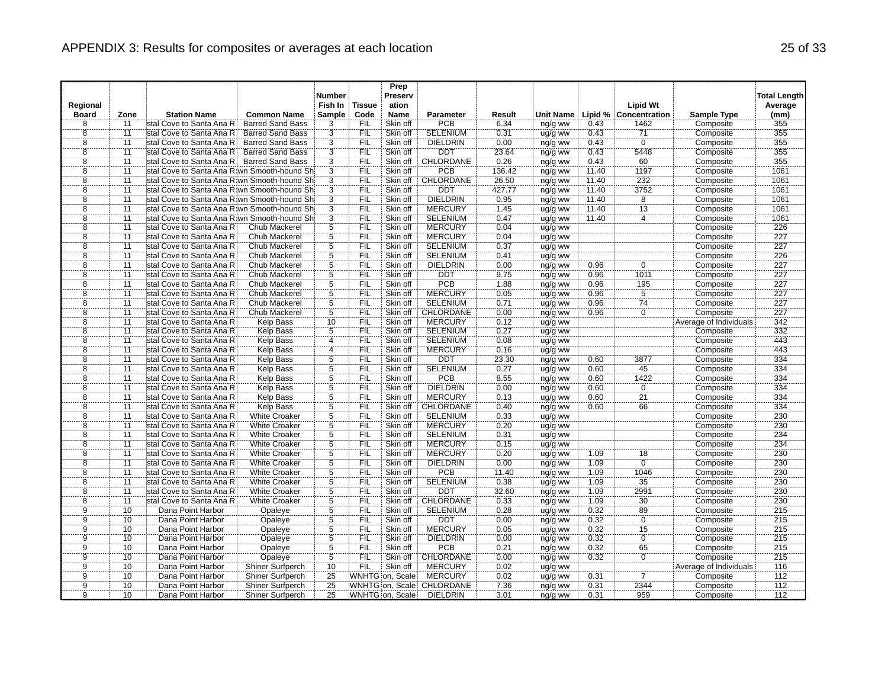## APPENDIX 3: Results for composites or averages at each location

| Regional Board | Zone | Station Name | Common Name | Number Fish In Sample | Tissue Code | Prep Preservation Name | Parameter | Result | Unit Name | Lipid % | Lipid Wt Concentration | Sample Type | Total Length Average (mm) |
|---|---|---|---|---|---|---|---|---|---|---|---|---|---|
| 8 | 11 | stal Cove to Santa Ana R | Barred Sand Bass | 3 | FIL | Skin off | PCB | 6.34 | ng/g ww | 0.43 | 1462 | Composite | 355 |
| 8 | 11 | stal Cove to Santa Ana R | Barred Sand Bass | 3 | FIL | Skin off | SELENIUM | 0.31 | ug/g ww | 0.43 | 71 | Composite | 355 |
| 8 | 11 | stal Cove to Santa Ana R | Barred Sand Bass | 3 | FIL | Skin off | DIELDRIN | 0.00 | ng/g ww | 0.43 | 0 | Composite | 355 |
| 8 | 11 | stal Cove to Santa Ana R | Barred Sand Bass | 3 | FIL | Skin off | DDT | 23.64 | ng/g ww | 0.43 | 5448 | Composite | 355 |
| 8 | 11 | stal Cove to Santa Ana R | Barred Sand Bass | 3 | FIL | Skin off | CHLORDANE | 0.26 | ng/g ww | 0.43 | 60 | Composite | 355 |
| 8 | 11 | stal Cove to Santa Ana R | wn Smooth-hound Sh | 3 | FIL | Skin off | PCB | 136.42 | ng/g ww | 11.40 | 1197 | Composite | 1061 |
| 8 | 11 | stal Cove to Santa Ana R | wn Smooth-hound Sh | 3 | FIL | Skin off | CHLORDANE | 26.50 | ng/g ww | 11.40 | 232 | Composite | 1061 |
| 8 | 11 | stal Cove to Santa Ana R | wn Smooth-hound Sh | 3 | FIL | Skin off | DDT | 427.77 | ng/g ww | 11.40 | 3752 | Composite | 1061 |
| 8 | 11 | stal Cove to Santa Ana R | wn Smooth-hound Sh | 3 | FIL | Skin off | DIELDRIN | 0.95 | ng/g ww | 11.40 | 8 | Composite | 1061 |
| 8 | 11 | stal Cove to Santa Ana R | wn Smooth-hound Sh | 3 | FIL | Skin off | MERCURY | 1.45 | ug/g ww | 11.40 | 13 | Composite | 1061 |
| 8 | 11 | stal Cove to Santa Ana R | wn Smooth-hound Sh | 3 | FIL | Skin off | SELENIUM | 0.47 | ug/g ww | 11.40 | 4 | Composite | 1061 |
| 8 | 11 | stal Cove to Santa Ana R | Chub Mackerel | 5 | FIL | Skin off | MERCURY | 0.04 | ug/g ww | | | Composite | 226 |
| 8 | 11 | stal Cove to Santa Ana R | Chub Mackerel | 5 | FIL | Skin off | MERCURY | 0.04 | ug/g ww | | | Composite | 227 |
| 8 | 11 | stal Cove to Santa Ana R | Chub Mackerel | 5 | FIL | Skin off | SELENIUM | 0.37 | ug/g ww | | | Composite | 227 |
| 8 | 11 | stal Cove to Santa Ana R | Chub Mackerel | 5 | FIL | Skin off | SELENIUM | 0.41 | ug/g ww | | | Composite | 226 |
| 8 | 11 | stal Cove to Santa Ana R | Chub Mackerel | 5 | FIL | Skin off | DIELDRIN | 0.00 | ng/g ww | 0.96 | 0 | Composite | 227 |
| 8 | 11 | stal Cove to Santa Ana R | Chub Mackerel | 5 | FIL | Skin off | DDT | 9.75 | ng/g ww | 0.96 | 1011 | Composite | 227 |
| 8 | 11 | stal Cove to Santa Ana R | Chub Mackerel | 5 | FIL | Skin off | PCB | 1.88 | ng/g ww | 0.96 | 195 | Composite | 227 |
| 8 | 11 | stal Cove to Santa Ana R | Chub Mackerel | 5 | FIL | Skin off | MERCURY | 0.05 | ug/g ww | 0.96 | 5 | Composite | 227 |
| 8 | 11 | stal Cove to Santa Ana R | Chub Mackerel | 5 | FIL | Skin off | SELENIUM | 0.71 | ug/g ww | 0.96 | 74 | Composite | 227 |
| 8 | 11 | stal Cove to Santa Ana R | Chub Mackerel | 5 | FIL | Skin off | CHLORDANE | 0.00 | ng/g ww | 0.96 | 0 | Composite | 227 |
| 8 | 11 | stal Cove to Santa Ana R | Kelp Bass | 10 | FIL | Skin off | MERCURY | 0.12 | ug/g ww | | | Average of Individuals | 342 |
| 8 | 11 | stal Cove to Santa Ana R | Kelp Bass | 5 | FIL | Skin off | SELENIUM | 0.27 | ug/g ww | | | Composite | 332 |
| 8 | 11 | stal Cove to Santa Ana R | Kelp Bass | 4 | FIL | Skin off | SELENIUM | 0.08 | ug/g ww | | | Composite | 443 |
| 8 | 11 | stal Cove to Santa Ana R | Kelp Bass | 4 | FIL | Skin off | MERCURY | 0.16 | ug/g ww | | | Composite | 443 |
| 8 | 11 | stal Cove to Santa Ana R | Kelp Bass | 5 | FIL | Skin off | DDT | 23.30 | ng/g ww | 0.60 | 3877 | Composite | 334 |
| 8 | 11 | stal Cove to Santa Ana R | Kelp Bass | 5 | FIL | Skin off | SELENIUM | 0.27 | ug/g ww | 0.60 | 45 | Composite | 334 |
| 8 | 11 | stal Cove to Santa Ana R | Kelp Bass | 5 | FIL | Skin off | PCB | 8.55 | ng/g ww | 0.60 | 1422 | Composite | 334 |
| 8 | 11 | stal Cove to Santa Ana R | Kelp Bass | 5 | FIL | Skin off | DIELDRIN | 0.00 | ng/g ww | 0.60 | 0 | Composite | 334 |
| 8 | 11 | stal Cove to Santa Ana R | Kelp Bass | 5 | FIL | Skin off | MERCURY | 0.13 | ug/g ww | 0.60 | 21 | Composite | 334 |
| 8 | 11 | stal Cove to Santa Ana R | Kelp Bass | 5 | FIL | Skin off | CHLORDANE | 0.40 | ng/g ww | 0.60 | 66 | Composite | 334 |
| 8 | 11 | stal Cove to Santa Ana R | White Croaker | 5 | FIL | Skin off | SELENIUM | 0.33 | ug/g ww | | | Composite | 230 |
| 8 | 11 | stal Cove to Santa Ana R | White Croaker | 5 | FIL | Skin off | MERCURY | 0.20 | ug/g ww | | | Composite | 230 |
| 8 | 11 | stal Cove to Santa Ana R | White Croaker | 5 | FIL | Skin off | SELENIUM | 0.31 | ug/g ww | | | Composite | 234 |
| 8 | 11 | stal Cove to Santa Ana R | White Croaker | 5 | FIL | Skin off | MERCURY | 0.15 | ug/g ww | | | Composite | 234 |
| 8 | 11 | stal Cove to Santa Ana R | White Croaker | 5 | FIL | Skin off | MERCURY | 0.20 | ug/g ww | 1.09 | 18 | Composite | 230 |
| 8 | 11 | stal Cove to Santa Ana R | White Croaker | 5 | FIL | Skin off | DIELDRIN | 0.00 | ng/g ww | 1.09 | 0 | Composite | 230 |
| 8 | 11 | stal Cove to Santa Ana R | White Croaker | 5 | FIL | Skin off | PCB | 11.40 | ng/g ww | 1.09 | 1046 | Composite | 230 |
| 8 | 11 | stal Cove to Santa Ana R | White Croaker | 5 | FIL | Skin off | SELENIUM | 0.38 | ug/g ww | 1.09 | 35 | Composite | 230 |
| 8 | 11 | stal Cove to Santa Ana R | White Croaker | 5 | FIL | Skin off | DDT | 32.60 | ng/g ww | 1.09 | 2991 | Composite | 230 |
| 8 | 11 | stal Cove to Santa Ana R | White Croaker | 5 | FIL | Skin off | CHLORDANE | 0.33 | ng/g ww | 1.09 | 30 | Composite | 230 |
| 9 | 10 | Dana Point Harbor | Opaleye | 5 | FIL | Skin off | SELENIUM | 0.28 | ug/g ww | 0.32 | 89 | Composite | 215 |
| 9 | 10 | Dana Point Harbor | Opaleye | 5 | FIL | Skin off | DDT | 0.00 | ng/g ww | 0.32 | 0 | Composite | 215 |
| 9 | 10 | Dana Point Harbor | Opaleye | 5 | FIL | Skin off | MERCURY | 0.05 | ug/g ww | 0.32 | 15 | Composite | 215 |
| 9 | 10 | Dana Point Harbor | Opaleye | 5 | FIL | Skin off | DIELDRIN | 0.00 | ng/g ww | 0.32 | 0 | Composite | 215 |
| 9 | 10 | Dana Point Harbor | Opaleye | 5 | FIL | Skin off | PCB | 0.21 | ng/g ww | 0.32 | 65 | Composite | 215 |
| 9 | 10 | Dana Point Harbor | Opaleye | 5 | FIL | Skin off | CHLORDANE | 0.00 | ng/g ww | 0.32 | 0 | Composite | 215 |
| 9 | 10 | Dana Point Harbor | Shiner Surfperch | 10 | FIL | Skin off | MERCURY | 0.02 | ug/g ww | | | Average of Individuals | 116 |
| 9 | 10 | Dana Point Harbor | Shiner Surfperch | 25 | WNHTG | on, Scale | MERCURY | 0.02 | ug/g ww | 0.31 | 7 | Composite | 112 |
| 9 | 10 | Dana Point Harbor | Shiner Surfperch | 25 | WNHTG | on, Scale | CHLORDANE | 7.36 | ng/g ww | 0.31 | 2344 | Composite | 112 |
| 9 | 10 | Dana Point Harbor | Shiner Surfperch | 25 | WNHTG | on, Scale | DIELDRIN | 3.01 | ng/g ww | 0.31 | 959 | Composite | 112 |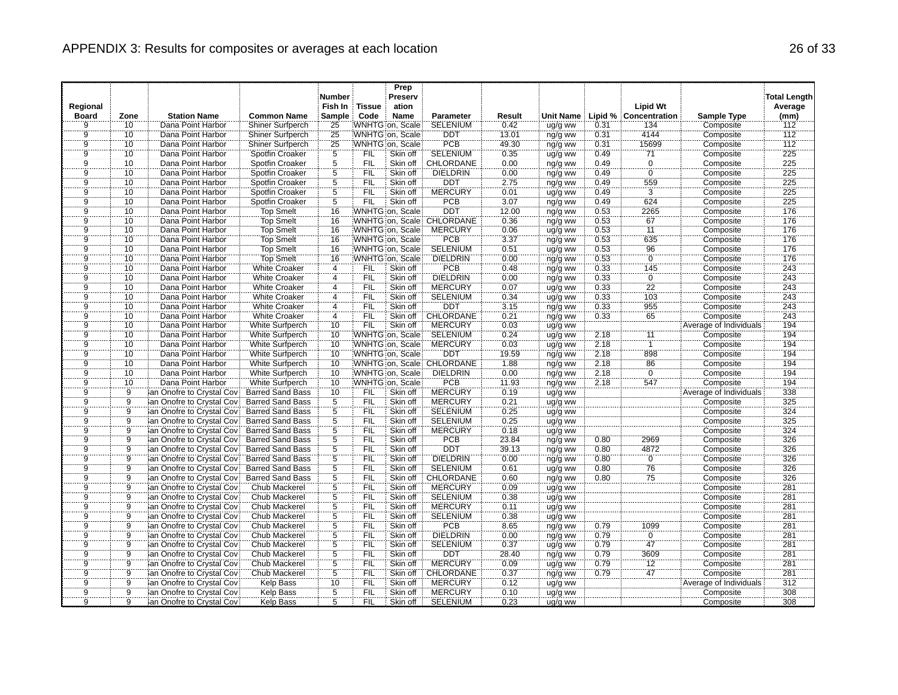# APPENDIX 3: Results for composites or averages at each location

| Regional Board | Zone | Station Name | Common Name | Number Fish In Sample | Tissue Code | Prep Preservation Name | Parameter | Result | Unit Name | Lipid % | Lipid Wt Concentration | Sample Type | Total Length Average (mm) |
|---|---|---|---|---|---|---|---|---|---|---|---|---|---|
| 9 | 10 | Dana Point Harbor | Shiner Surfperch | 25 | WNHTG | on, Scale | SELENIUM | 0.42 | ug/g ww | 0.31 | 134 | Composite | 112 |
| 9 | 10 | Dana Point Harbor | Shiner Surfperch | 25 | WNHTG | on, Scale | DDT | 13.01 | ng/g ww | 0.31 | 4144 | Composite | 112 |
| 9 | 10 | Dana Point Harbor | Shiner Surfperch | 25 | WNHTG | on, Scale | PCB | 49.30 | ng/g ww | 0.31 | 15699 | Composite | 112 |
| 9 | 10 | Dana Point Harbor | Spotfin Croaker | 5 | FIL | Skin off | SELENIUM | 0.35 | ug/g ww | 0.49 | 71 | Composite | 225 |
| 9 | 10 | Dana Point Harbor | Spotfin Croaker | 5 | FIL | Skin off | CHLORDANE | 0.00 | ng/g ww | 0.49 | 0 | Composite | 225 |
| 9 | 10 | Dana Point Harbor | Spotfin Croaker | 5 | FIL | Skin off | DIELDRIN | 0.00 | ng/g ww | 0.49 | 0 | Composite | 225 |
| 9 | 10 | Dana Point Harbor | Spotfin Croaker | 5 | FIL | Skin off | DDT | 2.75 | ng/g ww | 0.49 | 559 | Composite | 225 |
| 9 | 10 | Dana Point Harbor | Spotfin Croaker | 5 | FIL | Skin off | MERCURY | 0.01 | ug/g ww | 0.49 | 3 | Composite | 225 |
| 9 | 10 | Dana Point Harbor | Spotfin Croaker | 5 | FIL | Skin off | PCB | 3.07 | ng/g ww | 0.49 | 624 | Composite | 225 |
| 9 | 10 | Dana Point Harbor | Top Smelt | 16 | WNHTG | on, Scale | DDT | 12.00 | ng/g ww | 0.53 | 2265 | Composite | 176 |
| 9 | 10 | Dana Point Harbor | Top Smelt | 16 | WNHTG | on, Scale | CHLORDANE | 0.36 | ng/g ww | 0.53 | 67 | Composite | 176 |
| 9 | 10 | Dana Point Harbor | Top Smelt | 16 | WNHTG | on, Scale | MERCURY | 0.06 | ug/g ww | 0.53 | 11 | Composite | 176 |
| 9 | 10 | Dana Point Harbor | Top Smelt | 16 | WNHTG | on, Scale | PCB | 3.37 | ng/g ww | 0.53 | 635 | Composite | 176 |
| 9 | 10 | Dana Point Harbor | Top Smelt | 16 | WNHTG | on, Scale | SELENIUM | 0.51 | ug/g ww | 0.53 | 96 | Composite | 176 |
| 9 | 10 | Dana Point Harbor | Top Smelt | 16 | WNHTG | on, Scale | DIELDRIN | 0.00 | ng/g ww | 0.53 | 0 | Composite | 176 |
| 9 | 10 | Dana Point Harbor | White Croaker | 4 | FIL | Skin off | PCB | 0.48 | ng/g ww | 0.33 | 145 | Composite | 243 |
| 9 | 10 | Dana Point Harbor | White Croaker | 4 | FIL | Skin off | DIELDRIN | 0.00 | ng/g ww | 0.33 | 0 | Composite | 243 |
| 9 | 10 | Dana Point Harbor | White Croaker | 4 | FIL | Skin off | MERCURY | 0.07 | ug/g ww | 0.33 | 22 | Composite | 243 |
| 9 | 10 | Dana Point Harbor | White Croaker | 4 | FIL | Skin off | SELENIUM | 0.34 | ug/g ww | 0.33 | 103 | Composite | 243 |
| 9 | 10 | Dana Point Harbor | White Croaker | 4 | FIL | Skin off | DDT | 3.15 | ng/g ww | 0.33 | 955 | Composite | 243 |
| 9 | 10 | Dana Point Harbor | White Croaker | 4 | FIL | Skin off | CHLORDANE | 0.21 | ng/g ww | 0.33 | 65 | Composite | 243 |
| 9 | 10 | Dana Point Harbor | White Surfperch | 10 | FIL | Skin off | MERCURY | 0.03 | ug/g ww | | | Average of Individuals | 194 |
| 9 | 10 | Dana Point Harbor | White Surfperch | 10 | WNHTG | on, Scale | SELENIUM | 0.24 | ug/g ww | 2.18 | 11 | Composite | 194 |
| 9 | 10 | Dana Point Harbor | White Surfperch | 10 | WNHTG | on, Scale | MERCURY | 0.03 | ug/g ww | 2.18 | 1 | Composite | 194 |
| 9 | 10 | Dana Point Harbor | White Surfperch | 10 | WNHTG | on, Scale | DDT | 19.59 | ng/g ww | 2.18 | 898 | Composite | 194 |
| 9 | 10 | Dana Point Harbor | White Surfperch | 10 | WNHTG | on, Scale | CHLORDANE | 1.88 | ng/g ww | 2.18 | 86 | Composite | 194 |
| 9 | 10 | Dana Point Harbor | White Surfperch | 10 | WNHTG | on, Scale | DIELDRIN | 0.00 | ng/g ww | 2.18 | 0 | Composite | 194 |
| 9 | 10 | Dana Point Harbor | White Surfperch | 10 | WNHTG | on, Scale | PCB | 11.93 | ng/g ww | 2.18 | 547 | Composite | 194 |
| 9 | 9 | San Onofre to Crystal Cov | Barred Sand Bass | 10 | FIL | Skin off | MERCURY | 0.19 | ug/g ww | | | Average of Individuals | 338 |
| 9 | 9 | San Onofre to Crystal Cov | Barred Sand Bass | 5 | FIL | Skin off | MERCURY | 0.21 | ug/g ww | | | Composite | 325 |
| 9 | 9 | San Onofre to Crystal Cov | Barred Sand Bass | 5 | FIL | Skin off | SELENIUM | 0.25 | ug/g ww | | | Composite | 324 |
| 9 | 9 | San Onofre to Crystal Cov | Barred Sand Bass | 5 | FIL | Skin off | SELENIUM | 0.25 | ug/g ww | | | Composite | 325 |
| 9 | 9 | San Onofre to Crystal Cov | Barred Sand Bass | 5 | FIL | Skin off | MERCURY | 0.18 | ug/g ww | | | Composite | 324 |
| 9 | 9 | San Onofre to Crystal Cov | Barred Sand Bass | 5 | FIL | Skin off | PCB | 23.84 | ng/g ww | 0.80 | 2969 | Composite | 326 |
| 9 | 9 | San Onofre to Crystal Cov | Barred Sand Bass | 5 | FIL | Skin off | DDT | 39.13 | ng/g ww | 0.80 | 4872 | Composite | 326 |
| 9 | 9 | San Onofre to Crystal Cov | Barred Sand Bass | 5 | FIL | Skin off | DIELDRIN | 0.00 | ng/g ww | 0.80 | 0 | Composite | 326 |
| 9 | 9 | San Onofre to Crystal Cov | Barred Sand Bass | 5 | FIL | Skin off | SELENIUM | 0.61 | ug/g ww | 0.80 | 76 | Composite | 326 |
| 9 | 9 | San Onofre to Crystal Cov | Barred Sand Bass | 5 | FIL | Skin off | CHLORDANE | 0.60 | ng/g ww | 0.80 | 75 | Composite | 326 |
| 9 | 9 | San Onofre to Crystal Cov | Chub Mackerel | 5 | FIL | Skin off | MERCURY | 0.09 | ug/g ww | | | Composite | 281 |
| 9 | 9 | San Onofre to Crystal Cov | Chub Mackerel | 5 | FIL | Skin off | SELENIUM | 0.38 | ug/g ww | | | Composite | 281 |
| 9 | 9 | San Onofre to Crystal Cov | Chub Mackerel | 5 | FIL | Skin off | MERCURY | 0.11 | ug/g ww | | | Composite | 281 |
| 9 | 9 | San Onofre to Crystal Cov | Chub Mackerel | 5 | FIL | Skin off | SELENIUM | 0.38 | ug/g ww | | | Composite | 281 |
| 9 | 9 | San Onofre to Crystal Cov | Chub Mackerel | 5 | FIL | Skin off | PCB | 8.65 | ng/g ww | 0.79 | 1099 | Composite | 281 |
| 9 | 9 | San Onofre to Crystal Cov | Chub Mackerel | 5 | FIL | Skin off | DIELDRIN | 0.00 | ng/g ww | 0.79 | 0 | Composite | 281 |
| 9 | 9 | San Onofre to Crystal Cov | Chub Mackerel | 5 | FIL | Skin off | SELENIUM | 0.37 | ug/g ww | 0.79 | 47 | Composite | 281 |
| 9 | 9 | San Onofre to Crystal Cov | Chub Mackerel | 5 | FIL | Skin off | DDT | 28.40 | ng/g ww | 0.79 | 3609 | Composite | 281 |
| 9 | 9 | San Onofre to Crystal Cov | Chub Mackerel | 5 | FIL | Skin off | MERCURY | 0.09 | ug/g ww | 0.79 | 12 | Composite | 281 |
| 9 | 9 | San Onofre to Crystal Cov | Chub Mackerel | 5 | FIL | Skin off | CHLORDANE | 0.37 | ng/g ww | 0.79 | 47 | Composite | 281 |
| 9 | 9 | San Onofre to Crystal Cov | Kelp Bass | 10 | FIL | Skin off | MERCURY | 0.12 | ug/g ww | | | Average of Individuals | 312 |
| 9 | 9 | San Onofre to Crystal Cov | Kelp Bass | 5 | FIL | Skin off | MERCURY | 0.10 | ug/g ww | | | Composite | 308 |
| 9 | 9 | San Onofre to Crystal Cov | Kelp Bass | 5 | FIL | Skin off | SELENIUM | 0.23 | ug/g ww | | | Composite | 308 |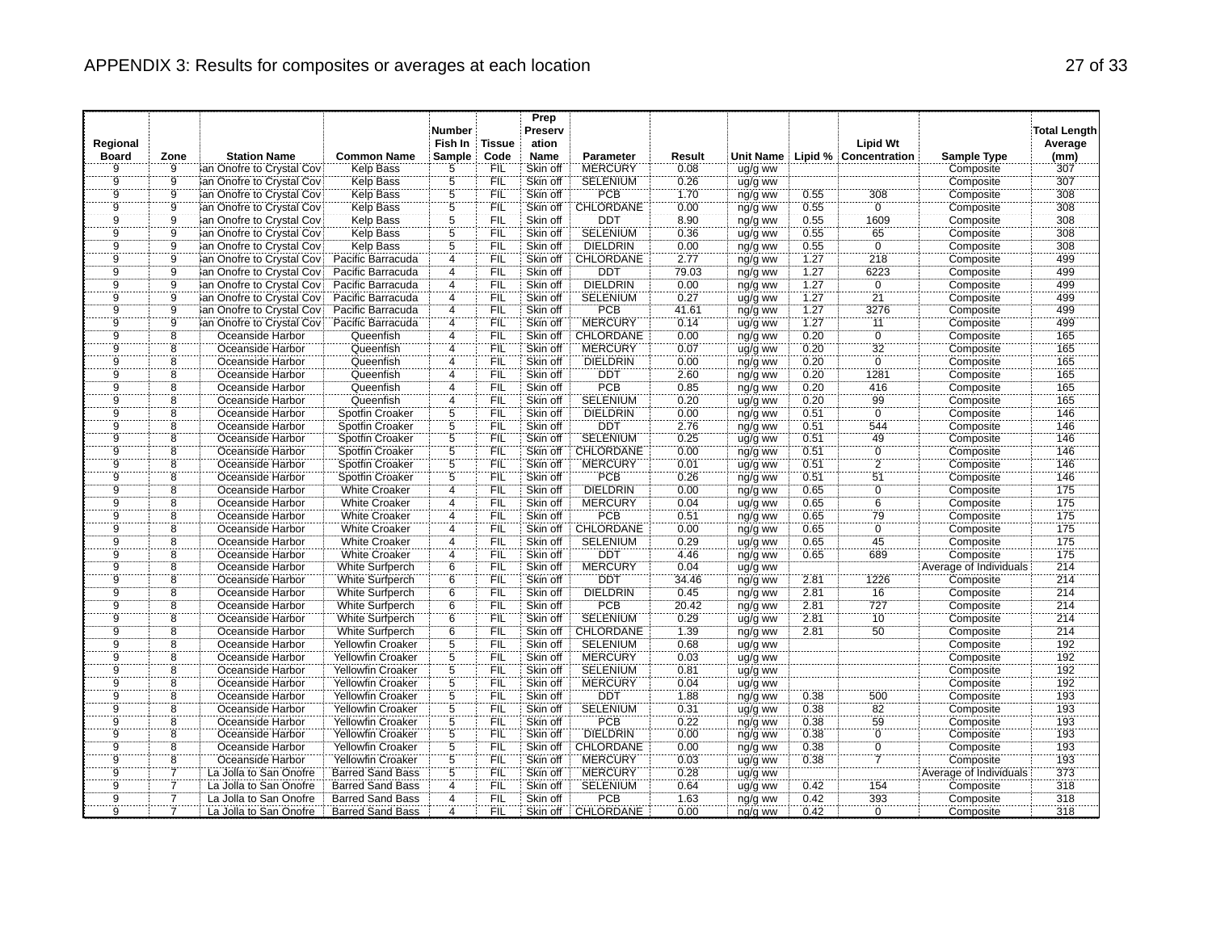# APPENDIX 3: Results for composites or averages at each location

| Regional Board | Zone | Station Name | Common Name | Number Fish In Sample | Tissue Code | Prep Preservation Name | Parameter | Result | Unit Name | Lipid % | Lipid Wt Concentration | Sample Type | Total Length Average (mm) |
|---|---|---|---|---|---|---|---|---|---|---|---|---|---|
| 9 | 9 | San Onofre to Crystal Cov | Kelp Bass | 5 | FIL | Skin off | MERCURY | 0.08 | ug/g ww | | | Composite | 307 |
| 9 | 9 | San Onofre to Crystal Cov | Kelp Bass | 5 | FIL | Skin off | SELENIUM | 0.26 | ug/g ww | | | Composite | 307 |
| 9 | 9 | San Onofre to Crystal Cov | Kelp Bass | 5 | FIL | Skin off | PCB | 1.70 | ng/g ww | 0.55 | 308 | Composite | 308 |
| 9 | 9 | San Onofre to Crystal Cov | Kelp Bass | 5 | FIL | Skin off | CHLORDANE | 0.00 | ng/g ww | 0.55 | 0 | Composite | 308 |
| 9 | 9 | San Onofre to Crystal Cov | Kelp Bass | 5 | FIL | Skin off | DDT | 8.90 | ng/g ww | 0.55 | 1609 | Composite | 308 |
| 9 | 9 | San Onofre to Crystal Cov | Kelp Bass | 5 | FIL | Skin off | SELENIUM | 0.36 | ug/g ww | 0.55 | 65 | Composite | 308 |
| 9 | 9 | San Onofre to Crystal Cov | Kelp Bass | 5 | FIL | Skin off | DIELDRIN | 0.00 | ng/g ww | 0.55 | 0 | Composite | 308 |
| 9 | 9 | San Onofre to Crystal Cov | Pacific Barracuda | 4 | FIL | Skin off | CHLORDANE | 2.77 | ng/g ww | 1.27 | 218 | Composite | 499 |
| 9 | 9 | San Onofre to Crystal Cov | Pacific Barracuda | 4 | FIL | Skin off | DDT | 79.03 | ng/g ww | 1.27 | 6223 | Composite | 499 |
| 9 | 9 | San Onofre to Crystal Cov | Pacific Barracuda | 4 | FIL | Skin off | DIELDRIN | 0.00 | ng/g ww | 1.27 | 0 | Composite | 499 |
| 9 | 9 | San Onofre to Crystal Cov | Pacific Barracuda | 4 | FIL | Skin off | SELENIUM | 0.27 | ug/g ww | 1.27 | 21 | Composite | 499 |
| 9 | 9 | San Onofre to Crystal Cov | Pacific Barracuda | 4 | FIL | Skin off | PCB | 41.61 | ng/g ww | 1.27 | 3276 | Composite | 499 |
| 9 | 9 | San Onofre to Crystal Cov | Pacific Barracuda | 4 | FIL | Skin off | MERCURY | 0.14 | ug/g ww | 1.27 | 11 | Composite | 499 |
| 9 | 8 | Oceanside Harbor | Queenfish | 4 | FIL | Skin off | CHLORDANE | 0.00 | ng/g ww | 0.20 | 0 | Composite | 165 |
| 9 | 8 | Oceanside Harbor | Queenfish | 4 | FIL | Skin off | MERCURY | 0.07 | ug/g ww | 0.20 | 32 | Composite | 165 |
| 9 | 8 | Oceanside Harbor | Queenfish | 4 | FIL | Skin off | DIELDRIN | 0.00 | ng/g ww | 0.20 | 0 | Composite | 165 |
| 9 | 8 | Oceanside Harbor | Queenfish | 4 | FIL | Skin off | DDT | 2.60 | ng/g ww | 0.20 | 1281 | Composite | 165 |
| 9 | 8 | Oceanside Harbor | Queenfish | 4 | FIL | Skin off | PCB | 0.85 | ng/g ww | 0.20 | 416 | Composite | 165 |
| 9 | 8 | Oceanside Harbor | Queenfish | 4 | FIL | Skin off | SELENIUM | 0.20 | ug/g ww | 0.20 | 99 | Composite | 165 |
| 9 | 8 | Oceanside Harbor | Spotfin Croaker | 5 | FIL | Skin off | DIELDRIN | 0.00 | ng/g ww | 0.51 | 0 | Composite | 146 |
| 9 | 8 | Oceanside Harbor | Spotfin Croaker | 5 | FIL | Skin off | DDT | 2.76 | ng/g ww | 0.51 | 544 | Composite | 146 |
| 9 | 8 | Oceanside Harbor | Spotfin Croaker | 5 | FIL | Skin off | SELENIUM | 0.25 | ug/g ww | 0.51 | 49 | Composite | 146 |
| 9 | 8 | Oceanside Harbor | Spotfin Croaker | 5 | FIL | Skin off | CHLORDANE | 0.00 | ng/g ww | 0.51 | 0 | Composite | 146 |
| 9 | 8 | Oceanside Harbor | Spotfin Croaker | 5 | FIL | Skin off | MERCURY | 0.01 | ug/g ww | 0.51 | 2 | Composite | 146 |
| 9 | 8 | Oceanside Harbor | Spotfin Croaker | 5 | FIL | Skin off | PCB | 0.26 | ng/g ww | 0.51 | 51 | Composite | 146 |
| 9 | 8 | Oceanside Harbor | White Croaker | 4 | FIL | Skin off | DIELDRIN | 0.00 | ng/g ww | 0.65 | 0 | Composite | 175 |
| 9 | 8 | Oceanside Harbor | White Croaker | 4 | FIL | Skin off | MERCURY | 0.04 | ug/g ww | 0.65 | 6 | Composite | 175 |
| 9 | 8 | Oceanside Harbor | White Croaker | 4 | FIL | Skin off | PCB | 0.51 | ng/g ww | 0.65 | 79 | Composite | 175 |
| 9 | 8 | Oceanside Harbor | White Croaker | 4 | FIL | Skin off | CHLORDANE | 0.00 | ng/g ww | 0.65 | 0 | Composite | 175 |
| 9 | 8 | Oceanside Harbor | White Croaker | 4 | FIL | Skin off | SELENIUM | 0.29 | ug/g ww | 0.65 | 45 | Composite | 175 |
| 9 | 8 | Oceanside Harbor | White Croaker | 4 | FIL | Skin off | DDT | 4.46 | ng/g ww | 0.65 | 689 | Composite | 175 |
| 9 | 8 | Oceanside Harbor | White Surfperch | 6 | FIL | Skin off | MERCURY | 0.04 | ug/g ww | | | Average of Individuals | 214 |
| 9 | 8 | Oceanside Harbor | White Surfperch | 6 | FIL | Skin off | DDT | 34.46 | ng/g ww | 2.81 | 1226 | Composite | 214 |
| 9 | 8 | Oceanside Harbor | White Surfperch | 6 | FIL | Skin off | DIELDRIN | 0.45 | ng/g ww | 2.81 | 16 | Composite | 214 |
| 9 | 8 | Oceanside Harbor | White Surfperch | 6 | FIL | Skin off | PCB | 20.42 | ng/g ww | 2.81 | 727 | Composite | 214 |
| 9 | 8 | Oceanside Harbor | White Surfperch | 6 | FIL | Skin off | SELENIUM | 0.29 | ug/g ww | 2.81 | 10 | Composite | 214 |
| 9 | 8 | Oceanside Harbor | White Surfperch | 6 | FIL | Skin off | CHLORDANE | 1.39 | ng/g ww | 2.81 | 50 | Composite | 214 |
| 9 | 8 | Oceanside Harbor | Yellowfin Croaker | 5 | FIL | Skin off | SELENIUM | 0.68 | ug/g ww | | | Composite | 192 |
| 9 | 8 | Oceanside Harbor | Yellowfin Croaker | 5 | FIL | Skin off | MERCURY | 0.03 | ug/g ww | | | Composite | 192 |
| 9 | 8 | Oceanside Harbor | Yellowfin Croaker | 5 | FIL | Skin off | SELENIUM | 0.81 | ug/g ww | | | Composite | 192 |
| 9 | 8 | Oceanside Harbor | Yellowfin Croaker | 5 | FIL | Skin off | MERCURY | 0.04 | ug/g ww | | | Composite | 192 |
| 9 | 8 | Oceanside Harbor | Yellowfin Croaker | 5 | FIL | Skin off | DDT | 1.88 | ng/g ww | 0.38 | 500 | Composite | 193 |
| 9 | 8 | Oceanside Harbor | Yellowfin Croaker | 5 | FIL | Skin off | SELENIUM | 0.31 | ug/g ww | 0.38 | 82 | Composite | 193 |
| 9 | 8 | Oceanside Harbor | Yellowfin Croaker | 5 | FIL | Skin off | PCB | 0.22 | ng/g ww | 0.38 | 59 | Composite | 193 |
| 9 | 8 | Oceanside Harbor | Yellowfin Croaker | 5 | FIL | Skin off | DIELDRIN | 0.00 | ng/g ww | 0.38 | 0 | Composite | 193 |
| 9 | 8 | Oceanside Harbor | Yellowfin Croaker | 5 | FIL | Skin off | CHLORDANE | 0.00 | ng/g ww | 0.38 | 0 | Composite | 193 |
| 9 | 8 | Oceanside Harbor | Yellowfin Croaker | 5 | FIL | Skin off | MERCURY | 0.03 | ug/g ww | 0.38 | 7 | Composite | 193 |
| 9 | 7 | La Jolla to San Onofre | Barred Sand Bass | 5 | FIL | Skin off | MERCURY | 0.28 | ug/g ww | | | Average of Individuals | 373 |
| 9 | 7 | La Jolla to San Onofre | Barred Sand Bass | 4 | FIL | Skin off | SELENIUM | 0.64 | ug/g ww | 0.42 | 154 | Composite | 318 |
| 9 | 7 | La Jolla to San Onofre | Barred Sand Bass | 4 | FIL | Skin off | PCB | 1.63 | ng/g ww | 0.42 | 393 | Composite | 318 |
| 9 | 7 | La Jolla to San Onofre | Barred Sand Bass | 4 | FIL | Skin off | CHLORDANE | 0.00 | ng/g ww | 0.42 | 0 | Composite | 318 |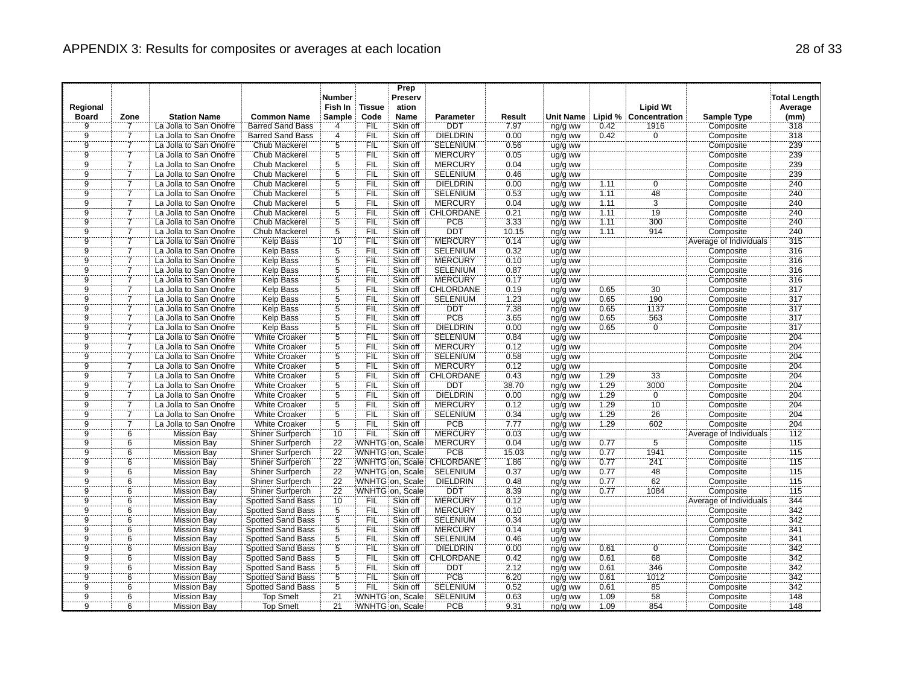## APPENDIX 3: Results for composites or averages at each location

| Regional Board | Zone | Station Name | Common Name | Number Fish In Sample | Tissue Code | Prep Preservation Name | Parameter | Result | Unit Name | Lipid % | Lipid Wt Concentration | Sample Type | Total Length Average (mm) |
|---|---|---|---|---|---|---|---|---|---|---|---|---|---|
| 9 | 7 | La Jolla to San Onofre | Barred Sand Bass | 4 | FIL | Skin off | DDT | 7.97 | ng/g ww | 0.42 | 1916 | Composite | 318 |
| 9 | 7 | La Jolla to San Onofre | Barred Sand Bass | 4 | FIL | Skin off | DIELDRIN | 0.00 | ng/g ww | 0.42 | 0 | Composite | 318 |
| 9 | 7 | La Jolla to San Onofre | Chub Mackerel | 5 | FIL | Skin off | SELENIUM | 0.56 | ug/g ww | | | Composite | 239 |
| 9 | 7 | La Jolla to San Onofre | Chub Mackerel | 5 | FIL | Skin off | MERCURY | 0.05 | ug/g ww | | | Composite | 239 |
| 9 | 7 | La Jolla to San Onofre | Chub Mackerel | 5 | FIL | Skin off | MERCURY | 0.04 | ug/g ww | | | Composite | 239 |
| 9 | 7 | La Jolla to San Onofre | Chub Mackerel | 5 | FIL | Skin off | SELENIUM | 0.46 | ug/g ww | | | Composite | 239 |
| 9 | 7 | La Jolla to San Onofre | Chub Mackerel | 5 | FIL | Skin off | DIELDRIN | 0.00 | ng/g ww | 1.11 | 0 | Composite | 240 |
| 9 | 7 | La Jolla to San Onofre | Chub Mackerel | 5 | FIL | Skin off | SELENIUM | 0.53 | ug/g ww | 1.11 | 48 | Composite | 240 |
| 9 | 7 | La Jolla to San Onofre | Chub Mackerel | 5 | FIL | Skin off | MERCURY | 0.04 | ug/g ww | 1.11 | 3 | Composite | 240 |
| 9 | 7 | La Jolla to San Onofre | Chub Mackerel | 5 | FIL | Skin off | CHLORDANE | 0.21 | ng/g ww | 1.11 | 19 | Composite | 240 |
| 9 | 7 | La Jolla to San Onofre | Chub Mackerel | 5 | FIL | Skin off | PCB | 3.33 | ng/g ww | 1.11 | 300 | Composite | 240 |
| 9 | 7 | La Jolla to San Onofre | Chub Mackerel | 5 | FIL | Skin off | DDT | 10.15 | ng/g ww | 1.11 | 914 | Composite | 240 |
| 9 | 7 | La Jolla to San Onofre | Kelp Bass | 10 | FIL | Skin off | MERCURY | 0.14 | ug/g ww | | | Average of Individuals | 315 |
| 9 | 7 | La Jolla to San Onofre | Kelp Bass | 5 | FIL | Skin off | SELENIUM | 0.32 | ug/g ww | | | Composite | 316 |
| 9 | 7 | La Jolla to San Onofre | Kelp Bass | 5 | FIL | Skin off | MERCURY | 0.10 | ug/g ww | | | Composite | 316 |
| 9 | 7 | La Jolla to San Onofre | Kelp Bass | 5 | FIL | Skin off | SELENIUM | 0.87 | ug/g ww | | | Composite | 316 |
| 9 | 7 | La Jolla to San Onofre | Kelp Bass | 5 | FIL | Skin off | MERCURY | 0.17 | ug/g ww | | | Composite | 316 |
| 9 | 7 | La Jolla to San Onofre | Kelp Bass | 5 | FIL | Skin off | CHLORDANE | 0.19 | ng/g ww | 0.65 | 30 | Composite | 317 |
| 9 | 7 | La Jolla to San Onofre | Kelp Bass | 5 | FIL | Skin off | SELENIUM | 1.23 | ug/g ww | 0.65 | 190 | Composite | 317 |
| 9 | 7 | La Jolla to San Onofre | Kelp Bass | 5 | FIL | Skin off | DDT | 7.38 | ng/g ww | 0.65 | 1137 | Composite | 317 |
| 9 | 7 | La Jolla to San Onofre | Kelp Bass | 5 | FIL | Skin off | PCB | 3.65 | ng/g ww | 0.65 | 563 | Composite | 317 |
| 9 | 7 | La Jolla to San Onofre | Kelp Bass | 5 | FIL | Skin off | DIELDRIN | 0.00 | ng/g ww | 0.65 | 0 | Composite | 317 |
| 9 | 7 | La Jolla to San Onofre | White Croaker | 5 | FIL | Skin off | SELENIUM | 0.84 | ug/g ww | | | Composite | 204 |
| 9 | 7 | La Jolla to San Onofre | White Croaker | 5 | FIL | Skin off | MERCURY | 0.12 | ug/g ww | | | Composite | 204 |
| 9 | 7 | La Jolla to San Onofre | White Croaker | 5 | FIL | Skin off | SELENIUM | 0.58 | ug/g ww | | | Composite | 204 |
| 9 | 7 | La Jolla to San Onofre | White Croaker | 5 | FIL | Skin off | MERCURY | 0.12 | ug/g ww | | | Composite | 204 |
| 9 | 7 | La Jolla to San Onofre | White Croaker | 5 | FIL | Skin off | CHLORDANE | 0.43 | ng/g ww | 1.29 | 33 | Composite | 204 |
| 9 | 7 | La Jolla to San Onofre | White Croaker | 5 | FIL | Skin off | DDT | 38.70 | ng/g ww | 1.29 | 3000 | Composite | 204 |
| 9 | 7 | La Jolla to San Onofre | White Croaker | 5 | FIL | Skin off | DIELDRIN | 0.00 | ng/g ww | 1.29 | 0 | Composite | 204 |
| 9 | 7 | La Jolla to San Onofre | White Croaker | 5 | FIL | Skin off | MERCURY | 0.12 | ug/g ww | 1.29 | 10 | Composite | 204 |
| 9 | 7 | La Jolla to San Onofre | White Croaker | 5 | FIL | Skin off | SELENIUM | 0.34 | ug/g ww | 1.29 | 26 | Composite | 204 |
| 9 | 7 | La Jolla to San Onofre | White Croaker | 5 | FIL | Skin off | PCB | 7.77 | ng/g ww | 1.29 | 602 | Composite | 204 |
| 9 | 6 | Mission Bay | Shiner Surfperch | 10 | FIL | Skin off | MERCURY | 0.03 | ug/g ww | | | Average of Individuals | 112 |
| 9 | 6 | Mission Bay | Shiner Surfperch | 22 | WNHTG | on, Scale | MERCURY | 0.04 | ug/g ww | 0.77 | 5 | Composite | 115 |
| 9 | 6 | Mission Bay | Shiner Surfperch | 22 | WNHTG | on, Scale | PCB | 15.03 | ng/g ww | 0.77 | 1941 | Composite | 115 |
| 9 | 6 | Mission Bay | Shiner Surfperch | 22 | WNHTG | on, Scale | CHLORDANE | 1.86 | ng/g ww | 0.77 | 241 | Composite | 115 |
| 9 | 6 | Mission Bay | Shiner Surfperch | 22 | WNHTG | on, Scale | SELENIUM | 0.37 | ug/g ww | 0.77 | 48 | Composite | 115 |
| 9 | 6 | Mission Bay | Shiner Surfperch | 22 | WNHTG | on, Scale | DIELDRIN | 0.48 | ng/g ww | 0.77 | 62 | Composite | 115 |
| 9 | 6 | Mission Bay | Shiner Surfperch | 22 | WNHTG | on, Scale | DDT | 8.39 | ng/g ww | 0.77 | 1084 | Composite | 115 |
| 9 | 6 | Mission Bay | Spotted Sand Bass | 10 | FIL | Skin off | MERCURY | 0.12 | ug/g ww | | | Average of Individuals | 344 |
| 9 | 6 | Mission Bay | Spotted Sand Bass | 5 | FIL | Skin off | MERCURY | 0.10 | ug/g ww | | | Composite | 342 |
| 9 | 6 | Mission Bay | Spotted Sand Bass | 5 | FIL | Skin off | SELENIUM | 0.34 | ug/g ww | | | Composite | 342 |
| 9 | 6 | Mission Bay | Spotted Sand Bass | 5 | FIL | Skin off | MERCURY | 0.14 | ug/g ww | | | Composite | 341 |
| 9 | 6 | Mission Bay | Spotted Sand Bass | 5 | FIL | Skin off | SELENIUM | 0.46 | ug/g ww | | | Composite | 341 |
| 9 | 6 | Mission Bay | Spotted Sand Bass | 5 | FIL | Skin off | DIELDRIN | 0.00 | ng/g ww | 0.61 | 0 | Composite | 342 |
| 9 | 6 | Mission Bay | Spotted Sand Bass | 5 | FIL | Skin off | CHLORDANE | 0.42 | ng/g ww | 0.61 | 68 | Composite | 342 |
| 9 | 6 | Mission Bay | Spotted Sand Bass | 5 | FIL | Skin off | DDT | 2.12 | ng/g ww | 0.61 | 346 | Composite | 342 |
| 9 | 6 | Mission Bay | Spotted Sand Bass | 5 | FIL | Skin off | PCB | 6.20 | ng/g ww | 0.61 | 1012 | Composite | 342 |
| 9 | 6 | Mission Bay | Spotted Sand Bass | 5 | FIL | Skin off | SELENIUM | 0.52 | ug/g ww | 0.61 | 85 | Composite | 342 |
| 9 | 6 | Mission Bay | Top Smelt | 21 | WNHTG | on, Scale | SELENIUM | 0.63 | ug/g ww | 1.09 | 58 | Composite | 148 |
| 9 | 6 | Mission Bay | Top Smelt | 21 | WNHTG | on, Scale | PCB | 9.31 | ng/g ww | 1.09 | 854 | Composite | 148 |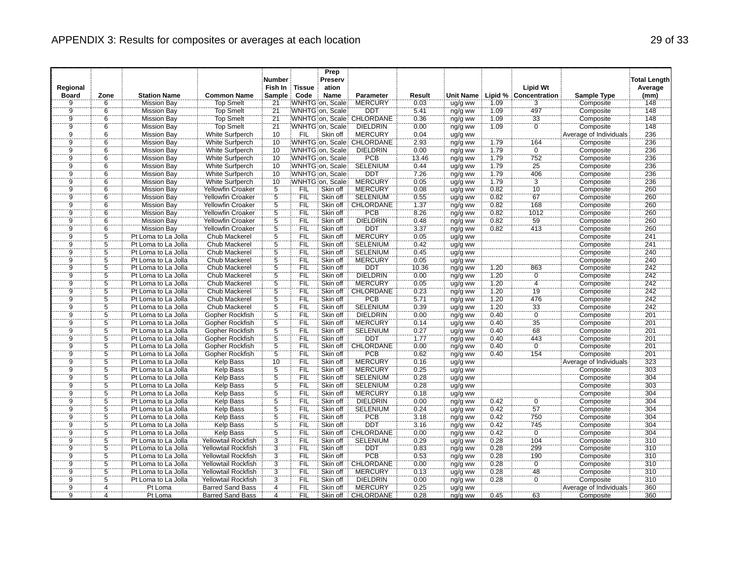## APPENDIX 3: Results for composites or averages at each location

| Regional Board | Zone | Station Name | Common Name | Number Fish In Sample | Tissue Code | Prep Preservation Name | Parameter | Result | Unit Name | Lipid % | Lipid Wt Concentration | Sample Type | Total Length Average (mm) |
|---|---|---|---|---|---|---|---|---|---|---|---|---|---|
| 9 | 6 | Mission Bay | Top Smelt | 21 | WNHTG | on, Scale | MERCURY | 0.03 | ug/g ww | 1.09 | 3 | Composite | 148 |
| 9 | 6 | Mission Bay | Top Smelt | 21 | WNHTG | on, Scale | DDT | 5.41 | ng/g ww | 1.09 | 497 | Composite | 148 |
| 9 | 6 | Mission Bay | Top Smelt | 21 | WNHTG | on, Scale | CHLORDANE | 0.36 | ng/g ww | 1.09 | 33 | Composite | 148 |
| 9 | 6 | Mission Bay | Top Smelt | 21 | WNHTG | on, Scale | DIELDRIN | 0.00 | ng/g ww | 1.09 | 0 | Composite | 148 |
| 9 | 6 | Mission Bay | White Surfperch | 10 | FIL | Skin off | MERCURY | 0.04 | ug/g ww | | | Average of Individuals | 236 |
| 9 | 6 | Mission Bay | White Surfperch | 10 | WNHTG | on, Scale | CHLORDANE | 2.93 | ng/g ww | 1.79 | 164 | Composite | 236 |
| 9 | 6 | Mission Bay | White Surfperch | 10 | WNHTG | on, Scale | DIELDRIN | 0.00 | ng/g ww | 1.79 | 0 | Composite | 236 |
| 9 | 6 | Mission Bay | White Surfperch | 10 | WNHTG | on, Scale | PCB | 13.46 | ng/g ww | 1.79 | 752 | Composite | 236 |
| 9 | 6 | Mission Bay | White Surfperch | 10 | WNHTG | on, Scale | SELENIUM | 0.44 | ug/g ww | 1.79 | 25 | Composite | 236 |
| 9 | 6 | Mission Bay | White Surfperch | 10 | WNHTG | on, Scale | DDT | 7.26 | ng/g ww | 1.79 | 406 | Composite | 236 |
| 9 | 6 | Mission Bay | White Surfperch | 10 | WNHTG | on, Scale | MERCURY | 0.05 | ug/g ww | 1.79 | 3 | Composite | 236 |
| 9 | 6 | Mission Bay | Yellowfin Croaker | 5 | FIL | Skin off | MERCURY | 0.08 | ug/g ww | 0.82 | 10 | Composite | 260 |
| 9 | 6 | Mission Bay | Yellowfin Croaker | 5 | FIL | Skin off | SELENIUM | 0.55 | ug/g ww | 0.82 | 67 | Composite | 260 |
| 9 | 6 | Mission Bay | Yellowfin Croaker | 5 | FIL | Skin off | CHLORDANE | 1.37 | ng/g ww | 0.82 | 168 | Composite | 260 |
| 9 | 6 | Mission Bay | Yellowfin Croaker | 5 | FIL | Skin off | PCB | 8.26 | ng/g ww | 0.82 | 1012 | Composite | 260 |
| 9 | 6 | Mission Bay | Yellowfin Croaker | 5 | FIL | Skin off | DIELDRIN | 0.48 | ng/g ww | 0.82 | 59 | Composite | 260 |
| 9 | 6 | Mission Bay | Yellowfin Croaker | 5 | FIL | Skin off | DDT | 3.37 | ng/g ww | 0.82 | 413 | Composite | 260 |
| 9 | 5 | Pt Loma to La Jolla | Chub Mackerel | 5 | FIL | Skin off | MERCURY | 0.05 | ug/g ww | | | Composite | 241 |
| 9 | 5 | Pt Loma to La Jolla | Chub Mackerel | 5 | FIL | Skin off | SELENIUM | 0.42 | ug/g ww | | | Composite | 241 |
| 9 | 5 | Pt Loma to La Jolla | Chub Mackerel | 5 | FIL | Skin off | SELENIUM | 0.45 | ug/g ww | | | Composite | 240 |
| 9 | 5 | Pt Loma to La Jolla | Chub Mackerel | 5 | FIL | Skin off | MERCURY | 0.05 | ug/g ww | | | Composite | 240 |
| 9 | 5 | Pt Loma to La Jolla | Chub Mackerel | 5 | FIL | Skin off | DDT | 10.36 | ng/g ww | 1.20 | 863 | Composite | 242 |
| 9 | 5 | Pt Loma to La Jolla | Chub Mackerel | 5 | FIL | Skin off | DIELDRIN | 0.00 | ng/g ww | 1.20 | 0 | Composite | 242 |
| 9 | 5 | Pt Loma to La Jolla | Chub Mackerel | 5 | FIL | Skin off | MERCURY | 0.05 | ug/g ww | 1.20 | 4 | Composite | 242 |
| 9 | 5 | Pt Loma to La Jolla | Chub Mackerel | 5 | FIL | Skin off | CHLORDANE | 0.23 | ng/g ww | 1.20 | 19 | Composite | 242 |
| 9 | 5 | Pt Loma to La Jolla | Chub Mackerel | 5 | FIL | Skin off | PCB | 5.71 | ng/g ww | 1.20 | 476 | Composite | 242 |
| 9 | 5 | Pt Loma to La Jolla | Chub Mackerel | 5 | FIL | Skin off | SELENIUM | 0.39 | ug/g ww | 1.20 | 33 | Composite | 242 |
| 9 | 5 | Pt Loma to La Jolla | Gopher Rockfish | 5 | FIL | Skin off | DIELDRIN | 0.00 | ng/g ww | 0.40 | 0 | Composite | 201 |
| 9 | 5 | Pt Loma to La Jolla | Gopher Rockfish | 5 | FIL | Skin off | MERCURY | 0.14 | ug/g ww | 0.40 | 35 | Composite | 201 |
| 9 | 5 | Pt Loma to La Jolla | Gopher Rockfish | 5 | FIL | Skin off | SELENIUM | 0.27 | ug/g ww | 0.40 | 68 | Composite | 201 |
| 9 | 5 | Pt Loma to La Jolla | Gopher Rockfish | 5 | FIL | Skin off | DDT | 1.77 | ng/g ww | 0.40 | 443 | Composite | 201 |
| 9 | 5 | Pt Loma to La Jolla | Gopher Rockfish | 5 | FIL | Skin off | CHLORDANE | 0.00 | ng/g ww | 0.40 | 0 | Composite | 201 |
| 9 | 5 | Pt Loma to La Jolla | Gopher Rockfish | 5 | FIL | Skin off | PCB | 0.62 | ng/g ww | 0.40 | 154 | Composite | 201 |
| 9 | 5 | Pt Loma to La Jolla | Kelp Bass | 10 | FIL | Skin off | MERCURY | 0.16 | ug/g ww | | | Average of Individuals | 323 |
| 9 | 5 | Pt Loma to La Jolla | Kelp Bass | 5 | FIL | Skin off | MERCURY | 0.25 | ug/g ww | | | Composite | 303 |
| 9 | 5 | Pt Loma to La Jolla | Kelp Bass | 5 | FIL | Skin off | SELENIUM | 0.28 | ug/g ww | | | Composite | 304 |
| 9 | 5 | Pt Loma to La Jolla | Kelp Bass | 5 | FIL | Skin off | SELENIUM | 0.28 | ug/g ww | | | Composite | 303 |
| 9 | 5 | Pt Loma to La Jolla | Kelp Bass | 5 | FIL | Skin off | MERCURY | 0.18 | ug/g ww | | | Composite | 304 |
| 9 | 5 | Pt Loma to La Jolla | Kelp Bass | 5 | FIL | Skin off | DIELDRIN | 0.00 | ng/g ww | 0.42 | 0 | Composite | 304 |
| 9 | 5 | Pt Loma to La Jolla | Kelp Bass | 5 | FIL | Skin off | SELENIUM | 0.24 | ug/g ww | 0.42 | 57 | Composite | 304 |
| 9 | 5 | Pt Loma to La Jolla | Kelp Bass | 5 | FIL | Skin off | PCB | 3.18 | ng/g ww | 0.42 | 750 | Composite | 304 |
| 9 | 5 | Pt Loma to La Jolla | Kelp Bass | 5 | FIL | Skin off | DDT | 3.16 | ng/g ww | 0.42 | 745 | Composite | 304 |
| 9 | 5 | Pt Loma to La Jolla | Kelp Bass | 5 | FIL | Skin off | CHLORDANE | 0.00 | ng/g ww | 0.42 | 0 | Composite | 304 |
| 9 | 5 | Pt Loma to La Jolla | Yellowtail Rockfish | 3 | FIL | Skin off | SELENIUM | 0.29 | ug/g ww | 0.28 | 104 | Composite | 310 |
| 9 | 5 | Pt Loma to La Jolla | Yellowtail Rockfish | 3 | FIL | Skin off | DDT | 0.83 | ng/g ww | 0.28 | 299 | Composite | 310 |
| 9 | 5 | Pt Loma to La Jolla | Yellowtail Rockfish | 3 | FIL | Skin off | PCB | 0.53 | ng/g ww | 0.28 | 190 | Composite | 310 |
| 9 | 5 | Pt Loma to La Jolla | Yellowtail Rockfish | 3 | FIL | Skin off | CHLORDANE | 0.00 | ng/g ww | 0.28 | 0 | Composite | 310 |
| 9 | 5 | Pt Loma to La Jolla | Yellowtail Rockfish | 3 | FIL | Skin off | MERCURY | 0.13 | ug/g ww | 0.28 | 48 | Composite | 310 |
| 9 | 5 | Pt Loma to La Jolla | Yellowtail Rockfish | 3 | FIL | Skin off | DIELDRIN | 0.00 | ng/g ww | 0.28 | 0 | Composite | 310 |
| 9 | 4 | Pt Loma | Barred Sand Bass | 4 | FIL | Skin off | MERCURY | 0.25 | ug/g ww | | | Average of Individuals | 360 |
| 9 | 4 | Pt Loma | Barred Sand Bass | 4 | FIL | Skin off | CHLORDANE | 0.28 | ng/g ww | 0.45 | 63 | Composite | 360 |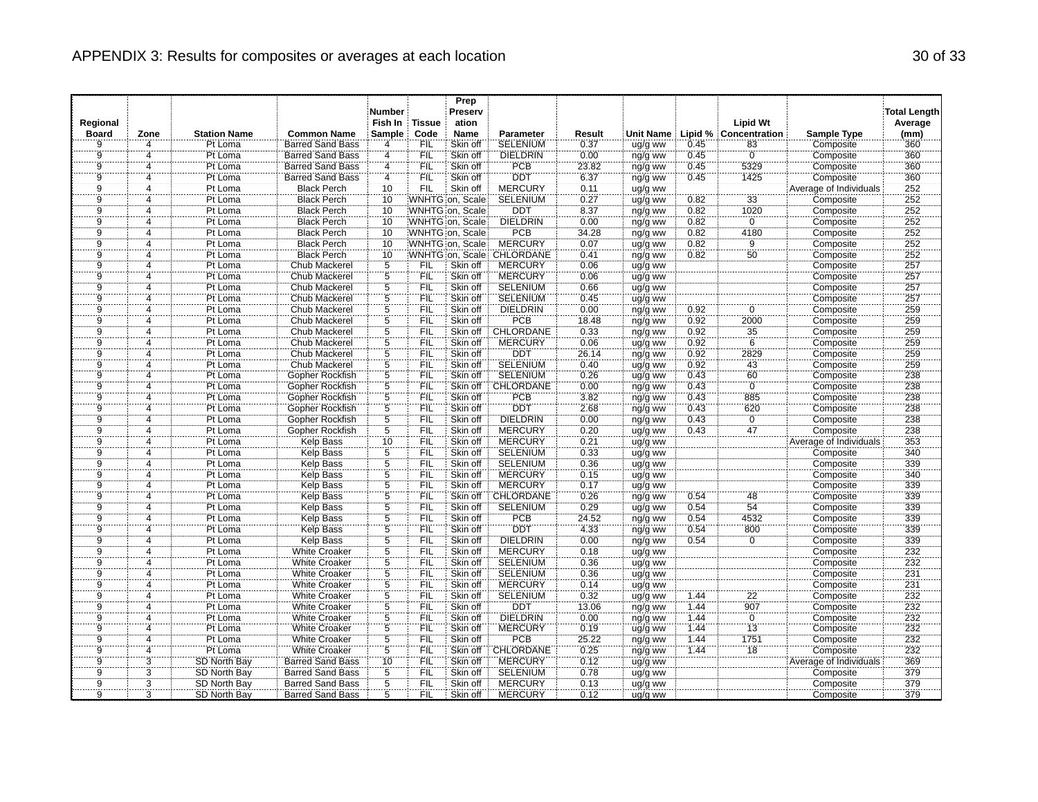# APPENDIX 3: Results for composites or averages at each location

| Regional Board | Zone | Station Name | Common Name | Number Fish In Sample | Tissue Code | Prep Preservation Name | Parameter | Result | Unit Name | Lipid % | Lipid Wt Concentration | Sample Type | Total Length Average (mm) |
|---|---|---|---|---|---|---|---|---|---|---|---|---|---|
| 9 | 4 | Pt Loma | Barred Sand Bass | 4 | FIL | Skin off | SELENIUM | 0.37 | ug/g ww | 0.45 | 83 | Composite | 360 |
| 9 | 4 | Pt Loma | Barred Sand Bass | 4 | FIL | Skin off | DIELDRIN | 0.00 | ng/g ww | 0.45 | 0 | Composite | 360 |
| 9 | 4 | Pt Loma | Barred Sand Bass | 4 | FIL | Skin off | PCB | 23.82 | ng/g ww | 0.45 | 5329 | Composite | 360 |
| 9 | 4 | Pt Loma | Barred Sand Bass | 4 | FIL | Skin off | DDT | 6.37 | ng/g ww | 0.45 | 1425 | Composite | 360 |
| 9 | 4 | Pt Loma | Black Perch | 10 | FIL | Skin off | MERCURY | 0.11 | ug/g ww | | | Average of Individuals | 252 |
| 9 | 4 | Pt Loma | Black Perch | 10 | WNHTG | on, Scale | SELENIUM | 0.27 | ug/g ww | 0.82 | 33 | Composite | 252 |
| 9 | 4 | Pt Loma | Black Perch | 10 | WNHTG | on, Scale | DDT | 8.37 | ng/g ww | 0.82 | 1020 | Composite | 252 |
| 9 | 4 | Pt Loma | Black Perch | 10 | WNHTG | on, Scale | DIELDRIN | 0.00 | ng/g ww | 0.82 | 0 | Composite | 252 |
| 9 | 4 | Pt Loma | Black Perch | 10 | WNHTG | on, Scale | PCB | 34.28 | ng/g ww | 0.82 | 4180 | Composite | 252 |
| 9 | 4 | Pt Loma | Black Perch | 10 | WNHTG | on, Scale | MERCURY | 0.07 | ug/g ww | 0.82 | 9 | Composite | 252 |
| 9 | 4 | Pt Loma | Black Perch | 10 | WNHTG | on, Scale | CHLORDANE | 0.41 | ng/g ww | 0.82 | 50 | Composite | 252 |
| 9 | 4 | Pt Loma | Chub Mackerel | 5 | FIL | Skin off | MERCURY | 0.06 | ug/g ww | | | Composite | 257 |
| 9 | 4 | Pt Loma | Chub Mackerel | 5 | FIL | Skin off | MERCURY | 0.06 | ug/g ww | | | Composite | 257 |
| 9 | 4 | Pt Loma | Chub Mackerel | 5 | FIL | Skin off | SELENIUM | 0.66 | ug/g ww | | | Composite | 257 |
| 9 | 4 | Pt Loma | Chub Mackerel | 5 | FIL | Skin off | SELENIUM | 0.45 | ug/g ww | | | Composite | 257 |
| 9 | 4 | Pt Loma | Chub Mackerel | 5 | FIL | Skin off | DIELDRIN | 0.00 | ng/g ww | 0.92 | 0 | Composite | 259 |
| 9 | 4 | Pt Loma | Chub Mackerel | 5 | FIL | Skin off | PCB | 18.48 | ng/g ww | 0.92 | 2000 | Composite | 259 |
| 9 | 4 | Pt Loma | Chub Mackerel | 5 | FIL | Skin off | CHLORDANE | 0.33 | ng/g ww | 0.92 | 35 | Composite | 259 |
| 9 | 4 | Pt Loma | Chub Mackerel | 5 | FIL | Skin off | MERCURY | 0.06 | ug/g ww | 0.92 | 6 | Composite | 259 |
| 9 | 4 | Pt Loma | Chub Mackerel | 5 | FIL | Skin off | DDT | 26.14 | ng/g ww | 0.92 | 2829 | Composite | 259 |
| 9 | 4 | Pt Loma | Chub Mackerel | 5 | FIL | Skin off | SELENIUM | 0.40 | ug/g ww | 0.92 | 43 | Composite | 259 |
| 9 | 4 | Pt Loma | Gopher Rockfish | 5 | FIL | Skin off | SELENIUM | 0.26 | ug/g ww | 0.43 | 60 | Composite | 238 |
| 9 | 4 | Pt Loma | Gopher Rockfish | 5 | FIL | Skin off | CHLORDANE | 0.00 | ng/g ww | 0.43 | 0 | Composite | 238 |
| 9 | 4 | Pt Loma | Gopher Rockfish | 5 | FIL | Skin off | PCB | 3.82 | ng/g ww | 0.43 | 885 | Composite | 238 |
| 9 | 4 | Pt Loma | Gopher Rockfish | 5 | FIL | Skin off | DDT | 2.68 | ng/g ww | 0.43 | 620 | Composite | 238 |
| 9 | 4 | Pt Loma | Gopher Rockfish | 5 | FIL | Skin off | DIELDRIN | 0.00 | ng/g ww | 0.43 | 0 | Composite | 238 |
| 9 | 4 | Pt Loma | Gopher Rockfish | 5 | FIL | Skin off | MERCURY | 0.20 | ug/g ww | 0.43 | 47 | Composite | 238 |
| 9 | 4 | Pt Loma | Kelp Bass | 10 | FIL | Skin off | MERCURY | 0.21 | ug/g ww | | | Average of Individuals | 353 |
| 9 | 4 | Pt Loma | Kelp Bass | 5 | FIL | Skin off | SELENIUM | 0.33 | ug/g ww | | | Composite | 340 |
| 9 | 4 | Pt Loma | Kelp Bass | 5 | FIL | Skin off | SELENIUM | 0.36 | ug/g ww | | | Composite | 339 |
| 9 | 4 | Pt Loma | Kelp Bass | 5 | FIL | Skin off | MERCURY | 0.15 | ug/g ww | | | Composite | 340 |
| 9 | 4 | Pt Loma | Kelp Bass | 5 | FIL | Skin off | MERCURY | 0.17 | ug/g ww | | | Composite | 339 |
| 9 | 4 | Pt Loma | Kelp Bass | 5 | FIL | Skin off | CHLORDANE | 0.26 | ng/g ww | 0.54 | 48 | Composite | 339 |
| 9 | 4 | Pt Loma | Kelp Bass | 5 | FIL | Skin off | SELENIUM | 0.29 | ug/g ww | 0.54 | 54 | Composite | 339 |
| 9 | 4 | Pt Loma | Kelp Bass | 5 | FIL | Skin off | PCB | 24.52 | ng/g ww | 0.54 | 4532 | Composite | 339 |
| 9 | 4 | Pt Loma | Kelp Bass | 5 | FIL | Skin off | DDT | 4.33 | ng/g ww | 0.54 | 800 | Composite | 339 |
| 9 | 4 | Pt Loma | Kelp Bass | 5 | FIL | Skin off | DIELDRIN | 0.00 | ng/g ww | 0.54 | 0 | Composite | 339 |
| 9 | 4 | Pt Loma | White Croaker | 5 | FIL | Skin off | MERCURY | 0.18 | ug/g ww | | | Composite | 232 |
| 9 | 4 | Pt Loma | White Croaker | 5 | FIL | Skin off | SELENIUM | 0.36 | ug/g ww | | | Composite | 232 |
| 9 | 4 | Pt Loma | White Croaker | 5 | FIL | Skin off | SELENIUM | 0.36 | ug/g ww | | | Composite | 231 |
| 9 | 4 | Pt Loma | White Croaker | 5 | FIL | Skin off | MERCURY | 0.14 | ug/g ww | | | Composite | 231 |
| 9 | 4 | Pt Loma | White Croaker | 5 | FIL | Skin off | SELENIUM | 0.32 | ug/g ww | 1.44 | 22 | Composite | 232 |
| 9 | 4 | Pt Loma | White Croaker | 5 | FIL | Skin off | DDT | 13.06 | ng/g ww | 1.44 | 907 | Composite | 232 |
| 9 | 4 | Pt Loma | White Croaker | 5 | FIL | Skin off | DIELDRIN | 0.00 | ng/g ww | 1.44 | 0 | Composite | 232 |
| 9 | 4 | Pt Loma | White Croaker | 5 | FIL | Skin off | MERCURY | 0.19 | ug/g ww | 1.44 | 13 | Composite | 232 |
| 9 | 4 | Pt Loma | White Croaker | 5 | FIL | Skin off | PCB | 25.22 | ng/g ww | 1.44 | 1751 | Composite | 232 |
| 9 | 4 | Pt Loma | White Croaker | 5 | FIL | Skin off | CHLORDANE | 0.25 | ng/g ww | 1.44 | 18 | Composite | 232 |
| 9 | 3 | SD North Bay | Barred Sand Bass | 10 | FIL | Skin off | MERCURY | 0.12 | ug/g ww | | | Average of Individuals | 369 |
| 9 | 3 | SD North Bay | Barred Sand Bass | 5 | FIL | Skin off | SELENIUM | 0.78 | ug/g ww | | | Composite | 379 |
| 9 | 3 | SD North Bay | Barred Sand Bass | 5 | FIL | Skin off | MERCURY | 0.13 | ug/g ww | | | Composite | 379 |
| 9 | 3 | SD North Bay | Barred Sand Bass | 5 | FIL | Skin off | MERCURY | 0.12 | ug/g ww | | | Composite | 379 |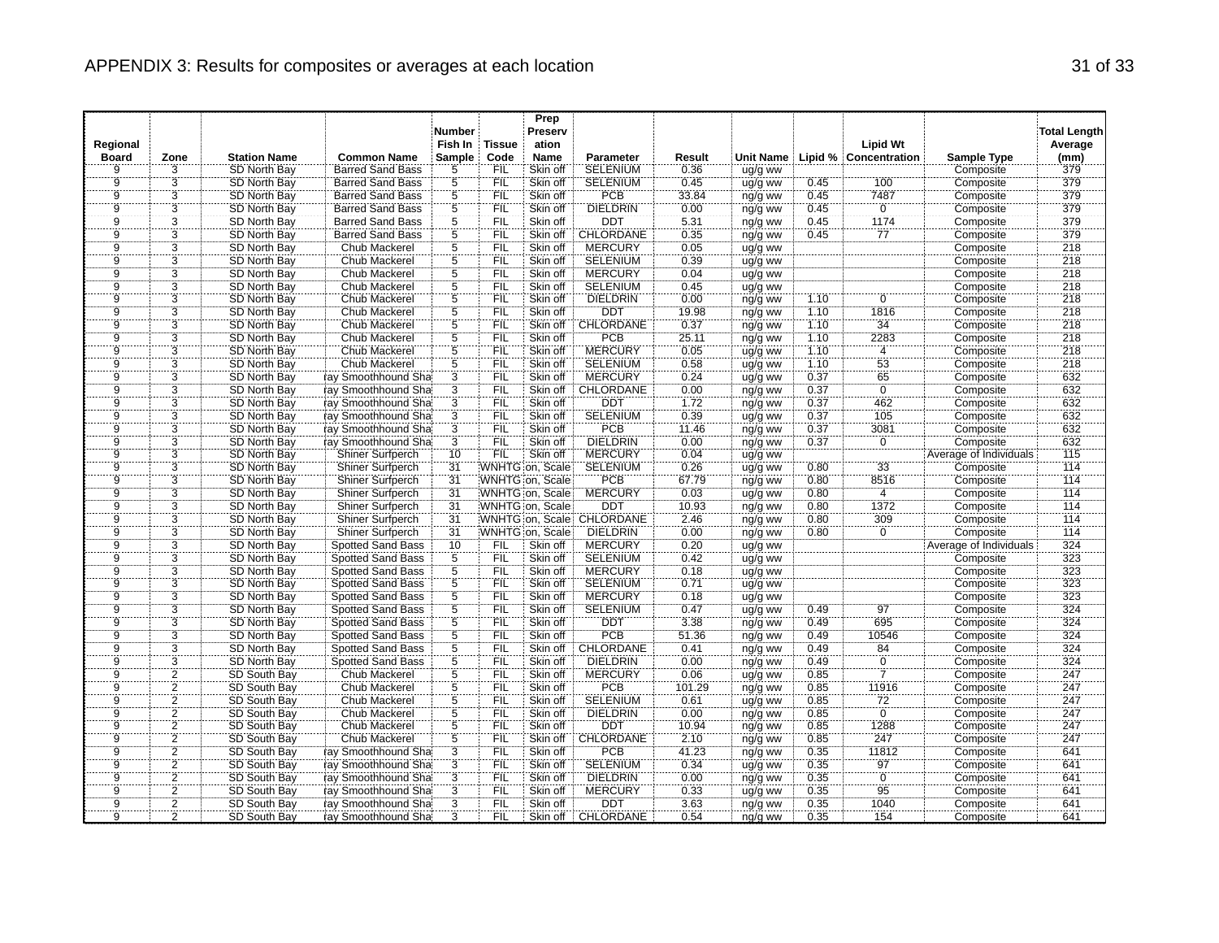## APPENDIX 3: Results for composites or averages at each location

| Regional Board | Zone | Station Name | Common Name | Number Fish In Sample | Tissue Code | Prep Preservation Name | Parameter | Result | Unit Name | Lipid % | Lipid Wt Concentration | Sample Type | Total Length Average (mm) |
|---|---|---|---|---|---|---|---|---|---|---|---|---|---|
| 9 | 3 | SD North Bay | Barred Sand Bass | 5 | FIL | Skin off | SELENIUM | 0.36 | ug/g ww | | | Composite | 379 |
| 9 | 3 | SD North Bay | Barred Sand Bass | 5 | FIL | Skin off | SELENIUM | 0.45 | ug/g ww | 0.45 | 100 | Composite | 379 |
| 9 | 3 | SD North Bay | Barred Sand Bass | 5 | FIL | Skin off | PCB | 33.84 | ng/g ww | 0.45 | 7487 | Composite | 379 |
| 9 | 3 | SD North Bay | Barred Sand Bass | 5 | FIL | Skin off | DIELDRIN | 0.00 | ng/g ww | 0.45 | 0 | Composite | 379 |
| 9 | 3 | SD North Bay | Barred Sand Bass | 5 | FIL | Skin off | DDT | 5.31 | ng/g ww | 0.45 | 1174 | Composite | 379 |
| 9 | 3 | SD North Bay | Barred Sand Bass | 5 | FIL | Skin off | CHLORDANE | 0.35 | ng/g ww | 0.45 | 77 | Composite | 379 |
| 9 | 3 | SD North Bay | Chub Mackerel | 5 | FIL | Skin off | MERCURY | 0.05 | ug/g ww | | | Composite | 218 |
| 9 | 3 | SD North Bay | Chub Mackerel | 5 | FIL | Skin off | SELENIUM | 0.39 | ug/g ww | | | Composite | 218 |
| 9 | 3 | SD North Bay | Chub Mackerel | 5 | FIL | Skin off | MERCURY | 0.04 | ug/g ww | | | Composite | 218 |
| 9 | 3 | SD North Bay | Chub Mackerel | 5 | FIL | Skin off | SELENIUM | 0.45 | ug/g ww | | | Composite | 218 |
| 9 | 3 | SD North Bay | Chub Mackerel | 5 | FIL | Skin off | DIELDRIN | 0.00 | ng/g ww | 1.10 | 0 | Composite | 218 |
| 9 | 3 | SD North Bay | Chub Mackerel | 5 | FIL | Skin off | DDT | 19.98 | ng/g ww | 1.10 | 1816 | Composite | 218 |
| 9 | 3 | SD North Bay | Chub Mackerel | 5 | FIL | Skin off | CHLORDANE | 0.37 | ng/g ww | 1.10 | 34 | Composite | 218 |
| 9 | 3 | SD North Bay | Chub Mackerel | 5 | FIL | Skin off | PCB | 25.11 | ng/g ww | 1.10 | 2283 | Composite | 218 |
| 9 | 3 | SD North Bay | Chub Mackerel | 5 | FIL | Skin off | MERCURY | 0.05 | ug/g ww | 1.10 | 4 | Composite | 218 |
| 9 | 3 | SD North Bay | Chub Mackerel | 5 | FIL | Skin off | SELENIUM | 0.58 | ug/g ww | 1.10 | 53 | Composite | 218 |
| 9 | 3 | SD North Bay | ray Smoothhound Sha | 3 | FIL | Skin off | MERCURY | 0.24 | ug/g ww | 0.37 | 65 | Composite | 632 |
| 9 | 3 | SD North Bay | ray Smoothhound Sha | 3 | FIL | Skin off | CHLORDANE | 0.00 | ng/g ww | 0.37 | 0 | Composite | 632 |
| 9 | 3 | SD North Bay | ray Smoothhound Sha | 3 | FIL | Skin off | DDT | 1.72 | ng/g ww | 0.37 | 462 | Composite | 632 |
| 9 | 3 | SD North Bay | ray Smoothhound Sha | 3 | FIL | Skin off | SELENIUM | 0.39 | ug/g ww | 0.37 | 105 | Composite | 632 |
| 9 | 3 | SD North Bay | ray Smoothhound Sha | 3 | FIL | Skin off | PCB | 11.46 | ng/g ww | 0.37 | 3081 | Composite | 632 |
| 9 | 3 | SD North Bay | ray Smoothhound Sha | 3 | FIL | Skin off | DIELDRIN | 0.00 | ng/g ww | 0.37 | 0 | Composite | 632 |
| 9 | 3 | SD North Bay | Shiner Surfperch | 10 | FIL | Skin off | MERCURY | 0.04 | ug/g ww | | | Average of Individuals | 115 |
| 9 | 3 | SD North Bay | Shiner Surfperch | 31 | WNHTG | on, Scale | SELENIUM | 0.26 | ug/g ww | 0.80 | 33 | Composite | 114 |
| 9 | 3 | SD North Bay | Shiner Surfperch | 31 | WNHTG | on, Scale | PCB | 67.79 | ng/g ww | 0.80 | 8516 | Composite | 114 |
| 9 | 3 | SD North Bay | Shiner Surfperch | 31 | WNHTG | on, Scale | MERCURY | 0.03 | ug/g ww | 0.80 | 4 | Composite | 114 |
| 9 | 3 | SD North Bay | Shiner Surfperch | 31 | WNHTG | on, Scale | DDT | 10.93 | ng/g ww | 0.80 | 1372 | Composite | 114 |
| 9 | 3 | SD North Bay | Shiner Surfperch | 31 | WNHTG | on, Scale | CHLORDANE | 2.46 | ng/g ww | 0.80 | 309 | Composite | 114 |
| 9 | 3 | SD North Bay | Shiner Surfperch | 31 | WNHTG | on, Scale | DIELDRIN | 0.00 | ng/g ww | 0.80 | 0 | Composite | 114 |
| 9 | 3 | SD North Bay | Spotted Sand Bass | 10 | FIL | Skin off | MERCURY | 0.20 | ug/g ww | | | Average of Individuals | 324 |
| 9 | 3 | SD North Bay | Spotted Sand Bass | 5 | FIL | Skin off | SELENIUM | 0.42 | ug/g ww | | | Composite | 323 |
| 9 | 3 | SD North Bay | Spotted Sand Bass | 5 | FIL | Skin off | MERCURY | 0.18 | ug/g ww | | | Composite | 323 |
| 9 | 3 | SD North Bay | Spotted Sand Bass | 5 | FIL | Skin off | SELENIUM | 0.71 | ug/g ww | | | Composite | 323 |
| 9 | 3 | SD North Bay | Spotted Sand Bass | 5 | FIL | Skin off | MERCURY | 0.18 | ug/g ww | | | Composite | 323 |
| 9 | 3 | SD North Bay | Spotted Sand Bass | 5 | FIL | Skin off | SELENIUM | 0.47 | ug/g ww | 0.49 | 97 | Composite | 324 |
| 9 | 3 | SD North Bay | Spotted Sand Bass | 5 | FIL | Skin off | DDT | 3.38 | ng/g ww | 0.49 | 695 | Composite | 324 |
| 9 | 3 | SD North Bay | Spotted Sand Bass | 5 | FIL | Skin off | PCB | 51.36 | ng/g ww | 0.49 | 10546 | Composite | 324 |
| 9 | 3 | SD North Bay | Spotted Sand Bass | 5 | FIL | Skin off | CHLORDANE | 0.41 | ng/g ww | 0.49 | 84 | Composite | 324 |
| 9 | 3 | SD North Bay | Spotted Sand Bass | 5 | FIL | Skin off | DIELDRIN | 0.00 | ng/g ww | 0.49 | 0 | Composite | 324 |
| 9 | 2 | SD South Bay | Chub Mackerel | 5 | FIL | Skin off | MERCURY | 0.06 | ug/g ww | 0.85 | 7 | Composite | 247 |
| 9 | 2 | SD South Bay | Chub Mackerel | 5 | FIL | Skin off | PCB | 101.29 | ng/g ww | 0.85 | 11916 | Composite | 247 |
| 9 | 2 | SD South Bay | Chub Mackerel | 5 | FIL | Skin off | SELENIUM | 0.61 | ug/g ww | 0.85 | 72 | Composite | 247 |
| 9 | 2 | SD South Bay | Chub Mackerel | 5 | FIL | Skin off | DIELDRIN | 0.00 | ng/g ww | 0.85 | 0 | Composite | 247 |
| 9 | 2 | SD South Bay | Chub Mackerel | 5 | FIL | Skin off | DDT | 10.94 | ng/g ww | 0.85 | 1288 | Composite | 247 |
| 9 | 2 | SD South Bay | Chub Mackerel | 5 | FIL | Skin off | CHLORDANE | 2.10 | ng/g ww | 0.85 | 247 | Composite | 247 |
| 9 | 2 | SD South Bay | ray Smoothhound Sha | 3 | FIL | Skin off | PCB | 41.23 | ng/g ww | 0.35 | 11812 | Composite | 641 |
| 9 | 2 | SD South Bay | ray Smoothhound Sha | 3 | FIL | Skin off | SELENIUM | 0.34 | ug/g ww | 0.35 | 97 | Composite | 641 |
| 9 | 2 | SD South Bay | ray Smoothhound Sha | 3 | FIL | Skin off | DIELDRIN | 0.00 | ng/g ww | 0.35 | 0 | Composite | 641 |
| 9 | 2 | SD South Bay | ray Smoothhound Sha | 3 | FIL | Skin off | MERCURY | 0.33 | ug/g ww | 0.35 | 95 | Composite | 641 |
| 9 | 2 | SD South Bay | ray Smoothhound Sha | 3 | FIL | Skin off | DDT | 3.63 | ng/g ww | 0.35 | 1040 | Composite | 641 |
| 9 | 2 | SD South Bay | ray Smoothhound Sha | 3 | FIL | Skin off | CHLORDANE | 0.54 | ng/g ww | 0.35 | 154 | Composite | 641 |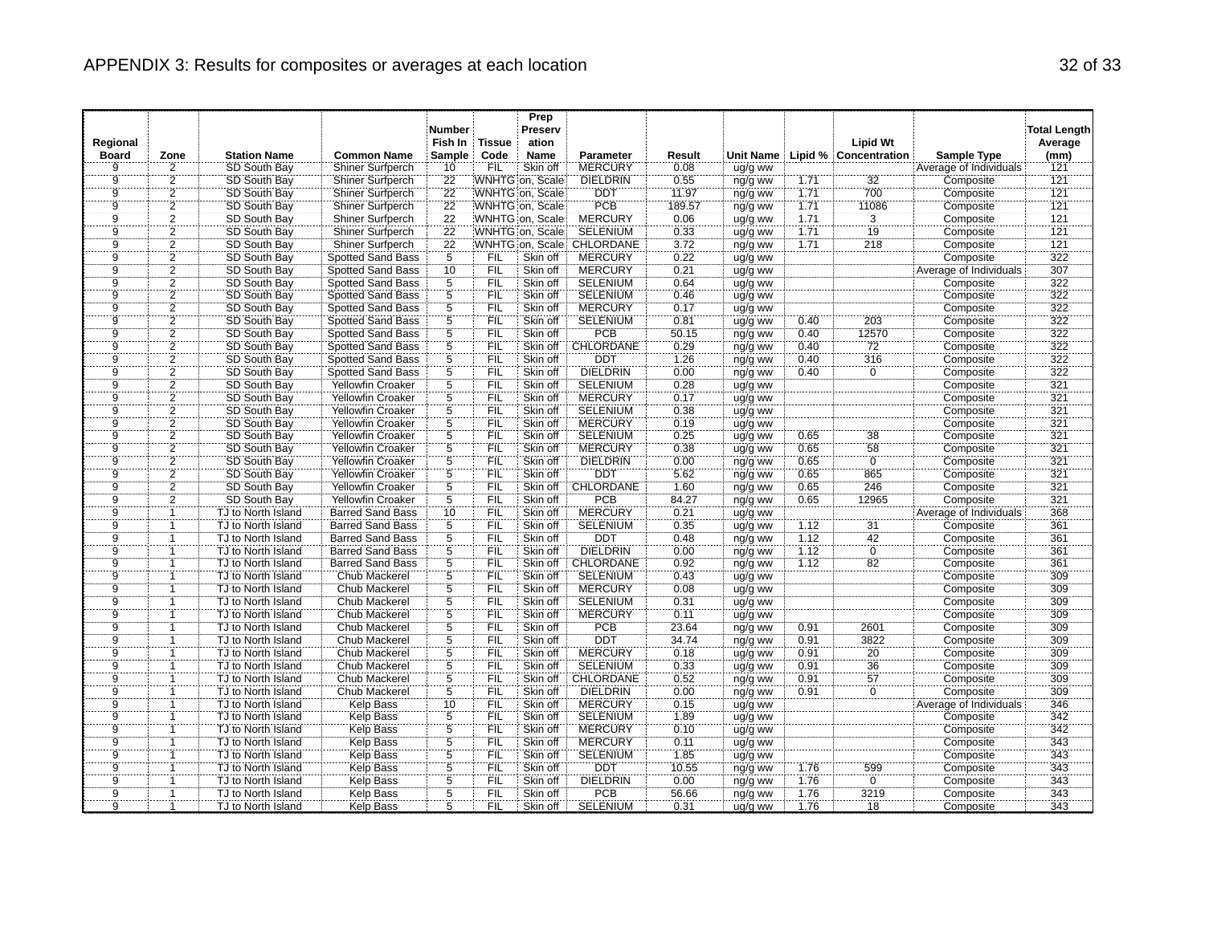# APPENDIX 3: Results for composites or averages at each location

| Regional Board | Zone | Station Name | Common Name | Number Fish In Sample | Tissue Code | Prep Preservation Name | Parameter | Result | Unit Name | Lipid % | Lipid Wt Concentration | Sample Type | Total Length Average (mm) |
|---|---|---|---|---|---|---|---|---|---|---|---|---|---|
| 9 | 2 | SD South Bay | Shiner Surfperch | 10 | FIL | Skin off | MERCURY | 0.08 | ug/g ww | | | Average of Individuals | 121 |
| 9 | 2 | SD South Bay | Shiner Surfperch | 22 | WNHTG | on, Scale | DIELDRIN | 0.55 | ng/g ww | 1.71 | 32 | Composite | 121 |
| 9 | 2 | SD South Bay | Shiner Surfperch | 22 | WNHTG | on, Scale | DDT | 11.97 | ng/g ww | 1.71 | 700 | Composite | 121 |
| 9 | 2 | SD South Bay | Shiner Surfperch | 22 | WNHTG | on, Scale | PCB | 189.57 | ng/g ww | 1.71 | 11086 | Composite | 121 |
| 9 | 2 | SD South Bay | Shiner Surfperch | 22 | WNHTG | on, Scale | MERCURY | 0.06 | ug/g ww | 1.71 | 3 | Composite | 121 |
| 9 | 2 | SD South Bay | Shiner Surfperch | 22 | WNHTG | on, Scale | SELENIUM | 0.33 | ug/g ww | 1.71 | 19 | Composite | 121 |
| 9 | 2 | SD South Bay | Shiner Surfperch | 22 | WNHTG | on, Scale | CHLORDANE | 3.72 | ng/g ww | 1.71 | 218 | Composite | 121 |
| 9 | 2 | SD South Bay | Spotted Sand Bass | 5 | FIL | Skin off | MERCURY | 0.22 | ug/g ww | | | Composite | 322 |
| 9 | 2 | SD South Bay | Spotted Sand Bass | 10 | FIL | Skin off | MERCURY | 0.21 | ug/g ww | | | Average of Individuals | 307 |
| 9 | 2 | SD South Bay | Spotted Sand Bass | 5 | FIL | Skin off | SELENIUM | 0.64 | ug/g ww | | | Composite | 322 |
| 9 | 2 | SD South Bay | Spotted Sand Bass | 5 | FIL | Skin off | SELENIUM | 0.46 | ug/g ww | | | Composite | 322 |
| 9 | 2 | SD South Bay | Spotted Sand Bass | 5 | FIL | Skin off | MERCURY | 0.17 | ug/g ww | | | Composite | 322 |
| 9 | 2 | SD South Bay | Spotted Sand Bass | 5 | FIL | Skin off | SELENIUM | 0.81 | ug/g ww | 0.40 | 203 | Composite | 322 |
| 9 | 2 | SD South Bay | Spotted Sand Bass | 5 | FIL | Skin off | PCB | 50.15 | ng/g ww | 0.40 | 12570 | Composite | 322 |
| 9 | 2 | SD South Bay | Spotted Sand Bass | 5 | FIL | Skin off | CHLORDANE | 0.29 | ng/g ww | 0.40 | 72 | Composite | 322 |
| 9 | 2 | SD South Bay | Spotted Sand Bass | 5 | FIL | Skin off | DDT | 1.26 | ng/g ww | 0.40 | 316 | Composite | 322 |
| 9 | 2 | SD South Bay | Spotted Sand Bass | 5 | FIL | Skin off | DIELDRIN | 0.00 | ng/g ww | 0.40 | 0 | Composite | 322 |
| 9 | 2 | SD South Bay | Yellowfin Croaker | 5 | FIL | Skin off | SELENIUM | 0.28 | ug/g ww | | | Composite | 321 |
| 9 | 2 | SD South Bay | Yellowfin Croaker | 5 | FIL | Skin off | MERCURY | 0.17 | ug/g ww | | | Composite | 321 |
| 9 | 2 | SD South Bay | Yellowfin Croaker | 5 | FIL | Skin off | SELENIUM | 0.38 | ug/g ww | | | Composite | 321 |
| 9 | 2 | SD South Bay | Yellowfin Croaker | 5 | FIL | Skin off | MERCURY | 0.19 | ug/g ww | | | Composite | 321 |
| 9 | 2 | SD South Bay | Yellowfin Croaker | 5 | FIL | Skin off | SELENIUM | 0.25 | ug/g ww | 0.65 | 38 | Composite | 321 |
| 9 | 2 | SD South Bay | Yellowfin Croaker | 5 | FIL | Skin off | MERCURY | 0.38 | ug/g ww | 0.65 | 58 | Composite | 321 |
| 9 | 2 | SD South Bay | Yellowfin Croaker | 5 | FIL | Skin off | DIELDRIN | 0.00 | ng/g ww | 0.65 | 0 | Composite | 321 |
| 9 | 2 | SD South Bay | Yellowfin Croaker | 5 | FIL | Skin off | DDT | 5.62 | ng/g ww | 0.65 | 865 | Composite | 321 |
| 9 | 2 | SD South Bay | Yellowfin Croaker | 5 | FIL | Skin off | CHLORDANE | 1.60 | ng/g ww | 0.65 | 246 | Composite | 321 |
| 9 | 2 | SD South Bay | Yellowfin Croaker | 5 | FIL | Skin off | PCB | 84.27 | ng/g ww | 0.65 | 12965 | Composite | 321 |
| 9 | 1 | TJ to North Island | Barred Sand Bass | 10 | FIL | Skin off | MERCURY | 0.21 | ug/g ww | | | Average of Individuals | 368 |
| 9 | 1 | TJ to North Island | Barred Sand Bass | 5 | FIL | Skin off | SELENIUM | 0.35 | ug/g ww | 1.12 | 31 | Composite | 361 |
| 9 | 1 | TJ to North Island | Barred Sand Bass | 5 | FIL | Skin off | DDT | 0.48 | ng/g ww | 1.12 | 42 | Composite | 361 |
| 9 | 1 | TJ to North Island | Barred Sand Bass | 5 | FIL | Skin off | DIELDRIN | 0.00 | ng/g ww | 1.12 | 0 | Composite | 361 |
| 9 | 1 | TJ to North Island | Barred Sand Bass | 5 | FIL | Skin off | CHLORDANE | 0.92 | ng/g ww | 1.12 | 82 | Composite | 361 |
| 9 | 1 | TJ to North Island | Chub Mackerel | 5 | FIL | Skin off | SELENIUM | 0.43 | ug/g ww | | | Composite | 309 |
| 9 | 1 | TJ to North Island | Chub Mackerel | 5 | FIL | Skin off | MERCURY | 0.08 | ug/g ww | | | Composite | 309 |
| 9 | 1 | TJ to North Island | Chub Mackerel | 5 | FIL | Skin off | SELENIUM | 0.31 | ug/g ww | | | Composite | 309 |
| 9 | 1 | TJ to North Island | Chub Mackerel | 5 | FIL | Skin off | MERCURY | 0.11 | ug/g ww | | | Composite | 309 |
| 9 | 1 | TJ to North Island | Chub Mackerel | 5 | FIL | Skin off | PCB | 23.64 | ng/g ww | 0.91 | 2601 | Composite | 309 |
| 9 | 1 | TJ to North Island | Chub Mackerel | 5 | FIL | Skin off | DDT | 34.74 | ng/g ww | 0.91 | 3822 | Composite | 309 |
| 9 | 1 | TJ to North Island | Chub Mackerel | 5 | FIL | Skin off | MERCURY | 0.18 | ug/g ww | 0.91 | 20 | Composite | 309 |
| 9 | 1 | TJ to North Island | Chub Mackerel | 5 | FIL | Skin off | SELENIUM | 0.33 | ug/g ww | 0.91 | 36 | Composite | 309 |
| 9 | 1 | TJ to North Island | Chub Mackerel | 5 | FIL | Skin off | CHLORDANE | 0.52 | ng/g ww | 0.91 | 57 | Composite | 309 |
| 9 | 1 | TJ to North Island | Chub Mackerel | 5 | FIL | Skin off | DIELDRIN | 0.00 | ng/g ww | 0.91 | 0 | Composite | 309 |
| 9 | 1 | TJ to North Island | Kelp Bass | 10 | FIL | Skin off | MERCURY | 0.15 | ug/g ww | | | Average of Individuals | 346 |
| 9 | 1 | TJ to North Island | Kelp Bass | 5 | FIL | Skin off | SELENIUM | 1.89 | ug/g ww | | | Composite | 342 |
| 9 | 1 | TJ to North Island | Kelp Bass | 5 | FIL | Skin off | MERCURY | 0.10 | ug/g ww | | | Composite | 342 |
| 9 | 1 | TJ to North Island | Kelp Bass | 5 | FIL | Skin off | MERCURY | 0.11 | ug/g ww | | | Composite | 343 |
| 9 | 1 | TJ to North Island | Kelp Bass | 5 | FIL | Skin off | SELENIUM | 1.85 | ug/g ww | | | Composite | 343 |
| 9 | 1 | TJ to North Island | Kelp Bass | 5 | FIL | Skin off | DDT | 10.55 | ng/g ww | 1.76 | 599 | Composite | 343 |
| 9 | 1 | TJ to North Island | Kelp Bass | 5 | FIL | Skin off | DIELDRIN | 0.00 | ng/g ww | 1.76 | 0 | Composite | 343 |
| 9 | 1 | TJ to North Island | Kelp Bass | 5 | FIL | Skin off | PCB | 56.66 | ng/g ww | 1.76 | 3219 | Composite | 343 |
| 9 | 1 | TJ to North Island | Kelp Bass | 5 | FIL | Skin off | SELENIUM | 0.31 | ug/g ww | 1.76 | 18 | Composite | 343 |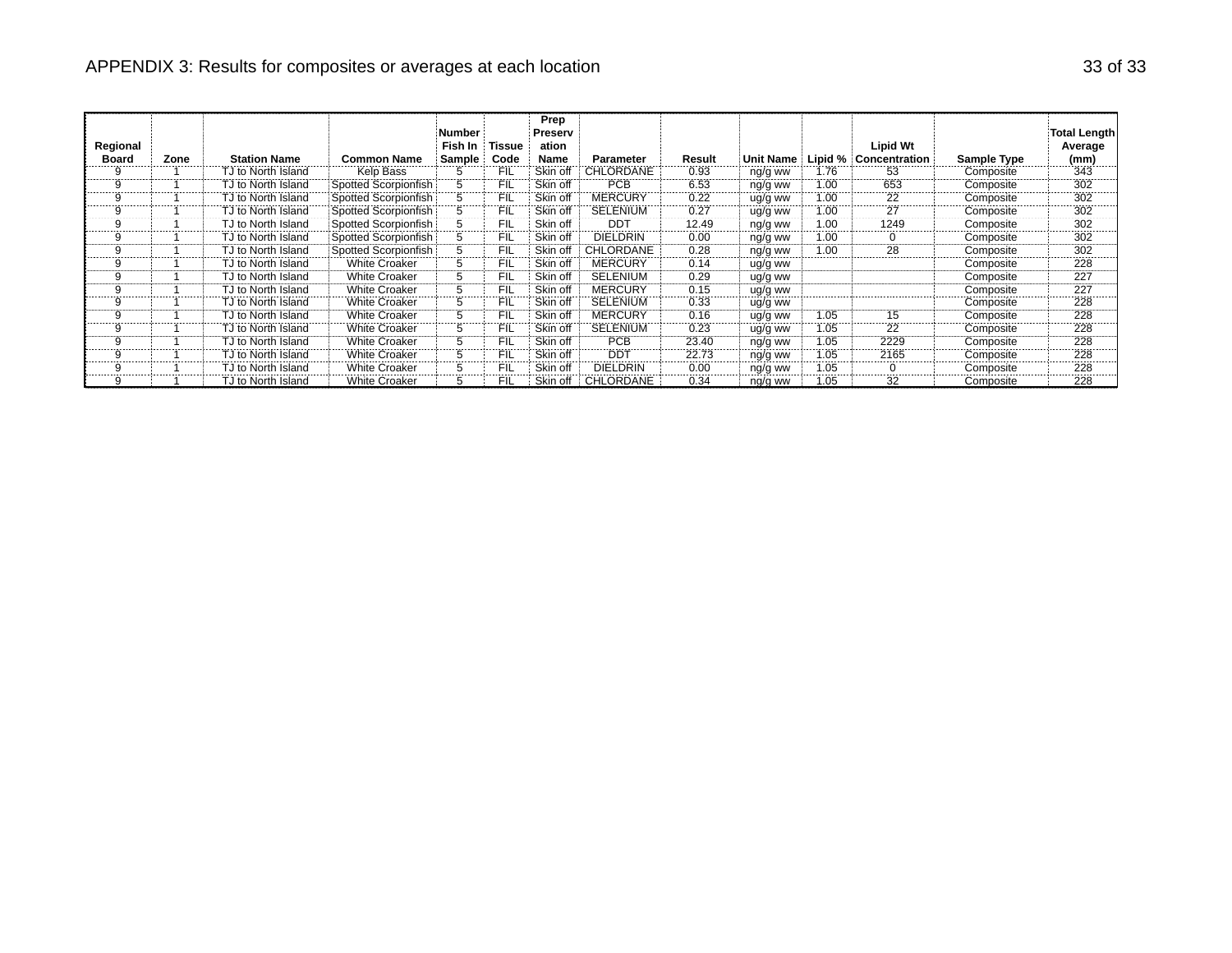APPENDIX 3: Results for composites or averages at each location

| Regional Board | Zone | Station Name | Common Name | Number Fish In Sample | Tissue Code | Prep Preservation Name | Parameter | Result | Unit Name | Lipid % | Lipid Wt Concentration | Sample Type | Total Length Average (mm) |
|---|---|---|---|---|---|---|---|---|---|---|---|---|---|
| 9 | 1 | TJ to North Island | Kelp Bass | 5 | FIL | Skin off | CHLORDANE | 0.93 | ng/g ww | 1.76 | 53 | Composite | 343 |
| 9 | 1 | TJ to North Island | Spotted Scorpionfish | 5 | FIL | Skin off | PCB | 6.53 | ng/g ww | 1.00 | 653 | Composite | 302 |
| 9 | 1 | TJ to North Island | Spotted Scorpionfish | 5 | FIL | Skin off | MERCURY | 0.22 | ug/g ww | 1.00 | 22 | Composite | 302 |
| 9 | 1 | TJ to North Island | Spotted Scorpionfish | 5 | FIL | Skin off | SELENIUM | 0.27 | ug/g ww | 1.00 | 27 | Composite | 302 |
| 9 | 1 | TJ to North Island | Spotted Scorpionfish | 5 | FIL | Skin off | DDT | 12.49 | ng/g ww | 1.00 | 1249 | Composite | 302 |
| 9 | 1 | TJ to North Island | Spotted Scorpionfish | 5 | FIL | Skin off | DIELDRIN | 0.00 | ng/g ww | 1.00 | 0 | Composite | 302 |
| 9 | 1 | TJ to North Island | Spotted Scorpionfish | 5 | FIL | Skin off | CHLORDANE | 0.28 | ng/g ww | 1.00 | 28 | Composite | 302 |
| 9 | 1 | TJ to North Island | White Croaker | 5 | FIL | Skin off | MERCURY | 0.14 | ug/g ww | | | Composite | 228 |
| 9 | 1 | TJ to North Island | White Croaker | 5 | FIL | Skin off | SELENIUM | 0.29 | ug/g ww | | | Composite | 227 |
| 9 | 1 | TJ to North Island | White Croaker | 5 | FIL | Skin off | MERCURY | 0.15 | ug/g ww | | | Composite | 227 |
| 9 | 1 | TJ to North Island | White Croaker | 5 | FIL | Skin off | SELENIUM | 0.33 | ug/g ww | | | Composite | 228 |
| 9 | 1 | TJ to North Island | White Croaker | 5 | FIL | Skin off | MERCURY | 0.16 | ug/g ww | 1.05 | 15 | Composite | 228 |
| 9 | 1 | TJ to North Island | White Croaker | 5 | FIL | Skin off | SELENIUM | 0.23 | ug/g ww | 1.05 | 22 | Composite | 228 |
| 9 | 1 | TJ to North Island | White Croaker | 5 | FIL | Skin off | PCB | 23.40 | ng/g ww | 1.05 | 2229 | Composite | 228 |
| 9 | 1 | TJ to North Island | White Croaker | 5 | FIL | Skin off | DDT | 22.73 | ng/g ww | 1.05 | 2165 | Composite | 228 |
| 9 | 1 | TJ to North Island | White Croaker | 5 | FIL | Skin off | DIELDRIN | 0.00 | ng/g ww | 1.05 | 0 | Composite | 228 |
| 9 | 1 | TJ to North Island | White Croaker | 5 | FIL | Skin off | CHLORDANE | 0.34 | ng/g ww | 1.05 | 32 | Composite | 228 |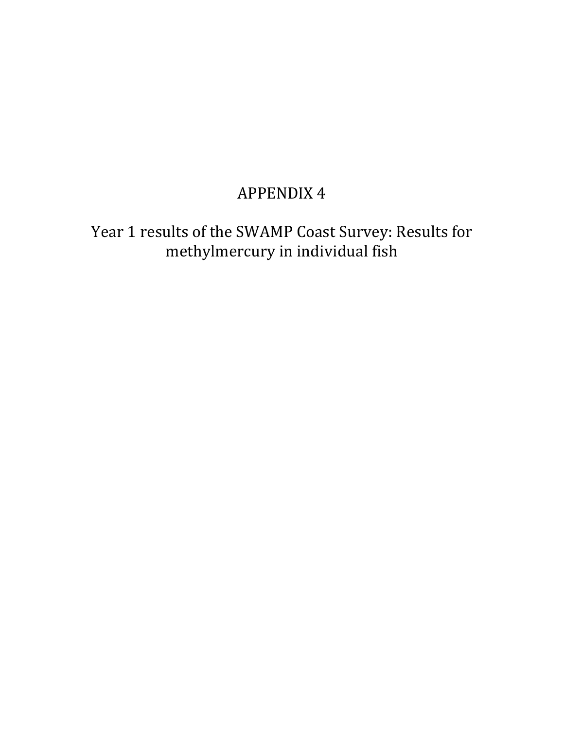# APPENDIX 4

## Year 1 results of the SWAMP Coast Survey: Results for methylmercury in individual fish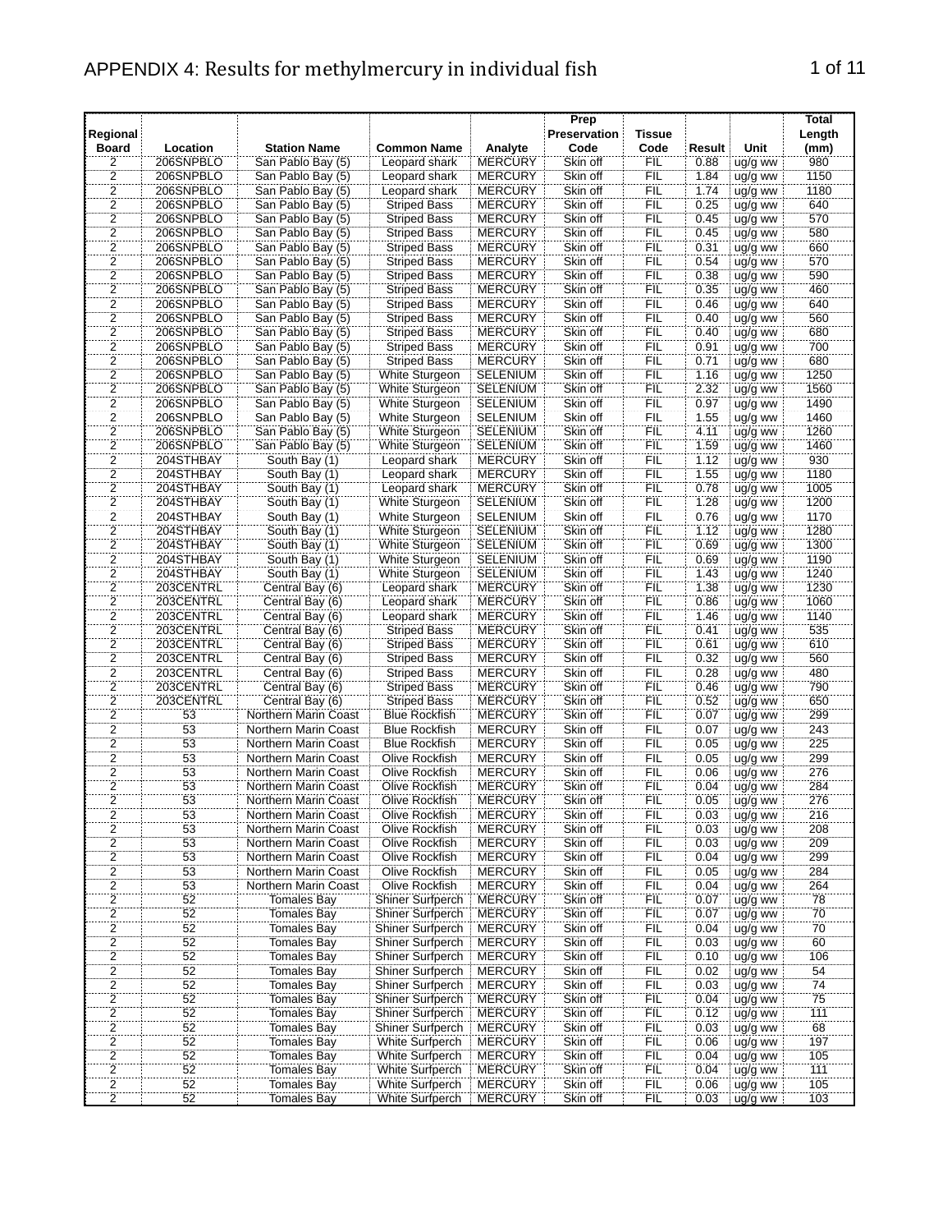# APPENDIX 4: Results for methylmercury in individual fish

| Regional Board | Location | Station Name | Common Name | Analyte | Prep Preservation Code | Tissue Code | Result | Unit | Total Length (mm) |
|---|---|---|---|---|---|---|---|---|---|
| 2 | 206SNPBLO | San Pablo Bay (5) | Leopard shark | MERCURY | Skin off | FIL | 0.88 | ug/g ww | 980 |
| 2 | 206SNPBLO | San Pablo Bay (5) | Leopard shark | MERCURY | Skin off | FIL | 1.84 | ug/g ww | 1150 |
| 2 | 206SNPBLO | San Pablo Bay (5) | Leopard shark | MERCURY | Skin off | FIL | 1.74 | ug/g ww | 1180 |
| 2 | 206SNPBLO | San Pablo Bay (5) | Striped Bass | MERCURY | Skin off | FIL | 0.25 | ug/g ww | 640 |
| 2 | 206SNPBLO | San Pablo Bay (5) | Striped Bass | MERCURY | Skin off | FIL | 0.45 | ug/g ww | 570 |
| 2 | 206SNPBLO | San Pablo Bay (5) | Striped Bass | MERCURY | Skin off | FIL | 0.45 | ug/g ww | 580 |
| 2 | 206SNPBLO | San Pablo Bay (5) | Striped Bass | MERCURY | Skin off | FIL | 0.31 | ug/g ww | 660 |
| 2 | 206SNPBLO | San Pablo Bay (5) | Striped Bass | MERCURY | Skin off | FIL | 0.54 | ug/g ww | 570 |
| 2 | 206SNPBLO | San Pablo Bay (5) | Striped Bass | MERCURY | Skin off | FIL | 0.38 | ug/g ww | 590 |
| 2 | 206SNPBLO | San Pablo Bay (5) | Striped Bass | MERCURY | Skin off | FIL | 0.35 | ug/g ww | 460 |
| 2 | 206SNPBLO | San Pablo Bay (5) | Striped Bass | MERCURY | Skin off | FIL | 0.46 | ug/g ww | 640 |
| 2 | 206SNPBLO | San Pablo Bay (5) | Striped Bass | MERCURY | Skin off | FIL | 0.40 | ug/g ww | 560 |
| 2 | 206SNPBLO | San Pablo Bay (5) | Striped Bass | MERCURY | Skin off | FIL | 0.40 | ug/g ww | 680 |
| 2 | 206SNPBLO | San Pablo Bay (5) | Striped Bass | MERCURY | Skin off | FIL | 0.91 | ug/g ww | 700 |
| 2 | 206SNPBLO | San Pablo Bay (5) | Striped Bass | MERCURY | Skin off | FIL | 0.71 | ug/g ww | 680 |
| 2 | 206SNPBLO | San Pablo Bay (5) | White Sturgeon | SELENIUM | Skin off | FIL | 1.16 | ug/g ww | 1250 |
| 2 | 206SNPBLO | San Pablo Bay (5) | White Sturgeon | SELENIUM | Skin off | FIL | 2.32 | ug/g ww | 1560 |
| 2 | 206SNPBLO | San Pablo Bay (5) | White Sturgeon | SELENIUM | Skin off | FIL | 0.97 | ug/g ww | 1490 |
| 2 | 206SNPBLO | San Pablo Bay (5) | White Sturgeon | SELENIUM | Skin off | FIL | 1.55 | ug/g ww | 1460 |
| 2 | 206SNPBLO | San Pablo Bay (5) | White Sturgeon | SELENIUM | Skin off | FIL | 4.11 | ug/g ww | 1260 |
| 2 | 206SNPBLO | San Pablo Bay (5) | White Sturgeon | SELENIUM | Skin off | FIL | 1.59 | ug/g ww | 1460 |
| 2 | 204STHBAY | South Bay (1) | Leopard shark | MERCURY | Skin off | FIL | 1.12 | ug/g ww | 930 |
| 2 | 204STHBAY | South Bay (1) | Leopard shark | MERCURY | Skin off | FIL | 1.55 | ug/g ww | 1180 |
| 2 | 204STHBAY | South Bay (1) | Leopard shark | MERCURY | Skin off | FIL | 0.78 | ug/g ww | 1005 |
| 2 | 204STHBAY | South Bay (1) | White Sturgeon | SELENIUM | Skin off | FIL | 1.28 | ug/g ww | 1200 |
| 2 | 204STHBAY | South Bay (1) | White Sturgeon | SELENIUM | Skin off | FIL | 0.76 | ug/g ww | 1170 |
| 2 | 204STHBAY | South Bay (1) | White Sturgeon | SELENIUM | Skin off | FIL | 1.12 | ug/g ww | 1280 |
| 2 | 204STHBAY | South Bay (1) | White Sturgeon | SELENIUM | Skin off | FIL | 0.69 | ug/g ww | 1300 |
| 2 | 204STHBAY | South Bay (1) | White Sturgeon | SELENIUM | Skin off | FIL | 0.69 | ug/g ww | 1190 |
| 2 | 204STHBAY | South Bay (1) | White Sturgeon | SELENIUM | Skin off | FIL | 1.43 | ug/g ww | 1240 |
| 2 | 203CENTRL | Central Bay (6) | Leopard shark | MERCURY | Skin off | FIL | 1.38 | ug/g ww | 1230 |
| 2 | 203CENTRL | Central Bay (6) | Leopard shark | MERCURY | Skin off | FIL | 0.86 | ug/g ww | 1060 |
| 2 | 203CENTRL | Central Bay (6) | Leopard shark | MERCURY | Skin off | FIL | 1.46 | ug/g ww | 1140 |
| 2 | 203CENTRL | Central Bay (6) | Striped Bass | MERCURY | Skin off | FIL | 0.41 | ug/g ww | 535 |
| 2 | 203CENTRL | Central Bay (6) | Striped Bass | MERCURY | Skin off | FIL | 0.61 | ug/g ww | 610 |
| 2 | 203CENTRL | Central Bay (6) | Striped Bass | MERCURY | Skin off | FIL | 0.32 | ug/g ww | 560 |
| 2 | 203CENTRL | Central Bay (6) | Striped Bass | MERCURY | Skin off | FIL | 0.28 | ug/g ww | 480 |
| 2 | 203CENTRL | Central Bay (6) | Striped Bass | MERCURY | Skin off | FIL | 0.46 | ug/g ww | 790 |
| 2 | 203CENTRL | Central Bay (6) | Striped Bass | MERCURY | Skin off | FIL | 0.52 | ug/g ww | 650 |
| 2 | 53 | Northern Marin Coast | Blue Rockfish | MERCURY | Skin off | FIL | 0.07 | ug/g ww | 299 |
| 2 | 53 | Northern Marin Coast | Blue Rockfish | MERCURY | Skin off | FIL | 0.07 | ug/g ww | 243 |
| 2 | 53 | Northern Marin Coast | Blue Rockfish | MERCURY | Skin off | FIL | 0.05 | ug/g ww | 225 |
| 2 | 53 | Northern Marin Coast | Olive Rockfish | MERCURY | Skin off | FIL | 0.05 | ug/g ww | 299 |
| 2 | 53 | Northern Marin Coast | Olive Rockfish | MERCURY | Skin off | FIL | 0.06 | ug/g ww | 276 |
| 2 | 53 | Northern Marin Coast | Olive Rockfish | MERCURY | Skin off | FIL | 0.04 | ug/g ww | 284 |
| 2 | 53 | Northern Marin Coast | Olive Rockfish | MERCURY | Skin off | FIL | 0.05 | ug/g ww | 276 |
| 2 | 53 | Northern Marin Coast | Olive Rockfish | MERCURY | Skin off | FIL | 0.03 | ug/g ww | 216 |
| 2 | 53 | Northern Marin Coast | Olive Rockfish | MERCURY | Skin off | FIL | 0.03 | ug/g ww | 208 |
| 2 | 53 | Northern Marin Coast | Olive Rockfish | MERCURY | Skin off | FIL | 0.03 | ug/g ww | 209 |
| 2 | 53 | Northern Marin Coast | Olive Rockfish | MERCURY | Skin off | FIL | 0.04 | ug/g ww | 299 |
| 2 | 53 | Northern Marin Coast | Olive Rockfish | MERCURY | Skin off | FIL | 0.05 | ug/g ww | 284 |
| 2 | 53 | Northern Marin Coast | Olive Rockfish | MERCURY | Skin off | FIL | 0.04 | ug/g ww | 264 |
| 2 | 52 | Tomales Bay | Shiner Surfperch | MERCURY | Skin off | FIL | 0.07 | ug/g ww | 78 |
| 2 | 52 | Tomales Bay | Shiner Surfperch | MERCURY | Skin off | FIL | 0.07 | ug/g ww | 70 |
| 2 | 52 | Tomales Bay | Shiner Surfperch | MERCURY | Skin off | FIL | 0.04 | ug/g ww | 70 |
| 2 | 52 | Tomales Bay | Shiner Surfperch | MERCURY | Skin off | FIL | 0.03 | ug/g ww | 60 |
| 2 | 52 | Tomales Bay | Shiner Surfperch | MERCURY | Skin off | FIL | 0.10 | ug/g ww | 106 |
| 2 | 52 | Tomales Bay | Shiner Surfperch | MERCURY | Skin off | FIL | 0.02 | ug/g ww | 54 |
| 2 | 52 | Tomales Bay | Shiner Surfperch | MERCURY | Skin off | FIL | 0.03 | ug/g ww | 74 |
| 2 | 52 | Tomales Bay | Shiner Surfperch | MERCURY | Skin off | FIL | 0.04 | ug/g ww | 75 |
| 2 | 52 | Tomales Bay | Shiner Surfperch | MERCURY | Skin off | FIL | 0.12 | ug/g ww | 111 |
| 2 | 52 | Tomales Bay | Shiner Surfperch | MERCURY | Skin off | FIL | 0.03 | ug/g ww | 68 |
| 2 | 52 | Tomales Bay | White Surfperch | MERCURY | Skin off | FIL | 0.06 | ug/g ww | 197 |
| 2 | 52 | Tomales Bay | White Surfperch | MERCURY | Skin off | FIL | 0.04 | ug/g ww | 105 |
| 2 | 52 | Tomales Bay | White Surfperch | MERCURY | Skin off | FIL | 0.04 | ug/g ww | 111 |
| 2 | 52 | Tomales Bay | White Surfperch | MERCURY | Skin off | FIL | 0.06 | ug/g ww | 105 |
| 2 | 52 | Tomales Bay | White Surfperch | MERCURY | Skin off | FIL | 0.03 | ug/g ww | 103 |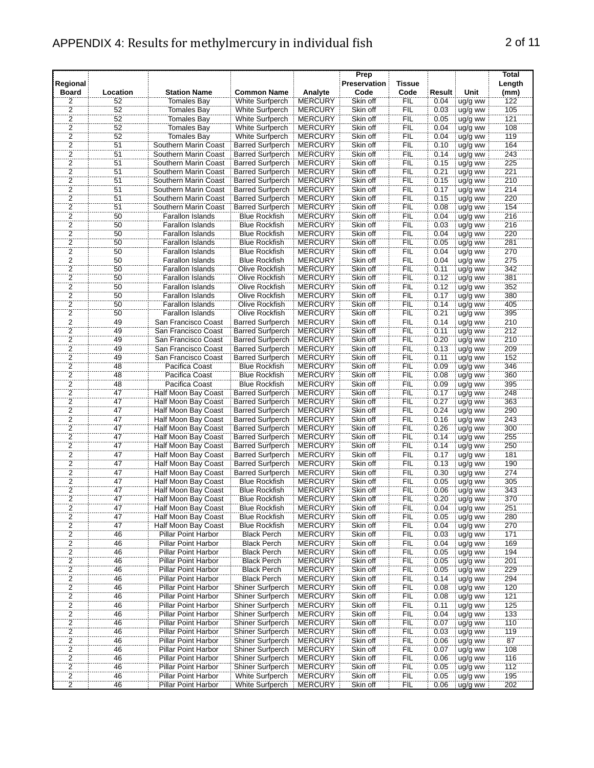# APPENDIX 4: Results for methylmercury in individual fish

| Regional Board | Location | Station Name | Common Name | Analyte | Prep Preservation Code | Tissue Code | Result | Unit | Total Length (mm) |
|---|---|---|---|---|---|---|---|---|---|
| 2 | 52 | Tomales Bay | White Surfperch | MERCURY | Skin off | FIL | 0.04 | ug/g ww | 122 |
| 2 | 52 | Tomales Bay | White Surfperch | MERCURY | Skin off | FIL | 0.03 | ug/g ww | 105 |
| 2 | 52 | Tomales Bay | White Surfperch | MERCURY | Skin off | FIL | 0.05 | ug/g ww | 121 |
| 2 | 52 | Tomales Bay | White Surfperch | MERCURY | Skin off | FIL | 0.04 | ug/g ww | 108 |
| 2 | 52 | Tomales Bay | White Surfperch | MERCURY | Skin off | FIL | 0.04 | ug/g ww | 119 |
| 2 | 51 | Southern Marin Coast | Barred Surfperch | MERCURY | Skin off | FIL | 0.10 | ug/g ww | 164 |
| 2 | 51 | Southern Marin Coast | Barred Surfperch | MERCURY | Skin off | FIL | 0.14 | ug/g ww | 243 |
| 2 | 51 | Southern Marin Coast | Barred Surfperch | MERCURY | Skin off | FIL | 0.15 | ug/g ww | 225 |
| 2 | 51 | Southern Marin Coast | Barred Surfperch | MERCURY | Skin off | FIL | 0.21 | ug/g ww | 221 |
| 2 | 51 | Southern Marin Coast | Barred Surfperch | MERCURY | Skin off | FIL | 0.15 | ug/g ww | 210 |
| 2 | 51 | Southern Marin Coast | Barred Surfperch | MERCURY | Skin off | FIL | 0.17 | ug/g ww | 214 |
| 2 | 51 | Southern Marin Coast | Barred Surfperch | MERCURY | Skin off | FIL | 0.15 | ug/g ww | 220 |
| 2 | 51 | Southern Marin Coast | Barred Surfperch | MERCURY | Skin off | FIL | 0.08 | ug/g ww | 154 |
| 2 | 50 | Farallon Islands | Blue Rockfish | MERCURY | Skin off | FIL | 0.04 | ug/g ww | 216 |
| 2 | 50 | Farallon Islands | Blue Rockfish | MERCURY | Skin off | FIL | 0.03 | ug/g ww | 216 |
| 2 | 50 | Farallon Islands | Blue Rockfish | MERCURY | Skin off | FIL | 0.04 | ug/g ww | 220 |
| 2 | 50 | Farallon Islands | Blue Rockfish | MERCURY | Skin off | FIL | 0.05 | ug/g ww | 281 |
| 2 | 50 | Farallon Islands | Blue Rockfish | MERCURY | Skin off | FIL | 0.04 | ug/g ww | 270 |
| 2 | 50 | Farallon Islands | Blue Rockfish | MERCURY | Skin off | FIL | 0.04 | ug/g ww | 275 |
| 2 | 50 | Farallon Islands | Olive Rockfish | MERCURY | Skin off | FIL | 0.11 | ug/g ww | 342 |
| 2 | 50 | Farallon Islands | Olive Rockfish | MERCURY | Skin off | FIL | 0.12 | ug/g ww | 381 |
| 2 | 50 | Farallon Islands | Olive Rockfish | MERCURY | Skin off | FIL | 0.12 | ug/g ww | 352 |
| 2 | 50 | Farallon Islands | Olive Rockfish | MERCURY | Skin off | FIL | 0.17 | ug/g ww | 380 |
| 2 | 50 | Farallon Islands | Olive Rockfish | MERCURY | Skin off | FIL | 0.14 | ug/g ww | 405 |
| 2 | 50 | Farallon Islands | Olive Rockfish | MERCURY | Skin off | FIL | 0.21 | ug/g ww | 395 |
| 2 | 49 | San Francisco Coast | Barred Surfperch | MERCURY | Skin off | FIL | 0.14 | ug/g ww | 210 |
| 2 | 49 | San Francisco Coast | Barred Surfperch | MERCURY | Skin off | FIL | 0.11 | ug/g ww | 212 |
| 2 | 49 | San Francisco Coast | Barred Surfperch | MERCURY | Skin off | FIL | 0.20 | ug/g ww | 210 |
| 2 | 49 | San Francisco Coast | Barred Surfperch | MERCURY | Skin off | FIL | 0.13 | ug/g ww | 209 |
| 2 | 49 | San Francisco Coast | Barred Surfperch | MERCURY | Skin off | FIL | 0.11 | ug/g ww | 152 |
| 2 | 48 | Pacifica Coast | Blue Rockfish | MERCURY | Skin off | FIL | 0.09 | ug/g ww | 346 |
| 2 | 48 | Pacifica Coast | Blue Rockfish | MERCURY | Skin off | FIL | 0.08 | ug/g ww | 360 |
| 2 | 48 | Pacifica Coast | Blue Rockfish | MERCURY | Skin off | FIL | 0.09 | ug/g ww | 395 |
| 2 | 47 | Half Moon Bay Coast | Barred Surfperch | MERCURY | Skin off | FIL | 0.17 | ug/g ww | 248 |
| 2 | 47 | Half Moon Bay Coast | Barred Surfperch | MERCURY | Skin off | FIL | 0.27 | ug/g ww | 363 |
| 2 | 47 | Half Moon Bay Coast | Barred Surfperch | MERCURY | Skin off | FIL | 0.24 | ug/g ww | 290 |
| 2 | 47 | Half Moon Bay Coast | Barred Surfperch | MERCURY | Skin off | FIL | 0.16 | ug/g ww | 243 |
| 2 | 47 | Half Moon Bay Coast | Barred Surfperch | MERCURY | Skin off | FIL | 0.26 | ug/g ww | 300 |
| 2 | 47 | Half Moon Bay Coast | Barred Surfperch | MERCURY | Skin off | FIL | 0.14 | ug/g ww | 255 |
| 2 | 47 | Half Moon Bay Coast | Barred Surfperch | MERCURY | Skin off | FIL | 0.14 | ug/g ww | 250 |
| 2 | 47 | Half Moon Bay Coast | Barred Surfperch | MERCURY | Skin off | FIL | 0.17 | ug/g ww | 181 |
| 2 | 47 | Half Moon Bay Coast | Barred Surfperch | MERCURY | Skin off | FIL | 0.13 | ug/g ww | 190 |
| 2 | 47 | Half Moon Bay Coast | Barred Surfperch | MERCURY | Skin off | FIL | 0.30 | ug/g ww | 274 |
| 2 | 47 | Half Moon Bay Coast | Blue Rockfish | MERCURY | Skin off | FIL | 0.05 | ug/g ww | 305 |
| 2 | 47 | Half Moon Bay Coast | Blue Rockfish | MERCURY | Skin off | FIL | 0.06 | ug/g ww | 343 |
| 2 | 47 | Half Moon Bay Coast | Blue Rockfish | MERCURY | Skin off | FIL | 0.20 | ug/g ww | 370 |
| 2 | 47 | Half Moon Bay Coast | Blue Rockfish | MERCURY | Skin off | FIL | 0.04 | ug/g ww | 251 |
| 2 | 47 | Half Moon Bay Coast | Blue Rockfish | MERCURY | Skin off | FIL | 0.05 | ug/g ww | 280 |
| 2 | 47 | Half Moon Bay Coast | Blue Rockfish | MERCURY | Skin off | FIL | 0.04 | ug/g ww | 270 |
| 2 | 46 | Pillar Point Harbor | Black Perch | MERCURY | Skin off | FIL | 0.03 | ug/g ww | 171 |
| 2 | 46 | Pillar Point Harbor | Black Perch | MERCURY | Skin off | FIL | 0.04 | ug/g ww | 169 |
| 2 | 46 | Pillar Point Harbor | Black Perch | MERCURY | Skin off | FIL | 0.05 | ug/g ww | 194 |
| 2 | 46 | Pillar Point Harbor | Black Perch | MERCURY | Skin off | FIL | 0.05 | ug/g ww | 201 |
| 2 | 46 | Pillar Point Harbor | Black Perch | MERCURY | Skin off | FIL | 0.05 | ug/g ww | 229 |
| 2 | 46 | Pillar Point Harbor | Black Perch | MERCURY | Skin off | FIL | 0.14 | ug/g ww | 294 |
| 2 | 46 | Pillar Point Harbor | Shiner Surfperch | MERCURY | Skin off | FIL | 0.08 | ug/g ww | 120 |
| 2 | 46 | Pillar Point Harbor | Shiner Surfperch | MERCURY | Skin off | FIL | 0.08 | ug/g ww | 121 |
| 2 | 46 | Pillar Point Harbor | Shiner Surfperch | MERCURY | Skin off | FIL | 0.11 | ug/g ww | 125 |
| 2 | 46 | Pillar Point Harbor | Shiner Surfperch | MERCURY | Skin off | FIL | 0.04 | ug/g ww | 133 |
| 2 | 46 | Pillar Point Harbor | Shiner Surfperch | MERCURY | Skin off | FIL | 0.07 | ug/g ww | 110 |
| 2 | 46 | Pillar Point Harbor | Shiner Surfperch | MERCURY | Skin off | FIL | 0.03 | ug/g ww | 119 |
| 2 | 46 | Pillar Point Harbor | Shiner Surfperch | MERCURY | Skin off | FIL | 0.06 | ug/g ww | 87 |
| 2 | 46 | Pillar Point Harbor | Shiner Surfperch | MERCURY | Skin off | FIL | 0.07 | ug/g ww | 108 |
| 2 | 46 | Pillar Point Harbor | Shiner Surfperch | MERCURY | Skin off | FIL | 0.06 | ug/g ww | 116 |
| 2 | 46 | Pillar Point Harbor | Shiner Surfperch | MERCURY | Skin off | FIL | 0.05 | ug/g ww | 112 |
| 2 | 46 | Pillar Point Harbor | White Surfperch | MERCURY | Skin off | FIL | 0.05 | ug/g ww | 195 |
| 2 | 46 | Pillar Point Harbor | White Surfperch | MERCURY | Skin off | FIL | 0.06 | ug/g ww | 202 |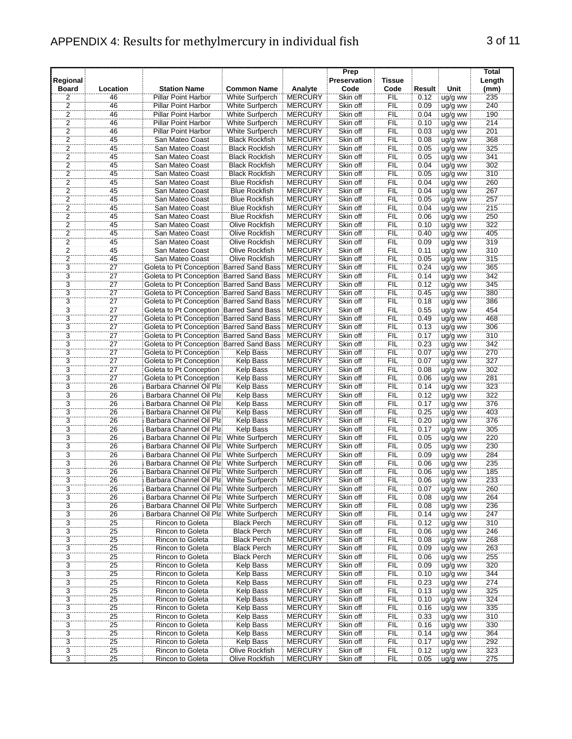# APPENDIX 4: Results for methylmercury in individual fish

| Regional Board | Location | Station Name | Common Name | Analyte | Prep Preservation Code | Tissue Code | Result | Unit | Total Length (mm) |
|---|---|---|---|---|---|---|---|---|---|
| 2 | 46 | Pillar Point Harbor | White Surfperch | MERCURY | Skin off | FIL | 0.12 | ug/g ww | 235 |
| 2 | 46 | Pillar Point Harbor | White Surfperch | MERCURY | Skin off | FIL | 0.09 | ug/g ww | 240 |
| 2 | 46 | Pillar Point Harbor | White Surfperch | MERCURY | Skin off | FIL | 0.04 | ug/g ww | 190 |
| 2 | 46 | Pillar Point Harbor | White Surfperch | MERCURY | Skin off | FIL | 0.10 | ug/g ww | 214 |
| 2 | 46 | Pillar Point Harbor | White Surfperch | MERCURY | Skin off | FIL | 0.03 | ug/g ww | 201 |
| 2 | 45 | San Mateo Coast | Black Rockfish | MERCURY | Skin off | FIL | 0.08 | ug/g ww | 368 |
| 2 | 45 | San Mateo Coast | Black Rockfish | MERCURY | Skin off | FIL | 0.05 | ug/g ww | 325 |
| 2 | 45 | San Mateo Coast | Black Rockfish | MERCURY | Skin off | FIL | 0.05 | ug/g ww | 341 |
| 2 | 45 | San Mateo Coast | Black Rockfish | MERCURY | Skin off | FIL | 0.04 | ug/g ww | 302 |
| 2 | 45 | San Mateo Coast | Black Rockfish | MERCURY | Skin off | FIL | 0.05 | ug/g ww | 310 |
| 2 | 45 | San Mateo Coast | Blue Rockfish | MERCURY | Skin off | FIL | 0.04 | ug/g ww | 260 |
| 2 | 45 | San Mateo Coast | Blue Rockfish | MERCURY | Skin off | FIL | 0.04 | ug/g ww | 267 |
| 2 | 45 | San Mateo Coast | Blue Rockfish | MERCURY | Skin off | FIL | 0.05 | ug/g ww | 257 |
| 2 | 45 | San Mateo Coast | Blue Rockfish | MERCURY | Skin off | FIL | 0.04 | ug/g ww | 215 |
| 2 | 45 | San Mateo Coast | Blue Rockfish | MERCURY | Skin off | FIL | 0.06 | ug/g ww | 250 |
| 2 | 45 | San Mateo Coast | Olive Rockfish | MERCURY | Skin off | FIL | 0.10 | ug/g ww | 322 |
| 2 | 45 | San Mateo Coast | Olive Rockfish | MERCURY | Skin off | FIL | 0.40 | ug/g ww | 405 |
| 2 | 45 | San Mateo Coast | Olive Rockfish | MERCURY | Skin off | FIL | 0.09 | ug/g ww | 319 |
| 2 | 45 | San Mateo Coast | Olive Rockfish | MERCURY | Skin off | FIL | 0.11 | ug/g ww | 310 |
| 2 | 45 | San Mateo Coast | Olive Rockfish | MERCURY | Skin off | FIL | 0.05 | ug/g ww | 315 |
| 3 | 27 | Goleta to Pt Conception | Barred Sand Bass | MERCURY | Skin off | FIL | 0.24 | ug/g ww | 365 |
| 3 | 27 | Goleta to Pt Conception | Barred Sand Bass | MERCURY | Skin off | FIL | 0.14 | ug/g ww | 342 |
| 3 | 27 | Goleta to Pt Conception | Barred Sand Bass | MERCURY | Skin off | FIL | 0.12 | ug/g ww | 345 |
| 3 | 27 | Goleta to Pt Conception | Barred Sand Bass | MERCURY | Skin off | FIL | 0.45 | ug/g ww | 380 |
| 3 | 27 | Goleta to Pt Conception | Barred Sand Bass | MERCURY | Skin off | FIL | 0.18 | ug/g ww | 386 |
| 3 | 27 | Goleta to Pt Conception | Barred Sand Bass | MERCURY | Skin off | FIL | 0.55 | ug/g ww | 454 |
| 3 | 27 | Goleta to Pt Conception | Barred Sand Bass | MERCURY | Skin off | FIL | 0.49 | ug/g ww | 468 |
| 3 | 27 | Goleta to Pt Conception | Barred Sand Bass | MERCURY | Skin off | FIL | 0.13 | ug/g ww | 306 |
| 3 | 27 | Goleta to Pt Conception | Barred Sand Bass | MERCURY | Skin off | FIL | 0.17 | ug/g ww | 310 |
| 3 | 27 | Goleta to Pt Conception | Barred Sand Bass | MERCURY | Skin off | FIL | 0.23 | ug/g ww | 342 |
| 3 | 27 | Goleta to Pt Conception | Kelp Bass | MERCURY | Skin off | FIL | 0.07 | ug/g ww | 270 |
| 3 | 27 | Goleta to Pt Conception | Kelp Bass | MERCURY | Skin off | FIL | 0.07 | ug/g ww | 327 |
| 3 | 27 | Goleta to Pt Conception | Kelp Bass | MERCURY | Skin off | FIL | 0.08 | ug/g ww | 302 |
| 3 | 27 | Goleta to Pt Conception | Kelp Bass | MERCURY | Skin off | FIL | 0.06 | ug/g ww | 281 |
| 3 | 26 | Barbara Channel Oil Pla | Kelp Bass | MERCURY | Skin off | FIL | 0.14 | ug/g ww | 323 |
| 3 | 26 | Barbara Channel Oil Pla | Kelp Bass | MERCURY | Skin off | FIL | 0.12 | ug/g ww | 322 |
| 3 | 26 | Barbara Channel Oil Pla | Kelp Bass | MERCURY | Skin off | FIL | 0.17 | ug/g ww | 376 |
| 3 | 26 | Barbara Channel Oil Pla | Kelp Bass | MERCURY | Skin off | FIL | 0.25 | ug/g ww | 403 |
| 3 | 26 | Barbara Channel Oil Pla | Kelp Bass | MERCURY | Skin off | FIL | 0.20 | ug/g ww | 376 |
| 3 | 26 | Barbara Channel Oil Pla | Kelp Bass | MERCURY | Skin off | FIL | 0.17 | ug/g ww | 305 |
| 3 | 26 | Barbara Channel Oil Pla | White Surfperch | MERCURY | Skin off | FIL | 0.05 | ug/g ww | 220 |
| 3 | 26 | Barbara Channel Oil Pla | White Surfperch | MERCURY | Skin off | FIL | 0.05 | ug/g ww | 230 |
| 3 | 26 | Barbara Channel Oil Pla | White Surfperch | MERCURY | Skin off | FIL | 0.09 | ug/g ww | 284 |
| 3 | 26 | Barbara Channel Oil Pla | White Surfperch | MERCURY | Skin off | FIL | 0.06 | ug/g ww | 235 |
| 3 | 26 | Barbara Channel Oil Pla | White Surfperch | MERCURY | Skin off | FIL | 0.06 | ug/g ww | 185 |
| 3 | 26 | Barbara Channel Oil Pla | White Surfperch | MERCURY | Skin off | FIL | 0.06 | ug/g ww | 233 |
| 3 | 26 | Barbara Channel Oil Pla | White Surfperch | MERCURY | Skin off | FIL | 0.07 | ug/g ww | 260 |
| 3 | 26 | Barbara Channel Oil Pla | White Surfperch | MERCURY | Skin off | FIL | 0.08 | ug/g ww | 264 |
| 3 | 26 | Barbara Channel Oil Pla | White Surfperch | MERCURY | Skin off | FIL | 0.08 | ug/g ww | 236 |
| 3 | 26 | Barbara Channel Oil Pla | White Surfperch | MERCURY | Skin off | FIL | 0.14 | ug/g ww | 247 |
| 3 | 25 | Rincon to Goleta | Black Perch | MERCURY | Skin off | FIL | 0.12 | ug/g ww | 310 |
| 3 | 25 | Rincon to Goleta | Black Perch | MERCURY | Skin off | FIL | 0.06 | ug/g ww | 246 |
| 3 | 25 | Rincon to Goleta | Black Perch | MERCURY | Skin off | FIL | 0.08 | ug/g ww | 268 |
| 3 | 25 | Rincon to Goleta | Black Perch | MERCURY | Skin off | FIL | 0.09 | ug/g ww | 263 |
| 3 | 25 | Rincon to Goleta | Black Perch | MERCURY | Skin off | FIL | 0.06 | ug/g ww | 255 |
| 3 | 25 | Rincon to Goleta | Kelp Bass | MERCURY | Skin off | FIL | 0.09 | ug/g ww | 320 |
| 3 | 25 | Rincon to Goleta | Kelp Bass | MERCURY | Skin off | FIL | 0.10 | ug/g ww | 344 |
| 3 | 25 | Rincon to Goleta | Kelp Bass | MERCURY | Skin off | FIL | 0.23 | ug/g ww | 274 |
| 3 | 25 | Rincon to Goleta | Kelp Bass | MERCURY | Skin off | FIL | 0.13 | ug/g ww | 325 |
| 3 | 25 | Rincon to Goleta | Kelp Bass | MERCURY | Skin off | FIL | 0.10 | ug/g ww | 324 |
| 3 | 25 | Rincon to Goleta | Kelp Bass | MERCURY | Skin off | FIL | 0.16 | ug/g ww | 335 |
| 3 | 25 | Rincon to Goleta | Kelp Bass | MERCURY | Skin off | FIL | 0.33 | ug/g ww | 310 |
| 3 | 25 | Rincon to Goleta | Kelp Bass | MERCURY | Skin off | FIL | 0.16 | ug/g ww | 330 |
| 3 | 25 | Rincon to Goleta | Kelp Bass | MERCURY | Skin off | FIL | 0.14 | ug/g ww | 364 |
| 3 | 25 | Rincon to Goleta | Kelp Bass | MERCURY | Skin off | FIL | 0.17 | ug/g ww | 292 |
| 3 | 25 | Rincon to Goleta | Olive Rockfish | MERCURY | Skin off | FIL | 0.12 | ug/g ww | 323 |
| 3 | 25 | Rincon to Goleta | Olive Rockfish | MERCURY | Skin off | FIL | 0.05 | ug/g ww | 275 |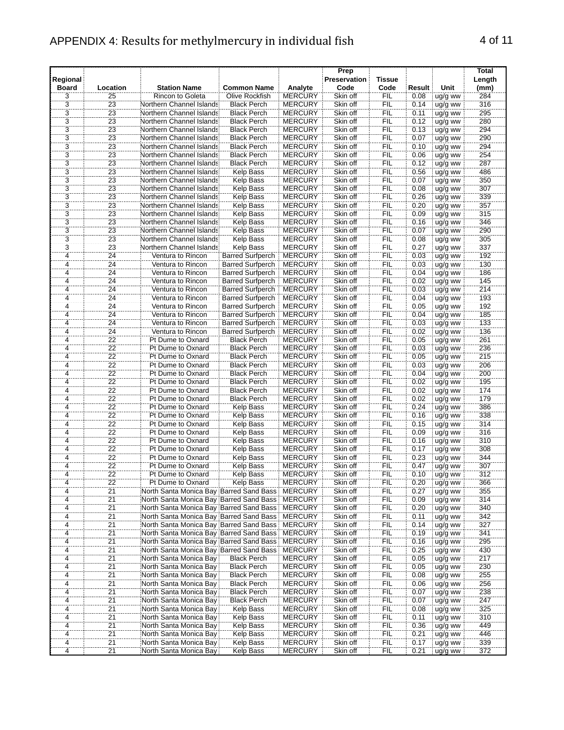# APPENDIX 4: Results for methylmercury in individual fish

| Regional Board | Location | Station Name | Common Name | Analyte | Prep Preservation Code | Tissue Code | Result | Unit | Total Length (mm) |
|---|---|---|---|---|---|---|---|---|---|
| 3 | 25 | Rincon to Goleta | Olive Rockfish | MERCURY | Skin off | FIL | 0.08 | ug/g ww | 284 |
| 3 | 23 | Northern Channel Islands | Black Perch | MERCURY | Skin off | FIL | 0.14 | ug/g ww | 316 |
| 3 | 23 | Northern Channel Islands | Black Perch | MERCURY | Skin off | FIL | 0.11 | ug/g ww | 295 |
| 3 | 23 | Northern Channel Islands | Black Perch | MERCURY | Skin off | FIL | 0.12 | ug/g ww | 280 |
| 3 | 23 | Northern Channel Islands | Black Perch | MERCURY | Skin off | FIL | 0.13 | ug/g ww | 294 |
| 3 | 23 | Northern Channel Islands | Black Perch | MERCURY | Skin off | FIL | 0.07 | ug/g ww | 290 |
| 3 | 23 | Northern Channel Islands | Black Perch | MERCURY | Skin off | FIL | 0.10 | ug/g ww | 294 |
| 3 | 23 | Northern Channel Islands | Black Perch | MERCURY | Skin off | FIL | 0.06 | ug/g ww | 254 |
| 3 | 23 | Northern Channel Islands | Black Perch | MERCURY | Skin off | FIL | 0.12 | ug/g ww | 287 |
| 3 | 23 | Northern Channel Islands | Kelp Bass | MERCURY | Skin off | FIL | 0.56 | ug/g ww | 486 |
| 3 | 23 | Northern Channel Islands | Kelp Bass | MERCURY | Skin off | FIL | 0.07 | ug/g ww | 350 |
| 3 | 23 | Northern Channel Islands | Kelp Bass | MERCURY | Skin off | FIL | 0.08 | ug/g ww | 307 |
| 3 | 23 | Northern Channel Islands | Kelp Bass | MERCURY | Skin off | FIL | 0.26 | ug/g ww | 339 |
| 3 | 23 | Northern Channel Islands | Kelp Bass | MERCURY | Skin off | FIL | 0.20 | ug/g ww | 357 |
| 3 | 23 | Northern Channel Islands | Kelp Bass | MERCURY | Skin off | FIL | 0.09 | ug/g ww | 315 |
| 3 | 23 | Northern Channel Islands | Kelp Bass | MERCURY | Skin off | FIL | 0.16 | ug/g ww | 346 |
| 3 | 23 | Northern Channel Islands | Kelp Bass | MERCURY | Skin off | FIL | 0.07 | ug/g ww | 290 |
| 3 | 23 | Northern Channel Islands | Kelp Bass | MERCURY | Skin off | FIL | 0.08 | ug/g ww | 305 |
| 3 | 23 | Northern Channel Islands | Kelp Bass | MERCURY | Skin off | FIL | 0.27 | ug/g ww | 337 |
| 4 | 24 | Ventura to Rincon | Barred Surfperch | MERCURY | Skin off | FIL | 0.03 | ug/g ww | 192 |
| 4 | 24 | Ventura to Rincon | Barred Surfperch | MERCURY | Skin off | FIL | 0.03 | ug/g ww | 130 |
| 4 | 24 | Ventura to Rincon | Barred Surfperch | MERCURY | Skin off | FIL | 0.04 | ug/g ww | 186 |
| 4 | 24 | Ventura to Rincon | Barred Surfperch | MERCURY | Skin off | FIL | 0.02 | ug/g ww | 145 |
| 4 | 24 | Ventura to Rincon | Barred Surfperch | MERCURY | Skin off | FIL | 0.03 | ug/g ww | 214 |
| 4 | 24 | Ventura to Rincon | Barred Surfperch | MERCURY | Skin off | FIL | 0.04 | ug/g ww | 193 |
| 4 | 24 | Ventura to Rincon | Barred Surfperch | MERCURY | Skin off | FIL | 0.05 | ug/g ww | 192 |
| 4 | 24 | Ventura to Rincon | Barred Surfperch | MERCURY | Skin off | FIL | 0.04 | ug/g ww | 185 |
| 4 | 24 | Ventura to Rincon | Barred Surfperch | MERCURY | Skin off | FIL | 0.03 | ug/g ww | 133 |
| 4 | 24 | Ventura to Rincon | Barred Surfperch | MERCURY | Skin off | FIL | 0.02 | ug/g ww | 136 |
| 4 | 22 | Pt Dume to Oxnard | Black Perch | MERCURY | Skin off | FIL | 0.05 | ug/g ww | 261 |
| 4 | 22 | Pt Dume to Oxnard | Black Perch | MERCURY | Skin off | FIL | 0.03 | ug/g ww | 236 |
| 4 | 22 | Pt Dume to Oxnard | Black Perch | MERCURY | Skin off | FIL | 0.05 | ug/g ww | 215 |
| 4 | 22 | Pt Dume to Oxnard | Black Perch | MERCURY | Skin off | FIL | 0.03 | ug/g ww | 206 |
| 4 | 22 | Pt Dume to Oxnard | Black Perch | MERCURY | Skin off | FIL | 0.04 | ug/g ww | 200 |
| 4 | 22 | Pt Dume to Oxnard | Black Perch | MERCURY | Skin off | FIL | 0.02 | ug/g ww | 195 |
| 4 | 22 | Pt Dume to Oxnard | Black Perch | MERCURY | Skin off | FIL | 0.02 | ug/g ww | 174 |
| 4 | 22 | Pt Dume to Oxnard | Black Perch | MERCURY | Skin off | FIL | 0.02 | ug/g ww | 179 |
| 4 | 22 | Pt Dume to Oxnard | Kelp Bass | MERCURY | Skin off | FIL | 0.24 | ug/g ww | 386 |
| 4 | 22 | Pt Dume to Oxnard | Kelp Bass | MERCURY | Skin off | FIL | 0.16 | ug/g ww | 338 |
| 4 | 22 | Pt Dume to Oxnard | Kelp Bass | MERCURY | Skin off | FIL | 0.15 | ug/g ww | 314 |
| 4 | 22 | Pt Dume to Oxnard | Kelp Bass | MERCURY | Skin off | FIL | 0.09 | ug/g ww | 316 |
| 4 | 22 | Pt Dume to Oxnard | Kelp Bass | MERCURY | Skin off | FIL | 0.16 | ug/g ww | 310 |
| 4 | 22 | Pt Dume to Oxnard | Kelp Bass | MERCURY | Skin off | FIL | 0.17 | ug/g ww | 308 |
| 4 | 22 | Pt Dume to Oxnard | Kelp Bass | MERCURY | Skin off | FIL | 0.23 | ug/g ww | 344 |
| 4 | 22 | Pt Dume to Oxnard | Kelp Bass | MERCURY | Skin off | FIL | 0.47 | ug/g ww | 307 |
| 4 | 22 | Pt Dume to Oxnard | Kelp Bass | MERCURY | Skin off | FIL | 0.10 | ug/g ww | 312 |
| 4 | 22 | Pt Dume to Oxnard | Kelp Bass | MERCURY | Skin off | FIL | 0.20 | ug/g ww | 366 |
| 4 | 21 | North Santa Monica Bay | Barred Sand Bass | MERCURY | Skin off | FIL | 0.27 | ug/g ww | 355 |
| 4 | 21 | North Santa Monica Bay | Barred Sand Bass | MERCURY | Skin off | FIL | 0.09 | ug/g ww | 314 |
| 4 | 21 | North Santa Monica Bay | Barred Sand Bass | MERCURY | Skin off | FIL | 0.20 | ug/g ww | 340 |
| 4 | 21 | North Santa Monica Bay | Barred Sand Bass | MERCURY | Skin off | FIL | 0.11 | ug/g ww | 342 |
| 4 | 21 | North Santa Monica Bay | Barred Sand Bass | MERCURY | Skin off | FIL | 0.14 | ug/g ww | 327 |
| 4 | 21 | North Santa Monica Bay | Barred Sand Bass | MERCURY | Skin off | FIL | 0.19 | ug/g ww | 341 |
| 4 | 21 | North Santa Monica Bay | Barred Sand Bass | MERCURY | Skin off | FIL | 0.16 | ug/g ww | 295 |
| 4 | 21 | North Santa Monica Bay | Barred Sand Bass | MERCURY | Skin off | FIL | 0.25 | ug/g ww | 430 |
| 4 | 21 | North Santa Monica Bay | Black Perch | MERCURY | Skin off | FIL | 0.05 | ug/g ww | 217 |
| 4 | 21 | North Santa Monica Bay | Black Perch | MERCURY | Skin off | FIL | 0.05 | ug/g ww | 230 |
| 4 | 21 | North Santa Monica Bay | Black Perch | MERCURY | Skin off | FIL | 0.08 | ug/g ww | 255 |
| 4 | 21 | North Santa Monica Bay | Black Perch | MERCURY | Skin off | FIL | 0.06 | ug/g ww | 256 |
| 4 | 21 | North Santa Monica Bay | Black Perch | MERCURY | Skin off | FIL | 0.07 | ug/g ww | 238 |
| 4 | 21 | North Santa Monica Bay | Black Perch | MERCURY | Skin off | FIL | 0.07 | ug/g ww | 247 |
| 4 | 21 | North Santa Monica Bay | Kelp Bass | MERCURY | Skin off | FIL | 0.08 | ug/g ww | 325 |
| 4 | 21 | North Santa Monica Bay | Kelp Bass | MERCURY | Skin off | FIL | 0.11 | ug/g ww | 310 |
| 4 | 21 | North Santa Monica Bay | Kelp Bass | MERCURY | Skin off | FIL | 0.36 | ug/g ww | 449 |
| 4 | 21 | North Santa Monica Bay | Kelp Bass | MERCURY | Skin off | FIL | 0.21 | ug/g ww | 446 |
| 4 | 21 | North Santa Monica Bay | Kelp Bass | MERCURY | Skin off | FIL | 0.17 | ug/g ww | 339 |
| 4 | 21 | North Santa Monica Bay | Kelp Bass | MERCURY | Skin off | FIL | 0.21 | ug/g ww | 372 |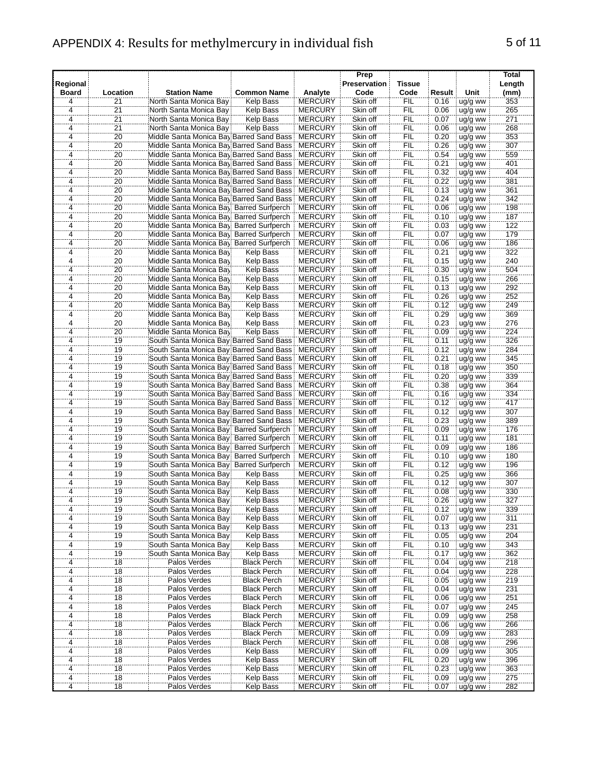# APPENDIX 4: Results for methylmercury in individual fish

| Regional Board | Location | Station Name | Common Name | Analyte | Prep Preservation Code | Tissue Code | Result | Unit | Total Length (mm) |
|---|---|---|---|---|---|---|---|---|---|
| 4 | 21 | North Santa Monica Bay | Kelp Bass | MERCURY | Skin off | FIL | 0.16 | ug/g ww | 353 |
| 4 | 21 | North Santa Monica Bay | Kelp Bass | MERCURY | Skin off | FIL | 0.06 | ug/g ww | 265 |
| 4 | 21 | North Santa Monica Bay | Kelp Bass | MERCURY | Skin off | FIL | 0.07 | ug/g ww | 271 |
| 4 | 21 | North Santa Monica Bay | Kelp Bass | MERCURY | Skin off | FIL | 0.06 | ug/g ww | 268 |
| 4 | 20 | Middle Santa Monica Bay | Barred Sand Bass | MERCURY | Skin off | FIL | 0.20 | ug/g ww | 353 |
| 4 | 20 | Middle Santa Monica Bay | Barred Sand Bass | MERCURY | Skin off | FIL | 0.26 | ug/g ww | 307 |
| 4 | 20 | Middle Santa Monica Bay | Barred Sand Bass | MERCURY | Skin off | FIL | 0.54 | ug/g ww | 559 |
| 4 | 20 | Middle Santa Monica Bay | Barred Sand Bass | MERCURY | Skin off | FIL | 0.21 | ug/g ww | 401 |
| 4 | 20 | Middle Santa Monica Bay | Barred Sand Bass | MERCURY | Skin off | FIL | 0.32 | ug/g ww | 404 |
| 4 | 20 | Middle Santa Monica Bay | Barred Sand Bass | MERCURY | Skin off | FIL | 0.22 | ug/g ww | 381 |
| 4 | 20 | Middle Santa Monica Bay | Barred Sand Bass | MERCURY | Skin off | FIL | 0.13 | ug/g ww | 361 |
| 4 | 20 | Middle Santa Monica Bay | Barred Sand Bass | MERCURY | Skin off | FIL | 0.24 | ug/g ww | 342 |
| 4 | 20 | Middle Santa Monica Bay | Barred Surfperch | MERCURY | Skin off | FIL | 0.06 | ug/g ww | 198 |
| 4 | 20 | Middle Santa Monica Bay | Barred Surfperch | MERCURY | Skin off | FIL | 0.10 | ug/g ww | 187 |
| 4 | 20 | Middle Santa Monica Bay | Barred Surfperch | MERCURY | Skin off | FIL | 0.03 | ug/g ww | 122 |
| 4 | 20 | Middle Santa Monica Bay | Barred Surfperch | MERCURY | Skin off | FIL | 0.07 | ug/g ww | 179 |
| 4 | 20 | Middle Santa Monica Bay | Barred Surfperch | MERCURY | Skin off | FIL | 0.06 | ug/g ww | 186 |
| 4 | 20 | Middle Santa Monica Bay | Kelp Bass | MERCURY | Skin off | FIL | 0.21 | ug/g ww | 322 |
| 4 | 20 | Middle Santa Monica Bay | Kelp Bass | MERCURY | Skin off | FIL | 0.15 | ug/g ww | 240 |
| 4 | 20 | Middle Santa Monica Bay | Kelp Bass | MERCURY | Skin off | FIL | 0.30 | ug/g ww | 504 |
| 4 | 20 | Middle Santa Monica Bay | Kelp Bass | MERCURY | Skin off | FIL | 0.15 | ug/g ww | 266 |
| 4 | 20 | Middle Santa Monica Bay | Kelp Bass | MERCURY | Skin off | FIL | 0.13 | ug/g ww | 292 |
| 4 | 20 | Middle Santa Monica Bay | Kelp Bass | MERCURY | Skin off | FIL | 0.26 | ug/g ww | 252 |
| 4 | 20 | Middle Santa Monica Bay | Kelp Bass | MERCURY | Skin off | FIL | 0.12 | ug/g ww | 249 |
| 4 | 20 | Middle Santa Monica Bay | Kelp Bass | MERCURY | Skin off | FIL | 0.29 | ug/g ww | 369 |
| 4 | 20 | Middle Santa Monica Bay | Kelp Bass | MERCURY | Skin off | FIL | 0.23 | ug/g ww | 276 |
| 4 | 20 | Middle Santa Monica Bay | Kelp Bass | MERCURY | Skin off | FIL | 0.09 | ug/g ww | 224 |
| 4 | 19 | South Santa Monica Bay | Barred Sand Bass | MERCURY | Skin off | FIL | 0.11 | ug/g ww | 326 |
| 4 | 19 | South Santa Monica Bay | Barred Sand Bass | MERCURY | Skin off | FIL | 0.12 | ug/g ww | 284 |
| 4 | 19 | South Santa Monica Bay | Barred Sand Bass | MERCURY | Skin off | FIL | 0.21 | ug/g ww | 345 |
| 4 | 19 | South Santa Monica Bay | Barred Sand Bass | MERCURY | Skin off | FIL | 0.18 | ug/g ww | 350 |
| 4 | 19 | South Santa Monica Bay | Barred Sand Bass | MERCURY | Skin off | FIL | 0.20 | ug/g ww | 339 |
| 4 | 19 | South Santa Monica Bay | Barred Sand Bass | MERCURY | Skin off | FIL | 0.38 | ug/g ww | 364 |
| 4 | 19 | South Santa Monica Bay | Barred Sand Bass | MERCURY | Skin off | FIL | 0.16 | ug/g ww | 334 |
| 4 | 19 | South Santa Monica Bay | Barred Sand Bass | MERCURY | Skin off | FIL | 0.12 | ug/g ww | 417 |
| 4 | 19 | South Santa Monica Bay | Barred Sand Bass | MERCURY | Skin off | FIL | 0.12 | ug/g ww | 307 |
| 4 | 19 | South Santa Monica Bay | Barred Sand Bass | MERCURY | Skin off | FIL | 0.23 | ug/g ww | 389 |
| 4 | 19 | South Santa Monica Bay | Barred Surfperch | MERCURY | Skin off | FIL | 0.09 | ug/g ww | 176 |
| 4 | 19 | South Santa Monica Bay | Barred Surfperch | MERCURY | Skin off | FIL | 0.11 | ug/g ww | 181 |
| 4 | 19 | South Santa Monica Bay | Barred Surfperch | MERCURY | Skin off | FIL | 0.09 | ug/g ww | 186 |
| 4 | 19 | South Santa Monica Bay | Barred Surfperch | MERCURY | Skin off | FIL | 0.10 | ug/g ww | 180 |
| 4 | 19 | South Santa Monica Bay | Barred Surfperch | MERCURY | Skin off | FIL | 0.12 | ug/g ww | 196 |
| 4 | 19 | South Santa Monica Bay | Kelp Bass | MERCURY | Skin off | FIL | 0.25 | ug/g ww | 366 |
| 4 | 19 | South Santa Monica Bay | Kelp Bass | MERCURY | Skin off | FIL | 0.12 | ug/g ww | 307 |
| 4 | 19 | South Santa Monica Bay | Kelp Bass | MERCURY | Skin off | FIL | 0.08 | ug/g ww | 330 |
| 4 | 19 | South Santa Monica Bay | Kelp Bass | MERCURY | Skin off | FIL | 0.26 | ug/g ww | 327 |
| 4 | 19 | South Santa Monica Bay | Kelp Bass | MERCURY | Skin off | FIL | 0.12 | ug/g ww | 339 |
| 4 | 19 | South Santa Monica Bay | Kelp Bass | MERCURY | Skin off | FIL | 0.07 | ug/g ww | 311 |
| 4 | 19 | South Santa Monica Bay | Kelp Bass | MERCURY | Skin off | FIL | 0.13 | ug/g ww | 231 |
| 4 | 19 | South Santa Monica Bay | Kelp Bass | MERCURY | Skin off | FIL | 0.05 | ug/g ww | 204 |
| 4 | 19 | South Santa Monica Bay | Kelp Bass | MERCURY | Skin off | FIL | 0.10 | ug/g ww | 343 |
| 4 | 19 | South Santa Monica Bay | Kelp Bass | MERCURY | Skin off | FIL | 0.17 | ug/g ww | 362 |
| 4 | 18 | Palos Verdes | Black Perch | MERCURY | Skin off | FIL | 0.04 | ug/g ww | 218 |
| 4 | 18 | Palos Verdes | Black Perch | MERCURY | Skin off | FIL | 0.04 | ug/g ww | 228 |
| 4 | 18 | Palos Verdes | Black Perch | MERCURY | Skin off | FIL | 0.05 | ug/g ww | 219 |
| 4 | 18 | Palos Verdes | Black Perch | MERCURY | Skin off | FIL | 0.04 | ug/g ww | 231 |
| 4 | 18 | Palos Verdes | Black Perch | MERCURY | Skin off | FIL | 0.06 | ug/g ww | 251 |
| 4 | 18 | Palos Verdes | Black Perch | MERCURY | Skin off | FIL | 0.07 | ug/g ww | 245 |
| 4 | 18 | Palos Verdes | Black Perch | MERCURY | Skin off | FIL | 0.09 | ug/g ww | 258 |
| 4 | 18 | Palos Verdes | Black Perch | MERCURY | Skin off | FIL | 0.06 | ug/g ww | 266 |
| 4 | 18 | Palos Verdes | Black Perch | MERCURY | Skin off | FIL | 0.09 | ug/g ww | 283 |
| 4 | 18 | Palos Verdes | Black Perch | MERCURY | Skin off | FIL | 0.08 | ug/g ww | 296 |
| 4 | 18 | Palos Verdes | Kelp Bass | MERCURY | Skin off | FIL | 0.09 | ug/g ww | 305 |
| 4 | 18 | Palos Verdes | Kelp Bass | MERCURY | Skin off | FIL | 0.20 | ug/g ww | 396 |
| 4 | 18 | Palos Verdes | Kelp Bass | MERCURY | Skin off | FIL | 0.23 | ug/g ww | 363 |
| 4 | 18 | Palos Verdes | Kelp Bass | MERCURY | Skin off | FIL | 0.09 | ug/g ww | 275 |
| 4 | 18 | Palos Verdes | Kelp Bass | MERCURY | Skin off | FIL | 0.07 | ug/g ww | 282 |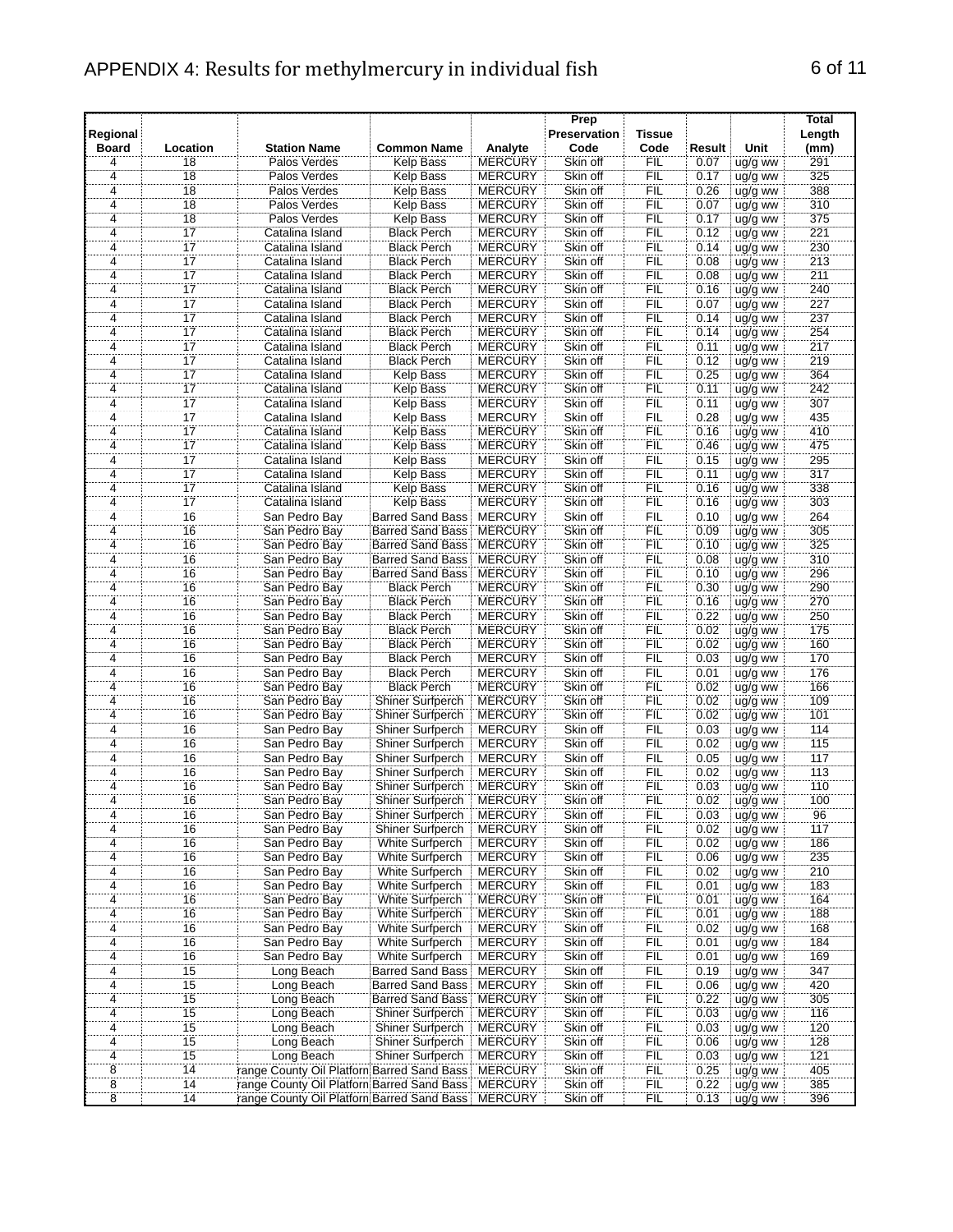# APPENDIX 4: Results for methylmercury in individual fish

| Regional Board | Location | Station Name | Common Name | Analyte | Prep Preservation Code | Tissue Code | Result | Unit | Total Length (mm) |
|---|---|---|---|---|---|---|---|---|---|
| 4 | 18 | Palos Verdes | Kelp Bass | MERCURY | Skin off | FIL | 0.07 | ug/g ww | 291 |
| 4 | 18 | Palos Verdes | Kelp Bass | MERCURY | Skin off | FIL | 0.17 | ug/g ww | 325 |
| 4 | 18 | Palos Verdes | Kelp Bass | MERCURY | Skin off | FIL | 0.26 | ug/g ww | 388 |
| 4 | 18 | Palos Verdes | Kelp Bass | MERCURY | Skin off | FIL | 0.07 | ug/g ww | 310 |
| 4 | 18 | Palos Verdes | Kelp Bass | MERCURY | Skin off | FIL | 0.17 | ug/g ww | 375 |
| 4 | 17 | Catalina Island | Black Perch | MERCURY | Skin off | FIL | 0.12 | ug/g ww | 221 |
| 4 | 17 | Catalina Island | Black Perch | MERCURY | Skin off | FIL | 0.14 | ug/g ww | 230 |
| 4 | 17 | Catalina Island | Black Perch | MERCURY | Skin off | FIL | 0.08 | ug/g ww | 213 |
| 4 | 17 | Catalina Island | Black Perch | MERCURY | Skin off | FIL | 0.08 | ug/g ww | 211 |
| 4 | 17 | Catalina Island | Black Perch | MERCURY | Skin off | FIL | 0.16 | ug/g ww | 240 |
| 4 | 17 | Catalina Island | Black Perch | MERCURY | Skin off | FIL | 0.07 | ug/g ww | 227 |
| 4 | 17 | Catalina Island | Black Perch | MERCURY | Skin off | FIL | 0.14 | ug/g ww | 237 |
| 4 | 17 | Catalina Island | Black Perch | MERCURY | Skin off | FIL | 0.14 | ug/g ww | 254 |
| 4 | 17 | Catalina Island | Black Perch | MERCURY | Skin off | FIL | 0.11 | ug/g ww | 217 |
| 4 | 17 | Catalina Island | Black Perch | MERCURY | Skin off | FIL | 0.12 | ug/g ww | 219 |
| 4 | 17 | Catalina Island | Kelp Bass | MERCURY | Skin off | FIL | 0.25 | ug/g ww | 364 |
| 4 | 17 | Catalina Island | Kelp Bass | MERCURY | Skin off | FIL | 0.11 | ug/g ww | 242 |
| 4 | 17 | Catalina Island | Kelp Bass | MERCURY | Skin off | FIL | 0.11 | ug/g ww | 307 |
| 4 | 17 | Catalina Island | Kelp Bass | MERCURY | Skin off | FIL | 0.28 | ug/g ww | 435 |
| 4 | 17 | Catalina Island | Kelp Bass | MERCURY | Skin off | FIL | 0.16 | ug/g ww | 410 |
| 4 | 17 | Catalina Island | Kelp Bass | MERCURY | Skin off | FIL | 0.46 | ug/g ww | 475 |
| 4 | 17 | Catalina Island | Kelp Bass | MERCURY | Skin off | FIL | 0.15 | ug/g ww | 295 |
| 4 | 17 | Catalina Island | Kelp Bass | MERCURY | Skin off | FIL | 0.11 | ug/g ww | 317 |
| 4 | 17 | Catalina Island | Kelp Bass | MERCURY | Skin off | FIL | 0.16 | ug/g ww | 338 |
| 4 | 17 | Catalina Island | Kelp Bass | MERCURY | Skin off | FIL | 0.16 | ug/g ww | 303 |
| 4 | 16 | San Pedro Bay | Barred Sand Bass | MERCURY | Skin off | FIL | 0.10 | ug/g ww | 264 |
| 4 | 16 | San Pedro Bay | Barred Sand Bass | MERCURY | Skin off | FIL | 0.09 | ug/g ww | 305 |
| 4 | 16 | San Pedro Bay | Barred Sand Bass | MERCURY | Skin off | FIL | 0.10 | ug/g ww | 325 |
| 4 | 16 | San Pedro Bay | Barred Sand Bass | MERCURY | Skin off | FIL | 0.08 | ug/g ww | 310 |
| 4 | 16 | San Pedro Bay | Barred Sand Bass | MERCURY | Skin off | FIL | 0.10 | ug/g ww | 296 |
| 4 | 16 | San Pedro Bay | Black Perch | MERCURY | Skin off | FIL | 0.30 | ug/g ww | 290 |
| 4 | 16 | San Pedro Bay | Black Perch | MERCURY | Skin off | FIL | 0.16 | ug/g ww | 270 |
| 4 | 16 | San Pedro Bay | Black Perch | MERCURY | Skin off | FIL | 0.22 | ug/g ww | 250 |
| 4 | 16 | San Pedro Bay | Black Perch | MERCURY | Skin off | FIL | 0.02 | ug/g ww | 175 |
| 4 | 16 | San Pedro Bay | Black Perch | MERCURY | Skin off | FIL | 0.02 | ug/g ww | 160 |
| 4 | 16 | San Pedro Bay | Black Perch | MERCURY | Skin off | FIL | 0.03 | ug/g ww | 170 |
| 4 | 16 | San Pedro Bay | Black Perch | MERCURY | Skin off | FIL | 0.01 | ug/g ww | 176 |
| 4 | 16 | San Pedro Bay | Black Perch | MERCURY | Skin off | FIL | 0.02 | ug/g ww | 166 |
| 4 | 16 | San Pedro Bay | Shiner Surfperch | MERCURY | Skin off | FIL | 0.02 | ug/g ww | 109 |
| 4 | 16 | San Pedro Bay | Shiner Surfperch | MERCURY | Skin off | FIL | 0.02 | ug/g ww | 101 |
| 4 | 16 | San Pedro Bay | Shiner Surfperch | MERCURY | Skin off | FIL | 0.03 | ug/g ww | 114 |
| 4 | 16 | San Pedro Bay | Shiner Surfperch | MERCURY | Skin off | FIL | 0.02 | ug/g ww | 115 |
| 4 | 16 | San Pedro Bay | Shiner Surfperch | MERCURY | Skin off | FIL | 0.05 | ug/g ww | 117 |
| 4 | 16 | San Pedro Bay | Shiner Surfperch | MERCURY | Skin off | FIL | 0.02 | ug/g ww | 113 |
| 4 | 16 | San Pedro Bay | Shiner Surfperch | MERCURY | Skin off | FIL | 0.03 | ug/g ww | 110 |
| 4 | 16 | San Pedro Bay | Shiner Surfperch | MERCURY | Skin off | FIL | 0.02 | ug/g ww | 100 |
| 4 | 16 | San Pedro Bay | Shiner Surfperch | MERCURY | Skin off | FIL | 0.03 | ug/g ww | 96 |
| 4 | 16 | San Pedro Bay | Shiner Surfperch | MERCURY | Skin off | FIL | 0.02 | ug/g ww | 117 |
| 4 | 16 | San Pedro Bay | White Surfperch | MERCURY | Skin off | FIL | 0.02 | ug/g ww | 186 |
| 4 | 16 | San Pedro Bay | White Surfperch | MERCURY | Skin off | FIL | 0.06 | ug/g ww | 235 |
| 4 | 16 | San Pedro Bay | White Surfperch | MERCURY | Skin off | FIL | 0.02 | ug/g ww | 210 |
| 4 | 16 | San Pedro Bay | White Surfperch | MERCURY | Skin off | FIL | 0.01 | ug/g ww | 183 |
| 4 | 16 | San Pedro Bay | White Surfperch | MERCURY | Skin off | FIL | 0.01 | ug/g ww | 164 |
| 4 | 16 | San Pedro Bay | White Surfperch | MERCURY | Skin off | FIL | 0.01 | ug/g ww | 188 |
| 4 | 16 | San Pedro Bay | White Surfperch | MERCURY | Skin off | FIL | 0.02 | ug/g ww | 168 |
| 4 | 16 | San Pedro Bay | White Surfperch | MERCURY | Skin off | FIL | 0.01 | ug/g ww | 184 |
| 4 | 16 | San Pedro Bay | White Surfperch | MERCURY | Skin off | FIL | 0.01 | ug/g ww | 169 |
| 4 | 15 | Long Beach | Barred Sand Bass | MERCURY | Skin off | FIL | 0.19 | ug/g ww | 347 |
| 4 | 15 | Long Beach | Barred Sand Bass | MERCURY | Skin off | FIL | 0.06 | ug/g ww | 420 |
| 4 | 15 | Long Beach | Barred Sand Bass | MERCURY | Skin off | FIL | 0.22 | ug/g ww | 305 |
| 4 | 15 | Long Beach | Shiner Surfperch | MERCURY | Skin off | FIL | 0.03 | ug/g ww | 116 |
| 4 | 15 | Long Beach | Shiner Surfperch | MERCURY | Skin off | FIL | 0.03 | ug/g ww | 120 |
| 4 | 15 | Long Beach | Shiner Surfperch | MERCURY | Skin off | FIL | 0.06 | ug/g ww | 128 |
| 4 | 15 | Long Beach | Shiner Surfperch | MERCURY | Skin off | FIL | 0.03 | ug/g ww | 121 |
| 8 | 14 | range County Oil Platforn | Barred Sand Bass | MERCURY | Skin off | FIL | 0.25 | ug/g ww | 405 |
| 8 | 14 | range County Oil Platforn | Barred Sand Bass | MERCURY | Skin off | FIL | 0.22 | ug/g ww | 385 |
| 8 | 14 | range County Oil Platforn | Barred Sand Bass | MERCURY | Skin off | FIL | 0.13 | ug/g ww | 396 |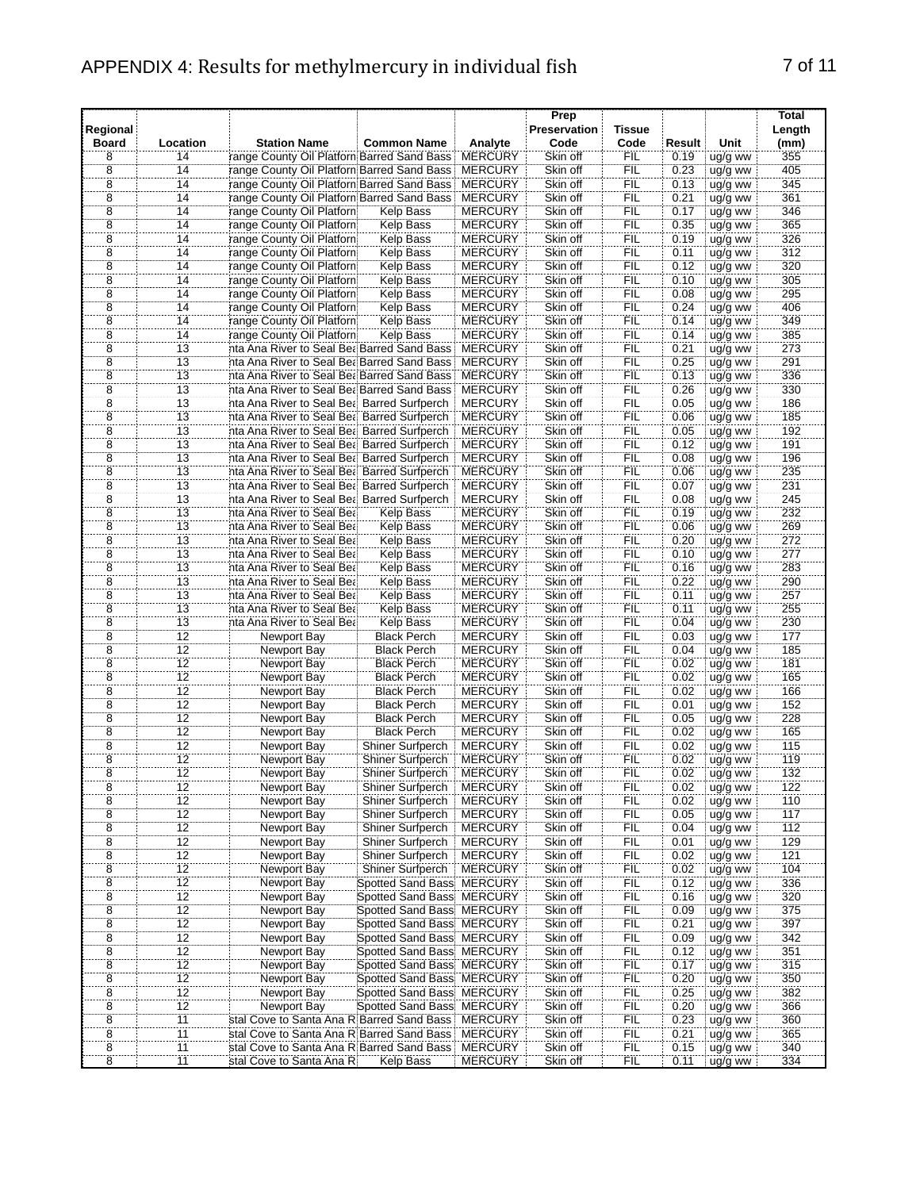# APPENDIX 4: Results for methylmercury in individual fish

| Regional Board | Location | Station Name | Common Name | Analyte | Prep Preservation Code | Tissue Code | Result | Unit | Total Length (mm) |
|---|---|---|---|---|---|---|---|---|---|
| 8 | 14 | range County Oil Platforn | Barred Sand Bass | MERCURY | Skin off | FIL | 0.19 | ug/g ww | 355 |
| 8 | 14 | range County Oil Platforn | Barred Sand Bass | MERCURY | Skin off | FIL | 0.23 | ug/g ww | 405 |
| 8 | 14 | range County Oil Platforn | Barred Sand Bass | MERCURY | Skin off | FIL | 0.13 | ug/g ww | 345 |
| 8 | 14 | range County Oil Platforn | Barred Sand Bass | MERCURY | Skin off | FIL | 0.21 | ug/g ww | 361 |
| 8 | 14 | range County Oil Platforn | Kelp Bass | MERCURY | Skin off | FIL | 0.17 | ug/g ww | 346 |
| 8 | 14 | range County Oil Platforn | Kelp Bass | MERCURY | Skin off | FIL | 0.35 | ug/g ww | 365 |
| 8 | 14 | range County Oil Platforn | Kelp Bass | MERCURY | Skin off | FIL | 0.19 | ug/g ww | 326 |
| 8 | 14 | range County Oil Platforn | Kelp Bass | MERCURY | Skin off | FIL | 0.11 | ug/g ww | 312 |
| 8 | 14 | range County Oil Platforn | Kelp Bass | MERCURY | Skin off | FIL | 0.12 | ug/g ww | 320 |
| 8 | 14 | range County Oil Platforn | Kelp Bass | MERCURY | Skin off | FIL | 0.10 | ug/g ww | 305 |
| 8 | 14 | range County Oil Platforn | Kelp Bass | MERCURY | Skin off | FIL | 0.08 | ug/g ww | 295 |
| 8 | 14 | range County Oil Platforn | Kelp Bass | MERCURY | Skin off | FIL | 0.24 | ug/g ww | 406 |
| 8 | 14 | range County Oil Platforn | Kelp Bass | MERCURY | Skin off | FIL | 0.14 | ug/g ww | 349 |
| 8 | 14 | range County Oil Platforn | Kelp Bass | MERCURY | Skin off | FIL | 0.14 | ug/g ww | 385 |
| 8 | 13 | nta Ana River to Seal Bea | Barred Sand Bass | MERCURY | Skin off | FIL | 0.21 | ug/g ww | 273 |
| 8 | 13 | nta Ana River to Seal Bea | Barred Sand Bass | MERCURY | Skin off | FIL | 0.25 | ug/g ww | 291 |
| 8 | 13 | nta Ana River to Seal Bea | Barred Sand Bass | MERCURY | Skin off | FIL | 0.13 | ug/g ww | 336 |
| 8 | 13 | nta Ana River to Seal Bea | Barred Sand Bass | MERCURY | Skin off | FIL | 0.26 | ug/g ww | 330 |
| 8 | 13 | nta Ana River to Seal Bea | Barred Surfperch | MERCURY | Skin off | FIL | 0.05 | ug/g ww | 186 |
| 8 | 13 | nta Ana River to Seal Bea | Barred Surfperch | MERCURY | Skin off | FIL | 0.06 | ug/g ww | 185 |
| 8 | 13 | nta Ana River to Seal Bea | Barred Surfperch | MERCURY | Skin off | FIL | 0.05 | ug/g ww | 192 |
| 8 | 13 | nta Ana River to Seal Bea | Barred Surfperch | MERCURY | Skin off | FIL | 0.12 | ug/g ww | 191 |
| 8 | 13 | nta Ana River to Seal Bea | Barred Surfperch | MERCURY | Skin off | FIL | 0.08 | ug/g ww | 196 |
| 8 | 13 | nta Ana River to Seal Bea | Barred Surfperch | MERCURY | Skin off | FIL | 0.06 | ug/g ww | 235 |
| 8 | 13 | nta Ana River to Seal Bea | Barred Surfperch | MERCURY | Skin off | FIL | 0.07 | ug/g ww | 231 |
| 8 | 13 | nta Ana River to Seal Bea | Barred Surfperch | MERCURY | Skin off | FIL | 0.08 | ug/g ww | 245 |
| 8 | 13 | nta Ana River to Seal Bea | Kelp Bass | MERCURY | Skin off | FIL | 0.19 | ug/g ww | 232 |
| 8 | 13 | nta Ana River to Seal Bea | Kelp Bass | MERCURY | Skin off | FIL | 0.06 | ug/g ww | 269 |
| 8 | 13 | nta Ana River to Seal Bea | Kelp Bass | MERCURY | Skin off | FIL | 0.20 | ug/g ww | 272 |
| 8 | 13 | nta Ana River to Seal Bea | Kelp Bass | MERCURY | Skin off | FIL | 0.10 | ug/g ww | 277 |
| 8 | 13 | nta Ana River to Seal Bea | Kelp Bass | MERCURY | Skin off | FIL | 0.16 | ug/g ww | 283 |
| 8 | 13 | nta Ana River to Seal Bea | Kelp Bass | MERCURY | Skin off | FIL | 0.22 | ug/g ww | 290 |
| 8 | 13 | nta Ana River to Seal Bea | Kelp Bass | MERCURY | Skin off | FIL | 0.11 | ug/g ww | 257 |
| 8 | 13 | nta Ana River to Seal Bea | Kelp Bass | MERCURY | Skin off | FIL | 0.11 | ug/g ww | 255 |
| 8 | 13 | nta Ana River to Seal Bea | Kelp Bass | MERCURY | Skin off | FIL | 0.04 | ug/g ww | 230 |
| 8 | 12 | Newport Bay | Black Perch | MERCURY | Skin off | FIL | 0.03 | ug/g ww | 177 |
| 8 | 12 | Newport Bay | Black Perch | MERCURY | Skin off | FIL | 0.04 | ug/g ww | 185 |
| 8 | 12 | Newport Bay | Black Perch | MERCURY | Skin off | FIL | 0.02 | ug/g ww | 181 |
| 8 | 12 | Newport Bay | Black Perch | MERCURY | Skin off | FIL | 0.02 | ug/g ww | 165 |
| 8 | 12 | Newport Bay | Black Perch | MERCURY | Skin off | FIL | 0.02 | ug/g ww | 166 |
| 8 | 12 | Newport Bay | Black Perch | MERCURY | Skin off | FIL | 0.01 | ug/g ww | 152 |
| 8 | 12 | Newport Bay | Black Perch | MERCURY | Skin off | FIL | 0.05 | ug/g ww | 228 |
| 8 | 12 | Newport Bay | Black Perch | MERCURY | Skin off | FIL | 0.02 | ug/g ww | 165 |
| 8 | 12 | Newport Bay | Shiner Surfperch | MERCURY | Skin off | FIL | 0.02 | ug/g ww | 115 |
| 8 | 12 | Newport Bay | Shiner Surfperch | MERCURY | Skin off | FIL | 0.02 | ug/g ww | 119 |
| 8 | 12 | Newport Bay | Shiner Surfperch | MERCURY | Skin off | FIL | 0.02 | ug/g ww | 132 |
| 8 | 12 | Newport Bay | Shiner Surfperch | MERCURY | Skin off | FIL | 0.02 | ug/g ww | 122 |
| 8 | 12 | Newport Bay | Shiner Surfperch | MERCURY | Skin off | FIL | 0.02 | ug/g ww | 110 |
| 8 | 12 | Newport Bay | Shiner Surfperch | MERCURY | Skin off | FIL | 0.05 | ug/g ww | 117 |
| 8 | 12 | Newport Bay | Shiner Surfperch | MERCURY | Skin off | FIL | 0.04 | ug/g ww | 112 |
| 8 | 12 | Newport Bay | Shiner Surfperch | MERCURY | Skin off | FIL | 0.01 | ug/g ww | 129 |
| 8 | 12 | Newport Bay | Shiner Surfperch | MERCURY | Skin off | FIL | 0.02 | ug/g ww | 121 |
| 8 | 12 | Newport Bay | Shiner Surfperch | MERCURY | Skin off | FIL | 0.02 | ug/g ww | 104 |
| 8 | 12 | Newport Bay | Spotted Sand Bass | MERCURY | Skin off | FIL | 0.12 | ug/g ww | 336 |
| 8 | 12 | Newport Bay | Spotted Sand Bass | MERCURY | Skin off | FIL | 0.16 | ug/g ww | 320 |
| 8 | 12 | Newport Bay | Spotted Sand Bass | MERCURY | Skin off | FIL | 0.09 | ug/g ww | 375 |
| 8 | 12 | Newport Bay | Spotted Sand Bass | MERCURY | Skin off | FIL | 0.21 | ug/g ww | 397 |
| 8 | 12 | Newport Bay | Spotted Sand Bass | MERCURY | Skin off | FIL | 0.09 | ug/g ww | 342 |
| 8 | 12 | Newport Bay | Spotted Sand Bass | MERCURY | Skin off | FIL | 0.12 | ug/g ww | 351 |
| 8 | 12 | Newport Bay | Spotted Sand Bass | MERCURY | Skin off | FIL | 0.17 | ug/g ww | 315 |
| 8 | 12 | Newport Bay | Spotted Sand Bass | MERCURY | Skin off | FIL | 0.20 | ug/g ww | 350 |
| 8 | 12 | Newport Bay | Spotted Sand Bass | MERCURY | Skin off | FIL | 0.25 | ug/g ww | 382 |
| 8 | 12 | Newport Bay | Spotted Sand Bass | MERCURY | Skin off | FIL | 0.20 | ug/g ww | 366 |
| 8 | 11 | stal Cove to Santa Ana R | Barred Sand Bass | MERCURY | Skin off | FIL | 0.23 | ug/g ww | 360 |
| 8 | 11 | stal Cove to Santa Ana R | Barred Sand Bass | MERCURY | Skin off | FIL | 0.21 | ug/g ww | 365 |
| 8 | 11 | stal Cove to Santa Ana R | Barred Sand Bass | MERCURY | Skin off | FIL | 0.15 | ug/g ww | 340 |
| 8 | 11 | stal Cove to Santa Ana R | Kelp Bass | MERCURY | Skin off | FIL | 0.11 | ug/g ww | 334 |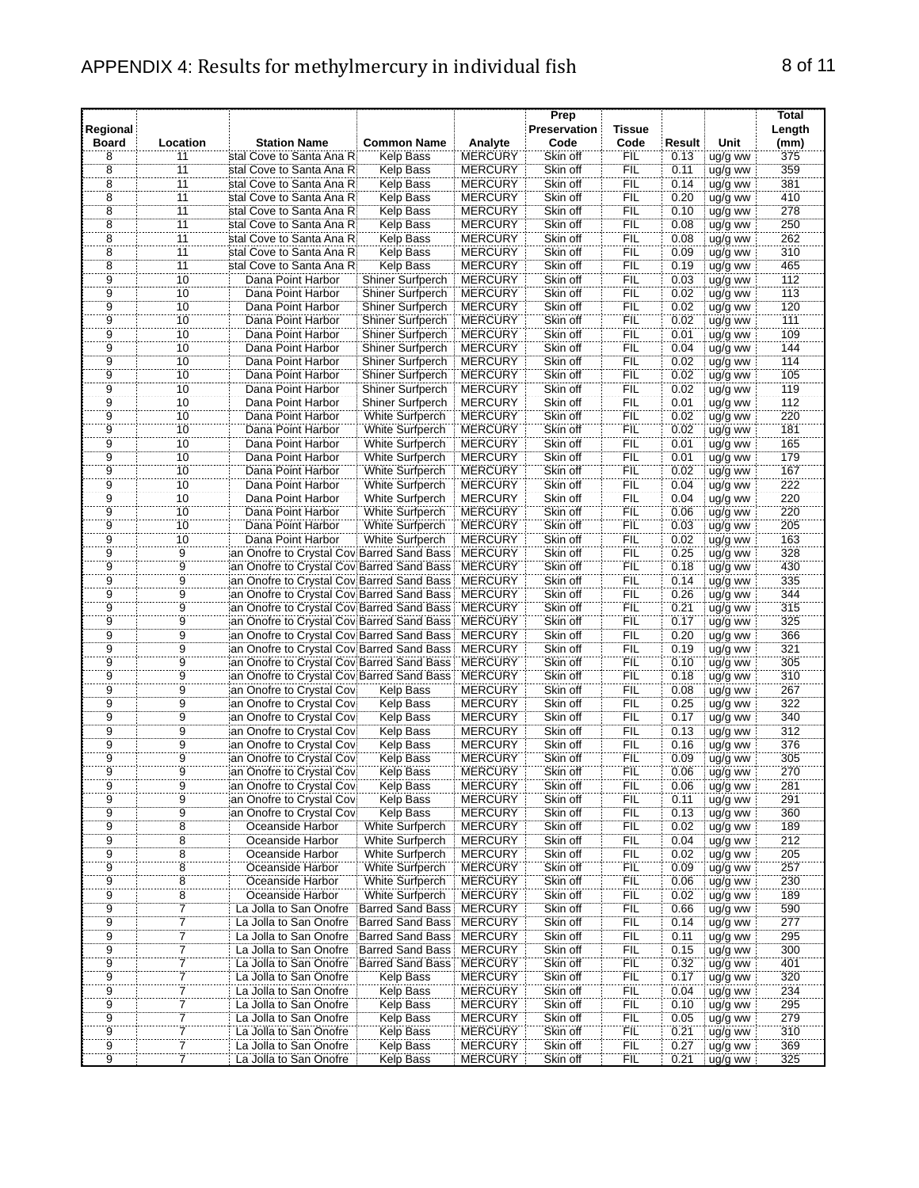# APPENDIX 4: Results for methylmercury in individual fish

| Regional Board | Location | Station Name | Common Name | Analyte | Prep Preservation Code | Tissue Code | Result | Unit | Total Length (mm) |
|---|---|---|---|---|---|---|---|---|---|
| 8 | 11 | stal Cove to Santa Ana R | Kelp Bass | MERCURY | Skin off | FIL | 0.13 | ug/g ww | 375 |
| 8 | 11 | stal Cove to Santa Ana R | Kelp Bass | MERCURY | Skin off | FIL | 0.11 | ug/g ww | 359 |
| 8 | 11 | stal Cove to Santa Ana R | Kelp Bass | MERCURY | Skin off | FIL | 0.14 | ug/g ww | 381 |
| 8 | 11 | stal Cove to Santa Ana R | Kelp Bass | MERCURY | Skin off | FIL | 0.20 | ug/g ww | 410 |
| 8 | 11 | stal Cove to Santa Ana R | Kelp Bass | MERCURY | Skin off | FIL | 0.10 | ug/g ww | 278 |
| 8 | 11 | stal Cove to Santa Ana R | Kelp Bass | MERCURY | Skin off | FIL | 0.08 | ug/g ww | 250 |
| 8 | 11 | stal Cove to Santa Ana R | Kelp Bass | MERCURY | Skin off | FIL | 0.08 | ug/g ww | 262 |
| 8 | 11 | stal Cove to Santa Ana R | Kelp Bass | MERCURY | Skin off | FIL | 0.09 | ug/g ww | 310 |
| 8 | 11 | stal Cove to Santa Ana R | Kelp Bass | MERCURY | Skin off | FIL | 0.19 | ug/g ww | 465 |
| 9 | 10 | Dana Point Harbor | Shiner Surfperch | MERCURY | Skin off | FIL | 0.03 | ug/g ww | 112 |
| 9 | 10 | Dana Point Harbor | Shiner Surfperch | MERCURY | Skin off | FIL | 0.02 | ug/g ww | 113 |
| 9 | 10 | Dana Point Harbor | Shiner Surfperch | MERCURY | Skin off | FIL | 0.02 | ug/g ww | 120 |
| 9 | 10 | Dana Point Harbor | Shiner Surfperch | MERCURY | Skin off | FIL | 0.02 | ug/g ww | 111 |
| 9 | 10 | Dana Point Harbor | Shiner Surfperch | MERCURY | Skin off | FIL | 0.01 | ug/g ww | 109 |
| 9 | 10 | Dana Point Harbor | Shiner Surfperch | MERCURY | Skin off | FIL | 0.04 | ug/g ww | 144 |
| 9 | 10 | Dana Point Harbor | Shiner Surfperch | MERCURY | Skin off | FIL | 0.02 | ug/g ww | 114 |
| 9 | 10 | Dana Point Harbor | Shiner Surfperch | MERCURY | Skin off | FIL | 0.02 | ug/g ww | 105 |
| 9 | 10 | Dana Point Harbor | Shiner Surfperch | MERCURY | Skin off | FIL | 0.02 | ug/g ww | 119 |
| 9 | 10 | Dana Point Harbor | Shiner Surfperch | MERCURY | Skin off | FIL | 0.01 | ug/g ww | 112 |
| 9 | 10 | Dana Point Harbor | White Surfperch | MERCURY | Skin off | FIL | 0.02 | ug/g ww | 220 |
| 9 | 10 | Dana Point Harbor | White Surfperch | MERCURY | Skin off | FIL | 0.02 | ug/g ww | 181 |
| 9 | 10 | Dana Point Harbor | White Surfperch | MERCURY | Skin off | FIL | 0.01 | ug/g ww | 165 |
| 9 | 10 | Dana Point Harbor | White Surfperch | MERCURY | Skin off | FIL | 0.01 | ug/g ww | 179 |
| 9 | 10 | Dana Point Harbor | White Surfperch | MERCURY | Skin off | FIL | 0.02 | ug/g ww | 167 |
| 9 | 10 | Dana Point Harbor | White Surfperch | MERCURY | Skin off | FIL | 0.04 | ug/g ww | 222 |
| 9 | 10 | Dana Point Harbor | White Surfperch | MERCURY | Skin off | FIL | 0.04 | ug/g ww | 220 |
| 9 | 10 | Dana Point Harbor | White Surfperch | MERCURY | Skin off | FIL | 0.06 | ug/g ww | 220 |
| 9 | 10 | Dana Point Harbor | White Surfperch | MERCURY | Skin off | FIL | 0.03 | ug/g ww | 205 |
| 9 | 10 | Dana Point Harbor | White Surfperch | MERCURY | Skin off | FIL | 0.02 | ug/g ww | 163 |
| 9 | 9 | an Onofre to Crystal Cov | Barred Sand Bass | MERCURY | Skin off | FIL | 0.25 | ug/g ww | 328 |
| 9 | 9 | an Onofre to Crystal Cov | Barred Sand Bass | MERCURY | Skin off | FIL | 0.18 | ug/g ww | 430 |
| 9 | 9 | an Onofre to Crystal Cov | Barred Sand Bass | MERCURY | Skin off | FIL | 0.14 | ug/g ww | 335 |
| 9 | 9 | an Onofre to Crystal Cov | Barred Sand Bass | MERCURY | Skin off | FIL | 0.26 | ug/g ww | 344 |
| 9 | 9 | an Onofre to Crystal Cov | Barred Sand Bass | MERCURY | Skin off | FIL | 0.21 | ug/g ww | 315 |
| 9 | 9 | an Onofre to Crystal Cov | Barred Sand Bass | MERCURY | Skin off | FIL | 0.17 | ug/g ww | 325 |
| 9 | 9 | an Onofre to Crystal Cov | Barred Sand Bass | MERCURY | Skin off | FIL | 0.20 | ug/g ww | 366 |
| 9 | 9 | an Onofre to Crystal Cov | Barred Sand Bass | MERCURY | Skin off | FIL | 0.19 | ug/g ww | 321 |
| 9 | 9 | an Onofre to Crystal Cov | Barred Sand Bass | MERCURY | Skin off | FIL | 0.10 | ug/g ww | 305 |
| 9 | 9 | an Onofre to Crystal Cov | Barred Sand Bass | MERCURY | Skin off | FIL | 0.18 | ug/g ww | 310 |
| 9 | 9 | an Onofre to Crystal Cov | Kelp Bass | MERCURY | Skin off | FIL | 0.08 | ug/g ww | 267 |
| 9 | 9 | an Onofre to Crystal Cov | Kelp Bass | MERCURY | Skin off | FIL | 0.25 | ug/g ww | 322 |
| 9 | 9 | an Onofre to Crystal Cov | Kelp Bass | MERCURY | Skin off | FIL | 0.17 | ug/g ww | 340 |
| 9 | 9 | an Onofre to Crystal Cov | Kelp Bass | MERCURY | Skin off | FIL | 0.13 | ug/g ww | 312 |
| 9 | 9 | an Onofre to Crystal Cov | Kelp Bass | MERCURY | Skin off | FIL | 0.16 | ug/g ww | 376 |
| 9 | 9 | an Onofre to Crystal Cov | Kelp Bass | MERCURY | Skin off | FIL | 0.09 | ug/g ww | 305 |
| 9 | 9 | an Onofre to Crystal Cov | Kelp Bass | MERCURY | Skin off | FIL | 0.06 | ug/g ww | 270 |
| 9 | 9 | an Onofre to Crystal Cov | Kelp Bass | MERCURY | Skin off | FIL | 0.06 | ug/g ww | 281 |
| 9 | 9 | an Onofre to Crystal Cov | Kelp Bass | MERCURY | Skin off | FIL | 0.11 | ug/g ww | 291 |
| 9 | 9 | an Onofre to Crystal Cov | Kelp Bass | MERCURY | Skin off | FIL | 0.13 | ug/g ww | 360 |
| 9 | 8 | Oceanside Harbor | White Surfperch | MERCURY | Skin off | FIL | 0.02 | ug/g ww | 189 |
| 9 | 8 | Oceanside Harbor | White Surfperch | MERCURY | Skin off | FIL | 0.04 | ug/g ww | 212 |
| 9 | 8 | Oceanside Harbor | White Surfperch | MERCURY | Skin off | FIL | 0.02 | ug/g ww | 205 |
| 9 | 8 | Oceanside Harbor | White Surfperch | MERCURY | Skin off | FIL | 0.09 | ug/g ww | 257 |
| 9 | 8 | Oceanside Harbor | White Surfperch | MERCURY | Skin off | FIL | 0.06 | ug/g ww | 230 |
| 9 | 8 | Oceanside Harbor | White Surfperch | MERCURY | Skin off | FIL | 0.02 | ug/g ww | 189 |
| 9 | 7 | La Jolla to San Onofre | Barred Sand Bass | MERCURY | Skin off | FIL | 0.66 | ug/g ww | 590 |
| 9 | 7 | La Jolla to San Onofre | Barred Sand Bass | MERCURY | Skin off | FIL | 0.14 | ug/g ww | 277 |
| 9 | 7 | La Jolla to San Onofre | Barred Sand Bass | MERCURY | Skin off | FIL | 0.11 | ug/g ww | 295 |
| 9 | 7 | La Jolla to San Onofre | Barred Sand Bass | MERCURY | Skin off | FIL | 0.15 | ug/g ww | 300 |
| 9 | 7 | La Jolla to San Onofre | Barred Sand Bass | MERCURY | Skin off | FIL | 0.32 | ug/g ww | 401 |
| 9 | 7 | La Jolla to San Onofre | Kelp Bass | MERCURY | Skin off | FIL | 0.17 | ug/g ww | 320 |
| 9 | 7 | La Jolla to San Onofre | Kelp Bass | MERCURY | Skin off | FIL | 0.04 | ug/g ww | 234 |
| 9 | 7 | La Jolla to San Onofre | Kelp Bass | MERCURY | Skin off | FIL | 0.10 | ug/g ww | 295 |
| 9 | 7 | La Jolla to San Onofre | Kelp Bass | MERCURY | Skin off | FIL | 0.05 | ug/g ww | 279 |
| 9 | 7 | La Jolla to San Onofre | Kelp Bass | MERCURY | Skin off | FIL | 0.21 | ug/g ww | 310 |
| 9 | 7 | La Jolla to San Onofre | Kelp Bass | MERCURY | Skin off | FIL | 0.27 | ug/g ww | 369 |
| 9 | 7 | La Jolla to San Onofre | Kelp Bass | MERCURY | Skin off | FIL | 0.21 | ug/g ww | 325 |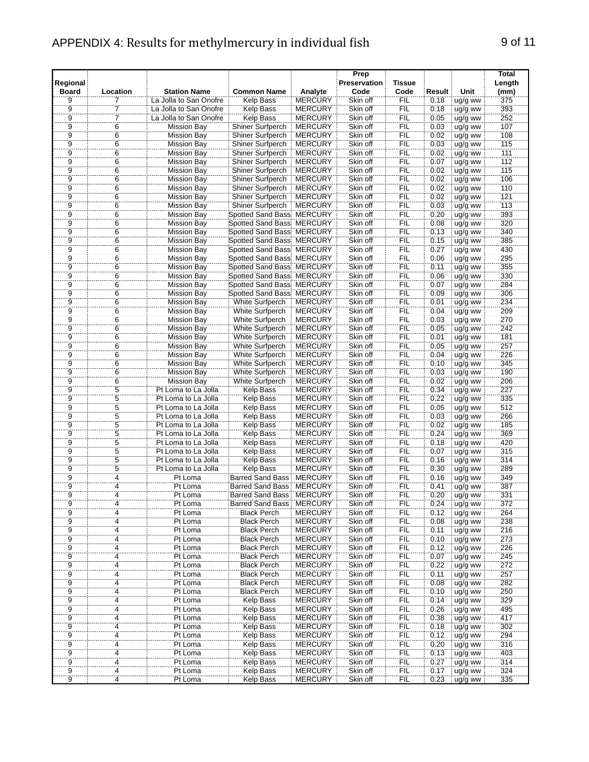# APPENDIX 4: Results for methylmercury in individual fish

| Regional Board | Location | Station Name | Common Name | Analyte | Prep Preservation Code | Tissue Code | Result | Unit | Total Length (mm) |
|---|---|---|---|---|---|---|---|---|---|
| 9 | 7 | La Jolla to San Onofre | Kelp Bass | MERCURY | Skin off | FIL | 0.18 | ug/g ww | 375 |
| 9 | 7 | La Jolla to San Onofre | Kelp Bass | MERCURY | Skin off | FIL | 0.18 | ug/g ww | 393 |
| 9 | 7 | La Jolla to San Onofre | Kelp Bass | MERCURY | Skin off | FIL | 0.05 | ug/g ww | 252 |
| 9 | 6 | Mission Bay | Shiner Surfperch | MERCURY | Skin off | FIL | 0.03 | ug/g ww | 107 |
| 9 | 6 | Mission Bay | Shiner Surfperch | MERCURY | Skin off | FIL | 0.02 | ug/g ww | 108 |
| 9 | 6 | Mission Bay | Shiner Surfperch | MERCURY | Skin off | FIL | 0.03 | ug/g ww | 115 |
| 9 | 6 | Mission Bay | Shiner Surfperch | MERCURY | Skin off | FIL | 0.02 | ug/g ww | 111 |
| 9 | 6 | Mission Bay | Shiner Surfperch | MERCURY | Skin off | FIL | 0.07 | ug/g ww | 112 |
| 9 | 6 | Mission Bay | Shiner Surfperch | MERCURY | Skin off | FIL | 0.02 | ug/g ww | 115 |
| 9 | 6 | Mission Bay | Shiner Surfperch | MERCURY | Skin off | FIL | 0.02 | ug/g ww | 106 |
| 9 | 6 | Mission Bay | Shiner Surfperch | MERCURY | Skin off | FIL | 0.02 | ug/g ww | 110 |
| 9 | 6 | Mission Bay | Shiner Surfperch | MERCURY | Skin off | FIL | 0.02 | ug/g ww | 121 |
| 9 | 6 | Mission Bay | Shiner Surfperch | MERCURY | Skin off | FIL | 0.03 | ug/g ww | 113 |
| 9 | 6 | Mission Bay | Spotted Sand Bass | MERCURY | Skin off | FIL | 0.20 | ug/g ww | 393 |
| 9 | 6 | Mission Bay | Spotted Sand Bass | MERCURY | Skin off | FIL | 0.08 | ug/g ww | 320 |
| 9 | 6 | Mission Bay | Spotted Sand Bass | MERCURY | Skin off | FIL | 0.13 | ug/g ww | 340 |
| 9 | 6 | Mission Bay | Spotted Sand Bass | MERCURY | Skin off | FIL | 0.15 | ug/g ww | 385 |
| 9 | 6 | Mission Bay | Spotted Sand Bass | MERCURY | Skin off | FIL | 0.27 | ug/g ww | 430 |
| 9 | 6 | Mission Bay | Spotted Sand Bass | MERCURY | Skin off | FIL | 0.06 | ug/g ww | 295 |
| 9 | 6 | Mission Bay | Spotted Sand Bass | MERCURY | Skin off | FIL | 0.11 | ug/g ww | 355 |
| 9 | 6 | Mission Bay | Spotted Sand Bass | MERCURY | Skin off | FIL | 0.06 | ug/g ww | 330 |
| 9 | 6 | Mission Bay | Spotted Sand Bass | MERCURY | Skin off | FIL | 0.07 | ug/g ww | 284 |
| 9 | 6 | Mission Bay | Spotted Sand Bass | MERCURY | Skin off | FIL | 0.09 | ug/g ww | 306 |
| 9 | 6 | Mission Bay | White Surfperch | MERCURY | Skin off | FIL | 0.01 | ug/g ww | 234 |
| 9 | 6 | Mission Bay | White Surfperch | MERCURY | Skin off | FIL | 0.04 | ug/g ww | 209 |
| 9 | 6 | Mission Bay | White Surfperch | MERCURY | Skin off | FIL | 0.03 | ug/g ww | 270 |
| 9 | 6 | Mission Bay | White Surfperch | MERCURY | Skin off | FIL | 0.05 | ug/g ww | 242 |
| 9 | 6 | Mission Bay | White Surfperch | MERCURY | Skin off | FIL | 0.01 | ug/g ww | 181 |
| 9 | 6 | Mission Bay | White Surfperch | MERCURY | Skin off | FIL | 0.05 | ug/g ww | 257 |
| 9 | 6 | Mission Bay | White Surfperch | MERCURY | Skin off | FIL | 0.04 | ug/g ww | 226 |
| 9 | 6 | Mission Bay | White Surfperch | MERCURY | Skin off | FIL | 0.10 | ug/g ww | 345 |
| 9 | 6 | Mission Bay | White Surfperch | MERCURY | Skin off | FIL | 0.03 | ug/g ww | 190 |
| 9 | 6 | Mission Bay | White Surfperch | MERCURY | Skin off | FIL | 0.02 | ug/g ww | 206 |
| 9 | 5 | Pt Loma to La Jolla | Kelp Bass | MERCURY | Skin off | FIL | 0.34 | ug/g ww | 227 |
| 9 | 5 | Pt Loma to La Jolla | Kelp Bass | MERCURY | Skin off | FIL | 0.22 | ug/g ww | 335 |
| 9 | 5 | Pt Loma to La Jolla | Kelp Bass | MERCURY | Skin off | FIL | 0.05 | ug/g ww | 512 |
| 9 | 5 | Pt Loma to La Jolla | Kelp Bass | MERCURY | Skin off | FIL | 0.03 | ug/g ww | 266 |
| 9 | 5 | Pt Loma to La Jolla | Kelp Bass | MERCURY | Skin off | FIL | 0.02 | ug/g ww | 185 |
| 9 | 5 | Pt Loma to La Jolla | Kelp Bass | MERCURY | Skin off | FIL | 0.24 | ug/g ww | 369 |
| 9 | 5 | Pt Loma to La Jolla | Kelp Bass | MERCURY | Skin off | FIL | 0.18 | ug/g ww | 420 |
| 9 | 5 | Pt Loma to La Jolla | Kelp Bass | MERCURY | Skin off | FIL | 0.07 | ug/g ww | 315 |
| 9 | 5 | Pt Loma to La Jolla | Kelp Bass | MERCURY | Skin off | FIL | 0.16 | ug/g ww | 314 |
| 9 | 5 | Pt Loma to La Jolla | Kelp Bass | MERCURY | Skin off | FIL | 0.30 | ug/g ww | 289 |
| 9 | 4 | Pt Loma | Barred Sand Bass | MERCURY | Skin off | FIL | 0.16 | ug/g ww | 349 |
| 9 | 4 | Pt Loma | Barred Sand Bass | MERCURY | Skin off | FIL | 0.41 | ug/g ww | 387 |
| 9 | 4 | Pt Loma | Barred Sand Bass | MERCURY | Skin off | FIL | 0.20 | ug/g ww | 331 |
| 9 | 4 | Pt Loma | Barred Sand Bass | MERCURY | Skin off | FIL | 0.24 | ug/g ww | 372 |
| 9 | 4 | Pt Loma | Black Perch | MERCURY | Skin off | FIL | 0.12 | ug/g ww | 264 |
| 9 | 4 | Pt Loma | Black Perch | MERCURY | Skin off | FIL | 0.08 | ug/g ww | 238 |
| 9 | 4 | Pt Loma | Black Perch | MERCURY | Skin off | FIL | 0.11 | ug/g ww | 216 |
| 9 | 4 | Pt Loma | Black Perch | MERCURY | Skin off | FIL | 0.10 | ug/g ww | 273 |
| 9 | 4 | Pt Loma | Black Perch | MERCURY | Skin off | FIL | 0.12 | ug/g ww | 226 |
| 9 | 4 | Pt Loma | Black Perch | MERCURY | Skin off | FIL | 0.07 | ug/g ww | 245 |
| 9 | 4 | Pt Loma | Black Perch | MERCURY | Skin off | FIL | 0.22 | ug/g ww | 272 |
| 9 | 4 | Pt Loma | Black Perch | MERCURY | Skin off | FIL | 0.11 | ug/g ww | 257 |
| 9 | 4 | Pt Loma | Black Perch | MERCURY | Skin off | FIL | 0.08 | ug/g ww | 282 |
| 9 | 4 | Pt Loma | Black Perch | MERCURY | Skin off | FIL | 0.10 | ug/g ww | 250 |
| 9 | 4 | Pt Loma | Kelp Bass | MERCURY | Skin off | FIL | 0.14 | ug/g ww | 329 |
| 9 | 4 | Pt Loma | Kelp Bass | MERCURY | Skin off | FIL | 0.26 | ug/g ww | 495 |
| 9 | 4 | Pt Loma | Kelp Bass | MERCURY | Skin off | FIL | 0.38 | ug/g ww | 417 |
| 9 | 4 | Pt Loma | Kelp Bass | MERCURY | Skin off | FIL | 0.18 | ug/g ww | 302 |
| 9 | 4 | Pt Loma | Kelp Bass | MERCURY | Skin off | FIL | 0.12 | ug/g ww | 294 |
| 9 | 4 | Pt Loma | Kelp Bass | MERCURY | Skin off | FIL | 0.20 | ug/g ww | 316 |
| 9 | 4 | Pt Loma | Kelp Bass | MERCURY | Skin off | FIL | 0.13 | ug/g ww | 403 |
| 9 | 4 | Pt Loma | Kelp Bass | MERCURY | Skin off | FIL | 0.27 | ug/g ww | 314 |
| 9 | 4 | Pt Loma | Kelp Bass | MERCURY | Skin off | FIL | 0.17 | ug/g ww | 324 |
| 9 | 4 | Pt Loma | Kelp Bass | MERCURY | Skin off | FIL | 0.23 | ug/g ww | 335 |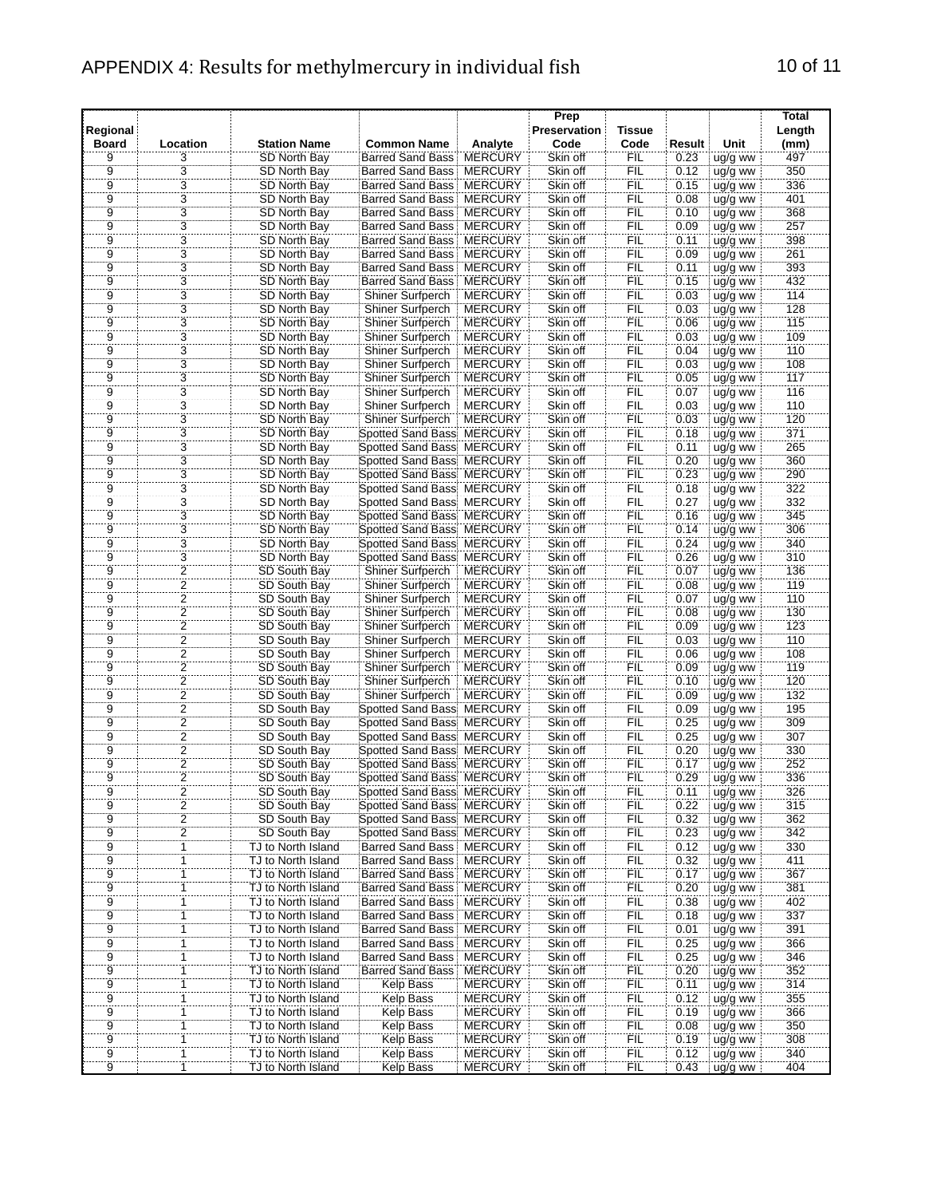# APPENDIX 4: Results for methylmercury in individual fish

| Regional Board | Location | Station Name | Common Name | Analyte | Prep Preservation Code | Tissue Code | Result | Unit | Total Length (mm) |
|---|---|---|---|---|---|---|---|---|---|
| 9 | 3 | SD North Bay | Barred Sand Bass | MERCURY | Skin off | FIL | 0.23 | ug/g ww | 497 |
| 9 | 3 | SD North Bay | Barred Sand Bass | MERCURY | Skin off | FIL | 0.12 | ug/g ww | 350 |
| 9 | 3 | SD North Bay | Barred Sand Bass | MERCURY | Skin off | FIL | 0.15 | ug/g ww | 336 |
| 9 | 3 | SD North Bay | Barred Sand Bass | MERCURY | Skin off | FIL | 0.08 | ug/g ww | 401 |
| 9 | 3 | SD North Bay | Barred Sand Bass | MERCURY | Skin off | FIL | 0.10 | ug/g ww | 368 |
| 9 | 3 | SD North Bay | Barred Sand Bass | MERCURY | Skin off | FIL | 0.09 | ug/g ww | 257 |
| 9 | 3 | SD North Bay | Barred Sand Bass | MERCURY | Skin off | FIL | 0.11 | ug/g ww | 398 |
| 9 | 3 | SD North Bay | Barred Sand Bass | MERCURY | Skin off | FIL | 0.09 | ug/g ww | 261 |
| 9 | 3 | SD North Bay | Barred Sand Bass | MERCURY | Skin off | FIL | 0.11 | ug/g ww | 393 |
| 9 | 3 | SD North Bay | Barred Sand Bass | MERCURY | Skin off | FIL | 0.15 | ug/g ww | 432 |
| 9 | 3 | SD North Bay | Shiner Surfperch | MERCURY | Skin off | FIL | 0.03 | ug/g ww | 114 |
| 9 | 3 | SD North Bay | Shiner Surfperch | MERCURY | Skin off | FIL | 0.03 | ug/g ww | 128 |
| 9 | 3 | SD North Bay | Shiner Surfperch | MERCURY | Skin off | FIL | 0.06 | ug/g ww | 115 |
| 9 | 3 | SD North Bay | Shiner Surfperch | MERCURY | Skin off | FIL | 0.03 | ug/g ww | 109 |
| 9 | 3 | SD North Bay | Shiner Surfperch | MERCURY | Skin off | FIL | 0.04 | ug/g ww | 110 |
| 9 | 3 | SD North Bay | Shiner Surfperch | MERCURY | Skin off | FIL | 0.03 | ug/g ww | 108 |
| 9 | 3 | SD North Bay | Shiner Surfperch | MERCURY | Skin off | FIL | 0.05 | ug/g ww | 117 |
| 9 | 3 | SD North Bay | Shiner Surfperch | MERCURY | Skin off | FIL | 0.07 | ug/g ww | 116 |
| 9 | 3 | SD North Bay | Shiner Surfperch | MERCURY | Skin off | FIL | 0.03 | ug/g ww | 110 |
| 9 | 3 | SD North Bay | Shiner Surfperch | MERCURY | Skin off | FIL | 0.03 | ug/g ww | 120 |
| 9 | 3 | SD North Bay | Spotted Sand Bass | MERCURY | Skin off | FIL | 0.18 | ug/g ww | 371 |
| 9 | 3 | SD North Bay | Spotted Sand Bass | MERCURY | Skin off | FIL | 0.11 | ug/g ww | 265 |
| 9 | 3 | SD North Bay | Spotted Sand Bass | MERCURY | Skin off | FIL | 0.20 | ug/g ww | 360 |
| 9 | 3 | SD North Bay | Spotted Sand Bass | MERCURY | Skin off | FIL | 0.23 | ug/g ww | 290 |
| 9 | 3 | SD North Bay | Spotted Sand Bass | MERCURY | Skin off | FIL | 0.18 | ug/g ww | 322 |
| 9 | 3 | SD North Bay | Spotted Sand Bass | MERCURY | Skin off | FIL | 0.27 | ug/g ww | 332 |
| 9 | 3 | SD North Bay | Spotted Sand Bass | MERCURY | Skin off | FIL | 0.16 | ug/g ww | 345 |
| 9 | 3 | SD North Bay | Spotted Sand Bass | MERCURY | Skin off | FIL | 0.14 | ug/g ww | 306 |
| 9 | 3 | SD North Bay | Spotted Sand Bass | MERCURY | Skin off | FIL | 0.24 | ug/g ww | 340 |
| 9 | 3 | SD North Bay | Spotted Sand Bass | MERCURY | Skin off | FIL | 0.26 | ug/g ww | 310 |
| 9 | 2 | SD South Bay | Shiner Surfperch | MERCURY | Skin off | FIL | 0.07 | ug/g ww | 136 |
| 9 | 2 | SD South Bay | Shiner Surfperch | MERCURY | Skin off | FIL | 0.08 | ug/g ww | 119 |
| 9 | 2 | SD South Bay | Shiner Surfperch | MERCURY | Skin off | FIL | 0.07 | ug/g ww | 110 |
| 9 | 2 | SD South Bay | Shiner Surfperch | MERCURY | Skin off | FIL | 0.08 | ug/g ww | 130 |
| 9 | 2 | SD South Bay | Shiner Surfperch | MERCURY | Skin off | FIL | 0.09 | ug/g ww | 123 |
| 9 | 2 | SD South Bay | Shiner Surfperch | MERCURY | Skin off | FIL | 0.03 | ug/g ww | 110 |
| 9 | 2 | SD South Bay | Shiner Surfperch | MERCURY | Skin off | FIL | 0.06 | ug/g ww | 108 |
| 9 | 2 | SD South Bay | Shiner Surfperch | MERCURY | Skin off | FIL | 0.09 | ug/g ww | 119 |
| 9 | 2 | SD South Bay | Shiner Surfperch | MERCURY | Skin off | FIL | 0.10 | ug/g ww | 120 |
| 9 | 2 | SD South Bay | Shiner Surfperch | MERCURY | Skin off | FIL | 0.09 | ug/g ww | 132 |
| 9 | 2 | SD South Bay | Spotted Sand Bass | MERCURY | Skin off | FIL | 0.09 | ug/g ww | 195 |
| 9 | 2 | SD South Bay | Spotted Sand Bass | MERCURY | Skin off | FIL | 0.25 | ug/g ww | 309 |
| 9 | 2 | SD South Bay | Spotted Sand Bass | MERCURY | Skin off | FIL | 0.25 | ug/g ww | 307 |
| 9 | 2 | SD South Bay | Spotted Sand Bass | MERCURY | Skin off | FIL | 0.20 | ug/g ww | 330 |
| 9 | 2 | SD South Bay | Spotted Sand Bass | MERCURY | Skin off | FIL | 0.17 | ug/g ww | 252 |
| 9 | 2 | SD South Bay | Spotted Sand Bass | MERCURY | Skin off | FIL | 0.29 | ug/g ww | 336 |
| 9 | 2 | SD South Bay | Spotted Sand Bass | MERCURY | Skin off | FIL | 0.11 | ug/g ww | 326 |
| 9 | 2 | SD South Bay | Spotted Sand Bass | MERCURY | Skin off | FIL | 0.22 | ug/g ww | 315 |
| 9 | 2 | SD South Bay | Spotted Sand Bass | MERCURY | Skin off | FIL | 0.32 | ug/g ww | 362 |
| 9 | 2 | SD South Bay | Spotted Sand Bass | MERCURY | Skin off | FIL | 0.23 | ug/g ww | 342 |
| 9 | 1 | TJ to North Island | Barred Sand Bass | MERCURY | Skin off | FIL | 0.12 | ug/g ww | 330 |
| 9 | 1 | TJ to North Island | Barred Sand Bass | MERCURY | Skin off | FIL | 0.32 | ug/g ww | 411 |
| 9 | 1 | TJ to North Island | Barred Sand Bass | MERCURY | Skin off | FIL | 0.17 | ug/g ww | 367 |
| 9 | 1 | TJ to North Island | Barred Sand Bass | MERCURY | Skin off | FIL | 0.20 | ug/g ww | 381 |
| 9 | 1 | TJ to North Island | Barred Sand Bass | MERCURY | Skin off | FIL | 0.38 | ug/g ww | 402 |
| 9 | 1 | TJ to North Island | Barred Sand Bass | MERCURY | Skin off | FIL | 0.18 | ug/g ww | 337 |
| 9 | 1 | TJ to North Island | Barred Sand Bass | MERCURY | Skin off | FIL | 0.01 | ug/g ww | 391 |
| 9 | 1 | TJ to North Island | Barred Sand Bass | MERCURY | Skin off | FIL | 0.25 | ug/g ww | 366 |
| 9 | 1 | TJ to North Island | Barred Sand Bass | MERCURY | Skin off | FIL | 0.25 | ug/g ww | 346 |
| 9 | 1 | TJ to North Island | Barred Sand Bass | MERCURY | Skin off | FIL | 0.20 | ug/g ww | 352 |
| 9 | 1 | TJ to North Island | Kelp Bass | MERCURY | Skin off | FIL | 0.11 | ug/g ww | 314 |
| 9 | 1 | TJ to North Island | Kelp Bass | MERCURY | Skin off | FIL | 0.12 | ug/g ww | 355 |
| 9 | 1 | TJ to North Island | Kelp Bass | MERCURY | Skin off | FIL | 0.19 | ug/g ww | 366 |
| 9 | 1 | TJ to North Island | Kelp Bass | MERCURY | Skin off | FIL | 0.08 | ug/g ww | 350 |
| 9 | 1 | TJ to North Island | Kelp Bass | MERCURY | Skin off | FIL | 0.19 | ug/g ww | 308 |
| 9 | 1 | TJ to North Island | Kelp Bass | MERCURY | Skin off | FIL | 0.12 | ug/g ww | 340 |
| 9 | 1 | TJ to North Island | Kelp Bass | MERCURY | Skin off | FIL | 0.43 | ug/g ww | 404 |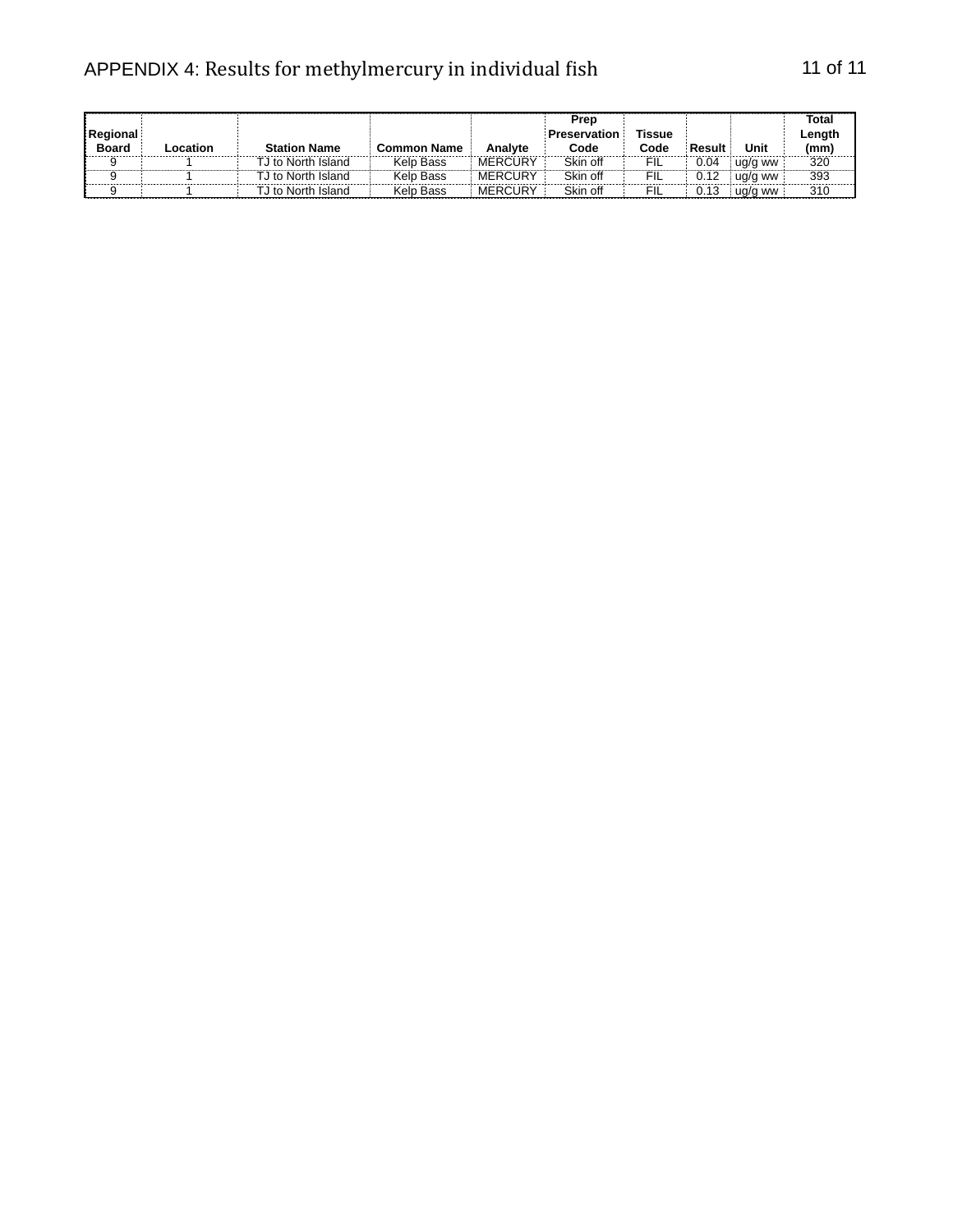# APPENDIX 4: Results for methylmercury in individual fish

| Regional Board | Location | Station Name | Common Name | Analyte | Prep Preservation Code | Tissue Code | Result | Unit | Total Length (mm) |
|---|---|---|---|---|---|---|---|---|---|
| 9 | 1 | TJ to North Island | Kelp Bass | MERCURY | Skin off | FIL | 0.04 | ug/g ww | 320 |
| 9 | 1 | TJ to North Island | Kelp Bass | MERCURY | Skin off | FIL | 0.12 | ug/g ww | 393 |
| 9 | 1 | TJ to North Island | Kelp Bass | MERCURY | Skin off | FIL | 0.13 | ug/g ww | 310 |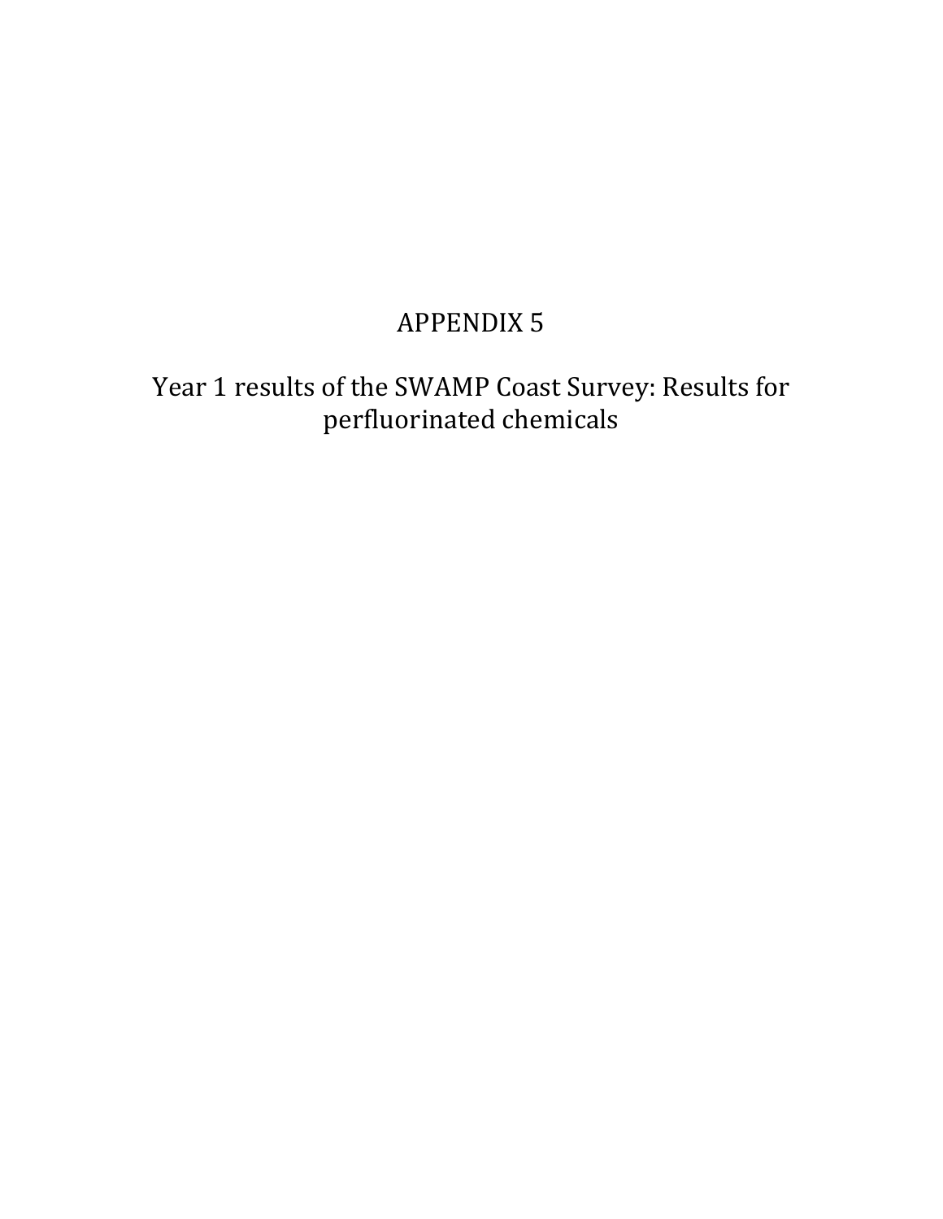# APPENDIX 5

## Year 1 results of the SWAMP Coast Survey: Results for perfluorinated chemicals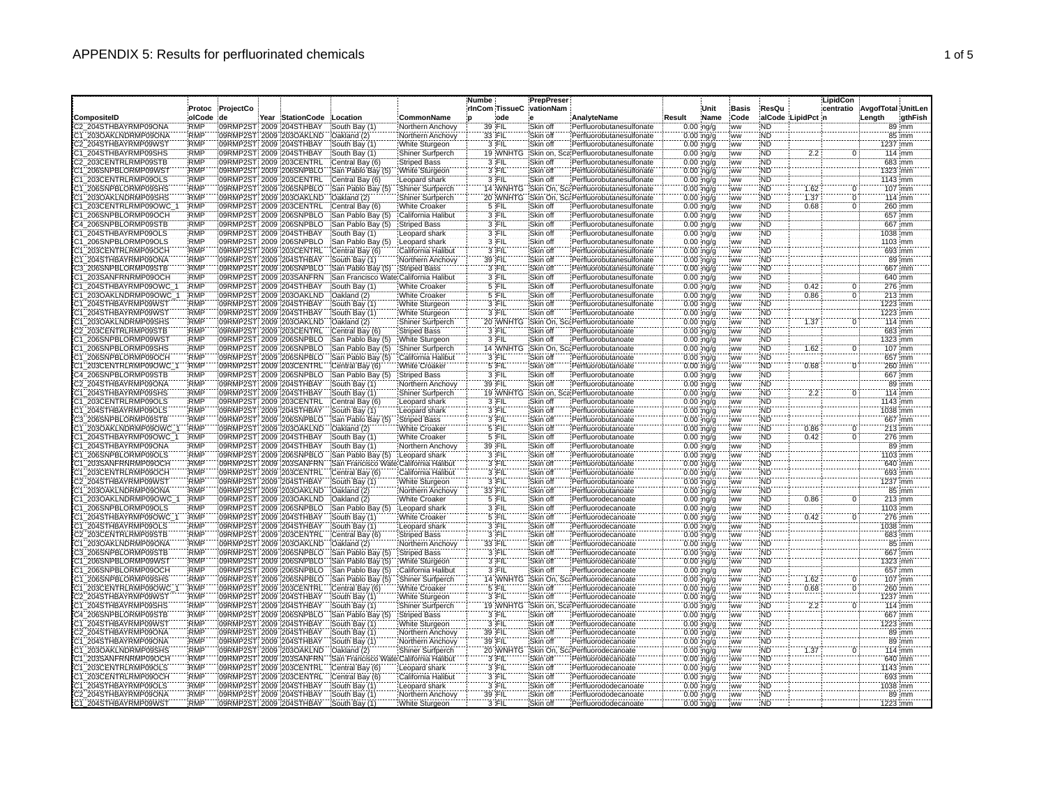# APPENDIX 5: Results for perfluorinated chemicals

| CompositeID | ProtocolCode | ProjectCode | Year | StationCode | Location | CommonName | NumberInComp | TissueCode | PrepPreservationName | AnalyteName | Result | UnitName | BasisCode | ResQualCode | LipidPct | LipidConcentration | AvgofTotalLength | UnitLengthFish |
|---|---|---|---|---|---|---|---|---|---|---|---|---|---|---|---|---|---|---|
| C2_204STHBAYRMP09ONA | RMP | 09RMP2ST | 2009 | 204STHBAY | South Bay (1) | Northern Anchovy | 39 | FIL | Skin off | Perfluorobutanesulfonate | 0.00 | ng/g | ww | ND | | | 89 | mm |
| C1_203OAKLNDRMP09ONA | RMP | 09RMP2ST | 2009 | 203OAKLND | Oakland (2) | Northern Anchovy | 33 | FIL | Skin off | Perfluorobutanesulfonate | 0.00 | ng/g | ww | ND | | | 85 | mm |
| C2_204STHBAYRMP09WST | RMP | 09RMP2ST | 2009 | 204STHBAY | South Bay (1) | White Sturgeon | 3 | FIL | Skin off | Perfluorobutanesulfonate | 0.00 | ng/g | ww | ND | | | 1237 | mm |
| C1_204STHBAYRMP09SHS | RMP | 09RMP2ST | 2009 | 204STHBAY | South Bay (1) | Shiner Surfperch | 19 | WNHTG | Skin on, Sca | Perfluorobutanesulfonate | 0.00 | ng/g | ww | ND | 2.2 | 0 | 114 | mm |
| C2_203CENTRLRMP09STB | RMP | 09RMP2ST | 2009 | 203CENTRL | Central Bay (6) | Striped Bass | 3 | FIL | Skin off | Perfluorobutanesulfonate | 0.00 | ng/g | ww | ND | | | 683 | mm |
| C1_206SNPBLORMP09WST | RMP | 09RMP2ST | 2009 | 206SNPBLO | San Pablo Bay (5) | White Sturgeon | 3 | FIL | Skin off | Perfluorobutanesulfonate | 0.00 | ng/g | ww | ND | | | 1323 | mm |
| C1_203CENTRLRMP09OLS | RMP | 09RMP2ST | 2009 | 203CENTRL | Central Bay (6) | Leopard shark | 3 | FIL | Skin off | Perfluorobutanesulfonate | 0.00 | ng/g | ww | ND | | | 1143 | mm |
| C1_206SNPBLORMP09SHS | RMP | 09RMP2ST | 2009 | 206SNPBLO | San Pablo Bay (5) | Shiner Surfperch | 14 | WNHTG | Skin On, Sca | Perfluorobutanesulfonate | 0.00 | ng/g | ww | ND | 1.62 | 0 | 107 | mm |
| C1_203OAKLNDRMP09SHS | RMP | 09RMP2ST | 2009 | 203OAKLND | Oakland (2) | Shiner Surfperch | 20 | WNHTG | Skin On, Sca | Perfluorobutanesulfonate | 0.00 | ng/g | ww | ND | 1.37 | 0 | 114 | mm |
| C1_203CENTRLRMP09OWC_1 | RMP | 09RMP2ST | 2009 | 203CENTRL | Central Bay (6) | White Croaker | 5 | FIL | Skin off | Perfluorobutanesulfonate | 0.00 | ng/g | ww | ND | 0.68 | 0 | 260 | mm |
| C1_206SNPBLORMP09OCH | RMP | 09RMP2ST | 2009 | 206SNPBLO | San Pablo Bay (5) | California Halibut | 3 | FIL | Skin off | Perfluorobutanesulfonate | 0.00 | ng/g | ww | ND | | | 657 | mm |
| C4_206SNPBLORMP09STB | RMP | 09RMP2ST | 2009 | 206SNPBLO | San Pablo Bay (5) | Striped Bass | 3 | FIL | Skin off | Perfluorobutanesulfonate | 0.00 | ng/g | ww | ND | | | 667 | mm |
| C1_204STHBAYRMP09OLS | RMP | 09RMP2ST | 2009 | 204STHBAY | South Bay (1) | Leopard shark | 3 | FIL | Skin off | Perfluorobutanesulfonate | 0.00 | ng/g | ww | ND | | | 1038 | mm |
| C1_206SNPBLORMP09OLS | RMP | 09RMP2ST | 2009 | 206SNPBLO | San Pablo Bay (5) | Leopard shark | 3 | FIL | Skin off | Perfluorobutanesulfonate | 0.00 | ng/g | ww | ND | | | 1103 | mm |
| C1_203CENTRLRMP09OCH | RMP | 09RMP2ST | 2009 | 203CENTRL | Central Bay (6) | California Halibut | 3 | FIL | Skin off | Perfluorobutanesulfonate | 0.00 | ng/g | ww | ND | | | 693 | mm |
| C1_204STHBAYRMP09ONA | RMP | 09RMP2ST | 2009 | 204STHBAY | South Bay (1) | Northern Anchovy | 39 | FIL | Skin off | Perfluorobutanesulfonate | 0.00 | ng/g | ww | ND | | | 89 | mm |
| C3_206SNPBLORMP09STB | RMP | 09RMP2ST | 2009 | 206SNPBLO | San Pablo Bay (5) | Striped Bass | 3 | FIL | Skin off | Perfluorobutanesulfonate | 0.00 | ng/g | ww | ND | | | 667 | mm |
| C1_203SANFRNRMP09OCH | RMP | 09RMP2ST | 2009 | 203SANFRN | San Francisco Wate | California Halibut | 3 | FIL | Skin off | Perfluorobutanesulfonate | 0.00 | ng/g | ww | ND | | | 640 | mm |
| C1_204STHBAYRMP09OWC_1 | RMP | 09RMP2ST | 2009 | 204STHBAY | South Bay (1) | White Croaker | 5 | FIL | Skin off | Perfluorobutanesulfonate | 0.00 | ng/g | ww | ND | 0.42 | 0 | 276 | mm |
| C1_203OAKLNDRMP09OWC_1 | RMP | 09RMP2ST | 2009 | 203OAKLND | Oakland (2) | White Croaker | 5 | FIL | Skin off | Perfluorobutanesulfonate | 0.00 | ng/g | ww | ND | 0.86 | 0 | 213 | mm |
| C1_204STHBAYRMP09WST | RMP | 09RMP2ST | 2009 | 204STHBAY | South Bay (1) | White Sturgeon | 3 | FIL | Skin off | Perfluorobutanesulfonate | 0.00 | ng/g | ww | ND | | | 1223 | mm |
| C1_204STHBAYRMP09WST | RMP | 09RMP2ST | 2009 | 204STHBAY | South Bay (1) | White Sturgeon | 3 | FIL | Skin off | Perfluorobutanoate | 0.00 | ng/g | ww | ND | | | 1223 | mm |
| C1_203OAKLNDRMP09SHS | RMP | 09RMP2ST | 2009 | 203OAKLND | Oakland (2) | Shiner Surfperch | 20 | WNHTG | Skin On, Sca | Perfluorobutanoate | 0.00 | ng/g | ww | ND | 1.37 | 0 | 114 | mm |
| C2_203CENTRLRMP09STB | RMP | 09RMP2ST | 2009 | 203CENTRL | Central Bay (6) | Striped Bass | 3 | FIL | Skin off | Perfluorobutanoate | 0.00 | ng/g | ww | ND | | | 683 | mm |
| C1_206SNPBLORMP09WST | RMP | 09RMP2ST | 2009 | 206SNPBLO | San Pablo Bay (5) | White Sturgeon | 3 | FIL | Skin off | Perfluorobutanoate | 0.00 | ng/g | ww | ND | | | 1323 | mm |
| C1_206SNPBLORMP09SHS | RMP | 09RMP2ST | 2009 | 206SNPBLO | San Pablo Bay (5) | Shiner Surfperch | 14 | WNHTG | Skin On, Sca | Perfluorobutanoate | 0.00 | ng/g | ww | ND | 1.62 | 0 | 107 | mm |
| C1_206SNPBLORMP09OCH | RMP | 09RMP2ST | 2009 | 206SNPBLO | San Pablo Bay (5) | California Halibut | 3 | FIL | Skin off | Perfluorobutanoate | 0.00 | ng/g | ww | ND | | | 657 | mm |
| C1_203CENTRLRMP09OWC_1 | RMP | 09RMP2ST | 2009 | 203CENTRL | Central Bay (6) | White Croaker | 5 | FIL | Skin off | Perfluorobutanoate | 0.00 | ng/g | ww | ND | 0.68 | 0 | 260 | mm |
| C4_206SNPBLORMP09STB | RMP | 09RMP2ST | 2009 | 206SNPBLO | San Pablo Bay (5) | Striped Bass | 3 | FIL | Skin off | Perfluorobutanoate | 0.00 | ng/g | ww | ND | | | 667 | mm |
| C2_204STHBAYRMP09ONA | RMP | 09RMP2ST | 2009 | 204STHBAY | South Bay (1) | Northern Anchovy | 39 | FIL | Skin off | Perfluorobutanoate | 0.00 | ng/g | ww | ND | | | 89 | mm |
| C1_204STHBAYRMP09SHS | RMP | 09RMP2ST | 2009 | 204STHBAY | South Bay (1) | Shiner Surfperch | 19 | WNHTG | Skin on, Sca | Perfluorobutanoate | 0.00 | ng/g | ww | ND | 2.2 | 0 | 114 | mm |
| C1_203CENTRLRMP09OLS | RMP | 09RMP2ST | 2009 | 203CENTRL | Central Bay (6) | Leopard shark | 3 | FIL | Skin off | Perfluorobutanoate | 0.00 | ng/g | ww | ND | | | 1143 | mm |
| C1_204STHBAYRMP09OLS | RMP | 09RMP2ST | 2009 | 204STHBAY | South Bay (1) | Leopard shark | 3 | FIL | Skin off | Perfluorobutanoate | 0.00 | ng/g | ww | ND | | | 1038 | mm |
| C3_206SNPBLORMP09STB | RMP | 09RMP2ST | 2009 | 206SNPBLO | San Pablo Bay (5) | Striped Bass | 3 | FIL | Skin off | Perfluorobutanoate | 0.00 | ng/g | ww | ND | | | 667 | mm |
| C1_203OAKLNDRMP09OWC_1 | RMP | 09RMP2ST | 2009 | 203OAKLND | Oakland (2) | White Croaker | 5 | FIL | Skin off | Perfluorobutanoate | 0.00 | ng/g | ww | ND | 0.86 | 0 | 213 | mm |
| C1_204STHBAYRMP09OWC_1 | RMP | 09RMP2ST | 2009 | 204STHBAY | South Bay (1) | White Croaker | 5 | FIL | Skin off | Perfluorobutanoate | 0.00 | ng/g | ww | ND | 0.42 | 0 | 276 | mm |
| C1_204STHBAYRMP09ONA | RMP | 09RMP2ST | 2009 | 204STHBAY | South Bay (1) | Northern Anchovy | 39 | FIL | Skin off | Perfluorobutanoate | 0.00 | ng/g | ww | ND | | | 89 | mm |
| C1_206SNPBLORMP09OLS | RMP | 09RMP2ST | 2009 | 206SNPBLO | San Pablo Bay (5) | Leopard shark | 3 | FIL | Skin off | Perfluorobutanoate | 0.00 | ng/g | ww | ND | | | 1103 | mm |
| C1_203SANFRNRMP09OCH | RMP | 09RMP2ST | 2009 | 203SANFRN | San Francisco Wate | California Halibut | 3 | FIL | Skin off | Perfluorobutanoate | 0.00 | ng/g | ww | ND | | | 640 | mm |
| C1_203CENTRLRMP09OCH | RMP | 09RMP2ST | 2009 | 203CENTRL | Central Bay (6) | California Halibut | 3 | FIL | Skin off | Perfluorobutanoate | 0.00 | ng/g | ww | ND | | | 693 | mm |
| C2_204STHBAYRMP09WST | RMP | 09RMP2ST | 2009 | 204STHBAY | South Bay (1) | White Sturgeon | 3 | FIL | Skin off | Perfluorobutanoate | 0.00 | ng/g | ww | ND | | | 1237 | mm |
| C1_203OAKLNDRMP09ONA | RMP | 09RMP2ST | 2009 | 203OAKLND | Oakland (2) | Northern Anchovy | 33 | FIL | Skin off | Perfluorobutanoate | 0.00 | ng/g | ww | ND | | | 85 | mm |
| C1_203OAKLNDRMP09OWC_1 | RMP | 09RMP2ST | 2009 | 203OAKLND | Oakland (2) | White Croaker | 5 | FIL | Skin off | Perfluorodecanoate | 0.00 | ng/g | ww | ND | 0.86 | 0 | 213 | mm |
| C1_206SNPBLORMP09OLS | RMP | 09RMP2ST | 2009 | 206SNPBLO | San Pablo Bay (5) | Leopard shark | 3 | FIL | Skin off | Perfluorodecanoate | 0.00 | ng/g | ww | ND | | | 1103 | mm |
| C1_204STHBAYRMP09OWC_1 | RMP | 09RMP2ST | 2009 | 204STHBAY | South Bay (1) | White Croaker | 5 | FIL | Skin off | Perfluorodecanoate | 0.00 | ng/g | ww | ND | 0.42 | 0 | 276 | mm |
| C1_204STHBAYRMP09OLS | RMP | 09RMP2ST | 2009 | 204STHBAY | South Bay (1) | Leopard shark | 3 | FIL | Skin off | Perfluorodecanoate | 0.00 | ng/g | ww | ND | | | 1038 | mm |
| C2_203CENTRLRMP09STB | RMP | 09RMP2ST | 2009 | 203CENTRL | Central Bay (6) | Striped Bass | 3 | FIL | Skin off | Perfluorodecanoate | 0.00 | ng/g | ww | ND | | | 683 | mm |
| C1_203OAKLNDRMP09ONA | RMP | 09RMP2ST | 2009 | 203OAKLND | Oakland (2) | Northern Anchovy | 33 | FIL | Skin off | Perfluorodecanoate | 0.00 | ng/g | ww | ND | | | 85 | mm |
| C3_206SNPBLORMP09STB | RMP | 09RMP2ST | 2009 | 206SNPBLO | San Pablo Bay (5) | Striped Bass | 3 | FIL | Skin off | Perfluorodecanoate | 0.00 | ng/g | ww | ND | | | 667 | mm |
| C1_206SNPBLORMP09WST | RMP | 09RMP2ST | 2009 | 206SNPBLO | San Pablo Bay (5) | White Sturgeon | 3 | FIL | Skin off | Perfluorodecanoate | 0.00 | ng/g | ww | ND | | | 1323 | mm |
| C1_206SNPBLORMP09OCH | RMP | 09RMP2ST | 2009 | 206SNPBLO | San Pablo Bay (5) | California Halibut | 3 | FIL | Skin off | Perfluorodecanoate | 0.00 | ng/g | ww | ND | | | 657 | mm |
| C1_206SNPBLORMP09SHS | RMP | 09RMP2ST | 2009 | 206SNPBLO | San Pablo Bay (5) | Shiner Surfperch | 14 | WNHTG | Skin On, Sca | Perfluorodecanoate | 0.00 | ng/g | ww | ND | 1.62 | 0 | 107 | mm |
| C1_203CENTRLRMP09OWC_1 | RMP | 09RMP2ST | 2009 | 203CENTRL | Central Bay (6) | White Croaker | 5 | FIL | Skin off | Perfluorodecanoate | 0.00 | ng/g | ww | ND | 0.68 | 0 | 260 | mm |
| C2_204STHBAYRMP09WST | RMP | 09RMP2ST | 2009 | 204STHBAY | South Bay (1) | White Sturgeon | 3 | FIL | Skin off | Perfluorodecanoate | 0.00 | ng/g | ww | ND | | | 1237 | mm |
| C1_204STHBAYRMP09SHS | RMP | 09RMP2ST | 2009 | 204STHBAY | South Bay (1) | Shiner Surfperch | 19 | WNHTG | Skin on, Sca | Perfluorodecanoate | 0.00 | ng/g | ww | ND | 2.2 | 0 | 114 | mm |
| C4_206SNPBLORMP09STB | RMP | 09RMP2ST | 2009 | 206SNPBLO | San Pablo Bay (5) | Striped Bass | 3 | FIL | Skin off | Perfluorodecanoate | 0.00 | ng/g | ww | ND | | | 667 | mm |
| C1_204STHBAYRMP09WST | RMP | 09RMP2ST | 2009 | 204STHBAY | South Bay (1) | White Sturgeon | 3 | FIL | Skin off | Perfluorodecanoate | 0.00 | ng/g | ww | ND | | | 1223 | mm |
| C2_204STHBAYRMP09ONA | RMP | 09RMP2ST | 2009 | 204STHBAY | South Bay (1) | Northern Anchovy | 39 | FIL | Skin off | Perfluorodecanoate | 0.00 | ng/g | ww | ND | | | 89 | mm |
| C1_204STHBAYRMP09ONA | RMP | 09RMP2ST | 2009 | 204STHBAY | South Bay (1) | Northern Anchovy | 39 | FIL | Skin off | Perfluorodecanoate | 0.00 | ng/g | ww | ND | | | 89 | mm |
| C1_203OAKLNDRMP09SHS | RMP | 09RMP2ST | 2009 | 203OAKLND | Oakland (2) | Shiner Surfperch | 20 | WNHTG | Skin On, Sca | Perfluorodecanoate | 0.00 | ng/g | ww | ND | 1.37 | 0 | 114 | mm |
| C1_203SANFRNRMP09OCH | RMP | 09RMP2ST | 2009 | 203SANFRN | San Francisco Wate | California Halibut | 3 | FIL | Skin off | Perfluorodecanoate | 0.00 | ng/g | ww | ND | | | 640 | mm |
| C1_203CENTRLRMP09OLS | RMP | 09RMP2ST | 2009 | 203CENTRL | Central Bay (6) | Leopard shark | 3 | FIL | Skin off | Perfluorodecanoate | 0.00 | ng/g | ww | ND | | | 1143 | mm |
| C1_203CENTRLRMP09OCH | RMP | 09RMP2ST | 2009 | 203CENTRL | Central Bay (6) | California Halibut | 3 | FIL | Skin off | Perfluorodecanoate | 0.00 | ng/g | ww | ND | | | 693 | mm |
| C1_204STHBAYRMP09OLS | RMP | 09RMP2ST | 2009 | 204STHBAY | South Bay (1) | Leopard shark | 3 | FIL | Skin off | Perfluorododecanoate | 0.00 | ng/g | ww | ND | | | 1038 | mm |
| C2_204STHBAYRMP09ONA | RMP | 09RMP2ST | 2009 | 204STHBAY | South Bay (1) | Northern Anchovy | 39 | FIL | Skin off | Perfluorododecanoate | 0.00 | ng/g | ww | ND | | | 89 | mm |
| C1_204STHBAYRMP09WST | RMP | 09RMP2ST | 2009 | 204STHBAY | South Bay (1) | White Sturgeon | 3 | FIL | Skin off | Perfluorododecanoate | 0.00 | ng/g | ww | ND | | | 1223 | mm |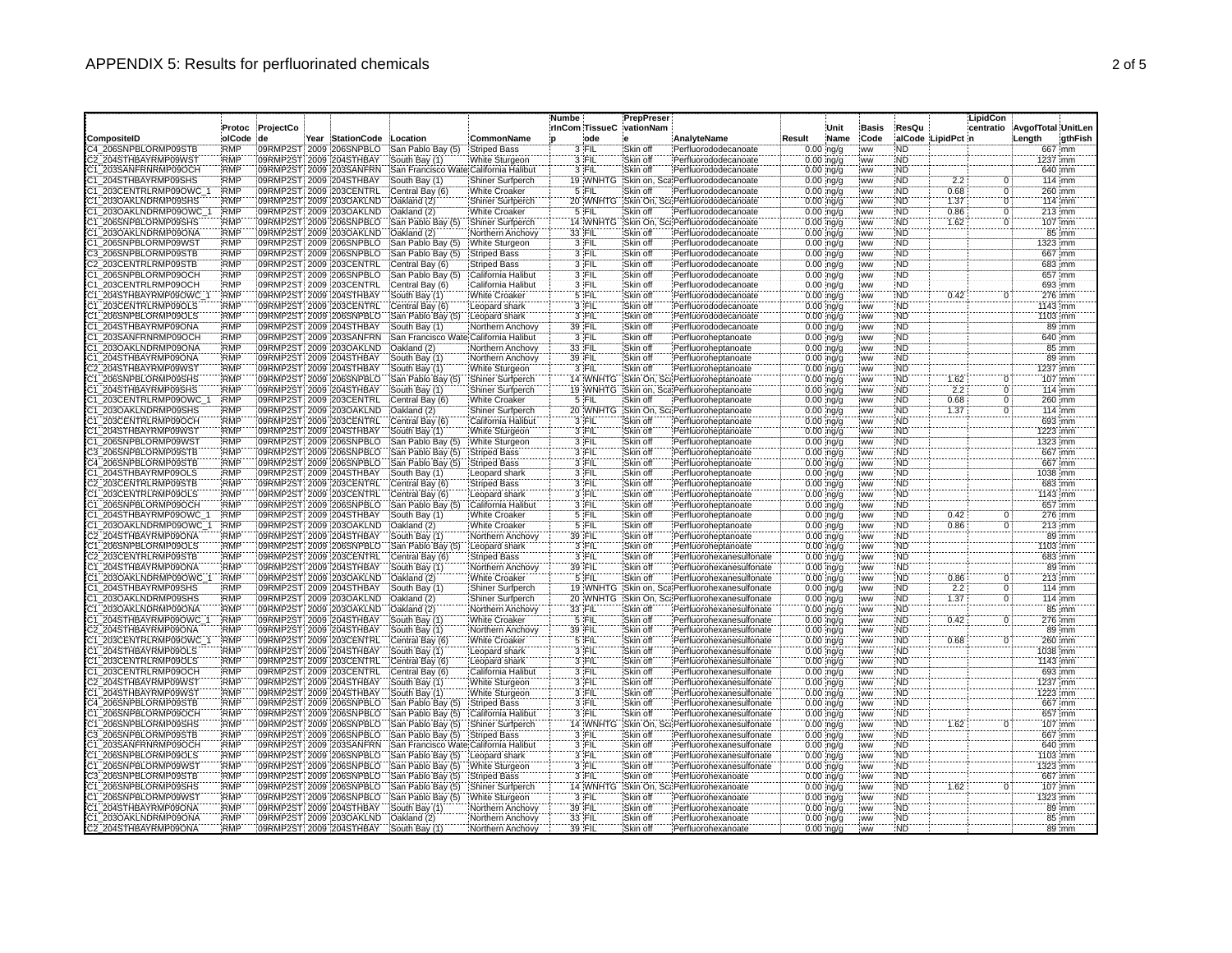# APPENDIX 5: Results for perfluorinated chemicals

| CompositeID | ProtocolCode | ProjectCode | Year | StationCode | Location | CommonName | NumberInComp | TissueCode | PrepPreservationName | AnalyteName | Result | UnitName | BasisCode | ResQualCode | LipidPct | LipidConcentration | AvgofTotalLength | UnitLengthFish |
|---|---|---|---|---|---|---|---|---|---|---|---|---|---|---|---|---|---|---|
| C4_206SNPBLORMP09STB | RMP | 09RMP2ST | 2009 | 206SNPBLO | San Pablo Bay (5) | Striped Bass | 3 | FIL | Skin off | Perfluorododecanoate | 0.00 | ng/g | ww | ND | | | 667 | mm |
| C2_204STHBAYRMP09WST | RMP | 09RMP2ST | 2009 | 204STHBAY | South Bay (1) | White Sturgeon | 3 | FIL | Skin off | Perfluorododecanoate | 0.00 | ng/g | ww | ND | | | 1237 | mm |
| C1_203SANFRNRMP09OCH | RMP | 09RMP2ST | 2009 | 203SANFRN | San Francisco Wate | California Halibut | 3 | FIL | Skin off | Perfluorododecanoate | 0.00 | ng/g | ww | ND | | | 640 | mm |
| C1_204STHBAYRMP09SHS | RMP | 09RMP2ST | 2009 | 204STHBAY | South Bay (1) | Shiner Surfperch | 19 | WNHTG | Skin on, Sca | Perfluorododecanoate | 0.00 | ng/g | ww | ND | 2.2 | 0 | 114 | mm |
| C1_203CENTRLRMP09OWC_1 | RMP | 09RMP2ST | 2009 | 203CENTRL | Central Bay (6) | White Croaker | 5 | FIL | Skin off | Perfluorododecanoate | 0.00 | ng/g | ww | ND | 0.68 | 0 | 260 | mm |
| C1_203OAKLNDRMP09SHS | RMP | 09RMP2ST | 2009 | 203OAKLND | Oakland (2) | Shiner Surfperch | 20 | WNHTG | Skin On, Sca | Perfluorododecanoate | 0.00 | ng/g | ww | ND | 1.37 | 0 | 114 | mm |
| C1_203OAKLNDRMP09OWC_1 | RMP | 09RMP2ST | 2009 | 203OAKLND | Oakland (2) | White Croaker | 5 | FIL | Skin off | Perfluorododecanoate | 0.00 | ng/g | ww | ND | 0.86 | 0 | 213 | mm |
| C1_206SNPBLORMP09SHS | RMP | 09RMP2ST | 2009 | 206SNPBLO | San Pablo Bay (5) | Shiner Surfperch | 14 | WNHTG | Skin On, Sca | Perfluorododecanoate | 0.00 | ng/g | ww | ND | 1.62 | 0 | 107 | mm |
| C1_203OAKLNDRMP09ONA | RMP | 09RMP2ST | 2009 | 203OAKLND | Oakland (2) | Northern Anchovy | 33 | FIL | Skin off | Perfluorododecanoate | 0.00 | ng/g | ww | ND | | | 85 | mm |
| C1_206SNPBLORMP09WST | RMP | 09RMP2ST | 2009 | 206SNPBLO | San Pablo Bay (5) | White Sturgeon | 3 | FIL | Skin off | Perfluorododecanoate | 0.00 | ng/g | ww | ND | | | 1323 | mm |
| C3_206SNPBLORMP09STB | RMP | 09RMP2ST | 2009 | 206SNPBLO | San Pablo Bay (5) | Striped Bass | 3 | FIL | Skin off | Perfluorododecanoate | 0.00 | ng/g | ww | ND | | | 667 | mm |
| C2_203CENTRLRMP09STB | RMP | 09RMP2ST | 2009 | 203CENTRL | Central Bay (6) | Striped Bass | 3 | FIL | Skin off | Perfluorododecanoate | 0.00 | ng/g | ww | ND | | | 683 | mm |
| C1_206SNPBLORMP09OCH | RMP | 09RMP2ST | 2009 | 206SNPBLO | San Pablo Bay (5) | California Halibut | 3 | FIL | Skin off | Perfluorododecanoate | 0.00 | ng/g | ww | ND | | | 657 | mm |
| C1_203CENTRLRMP09OCH | RMP | 09RMP2ST | 2009 | 203CENTRL | Central Bay (6) | California Halibut | 3 | FIL | Skin off | Perfluorododecanoate | 0.00 | ng/g | ww | ND | | | 693 | mm |
| C1_204STHBAYRMP09OWC_1 | RMP | 09RMP2ST | 2009 | 204STHBAY | South Bay (1) | White Croaker | 5 | FIL | Skin off | Perfluorododecanoate | 0.00 | ng/g | ww | ND | 0.42 | 0 | 276 | mm |
| C1_203CENTRLRMP09OLS | RMP | 09RMP2ST | 2009 | 203CENTRL | Central Bay (6) | Leopard shark | 3 | FIL | Skin off | Perfluorododecanoate | 0.00 | ng/g | ww | ND | | | 1143 | mm |
| C1_206SNPBLORMP09OLS | RMP | 09RMP2ST | 2009 | 206SNPBLO | San Pablo Bay (5) | Leopard shark | 3 | FIL | Skin off | Perfluorododecanoate | 0.00 | ng/g | ww | ND | | | 1103 | mm |
| C1_204STHBAYRMP09ONA | RMP | 09RMP2ST | 2009 | 204STHBAY | South Bay (1) | Northern Anchovy | 39 | FIL | Skin off | Perfluorododecanoate | 0.00 | ng/g | ww | ND | | | 89 | mm |
| C1_203SANFRNRMP09OCH | RMP | 09RMP2ST | 2009 | 203SANFRN | San Francisco Wate | California Halibut | 3 | FIL | Skin off | Perfluoroheptanoate | 0.00 | ng/g | ww | ND | | | 640 | mm |
| C1_203OAKLNDRMP09ONA | RMP | 09RMP2ST | 2009 | 203OAKLND | Oakland (2) | Northern Anchovy | 33 | FIL | Skin off | Perfluoroheptanoate | 0.00 | ng/g | ww | ND | | | 85 | mm |
| C1_204STHBAYRMP09ONA | RMP | 09RMP2ST | 2009 | 204STHBAY | South Bay (1) | Northern Anchovy | 39 | FIL | Skin off | Perfluoroheptanoate | 0.00 | ng/g | ww | ND | | | 89 | mm |
| C2_204STHBAYRMP09WST | RMP | 09RMP2ST | 2009 | 204STHBAY | South Bay (1) | White Sturgeon | 3 | FIL | Skin off | Perfluoroheptanoate | 0.00 | ng/g | ww | ND | | | 1237 | mm |
| C1_206SNPBLORMP09SHS | RMP | 09RMP2ST | 2009 | 206SNPBLO | San Pablo Bay (5) | Shiner Surfperch | 14 | WNHTG | Skin On, Sca | Perfluoroheptanoate | 0.00 | ng/g | ww | ND | 1.62 | 0 | 107 | mm |
| C1_204STHBAYRMP09SHS | RMP | 09RMP2ST | 2009 | 204STHBAY | South Bay (1) | Shiner Surfperch | 19 | WNHTG | Skin on, Sca | Perfluoroheptanoate | 0.00 | ng/g | ww | ND | 2.2 | 0 | 114 | mm |
| C1_203CENTRLRMP09OWC_1 | RMP | 09RMP2ST | 2009 | 203CENTRL | Central Bay (6) | White Croaker | 5 | FIL | Skin off | Perfluoroheptanoate | 0.00 | ng/g | ww | ND | 0.68 | 0 | 260 | mm |
| C1_203OAKLNDRMP09SHS | RMP | 09RMP2ST | 2009 | 203OAKLND | Oakland (2) | Shiner Surfperch | 20 | WNHTG | Skin On, Sca | Perfluoroheptanoate | 0.00 | ng/g | ww | ND | 1.37 | 0 | 114 | mm |
| C1_203CENTRLRMP09OCH | RMP | 09RMP2ST | 2009 | 203CENTRL | Central Bay (6) | California Halibut | 3 | FIL | Skin off | Perfluoroheptanoate | 0.00 | ng/g | ww | ND | | | 693 | mm |
| C1_204STHBAYRMP09WST | RMP | 09RMP2ST | 2009 | 204STHBAY | South Bay (1) | White Sturgeon | 3 | FIL | Skin off | Perfluoroheptanoate | 0.00 | ng/g | ww | ND | | | 1223 | mm |
| C1_206SNPBLORMP09WST | RMP | 09RMP2ST | 2009 | 206SNPBLO | San Pablo Bay (5) | White Sturgeon | 3 | FIL | Skin off | Perfluoroheptanoate | 0.00 | ng/g | ww | ND | | | 1323 | mm |
| C3_206SNPBLORMP09STB | RMP | 09RMP2ST | 2009 | 206SNPBLO | San Pablo Bay (5) | Striped Bass | 3 | FIL | Skin off | Perfluoroheptanoate | 0.00 | ng/g | ww | ND | | | 667 | mm |
| C4_206SNPBLORMP09STB | RMP | 09RMP2ST | 2009 | 206SNPBLO | San Pablo Bay (5) | Striped Bass | 3 | FIL | Skin off | Perfluoroheptanoate | 0.00 | ng/g | ww | ND | | | 667 | mm |
| C1_204STHBAYRMP09OLS | RMP | 09RMP2ST | 2009 | 204STHBAY | South Bay (1) | Leopard shark | 3 | FIL | Skin off | Perfluoroheptanoate | 0.00 | ng/g | ww | ND | | | 1038 | mm |
| C2_203CENTRLRMP09STB | RMP | 09RMP2ST | 2009 | 203CENTRL | Central Bay (6) | Striped Bass | 3 | FIL | Skin off | Perfluoroheptanoate | 0.00 | ng/g | ww | ND | | | 683 | mm |
| C1_203CENTRLRMP09OLS | RMP | 09RMP2ST | 2009 | 203CENTRL | Central Bay (6) | Leopard shark | 3 | FIL | Skin off | Perfluoroheptanoate | 0.00 | ng/g | ww | ND | | | 1143 | mm |
| C1_206SNPBLORMP09OCH | RMP | 09RMP2ST | 2009 | 206SNPBLO | San Pablo Bay (5) | California Halibut | 3 | FIL | Skin off | Perfluoroheptanoate | 0.00 | ng/g | ww | ND | | | 657 | mm |
| C1_204STHBAYRMP09OWC_1 | RMP | 09RMP2ST | 2009 | 204STHBAY | South Bay (1) | White Croaker | 5 | FIL | Skin off | Perfluoroheptanoate | 0.00 | ng/g | ww | ND | 0.42 | 0 | 276 | mm |
| C1_203OAKLNDRMP09OWC_1 | RMP | 09RMP2ST | 2009 | 203OAKLND | Oakland (2) | White Croaker | 5 | FIL | Skin off | Perfluoroheptanoate | 0.00 | ng/g | ww | ND | 0.86 | 0 | 213 | mm |
| C2_204STHBAYRMP09ONA | RMP | 09RMP2ST | 2009 | 204STHBAY | South Bay (1) | Northern Anchovy | 39 | FIL | Skin off | Perfluoroheptanoate | 0.00 | ng/g | ww | ND | | | 89 | mm |
| C1_206SNPBLORMP09OLS | RMP | 09RMP2ST | 2009 | 206SNPBLO | San Pablo Bay (5) | Leopard shark | 3 | FIL | Skin off | Perfluoroheptanoate | 0.00 | ng/g | ww | ND | | | 1103 | mm |
| C2_203CENTRLRMP09STB | RMP | 09RMP2ST | 2009 | 203CENTRL | Central Bay (6) | Striped Bass | 3 | FIL | Skin off | Perfluorohexanesulfonate | 0.00 | ng/g | ww | ND | | | 683 | mm |
| C1_204STHBAYRMP09ONA | RMP | 09RMP2ST | 2009 | 204STHBAY | South Bay (1) | Northern Anchovy | 39 | FIL | Skin off | Perfluorohexanesulfonate | 0.00 | ng/g | ww | ND | | | 89 | mm |
| C1_203OAKLNDRMP09OWC_1 | RMP | 09RMP2ST | 2009 | 203OAKLND | Oakland (2) | White Croaker | 5 | FIL | Skin off | Perfluorohexanesulfonate | 0.00 | ng/g | ww | ND | 0.86 | 0 | 213 | mm |
| C1_204STHBAYRMP09SHS | RMP | 09RMP2ST | 2009 | 204STHBAY | South Bay (1) | Shiner Surfperch | 19 | WNHTG | Skin on, Sca | Perfluorohexanesulfonate | 0.00 | ng/g | ww | ND | 2.2 | 0 | 114 | mm |
| C1_203OAKLNDRMP09SHS | RMP | 09RMP2ST | 2009 | 203OAKLND | Oakland (2) | Shiner Surfperch | 20 | WNHTG | Skin On, Sca | Perfluorohexanesulfonate | 0.00 | ng/g | ww | ND | 1.37 | 0 | 114 | mm |
| C1_203OAKLNDRMP09ONA | RMP | 09RMP2ST | 2009 | 203OAKLND | Oakland (2) | Northern Anchovy | 33 | FIL | Skin off | Perfluorohexanesulfonate | 0.00 | ng/g | ww | ND | | | 85 | mm |
| C1_204STHBAYRMP09OWC_1 | RMP | 09RMP2ST | 2009 | 204STHBAY | South Bay (1) | White Croaker | 5 | FIL | Skin off | Perfluorohexanesulfonate | 0.00 | ng/g | ww | ND | 0.42 | 0 | 276 | mm |
| C2_204STHBAYRMP09ONA | RMP | 09RMP2ST | 2009 | 204STHBAY | South Bay (1) | Northern Anchovy | 39 | FIL | Skin off | Perfluorohexanesulfonate | 0.00 | ng/g | ww | ND | | | 89 | mm |
| C1_203CENTRLRMP09OWC_1 | RMP | 09RMP2ST | 2009 | 203CENTRL | Central Bay (6) | White Croaker | 5 | FIL | Skin off | Perfluorohexanesulfonate | 0.00 | ng/g | ww | ND | 0.68 | 0 | 260 | mm |
| C1_204STHBAYRMP09OLS | RMP | 09RMP2ST | 2009 | 204STHBAY | South Bay (1) | Leopard shark | 3 | FIL | Skin off | Perfluorohexanesulfonate | 0.00 | ng/g | ww | ND | | | 1038 | mm |
| C1_203CENTRLRMP09OLS | RMP | 09RMP2ST | 2009 | 203CENTRL | Central Bay (6) | Leopard shark | 3 | FIL | Skin off | Perfluorohexanesulfonate | 0.00 | ng/g | ww | ND | | | 1143 | mm |
| C1_203CENTRLRMP09OCH | RMP | 09RMP2ST | 2009 | 203CENTRL | Central Bay (6) | California Halibut | 3 | FIL | Skin off | Perfluorohexanesulfonate | 0.00 | ng/g | ww | ND | | | 693 | mm |
| C2_204STHBAYRMP09WST | RMP | 09RMP2ST | 2009 | 204STHBAY | South Bay (1) | White Sturgeon | 3 | FIL | Skin off | Perfluorohexanesulfonate | 0.00 | ng/g | ww | ND | | | 1237 | mm |
| C1_204STHBAYRMP09WST | RMP | 09RMP2ST | 2009 | 204STHBAY | South Bay (1) | White Sturgeon | 3 | FIL | Skin off | Perfluorohexanesulfonate | 0.00 | ng/g | ww | ND | | | 1223 | mm |
| C4_206SNPBLORMP09STB | RMP | 09RMP2ST | 2009 | 206SNPBLO | San Pablo Bay (5) | Striped Bass | 3 | FIL | Skin off | Perfluorohexanesulfonate | 0.00 | ng/g | ww | ND | | | 667 | mm |
| C1_206SNPBLORMP09OCH | RMP | 09RMP2ST | 2009 | 206SNPBLO | San Pablo Bay (5) | California Halibut | 3 | FIL | Skin off | Perfluorohexanesulfonate | 0.00 | ng/g | ww | ND | | | 657 | mm |
| C1_206SNPBLORMP09SHS | RMP | 09RMP2ST | 2009 | 206SNPBLO | San Pablo Bay (5) | Shiner Surfperch | 14 | WNHTG | Skin On, Sca | Perfluorohexanesulfonate | 0.00 | ng/g | ww | ND | 1.62 | 0 | 107 | mm |
| C3_206SNPBLORMP09STB | RMP | 09RMP2ST | 2009 | 206SNPBLO | San Pablo Bay (5) | Striped Bass | 3 | FIL | Skin off | Perfluorohexanesulfonate | 0.00 | ng/g | ww | ND | | | 667 | mm |
| C1_203SANFRNRMP09OCH | RMP | 09RMP2ST | 2009 | 203SANFRN | San Francisco Wate | California Halibut | 3 | FIL | Skin off | Perfluorohexanesulfonate | 0.00 | ng/g | ww | ND | | | 640 | mm |
| C1_206SNPBLORMP09OLS | RMP | 09RMP2ST | 2009 | 206SNPBLO | San Pablo Bay (5) | Leopard shark | 3 | FIL | Skin off | Perfluorohexanesulfonate | 0.00 | ng/g | ww | ND | | | 1103 | mm |
| C1_206SNPBLORMP09WST | RMP | 09RMP2ST | 2009 | 206SNPBLO | San Pablo Bay (5) | White Sturgeon | 3 | FIL | Skin off | Perfluorohexanesulfonate | 0.00 | ng/g | ww | ND | | | 1323 | mm |
| C3_206SNPBLORMP09STB | RMP | 09RMP2ST | 2009 | 206SNPBLO | San Pablo Bay (5) | Striped Bass | 3 | FIL | Skin off | Perfluorohexanoate | 0.00 | ng/g | ww | ND | | | 667 | mm |
| C1_206SNPBLORMP09SHS | RMP | 09RMP2ST | 2009 | 206SNPBLO | San Pablo Bay (5) | Shiner Surfperch | 14 | WNHTG | Skin On, Sca | Perfluorohexanoate | 0.00 | ng/g | ww | ND | 1.62 | 0 | 107 | mm |
| C1_206SNPBLORMP09WST | RMP | 09RMP2ST | 2009 | 206SNPBLO | San Pablo Bay (5) | White Sturgeon | 3 | FIL | Skin off | Perfluorohexanoate | 0.00 | ng/g | ww | ND | | | 1323 | mm |
| C1_204STHBAYRMP09ONA | RMP | 09RMP2ST | 2009 | 204STHBAY | South Bay (1) | Northern Anchovy | 39 | FIL | Skin off | Perfluorohexanoate | 0.00 | ng/g | ww | ND | | | 89 | mm |
| C1_203OAKLNDRMP09ONA | RMP | 09RMP2ST | 2009 | 203OAKLND | Oakland (2) | Northern Anchovy | 33 | FIL | Skin off | Perfluorohexanoate | 0.00 | ng/g | ww | ND | | | 85 | mm |
| C2_204STHBAYRMP09ONA | RMP | 09RMP2ST | 2009 | 204STHBAY | South Bay (1) | Northern Anchovy | 39 | FIL | Skin off | Perfluorohexanoate | 0.00 | ng/g | ww | ND | | | 89 | mm |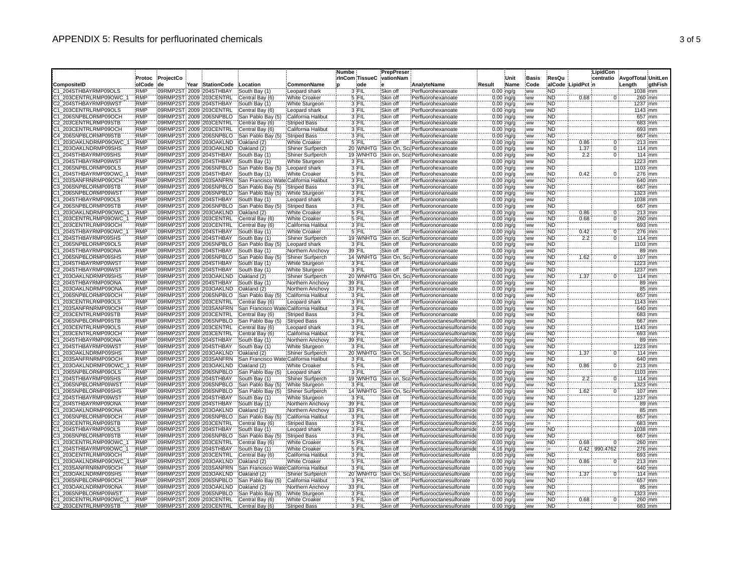# APPENDIX 5: Results for perfluorinated chemicals

| CompositeID | ProtocolCode | ProjectCode | Year | StationCode | Location | CommonName | NumberInComp | TissueCode | PrepPreservationName | AnalyteName | Result | UnitName | BasisCode | ResQualCode | LipidPct | LipidConcentration | AvgfotalLength | UnitLengthFish |
|---|---|---|---|---|---|---|---|---|---|---|---|---|---|---|---|---|---|---|
| C1_204STHBAYRMP09OLS | RMP | 09RMP2ST | 2009 | 204STHBAY | South Bay (1) | Leopard shark | 3 | FIL | Skin off | Perfluorohexanoate | 0.00 | ng/g | ww | ND | | | 1038 | mm |
| C1_203CENTRLRMP09OWC_1 | RMP | 09RMP2ST | 2009 | 203CENTRL | Central Bay (6) | White Croaker | 5 | FIL | Skin off | Perfluorohexanoate | 0.00 | ng/g | ww | ND | 0.68 | 0 | 260 | mm |
| C2_204STHBAYRMP09WST | RMP | 09RMP2ST | 2009 | 204STHBAY | South Bay (1) | White Sturgeon | 3 | FIL | Skin off | Perfluorohexanoate | 0.00 | ng/g | ww | ND | | | 1237 | mm |
| C1_203CENTRLRMP09OLS | RMP | 09RMP2ST | 2009 | 203CENTRL | Central Bay (6) | Leopard shark | 3 | FIL | Skin off | Perfluorohexanoate | 0.00 | ng/g | ww | ND | | | 1143 | mm |
| C1_206SNPBLORMP09OCH | RMP | 09RMP2ST | 2009 | 206SNPBLO | San Pablo Bay (5) | California Halibut | 3 | FIL | Skin off | Perfluorohexanoate | 0.00 | ng/g | ww | ND | | | 657 | mm |
| C2_203CENTRLRMP09STB | RMP | 09RMP2ST | 2009 | 203CENTRL | Central Bay (6) | Striped Bass | 3 | FIL | Skin off | Perfluorohexanoate | 0.00 | ng/g | ww | ND | | | 683 | mm |
| C1_203CENTRLRMP09OCH | RMP | 09RMP2ST | 2009 | 203CENTRL | Central Bay (6) | California Halibut | 3 | FIL | Skin off | Perfluorohexanoate | 0.00 | ng/g | ww | ND | | | 693 | mm |
| C4_206SNPBLORMP09STB | RMP | 09RMP2ST | 2009 | 206SNPBLO | San Pablo Bay (5) | Striped Bass | 3 | FIL | Skin off | Perfluorohexanoate | 0.00 | ng/g | ww | ND | | | 667 | mm |
| C1_203OAKLNDRMP09OWC_1 | RMP | 09RMP2ST | 2009 | 203OAKLND | Oakland (2) | White Croaker | 5 | FIL | Skin off | Perfluorohexanoate | 0.00 | ng/g | ww | ND | 0.86 | 0 | 213 | mm |
| C1_203OAKLNDRMP09SHS | RMP | 09RMP2ST | 2009 | 203OAKLND | Oakland (2) | Shiner Surfperch | 20 | WNHTG | Skin On, Sca | Perfluorohexanoate | 0.00 | ng/g | ww | ND | 1.37 | 0 | 114 | mm |
| C1_204STHBAYRMP09SHS | RMP | 09RMP2ST | 2009 | 204STHBAY | South Bay (1) | Shiner Surfperch | 19 | WNHTG | Skin on, Sca | Perfluorohexanoate | 0.00 | ng/g | ww | ND | 2.2 | 0 | 114 | mm |
| C1_204STHBAYRMP09WST | RMP | 09RMP2ST | 2009 | 204STHBAY | South Bay (1) | White Sturgeon | 3 | FIL | Skin off | Perfluorohexanoate | 0.00 | ng/g | ww | ND | | | 1223 | mm |
| C1_206SNPBLORMP09OLS | RMP | 09RMP2ST | 2009 | 206SNPBLO | San Pablo Bay (5) | Leopard shark | 3 | FIL | Skin off | Perfluorohexanoate | 0.00 | ng/g | ww | ND | | | 1103 | mm |
| C1_204STHBAYRMP09OWC_1 | RMP | 09RMP2ST | 2009 | 204STHBAY | South Bay (1) | White Croaker | 5 | FIL | Skin off | Perfluorohexanoate | 0.00 | ng/g | ww | ND | 0.42 | 0 | 276 | mm |
| C1_203SANFRNRMP09OCH | RMP | 09RMP2ST | 2009 | 203SANFRN | San Francisco Wate | California Halibut | 3 | FIL | Skin off | Perfluorohexanoate | 0.00 | ng/g | ww | ND | | | 640 | mm |
| C3_206SNPBLORMP09STB | RMP | 09RMP2ST | 2009 | 206SNPBLO | San Pablo Bay (5) | Striped Bass | 3 | FIL | Skin off | Perfluorohexanoate | 0.00 | ng/g | ww | ND | | | 667 | mm |
| C1_206SNPBLORMP09WST | RMP | 09RMP2ST | 2009 | 206SNPBLO | San Pablo Bay (5) | White Sturgeon | 3 | FIL | Skin off | Perfluorononanoate | 0.00 | ng/g | ww | ND | | | 1323 | mm |
| C1_204STHBAYRMP09OLS | RMP | 09RMP2ST | 2009 | 204STHBAY | South Bay (1) | Leopard shark | 3 | FIL | Skin off | Perfluorononanoate | 0.00 | ng/g | ww | ND | | | 1038 | mm |
| C4_206SNPBLORMP09STB | RMP | 09RMP2ST | 2009 | 206SNPBLO | San Pablo Bay (5) | Striped Bass | 3 | FIL | Skin off | Perfluorononanoate | 0.00 | ng/g | ww | ND | | | 667 | mm |
| C1_203OAKLNDRMP09OWC_1 | RMP | 09RMP2ST | 2009 | 203OAKLND | Oakland (2) | White Croaker | 5 | FIL | Skin off | Perfluorononanoate | 0.00 | ng/g | ww | ND | 0.86 | 0 | 213 | mm |
| C1_203CENTRLRMP09OWC_1 | RMP | 09RMP2ST | 2009 | 203CENTRL | Central Bay (6) | White Croaker | 5 | FIL | Skin off | Perfluorononanoate | 0.00 | ng/g | ww | ND | 0.68 | 0 | 260 | mm |
| C1_203CENTRLRMP09OCH | RMP | 09RMP2ST | 2009 | 203CENTRL | Central Bay (6) | California Halibut | 3 | FIL | Skin off | Perfluorononanoate | 0.00 | ng/g | ww | ND | | | 693 | mm |
| C1_204STHBAYRMP09OWC_1 | RMP | 09RMP2ST | 2009 | 204STHBAY | South Bay (1) | White Croaker | 5 | FIL | Skin off | Perfluorononanoate | 0.00 | ng/g | ww | ND | 0.42 | 0 | 276 | mm |
| C1_204STHBAYRMP09SHS | RMP | 09RMP2ST | 2009 | 204STHBAY | South Bay (1) | Shiner Surfperch | 19 | WNHTG | Skin on, Sca | Perfluorononanoate | 0.00 | ng/g | ww | ND | 2.2 | 0 | 114 | mm |
| C1_206SNPBLORMP09OLS | RMP | 09RMP2ST | 2009 | 206SNPBLO | San Pablo Bay (5) | Leopard shark | 3 | FIL | Skin off | Perfluorononanoate | 0.00 | ng/g | ww | ND | | | 1103 | mm |
| C1_204STHBAYRMP09ONA | RMP | 09RMP2ST | 2009 | 204STHBAY | South Bay (1) | Northern Anchovy | 39 | FIL | Skin off | Perfluorononanoate | 0.00 | ng/g | ww | ND | | | 89 | mm |
| C1_206SNPBLORMP09SHS | RMP | 09RMP2ST | 2009 | 206SNPBLO | San Pablo Bay (5) | Shiner Surfperch | 14 | WNHTG | Skin On, Sca | Perfluorononanoate | 0.00 | ng/g | ww | ND | 1.62 | 0 | 107 | mm |
| C1_204STHBAYRMP09WST | RMP | 09RMP2ST | 2009 | 204STHBAY | South Bay (1) | White Sturgeon | 3 | FIL | Skin off | Perfluorononanoate | 0.00 | ng/g | ww | ND | | | 1223 | mm |
| C2_204STHBAYRMP09WST | RMP | 09RMP2ST | 2009 | 204STHBAY | South Bay (1) | White Sturgeon | 3 | FIL | Skin off | Perfluorononanoate | 0.00 | ng/g | ww | ND | | | 1237 | mm |
| C1_203OAKLNDRMP09SHS | RMP | 09RMP2ST | 2009 | 203OAKLND | Oakland (2) | Shiner Surfperch | 20 | WNHTG | Skin On, Sca | Perfluorononanoate | 0.00 | ng/g | ww | ND | 1.37 | 0 | 114 | mm |
| C2_204STHBAYRMP09ONA | RMP | 09RMP2ST | 2009 | 204STHBAY | South Bay (1) | Northern Anchovy | 39 | FIL | Skin off | Perfluorononanoate | 0.00 | ng/g | ww | ND | | | 89 | mm |
| C1_203OAKLNDRMP09ONA | RMP | 09RMP2ST | 2009 | 203OAKLND | Oakland (2) | Northern Anchovy | 33 | FIL | Skin off | Perfluorononanoate | 0.00 | ng/g | ww | ND | | | 85 | mm |
| C1_206SNPBLORMP09OCH | RMP | 09RMP2ST | 2009 | 206SNPBLO | San Pablo Bay (5) | California Halibut | 3 | FIL | Skin off | Perfluorononanoate | 0.00 | ng/g | ww | ND | | | 657 | mm |
| C1_203CENTRLRMP09OLS | RMP | 09RMP2ST | 2009 | 203CENTRL | Central Bay (6) | Leopard shark | 3 | FIL | Skin off | Perfluorononanoate | 0.00 | ng/g | ww | ND | | | 1143 | mm |
| C1_203SANFRNRMP09OCH | RMP | 09RMP2ST | 2009 | 203SANFRN | San Francisco Wate | California Halibut | 3 | FIL | Skin off | Perfluorononanoate | 0.00 | ng/g | ww | ND | | | 640 | mm |
| C2_203CENTRLRMP09STB | RMP | 09RMP2ST | 2009 | 203CENTRL | Central Bay (6) | Striped Bass | 3 | FIL | Skin off | Perfluorononanoate | 0.00 | ng/g | ww | ND | | | 683 | mm |
| C4_206SNPBLORMP09STB | RMP | 09RMP2ST | 2009 | 206SNPBLO | San Pablo Bay (5) | Striped Bass | 3 | FIL | Skin off | Perfluorooctanesulfonamide | 0.00 | ng/g | ww | ND | | | 667 | mm |
| C1_203CENTRLRMP09OLS | RMP | 09RMP2ST | 2009 | 203CENTRL | Central Bay (6) | Leopard shark | 3 | FIL | Skin off | Perfluorooctanesulfonamide | 0.00 | ng/g | ww | ND | | | 1143 | mm |
| C1_203CENTRLRMP09OCH | RMP | 09RMP2ST | 2009 | 203CENTRL | Central Bay (6) | California Halibut | 3 | FIL | Skin off | Perfluorooctanesulfonamide | 0.00 | ng/g | ww | ND | | | 693 | mm |
| C1_204STHBAYRMP09ONA | RMP | 09RMP2ST | 2009 | 204STHBAY | South Bay (1) | Northern Anchovy | 39 | FIL | Skin off | Perfluorooctanesulfonamide | 0.00 | ng/g | ww | ND | | | 89 | mm |
| C1_204STHBAYRMP09WST | RMP | 09RMP2ST | 2009 | 204STHBAY | South Bay (1) | White Sturgeon | 3 | FIL | Skin off | Perfluorooctanesulfonamide | 0.00 | ng/g | ww | ND | | | 1223 | mm |
| C1_203OAKLNDRMP09SHS | RMP | 09RMP2ST | 2009 | 203OAKLND | Oakland (2) | Shiner Surfperch | 20 | WNHTG | Skin On, Sca | Perfluorooctanesulfonamide | 0.00 | ng/g | ww | ND | 1.37 | 0 | 114 | mm |
| C1_203SANFRNRMP09OCH | RMP | 09RMP2ST | 2009 | 203SANFRN | San Francisco Wate | California Halibut | 3 | FIL | Skin off | Perfluorooctanesulfonamide | 0.00 | ng/g | ww | ND | | | 640 | mm |
| C1_203OAKLNDRMP09OWC_1 | RMP | 09RMP2ST | 2009 | 203OAKLND | Oakland (2) | White Croaker | 5 | FIL | Skin off | Perfluorooctanesulfonamide | 0.00 | ng/g | ww | ND | 0.86 | 0 | 213 | mm |
| C1_206SNPBLORMP09OLS | RMP | 09RMP2ST | 2009 | 206SNPBLO | San Pablo Bay (5) | Leopard shark | 3 | FIL | Skin off | Perfluorooctanesulfonamide | 0.00 | ng/g | ww | ND | | | 1103 | mm |
| C1_204STHBAYRMP09SHS | RMP | 09RMP2ST | 2009 | 204STHBAY | South Bay (1) | Shiner Surfperch | 19 | WNHTG | Skin on, Sca | Perfluorooctanesulfonamide | 0.00 | ng/g | ww | ND | 2.2 | 0 | 114 | mm |
| C1_206SNPBLORMP09WST | RMP | 09RMP2ST | 2009 | 206SNPBLO | San Pablo Bay (5) | White Sturgeon | 3 | FIL | Skin off | Perfluorooctanesulfonamide | 0.00 | ng/g | ww | ND | | | 1323 | mm |
| C1_206SNPBLORMP09SHS | RMP | 09RMP2ST | 2009 | 206SNPBLO | San Pablo Bay (5) | Shiner Surfperch | 14 | WNHTG | Skin On, Sca | Perfluorooctanesulfonamide | 0.00 | ng/g | ww | ND | 1.62 | 0 | 107 | mm |
| C2_204STHBAYRMP09WST | RMP | 09RMP2ST | 2009 | 204STHBAY | South Bay (1) | White Sturgeon | 3 | FIL | Skin off | Perfluorooctanesulfonamide | 0.00 | ng/g | ww | ND | | | 1237 | mm |
| C2_204STHBAYRMP09ONA | RMP | 09RMP2ST | 2009 | 204STHBAY | South Bay (1) | Northern Anchovy | 39 | FIL | Skin off | Perfluorooctanesulfonamide | 0.00 | ng/g | ww | ND | | | 89 | mm |
| C1_203OAKLNDRMP09ONA | RMP | 09RMP2ST | 2009 | 203OAKLND | Oakland (2) | Northern Anchovy | 33 | FIL | Skin off | Perfluorooctanesulfonamide | 0.00 | ng/g | ww | ND | | | 85 | mm |
| C1_206SNPBLORMP09OCH | RMP | 09RMP2ST | 2009 | 206SNPBLO | San Pablo Bay (5) | California Halibut | 3 | FIL | Skin off | Perfluorooctanesulfonamide | 0.00 | ng/g | ww | ND | | | 657 | mm |
| C2_203CENTRLRMP09STB | RMP | 09RMP2ST | 2009 | 203CENTRL | Central Bay (6) | Striped Bass | 3 | FIL | Skin off | Perfluorooctanesulfonamide | 2.56 | ng/g | ww | = | | | 683 | mm |
| C1_204STHBAYRMP09OLS | RMP | 09RMP2ST | 2009 | 204STHBAY | South Bay (1) | Leopard shark | 3 | FIL | Skin off | Perfluorooctanesulfonamide | 0.00 | ng/g | ww | ND | | | 1038 | mm |
| C3_206SNPBLORMP09STB | RMP | 09RMP2ST | 2009 | 206SNPBLO | San Pablo Bay (5) | Striped Bass | 3 | FIL | Skin off | Perfluorooctanesulfonamide | 0.00 | ng/g | ww | ND | | | 667 | mm |
| C1_203CENTRLRMP09OWC_1 | RMP | 09RMP2ST | 2009 | 203CENTRL | Central Bay (6) | White Croaker | 5 | FIL | Skin off | Perfluorooctanesulfonamide | 0.00 | ng/g | ww | ND | 0.68 | 0 | 260 | mm |
| C1_204STHBAYRMP09OWC_1 | RMP | 09RMP2ST | 2009 | 204STHBAY | South Bay (1) | White Croaker | 5 | FIL | Skin off | Perfluorooctanesulfonamide | 4.16 | ng/g | ww | = | 0.42 | 990.4762 | 276 | mm |
| C1_203CENTRLRMP09OCH | RMP | 09RMP2ST | 2009 | 203CENTRL | Central Bay (6) | California Halibut | 3 | FIL | Skin off | Perfluorooctanesulfonate | 0.00 | ng/g | ww | ND | | | 693 | mm |
| C1_203OAKLNDRMP09OWC_1 | RMP | 09RMP2ST | 2009 | 203OAKLND | Oakland (2) | White Croaker | 5 | FIL | Skin off | Perfluorooctanesulfonate | 0.00 | ng/g | ww | ND | 0.86 | 0 | 213 | mm |
| C1_203SANFRNRMP09OCH | RMP | 09RMP2ST | 2009 | 203SANFRN | San Francisco Wate | California Halibut | 3 | FIL | Skin off | Perfluorooctanesulfonate | 0.00 | ng/g | ww | ND | | | 640 | mm |
| C1_203OAKLNDRMP09SHS | RMP | 09RMP2ST | 2009 | 203OAKLND | Oakland (2) | Shiner Surfperch | 20 | WNHTG | Skin On, Sca | Perfluorooctanesulfonate | 0.00 | ng/g | ww | ND | 1.37 | 0 | 114 | mm |
| C1_206SNPBLORMP09OCH | RMP | 09RMP2ST | 2009 | 206SNPBLO | San Pablo Bay (5) | California Halibut | 3 | FIL | Skin off | Perfluorooctanesulfonate | 0.00 | ng/g | ww | ND | | | 657 | mm |
| C1_203OAKLNDRMP09ONA | RMP | 09RMP2ST | 2009 | 203OAKLND | Oakland (2) | Northern Anchovy | 33 | FIL | Skin off | Perfluorooctanesulfonate | 0.00 | ng/g | ww | ND | | | 85 | mm |
| C1_206SNPBLORMP09WST | RMP | 09RMP2ST | 2009 | 206SNPBLO | San Pablo Bay (5) | White Sturgeon | 3 | FIL | Skin off | Perfluorooctanesulfonate | 0.00 | ng/g | ww | ND | | | 1323 | mm |
| C1_203CENTRLRMP09OWC_1 | RMP | 09RMP2ST | 2009 | 203CENTRL | Central Bay (6) | White Croaker | 5 | FIL | Skin off | Perfluorooctanesulfonate | 0.00 | ng/g | ww | ND | 0.68 | 0 | 260 | mm |
| C2_203CENTRLRMP09STB | RMP | 09RMP2ST | 2009 | 203CENTRL | Central Bay (6) | Striped Bass | 3 | FIL | Skin off | Perfluorooctanesulfonate | 0.00 | ng/g | ww | ND | | | 683 | mm |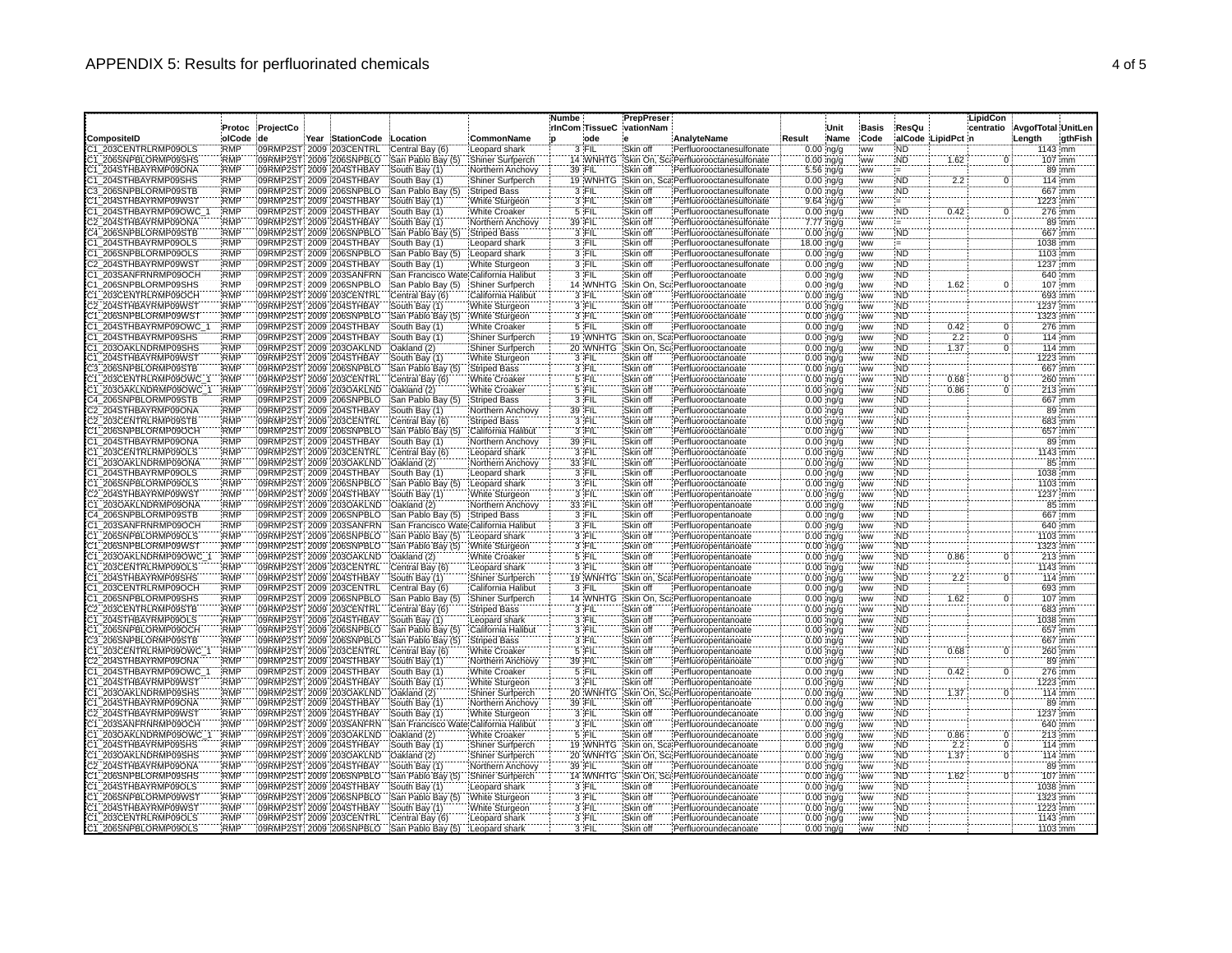# APPENDIX 5: Results for perfluorinated chemicals

| CompositeID | ProtocolCode | ProjectCode | Year | StationCode | Location | CommonName | NumberInComp | TissueCode | PrepPreservationName | AnalyteName | Result | UnitName | BasisCode | ResQualCode | LipidPct | LipidConcentration | AvgofTotalLength | UnitLengthFish |
|---|---|---|---|---|---|---|---|---|---|---|---|---|---|---|---|---|---|---|
| C1_203CENTRLRMP09OLS | RMP | 09RMP2ST | 2009 | 203CENTRL | Central Bay (6) | Leopard shark | 3 | FIL | Skin off | Perfluorooctanesulfonate | 0.00 | ng/g | ww | ND | | | 1143 | mm |
| C1_206SNPBLORMP09SHS | RMP | 09RMP2ST | 2009 | 206SNPBLO | San Pablo Bay (5) | Shiner Surfperch | 14 | WNHTG | Skin On, Sca | Perfluorooctanesulfonate | 0.00 | ng/g | ww | ND | 1.62 | 0 | 107 | mm |
| C1_204STHBAYRMP09ONA | RMP | 09RMP2ST | 2009 | 204STHBAY | South Bay (1) | Northern Anchovy | 39 | FIL | Skin off | Perfluorooctanesulfonate | 5.56 | ng/g | ww | = | | | 89 | mm |
| C1_204STHBAYRMP09SHS | RMP | 09RMP2ST | 2009 | 204STHBAY | South Bay (1) | Shiner Surfperch | 19 | WNHTG | Skin on, Sca | Perfluorooctanesulfonate | 0.00 | ng/g | ww | ND | 2.2 | 0 | 114 | mm |
| C3_206SNPBLORMP09STB | RMP | 09RMP2ST | 2009 | 206SNPBLO | San Pablo Bay (5) | Striped Bass | 3 | FIL | Skin off | Perfluorooctanesulfonate | 0.00 | ng/g | ww | ND | | | 667 | mm |
| C1_204STHBAYRMP09WST | RMP | 09RMP2ST | 2009 | 204STHBAY | South Bay (1) | White Sturgeon | 3 | FIL | Skin off | Perfluorooctanesulfonate | 9.64 | ng/g | ww | = | | | 1223 | mm |
| C1_204STHBAYRMP09OWC_1 | RMP | 09RMP2ST | 2009 | 204STHBAY | South Bay (1) | White Croaker | 5 | FIL | Skin off | Perfluorooctanesulfonate | 0.00 | ng/g | ww | ND | 0.42 | 0 | 276 | mm |
| C2_204STHBAYRMP09ONA | RMP | 09RMP2ST | 2009 | 204STHBAY | South Bay (1) | Northern Anchovy | 39 | FIL | Skin off | Perfluorooctanesulfonate | 7.77 | ng/g | ww | = | | | 89 | mm |
| C4_206SNPBLORMP09STB | RMP | 09RMP2ST | 2009 | 206SNPBLO | San Pablo Bay (5) | Striped Bass | 3 | FIL | Skin off | Perfluorooctanesulfonate | 0.00 | ng/g | ww | ND | | | 667 | mm |
| C1_204STHBAYRMP09OLS | RMP | 09RMP2ST | 2009 | 204STHBAY | South Bay (1) | Leopard shark | 3 | FIL | Skin off | Perfluorooctanesulfonate | 18.00 | ng/g | ww | = | | | 1038 | mm |
| C1_206SNPBLORMP09OLS | RMP | 09RMP2ST | 2009 | 206SNPBLO | San Pablo Bay (5) | Leopard shark | 3 | FIL | Skin off | Perfluorooctanesulfonate | 0.00 | ng/g | ww | ND | | | 1103 | mm |
| C2_204STHBAYRMP09WST | RMP | 09RMP2ST | 2009 | 204STHBAY | South Bay (1) | White Sturgeon | 3 | FIL | Skin off | Perfluorooctanesulfonate | 0.00 | ng/g | ww | ND | | | 1237 | mm |
| C1_203SANFRNRMP09OCH | RMP | 09RMP2ST | 2009 | 203SANFRN | San Francisco Wate | California Halibut | 3 | FIL | Skin off | Perfluorooctanoate | 0.00 | ng/g | ww | ND | | | 640 | mm |
| C1_206SNPBLORMP09SHS | RMP | 09RMP2ST | 2009 | 206SNPBLO | San Pablo Bay (5) | Shiner Surfperch | 14 | WNHTG | Skin On, Sca | Perfluorooctanoate | 0.00 | ng/g | ww | ND | 1.62 | 0 | 107 | mm |
| C1_203CENTRLRMP09OCH | RMP | 09RMP2ST | 2009 | 203CENTRL | Central Bay (6) | California Halibut | 3 | FIL | Skin off | Perfluorooctanoate | 0.00 | ng/g | ww | ND | | | 693 | mm |
| C2_204STHBAYRMP09WST | RMP | 09RMP2ST | 2009 | 204STHBAY | South Bay (1) | White Sturgeon | 3 | FIL | Skin off | Perfluorooctanoate | 0.00 | ng/g | ww | ND | | | 1237 | mm |
| C1_206SNPBLORMP09WST | RMP | 09RMP2ST | 2009 | 206SNPBLO | San Pablo Bay (5) | White Sturgeon | 3 | FIL | Skin off | Perfluorooctanoate | 0.00 | ng/g | ww | ND | | | 1323 | mm |
| C1_204STHBAYRMP09OWC_1 | RMP | 09RMP2ST | 2009 | 204STHBAY | South Bay (1) | White Croaker | 5 | FIL | Skin off | Perfluorooctanoate | 0.00 | ng/g | ww | ND | 0.42 | 0 | 276 | mm |
| C1_204STHBAYRMP09SHS | RMP | 09RMP2ST | 2009 | 204STHBAY | South Bay (1) | Shiner Surfperch | 19 | WNHTG | Skin on, Sca | Perfluorooctanoate | 0.00 | ng/g | ww | ND | 2.2 | 0 | 114 | mm |
| C1_203OAKLNDRMP09SHS | RMP | 09RMP2ST | 2009 | 203OAKLND | Oakland (2) | Shiner Surfperch | 20 | WNHTG | Skin On, Sca | Perfluorooctanoate | 0.00 | ng/g | ww | ND | 1.37 | 0 | 114 | mm |
| C1_204STHBAYRMP09WST | RMP | 09RMP2ST | 2009 | 204STHBAY | South Bay (1) | White Sturgeon | 3 | FIL | Skin off | Perfluorooctanoate | 0.00 | ng/g | ww | ND | | | 1223 | mm |
| C3_206SNPBLORMP09STB | RMP | 09RMP2ST | 2009 | 206SNPBLO | San Pablo Bay (5) | Striped Bass | 3 | FIL | Skin off | Perfluorooctanoate | 0.00 | ng/g | ww | ND | | | 667 | mm |
| C1_203CENTRLRMP09OWC_1 | RMP | 09RMP2ST | 2009 | 203CENTRL | Central Bay (6) | White Croaker | 5 | FIL | Skin off | Perfluorooctanoate | 0.00 | ng/g | ww | ND | 0.68 | 0 | 260 | mm |
| C1_203OAKLNDRMP09OWC_1 | RMP | 09RMP2ST | 2009 | 203OAKLND | Oakland (2) | White Croaker | 5 | FIL | Skin off | Perfluorooctanoate | 0.00 | ng/g | ww | ND | 0.86 | 0 | 213 | mm |
| C4_206SNPBLORMP09STB | RMP | 09RMP2ST | 2009 | 206SNPBLO | San Pablo Bay (5) | Striped Bass | 3 | FIL | Skin off | Perfluorooctanoate | 0.00 | ng/g | ww | ND | | | 667 | mm |
| C2_204STHBAYRMP09ONA | RMP | 09RMP2ST | 2009 | 204STHBAY | South Bay (1) | Northern Anchovy | 39 | FIL | Skin off | Perfluorooctanoate | 0.00 | ng/g | ww | ND | | | 89 | mm |
| C2_203CENTRLRMP09STB | RMP | 09RMP2ST | 2009 | 203CENTRL | Central Bay (6) | Striped Bass | 3 | FIL | Skin off | Perfluorooctanoate | 0.00 | ng/g | ww | ND | | | 683 | mm |
| C1_206SNPBLORMP09OCH | RMP | 09RMP2ST | 2009 | 206SNPBLO | San Pablo Bay (5) | California Halibut | 3 | FIL | Skin off | Perfluorooctanoate | 0.00 | ng/g | ww | ND | | | 657 | mm |
| C1_204STHBAYRMP09ONA | RMP | 09RMP2ST | 2009 | 204STHBAY | South Bay (1) | Northern Anchovy | 39 | FIL | Skin off | Perfluorooctanoate | 0.00 | ng/g | ww | ND | | | 89 | mm |
| C1_203CENTRLRMP09OLS | RMP | 09RMP2ST | 2009 | 203CENTRL | Central Bay (6) | Leopard shark | 3 | FIL | Skin off | Perfluorooctanoate | 0.00 | ng/g | ww | ND | | | 1143 | mm |
| C1_203OAKLNDRMP09ONA | RMP | 09RMP2ST | 2009 | 203OAKLND | Oakland (2) | Northern Anchovy | 33 | FIL | Skin off | Perfluorooctanoate | 0.00 | ng/g | ww | ND | | | 85 | mm |
| C1_204STHBAYRMP09OLS | RMP | 09RMP2ST | 2009 | 204STHBAY | South Bay (1) | Leopard shark | 3 | FIL | Skin off | Perfluorooctanoate | 0.00 | ng/g | ww | ND | | | 1038 | mm |
| C1_206SNPBLORMP09OLS | RMP | 09RMP2ST | 2009 | 206SNPBLO | San Pablo Bay (5) | Leopard shark | 3 | FIL | Skin off | Perfluorooctanoate | 0.00 | ng/g | ww | ND | | | 1103 | mm |
| C2_204STHBAYRMP09WST | RMP | 09RMP2ST | 2009 | 204STHBAY | South Bay (1) | White Sturgeon | 3 | FIL | Skin off | Perfluoropentanoate | 0.00 | ng/g | ww | ND | | | 1237 | mm |
| C1_203OAKLNDRMP09ONA | RMP | 09RMP2ST | 2009 | 203OAKLND | Oakland (2) | Northern Anchovy | 33 | FIL | Skin off | Perfluoropentanoate | 0.00 | ng/g | ww | ND | | | 85 | mm |
| C4_206SNPBLORMP09STB | RMP | 09RMP2ST | 2009 | 206SNPBLO | San Pablo Bay (5) | Striped Bass | 3 | FIL | Skin off | Perfluoropentanoate | 0.00 | ng/g | ww | ND | | | 667 | mm |
| C1_203SANFRNRMP09OCH | RMP | 09RMP2ST | 2009 | 203SANFRN | San Francisco Wate | California Halibut | 3 | FIL | Skin off | Perfluoropentanoate | 0.00 | ng/g | ww | ND | | | 640 | mm |
| C1_206SNPBLORMP09OLS | RMP | 09RMP2ST | 2009 | 206SNPBLO | San Pablo Bay (5) | Leopard shark | 3 | FIL | Skin off | Perfluoropentanoate | 0.00 | ng/g | ww | ND | | | 1103 | mm |
| C1_206SNPBLORMP09WST | RMP | 09RMP2ST | 2009 | 206SNPBLO | San Pablo Bay (5) | White Sturgeon | 3 | FIL | Skin off | Perfluoropentanoate | 0.00 | ng/g | ww | ND | | | 1323 | mm |
| C1_203OAKLNDRMP09OWC_1 | RMP | 09RMP2ST | 2009 | 203OAKLND | Oakland (2) | White Croaker | 5 | FIL | Skin off | Perfluoropentanoate | 0.00 | ng/g | ww | ND | 0.86 | 0 | 213 | mm |
| C1_203CENTRLRMP09OLS | RMP | 09RMP2ST | 2009 | 203CENTRL | Central Bay (6) | Leopard shark | 3 | FIL | Skin off | Perfluoropentanoate | 0.00 | ng/g | ww | ND | | | 1143 | mm |
| C1_204STHBAYRMP09SHS | RMP | 09RMP2ST | 2009 | 204STHBAY | South Bay (1) | Shiner Surfperch | 19 | WNHTG | Skin on, Sca | Perfluoropentanoate | 0.00 | ng/g | ww | ND | 2.2 | 0 | 114 | mm |
| C1_203CENTRLRMP09OCH | RMP | 09RMP2ST | 2009 | 203CENTRL | Central Bay (6) | California Halibut | 3 | FIL | Skin off | Perfluoropentanoate | 0.00 | ng/g | ww | ND | | | 693 | mm |
| C1_206SNPBLORMP09SHS | RMP | 09RMP2ST | 2009 | 206SNPBLO | San Pablo Bay (5) | Shiner Surfperch | 14 | WNHTG | Skin On, Sca | Perfluoropentanoate | 0.00 | ng/g | ww | ND | 1.62 | 0 | 107 | mm |
| C2_203CENTRLRMP09STB | RMP | 09RMP2ST | 2009 | 203CENTRL | Central Bay (6) | Striped Bass | 3 | FIL | Skin off | Perfluoropentanoate | 0.00 | ng/g | ww | ND | | | 683 | mm |
| C1_204STHBAYRMP09OLS | RMP | 09RMP2ST | 2009 | 204STHBAY | South Bay (1) | Leopard shark | 3 | FIL | Skin off | Perfluoropentanoate | 0.00 | ng/g | ww | ND | | | 1038 | mm |
| C1_206SNPBLORMP09OCH | RMP | 09RMP2ST | 2009 | 206SNPBLO | San Pablo Bay (5) | California Halibut | 3 | FIL | Skin off | Perfluoropentanoate | 0.00 | ng/g | ww | ND | | | 657 | mm |
| C3_206SNPBLORMP09STB | RMP | 09RMP2ST | 2009 | 206SNPBLO | San Pablo Bay (5) | Striped Bass | 3 | FIL | Skin off | Perfluoropentanoate | 0.00 | ng/g | ww | ND | | | 667 | mm |
| C1_203CENTRLRMP09OWC_1 | RMP | 09RMP2ST | 2009 | 203CENTRL | Central Bay (6) | White Croaker | 5 | FIL | Skin off | Perfluoropentanoate | 0.00 | ng/g | ww | ND | 0.68 | 0 | 260 | mm |
| C2_204STHBAYRMP09ONA | RMP | 09RMP2ST | 2009 | 204STHBAY | South Bay (1) | Northern Anchovy | 39 | FIL | Skin off | Perfluoropentanoate | 0.00 | ng/g | ww | ND | | | 89 | mm |
| C1_204STHBAYRMP09OWC_1 | RMP | 09RMP2ST | 2009 | 204STHBAY | South Bay (1) | White Croaker | 5 | FIL | Skin off | Perfluoropentanoate | 0.00 | ng/g | ww | ND | 0.42 | 0 | 276 | mm |
| C1_204STHBAYRMP09WST | RMP | 09RMP2ST | 2009 | 204STHBAY | South Bay (1) | White Sturgeon | 3 | FIL | Skin off | Perfluoropentanoate | 0.00 | ng/g | ww | ND | | | 1223 | mm |
| C1_203OAKLNDRMP09SHS | RMP | 09RMP2ST | 2009 | 203OAKLND | Oakland (2) | Shiner Surfperch | 20 | WNHTG | Skin On, Sca | Perfluoropentanoate | 0.00 | ng/g | ww | ND | 1.37 | 0 | 114 | mm |
| C1_204STHBAYRMP09ONA | RMP | 09RMP2ST | 2009 | 204STHBAY | South Bay (1) | Northern Anchovy | 39 | FIL | Skin off | Perfluoropentanoate | 0.00 | ng/g | ww | ND | | | 89 | mm |
| C2_204STHBAYRMP09WST | RMP | 09RMP2ST | 2009 | 204STHBAY | South Bay (1) | White Sturgeon | 3 | FIL | Skin off | Perfluoroundecanoate | 0.00 | ng/g | ww | ND | | | 1237 | mm |
| C1_203SANFRNRMP09OCH | RMP | 09RMP2ST | 2009 | 203SANFRN | San Francisco Wate | California Halibut | 3 | FIL | Skin off | Perfluoroundecanoate | 0.00 | ng/g | ww | ND | | | 640 | mm |
| C1_203OAKLNDRMP09OWC_1 | RMP | 09RMP2ST | 2009 | 203OAKLND | Oakland (2) | White Croaker | 5 | FIL | Skin off | Perfluoroundecanoate | 0.00 | ng/g | ww | ND | 0.86 | 0 | 213 | mm |
| C1_204STHBAYRMP09SHS | RMP | 09RMP2ST | 2009 | 204STHBAY | South Bay (1) | Shiner Surfperch | 19 | WNHTG | Skin on, Sca | Perfluoroundecanoate | 0.00 | ng/g | ww | ND | 2.2 | 0 | 114 | mm |
| C1_203OAKLNDRMP09SHS | RMP | 09RMP2ST | 2009 | 203OAKLND | Oakland (2) | Shiner Surfperch | 20 | WNHTG | Skin On, Sca | Perfluoroundecanoate | 0.00 | ng/g | ww | ND | 1.37 | 0 | 114 | mm |
| C2_204STHBAYRMP09ONA | RMP | 09RMP2ST | 2009 | 204STHBAY | South Bay (1) | Northern Anchovy | 39 | FIL | Skin off | Perfluoroundecanoate | 0.00 | ng/g | ww | ND | | | 89 | mm |
| C1_206SNPBLORMP09SHS | RMP | 09RMP2ST | 2009 | 206SNPBLO | San Pablo Bay (5) | Shiner Surfperch | 14 | WNHTG | Skin On, Sca | Perfluoroundecanoate | 0.00 | ng/g | ww | ND | 1.62 | 0 | 107 | mm |
| C1_204STHBAYRMP09OLS | RMP | 09RMP2ST | 2009 | 204STHBAY | South Bay (1) | Leopard shark | 3 | FIL | Skin off | Perfluoroundecanoate | 0.00 | ng/g | ww | ND | | | 1038 | mm |
| C1_206SNPBLORMP09WST | RMP | 09RMP2ST | 2009 | 206SNPBLO | San Pablo Bay (5) | White Sturgeon | 3 | FIL | Skin off | Perfluoroundecanoate | 0.00 | ng/g | ww | ND | | | 1323 | mm |
| C1_204STHBAYRMP09WST | RMP | 09RMP2ST | 2009 | 204STHBAY | South Bay (1) | White Sturgeon | 3 | FIL | Skin off | Perfluoroundecanoate | 0.00 | ng/g | ww | ND | | | 1223 | mm |
| C1_203CENTRLRMP09OLS | RMP | 09RMP2ST | 2009 | 203CENTRL | Central Bay (6) | Leopard shark | 3 | FIL | Skin off | Perfluoroundecanoate | 0.00 | ng/g | ww | ND | | | 1143 | mm |
| C1_206SNPBLORMP09OLS | RMP | 09RMP2ST | 2009 | 206SNPBLO | San Pablo Bay (5) | Leopard shark | 3 | FIL | Skin off | Perfluoroundecanoate | 0.00 | ng/g | ww | ND | | | 1103 | mm |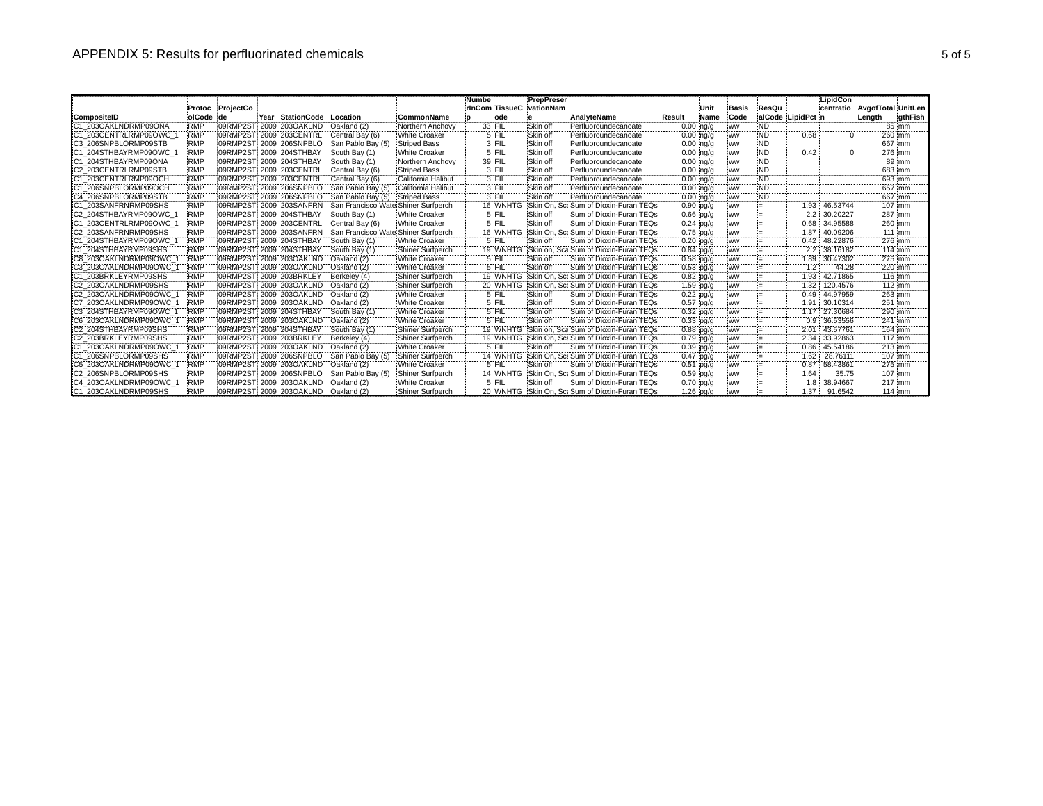# APPENDIX 5: Results for perfluorinated chemicals

| CompositeID | ProtocolCode | ProjectCode | Year | StationCode | Location | CommonName | NumberInComp | TissueCode | PrepPreservationName | AnalyteName | Result | UnitName | BasisCode | ResQualCode | LipidPct | LipidConcentration | AvgofTotalLength | UnitLengthFish |
|---|---|---|---|---|---|---|---|---|---|---|---|---|---|---|---|---|---|---|
| C1_203OAKLNDRMP09ONA | RMP | 09RMP2ST | 2009 | 203OAKLND | Oakland (2) | Northern Anchovy | 33 | FIL | Skin off | Perfluoroundecanoate | 0.00 | ng/g | ww | ND | | | 85 | mm |
| C1_203CENTRLRMP09OWC_1 | RMP | 09RMP2ST | 2009 | 203CENTRL | Central Bay (6) | White Croaker | 5 | FIL | Skin off | Perfluoroundecanoate | 0.00 | ng/g | ww | ND | 0.68 | 0 | 260 | mm |
| C3_206SNPBLORMP09STB | RMP | 09RMP2ST | 2009 | 206SNPBLO | San Pablo Bay (5) | Striped Bass | 3 | FIL | Skin off | Perfluoroundecanoate | 0.00 | ng/g | ww | ND | | | 667 | mm |
| C1_204STHBAYRMP09OWC_1 | RMP | 09RMP2ST | 2009 | 204STHBAY | South Bay (1) | White Croaker | 5 | FIL | Skin off | Perfluoroundecanoate | 0.00 | ng/g | ww | ND | 0.42 | 0 | 276 | mm |
| C1_204STHBAYRMP09ONA | RMP | 09RMP2ST | 2009 | 204STHBAY | South Bay (1) | Northern Anchovy | 39 | FIL | Skin off | Perfluoroundecanoate | 0.00 | ng/g | ww | ND | | | 89 | mm |
| C2_203CENTRLRMP09STB | RMP | 09RMP2ST | 2009 | 203CENTRL | Central Bay (6) | Striped Bass | 3 | FIL | Skin off | Perfluoroundecanoate | 0.00 | ng/g | ww | ND | | | 683 | mm |
| C1_203CENTRLRMP09OCH | RMP | 09RMP2ST | 2009 | 203CENTRL | Central Bay (6) | California Halibut | 3 | FIL | Skin off | Perfluoroundecanoate | 0.00 | ng/g | ww | ND | | | 693 | mm |
| C1_206SNPBLORMP09OCH | RMP | 09RMP2ST | 2009 | 206SNPBLO | San Pablo Bay (5) | California Halibut | 3 | FIL | Skin off | Perfluoroundecanoate | 0.00 | ng/g | ww | ND | | | 657 | mm |
| C4_206SNPBLORMP09STB | RMP | 09RMP2ST | 2009 | 206SNPBLO | San Pablo Bay (5) | Striped Bass | 3 | FIL | Skin off | Perfluoroundecanoate | 0.00 | ng/g | ww | ND | | | 667 | mm |
| C1_203SANFRNRMP09SHS | RMP | 09RMP2ST | 2009 | 203SANFRN | San Francisco Wate | Shiner Surfperch | 16 | WNHTG | Skin On, Sca | Sum of Dioxin-Furan TEQs | 0.90 | pg/g | ww | = | 1.93 | 46.53744 | 107 | mm |
| C2_204STHBAYRMP09OWC_1 | RMP | 09RMP2ST | 2009 | 204STHBAY | South Bay (1) | White Croaker | 5 | FIL | Skin off | Sum of Dioxin-Furan TEQs | 0.66 | pg/g | ww | = | 2.2 | 30.20227 | 287 | mm |
| C1_203CENTRLRMP09OWC_1 | RMP | 09RMP2ST | 2009 | 203CENTRL | Central Bay (6) | White Croaker | 5 | FIL | Skin off | Sum of Dioxin-Furan TEQs | 0.24 | pg/g | ww | = | 0.68 | 34.95588 | 260 | mm |
| C2_203SANFRNRMP09SHS | RMP | 09RMP2ST | 2009 | 203SANFRN | San Francisco Wate | Shiner Surfperch | 16 | WNHTG | Skin On, Sca | Sum of Dioxin-Furan TEQs | 0.75 | pg/g | ww | = | 1.87 | 40.09206 | 111 | mm |
| C1_204STHBAYRMP09OWC_1 | RMP | 09RMP2ST | 2009 | 204STHBAY | South Bay (1) | White Croaker | 5 | FIL | Skin off | Sum of Dioxin-Furan TEQs | 0.20 | pg/g | ww | = | 0.42 | 48.22876 | 276 | mm |
| C1_204STHBAYRMP09SHS | RMP | 09RMP2ST | 2009 | 204STHBAY | South Bay (1) | Shiner Surfperch | 19 | WNHTG | Skin on, Sca | Sum of Dioxin-Furan TEQs | 0.84 | pg/g | ww | = | 2.2 | 38.16182 | 114 | mm |
| C8_203OAKLNDRMP09OWC_1 | RMP | 09RMP2ST | 2009 | 203OAKLND | Oakland (2) | White Croaker | 5 | FIL | Skin off | Sum of Dioxin-Furan TEQs | 0.58 | pg/g | ww | = | 1.89 | 30.47302 | 275 | mm |
| C3_203OAKLNDRMP09OWC_1 | RMP | 09RMP2ST | 2009 | 203OAKLND | Oakland (2) | White Croaker | 5 | FIL | Skin off | Sum of Dioxin-Furan TEQs | 0.53 | pg/g | ww | = | 1.2 | 44.28 | 220 | mm |
| C1_203BRKLEYRMP09SHS | RMP | 09RMP2ST | 2009 | 203BRKLEY | Berkeley (4) | Shiner Surfperch | 19 | WNHTG | Skin On, Sca | Sum of Dioxin-Furan TEQs | 0.82 | pg/g | ww | = | 1.93 | 42.71865 | 116 | mm |
| C2_203OAKLNDRMP09SHS | RMP | 09RMP2ST | 2009 | 203OAKLND | Oakland (2) | Shiner Surfperch | 20 | WNHTG | Skin On, Sca | Sum of Dioxin-Furan TEQs | 1.59 | pg/g | ww | = | 1.32 | 120.4576 | 112 | mm |
| C2_203OAKLNDRMP09OWC_1 | RMP | 09RMP2ST | 2009 | 203OAKLND | Oakland (2) | White Croaker | 5 | FIL | Skin off | Sum of Dioxin-Furan TEQs | 0.22 | pg/g | ww | = | 0.49 | 44.97959 | 263 | mm |
| C7_203OAKLNDRMP09OWC_1 | RMP | 09RMP2ST | 2009 | 203OAKLND | Oakland (2) | White Croaker | 5 | FIL | Skin off | Sum of Dioxin-Furan TEQs | 0.57 | pg/g | ww | = | 1.91 | 30.10314 | 251 | mm |
| C3_204STHBAYRMP09OWC_1 | RMP | 09RMP2ST | 2009 | 204STHBAY | South Bay (1) | White Croaker | 5 | FIL | Skin off | Sum of Dioxin-Furan TEQs | 0.32 | pg/g | ww | = | 1.17 | 27.30684 | 290 | mm |
| C6_203OAKLNDRMP09OWC_1 | RMP | 09RMP2ST | 2009 | 203OAKLND | Oakland (2) | White Croaker | 5 | FIL | Skin off | Sum of Dioxin-Furan TEQs | 0.33 | pg/g | ww | = | 0.9 | 36.53556 | 241 | mm |
| C2_204STHBAYRMP09SHS | RMP | 09RMP2ST | 2009 | 204STHBAY | South Bay (1) | Shiner Surfperch | 19 | WNHTG | Skin on, Sca | Sum of Dioxin-Furan TEQs | 0.88 | pg/g | ww | = | 2.01 | 43.57761 | 164 | mm |
| C2_203BRKLEYRMP09SHS | RMP | 09RMP2ST | 2009 | 203BRKLEY | Berkeley (4) | Shiner Surfperch | 19 | WNHTG | Skin On, Sca | Sum of Dioxin-Furan TEQs | 0.79 | pg/g | ww | = | 2.34 | 33.92863 | 117 | mm |
| C1_203OAKLNDRMP09OWC_1 | RMP | 09RMP2ST | 2009 | 203OAKLND | Oakland (2) | White Croaker | 5 | FIL | Skin off | Sum of Dioxin-Furan TEQs | 0.39 | pg/g | ww | = | 0.86 | 45.54186 | 213 | mm |
| C1_206SNPBLORMP09SHS | RMP | 09RMP2ST | 2009 | 206SNPBLO | San Pablo Bay (5) | Shiner Surfperch | 14 | WNHTG | Skin On, Sca | Sum of Dioxin-Furan TEQs | 0.47 | pg/g | ww | = | 1.62 | 28.76111 | 107 | mm |
| C5_203OAKLNDRMP09OWC_1 | RMP | 09RMP2ST | 2009 | 203OAKLND | Oakland (2) | White Croaker | 5 | FIL | Skin off | Sum of Dioxin-Furan TEQs | 0.51 | pg/g | ww | = | 0.87 | 58.43861 | 275 | mm |
| C2_206SNPBLORMP09SHS | RMP | 09RMP2ST | 2009 | 206SNPBLO | San Pablo Bay (5) | Shiner Surfperch | 14 | WNHTG | Skin On, Sca | Sum of Dioxin-Furan TEQs | 0.59 | pg/g | ww | = | 1.64 | 35.75 | 107 | mm |
| C4_203OAKLNDRMP09OWC_1 | RMP | 09RMP2ST | 2009 | 203OAKLND | Oakland (2) | White Croaker | 5 | FIL | Skin off | Sum of Dioxin-Furan TEQs | 0.70 | pg/g | ww | = | 1.8 | 38.94667 | 217 | mm |
| C1_203OAKLNDRMP09SHS | RMP | 09RMP2ST | 2009 | 203OAKLND | Oakland (2) | Shiner Surfperch | 20 | WNHTG | Skin On, Sca | Sum of Dioxin-Furan TEQs | 1.26 | pg/g | ww | = | 1.37 | 91.6542 | 114 | mm |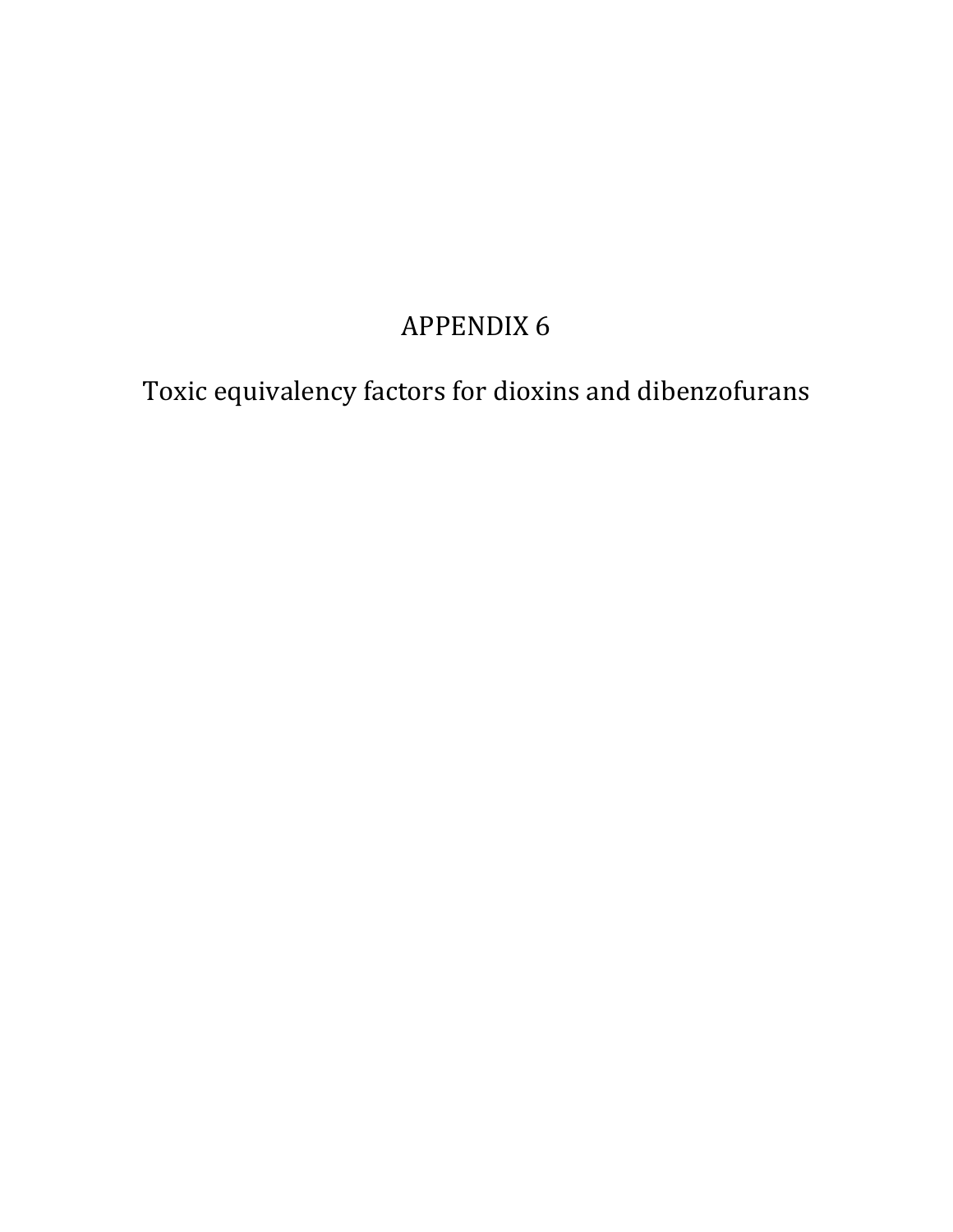# APPENDIX 6

## Toxic equivalency factors for dioxins and dibenzofurans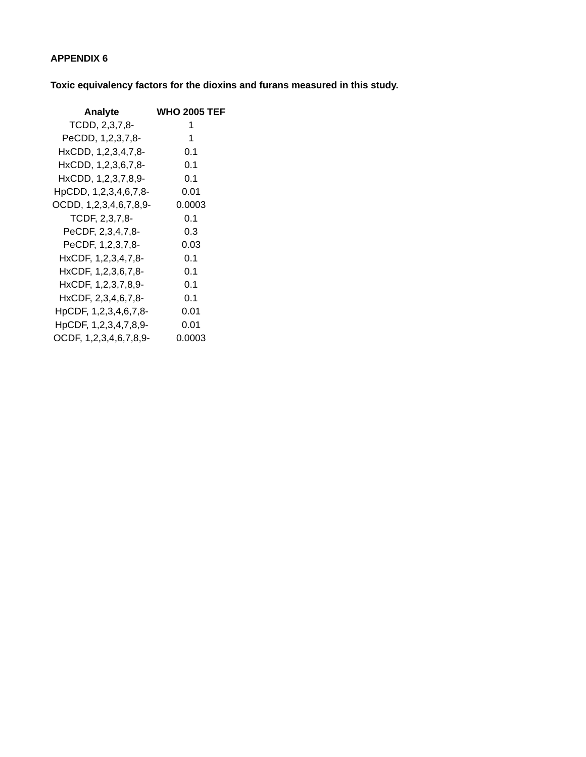**APPENDIX 6**

**Toxic equivalency factors for the dioxins and furans measured in this study.**

| Analyte | WHO 2005 TEF |
|---|---|
| TCDD, 2,3,7,8- | 1 |
| PeCDD, 1,2,3,7,8- | 1 |
| HxCDD, 1,2,3,4,7,8- | 0.1 |
| HxCDD, 1,2,3,6,7,8- | 0.1 |
| HxCDD, 1,2,3,7,8,9- | 0.1 |
| HpCDD, 1,2,3,4,6,7,8- | 0.01 |
| OCDD, 1,2,3,4,6,7,8,9- | 0.0003 |
| TCDF, 2,3,7,8- | 0.1 |
| PeCDF, 2,3,4,7,8- | 0.3 |
| PeCDF, 1,2,3,7,8- | 0.03 |
| HxCDF, 1,2,3,4,7,8- | 0.1 |
| HxCDF, 1,2,3,6,7,8- | 0.1 |
| HxCDF, 1,2,3,7,8,9- | 0.1 |
| HxCDF, 2,3,4,6,7,8- | 0.1 |
| HpCDF, 1,2,3,4,6,7,8- | 0.01 |
| HpCDF, 1,2,3,4,7,8,9- | 0.01 |
| OCDF, 1,2,3,4,6,7,8,9- | 0.0003 |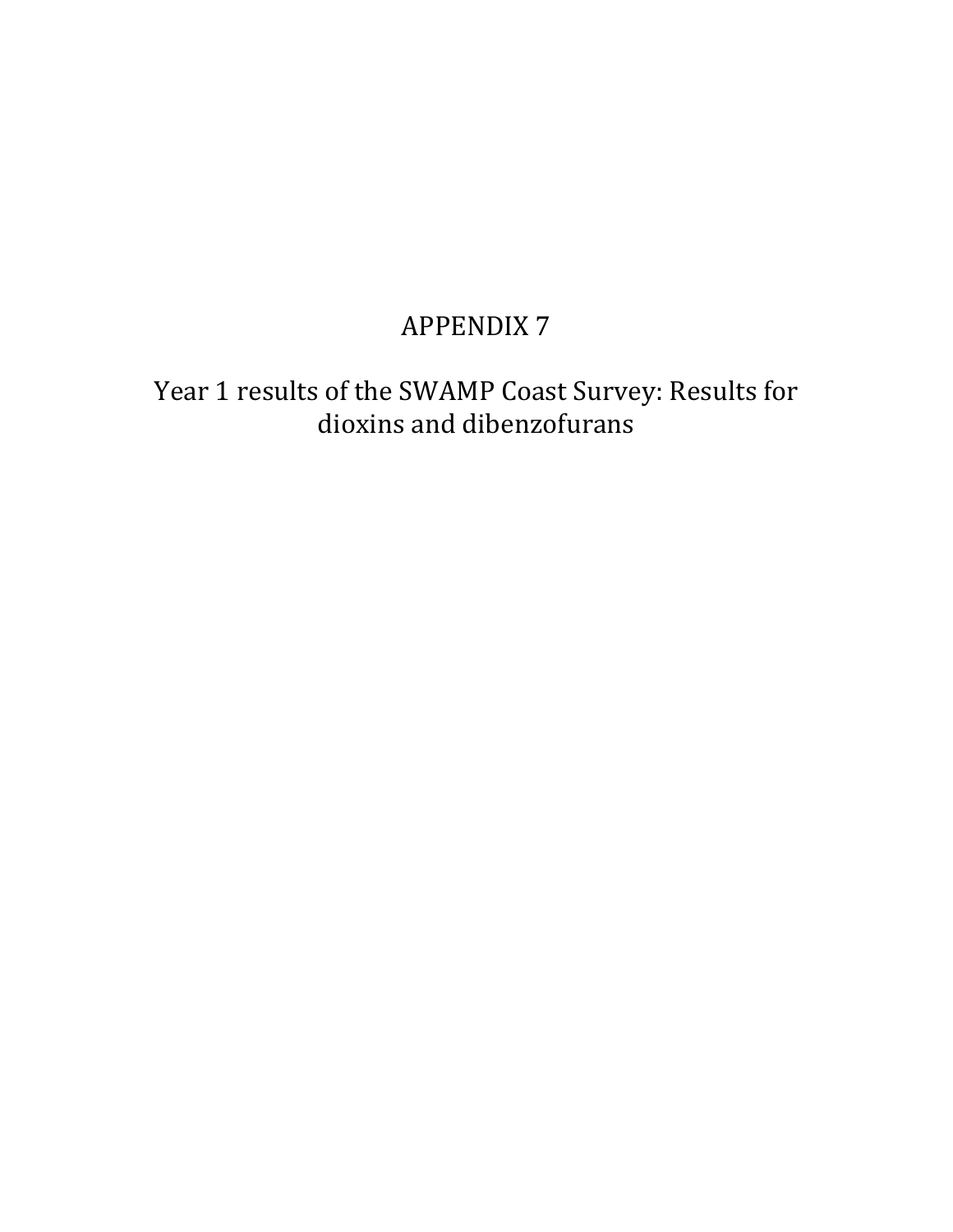# APPENDIX 7

## Year 1 results of the SWAMP Coast Survey: Results for dioxins and dibenzofurans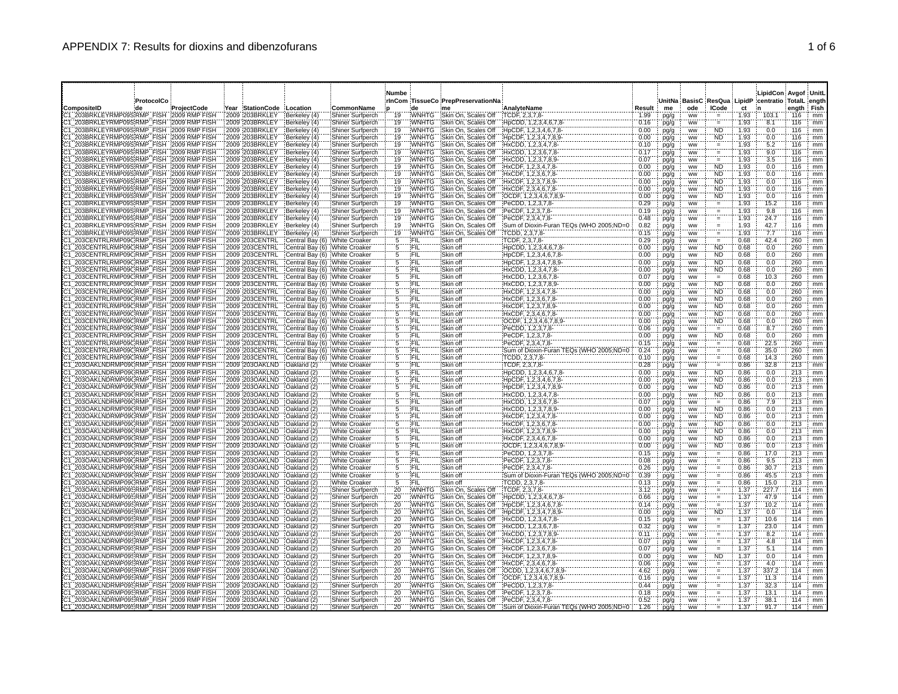# APPENDIX 7: Results for dioxins and dibenzofurans

| CompositeID | ProtocolCode | ProjectCode | Year | StationCode | Location | CommonName | NumberInComp | TissueCode | PrepPreservationName | AnalyteName | Result | UnitName | BasisCode | ResQualCode | LipidPct | LipidConcentration | AvgofTotalLength | UnitLengthFish |
|---|---|---|---|---|---|---|---|---|---|---|---|---|---|---|---|---|---|---|
| C1_203BRKLEYRMP09S | RMP_FISH | 2009 RMP FISH | 2009 | 203BRKLEY | Berkeley (4) | Shiner Surfperch | 19 | WNHTG | Skin On, Scales Off | TCDF, 2,3,7,8- | 1.99 | pg/g | ww | = | 1.93 | 103.1 | 116 | mm |
| C1_203BRKLEYRMP09S | RMP_FISH | 2009 RMP FISH | 2009 | 203BRKLEY | Berkeley (4) | Shiner Surfperch | 19 | WNHTG | Skin On, Scales Off | HpCDD, 1,2,3,4,6,7,8- | 0.16 | pg/g | ww | = | 1.93 | 8.1 | 116 | mm |
| C1_203BRKLEYRMP09S | RMP_FISH | 2009 RMP FISH | 2009 | 203BRKLEY | Berkeley (4) | Shiner Surfperch | 19 | WNHTG | Skin On, Scales Off | HpCDF, 1,2,3,4,6,7,8- | 0.00 | pg/g | ww | ND | 1.93 | 0.0 | 116 | mm |
| C1_203BRKLEYRMP09S | RMP_FISH | 2009 RMP FISH | 2009 | 203BRKLEY | Berkeley (4) | Shiner Surfperch | 19 | WNHTG | Skin On, Scales Off | HpCDF, 1,2,3,4,7,8,9- | 0.00 | pg/g | ww | ND | 1.93 | 0.0 | 116 | mm |
| C1_203BRKLEYRMP09S | RMP_FISH | 2009 RMP FISH | 2009 | 203BRKLEY | Berkeley (4) | Shiner Surfperch | 19 | WNHTG | Skin On, Scales Off | HxCDD, 1,2,3,4,7,8- | 0.10 | pg/g | ww | = | 1.93 | 5.2 | 116 | mm |
| C1_203BRKLEYRMP09S | RMP_FISH | 2009 RMP FISH | 2009 | 203BRKLEY | Berkeley (4) | Shiner Surfperch | 19 | WNHTG | Skin On, Scales Off | HxCDD, 1,2,3,6,7,8- | 0.17 | pg/g | ww | = | 1.93 | 9.0 | 116 | mm |
| C1_203BRKLEYRMP09S | RMP_FISH | 2009 RMP FISH | 2009 | 203BRKLEY | Berkeley (4) | Shiner Surfperch | 19 | WNHTG | Skin On, Scales Off | HxCDD, 1,2,3,7,8,9- | 0.07 | pg/g | ww | = | 1.93 | 3.5 | 116 | mm |
| C1_203BRKLEYRMP09S | RMP_FISH | 2009 RMP FISH | 2009 | 203BRKLEY | Berkeley (4) | Shiner Surfperch | 19 | WNHTG | Skin On, Scales Off | HxCDF, 1,2,3,4,7,8- | 0.00 | pg/g | ww | ND | 1.93 | 0.0 | 116 | mm |
| C1_203BRKLEYRMP09S | RMP_FISH | 2009 RMP FISH | 2009 | 203BRKLEY | Berkeley (4) | Shiner Surfperch | 19 | WNHTG | Skin On, Scales Off | HxCDF, 1,2,3,6,7,8- | 0.00 | pg/g | ww | ND | 1.93 | 0.0 | 116 | mm |
| C1_203BRKLEYRMP09S | RMP_FISH | 2009 RMP FISH | 2009 | 203BRKLEY | Berkeley (4) | Shiner Surfperch | 19 | WNHTG | Skin On, Scales Off | HxCDF, 1,2,3,7,8,9- | 0.00 | pg/g | ww | ND | 1.93 | 0.0 | 116 | mm |
| C1_203BRKLEYRMP09S | RMP_FISH | 2009 RMP FISH | 2009 | 203BRKLEY | Berkeley (4) | Shiner Surfperch | 19 | WNHTG | Skin On, Scales Off | HxCDF, 2,3,4,6,7,8- | 0.00 | pg/g | ww | ND | 1.93 | 0.0 | 116 | mm |
| C1_203BRKLEYRMP09S | RMP_FISH | 2009 RMP FISH | 2009 | 203BRKLEY | Berkeley (4) | Shiner Surfperch | 19 | WNHTG | Skin On, Scales Off | OCDF, 1,2,3,4,6,7,8,9- | 0.00 | pg/g | ww | ND | 1.93 | 0.0 | 116 | mm |
| C1_203BRKLEYRMP09S | RMP_FISH | 2009 RMP FISH | 2009 | 203BRKLEY | Berkeley (4) | Shiner Surfperch | 19 | WNHTG | Skin On, Scales Off | PeCDD, 1,2,3,7,8- | 0.29 | pg/g | ww | = | 1.93 | 15.2 | 116 | mm |
| C1_203BRKLEYRMP09S | RMP_FISH | 2009 RMP FISH | 2009 | 203BRKLEY | Berkeley (4) | Shiner Surfperch | 19 | WNHTG | Skin On, Scales Off | PeCDF, 1,2,3,7,8- | 0.19 | pg/g | ww | = | 1.93 | 9.8 | 116 | mm |
| C1_203BRKLEYRMP09S | RMP_FISH | 2009 RMP FISH | 2009 | 203BRKLEY | Berkeley (4) | Shiner Surfperch | 19 | WNHTG | Skin On, Scales Off | PeCDF, 2,3,4,7,8- | 0.48 | pg/g | ww | = | 1.93 | 24.7 | 116 | mm |
| C1_203BRKLEYRMP09S | RMP_FISH | 2009 RMP FISH | 2009 | 203BRKLEY | Berkeley (4) | Shiner Surfperch | 19 | WNHTG | Skin On, Scales Off | Sum of Dioxin-Furan TEQs (WHO 2005;ND=0 | 0.82 | pg/g | ww | = | 1.93 | 42.7 | 116 | mm |
| C1_203BRKLEYRMP09S | RMP_FISH | 2009 RMP FISH | 2009 | 203BRKLEY | Berkeley (4) | Shiner Surfperch | 19 | WNHTG | Skin On, Scales Off | TCDD, 2,3,7,8- | 0.15 | pg/g | ww | = | 1.93 | 7.7 | 116 | mm |
| C1_203CENTRLRMP09C | RMP_FISH | 2009 RMP FISH | 2009 | 203CENTRL | Central Bay (6) | White Croaker | 5 | FIL | Skin off | TCDF, 2,3,7,8- | 0.29 | pg/g | ww | = | 0.68 | 42.4 | 260 | mm |
| C1_203CENTRLRMP09C | RMP_FISH | 2009 RMP FISH | 2009 | 203CENTRL | Central Bay (6) | White Croaker | 5 | FIL | Skin off | HpCDD, 1,2,3,4,6,7,8- | 0.00 | pg/g | ww | ND | 0.68 | 0.0 | 260 | mm |
| C1_203CENTRLRMP09C | RMP_FISH | 2009 RMP FISH | 2009 | 203CENTRL | Central Bay (6) | White Croaker | 5 | FIL | Skin off | HpCDF, 1,2,3,4,6,7,8- | 0.00 | pg/g | ww | ND | 0.68 | 0.0 | 260 | mm |
| C1_203CENTRLRMP09C | RMP_FISH | 2009 RMP FISH | 2009 | 203CENTRL | Central Bay (6) | White Croaker | 5 | FIL | Skin off | HpCDF, 1,2,3,4,7,8,9- | 0.00 | pg/g | ww | ND | 0.68 | 0.0 | 260 | mm |
| C1_203CENTRLRMP09C | RMP_FISH | 2009 RMP FISH | 2009 | 203CENTRL | Central Bay (6) | White Croaker | 5 | FIL | Skin off | HxCDD, 1,2,3,4,7,8- | 0.00 | pg/g | ww | ND | 0.68 | 0.0 | 260 | mm |
| C1_203CENTRLRMP09C | RMP_FISH | 2009 RMP FISH | 2009 | 203CENTRL | Central Bay (6) | White Croaker | 5 | FIL | Skin off | HxCDD, 1,2,3,6,7,8- | 0.07 | pg/g | ww | = | 0.68 | 10.3 | 260 | mm |
| C1_203CENTRLRMP09C | RMP_FISH | 2009 RMP FISH | 2009 | 203CENTRL | Central Bay (6) | White Croaker | 5 | FIL | Skin off | HxCDD, 1,2,3,7,8,9- | 0.00 | pg/g | ww | ND | 0.68 | 0.0 | 260 | mm |
| C1_203CENTRLRMP09C | RMP_FISH | 2009 RMP FISH | 2009 | 203CENTRL | Central Bay (6) | White Croaker | 5 | FIL | Skin off | HxCDF, 1,2,3,4,7,8- | 0.00 | pg/g | ww | ND | 0.68 | 0.0 | 260 | mm |
| C1_203CENTRLRMP09C | RMP_FISH | 2009 RMP FISH | 2009 | 203CENTRL | Central Bay (6) | White Croaker | 5 | FIL | Skin off | HxCDF, 1,2,3,6,7,8- | 0.00 | pg/g | ww | ND | 0.68 | 0.0 | 260 | mm |
| C1_203CENTRLRMP09C | RMP_FISH | 2009 RMP FISH | 2009 | 203CENTRL | Central Bay (6) | White Croaker | 5 | FIL | Skin off | HxCDF, 1,2,3,7,8,9- | 0.00 | pg/g | ww | ND | 0.68 | 0.0 | 260 | mm |
| C1_203CENTRLRMP09C | RMP_FISH | 2009 RMP FISH | 2009 | 203CENTRL | Central Bay (6) | White Croaker | 5 | FIL | Skin off | HxCDF, 2,3,4,6,7,8- | 0.00 | pg/g | ww | ND | 0.68 | 0.0 | 260 | mm |
| C1_203CENTRLRMP09C | RMP_FISH | 2009 RMP FISH | 2009 | 203CENTRL | Central Bay (6) | White Croaker | 5 | FIL | Skin off | OCDF, 1,2,3,4,6,7,8,9- | 0.00 | pg/g | ww | ND | 0.68 | 0.0 | 260 | mm |
| C1_203CENTRLRMP09C | RMP_FISH | 2009 RMP FISH | 2009 | 203CENTRL | Central Bay (6) | White Croaker | 5 | FIL | Skin off | PeCDD, 1,2,3,7,8- | 0.06 | pg/g | ww | = | 0.68 | 8.7 | 260 | mm |
| C1_203CENTRLRMP09C | RMP_FISH | 2009 RMP FISH | 2009 | 203CENTRL | Central Bay (6) | White Croaker | 5 | FIL | Skin off | PeCDF, 1,2,3,7,8- | 0.00 | pg/g | ww | ND | 0.68 | 0.0 | 260 | mm |
| C1_203CENTRLRMP09C | RMP_FISH | 2009 RMP FISH | 2009 | 203CENTRL | Central Bay (6) | White Croaker | 5 | FIL | Skin off | PeCDF, 2,3,4,7,8- | 0.15 | pg/g | ww | = | 0.68 | 22.5 | 260 | mm |
| C1_203CENTRLRMP09C | RMP_FISH | 2009 RMP FISH | 2009 | 203CENTRL | Central Bay (6) | White Croaker | 5 | FIL | Skin off | Sum of Dioxin-Furan TEQs (WHO 2005;ND=0 | 0.24 | pg/g | ww | = | 0.68 | 35.0 | 260 | mm |
| C1_203CENTRLRMP09C | RMP_FISH | 2009 RMP FISH | 2009 | 203CENTRL | Central Bay (6) | White Croaker | 5 | FIL | Skin off | TCDD, 2,3,7,8- | 0.10 | pg/g | ww | = | 0.68 | 14.3 | 260 | mm |
| C1_203OAKLNDRMP09C | RMP_FISH | 2009 RMP FISH | 2009 | 203OAKLND | Oakland (2) | White Croaker | 5 | FIL | Skin off | TCDF, 2,3,7,8- | 0.28 | pg/g | ww | = | 0.86 | 32.8 | 213 | mm |
| C1_203OAKLNDRMP09C | RMP_FISH | 2009 RMP FISH | 2009 | 203OAKLND | Oakland (2) | White Croaker | 5 | FIL | Skin off | HpCDD, 1,2,3,4,6,7,8- | 0.00 | pg/g | ww | ND | 0.86 | 0.0 | 213 | mm |
| C1_203OAKLNDRMP09C | RMP_FISH | 2009 RMP FISH | 2009 | 203OAKLND | Oakland (2) | White Croaker | 5 | FIL | Skin off | HpCDF, 1,2,3,4,6,7,8- | 0.00 | pg/g | ww | ND | 0.86 | 0.0 | 213 | mm |
| C1_203OAKLNDRMP09C | RMP_FISH | 2009 RMP FISH | 2009 | 203OAKLND | Oakland (2) | White Croaker | 5 | FIL | Skin off | HpCDF, 1,2,3,4,7,8,9- | 0.00 | pg/g | ww | ND | 0.86 | 0.0 | 213 | mm |
| C1_203OAKLNDRMP09C | RMP_FISH | 2009 RMP FISH | 2009 | 203OAKLND | Oakland (2) | White Croaker | 5 | FIL | Skin off | HxCDD, 1,2,3,4,7,8- | 0.00 | pg/g | ww | ND | 0.86 | 0.0 | 213 | mm |
| C1_203OAKLNDRMP09C | RMP_FISH | 2009 RMP FISH | 2009 | 203OAKLND | Oakland (2) | White Croaker | 5 | FIL | Skin off | HxCDD, 1,2,3,6,7,8- | 0.07 | pg/g | ww | = | 0.86 | 7.9 | 213 | mm |
| C1_203OAKLNDRMP09C | RMP_FISH | 2009 RMP FISH | 2009 | 203OAKLND | Oakland (2) | White Croaker | 5 | FIL | Skin off | HxCDD, 1,2,3,7,8,9- | 0.00 | pg/g | ww | ND | 0.86 | 0.0 | 213 | mm |
| C1_203OAKLNDRMP09C | RMP_FISH | 2009 RMP FISH | 2009 | 203OAKLND | Oakland (2) | White Croaker | 5 | FIL | Skin off | HxCDF, 1,2,3,4,7,8- | 0.00 | pg/g | ww | ND | 0.86 | 0.0 | 213 | mm |
| C1_203OAKLNDRMP09C | RMP_FISH | 2009 RMP FISH | 2009 | 203OAKLND | Oakland (2) | White Croaker | 5 | FIL | Skin off | HxCDF, 1,2,3,6,7,8- | 0.00 | pg/g | ww | ND | 0.86 | 0.0 | 213 | mm |
| C1_203OAKLNDRMP09C | RMP_FISH | 2009 RMP FISH | 2009 | 203OAKLND | Oakland (2) | White Croaker | 5 | FIL | Skin off | HxCDF, 1,2,3,7,8,9- | 0.00 | pg/g | ww | ND | 0.86 | 0.0 | 213 | mm |
| C1_203OAKLNDRMP09C | RMP_FISH | 2009 RMP FISH | 2009 | 203OAKLND | Oakland (2) | White Croaker | 5 | FIL | Skin off | HxCDF, 2,3,4,6,7,8- | 0.00 | pg/g | ww | ND | 0.86 | 0.0 | 213 | mm |
| C1_203OAKLNDRMP09C | RMP_FISH | 2009 RMP FISH | 2009 | 203OAKLND | Oakland (2) | White Croaker | 5 | FIL | Skin off | OCDF, 1,2,3,4,6,7,8,9- | 0.00 | pg/g | ww | ND | 0.86 | 0.0 | 213 | mm |
| C1_203OAKLNDRMP09C | RMP_FISH | 2009 RMP FISH | 2009 | 203OAKLND | Oakland (2) | White Croaker | 5 | FIL | Skin off | PeCDD, 1,2,3,7,8- | 0.15 | pg/g | ww | = | 0.86 | 17.0 | 213 | mm |
| C1_203OAKLNDRMP09C | RMP_FISH | 2009 RMP FISH | 2009 | 203OAKLND | Oakland (2) | White Croaker | 5 | FIL | Skin off | PeCDF, 1,2,3,7,8- | 0.08 | pg/g | ww | = | 0.86 | 9.5 | 213 | mm |
| C1_203OAKLNDRMP09C | RMP_FISH | 2009 RMP FISH | 2009 | 203OAKLND | Oakland (2) | White Croaker | 5 | FIL | Skin off | PeCDF, 2,3,4,7,8- | 0.26 | pg/g | ww | = | 0.86 | 30.7 | 213 | mm |
| C1_203OAKLNDRMP09C | RMP_FISH | 2009 RMP FISH | 2009 | 203OAKLND | Oakland (2) | White Croaker | 5 | FIL | Skin off | Sum of Dioxin-Furan TEQs (WHO 2005;ND=0 | 0.39 | pg/g | ww | = | 0.86 | 45.5 | 213 | mm |
| C1_203OAKLNDRMP09C | RMP_FISH | 2009 RMP FISH | 2009 | 203OAKLND | Oakland (2) | White Croaker | 5 | FIL | Skin off | TCDD, 2,3,7,8- | 0.13 | pg/g | ww | = | 0.86 | 15.0 | 213 | mm |
| C1_203OAKLNDRMP09S | RMP_FISH | 2009 RMP FISH | 2009 | 203OAKLND | Oakland (2) | Shiner Surfperch | 20 | WNHTG | Skin On, Scales Off | TCDF, 2,3,7,8- | 3.12 | pg/g | ww | = | 1.37 | 227.7 | 114 | mm |
| C1_203OAKLNDRMP09S | RMP_FISH | 2009 RMP FISH | 2009 | 203OAKLND | Oakland (2) | Shiner Surfperch | 20 | WNHTG | Skin On, Scales Off | HpCDD, 1,2,3,4,6,7,8- | 0.66 | pg/g | ww | = | 1.37 | 47.9 | 114 | mm |
| C1_203OAKLNDRMP09S | RMP_FISH | 2009 RMP FISH | 2009 | 203OAKLND | Oakland (2) | Shiner Surfperch | 20 | WNHTG | Skin On, Scales Off | HpCDF, 1,2,3,4,6,7,8- | 0.14 | pg/g | ww | = | 1.37 | 10.2 | 114 | mm |
| C1_203OAKLNDRMP09S | RMP_FISH | 2009 RMP FISH | 2009 | 203OAKLND | Oakland (2) | Shiner Surfperch | 20 | WNHTG | Skin On, Scales Off | HpCDF, 1,2,3,4,7,8,9- | 0.00 | pg/g | ww | ND | 1.37 | 0.0 | 114 | mm |
| C1_203OAKLNDRMP09S | RMP_FISH | 2009 RMP FISH | 2009 | 203OAKLND | Oakland (2) | Shiner Surfperch | 20 | WNHTG | Skin On, Scales Off | HxCDD, 1,2,3,4,7,8- | 0.15 | pg/g | ww | = | 1.37 | 10.6 | 114 | mm |
| C1_203OAKLNDRMP09S | RMP_FISH | 2009 RMP FISH | 2009 | 203OAKLND | Oakland (2) | Shiner Surfperch | 20 | WNHTG | Skin On, Scales Off | HxCDD, 1,2,3,6,7,8- | 0.32 | pg/g | ww | = | 1.37 | 23.0 | 114 | mm |
| C1_203OAKLNDRMP09S | RMP_FISH | 2009 RMP FISH | 2009 | 203OAKLND | Oakland (2) | Shiner Surfperch | 20 | WNHTG | Skin On, Scales Off | HxCDD, 1,2,3,7,8,9- | 0.11 | pg/g | ww | = | 1.37 | 8.2 | 114 | mm |
| C1_203OAKLNDRMP09S | RMP_FISH | 2009 RMP FISH | 2009 | 203OAKLND | Oakland (2) | Shiner Surfperch | 20 | WNHTG | Skin On, Scales Off | HxCDF, 1,2,3,4,7,8- | 0.07 | pg/g | ww | = | 1.37 | 4.8 | 114 | mm |
| C1_203OAKLNDRMP09S | RMP_FISH | 2009 RMP FISH | 2009 | 203OAKLND | Oakland (2) | Shiner Surfperch | 20 | WNHTG | Skin On, Scales Off | HxCDF, 1,2,3,6,7,8- | 0.07 | pg/g | ww | = | 1.37 | 5.1 | 114 | mm |
| C1_203OAKLNDRMP09S | RMP_FISH | 2009 RMP FISH | 2009 | 203OAKLND | Oakland (2) | Shiner Surfperch | 20 | WNHTG | Skin On, Scales Off | HxCDF, 1,2,3,7,8,9- | 0.00 | pg/g | ww | ND | 1.37 | 0.0 | 114 | mm |
| C1_203OAKLNDRMP09S | RMP_FISH | 2009 RMP FISH | 2009 | 203OAKLND | Oakland (2) | Shiner Surfperch | 20 | WNHTG | Skin On, Scales Off | HxCDF, 2,3,4,6,7,8- | 0.06 | pg/g | ww | = | 1.37 | 4.0 | 114 | mm |
| C1_203OAKLNDRMP09S | RMP_FISH | 2009 RMP FISH | 2009 | 203OAKLND | Oakland (2) | Shiner Surfperch | 20 | WNHTG | Skin On, Scales Off | OCDD, 1,2,3,4,6,7,8,9- | 4.62 | pg/g | ww | = | 1.37 | 337.2 | 114 | mm |
| C1_203OAKLNDRMP09S | RMP_FISH | 2009 RMP FISH | 2009 | 203OAKLND | Oakland (2) | Shiner Surfperch | 20 | WNHTG | Skin On, Scales Off | OCDF, 1,2,3,4,6,7,8,9- | 0.16 | pg/g | ww | = | 1.37 | 11.3 | 114 | mm |
| C1_203OAKLNDRMP09S | RMP_FISH | 2009 RMP FISH | 2009 | 203OAKLND | Oakland (2) | Shiner Surfperch | 20 | WNHTG | Skin On, Scales Off | PeCDD, 1,2,3,7,8- | 0.44 | pg/g | ww | = | 1.37 | 32.3 | 114 | mm |
| C1_203OAKLNDRMP09S | RMP_FISH | 2009 RMP FISH | 2009 | 203OAKLND | Oakland (2) | Shiner Surfperch | 20 | WNHTG | Skin On, Scales Off | PeCDF, 1,2,3,7,8- | 0.18 | pg/g | ww | = | 1.37 | 13.1 | 114 | mm |
| C1_203OAKLNDRMP09S | RMP_FISH | 2009 RMP FISH | 2009 | 203OAKLND | Oakland (2) | Shiner Surfperch | 20 | WNHTG | Skin On, Scales Off | PeCDF, 2,3,4,7,8- | 0.52 | pg/g | ww | = | 1.37 | 38.1 | 114 | mm |
| C1_203OAKLNDRMP09S | RMP_FISH | 2009 RMP FISH | 2009 | 203OAKLND | Oakland (2) | Shiner Surfperch | 20 | WNHTG | Skin On, Scales Off | Sum of Dioxin-Furan TEQs (WHO 2005;ND=0 | 1.26 | pg/g | ww | = | 1.37 | 91.7 | 114 | mm |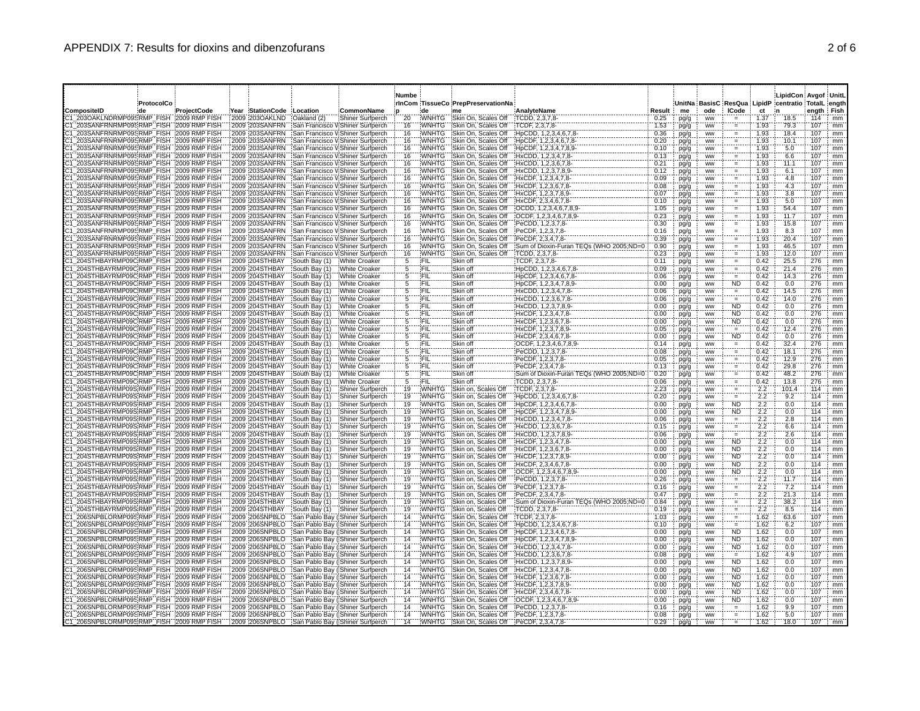# APPENDIX 7: Results for dioxins and dibenzofurans

| CompositeID | ProtocolCode | ProjectCode | Year | StationCode | Location | CommonName | NumberInComp | TissueCode | PrepPreservationName | AnalyteName | Result | UnitName | BasisCode | ResQualCode | LipidPct | LipidConcentration | AvgTotalLength | UnitFish |
|---|---|---|---|---|---|---|---|---|---|---|---|---|---|---|---|---|---|---|
| C1_203OAKLNDRMP09S | RMP_FISH | 2009 RMP FISH | 2009 | 203OAKLND | Oakland (2) | Shiner Surfperch | 20 | WNHTG | Skin On, Scales Off | TCDD, 2,3,7,8- | 0.25 | pg/g | ww | = | 1.37 | 18.5 | 114 | mm |
| C1_203SANFRNRMP09S | RMP_FISH | 2009 RMP FISH | 2009 | 203SANFRN | San Francisco V | Shiner Surfperch | 16 | WNHTG | Skin On, Scales Off | TCDF, 2,3,7,8- | 1.53 | pg/g | ww | = | 1.93 | 79.3 | 107 | mm |
| C1_203SANFRNRMP09S | RMP_FISH | 2009 RMP FISH | 2009 | 203SANFRN | San Francisco V | Shiner Surfperch | 16 | WNHTG | Skin On, Scales Off | HpCDD, 1,2,3,4,6,7,8- | 0.36 | pg/g | ww | = | 1.93 | 18.4 | 107 | mm |
| C1_203SANFRNRMP09S | RMP_FISH | 2009 RMP FISH | 2009 | 203SANFRN | San Francisco V | Shiner Surfperch | 16 | WNHTG | Skin On, Scales Off | HpCDF, 1,2,3,4,6,7,8- | 0.20 | pg/g | ww | = | 1.93 | 10.1 | 107 | mm |
| C1_203SANFRNRMP09S | RMP_FISH | 2009 RMP FISH | 2009 | 203SANFRN | San Francisco V | Shiner Surfperch | 16 | WNHTG | Skin On, Scales Off | HpCDF, 1,2,3,4,7,8,9- | 0.10 | pg/g | ww | = | 1.93 | 5.0 | 107 | mm |
| C1_203SANFRNRMP09S | RMP_FISH | 2009 RMP FISH | 2009 | 203SANFRN | San Francisco V | Shiner Surfperch | 16 | WNHTG | Skin On, Scales Off | HxCDD, 1,2,3,4,7,8- | 0.13 | pg/g | ww | = | 1.93 | 6.6 | 107 | mm |
| C1_203SANFRNRMP09S | RMP_FISH | 2009 RMP FISH | 2009 | 203SANFRN | San Francisco V | Shiner Surfperch | 16 | WNHTG | Skin On, Scales Off | HxCDD, 1,2,3,6,7,8- | 0.21 | pg/g | ww | = | 1.93 | 11.1 | 107 | mm |
| C1_203SANFRNRMP09S | RMP_FISH | 2009 RMP FISH | 2009 | 203SANFRN | San Francisco V | Shiner Surfperch | 16 | WNHTG | Skin On, Scales Off | HxCDD, 1,2,3,7,8,9- | 0.12 | pg/g | ww | = | 1.93 | 6.1 | 107 | mm |
| C1_203SANFRNRMP09S | RMP_FISH | 2009 RMP FISH | 2009 | 203SANFRN | San Francisco V | Shiner Surfperch | 16 | WNHTG | Skin On, Scales Off | HxCDF, 1,2,3,4,7,8- | 0.09 | pg/g | ww | = | 1.93 | 4.8 | 107 | mm |
| C1_203SANFRNRMP09S | RMP_FISH | 2009 RMP FISH | 2009 | 203SANFRN | San Francisco V | Shiner Surfperch | 16 | WNHTG | Skin On, Scales Off | HxCDF, 1,2,3,6,7,8- | 0.08 | pg/g | ww | = | 1.93 | 4.3 | 107 | mm |
| C1_203SANFRNRMP09S | RMP_FISH | 2009 RMP FISH | 2009 | 203SANFRN | San Francisco V | Shiner Surfperch | 16 | WNHTG | Skin On, Scales Off | HxCDF, 1,2,3,7,8,9- | 0.07 | pg/g | ww | = | 1.93 | 3.8 | 107 | mm |
| C1_203SANFRNRMP09S | RMP_FISH | 2009 RMP FISH | 2009 | 203SANFRN | San Francisco V | Shiner Surfperch | 16 | WNHTG | Skin On, Scales Off | HxCDF, 2,3,4,6,7,8- | 0.10 | pg/g | ww | = | 1.93 | 5.0 | 107 | mm |
| C1_203SANFRNRMP09S | RMP_FISH | 2009 RMP FISH | 2009 | 203SANFRN | San Francisco V | Shiner Surfperch | 16 | WNHTG | Skin On, Scales Off | OCDD, 1,2,3,4,6,7,8,9- | 1.05 | pg/g | ww | = | 1.93 | 54.4 | 107 | mm |
| C1_203SANFRNRMP09S | RMP_FISH | 2009 RMP FISH | 2009 | 203SANFRN | San Francisco V | Shiner Surfperch | 16 | WNHTG | Skin On, Scales Off | OCDF, 1,2,3,4,6,7,8,9- | 0.23 | pg/g | ww | = | 1.93 | 11.7 | 107 | mm |
| C1_203SANFRNRMP09S | RMP_FISH | 2009 RMP FISH | 2009 | 203SANFRN | San Francisco V | Shiner Surfperch | 16 | WNHTG | Skin On, Scales Off | PeCDD, 1,2,3,7,8- | 0.30 | pg/g | ww | = | 1.93 | 15.8 | 107 | mm |
| C1_203SANFRNRMP09S | RMP_FISH | 2009 RMP FISH | 2009 | 203SANFRN | San Francisco V | Shiner Surfperch | 16 | WNHTG | Skin On, Scales Off | PeCDF, 1,2,3,7,8- | 0.16 | pg/g | ww | = | 1.93 | 8.3 | 107 | mm |
| C1_203SANFRNRMP09S | RMP_FISH | 2009 RMP FISH | 2009 | 203SANFRN | San Francisco V | Shiner Surfperch | 16 | WNHTG | Skin On, Scales Off | PeCDF, 2,3,4,7,8- | 0.39 | pg/g | ww | = | 1.93 | 20.4 | 107 | mm |
| C1_203SANFRNRMP09S | RMP_FISH | 2009 RMP FISH | 2009 | 203SANFRN | San Francisco V | Shiner Surfperch | 16 | WNHTG | Skin On, Scales Off | Sum of Dioxin-Furan TEQs (WHO 2005;ND=0 | 0.90 | pg/g | ww | = | 1.93 | 46.5 | 107 | mm |
| C1_203SANFRNRMP09S | RMP_FISH | 2009 RMP FISH | 2009 | 203SANFRN | San Francisco V | Shiner Surfperch | 16 | WNHTG | Skin On, Scales Off | TCDD, 2,3,7,8- | 0.23 | pg/g | ww | = | 1.93 | 12.0 | 107 | mm |
| C1_204STHBAYRMP09C | RMP_FISH | 2009 RMP FISH | 2009 | 204STHBAY | South Bay (1) | White Croaker | 5 | FIL | Skin off | TCDF, 2,3,7,8- | 0.11 | pg/g | ww | = | 0.42 | 25.5 | 276 | mm |
| C1_204STHBAYRMP09C | RMP_FISH | 2009 RMP FISH | 2009 | 204STHBAY | South Bay (1) | White Croaker | 5 | FIL | Skin off | HpCDD, 1,2,3,4,6,7,8- | 0.09 | pg/g | ww | = | 0.42 | 21.4 | 276 | mm |
| C1_204STHBAYRMP09C | RMP_FISH | 2009 RMP FISH | 2009 | 204STHBAY | South Bay (1) | White Croaker | 5 | FIL | Skin off | HpCDF, 1,2,3,4,6,7,8- | 0.06 | pg/g | ww | = | 0.42 | 14.3 | 276 | mm |
| C1_204STHBAYRMP09C | RMP_FISH | 2009 RMP FISH | 2009 | 204STHBAY | South Bay (1) | White Croaker | 5 | FIL | Skin off | HpCDF, 1,2,3,4,7,8,9- | 0.00 | pg/g | ww | ND | 0.42 | 0.0 | 276 | mm |
| C1_204STHBAYRMP09C | RMP_FISH | 2009 RMP FISH | 2009 | 204STHBAY | South Bay (1) | White Croaker | 5 | FIL | Skin off | HxCDD, 1,2,3,4,7,8- | 0.06 | pg/g | ww | = | 0.42 | 14.5 | 276 | mm |
| C1_204STHBAYRMP09C | RMP_FISH | 2009 RMP FISH | 2009 | 204STHBAY | South Bay (1) | White Croaker | 5 | FIL | Skin off | HxCDD, 1,2,3,6,7,8- | 0.06 | pg/g | ww | = | 0.42 | 14.0 | 276 | mm |
| C1_204STHBAYRMP09C | RMP_FISH | 2009 RMP FISH | 2009 | 204STHBAY | South Bay (1) | White Croaker | 5 | FIL | Skin off | HxCDD, 1,2,3,7,8,9- | 0.00 | pg/g | ww | ND | 0.42 | 0.0 | 276 | mm |
| C1_204STHBAYRMP09C | RMP_FISH | 2009 RMP FISH | 2009 | 204STHBAY | South Bay (1) | White Croaker | 5 | FIL | Skin off | HxCDF, 1,2,3,4,7,8- | 0.00 | pg/g | ww | ND | 0.42 | 0.0 | 276 | mm |
| C1_204STHBAYRMP09C | RMP_FISH | 2009 RMP FISH | 2009 | 204STHBAY | South Bay (1) | White Croaker | 5 | FIL | Skin off | HxCDF, 1,2,3,6,7,8- | 0.00 | pg/g | ww | ND | 0.42 | 0.0 | 276 | mm |
| C1_204STHBAYRMP09C | RMP_FISH | 2009 RMP FISH | 2009 | 204STHBAY | South Bay (1) | White Croaker | 5 | FIL | Skin off | HxCDF, 1,2,3,7,8,9- | 0.05 | pg/g | ww | = | 0.42 | 12.4 | 276 | mm |
| C1_204STHBAYRMP09C | RMP_FISH | 2009 RMP FISH | 2009 | 204STHBAY | South Bay (1) | White Croaker | 5 | FIL | Skin off | HxCDF, 2,3,4,6,7,8- | 0.00 | pg/g | ww | ND | 0.42 | 0.0 | 276 | mm |
| C1_204STHBAYRMP09C | RMP_FISH | 2009 RMP FISH | 2009 | 204STHBAY | South Bay (1) | White Croaker | 5 | FIL | Skin off | OCDF, 1,2,3,4,6,7,8,9- | 0.14 | pg/g | ww | = | 0.42 | 32.4 | 276 | mm |
| C1_204STHBAYRMP09C | RMP_FISH | 2009 RMP FISH | 2009 | 204STHBAY | South Bay (1) | White Croaker | 5 | FIL | Skin off | PeCDD, 1,2,3,7,8- | 0.08 | pg/g | ww | = | 0.42 | 18.1 | 276 | mm |
| C1_204STHBAYRMP09C | RMP_FISH | 2009 RMP FISH | 2009 | 204STHBAY | South Bay (1) | White Croaker | 5 | FIL | Skin off | PeCDF, 1,2,3,7,8- | 0.05 | pg/g | ww | = | 0.42 | 12.9 | 276 | mm |
| C1_204STHBAYRMP09C | RMP_FISH | 2009 RMP FISH | 2009 | 204STHBAY | South Bay (1) | White Croaker | 5 | FIL | Skin off | PeCDF, 2,3,4,7,8- | 0.13 | pg/g | ww | = | 0.42 | 29.8 | 276 | mm |
| C1_204STHBAYRMP09C | RMP_FISH | 2009 RMP FISH | 2009 | 204STHBAY | South Bay (1) | White Croaker | 5 | FIL | Skin off | Sum of Dioxin-Furan TEQs (WHO 2005;ND=0 | 0.20 | pg/g | ww | = | 0.42 | 48.2 | 276 | mm |
| C1_204STHBAYRMP09C | RMP_FISH | 2009 RMP FISH | 2009 | 204STHBAY | South Bay (1) | White Croaker | 5 | FIL | Skin off | TCDD, 2,3,7,8- | 0.06 | pg/g | ww | = | 0.42 | 13.8 | 276 | mm |
| C1_204STHBAYRMP09S | RMP_FISH | 2009 RMP FISH | 2009 | 204STHBAY | South Bay (1) | Shiner Surfperch | 19 | WNHTG | Skin on, Scales Off | TCDF, 2,3,7,8- | 2.23 | pg/g | ww | = | 2.2 | 101.4 | 114 | mm |
| C1_204STHBAYRMP09S | RMP_FISH | 2009 RMP FISH | 2009 | 204STHBAY | South Bay (1) | Shiner Surfperch | 19 | WNHTG | Skin on, Scales Off | HpCDD, 1,2,3,4,6,7,8- | 0.20 | pg/g | ww | = | 2.2 | 9.2 | 114 | mm |
| C1_204STHBAYRMP09S | RMP_FISH | 2009 RMP FISH | 2009 | 204STHBAY | South Bay (1) | Shiner Surfperch | 19 | WNHTG | Skin on, Scales Off | HpCDF, 1,2,3,4,6,7,8- | 0.00 | pg/g | ww | ND | 2.2 | 0.0 | 114 | mm |
| C1_204STHBAYRMP09S | RMP_FISH | 2009 RMP FISH | 2009 | 204STHBAY | South Bay (1) | Shiner Surfperch | 19 | WNHTG | Skin on, Scales Off | HpCDF, 1,2,3,4,7,8,9- | 0.00 | pg/g | ww | ND | 2.2 | 0.0 | 114 | mm |
| C1_204STHBAYRMP09S | RMP_FISH | 2009 RMP FISH | 2009 | 204STHBAY | South Bay (1) | Shiner Surfperch | 19 | WNHTG | Skin on, Scales Off | HxCDD, 1,2,3,4,7,8- | 0.06 | pg/g | ww | = | 2.2 | 2.8 | 114 | mm |
| C1_204STHBAYRMP09S | RMP_FISH | 2009 RMP FISH | 2009 | 204STHBAY | South Bay (1) | Shiner Surfperch | 19 | WNHTG | Skin on, Scales Off | HxCDD, 1,2,3,6,7,8- | 0.15 | pg/g | ww | = | 2.2 | 6.6 | 114 | mm |
| C1_204STHBAYRMP09S | RMP_FISH | 2009 RMP FISH | 2009 | 204STHBAY | South Bay (1) | Shiner Surfperch | 19 | WNHTG | Skin on, Scales Off | HxCDD, 1,2,3,7,8,9- | 0.06 | pg/g | ww | = | 2.2 | 2.6 | 114 | mm |
| C1_204STHBAYRMP09S | RMP_FISH | 2009 RMP FISH | 2009 | 204STHBAY | South Bay (1) | Shiner Surfperch | 19 | WNHTG | Skin on, Scales Off | HxCDF, 1,2,3,4,7,8- | 0.00 | pg/g | ww | ND | 2.2 | 0.0 | 114 | mm |
| C1_204STHBAYRMP09S | RMP_FISH | 2009 RMP FISH | 2009 | 204STHBAY | South Bay (1) | Shiner Surfperch | 19 | WNHTG | Skin on, Scales Off | HxCDF, 1,2,3,6,7,8- | 0.00 | pg/g | ww | ND | 2.2 | 0.0 | 114 | mm |
| C1_204STHBAYRMP09S | RMP_FISH | 2009 RMP FISH | 2009 | 204STHBAY | South Bay (1) | Shiner Surfperch | 19 | WNHTG | Skin on, Scales Off | HxCDF, 1,2,3,7,8,9- | 0.00 | pg/g | ww | ND | 2.2 | 0.0 | 114 | mm |
| C1_204STHBAYRMP09S | RMP_FISH | 2009 RMP FISH | 2009 | 204STHBAY | South Bay (1) | Shiner Surfperch | 19 | WNHTG | Skin on, Scales Off | HxCDF, 2,3,4,6,7,8- | 0.00 | pg/g | ww | ND | 2.2 | 0.0 | 114 | mm |
| C1_204STHBAYRMP09S | RMP_FISH | 2009 RMP FISH | 2009 | 204STHBAY | South Bay (1) | Shiner Surfperch | 19 | WNHTG | Skin on, Scales Off | OCDF, 1,2,3,4,6,7,8,9- | 0.00 | pg/g | ww | ND | 2.2 | 0.0 | 114 | mm |
| C1_204STHBAYRMP09S | RMP_FISH | 2009 RMP FISH | 2009 | 204STHBAY | South Bay (1) | Shiner Surfperch | 19 | WNHTG | Skin on, Scales Off | PeCDD, 1,2,3,7,8- | 0.26 | pg/g | ww | = | 2.2 | 11.7 | 114 | mm |
| C1_204STHBAYRMP09S | RMP_FISH | 2009 RMP FISH | 2009 | 204STHBAY | South Bay (1) | Shiner Surfperch | 19 | WNHTG | Skin on, Scales Off | PeCDF, 1,2,3,7,8- | 0.16 | pg/g | ww | = | 2.2 | 7.2 | 114 | mm |
| C1_204STHBAYRMP09S | RMP_FISH | 2009 RMP FISH | 2009 | 204STHBAY | South Bay (1) | Shiner Surfperch | 19 | WNHTG | Skin on, Scales Off | PeCDF, 2,3,4,7,8- | 0.47 | pg/g | ww | = | 2.2 | 21.3 | 114 | mm |
| C1_204STHBAYRMP09S | RMP_FISH | 2009 RMP FISH | 2009 | 204STHBAY | South Bay (1) | Shiner Surfperch | 19 | WNHTG | Skin on, Scales Off | Sum of Dioxin-Furan TEQs (WHO 2005;ND=0 | 0.84 | pg/g | ww | = | 2.2 | 38.2 | 114 | mm |
| C1_204STHBAYRMP09S | RMP_FISH | 2009 RMP FISH | 2009 | 204STHBAY | South Bay (1) | Shiner Surfperch | 19 | WNHTG | Skin on, Scales Off | TCDD, 2,3,7,8- | 0.19 | pg/g | ww | = | 2.2 | 8.5 | 114 | mm |
| C1_206SNPBLORMP09S | RMP_FISH | 2009 RMP FISH | 2009 | 206SNPBLO | San Pablo Bay ( | Shiner Surfperch | 14 | WNHTG | Skin On, Scales Off | TCDF, 2,3,7,8- | 1.03 | pg/g | ww | = | 1.62 | 63.6 | 107 | mm |
| C1_206SNPBLORMP09S | RMP_FISH | 2009 RMP FISH | 2009 | 206SNPBLO | San Pablo Bay ( | Shiner Surfperch | 14 | WNHTG | Skin On, Scales Off | HpCDD, 1,2,3,4,6,7,8- | 0.10 | pg/g | ww | = | 1.62 | 6.2 | 107 | mm |
| C1_206SNPBLORMP09S | RMP_FISH | 2009 RMP FISH | 2009 | 206SNPBLO | San Pablo Bay ( | Shiner Surfperch | 14 | WNHTG | Skin On, Scales Off | HpCDF, 1,2,3,4,6,7,8- | 0.00 | pg/g | ww | ND | 1.62 | 0.0 | 107 | mm |
| C1_206SNPBLORMP09S | RMP_FISH | 2009 RMP FISH | 2009 | 206SNPBLO | San Pablo Bay ( | Shiner Surfperch | 14 | WNHTG | Skin On, Scales Off | HpCDF, 1,2,3,4,7,8,9- | 0.00 | pg/g | ww | ND | 1.62 | 0.0 | 107 | mm |
| C1_206SNPBLORMP09S | RMP_FISH | 2009 RMP FISH | 2009 | 206SNPBLO | San Pablo Bay ( | Shiner Surfperch | 14 | WNHTG | Skin On, Scales Off | HxCDD, 1,2,3,4,7,8- | 0.00 | pg/g | ww | ND | 1.62 | 0.0 | 107 | mm |
| C1_206SNPBLORMP09S | RMP_FISH | 2009 RMP FISH | 2009 | 206SNPBLO | San Pablo Bay ( | Shiner Surfperch | 14 | WNHTG | Skin On, Scales Off | HxCDD, 1,2,3,6,7,8- | 0.08 | pg/g | ww | = | 1.62 | 4.9 | 107 | mm |
| C1_206SNPBLORMP09S | RMP_FISH | 2009 RMP FISH | 2009 | 206SNPBLO | San Pablo Bay ( | Shiner Surfperch | 14 | WNHTG | Skin On, Scales Off | HxCDD, 1,2,3,7,8,9- | 0.00 | pg/g | ww | ND | 1.62 | 0.0 | 107 | mm |
| C1_206SNPBLORMP09S | RMP_FISH | 2009 RMP FISH | 2009 | 206SNPBLO | San Pablo Bay ( | Shiner Surfperch | 14 | WNHTG | Skin On, Scales Off | HxCDF, 1,2,3,4,7,8- | 0.00 | pg/g | ww | ND | 1.62 | 0.0 | 107 | mm |
| C1_206SNPBLORMP09S | RMP_FISH | 2009 RMP FISH | 2009 | 206SNPBLO | San Pablo Bay ( | Shiner Surfperch | 14 | WNHTG | Skin On, Scales Off | HxCDF, 1,2,3,6,7,8- | 0.00 | pg/g | ww | ND | 1.62 | 0.0 | 107 | mm |
| C1_206SNPBLORMP09S | RMP_FISH | 2009 RMP FISH | 2009 | 206SNPBLO | San Pablo Bay ( | Shiner Surfperch | 14 | WNHTG | Skin On, Scales Off | HxCDF, 1,2,3,7,8,9- | 0.00 | pg/g | ww | ND | 1.62 | 0.0 | 107 | mm |
| C1_206SNPBLORMP09S | RMP_FISH | 2009 RMP FISH | 2009 | 206SNPBLO | San Pablo Bay ( | Shiner Surfperch | 14 | WNHTG | Skin On, Scales Off | HxCDF, 2,3,4,6,7,8- | 0.00 | pg/g | ww | ND | 1.62 | 0.0 | 107 | mm |
| C1_206SNPBLORMP09S | RMP_FISH | 2009 RMP FISH | 2009 | 206SNPBLO | San Pablo Bay ( | Shiner Surfperch | 14 | WNHTG | Skin On, Scales Off | OCDF, 1,2,3,4,6,7,8,9- | 0.00 | pg/g | ww | ND | 1.62 | 0.0 | 107 | mm |
| C1_206SNPBLORMP09S | RMP_FISH | 2009 RMP FISH | 2009 | 206SNPBLO | San Pablo Bay ( | Shiner Surfperch | 14 | WNHTG | Skin On, Scales Off | PeCDD, 1,2,3,7,8- | 0.16 | pg/g | ww | = | 1.62 | 9.9 | 107 | mm |
| C1_206SNPBLORMP09S | RMP_FISH | 2009 RMP FISH | 2009 | 206SNPBLO | San Pablo Bay ( | Shiner Surfperch | 14 | WNHTG | Skin On, Scales Off | PeCDF, 1,2,3,7,8- | 0.08 | pg/g | ww | = | 1.62 | 5.0 | 107 | mm |
| C1_206SNPBLORMP09S | RMP_FISH | 2009 RMP FISH | 2009 | 206SNPBLO | San Pablo Bay ( | Shiner Surfperch | 14 | WNHTG | Skin On, Scales Off | PeCDF, 2,3,4,7,8- | 0.29 | pg/g | ww | = | 1.62 | 18.0 | 107 | mm |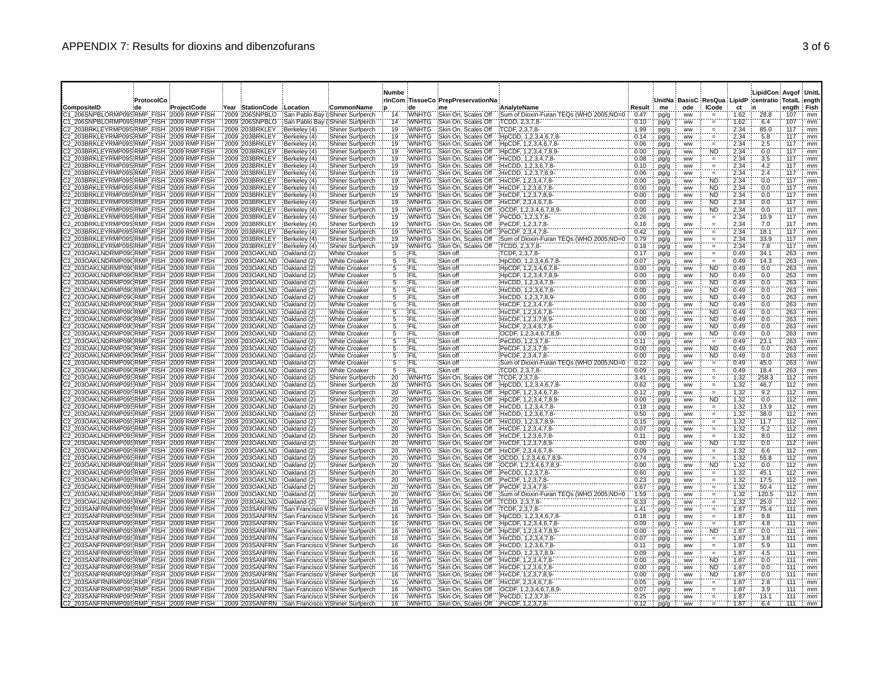# APPENDIX 7: Results for dioxins and dibenzofurans

| CompositeID | ProtocolCode | ProjectCode | Year | StationCode | Location | CommonName | NumberInComp | TissueCode | PrepPreservationName | AnalyteName | Result | UnitName | BasisCode | ResQualCode | LipidPct | LipidCentration | AvgofTotalLength | UnitLengthFish |
|---|---|---|---|---|---|---|---|---|---|---|---|---|---|---|---|---|---|---|
| C1_206SNPBLORMP09S | RMP_FISH | 2009 RMP FISH | 2009 | 206SNPBLO | San Pablo Bay ( | Shiner Surfperch | 14 | WNHTG | Skin On, Scales Off | Sum of Dioxin-Furan TEQs (WHO 2005;ND=0 | 0.47 | pg/g | ww | = | 1.62 | 28.8 | 107 | mm |
| C1_206SNPBLORMP09S | RMP_FISH | 2009 RMP FISH | 2009 | 206SNPBLO | San Pablo Bay ( | Shiner Surfperch | 14 | WNHTG | Skin On, Scales Off | TCDD, 2,3,7,8- | 0.10 | pg/g | ww | = | 1.62 | 6.4 | 107 | mm |
| C2_203BRKLEYRMP09S | RMP_FISH | 2009 RMP FISH | 2009 | 203BRKLEY | Berkeley (4) | Shiner Surfperch | 19 | WNHTG | Skin On, Scales Off | TCDF, 2,3,7,8- | 1.99 | pg/g | ww | = | 2.34 | 85.0 | 117 | mm |
| C2_203BRKLEYRMP09S | RMP_FISH | 2009 RMP FISH | 2009 | 203BRKLEY | Berkeley (4) | Shiner Surfperch | 19 | WNHTG | Skin On, Scales Off | HpCDD, 1,2,3,4,6,7,8- | 0.14 | pg/g | ww | = | 2.34 | 5.8 | 117 | mm |
| C2_203BRKLEYRMP09S | RMP_FISH | 2009 RMP FISH | 2009 | 203BRKLEY | Berkeley (4) | Shiner Surfperch | 19 | WNHTG | Skin On, Scales Off | HpCDF, 1,2,3,4,6,7,8- | 0.06 | pg/g | ww | = | 2.34 | 2.5 | 117 | mm |
| C2_203BRKLEYRMP09S | RMP_FISH | 2009 RMP FISH | 2009 | 203BRKLEY | Berkeley (4) | Shiner Surfperch | 19 | WNHTG | Skin On, Scales Off | HpCDF, 1,2,3,4,7,8,9- | 0.00 | pg/g | ww | ND | 2.34 | 0.0 | 117 | mm |
| C2_203BRKLEYRMP09S | RMP_FISH | 2009 RMP FISH | 2009 | 203BRKLEY | Berkeley (4) | Shiner Surfperch | 19 | WNHTG | Skin On, Scales Off | HxCDD, 1,2,3,4,7,8- | 0.08 | pg/g | ww | = | 2.34 | 3.5 | 117 | mm |
| C2_203BRKLEYRMP09S | RMP_FISH | 2009 RMP FISH | 2009 | 203BRKLEY | Berkeley (4) | Shiner Surfperch | 19 | WNHTG | Skin On, Scales Off | HxCDD, 1,2,3,6,7,8- | 0.10 | pg/g | ww | = | 2.34 | 4.2 | 117 | mm |
| C2_203BRKLEYRMP09S | RMP_FISH | 2009 RMP FISH | 2009 | 203BRKLEY | Berkeley (4) | Shiner Surfperch | 19 | WNHTG | Skin On, Scales Off | HxCDD, 1,2,3,7,8,9- | 0.06 | pg/g | ww | = | 2.34 | 2.4 | 117 | mm |
| C2_203BRKLEYRMP09S | RMP_FISH | 2009 RMP FISH | 2009 | 203BRKLEY | Berkeley (4) | Shiner Surfperch | 19 | WNHTG | Skin On, Scales Off | HxCDF, 1,2,3,4,7,8- | 0.00 | pg/g | ww | ND | 2.34 | 0.0 | 117 | mm |
| C2_203BRKLEYRMP09S | RMP_FISH | 2009 RMP FISH | 2009 | 203BRKLEY | Berkeley (4) | Shiner Surfperch | 19 | WNHTG | Skin On, Scales Off | HxCDF, 1,2,3,6,7,8- | 0.00 | pg/g | ww | ND | 2.34 | 0.0 | 117 | mm |
| C2_203BRKLEYRMP09S | RMP_FISH | 2009 RMP FISH | 2009 | 203BRKLEY | Berkeley (4) | Shiner Surfperch | 19 | WNHTG | Skin On, Scales Off | HxCDF, 1,2,3,7,8,9- | 0.00 | pg/g | ww | ND | 2.34 | 0.0 | 117 | mm |
| C2_203BRKLEYRMP09S | RMP_FISH | 2009 RMP FISH | 2009 | 203BRKLEY | Berkeley (4) | Shiner Surfperch | 19 | WNHTG | Skin On, Scales Off | HxCDF, 2,3,4,6,7,8- | 0.00 | pg/g | ww | ND | 2.34 | 0.0 | 117 | mm |
| C2_203BRKLEYRMP09S | RMP_FISH | 2009 RMP FISH | 2009 | 203BRKLEY | Berkeley (4) | Shiner Surfperch | 19 | WNHTG | Skin On, Scales Off | OCDF, 1,2,3,4,6,7,8,9- | 0.00 | pg/g | ww | ND | 2.34 | 0.0 | 117 | mm |
| C2_203BRKLEYRMP09S | RMP_FISH | 2009 RMP FISH | 2009 | 203BRKLEY | Berkeley (4) | Shiner Surfperch | 19 | WNHTG | Skin On, Scales Off | PeCDD, 1,2,3,7,8- | 0.26 | pg/g | ww | = | 2.34 | 10.9 | 117 | mm |
| C2_203BRKLEYRMP09S | RMP_FISH | 2009 RMP FISH | 2009 | 203BRKLEY | Berkeley (4) | Shiner Surfperch | 19 | WNHTG | Skin On, Scales Off | PeCDF, 1,2,3,7,8- | 0.16 | pg/g | ww | = | 2.34 | 7.0 | 117 | mm |
| C2_203BRKLEYRMP09S | RMP_FISH | 2009 RMP FISH | 2009 | 203BRKLEY | Berkeley (4) | Shiner Surfperch | 19 | WNHTG | Skin On, Scales Off | PeCDF, 2,3,4,7,8- | 0.42 | pg/g | ww | = | 2.34 | 18.1 | 117 | mm |
| C2_203BRKLEYRMP09S | RMP_FISH | 2009 RMP FISH | 2009 | 203BRKLEY | Berkeley (4) | Shiner Surfperch | 19 | WNHTG | Skin On, Scales Off | Sum of Dioxin-Furan TEQs (WHO 2005;ND=0 | 0.79 | pg/g | ww | = | 2.34 | 33.9 | 117 | mm |
| C2_203BRKLEYRMP09S | RMP_FISH | 2009 RMP FISH | 2009 | 203BRKLEY | Berkeley (4) | Shiner Surfperch | 19 | WNHTG | Skin On, Scales Off | TCDD, 2,3,7,8- | 0.18 | pg/g | ww | = | 2.34 | 7.8 | 117 | mm |
| C2_203OAKLNDRMP09C | RMP_FISH | 2009 RMP FISH | 2009 | 203OAKLND | Oakland (2) | White Croaker | 5 | FIL | Skin off | TCDF, 2,3,7,8- | 0.17 | pg/g | ww | = | 0.49 | 34.1 | 263 | mm |
| C2_203OAKLNDRMP09C | RMP_FISH | 2009 RMP FISH | 2009 | 203OAKLND | Oakland (2) | White Croaker | 5 | FIL | Skin off | HpCDD, 1,2,3,4,6,7,8- | 0.07 | pg/g | ww | = | 0.49 | 14.3 | 263 | mm |
| C2_203OAKLNDRMP09C | RMP_FISH | 2009 RMP FISH | 2009 | 203OAKLND | Oakland (2) | White Croaker | 5 | FIL | Skin off | HpCDF, 1,2,3,4,6,7,8- | 0.00 | pg/g | ww | ND | 0.49 | 0.0 | 263 | mm |
| C2_203OAKLNDRMP09C | RMP_FISH | 2009 RMP FISH | 2009 | 203OAKLND | Oakland (2) | White Croaker | 5 | FIL | Skin off | HpCDF, 1,2,3,4,7,8,9- | 0.00 | pg/g | ww | ND | 0.49 | 0.0 | 263 | mm |
| C2_203OAKLNDRMP09C | RMP_FISH | 2009 RMP FISH | 2009 | 203OAKLND | Oakland (2) | White Croaker | 5 | FIL | Skin off | HxCDD, 1,2,3,4,7,8- | 0.00 | pg/g | ww | ND | 0.49 | 0.0 | 263 | mm |
| C2_203OAKLNDRMP09C | RMP_FISH | 2009 RMP FISH | 2009 | 203OAKLND | Oakland (2) | White Croaker | 5 | FIL | Skin off | HxCDD, 1,2,3,6,7,8- | 0.00 | pg/g | ww | ND | 0.49 | 0.0 | 263 | mm |
| C2_203OAKLNDRMP09C | RMP_FISH | 2009 RMP FISH | 2009 | 203OAKLND | Oakland (2) | White Croaker | 5 | FIL | Skin off | HxCDD, 1,2,3,7,8,9- | 0.00 | pg/g | ww | ND | 0.49 | 0.0 | 263 | mm |
| C2_203OAKLNDRMP09C | RMP_FISH | 2009 RMP FISH | 2009 | 203OAKLND | Oakland (2) | White Croaker | 5 | FIL | Skin off | HxCDF, 1,2,3,4,7,8- | 0.00 | pg/g | ww | ND | 0.49 | 0.0 | 263 | mm |
| C2_203OAKLNDRMP09C | RMP_FISH | 2009 RMP FISH | 2009 | 203OAKLND | Oakland (2) | White Croaker | 5 | FIL | Skin off | HxCDF, 1,2,3,6,7,8- | 0.00 | pg/g | ww | ND | 0.49 | 0.0 | 263 | mm |
| C2_203OAKLNDRMP09C | RMP_FISH | 2009 RMP FISH | 2009 | 203OAKLND | Oakland (2) | White Croaker | 5 | FIL | Skin off | HxCDF, 1,2,3,7,8,9- | 0.00 | pg/g | ww | ND | 0.49 | 0.0 | 263 | mm |
| C2_203OAKLNDRMP09C | RMP_FISH | 2009 RMP FISH | 2009 | 203OAKLND | Oakland (2) | White Croaker | 5 | FIL | Skin off | HxCDF, 2,3,4,6,7,8- | 0.00 | pg/g | ww | ND | 0.49 | 0.0 | 263 | mm |
| C2_203OAKLNDRMP09C | RMP_FISH | 2009 RMP FISH | 2009 | 203OAKLND | Oakland (2) | White Croaker | 5 | FIL | Skin off | OCDF, 1,2,3,4,6,7,8,9- | 0.00 | pg/g | ww | ND | 0.49 | 0.0 | 263 | mm |
| C2_203OAKLNDRMP09C | RMP_FISH | 2009 RMP FISH | 2009 | 203OAKLND | Oakland (2) | White Croaker | 5 | FIL | Skin off | PeCDD, 1,2,3,7,8- | 0.11 | pg/g | ww | = | 0.49 | 23.1 | 263 | mm |
| C2_203OAKLNDRMP09C | RMP_FISH | 2009 RMP FISH | 2009 | 203OAKLND | Oakland (2) | White Croaker | 5 | FIL | Skin off | PeCDF, 1,2,3,7,8- | 0.00 | pg/g | ww | ND | 0.49 | 0.0 | 263 | mm |
| C2_203OAKLNDRMP09C | RMP_FISH | 2009 RMP FISH | 2009 | 203OAKLND | Oakland (2) | White Croaker | 5 | FIL | Skin off | PeCDF, 2,3,4,7,8- | 0.00 | pg/g | ww | ND | 0.49 | 0.0 | 263 | mm |
| C2_203OAKLNDRMP09C | RMP_FISH | 2009 RMP FISH | 2009 | 203OAKLND | Oakland (2) | White Croaker | 5 | FIL | Skin off | Sum of Dioxin-Furan TEQs (WHO 2005;ND=0 | 0.22 | pg/g | ww | = | 0.49 | 45.0 | 263 | mm |
| C2_203OAKLNDRMP09C | RMP_FISH | 2009 RMP FISH | 2009 | 203OAKLND | Oakland (2) | White Croaker | 5 | FIL | Skin off | TCDD, 2,3,7,8- | 0.09 | pg/g | ww | = | 0.49 | 18.4 | 263 | mm |
| C2_203OAKLNDRMP09S | RMP_FISH | 2009 RMP FISH | 2009 | 203OAKLND | Oakland (2) | Shiner Surfperch | 20 | WNHTG | Skin On, Scales Off | TCDF, 2,3,7,8- | 3.41 | pg/g | ww | = | 1.32 | 258.3 | 112 | mm |
| C2_203OAKLNDRMP09S | RMP_FISH | 2009 RMP FISH | 2009 | 203OAKLND | Oakland (2) | Shiner Surfperch | 20 | WNHTG | Skin On, Scales Off | HpCDD, 1,2,3,4,6,7,8- | 0.62 | pg/g | ww | = | 1.32 | 46.7 | 112 | mm |
| C2_203OAKLNDRMP09S | RMP_FISH | 2009 RMP FISH | 2009 | 203OAKLND | Oakland (2) | Shiner Surfperch | 20 | WNHTG | Skin On, Scales Off | HpCDF, 1,2,3,4,6,7,8- | 0.12 | pg/g | ww | = | 1.32 | 9.2 | 112 | mm |
| C2_203OAKLNDRMP09S | RMP_FISH | 2009 RMP FISH | 2009 | 203OAKLND | Oakland (2) | Shiner Surfperch | 20 | WNHTG | Skin On, Scales Off | HpCDF, 1,2,3,4,7,8,9- | 0.00 | pg/g | ww | ND | 1.32 | 0.0 | 112 | mm |
| C2_203OAKLNDRMP09S | RMP_FISH | 2009 RMP FISH | 2009 | 203OAKLND | Oakland (2) | Shiner Surfperch | 20 | WNHTG | Skin On, Scales Off | HxCDD, 1,2,3,4,7,8- | 0.18 | pg/g | ww | = | 1.32 | 13.9 | 112 | mm |
| C2_203OAKLNDRMP09S | RMP_FISH | 2009 RMP FISH | 2009 | 203OAKLND | Oakland (2) | Shiner Surfperch | 20 | WNHTG | Skin On, Scales Off | HxCDD, 1,2,3,6,7,8- | 0.50 | pg/g | ww | = | 1.32 | 38.0 | 112 | mm |
| C2_203OAKLNDRMP09S | RMP_FISH | 2009 RMP FISH | 2009 | 203OAKLND | Oakland (2) | Shiner Surfperch | 20 | WNHTG | Skin On, Scales Off | HxCDD, 1,2,3,7,8,9- | 0.15 | pg/g | ww | = | 1.32 | 11.7 | 112 | mm |
| C2_203OAKLNDRMP09S | RMP_FISH | 2009 RMP FISH | 2009 | 203OAKLND | Oakland (2) | Shiner Surfperch | 20 | WNHTG | Skin On, Scales Off | HxCDF, 1,2,3,4,7,8- | 0.07 | pg/g | ww | = | 1.32 | 5.2 | 112 | mm |
| C2_203OAKLNDRMP09S | RMP_FISH | 2009 RMP FISH | 2009 | 203OAKLND | Oakland (2) | Shiner Surfperch | 20 | WNHTG | Skin On, Scales Off | HxCDF, 1,2,3,6,7,8- | 0.11 | pg/g | ww | = | 1.32 | 8.0 | 112 | mm |
| C2_203OAKLNDRMP09S | RMP_FISH | 2009 RMP FISH | 2009 | 203OAKLND | Oakland (2) | Shiner Surfperch | 20 | WNHTG | Skin On, Scales Off | HxCDF, 1,2,3,7,8,9- | 0.00 | pg/g | ww | ND | 1.32 | 0.0 | 112 | mm |
| C2_203OAKLNDRMP09S | RMP_FISH | 2009 RMP FISH | 2009 | 203OAKLND | Oakland (2) | Shiner Surfperch | 20 | WNHTG | Skin On, Scales Off | HxCDF, 2,3,4,6,7,8- | 0.09 | pg/g | ww | = | 1.32 | 6.6 | 112 | mm |
| C2_203OAKLNDRMP09S | RMP_FISH | 2009 RMP FISH | 2009 | 203OAKLND | Oakland (2) | Shiner Surfperch | 20 | WNHTG | Skin On, Scales Off | OCDD, 1,2,3,4,6,7,8,9- | 0.74 | pg/g | ww | = | 1.32 | 55.8 | 112 | mm |
| C2_203OAKLNDRMP09S | RMP_FISH | 2009 RMP FISH | 2009 | 203OAKLND | Oakland (2) | Shiner Surfperch | 20 | WNHTG | Skin On, Scales Off | OCDF, 1,2,3,4,6,7,8,9- | 0.00 | pg/g | ww | ND | 1.32 | 0.0 | 112 | mm |
| C2_203OAKLNDRMP09S | RMP_FISH | 2009 RMP FISH | 2009 | 203OAKLND | Oakland (2) | Shiner Surfperch | 20 | WNHTG | Skin On, Scales Off | PeCDD, 1,2,3,7,8- | 0.60 | pg/g | ww | = | 1.32 | 45.1 | 112 | mm |
| C2_203OAKLNDRMP09S | RMP_FISH | 2009 RMP FISH | 2009 | 203OAKLND | Oakland (2) | Shiner Surfperch | 20 | WNHTG | Skin On, Scales Off | PeCDF, 1,2,3,7,8- | 0.23 | pg/g | ww | = | 1.32 | 17.5 | 112 | mm |
| C2_203OAKLNDRMP09S | RMP_FISH | 2009 RMP FISH | 2009 | 203OAKLND | Oakland (2) | Shiner Surfperch | 20 | WNHTG | Skin On, Scales Off | PeCDF, 2,3,4,7,8- | 0.67 | pg/g | ww | = | 1.32 | 50.4 | 112 | mm |
| C2_203OAKLNDRMP09S | RMP_FISH | 2009 RMP FISH | 2009 | 203OAKLND | Oakland (2) | Shiner Surfperch | 20 | WNHTG | Skin On, Scales Off | Sum of Dioxin-Furan TEQs (WHO 2005;ND=0 | 1.59 | pg/g | ww | = | 1.32 | 120.5 | 112 | mm |
| C2_203OAKLNDRMP09S | RMP_FISH | 2009 RMP FISH | 2009 | 203OAKLND | Oakland (2) | Shiner Surfperch | 20 | WNHTG | Skin On, Scales Off | TCDD, 2,3,7,8- | 0.33 | pg/g | ww | = | 1.32 | 25.0 | 112 | mm |
| C2_203SANFRNRMP09S | RMP_FISH | 2009 RMP FISH | 2009 | 203SANFRN | San Francisco V | Shiner Surfperch | 16 | WNHTG | Skin On, Scales Off | TCDF, 2,3,7,8- | 1.41 | pg/g | ww | = | 1.87 | 75.4 | 111 | mm |
| C2_203SANFRNRMP09S | RMP_FISH | 2009 RMP FISH | 2009 | 203SANFRN | San Francisco V | Shiner Surfperch | 16 | WNHTG | Skin On, Scales Off | HpCDD, 1,2,3,4,6,7,8- | 0.18 | pg/g | ww | = | 1.87 | 9.8 | 111 | mm |
| C2_203SANFRNRMP09S | RMP_FISH | 2009 RMP FISH | 2009 | 203SANFRN | San Francisco V | Shiner Surfperch | 16 | WNHTG | Skin On, Scales Off | HpCDF, 1,2,3,4,6,7,8- | 0.09 | pg/g | ww | = | 1.87 | 4.8 | 111 | mm |
| C2_203SANFRNRMP09S | RMP_FISH | 2009 RMP FISH | 2009 | 203SANFRN | San Francisco V | Shiner Surfperch | 16 | WNHTG | Skin On, Scales Off | HpCDF, 1,2,3,4,7,8,9- | 0.00 | pg/g | ww | ND | 1.87 | 0.0 | 111 | mm |
| C2_203SANFRNRMP09S | RMP_FISH | 2009 RMP FISH | 2009 | 203SANFRN | San Francisco V | Shiner Surfperch | 16 | WNHTG | Skin On, Scales Off | HxCDD, 1,2,3,4,7,8- | 0.07 | pg/g | ww | = | 1.87 | 3.8 | 111 | mm |
| C2_203SANFRNRMP09S | RMP_FISH | 2009 RMP FISH | 2009 | 203SANFRN | San Francisco V | Shiner Surfperch | 16 | WNHTG | Skin On, Scales Off | HxCDD, 1,2,3,6,7,8- | 0.11 | pg/g | ww | = | 1.87 | 5.9 | 111 | mm |
| C2_203SANFRNRMP09S | RMP_FISH | 2009 RMP FISH | 2009 | 203SANFRN | San Francisco V | Shiner Surfperch | 16 | WNHTG | Skin On, Scales Off | HxCDD, 1,2,3,7,8,9- | 0.09 | pg/g | ww | = | 1.87 | 4.5 | 111 | mm |
| C2_203SANFRNRMP09S | RMP_FISH | 2009 RMP FISH | 2009 | 203SANFRN | San Francisco V | Shiner Surfperch | 16 | WNHTG | Skin On, Scales Off | HxCDF, 1,2,3,4,7,8- | 0.00 | pg/g | ww | ND | 1.87 | 0.0 | 111 | mm |
| C2_203SANFRNRMP09S | RMP_FISH | 2009 RMP FISH | 2009 | 203SANFRN | San Francisco V | Shiner Surfperch | 16 | WNHTG | Skin On, Scales Off | HxCDF, 1,2,3,6,7,8- | 0.00 | pg/g | ww | ND | 1.87 | 0.0 | 111 | mm |
| C2_203SANFRNRMP09S | RMP_FISH | 2009 RMP FISH | 2009 | 203SANFRN | San Francisco V | Shiner Surfperch | 16 | WNHTG | Skin On, Scales Off | HxCDF, 1,2,3,7,8,9- | 0.00 | pg/g | ww | ND | 1.87 | 0.0 | 111 | mm |
| C2_203SANFRNRMP09S | RMP_FISH | 2009 RMP FISH | 2009 | 203SANFRN | San Francisco V | Shiner Surfperch | 16 | WNHTG | Skin On, Scales Off | HxCDF, 2,3,4,6,7,8- | 0.05 | pg/g | ww | = | 1.87 | 2.8 | 111 | mm |
| C2_203SANFRNRMP09S | RMP_FISH | 2009 RMP FISH | 2009 | 203SANFRN | San Francisco V | Shiner Surfperch | 16 | WNHTG | Skin On, Scales Off | OCDF, 1,2,3,4,6,7,8,9- | 0.07 | pg/g | ww | = | 1.87 | 3.9 | 111 | mm |
| C2_203SANFRNRMP09S | RMP_FISH | 2009 RMP FISH | 2009 | 203SANFRN | San Francisco V | Shiner Surfperch | 16 | WNHTG | Skin On, Scales Off | PeCDD, 1,2,3,7,8- | 0.25 | pg/g | ww | = | 1.87 | 13.1 | 111 | mm |
| C2_203SANFRNRMP09S | RMP_FISH | 2009 RMP FISH | 2009 | 203SANFRN | San Francisco V | Shiner Surfperch | 16 | WNHTG | Skin On, Scales Off | PeCDF, 1,2,3,7,8- | 0.12 | pg/g | ww | = | 1.87 | 6.4 | 111 | mm |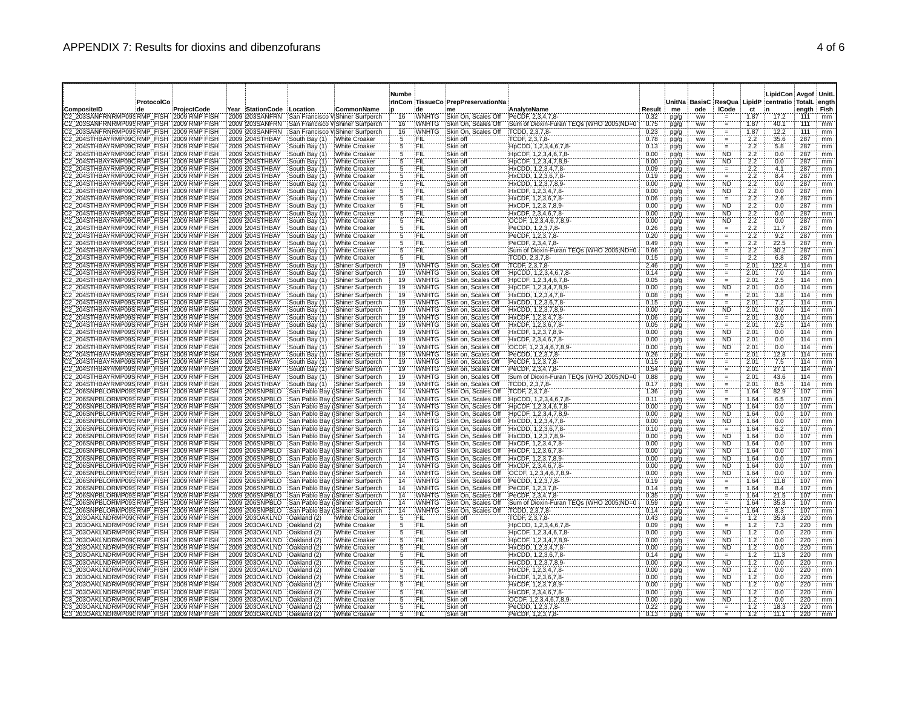# APPENDIX 7: Results for dioxins and dibenzofurans

| CompositeID | ProtocolCode | ProjectCode | Year | StationCode | Location | CommonName | NumberInComp | TissueCode | PrepPreservationName | AnalyteName | Result | UnitName | BasisCode | ResQualCode | LipidPct | LipidConcentration | AvgofTotalLength | UnitLengthFish |
|---|---|---|---|---|---|---|---|---|---|---|---|---|---|---|---|---|---|---|
| C2_203SANFRNRMP09S | RMP_FISH | 2009 RMP FISH | 2009 | 203SANFRN | San Francisco B | Shiner Surfperch | 16 | WNHTG | Skin On, Scales Off | PeCDF, 2,3,4,7,8- | 0.32 | pg/g | ww | = | 1.87 | 17.2 | 111 | mm |
| C2_203SANFRNRMP09S | RMP_FISH | 2009 RMP FISH | 2009 | 203SANFRN | San Francisco B | Shiner Surfperch | 16 | WNHTG | Skin On, Scales Off | Sum of Dioxin-Furan TEQs (WHO 2005;ND=0 | 0.75 | pg/g | ww | = | 1.87 | 40.1 | 111 | mm |
| C2_203SANFRNRMP09S | RMP_FISH | 2009 RMP FISH | 2009 | 203SANFRN | San Francisco B | Shiner Surfperch | 16 | WNHTG | Skin On, Scales Off | TCDD, 2,3,7,8- | 0.23 | pg/g | ww | = | 1.87 | 12.2 | 111 | mm |
| C2_204STHBAYRMP09C | RMP_FISH | 2009 RMP FISH | 2009 | 204STHBAY | South Bay (1) | White Croaker | 5 | FIL | Skin off | TCDF, 2,3,7,8- | 0.78 | pg/g | ww | = | 2.2 | 35.6 | 287 | mm |
| C2_204STHBAYRMP09C | RMP_FISH | 2009 RMP FISH | 2009 | 204STHBAY | South Bay (1) | White Croaker | 5 | FIL | Skin off | HpCDD, 1,2,3,4,6,7,8- | 0.13 | pg/g | ww | = | 2.2 | 5.8 | 287 | mm |
| C2_204STHBAYRMP09C | RMP_FISH | 2009 RMP FISH | 2009 | 204STHBAY | South Bay (1) | White Croaker | 5 | FIL | Skin off | HpCDF, 1,2,3,4,6,7,8- | 0.00 | pg/g | ww | ND | 2.2 | 0.0 | 287 | mm |
| C2_204STHBAYRMP09C | RMP_FISH | 2009 RMP FISH | 2009 | 204STHBAY | South Bay (1) | White Croaker | 5 | FIL | Skin off | HpCDF, 1,2,3,4,7,8,9- | 0.00 | pg/g | ww | ND | 2.2 | 0.0 | 287 | mm |
| C2_204STHBAYRMP09C | RMP_FISH | 2009 RMP FISH | 2009 | 204STHBAY | South Bay (1) | White Croaker | 5 | FIL | Skin off | HxCDD, 1,2,3,4,7,8- | 0.09 | pg/g | ww | = | 2.2 | 4.1 | 287 | mm |
| C2_204STHBAYRMP09C | RMP_FISH | 2009 RMP FISH | 2009 | 204STHBAY | South Bay (1) | White Croaker | 5 | FIL | Skin off | HxCDD, 1,2,3,6,7,8- | 0.19 | pg/g | ww | = | 2.2 | 8.4 | 287 | mm |
| C2_204STHBAYRMP09C | RMP_FISH | 2009 RMP FISH | 2009 | 204STHBAY | South Bay (1) | White Croaker | 5 | FIL | Skin off | HxCDD, 1,2,3,7,8,9- | 0.00 | pg/g | ww | ND | 2.2 | 0.0 | 287 | mm |
| C2_204STHBAYRMP09C | RMP_FISH | 2009 RMP FISH | 2009 | 204STHBAY | South Bay (1) | White Croaker | 5 | FIL | Skin off | HxCDF, 1,2,3,4,7,8- | 0.00 | pg/g | ww | ND | 2.2 | 0.0 | 287 | mm |
| C2_204STHBAYRMP09C | RMP_FISH | 2009 RMP FISH | 2009 | 204STHBAY | South Bay (1) | White Croaker | 5 | FIL | Skin off | HxCDF, 1,2,3,6,7,8- | 0.06 | pg/g | ww | = | 2.2 | 2.6 | 287 | mm |
| C2_204STHBAYRMP09C | RMP_FISH | 2009 RMP FISH | 2009 | 204STHBAY | South Bay (1) | White Croaker | 5 | FIL | Skin off | HxCDF, 1,2,3,7,8,9- | 0.00 | pg/g | ww | ND | 2.2 | 0.0 | 287 | mm |
| C2_204STHBAYRMP09C | RMP_FISH | 2009 RMP FISH | 2009 | 204STHBAY | South Bay (1) | White Croaker | 5 | FIL | Skin off | HxCDF, 2,3,4,6,7,8- | 0.00 | pg/g | ww | ND | 2.2 | 0.0 | 287 | mm |
| C2_204STHBAYRMP09C | RMP_FISH | 2009 RMP FISH | 2009 | 204STHBAY | South Bay (1) | White Croaker | 5 | FIL | Skin off | OCDF, 1,2,3,4,6,7,8,9- | 0.00 | pg/g | ww | ND | 2.2 | 0.0 | 287 | mm |
| C2_204STHBAYRMP09C | RMP_FISH | 2009 RMP FISH | 2009 | 204STHBAY | South Bay (1) | White Croaker | 5 | FIL | Skin off | PeCDD, 1,2,3,7,8- | 0.26 | pg/g | ww | = | 2.2 | 11.7 | 287 | mm |
| C2_204STHBAYRMP09C | RMP_FISH | 2009 RMP FISH | 2009 | 204STHBAY | South Bay (1) | White Croaker | 5 | FIL | Skin off | PeCDF, 1,2,3,7,8- | 0.20 | pg/g | ww | = | 2.2 | 9.2 | 287 | mm |
| C2_204STHBAYRMP09C | RMP_FISH | 2009 RMP FISH | 2009 | 204STHBAY | South Bay (1) | White Croaker | 5 | FIL | Skin off | PeCDF, 2,3,4,7,8- | 0.49 | pg/g | ww | = | 2.2 | 22.5 | 287 | mm |
| C2_204STHBAYRMP09C | RMP_FISH | 2009 RMP FISH | 2009 | 204STHBAY | South Bay (1) | White Croaker | 5 | FIL | Skin off | Sum of Dioxin-Furan TEQs (WHO 2005;ND=0 | 0.66 | pg/g | ww | = | 2.2 | 30.2 | 287 | mm |
| C2_204STHBAYRMP09C | RMP_FISH | 2009 RMP FISH | 2009 | 204STHBAY | South Bay (1) | White Croaker | 5 | FIL | Skin off | TCDD, 2,3,7,8- | 0.15 | pg/g | ww | = | 2.2 | 6.8 | 287 | mm |
| C2_204STHBAYRMP09S | RMP_FISH | 2009 RMP FISH | 2009 | 204STHBAY | South Bay (1) | Shiner Surfperch | 19 | WNHTG | Skin on, Scales Off | TCDF, 2,3,7,8- | 2.46 | pg/g | ww | = | 2.01 | 122.4 | 114 | mm |
| C2_204STHBAYRMP09S | RMP_FISH | 2009 RMP FISH | 2009 | 204STHBAY | South Bay (1) | Shiner Surfperch | 19 | WNHTG | Skin on, Scales Off | HpCDD, 1,2,3,4,6,7,8- | 0.14 | pg/g | ww | = | 2.01 | 7.0 | 114 | mm |
| C2_204STHBAYRMP09S | RMP_FISH | 2009 RMP FISH | 2009 | 204STHBAY | South Bay (1) | Shiner Surfperch | 19 | WNHTG | Skin on, Scales Off | HpCDF, 1,2,3,4,6,7,8- | 0.05 | pg/g | ww | = | 2.01 | 2.5 | 114 | mm |
| C2_204STHBAYRMP09S | RMP_FISH | 2009 RMP FISH | 2009 | 204STHBAY | South Bay (1) | Shiner Surfperch | 19 | WNHTG | Skin on, Scales Off | HpCDF, 1,2,3,4,7,8,9- | 0.00 | pg/g | ww | ND | 2.01 | 0.0 | 114 | mm |
| C2_204STHBAYRMP09S | RMP_FISH | 2009 RMP FISH | 2009 | 204STHBAY | South Bay (1) | Shiner Surfperch | 19 | WNHTG | Skin on, Scales Off | HxCDD, 1,2,3,4,7,8- | 0.08 | pg/g | ww | = | 2.01 | 3.8 | 114 | mm |
| C2_204STHBAYRMP09S | RMP_FISH | 2009 RMP FISH | 2009 | 204STHBAY | South Bay (1) | Shiner Surfperch | 19 | WNHTG | Skin on, Scales Off | HxCDD, 1,2,3,6,7,8- | 0.15 | pg/g | ww | = | 2.01 | 7.2 | 114 | mm |
| C2_204STHBAYRMP09S | RMP_FISH | 2009 RMP FISH | 2009 | 204STHBAY | South Bay (1) | Shiner Surfperch | 19 | WNHTG | Skin on, Scales Off | HxCDD, 1,2,3,7,8,9- | 0.00 | pg/g | ww | ND | 2.01 | 0.0 | 114 | mm |
| C2_204STHBAYRMP09S | RMP_FISH | 2009 RMP FISH | 2009 | 204STHBAY | South Bay (1) | Shiner Surfperch | 19 | WNHTG | Skin on, Scales Off | HxCDF, 1,2,3,4,7,8- | 0.06 | pg/g | ww | = | 2.01 | 3.0 | 114 | mm |
| C2_204STHBAYRMP09S | RMP_FISH | 2009 RMP FISH | 2009 | 204STHBAY | South Bay (1) | Shiner Surfperch | 19 | WNHTG | Skin on, Scales Off | HxCDF, 1,2,3,6,7,8- | 0.05 | pg/g | ww | = | 2.01 | 2.5 | 114 | mm |
| C2_204STHBAYRMP09S | RMP_FISH | 2009 RMP FISH | 2009 | 204STHBAY | South Bay (1) | Shiner Surfperch | 19 | WNHTG | Skin on, Scales Off | HxCDF, 1,2,3,7,8,9- | 0.00 | pg/g | ww | ND | 2.01 | 0.0 | 114 | mm |
| C2_204STHBAYRMP09S | RMP_FISH | 2009 RMP FISH | 2009 | 204STHBAY | South Bay (1) | Shiner Surfperch | 19 | WNHTG | Skin on, Scales Off | HxCDF, 2,3,4,6,7,8- | 0.00 | pg/g | ww | ND | 2.01 | 0.0 | 114 | mm |
| C2_204STHBAYRMP09S | RMP_FISH | 2009 RMP FISH | 2009 | 204STHBAY | South Bay (1) | Shiner Surfperch | 19 | WNHTG | Skin on, Scales Off | OCDF, 1,2,3,4,6,7,8,9- | 0.00 | pg/g | ww | ND | 2.01 | 0.0 | 114 | mm |
| C2_204STHBAYRMP09S | RMP_FISH | 2009 RMP FISH | 2009 | 204STHBAY | South Bay (1) | Shiner Surfperch | 19 | WNHTG | Skin on, Scales Off | PeCDD, 1,2,3,7,8- | 0.26 | pg/g | ww | = | 2.01 | 12.8 | 114 | mm |
| C2_204STHBAYRMP09S | RMP_FISH | 2009 RMP FISH | 2009 | 204STHBAY | South Bay (1) | Shiner Surfperch | 19 | WNHTG | Skin on, Scales Off | PeCDF, 1,2,3,7,8- | 0.15 | pg/g | ww | = | 2.01 | 7.5 | 114 | mm |
| C2_204STHBAYRMP09S | RMP_FISH | 2009 RMP FISH | 2009 | 204STHBAY | South Bay (1) | Shiner Surfperch | 19 | WNHTG | Skin on, Scales Off | PeCDF, 2,3,4,7,8- | 0.54 | pg/g | ww | = | 2.01 | 27.1 | 114 | mm |
| C2_204STHBAYRMP09S | RMP_FISH | 2009 RMP FISH | 2009 | 204STHBAY | South Bay (1) | Shiner Surfperch | 19 | WNHTG | Skin on, Scales Off | Sum of Dioxin-Furan TEQs (WHO 2005;ND=0 | 0.88 | pg/g | ww | = | 2.01 | 43.6 | 114 | mm |
| C2_204STHBAYRMP09S | RMP_FISH | 2009 RMP FISH | 2009 | 204STHBAY | South Bay (1) | Shiner Surfperch | 19 | WNHTG | Skin on, Scales Off | TCDD, 2,3,7,8- | 0.17 | pg/g | ww | = | 2.01 | 8.5 | 114 | mm |
| C2_206SNPBLORMP09S | RMP_FISH | 2009 RMP FISH | 2009 | 206SNPBLO | San Pablo Bay ( | Shiner Surfperch | 14 | WNHTG | Skin On, Scales Off | TCDF, 2,3,7,8- | 1.36 | pg/g | ww | = | 1.64 | 82.9 | 107 | mm |
| C2_206SNPBLORMP09S | RMP_FISH | 2009 RMP FISH | 2009 | 206SNPBLO | San Pablo Bay ( | Shiner Surfperch | 14 | WNHTG | Skin On, Scales Off | HpCDD, 1,2,3,4,6,7,8- | 0.11 | pg/g | ww | = | 1.64 | 6.5 | 107 | mm |
| C2_206SNPBLORMP09S | RMP_FISH | 2009 RMP FISH | 2009 | 206SNPBLO | San Pablo Bay ( | Shiner Surfperch | 14 | WNHTG | Skin On, Scales Off | HpCDF, 1,2,3,4,6,7,8- | 0.00 | pg/g | ww | ND | 1.64 | 0.0 | 107 | mm |
| C2_206SNPBLORMP09S | RMP_FISH | 2009 RMP FISH | 2009 | 206SNPBLO | San Pablo Bay ( | Shiner Surfperch | 14 | WNHTG | Skin On, Scales Off | HpCDF, 1,2,3,4,7,8,9- | 0.00 | pg/g | ww | ND | 1.64 | 0.0 | 107 | mm |
| C2_206SNPBLORMP09S | RMP_FISH | 2009 RMP FISH | 2009 | 206SNPBLO | San Pablo Bay ( | Shiner Surfperch | 14 | WNHTG | Skin On, Scales Off | HxCDD, 1,2,3,4,7,8- | 0.00 | pg/g | ww | ND | 1.64 | 0.0 | 107 | mm |
| C2_206SNPBLORMP09S | RMP_FISH | 2009 RMP FISH | 2009 | 206SNPBLO | San Pablo Bay ( | Shiner Surfperch | 14 | WNHTG | Skin On, Scales Off | HxCDD, 1,2,3,6,7,8- | 0.10 | pg/g | ww | = | 1.64 | 6.2 | 107 | mm |
| C2_206SNPBLORMP09S | RMP_FISH | 2009 RMP FISH | 2009 | 206SNPBLO | San Pablo Bay ( | Shiner Surfperch | 14 | WNHTG | Skin On, Scales Off | HxCDD, 1,2,3,7,8,9- | 0.00 | pg/g | ww | ND | 1.64 | 0.0 | 107 | mm |
| C2_206SNPBLORMP09S | RMP_FISH | 2009 RMP FISH | 2009 | 206SNPBLO | San Pablo Bay ( | Shiner Surfperch | 14 | WNHTG | Skin On, Scales Off | HxCDF, 1,2,3,4,7,8- | 0.00 | pg/g | ww | ND | 1.64 | 0.0 | 107 | mm |
| C2_206SNPBLORMP09S | RMP_FISH | 2009 RMP FISH | 2009 | 206SNPBLO | San Pablo Bay ( | Shiner Surfperch | 14 | WNHTG | Skin On, Scales Off | HxCDF, 1,2,3,6,7,8- | 0.00 | pg/g | ww | ND | 1.64 | 0.0 | 107 | mm |
| C2_206SNPBLORMP09S | RMP_FISH | 2009 RMP FISH | 2009 | 206SNPBLO | San Pablo Bay ( | Shiner Surfperch | 14 | WNHTG | Skin On, Scales Off | HxCDF, 1,2,3,7,8,9- | 0.00 | pg/g | ww | ND | 1.64 | 0.0 | 107 | mm |
| C2_206SNPBLORMP09S | RMP_FISH | 2009 RMP FISH | 2009 | 206SNPBLO | San Pablo Bay ( | Shiner Surfperch | 14 | WNHTG | Skin On, Scales Off | HxCDF, 2,3,4,6,7,8- | 0.00 | pg/g | ww | ND | 1.64 | 0.0 | 107 | mm |
| C2_206SNPBLORMP09S | RMP_FISH | 2009 RMP FISH | 2009 | 206SNPBLO | San Pablo Bay ( | Shiner Surfperch | 14 | WNHTG | Skin On, Scales Off | OCDF, 1,2,3,4,6,7,8,9- | 0.00 | pg/g | ww | ND | 1.64 | 0.0 | 107 | mm |
| C2_206SNPBLORMP09S | RMP_FISH | 2009 RMP FISH | 2009 | 206SNPBLO | San Pablo Bay ( | Shiner Surfperch | 14 | WNHTG | Skin On, Scales Off | PeCDD, 1,2,3,7,8- | 0.19 | pg/g | ww | = | 1.64 | 11.8 | 107 | mm |
| C2_206SNPBLORMP09S | RMP_FISH | 2009 RMP FISH | 2009 | 206SNPBLO | San Pablo Bay ( | Shiner Surfperch | 14 | WNHTG | Skin On, Scales Off | PeCDF, 1,2,3,7,8- | 0.14 | pg/g | ww | = | 1.64 | 8.4 | 107 | mm |
| C2_206SNPBLORMP09S | RMP_FISH | 2009 RMP FISH | 2009 | 206SNPBLO | San Pablo Bay ( | Shiner Surfperch | 14 | WNHTG | Skin On, Scales Off | PeCDF, 2,3,4,7,8- | 0.35 | pg/g | ww | = | 1.64 | 21.5 | 107 | mm |
| C2_206SNPBLORMP09S | RMP_FISH | 2009 RMP FISH | 2009 | 206SNPBLO | San Pablo Bay ( | Shiner Surfperch | 14 | WNHTG | Skin On, Scales Off | Sum of Dioxin-Furan TEQs (WHO 2005;ND=0 | 0.59 | pg/g | ww | = | 1.64 | 35.8 | 107 | mm |
| C2_206SNPBLORMP09S | RMP_FISH | 2009 RMP FISH | 2009 | 206SNPBLO | San Pablo Bay ( | Shiner Surfperch | 14 | WNHTG | Skin On, Scales Off | TCDD, 2,3,7,8- | 0.14 | pg/g | ww | = | 1.64 | 8.3 | 107 | mm |
| C3_203OAKLNDRMP09C | RMP_FISH | 2009 RMP FISH | 2009 | 203OAKLND | Oakland (2) | White Croaker | 5 | FIL | Skin off | TCDF, 2,3,7,8- | 0.43 | pg/g | ww | = | 1.2 | 35.8 | 220 | mm |
| C3_203OAKLNDRMP09C | RMP_FISH | 2009 RMP FISH | 2009 | 203OAKLND | Oakland (2) | White Croaker | 5 | FIL | Skin off | HpCDD, 1,2,3,4,6,7,8- | 0.09 | pg/g | ww | = | 1.2 | 7.3 | 220 | mm |
| C3_203OAKLNDRMP09C | RMP_FISH | 2009 RMP FISH | 2009 | 203OAKLND | Oakland (2) | White Croaker | 5 | FIL | Skin off | HpCDF, 1,2,3,4,6,7,8- | 0.00 | pg/g | ww | ND | 1.2 | 0.0 | 220 | mm |
| C3_203OAKLNDRMP09C | RMP_FISH | 2009 RMP FISH | 2009 | 203OAKLND | Oakland (2) | White Croaker | 5 | FIL | Skin off | HpCDF, 1,2,3,4,7,8,9- | 0.00 | pg/g | ww | ND | 1.2 | 0.0 | 220 | mm |
| C3_203OAKLNDRMP09C | RMP_FISH | 2009 RMP FISH | 2009 | 203OAKLND | Oakland (2) | White Croaker | 5 | FIL | Skin off | HxCDD, 1,2,3,4,7,8- | 0.00 | pg/g | ww | ND | 1.2 | 0.0 | 220 | mm |
| C3_203OAKLNDRMP09C | RMP_FISH | 2009 RMP FISH | 2009 | 203OAKLND | Oakland (2) | White Croaker | 5 | FIL | Skin off | HxCDD, 1,2,3,6,7,8- | 0.14 | pg/g | ww | = | 1.2 | 11.3 | 220 | mm |
| C3_203OAKLNDRMP09C | RMP_FISH | 2009 RMP FISH | 2009 | 203OAKLND | Oakland (2) | White Croaker | 5 | FIL | Skin off | HxCDD, 1,2,3,7,8,9- | 0.00 | pg/g | ww | ND | 1.2 | 0.0 | 220 | mm |
| C3_203OAKLNDRMP09C | RMP_FISH | 2009 RMP FISH | 2009 | 203OAKLND | Oakland (2) | White Croaker | 5 | FIL | Skin off | HxCDF, 1,2,3,4,7,8- | 0.00 | pg/g | ww | ND | 1.2 | 0.0 | 220 | mm |
| C3_203OAKLNDRMP09C | RMP_FISH | 2009 RMP FISH | 2009 | 203OAKLND | Oakland (2) | White Croaker | 5 | FIL | Skin off | HxCDF, 1,2,3,6,7,8- | 0.00 | pg/g | ww | ND | 1.2 | 0.0 | 220 | mm |
| C3_203OAKLNDRMP09C | RMP_FISH | 2009 RMP FISH | 2009 | 203OAKLND | Oakland (2) | White Croaker | 5 | FIL | Skin off | HxCDF, 1,2,3,7,8,9- | 0.00 | pg/g | ww | ND | 1.2 | 0.0 | 220 | mm |
| C3_203OAKLNDRMP09C | RMP_FISH | 2009 RMP FISH | 2009 | 203OAKLND | Oakland (2) | White Croaker | 5 | FIL | Skin off | HxCDF, 2,3,4,6,7,8- | 0.00 | pg/g | ww | ND | 1.2 | 0.0 | 220 | mm |
| C3_203OAKLNDRMP09C | RMP_FISH | 2009 RMP FISH | 2009 | 203OAKLND | Oakland (2) | White Croaker | 5 | FIL | Skin off | OCDF, 1,2,3,4,6,7,8,9- | 0.00 | pg/g | ww | ND | 1.2 | 0.0 | 220 | mm |
| C3_203OAKLNDRMP09C | RMP_FISH | 2009 RMP FISH | 2009 | 203OAKLND | Oakland (2) | White Croaker | 5 | FIL | Skin off | PeCDD, 1,2,3,7,8- | 0.22 | pg/g | ww | = | 1.2 | 18.3 | 220 | mm |
| C3_203OAKLNDRMP09C | RMP_FISH | 2009 RMP FISH | 2009 | 203OAKLND | Oakland (2) | White Croaker | 5 | FIL | Skin off | PeCDF, 1,2,3,7,8- | 0.13 | pg/g | ww | = | 1.2 | 11.1 | 220 | mm |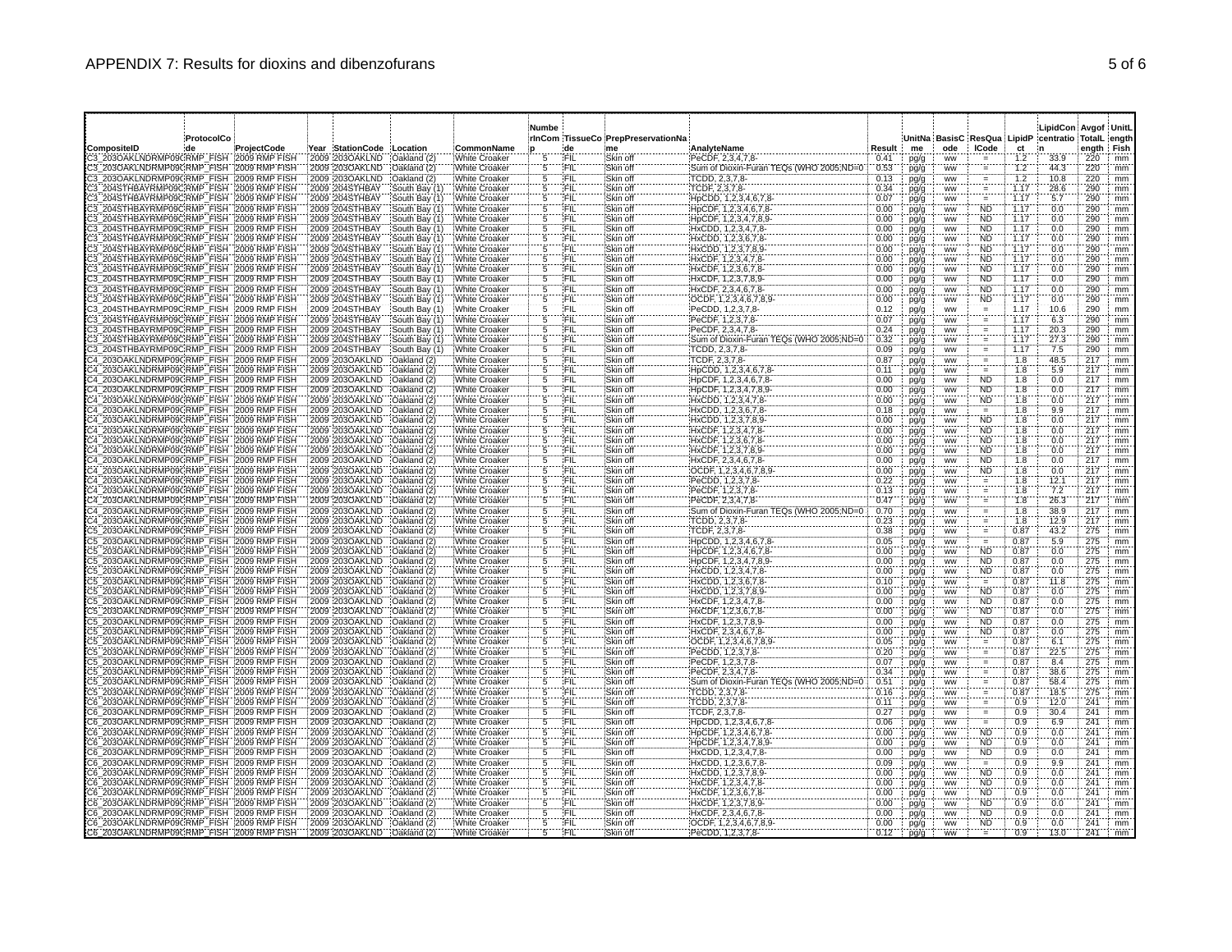# APPENDIX 7: Results for dioxins and dibenzofurans

| CompositeID | ProtocolCode | ProjectCode | Year | StationCode | Location | CommonName | NumberInComp | TissueCode | PrepPreservationName | AnalyteName | Result | UnitName | BasisCode | ResQualCode | LipidPct | LipidConcentration | AvgTotalLength | UnitFish |
|---|---|---|---|---|---|---|---|---|---|---|---|---|---|---|---|---|---|---|
| C3_203OAKLNDRMP09C | RMP_FISH | 2009 RMP FISH | 2009 | 203OAKLND | Oakland (2) | White Croaker | 5 | FIL | Skin off | PeCDF, 2,3,4,7,8- | 0.41 | pg/g | ww | = | 1.2 | 33.9 | 220 | mm |
| C3_203OAKLNDRMP09C | RMP_FISH | 2009 RMP FISH | 2009 | 203OAKLND | Oakland (2) | White Croaker | 5 | FIL | Skin off | Sum of Dioxin-Furan TEQs (WHO 2005;ND=0 | 0.53 | pg/g | ww | = | 1.2 | 44.3 | 220 | mm |
| C3_203OAKLNDRMP09C | RMP_FISH | 2009 RMP FISH | 2009 | 203OAKLND | Oakland (2) | White Croaker | 5 | FIL | Skin off | TCDD, 2,3,7,8- | 0.13 | pg/g | ww | = | 1.2 | 10.8 | 220 | mm |
| C3_204STHBAYRMP09C | RMP_FISH | 2009 RMP FISH | 2009 | 204STHBAY | South Bay (1) | White Croaker | 5 | FIL | Skin off | TCDF, 2,3,7,8- | 0.34 | pg/g | ww | = | 1.17 | 28.6 | 290 | mm |
| C3_204STHBAYRMP09C | RMP_FISH | 2009 RMP FISH | 2009 | 204STHBAY | South Bay (1) | White Croaker | 5 | FIL | Skin off | HpCDD, 1,2,3,4,6,7,8- | 0.07 | pg/g | ww | = | 1.17 | 5.7 | 290 | mm |
| C3_204STHBAYRMP09C | RMP_FISH | 2009 RMP FISH | 2009 | 204STHBAY | South Bay (1) | White Croaker | 5 | FIL | Skin off | HpCDF, 1,2,3,4,6,7,8- | 0.00 | pg/g | ww | ND | 1.17 | 0.0 | 290 | mm |
| C3_204STHBAYRMP09C | RMP_FISH | 2009 RMP FISH | 2009 | 204STHBAY | South Bay (1) | White Croaker | 5 | FIL | Skin off | HpCDF, 1,2,3,4,7,8,9- | 0.00 | pg/g | ww | ND | 1.17 | 0.0 | 290 | mm |
| C3_204STHBAYRMP09C | RMP_FISH | 2009 RMP FISH | 2009 | 204STHBAY | South Bay (1) | White Croaker | 5 | FIL | Skin off | HxCDD, 1,2,3,4,7,8- | 0.00 | pg/g | ww | ND | 1.17 | 0.0 | 290 | mm |
| C3_204STHBAYRMP09C | RMP_FISH | 2009 RMP FISH | 2009 | 204STHBAY | South Bay (1) | White Croaker | 5 | FIL | Skin off | HxCDD, 1,2,3,6,7,8- | 0.00 | pg/g | ww | ND | 1.17 | 0.0 | 290 | mm |
| C3_204STHBAYRMP09C | RMP_FISH | 2009 RMP FISH | 2009 | 204STHBAY | South Bay (1) | White Croaker | 5 | FIL | Skin off | HxCDD, 1,2,3,7,8,9- | 0.00 | pg/g | ww | ND | 1.17 | 0.0 | 290 | mm |
| C3_204STHBAYRMP09C | RMP_FISH | 2009 RMP FISH | 2009 | 204STHBAY | South Bay (1) | White Croaker | 5 | FIL | Skin off | HxCDF, 1,2,3,4,7,8- | 0.00 | pg/g | ww | ND | 1.17 | 0.0 | 290 | mm |
| C3_204STHBAYRMP09C | RMP_FISH | 2009 RMP FISH | 2009 | 204STHBAY | South Bay (1) | White Croaker | 5 | FIL | Skin off | HxCDF, 1,2,3,6,7,8- | 0.00 | pg/g | ww | ND | 1.17 | 0.0 | 290 | mm |
| C3_204STHBAYRMP09C | RMP_FISH | 2009 RMP FISH | 2009 | 204STHBAY | South Bay (1) | White Croaker | 5 | FIL | Skin off | HxCDF, 1,2,3,7,8,9- | 0.00 | pg/g | ww | ND | 1.17 | 0.0 | 290 | mm |
| C3_204STHBAYRMP09C | RMP_FISH | 2009 RMP FISH | 2009 | 204STHBAY | South Bay (1) | White Croaker | 5 | FIL | Skin off | HxCDF, 2,3,4,6,7,8- | 0.00 | pg/g | ww | ND | 1.17 | 0.0 | 290 | mm |
| C3_204STHBAYRMP09C | RMP_FISH | 2009 RMP FISH | 2009 | 204STHBAY | South Bay (1) | White Croaker | 5 | FIL | Skin off | OCDF, 1,2,3,4,6,7,8,9- | 0.00 | pg/g | ww | ND | 1.17 | 0.0 | 290 | mm |
| C3_204STHBAYRMP09C | RMP_FISH | 2009 RMP FISH | 2009 | 204STHBAY | South Bay (1) | White Croaker | 5 | FIL | Skin off | PeCDD, 1,2,3,7,8- | 0.12 | pg/g | ww | = | 1.17 | 10.6 | 290 | mm |
| C3_204STHBAYRMP09C | RMP_FISH | 2009 RMP FISH | 2009 | 204STHBAY | South Bay (1) | White Croaker | 5 | FIL | Skin off | PeCDF, 1,2,3,7,8- | 0.07 | pg/g | ww | = | 1.17 | 6.3 | 290 | mm |
| C3_204STHBAYRMP09C | RMP_FISH | 2009 RMP FISH | 2009 | 204STHBAY | South Bay (1) | White Croaker | 5 | FIL | Skin off | PeCDF, 2,3,4,7,8- | 0.24 | pg/g | ww | = | 1.17 | 20.3 | 290 | mm |
| C3_204STHBAYRMP09C | RMP_FISH | 2009 RMP FISH | 2009 | 204STHBAY | South Bay (1) | White Croaker | 5 | FIL | Skin off | Sum of Dioxin-Furan TEQs (WHO 2005;ND=0 | 0.32 | pg/g | ww | = | 1.17 | 27.3 | 290 | mm |
| C3_204STHBAYRMP09C | RMP_FISH | 2009 RMP FISH | 2009 | 204STHBAY | South Bay (1) | White Croaker | 5 | FIL | Skin off | TCDD, 2,3,7,8- | 0.09 | pg/g | ww | = | 1.17 | 7.5 | 290 | mm |
| C4_203OAKLNDRMP09C | RMP_FISH | 2009 RMP FISH | 2009 | 203OAKLND | Oakland (2) | White Croaker | 5 | FIL | Skin off | TCDF, 2,3,7,8- | 0.87 | pg/g | ww | = | 1.8 | 48.5 | 217 | mm |
| C4_203OAKLNDRMP09C | RMP_FISH | 2009 RMP FISH | 2009 | 203OAKLND | Oakland (2) | White Croaker | 5 | FIL | Skin off | HpCDD, 1,2,3,4,6,7,8- | 0.11 | pg/g | ww | = | 1.8 | 5.9 | 217 | mm |
| C4_203OAKLNDRMP09C | RMP_FISH | 2009 RMP FISH | 2009 | 203OAKLND | Oakland (2) | White Croaker | 5 | FIL | Skin off | HpCDF, 1,2,3,4,6,7,8- | 0.00 | pg/g | ww | ND | 1.8 | 0.0 | 217 | mm |
| C4_203OAKLNDRMP09C | RMP_FISH | 2009 RMP FISH | 2009 | 203OAKLND | Oakland (2) | White Croaker | 5 | FIL | Skin off | HpCDF, 1,2,3,4,7,8,9- | 0.00 | pg/g | ww | ND | 1.8 | 0.0 | 217 | mm |
| C4_203OAKLNDRMP09C | RMP_FISH | 2009 RMP FISH | 2009 | 203OAKLND | Oakland (2) | White Croaker | 5 | FIL | Skin off | HxCDD, 1,2,3,4,7,8- | 0.00 | pg/g | ww | ND | 1.8 | 0.0 | 217 | mm |
| C4_203OAKLNDRMP09C | RMP_FISH | 2009 RMP FISH | 2009 | 203OAKLND | Oakland (2) | White Croaker | 5 | FIL | Skin off | HxCDD, 1,2,3,6,7,8- | 0.18 | pg/g | ww | = | 1.8 | 9.9 | 217 | mm |
| C4_203OAKLNDRMP09C | RMP_FISH | 2009 RMP FISH | 2009 | 203OAKLND | Oakland (2) | White Croaker | 5 | FIL | Skin off | HxCDD, 1,2,3,7,8,9- | 0.00 | pg/g | ww | ND | 1.8 | 0.0 | 217 | mm |
| C4_203OAKLNDRMP09C | RMP_FISH | 2009 RMP FISH | 2009 | 203OAKLND | Oakland (2) | White Croaker | 5 | FIL | Skin off | HxCDF, 1,2,3,4,7,8- | 0.00 | pg/g | ww | ND | 1.8 | 0.0 | 217 | mm |
| C4_203OAKLNDRMP09C | RMP_FISH | 2009 RMP FISH | 2009 | 203OAKLND | Oakland (2) | White Croaker | 5 | FIL | Skin off | HxCDF, 1,2,3,6,7,8- | 0.00 | pg/g | ww | ND | 1.8 | 0.0 | 217 | mm |
| C4_203OAKLNDRMP09C | RMP_FISH | 2009 RMP FISH | 2009 | 203OAKLND | Oakland (2) | White Croaker | 5 | FIL | Skin off | HxCDF, 1,2,3,7,8,9- | 0.00 | pg/g | ww | ND | 1.8 | 0.0 | 217 | mm |
| C4_203OAKLNDRMP09C | RMP_FISH | 2009 RMP FISH | 2009 | 203OAKLND | Oakland (2) | White Croaker | 5 | FIL | Skin off | HxCDF, 2,3,4,6,7,8- | 0.00 | pg/g | ww | ND | 1.8 | 0.0 | 217 | mm |
| C4_203OAKLNDRMP09C | RMP_FISH | 2009 RMP FISH | 2009 | 203OAKLND | Oakland (2) | White Croaker | 5 | FIL | Skin off | OCDF, 1,2,3,4,6,7,8,9- | 0.00 | pg/g | ww | ND | 1.8 | 0.0 | 217 | mm |
| C4_203OAKLNDRMP09C | RMP_FISH | 2009 RMP FISH | 2009 | 203OAKLND | Oakland (2) | White Croaker | 5 | FIL | Skin off | PeCDD, 1,2,3,7,8- | 0.22 | pg/g | ww | = | 1.8 | 12.1 | 217 | mm |
| C4_203OAKLNDRMP09C | RMP_FISH | 2009 RMP FISH | 2009 | 203OAKLND | Oakland (2) | White Croaker | 5 | FIL | Skin off | PeCDF, 1,2,3,7,8- | 0.13 | pg/g | ww | = | 1.8 | 7.2 | 217 | mm |
| C4_203OAKLNDRMP09C | RMP_FISH | 2009 RMP FISH | 2009 | 203OAKLND | Oakland (2) | White Croaker | 5 | FIL | Skin off | PeCDF, 2,3,4,7,8- | 0.47 | pg/g | ww | = | 1.8 | 26.3 | 217 | mm |
| C4_203OAKLNDRMP09C | RMP_FISH | 2009 RMP FISH | 2009 | 203OAKLND | Oakland (2) | White Croaker | 5 | FIL | Skin off | Sum of Dioxin-Furan TEQs (WHO 2005;ND=0 | 0.70 | pg/g | ww | = | 1.8 | 38.9 | 217 | mm |
| C4_203OAKLNDRMP09C | RMP_FISH | 2009 RMP FISH | 2009 | 203OAKLND | Oakland (2) | White Croaker | 5 | FIL | Skin off | TCDD, 2,3,7,8- | 0.23 | pg/g | ww | = | 1.8 | 12.9 | 217 | mm |
| C5_203OAKLNDRMP09C | RMP_FISH | 2009 RMP FISH | 2009 | 203OAKLND | Oakland (2) | White Croaker | 5 | FIL | Skin off | TCDF, 2,3,7,8- | 0.38 | pg/g | ww | = | 0.87 | 43.2 | 275 | mm |
| C5_203OAKLNDRMP09C | RMP_FISH | 2009 RMP FISH | 2009 | 203OAKLND | Oakland (2) | White Croaker | 5 | FIL | Skin off | HpCDD, 1,2,3,4,6,7,8- | 0.05 | pg/g | ww | = | 0.87 | 5.9 | 275 | mm |
| C5_203OAKLNDRMP09C | RMP_FISH | 2009 RMP FISH | 2009 | 203OAKLND | Oakland (2) | White Croaker | 5 | FIL | Skin off | HpCDF, 1,2,3,4,6,7,8- | 0.00 | pg/g | ww | ND | 0.87 | 0.0 | 275 | mm |
| C5_203OAKLNDRMP09C | RMP_FISH | 2009 RMP FISH | 2009 | 203OAKLND | Oakland (2) | White Croaker | 5 | FIL | Skin off | HpCDF, 1,2,3,4,7,8,9- | 0.00 | pg/g | ww | ND | 0.87 | 0.0 | 275 | mm |
| C5_203OAKLNDRMP09C | RMP_FISH | 2009 RMP FISH | 2009 | 203OAKLND | Oakland (2) | White Croaker | 5 | FIL | Skin off | HxCDD, 1,2,3,4,7,8- | 0.00 | pg/g | ww | ND | 0.87 | 0.0 | 275 | mm |
| C5_203OAKLNDRMP09C | RMP_FISH | 2009 RMP FISH | 2009 | 203OAKLND | Oakland (2) | White Croaker | 5 | FIL | Skin off | HxCDD, 1,2,3,6,7,8- | 0.10 | pg/g | ww | = | 0.87 | 11.8 | 275 | mm |
| C5_203OAKLNDRMP09C | RMP_FISH | 2009 RMP FISH | 2009 | 203OAKLND | Oakland (2) | White Croaker | 5 | FIL | Skin off | HxCDD, 1,2,3,7,8,9- | 0.00 | pg/g | ww | ND | 0.87 | 0.0 | 275 | mm |
| C5_203OAKLNDRMP09C | RMP_FISH | 2009 RMP FISH | 2009 | 203OAKLND | Oakland (2) | White Croaker | 5 | FIL | Skin off | HxCDF, 1,2,3,4,7,8- | 0.00 | pg/g | ww | ND | 0.87 | 0.0 | 275 | mm |
| C5_203OAKLNDRMP09C | RMP_FISH | 2009 RMP FISH | 2009 | 203OAKLND | Oakland (2) | White Croaker | 5 | FIL | Skin off | HxCDF, 1,2,3,6,7,8- | 0.00 | pg/g | ww | ND | 0.87 | 0.0 | 275 | mm |
| C5_203OAKLNDRMP09C | RMP_FISH | 2009 RMP FISH | 2009 | 203OAKLND | Oakland (2) | White Croaker | 5 | FIL | Skin off | HxCDF, 1,2,3,7,8,9- | 0.00 | pg/g | ww | ND | 0.87 | 0.0 | 275 | mm |
| C5_203OAKLNDRMP09C | RMP_FISH | 2009 RMP FISH | 2009 | 203OAKLND | Oakland (2) | White Croaker | 5 | FIL | Skin off | HxCDF, 2,3,4,6,7,8- | 0.00 | pg/g | ww | ND | 0.87 | 0.0 | 275 | mm |
| C5_203OAKLNDRMP09C | RMP_FISH | 2009 RMP FISH | 2009 | 203OAKLND | Oakland (2) | White Croaker | 5 | FIL | Skin off | OCDF, 1,2,3,4,6,7,8,9- | 0.05 | pg/g | ww | = | 0.87 | 6.1 | 275 | mm |
| C5_203OAKLNDRMP09C | RMP_FISH | 2009 RMP FISH | 2009 | 203OAKLND | Oakland (2) | White Croaker | 5 | FIL | Skin off | PeCDD, 1,2,3,7,8- | 0.20 | pg/g | ww | = | 0.87 | 22.5 | 275 | mm |
| C5_203OAKLNDRMP09C | RMP_FISH | 2009 RMP FISH | 2009 | 203OAKLND | Oakland (2) | White Croaker | 5 | FIL | Skin off | PeCDF, 1,2,3,7,8- | 0.07 | pg/g | ww | = | 0.87 | 8.4 | 275 | mm |
| C5_203OAKLNDRMP09C | RMP_FISH | 2009 RMP FISH | 2009 | 203OAKLND | Oakland (2) | White Croaker | 5 | FIL | Skin off | PeCDF, 2,3,4,7,8- | 0.34 | pg/g | ww | = | 0.87 | 38.6 | 275 | mm |
| C5_203OAKLNDRMP09C | RMP_FISH | 2009 RMP FISH | 2009 | 203OAKLND | Oakland (2) | White Croaker | 5 | FIL | Skin off | Sum of Dioxin-Furan TEQs (WHO 2005;ND=0 | 0.51 | pg/g | ww | = | 0.87 | 58.4 | 275 | mm |
| C5_203OAKLNDRMP09C | RMP_FISH | 2009 RMP FISH | 2009 | 203OAKLND | Oakland (2) | White Croaker | 5 | FIL | Skin off | TCDD, 2,3,7,8- | 0.16 | pg/g | ww | = | 0.87 | 18.5 | 275 | mm |
| C6_203OAKLNDRMP09C | RMP_FISH | 2009 RMP FISH | 2009 | 203OAKLND | Oakland (2) | White Croaker | 5 | FIL | Skin off | TCDD, 2,3,7,8- | 0.11 | pg/g | ww | = | 0.9 | 12.0 | 241 | mm |
| C6_203OAKLNDRMP09C | RMP_FISH | 2009 RMP FISH | 2009 | 203OAKLND | Oakland (2) | White Croaker | 5 | FIL | Skin off | TCDF, 2,3,7,8- | 0.27 | pg/g | ww | = | 0.9 | 30.4 | 241 | mm |
| C6_203OAKLNDRMP09C | RMP_FISH | 2009 RMP FISH | 2009 | 203OAKLND | Oakland (2) | White Croaker | 5 | FIL | Skin off | HpCDD, 1,2,3,4,6,7,8- | 0.06 | pg/g | ww | = | 0.9 | 6.9 | 241 | mm |
| C6_203OAKLNDRMP09C | RMP_FISH | 2009 RMP FISH | 2009 | 203OAKLND | Oakland (2) | White Croaker | 5 | FIL | Skin off | HpCDF, 1,2,3,4,6,7,8- | 0.00 | pg/g | ww | ND | 0.9 | 0.0 | 241 | mm |
| C6_203OAKLNDRMP09C | RMP_FISH | 2009 RMP FISH | 2009 | 203OAKLND | Oakland (2) | White Croaker | 5 | FIL | Skin off | HpCDF, 1,2,3,4,7,8,9- | 0.00 | pg/g | ww | ND | 0.9 | 0.0 | 241 | mm |
| C6_203OAKLNDRMP09C | RMP_FISH | 2009 RMP FISH | 2009 | 203OAKLND | Oakland (2) | White Croaker | 5 | FIL | Skin off | HxCDD, 1,2,3,4,7,8- | 0.00 | pg/g | ww | ND | 0.9 | 0.0 | 241 | mm |
| C6_203OAKLNDRMP09C | RMP_FISH | 2009 RMP FISH | 2009 | 203OAKLND | Oakland (2) | White Croaker | 5 | FIL | Skin off | HxCDD, 1,2,3,6,7,8- | 0.09 | pg/g | ww | = | 0.9 | 9.9 | 241 | mm |
| C6_203OAKLNDRMP09C | RMP_FISH | 2009 RMP FISH | 2009 | 203OAKLND | Oakland (2) | White Croaker | 5 | FIL | Skin off | HxCDD, 1,2,3,7,8,9- | 0.00 | pg/g | ww | ND | 0.9 | 0.0 | 241 | mm |
| C6_203OAKLNDRMP09C | RMP_FISH | 2009 RMP FISH | 2009 | 203OAKLND | Oakland (2) | White Croaker | 5 | FIL | Skin off | HxCDF, 1,2,3,4,7,8- | 0.00 | pg/g | ww | ND | 0.9 | 0.0 | 241 | mm |
| C6_203OAKLNDRMP09C | RMP_FISH | 2009 RMP FISH | 2009 | 203OAKLND | Oakland (2) | White Croaker | 5 | FIL | Skin off | HxCDF, 1,2,3,6,7,8- | 0.00 | pg/g | ww | ND | 0.9 | 0.0 | 241 | mm |
| C6_203OAKLNDRMP09C | RMP_FISH | 2009 RMP FISH | 2009 | 203OAKLND | Oakland (2) | White Croaker | 5 | FIL | Skin off | HxCDF, 1,2,3,7,8,9- | 0.00 | pg/g | ww | ND | 0.9 | 0.0 | 241 | mm |
| C6_203OAKLNDRMP09C | RMP_FISH | 2009 RMP FISH | 2009 | 203OAKLND | Oakland (2) | White Croaker | 5 | FIL | Skin off | HxCDF, 2,3,4,6,7,8- | 0.00 | pg/g | ww | ND | 0.9 | 0.0 | 241 | mm |
| C6_203OAKLNDRMP09C | RMP_FISH | 2009 RMP FISH | 2009 | 203OAKLND | Oakland (2) | White Croaker | 5 | FIL | Skin off | OCDF, 1,2,3,4,6,7,8,9- | 0.00 | pg/g | ww | ND | 0.9 | 0.0 | 241 | mm |
| C6_203OAKLNDRMP09C | RMP_FISH | 2009 RMP FISH | 2009 | 203OAKLND | Oakland (2) | White Croaker | 5 | FIL | Skin off | PeCDD, 1,2,3,7,8- | 0.12 | pg/g | ww | = | 0.9 | 13.0 | 241 | mm |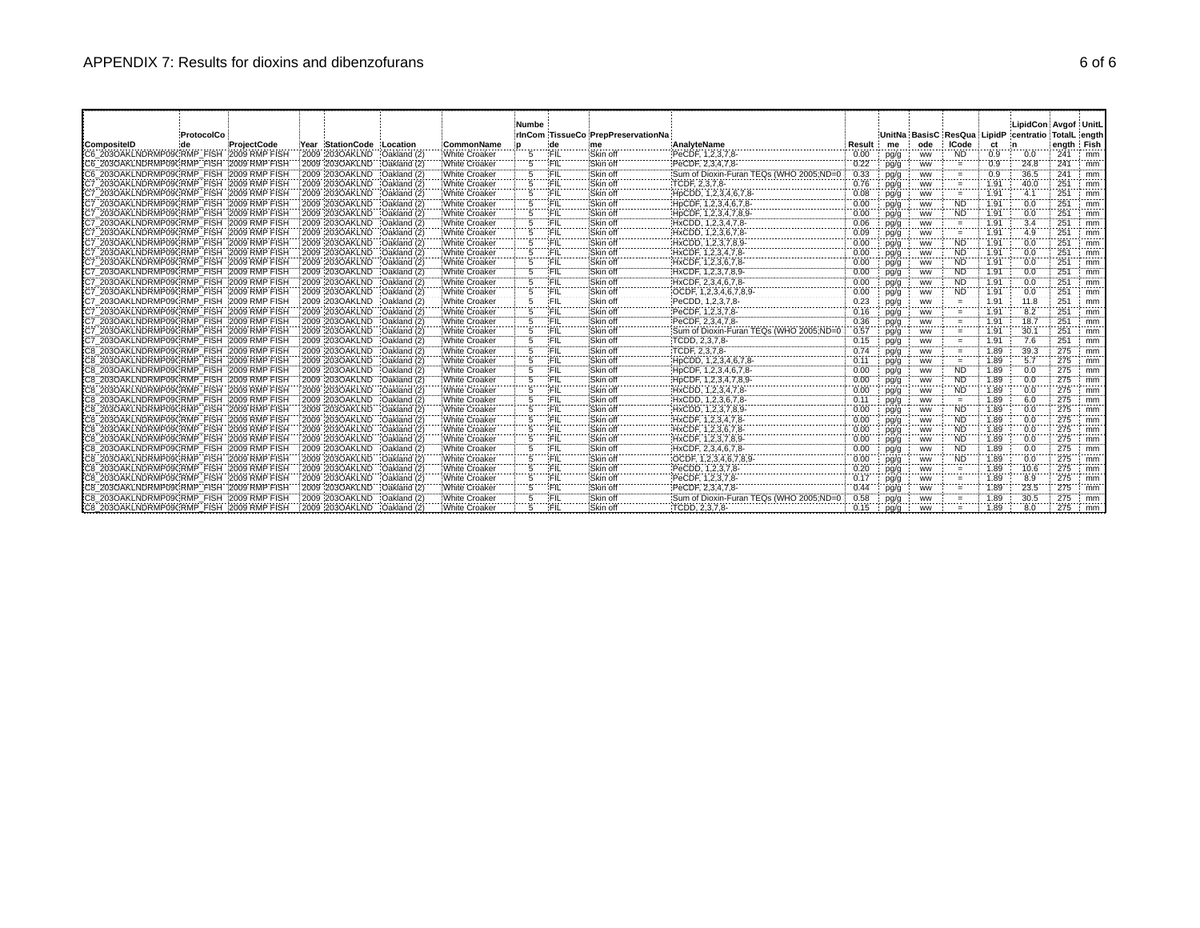# APPENDIX 7: Results for dioxins and dibenzofurans

| CompositeID | ProtocolCode | ProjectCode | Year | StationCode | Location | CommonName | NumberInComp | TissueCode | PrepPreservationName | AnalyteName | Result | UnitName | BasisCode | ResQualCode | LipidPct | LipidConcentration | AvgofTotalLength | UnitLengthFish |
|---|---|---|---|---|---|---|---|---|---|---|---|---|---|---|---|---|---|---|
| C6_203OAKLNDRMP09C | RMP_FISH | 2009 RMP FISH | 2009 | 203OAKLND | Oakland (2) | White Croaker | 5 | FIL | Skin off | PeCDF, 1,2,3,7,8- | 0.00 | pg/g | ww | ND | 0.9 | 0.0 | 241 | mm |
| C6_203OAKLNDRMP09C | RMP_FISH | 2009 RMP FISH | 2009 | 203OAKLND | Oakland (2) | White Croaker | 5 | FIL | Skin off | PeCDF, 2,3,4,7,8- | 0.22 | pg/g | ww | = | 0.9 | 24.8 | 241 | mm |
| C6_203OAKLNDRMP09C | RMP_FISH | 2009 RMP FISH | 2009 | 203OAKLND | Oakland (2) | White Croaker | 5 | FIL | Skin off | Sum of Dioxin-Furan TEQs (WHO 2005;ND=0 | 0.33 | pg/g | ww | = | 0.9 | 36.5 | 241 | mm |
| C7_203OAKLNDRMP09C | RMP_FISH | 2009 RMP FISH | 2009 | 203OAKLND | Oakland (2) | White Croaker | 5 | FIL | Skin off | TCDF, 2,3,7,8- | 0.76 | pg/g | ww | = | 1.91 | 40.0 | 251 | mm |
| C7_203OAKLNDRMP09C | RMP_FISH | 2009 RMP FISH | 2009 | 203OAKLND | Oakland (2) | White Croaker | 5 | FIL | Skin off | HpCDD, 1,2,3,4,6,7,8- | 0.08 | pg/g | ww | = | 1.91 | 4.1 | 251 | mm |
| C7_203OAKLNDRMP09C | RMP_FISH | 2009 RMP FISH | 2009 | 203OAKLND | Oakland (2) | White Croaker | 5 | FIL | Skin off | HpCDF, 1,2,3,4,6,7,8- | 0.00 | pg/g | ww | ND | 1.91 | 0.0 | 251 | mm |
| C7_203OAKLNDRMP09C | RMP_FISH | 2009 RMP FISH | 2009 | 203OAKLND | Oakland (2) | White Croaker | 5 | FIL | Skin off | HpCDF, 1,2,3,4,7,8,9- | 0.00 | pg/g | ww | ND | 1.91 | 0.0 | 251 | mm |
| C7_203OAKLNDRMP09C | RMP_FISH | 2009 RMP FISH | 2009 | 203OAKLND | Oakland (2) | White Croaker | 5 | FIL | Skin off | HxCDD, 1,2,3,4,7,8- | 0.06 | pg/g | ww | = | 1.91 | 3.4 | 251 | mm |
| C7_203OAKLNDRMP09C | RMP_FISH | 2009 RMP FISH | 2009 | 203OAKLND | Oakland (2) | White Croaker | 5 | FIL | Skin off | HxCDD, 1,2,3,6,7,8- | 0.09 | pg/g | ww | = | 1.91 | 4.9 | 251 | mm |
| C7_203OAKLNDRMP09C | RMP_FISH | 2009 RMP FISH | 2009 | 203OAKLND | Oakland (2) | White Croaker | 5 | FIL | Skin off | HxCDD, 1,2,3,7,8,9- | 0.00 | pg/g | ww | ND | 1.91 | 0.0 | 251 | mm |
| C7_203OAKLNDRMP09C | RMP_FISH | 2009 RMP FISH | 2009 | 203OAKLND | Oakland (2) | White Croaker | 5 | FIL | Skin off | HxCDF, 1,2,3,4,7,8- | 0.00 | pg/g | ww | ND | 1.91 | 0.0 | 251 | mm |
| C7_203OAKLNDRMP09C | RMP_FISH | 2009 RMP FISH | 2009 | 203OAKLND | Oakland (2) | White Croaker | 5 | FIL | Skin off | HxCDF, 1,2,3,6,7,8- | 0.00 | pg/g | ww | ND | 1.91 | 0.0 | 251 | mm |
| C7_203OAKLNDRMP09C | RMP_FISH | 2009 RMP FISH | 2009 | 203OAKLND | Oakland (2) | White Croaker | 5 | FIL | Skin off | HxCDF, 1,2,3,7,8,9- | 0.00 | pg/g | ww | ND | 1.91 | 0.0 | 251 | mm |
| C7_203OAKLNDRMP09C | RMP_FISH | 2009 RMP FISH | 2009 | 203OAKLND | Oakland (2) | White Croaker | 5 | FIL | Skin off | HxCDF, 2,3,4,6,7,8- | 0.00 | pg/g | ww | ND | 1.91 | 0.0 | 251 | mm |
| C7_203OAKLNDRMP09C | RMP_FISH | 2009 RMP FISH | 2009 | 203OAKLND | Oakland (2) | White Croaker | 5 | FIL | Skin off | OCDF, 1,2,3,4,6,7,8,9- | 0.00 | pg/g | ww | ND | 1.91 | 0.0 | 251 | mm |
| C7_203OAKLNDRMP09C | RMP_FISH | 2009 RMP FISH | 2009 | 203OAKLND | Oakland (2) | White Croaker | 5 | FIL | Skin off | PeCDD, 1,2,3,7,8- | 0.23 | pg/g | ww | = | 1.91 | 11.8 | 251 | mm |
| C7_203OAKLNDRMP09C | RMP_FISH | 2009 RMP FISH | 2009 | 203OAKLND | Oakland (2) | White Croaker | 5 | FIL | Skin off | PeCDF, 1,2,3,7,8- | 0.16 | pg/g | ww | = | 1.91 | 8.2 | 251 | mm |
| C7_203OAKLNDRMP09C | RMP_FISH | 2009 RMP FISH | 2009 | 203OAKLND | Oakland (2) | White Croaker | 5 | FIL | Skin off | PeCDF, 2,3,4,7,8- | 0.36 | pg/g | ww | = | 1.91 | 18.7 | 251 | mm |
| C7_203OAKLNDRMP09C | RMP_FISH | 2009 RMP FISH | 2009 | 203OAKLND | Oakland (2) | White Croaker | 5 | FIL | Skin off | Sum of Dioxin-Furan TEQs (WHO 2005;ND=0 | 0.57 | pg/g | ww | = | 1.91 | 30.1 | 251 | mm |
| C7_203OAKLNDRMP09C | RMP_FISH | 2009 RMP FISH | 2009 | 203OAKLND | Oakland (2) | White Croaker | 5 | FIL | Skin off | TCDD, 2,3,7,8- | 0.15 | pg/g | ww | = | 1.91 | 7.6 | 251 | mm |
| C8_203OAKLNDRMP09C | RMP_FISH | 2009 RMP FISH | 2009 | 203OAKLND | Oakland (2) | White Croaker | 5 | FIL | Skin off | TCDF, 2,3,7,8- | 0.74 | pg/g | ww | = | 1.89 | 39.3 | 275 | mm |
| C8_203OAKLNDRMP09C | RMP_FISH | 2009 RMP FISH | 2009 | 203OAKLND | Oakland (2) | White Croaker | 5 | FIL | Skin off | HpCDD, 1,2,3,4,6,7,8- | 0.11 | pg/g | ww | = | 1.89 | 5.7 | 275 | mm |
| C8_203OAKLNDRMP09C | RMP_FISH | 2009 RMP FISH | 2009 | 203OAKLND | Oakland (2) | White Croaker | 5 | FIL | Skin off | HpCDF, 1,2,3,4,6,7,8- | 0.00 | pg/g | ww | ND | 1.89 | 0.0 | 275 | mm |
| C8_203OAKLNDRMP09C | RMP_FISH | 2009 RMP FISH | 2009 | 203OAKLND | Oakland (2) | White Croaker | 5 | FIL | Skin off | HpCDF, 1,2,3,4,7,8,9- | 0.00 | pg/g | ww | ND | 1.89 | 0.0 | 275 | mm |
| C8_203OAKLNDRMP09C | RMP_FISH | 2009 RMP FISH | 2009 | 203OAKLND | Oakland (2) | White Croaker | 5 | FIL | Skin off | HxCDD, 1,2,3,4,7,8- | 0.00 | pg/g | ww | ND | 1.89 | 0.0 | 275 | mm |
| C8_203OAKLNDRMP09C | RMP_FISH | 2009 RMP FISH | 2009 | 203OAKLND | Oakland (2) | White Croaker | 5 | FIL | Skin off | HxCDD, 1,2,3,6,7,8- | 0.11 | pg/g | ww | = | 1.89 | 6.0 | 275 | mm |
| C8_203OAKLNDRMP09C | RMP_FISH | 2009 RMP FISH | 2009 | 203OAKLND | Oakland (2) | White Croaker | 5 | FIL | Skin off | HxCDD, 1,2,3,7,8,9- | 0.00 | pg/g | ww | ND | 1.89 | 0.0 | 275 | mm |
| C8_203OAKLNDRMP09C | RMP_FISH | 2009 RMP FISH | 2009 | 203OAKLND | Oakland (2) | White Croaker | 5 | FIL | Skin off | HxCDF, 1,2,3,4,7,8- | 0.00 | pg/g | ww | ND | 1.89 | 0.0 | 275 | mm |
| C8_203OAKLNDRMP09C | RMP_FISH | 2009 RMP FISH | 2009 | 203OAKLND | Oakland (2) | White Croaker | 5 | FIL | Skin off | HxCDF, 1,2,3,6,7,8- | 0.00 | pg/g | ww | ND | 1.89 | 0.0 | 275 | mm |
| C8_203OAKLNDRMP09C | RMP_FISH | 2009 RMP FISH | 2009 | 203OAKLND | Oakland (2) | White Croaker | 5 | FIL | Skin off | HxCDF, 1,2,3,7,8,9- | 0.00 | pg/g | ww | ND | 1.89 | 0.0 | 275 | mm |
| C8_203OAKLNDRMP09C | RMP_FISH | 2009 RMP FISH | 2009 | 203OAKLND | Oakland (2) | White Croaker | 5 | FIL | Skin off | HxCDF, 2,3,4,6,7,8- | 0.00 | pg/g | ww | ND | 1.89 | 0.0 | 275 | mm |
| C8_203OAKLNDRMP09C | RMP_FISH | 2009 RMP FISH | 2009 | 203OAKLND | Oakland (2) | White Croaker | 5 | FIL | Skin off | OCDF, 1,2,3,4,6,7,8,9- | 0.00 | pg/g | ww | ND | 1.89 | 0.0 | 275 | mm |
| C8_203OAKLNDRMP09C | RMP_FISH | 2009 RMP FISH | 2009 | 203OAKLND | Oakland (2) | White Croaker | 5 | FIL | Skin off | PeCDD, 1,2,3,7,8- | 0.20 | pg/g | ww | = | 1.89 | 10.6 | 275 | mm |
| C8_203OAKLNDRMP09C | RMP_FISH | 2009 RMP FISH | 2009 | 203OAKLND | Oakland (2) | White Croaker | 5 | FIL | Skin off | PeCDF, 1,2,3,7,8- | 0.17 | pg/g | ww | = | 1.89 | 8.9 | 275 | mm |
| C8_203OAKLNDRMP09C | RMP_FISH | 2009 RMP FISH | 2009 | 203OAKLND | Oakland (2) | White Croaker | 5 | FIL | Skin off | PeCDF, 2,3,4,7,8- | 0.44 | pg/g | ww | = | 1.89 | 23.5 | 275 | mm |
| C8_203OAKLNDRMP09C | RMP_FISH | 2009 RMP FISH | 2009 | 203OAKLND | Oakland (2) | White Croaker | 5 | FIL | Skin off | Sum of Dioxin-Furan TEQs (WHO 2005;ND=0 | 0.58 | pg/g | ww | = | 1.89 | 30.5 | 275 | mm |
| C8_203OAKLNDRMP09C | RMP_FISH | 2009 RMP FISH | 2009 | 203OAKLND | Oakland (2) | White Croaker | 5 | FIL | Skin off | TCDD, 2,3,7,8- | 0.15 | pg/g | ww | = | 1.89 | 8.0 | 275 | mm |